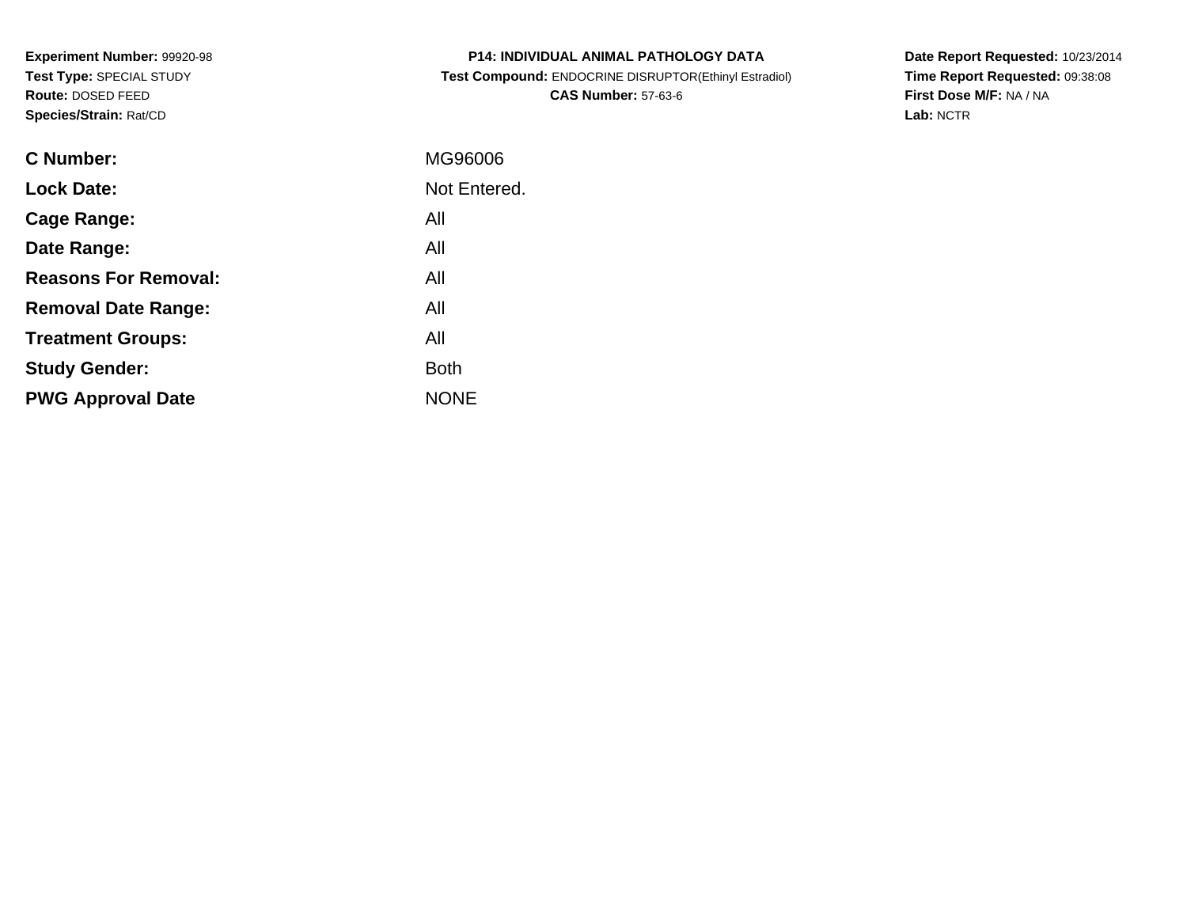**Experiment Number:** 99920-98
**Test Type:** SPECIAL STUDY
**Route:** DOSED FEED
**Species/Strain:** Rat/CD

**P14: INDIVIDUAL ANIMAL PATHOLOGY DATA**
**Test Compound:** ENDOCRINE DISRUPTOR(Ethinyl Estradiol)
**CAS Number:** 57-63-6

**Date Report Requested:** 10/23/2014
**Time Report Requested:** 09:38:08
**First Dose M/F:** NA / NA
**Lab:** NCTR

| | |
|---|---|
| **C Number:** | MG96006 |
| **Lock Date:** | Not Entered. |
| **Cage Range:** | All |
| **Date Range:** | All |
| **Reasons For Removal:** | All |
| **Removal Date Range:** | All |
| **Treatment Groups:** | All |
| **Study Gender:** | Both |
| **PWG Approval Date** | NONE |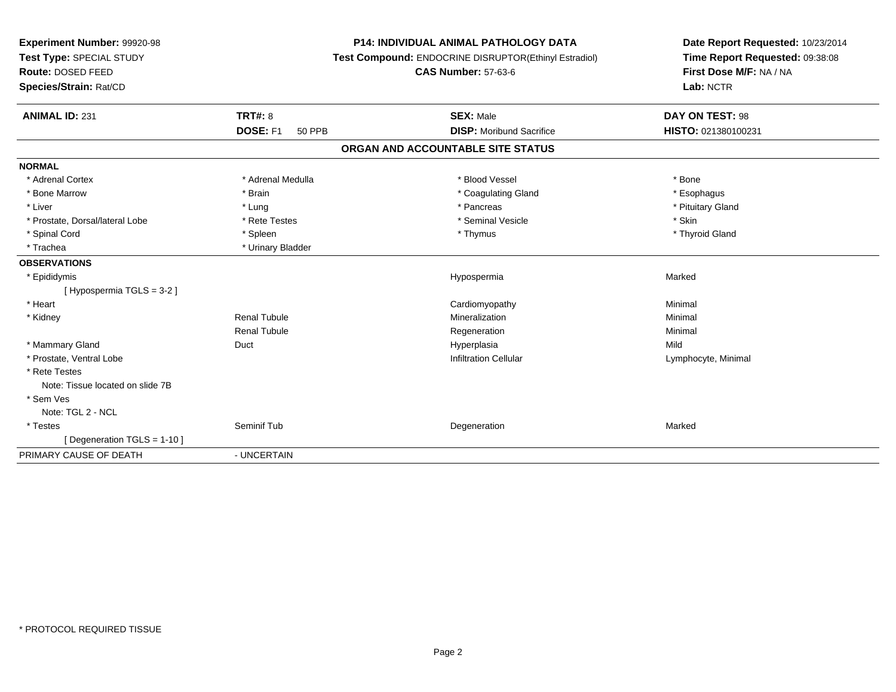**Experiment Number:** 99920-98
**Test Type:** SPECIAL STUDY
**Route:** DOSED FEED
**Species/Strain:** Rat/CD

**P14: INDIVIDUAL ANIMAL PATHOLOGY DATA**
**Test Compound:** ENDOCRINE DISRUPTOR(Ethinyl Estradiol)
**CAS Number:** 57-63-6

**Date Report Requested:** 10/23/2014
**Time Report Requested:** 09:38:08
**First Dose M/F:** NA / NA
**Lab:** NCTR

| **ANIMAL ID:** 231 | **TRT#:** 8 | **SEX:** Male | **DAY ON TEST:** 98 |
|---|---|---|---|
| | **DOSE:** F1 50 PPB | **DISP:** Moribund Sacrifice | **HISTO:** 021380100231 |

## ORGAN AND ACCOUNTABLE SITE STATUS

**NORMAL**

| | | | |
|---|---|---|---|
| * Adrenal Cortex | * Adrenal Medulla | * Blood Vessel | * Bone |
| * Bone Marrow | * Brain | * Coagulating Gland | * Esophagus |
| * Liver | * Lung | * Pancreas | * Pituitary Gland |
| * Prostate, Dorsal/lateral Lobe | * Rete Testes | * Seminal Vesicle | * Skin |
| * Spinal Cord | * Spleen | * Thymus | * Thyroid Gland |
| * Trachea | * Urinary Bladder | | |

**OBSERVATIONS**

| | | | |
|---|---|---|---|
| * Epididymis | | Hypospermia | Marked |
| [ Hypospermia TGLS = 3-2 ] | | | |
| * Heart | | Cardiomyopathy | Minimal |
| * Kidney | Renal Tubule | Mineralization | Minimal |
| | Renal Tubule | Regeneration | Minimal |
| * Mammary Gland | Duct | Hyperplasia | Mild |
| * Prostate, Ventral Lobe | | Infiltration Cellular | Lymphocyte, Minimal |
| * Rete Testes | | | |
| Note: Tissue located on slide 7B | | | |
| * Sem Ves | | | |
| Note: TGL 2 - NCL | | | |
| * Testes | Seminif Tub | Degeneration | Marked |
| [ Degeneration TGLS = 1-10 ] | | | |

PRIMARY CAUSE OF DEATH - UNCERTAIN

* PROTOCOL REQUIRED TISSUE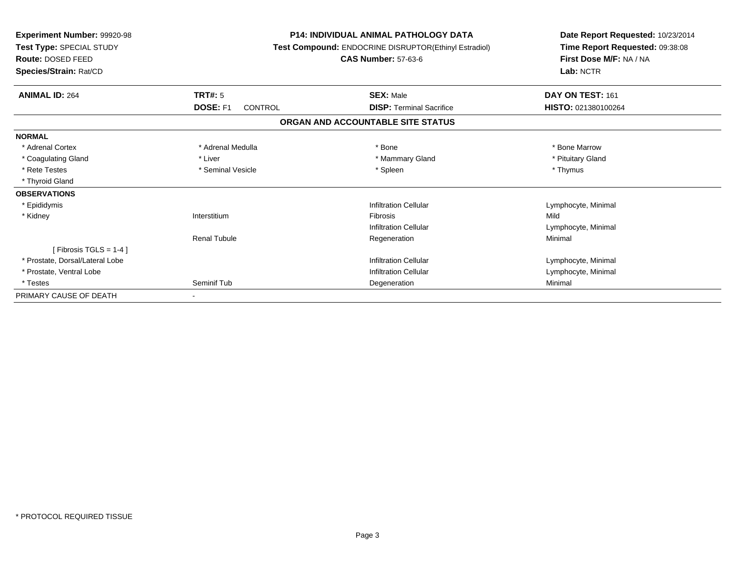**Experiment Number:** 99920-98
**Test Type:** SPECIAL STUDY
**Route:** DOSED FEED
**Species/Strain:** Rat/CD

**P14: INDIVIDUAL ANIMAL PATHOLOGY DATA**
**Test Compound:** ENDOCRINE DISRUPTOR(Ethinyl Estradiol)
**CAS Number:** 57-63-6

**Date Report Requested:** 10/23/2014
**Time Report Requested:** 09:38:08
**First Dose M/F:** NA / NA
**Lab:** NCTR

| **ANIMAL ID:** 264 | **TRT#:** 5 | **SEX:** Male | **DAY ON TEST:** 161 |
|---|---|---|---|
| | **DOSE:** F1 CONTROL | **DISP:** Terminal Sacrifice | **HISTO:** 021380100264 |

## ORGAN AND ACCOUNTABLE SITE STATUS

| | | | |
|---|---|---|---|
| **NORMAL** | | | |
| * Adrenal Cortex | * Adrenal Medulla | * Bone | * Bone Marrow |
| * Coagulating Gland | * Liver | * Mammary Gland | * Pituitary Gland |
| * Rete Testes | * Seminal Vesicle | * Spleen | * Thymus |
| * Thyroid Gland | | | |
| **OBSERVATIONS** | | | |
| * Epididymis | | Infiltration Cellular | Lymphocyte, Minimal |
| * Kidney | Interstitium | Fibrosis | Mild |
| | | Infiltration Cellular | Lymphocyte, Minimal |
| | Renal Tubule | Regeneration | Minimal |
| [ Fibrosis TGLS = 1-4 ] | | | |
| * Prostate, Dorsal/Lateral Lobe | | Infiltration Cellular | Lymphocyte, Minimal |
| * Prostate, Ventral Lobe | | Infiltration Cellular | Lymphocyte, Minimal |
| * Testes | Seminif Tub | Degeneration | Minimal |
| PRIMARY CAUSE OF DEATH | - | | |

* PROTOCOL REQUIRED TISSUE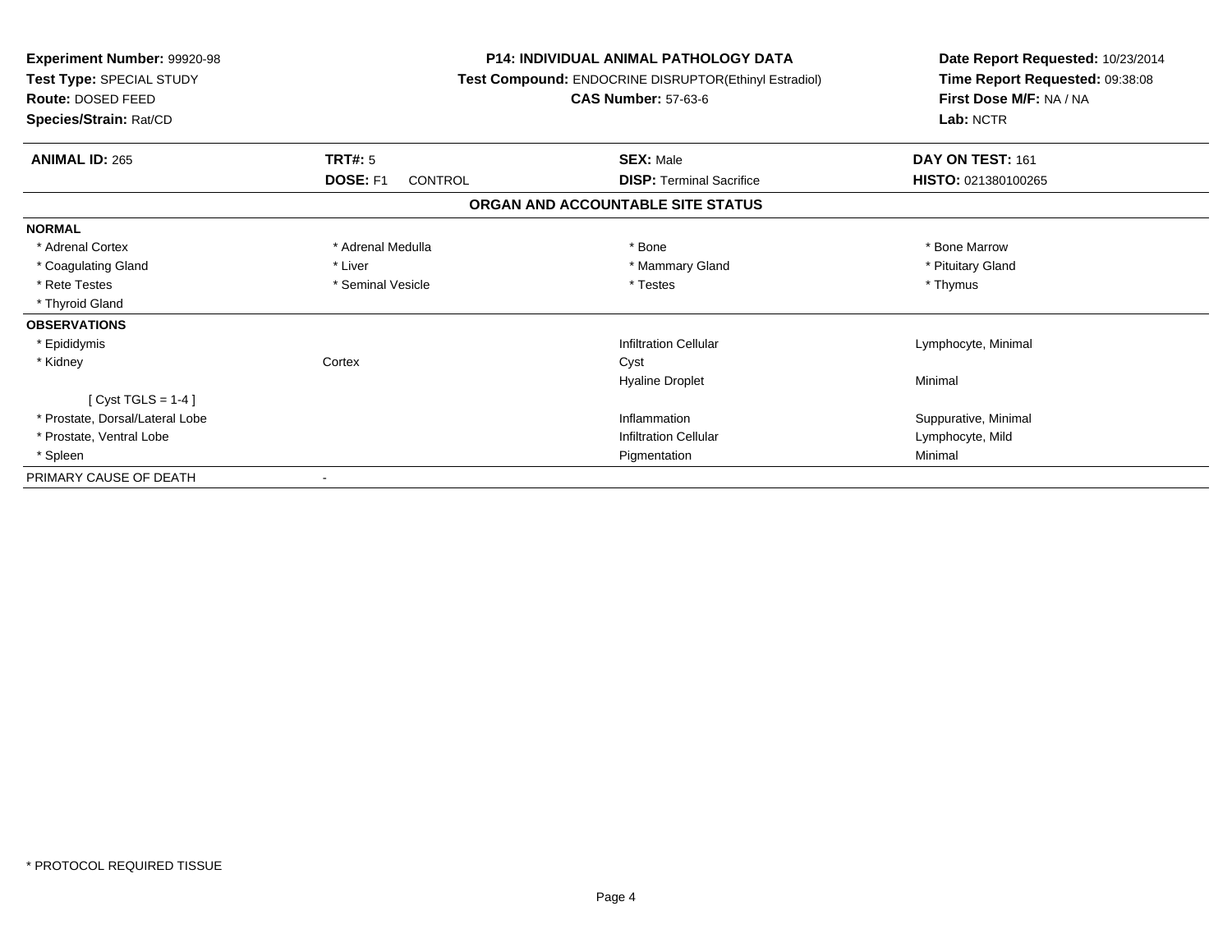**Experiment Number:** 99920-98
**Test Type:** SPECIAL STUDY
**Route:** DOSED FEED
**Species/Strain:** Rat/CD

**P14: INDIVIDUAL ANIMAL PATHOLOGY DATA**
**Test Compound:** ENDOCRINE DISRUPTOR(Ethinyl Estradiol)
**CAS Number:** 57-63-6

**Date Report Requested:** 10/23/2014
**Time Report Requested:** 09:38:08
**First Dose M/F:** NA / NA
**Lab:** NCTR

| **ANIMAL ID:** 265 | **TRT#:** 5 | **SEX:** Male | **DAY ON TEST:** 161 |
|---|---|---|---|
| | **DOSE:** F1 CONTROL | **DISP:** Terminal Sacrifice | **HISTO:** 021380100265 |

## ORGAN AND ACCOUNTABLE SITE STATUS

| | | | |
|---|---|---|---|
| **NORMAL** | | | |
| * Adrenal Cortex | * Adrenal Medulla | * Bone | * Bone Marrow |
| * Coagulating Gland | * Liver | * Mammary Gland | * Pituitary Gland |
| * Rete Testes | * Seminal Vesicle | * Testes | * Thymus |
| * Thyroid Gland | | | |
| **OBSERVATIONS** | | | |
| * Epididymis | | Infiltration Cellular | Lymphocyte, Minimal |
| * Kidney | Cortex | Cyst | |
| | | Hyaline Droplet | Minimal |
| [ Cyst TGLS = 1-4 ] | | | |
| * Prostate, Dorsal/Lateral Lobe | | Inflammation | Suppurative, Minimal |
| * Prostate, Ventral Lobe | | Infiltration Cellular | Lymphocyte, Mild |
| * Spleen | | Pigmentation | Minimal |
| PRIMARY CAUSE OF DEATH | - | | |

* PROTOCOL REQUIRED TISSUE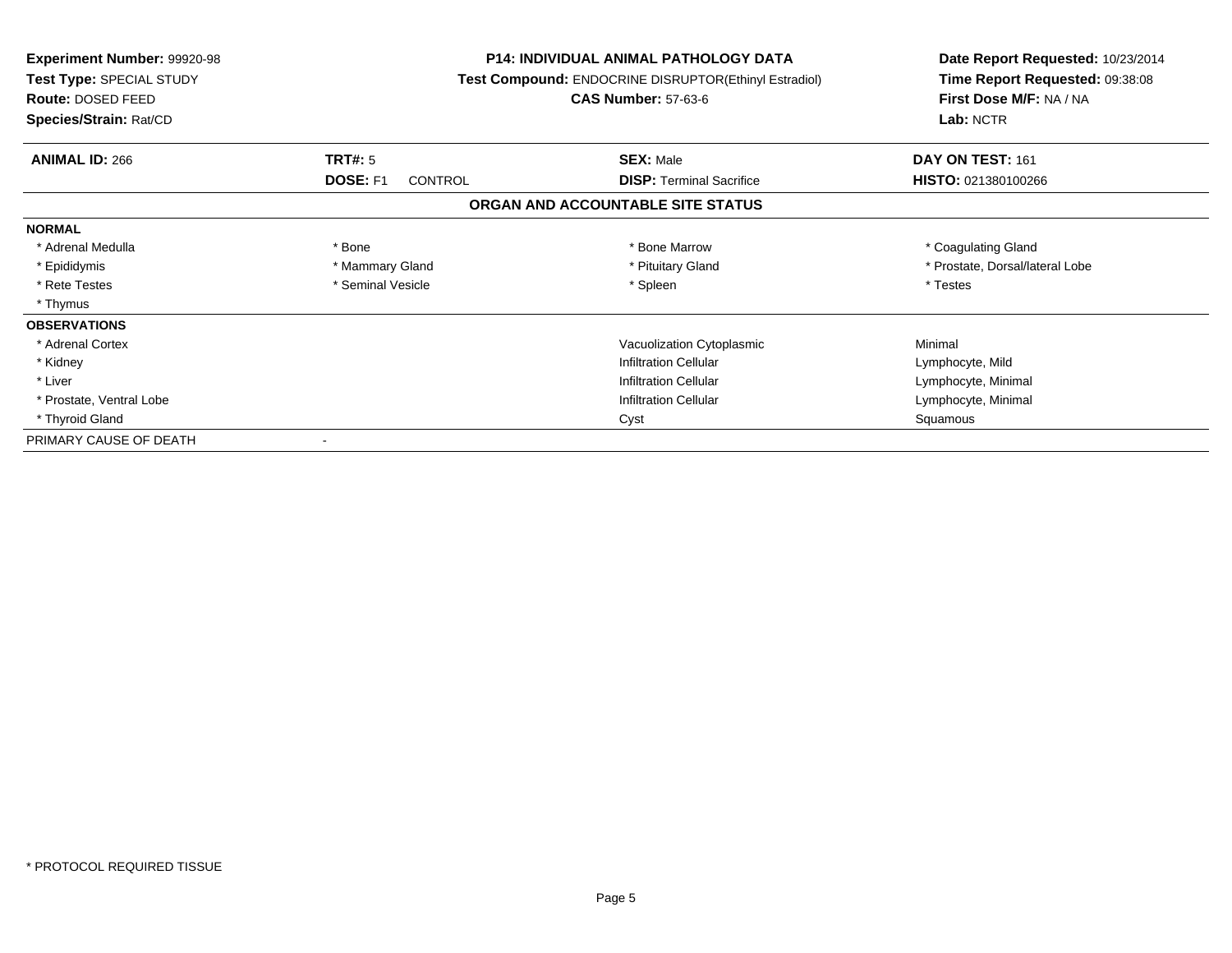**Experiment Number:** 99920-98
**Test Type:** SPECIAL STUDY
**Route:** DOSED FEED
**Species/Strain:** Rat/CD

**P14: INDIVIDUAL ANIMAL PATHOLOGY DATA**
**Test Compound:** ENDOCRINE DISRUPTOR(Ethinyl Estradiol)
**CAS Number:** 57-63-6

**Date Report Requested:** 10/23/2014
**Time Report Requested:** 09:38:08
**First Dose M/F:** NA / NA
**Lab:** NCTR

| **ANIMAL ID:** 266 | **TRT#:** 5 | **SEX:** Male | **DAY ON TEST:** 161 |
|---|---|---|---|
| | **DOSE:** F1 CONTROL | **DISP:** Terminal Sacrifice | **HISTO:** 021380100266 |

## ORGAN AND ACCOUNTABLE SITE STATUS

| | | | |
|---|---|---|---|
| **NORMAL** | | | |
| * Adrenal Medulla | * Bone | * Bone Marrow | * Coagulating Gland |
| * Epididymis | * Mammary Gland | * Pituitary Gland | * Prostate, Dorsal/lateral Lobe |
| * Rete Testes | * Seminal Vesicle | * Spleen | * Testes |
| * Thymus | | | |
| **OBSERVATIONS** | | | |
| * Adrenal Cortex | | Vacuolization Cytoplasmic | Minimal |
| * Kidney | | Infiltration Cellular | Lymphocyte, Mild |
| * Liver | | Infiltration Cellular | Lymphocyte, Minimal |
| * Prostate, Ventral Lobe | | Infiltration Cellular | Lymphocyte, Minimal |
| * Thyroid Gland | | Cyst | Squamous |
| PRIMARY CAUSE OF DEATH | - | | |

* PROTOCOL REQUIRED TISSUE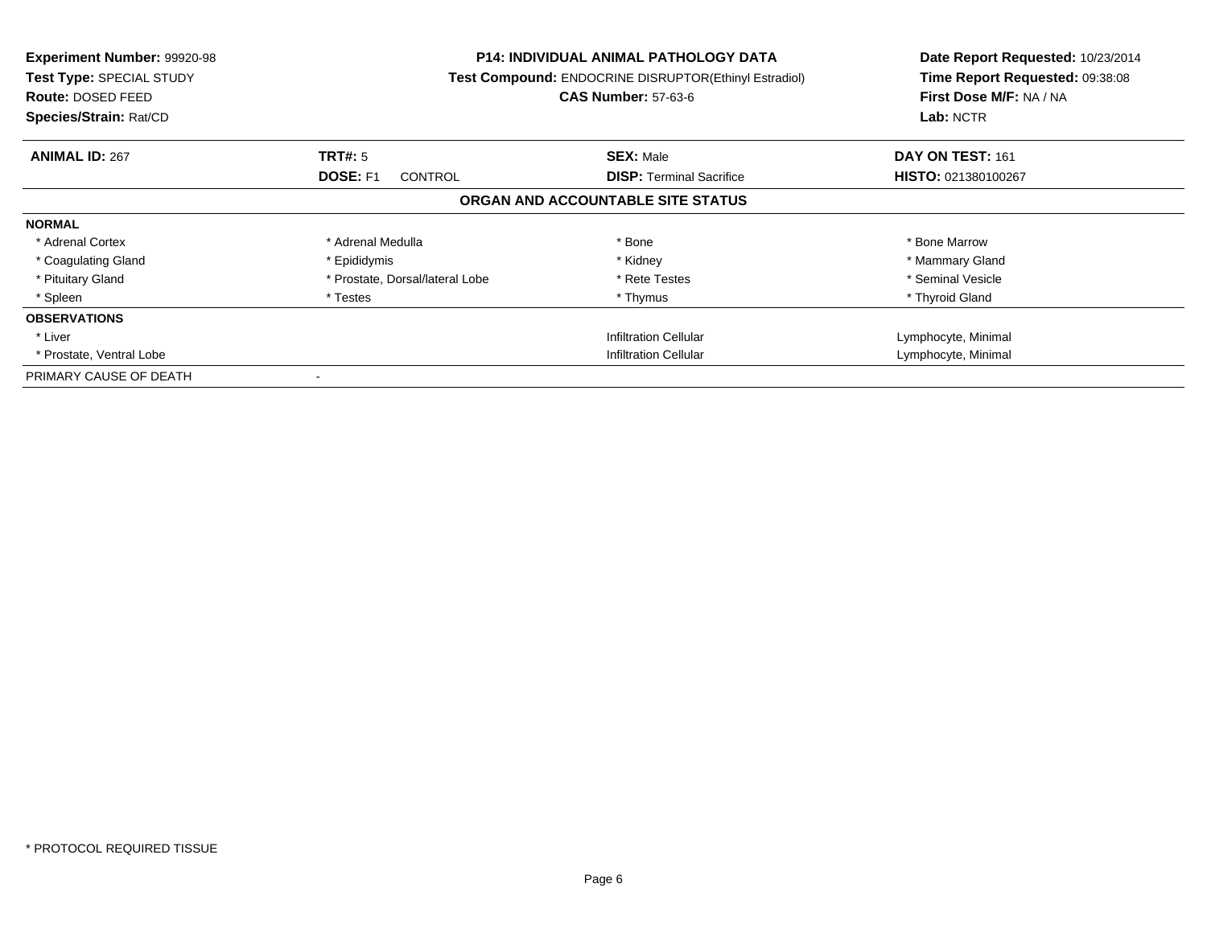**Experiment Number:** 99920-98
**Test Type:** SPECIAL STUDY
**Route:** DOSED FEED
**Species/Strain:** Rat/CD

**P14: INDIVIDUAL ANIMAL PATHOLOGY DATA**
**Test Compound:** ENDOCRINE DISRUPTOR(Ethinyl Estradiol)
**CAS Number:** 57-63-6

**Date Report Requested:** 10/23/2014
**Time Report Requested:** 09:38:08
**First Dose M/F:** NA / NA
**Lab:** NCTR

| **ANIMAL ID:** 267 | **TRT#:** 5 | **SEX:** Male | **DAY ON TEST:** 161 |
|---|---|---|---|
| | **DOSE:** F1 CONTROL | **DISP:** Terminal Sacrifice | **HISTO:** 021380100267 |

## ORGAN AND ACCOUNTABLE SITE STATUS

| | | | |
|---|---|---|---|
| **NORMAL** | | | |
| * Adrenal Cortex | * Adrenal Medulla | * Bone | * Bone Marrow |
| * Coagulating Gland | * Epididymis | * Kidney | * Mammary Gland |
| * Pituitary Gland | * Prostate, Dorsal/lateral Lobe | * Rete Testes | * Seminal Vesicle |
| * Spleen | * Testes | * Thymus | * Thyroid Gland |
| **OBSERVATIONS** | | | |
| * Liver | | Infiltration Cellular | Lymphocyte, Minimal |
| * Prostate, Ventral Lobe | | Infiltration Cellular | Lymphocyte, Minimal |
| PRIMARY CAUSE OF DEATH | - | | |

* PROTOCOL REQUIRED TISSUE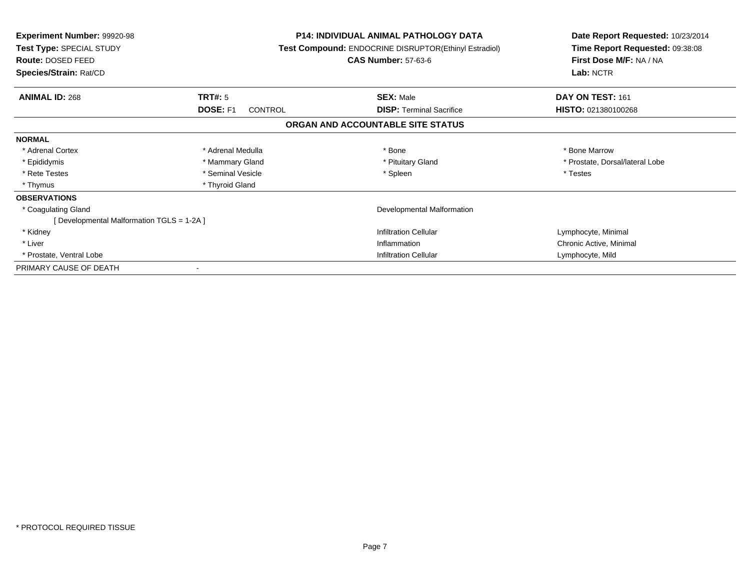**Experiment Number:** 99920-98
**Test Type:** SPECIAL STUDY
**Route:** DOSED FEED
**Species/Strain:** Rat/CD

**P14: INDIVIDUAL ANIMAL PATHOLOGY DATA**
**Test Compound:** ENDOCRINE DISRUPTOR(Ethinyl Estradiol)
**CAS Number:** 57-63-6

**Date Report Requested:** 10/23/2014
**Time Report Requested:** 09:38:08
**First Dose M/F:** NA / NA
**Lab:** NCTR

| **ANIMAL ID:** 268 | **TRT#:** 5 | **SEX:** Male | **DAY ON TEST:** 161 |
|---|---|---|---|
| | **DOSE:** F1 CONTROL | **DISP:** Terminal Sacrifice | **HISTO:** 021380100268 |

## ORGAN AND ACCOUNTABLE SITE STATUS

**NORMAL**

| | | | |
|---|---|---|---|
| * Adrenal Cortex | * Adrenal Medulla | * Bone | * Bone Marrow |
| * Epididymis | * Mammary Gland | * Pituitary Gland | * Prostate, Dorsal/lateral Lobe |
| * Rete Testes | * Seminal Vesicle | * Spleen | * Testes |
| * Thymus | * Thyroid Gland | | |

**OBSERVATIONS**

| | | |
|---|---|---|
| * Coagulating Gland | Developmental Malformation | |
| [ Developmental Malformation TGLS = 1-2A ] | | |
| * Kidney | Infiltration Cellular | Lymphocyte, Minimal |
| * Liver | Inflammation | Chronic Active, Minimal |
| * Prostate, Ventral Lobe | Infiltration Cellular | Lymphocyte, Mild |

PRIMARY CAUSE OF DEATH -

* PROTOCOL REQUIRED TISSUE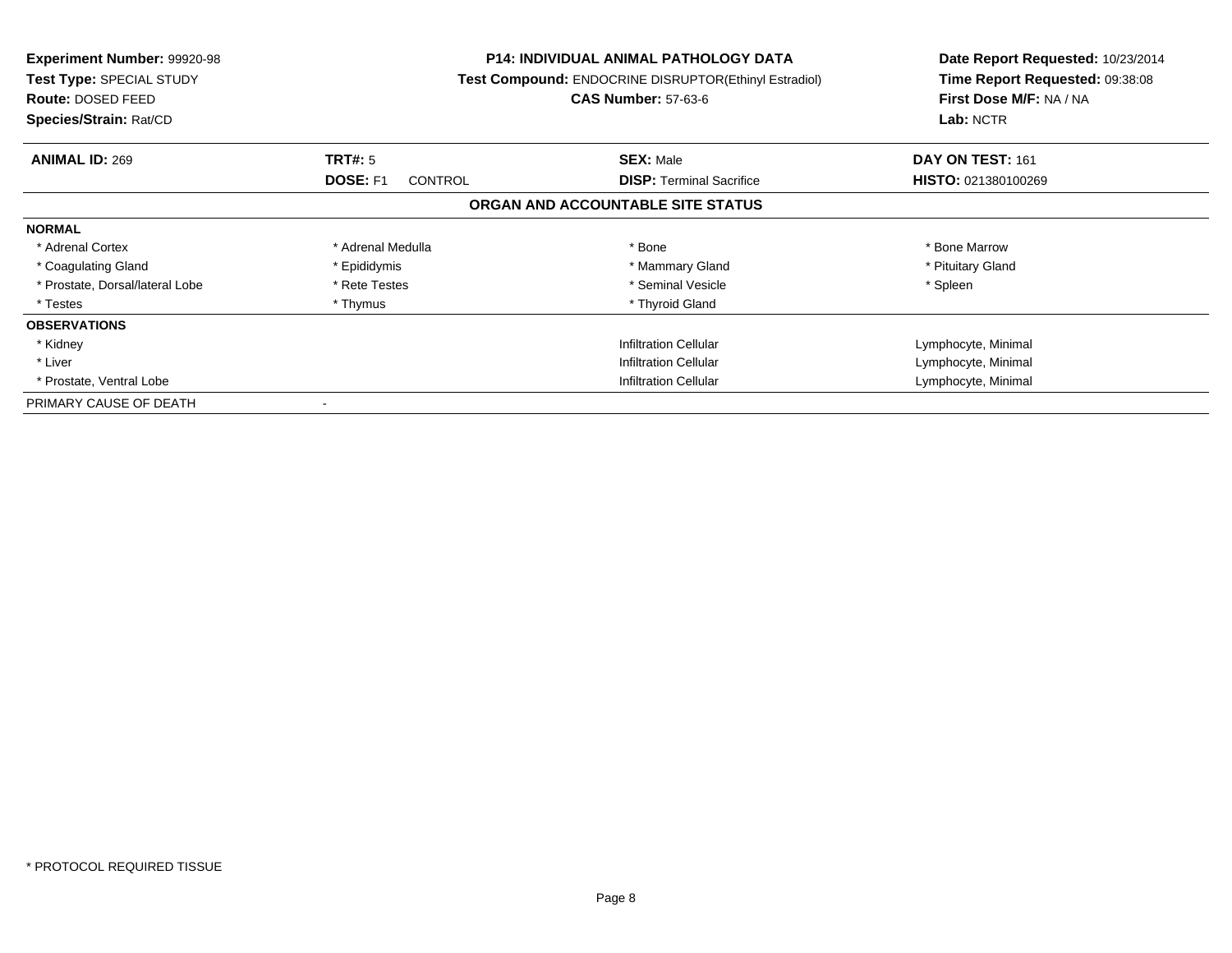**Experiment Number:** 99920-98
**Test Type:** SPECIAL STUDY
**Route:** DOSED FEED
**Species/Strain:** Rat/CD

**P14: INDIVIDUAL ANIMAL PATHOLOGY DATA**
**Test Compound:** ENDOCRINE DISRUPTOR(Ethinyl Estradiol)
**CAS Number:** 57-63-6

**Date Report Requested:** 10/23/2014
**Time Report Requested:** 09:38:08
**First Dose M/F:** NA / NA
**Lab:** NCTR

| **ANIMAL ID:** 269 | **TRT#:** 5 | **SEX:** Male | **DAY ON TEST:** 161 |
|---|---|---|---|
| | **DOSE:** F1 CONTROL | **DISP:** Terminal Sacrifice | **HISTO:** 021380100269 |

## ORGAN AND ACCOUNTABLE SITE STATUS

| | | | |
|---|---|---|---|
| **NORMAL** | | | |
| * Adrenal Cortex | * Adrenal Medulla | * Bone | * Bone Marrow |
| * Coagulating Gland | * Epididymis | * Mammary Gland | * Pituitary Gland |
| * Prostate, Dorsal/lateral Lobe | * Rete Testes | * Seminal Vesicle | * Spleen |
| * Testes | * Thymus | * Thyroid Gland | |
| **OBSERVATIONS** | | | |
| * Kidney | | Infiltration Cellular | Lymphocyte, Minimal |
| * Liver | | Infiltration Cellular | Lymphocyte, Minimal |
| * Prostate, Ventral Lobe | | Infiltration Cellular | Lymphocyte, Minimal |
| PRIMARY CAUSE OF DEATH | - | | |

* PROTOCOL REQUIRED TISSUE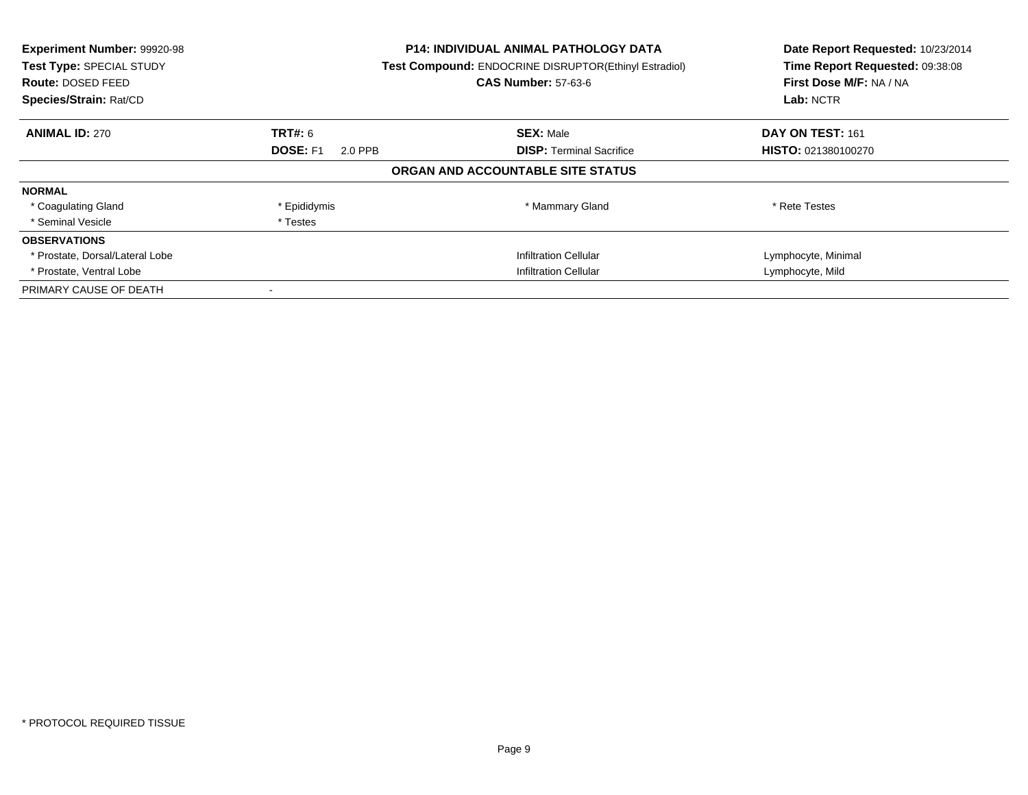**Experiment Number:** 99920-98
**Test Type:** SPECIAL STUDY
**Route:** DOSED FEED
**Species/Strain:** Rat/CD

**P14: INDIVIDUAL ANIMAL PATHOLOGY DATA**
**Test Compound:** ENDOCRINE DISRUPTOR(Ethinyl Estradiol)
**CAS Number:** 57-63-6

**Date Report Requested:** 10/23/2014
**Time Report Requested:** 09:38:08
**First Dose M/F:** NA / NA
**Lab:** NCTR

| **ANIMAL ID:** 270 | **TRT#:** 6 | **SEX:** Male | **DAY ON TEST:** 161 |
|---|---|---|---|
| | **DOSE:** F1 2.0 PPB | **DISP:** Terminal Sacrifice | **HISTO:** 021380100270 |

## ORGAN AND ACCOUNTABLE SITE STATUS

| | | | |
|---|---|---|---|
| **NORMAL** | | | |
| * Coagulating Gland | * Epididymis | * Mammary Gland | * Rete Testes |
| * Seminal Vesicle | * Testes | | |
| **OBSERVATIONS** | | | |
| * Prostate, Dorsal/Lateral Lobe | | Infiltration Cellular | Lymphocyte, Minimal |
| * Prostate, Ventral Lobe | | Infiltration Cellular | Lymphocyte, Mild |
| PRIMARY CAUSE OF DEATH | - | | |

* PROTOCOL REQUIRED TISSUE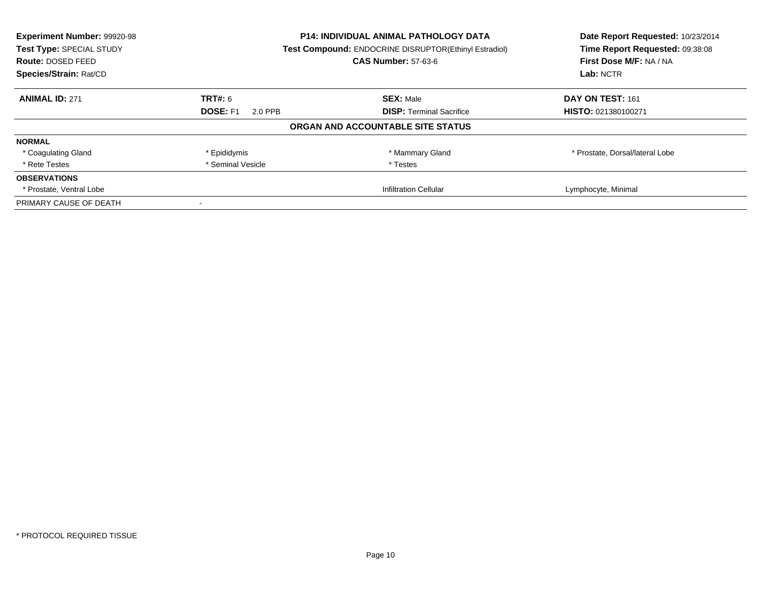**Experiment Number:** 99920-98
**Test Type:** SPECIAL STUDY
**Route:** DOSED FEED
**Species/Strain:** Rat/CD

**P14: INDIVIDUAL ANIMAL PATHOLOGY DATA**
**Test Compound:** ENDOCRINE DISRUPTOR(Ethinyl Estradiol)
**CAS Number:** 57-63-6

**Date Report Requested:** 10/23/2014
**Time Report Requested:** 09:38:08
**First Dose M/F:** NA / NA
**Lab:** NCTR

| **ANIMAL ID:** 271 | **TRT#:** 6 | **SEX:** Male | **DAY ON TEST:** 161 |
|---|---|---|---|
| | **DOSE:** F1 2.0 PPB | **DISP:** Terminal Sacrifice | **HISTO:** 021380100271 |

**ORGAN AND ACCOUNTABLE SITE STATUS**

| | | | |
|---|---|---|---|
| **NORMAL** | | | |
| * Coagulating Gland | * Epididymis | * Mammary Gland | * Prostate, Dorsal/lateral Lobe |
| * Rete Testes | * Seminal Vesicle | * Testes | |
| **OBSERVATIONS** | | | |
| * Prostate, Ventral Lobe | | Infiltration Cellular | Lymphocyte, Minimal |
| PRIMARY CAUSE OF DEATH | - | | |

* PROTOCOL REQUIRED TISSUE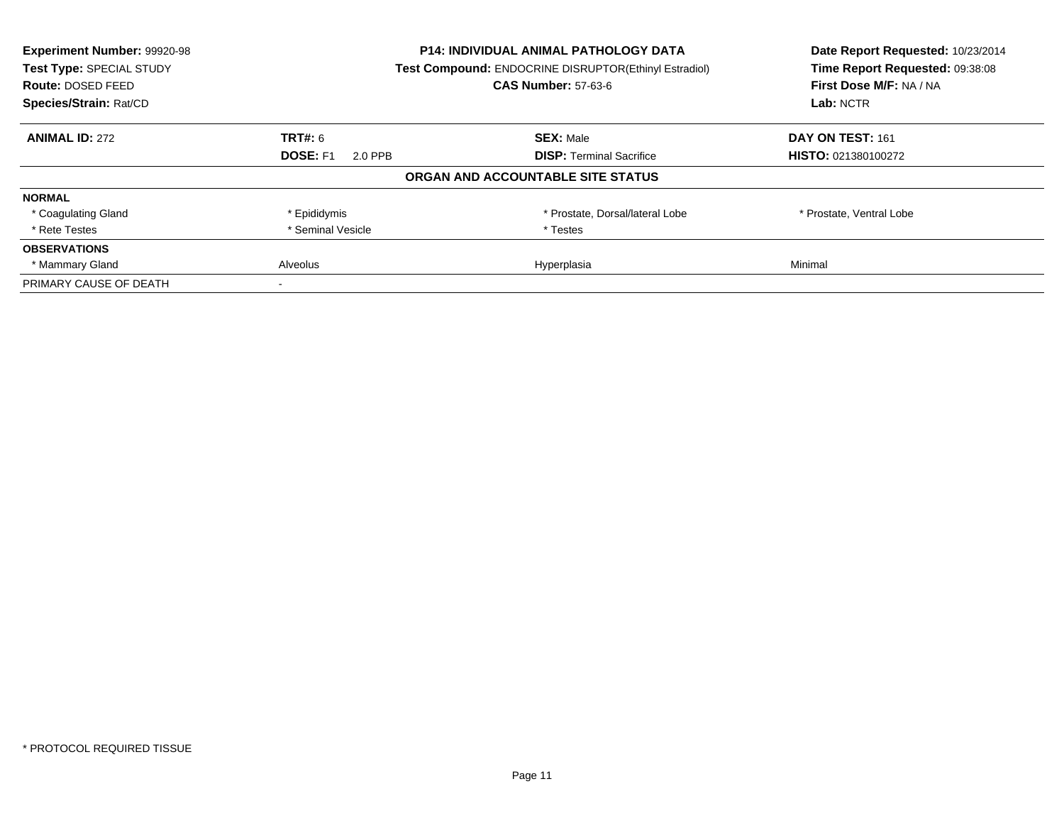**Experiment Number:** 99920-98
**Test Type:** SPECIAL STUDY
**Route:** DOSED FEED
**Species/Strain:** Rat/CD

**P14: INDIVIDUAL ANIMAL PATHOLOGY DATA**
**Test Compound:** ENDOCRINE DISRUPTOR(Ethinyl Estradiol)
**CAS Number:** 57-63-6

**Date Report Requested:** 10/23/2014
**Time Report Requested:** 09:38:08
**First Dose M/F:** NA / NA
**Lab:** NCTR

| **ANIMAL ID:** 272 | **TRT#:** 6 | **SEX:** Male | **DAY ON TEST:** 161 |
|---|---|---|---|
| | **DOSE:** F1 2.0 PPB | **DISP:** Terminal Sacrifice | **HISTO:** 021380100272 |

**ORGAN AND ACCOUNTABLE SITE STATUS**

| | | | |
|---|---|---|---|
| **NORMAL** | | | |
| * Coagulating Gland | * Epididymis | * Prostate, Dorsal/lateral Lobe | * Prostate, Ventral Lobe |
| * Rete Testes | * Seminal Vesicle | * Testes | |
| **OBSERVATIONS** | | | |
| * Mammary Gland | Alveolus | Hyperplasia | Minimal |
| PRIMARY CAUSE OF DEATH | - | | |

* PROTOCOL REQUIRED TISSUE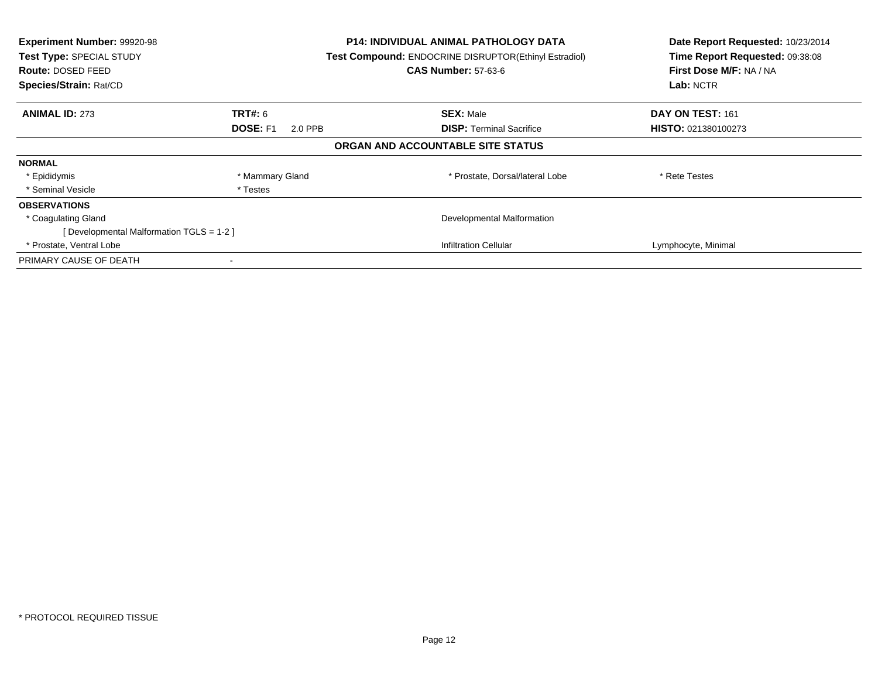**Experiment Number:** 99920-98
**Test Type:** SPECIAL STUDY
**Route:** DOSED FEED
**Species/Strain:** Rat/CD

**P14: INDIVIDUAL ANIMAL PATHOLOGY DATA**
**Test Compound:** ENDOCRINE DISRUPTOR(Ethinyl Estradiol)
**CAS Number:** 57-63-6

**Date Report Requested:** 10/23/2014
**Time Report Requested:** 09:38:08
**First Dose M/F:** NA / NA
**Lab:** NCTR

| **ANIMAL ID:** 273 | **TRT#:** 6 | **SEX:** Male | **DAY ON TEST:** 161 |
|---|---|---|---|
| | **DOSE:** F1 2.0 PPB | **DISP:** Terminal Sacrifice | **HISTO:** 021380100273 |

## ORGAN AND ACCOUNTABLE SITE STATUS

**NORMAL**

| | | | |
|---|---|---|---|
| * Epididymis | * Mammary Gland | * Prostate, Dorsal/lateral Lobe | * Rete Testes |
| * Seminal Vesicle | * Testes | | |

**OBSERVATIONS**

| | | |
|---|---|---|
| * Coagulating Gland | Developmental Malformation | |
| [ Developmental Malformation TGLS = 1-2 ] | | |
| * Prostate, Ventral Lobe | Infiltration Cellular | Lymphocyte, Minimal |

PRIMARY CAUSE OF DEATH -

* PROTOCOL REQUIRED TISSUE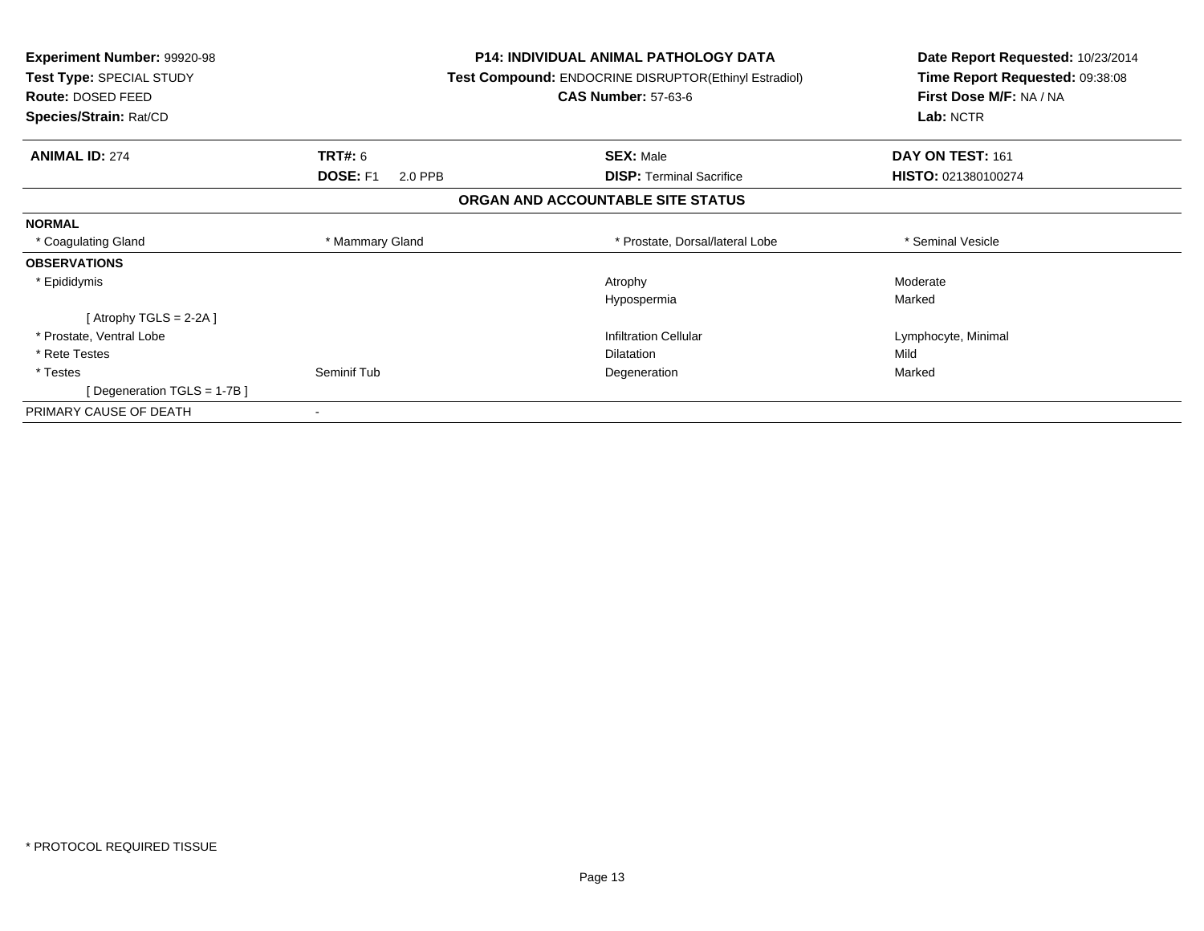**Experiment Number:** 99920-98
**Test Type:** SPECIAL STUDY
**Route:** DOSED FEED
**Species/Strain:** Rat/CD

**P14: INDIVIDUAL ANIMAL PATHOLOGY DATA**
**Test Compound:** ENDOCRINE DISRUPTOR(Ethinyl Estradiol)
**CAS Number:** 57-63-6

**Date Report Requested:** 10/23/2014
**Time Report Requested:** 09:38:08
**First Dose M/F:** NA / NA
**Lab:** NCTR

| **ANIMAL ID:** 274 | **TRT#:** 6 | **SEX:** Male | **DAY ON TEST:** 161 |
|---|---|---|---|
| | **DOSE:** F1 2.0 PPB | **DISP:** Terminal Sacrifice | **HISTO:** 021380100274 |

## ORGAN AND ACCOUNTABLE SITE STATUS

| | | | |
|---|---|---|---|
| **NORMAL** | | | |
| * Coagulating Gland | * Mammary Gland | * Prostate, Dorsal/lateral Lobe | * Seminal Vesicle |
| **OBSERVATIONS** | | | |
| * Epididymis | | Atrophy | Moderate |
| | | Hypospermia | Marked |
| [ Atrophy TGLS = 2-2A ] | | | |
| * Prostate, Ventral Lobe | | Infiltration Cellular | Lymphocyte, Minimal |
| * Rete Testes | | Dilatation | Mild |
| * Testes | Seminif Tub | Degeneration | Marked |
| [ Degeneration TGLS = 1-7B ] | | | |
| PRIMARY CAUSE OF DEATH | - | | |

* PROTOCOL REQUIRED TISSUE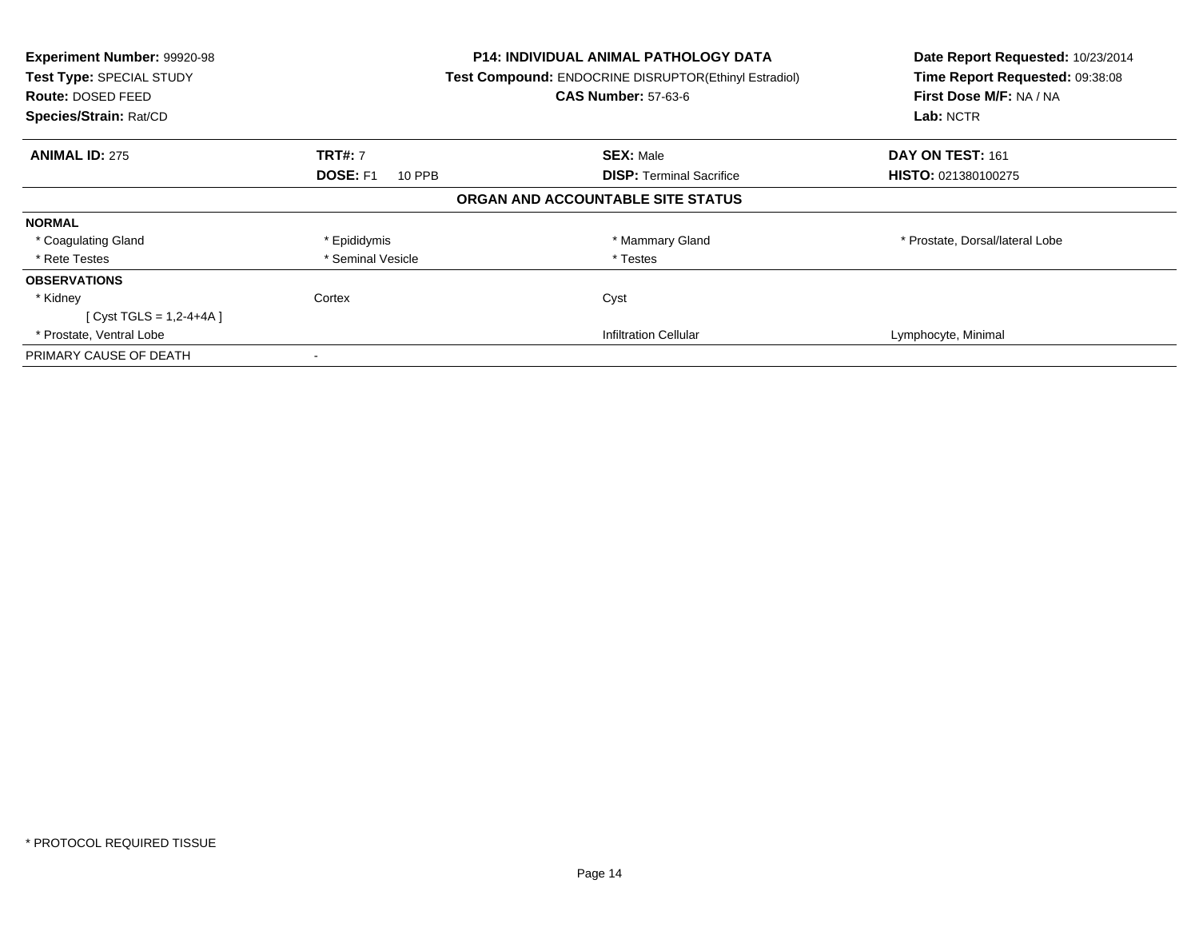| Experiment Number: 99920-98 | P14: INDIVIDUAL ANIMAL PATHOLOGY DATA | Date Report Requested: 10/23/2014 |
|---|---|---|
| Test Type: SPECIAL STUDY | Test Compound: ENDOCRINE DISRUPTOR(Ethinyl Estradiol) | Time Report Requested: 09:38:08 |
| Route: DOSED FEED | CAS Number: 57-63-6 | First Dose M/F: NA / NA |
| Species/Strain: Rat/CD | | Lab: NCTR |

| ANIMAL ID: 275 | TRT#: 7 | SEX: Male | DAY ON TEST: 161 |
|---|---|---|---|
| | DOSE: F1 10 PPB | DISP: Terminal Sacrifice | HISTO: 021380100275 |

**ORGAN AND ACCOUNTABLE SITE STATUS**

| | | | |
|---|---|---|---|
| **NORMAL** | | | |
| * Coagulating Gland | * Epididymis | * Mammary Gland | * Prostate, Dorsal/lateral Lobe |
| * Rete Testes | * Seminal Vesicle | * Testes | |
| **OBSERVATIONS** | | | |
| * Kidney | Cortex | Cyst | |
| [ Cyst TGLS = 1,2-4+4A ] | | | |
| * Prostate, Ventral Lobe | | Infiltration Cellular | Lymphocyte, Minimal |
| PRIMARY CAUSE OF DEATH | - | | |

* PROTOCOL REQUIRED TISSUE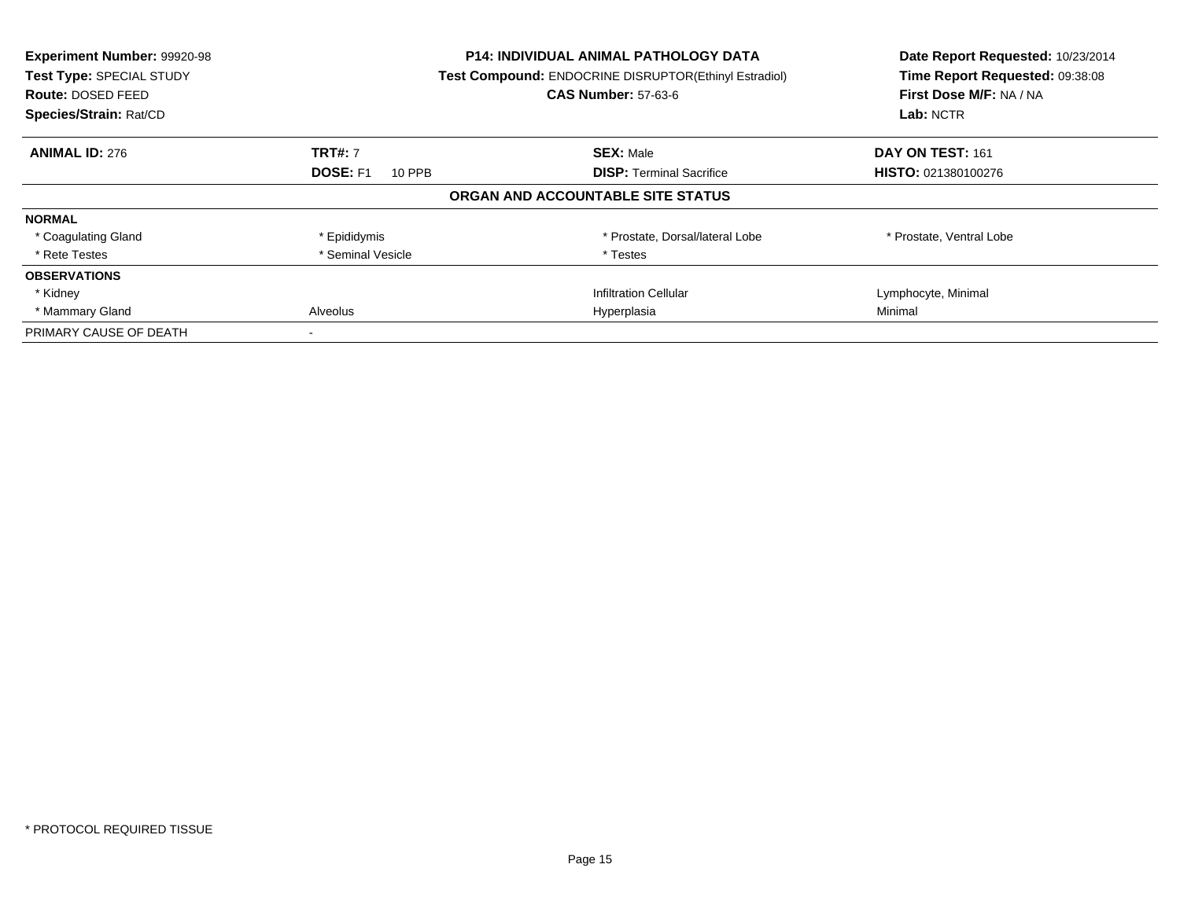**Experiment Number:** 99920-98
**Test Type:** SPECIAL STUDY
**Route:** DOSED FEED
**Species/Strain:** Rat/CD

**P14: INDIVIDUAL ANIMAL PATHOLOGY DATA**
**Test Compound:** ENDOCRINE DISRUPTOR(Ethinyl Estradiol)
**CAS Number:** 57-63-6

**Date Report Requested:** 10/23/2014
**Time Report Requested:** 09:38:08
**First Dose M/F:** NA / NA
**Lab:** NCTR

| **ANIMAL ID:** 276 | **TRT#:** 7 | **SEX:** Male | **DAY ON TEST:** 161 |
|---|---|---|---|
| | **DOSE:** F1 10 PPB | **DISP:** Terminal Sacrifice | **HISTO:** 021380100276 |

**ORGAN AND ACCOUNTABLE SITE STATUS**

| | | | |
|---|---|---|---|
| **NORMAL** | | | |
| * Coagulating Gland | * Epididymis | * Prostate, Dorsal/lateral Lobe | * Prostate, Ventral Lobe |
| * Rete Testes | * Seminal Vesicle | * Testes | |
| **OBSERVATIONS** | | | |
| * Kidney | | Infiltration Cellular | Lymphocyte, Minimal |
| * Mammary Gland | Alveolus | Hyperplasia | Minimal |
| PRIMARY CAUSE OF DEATH | - | | |

* PROTOCOL REQUIRED TISSUE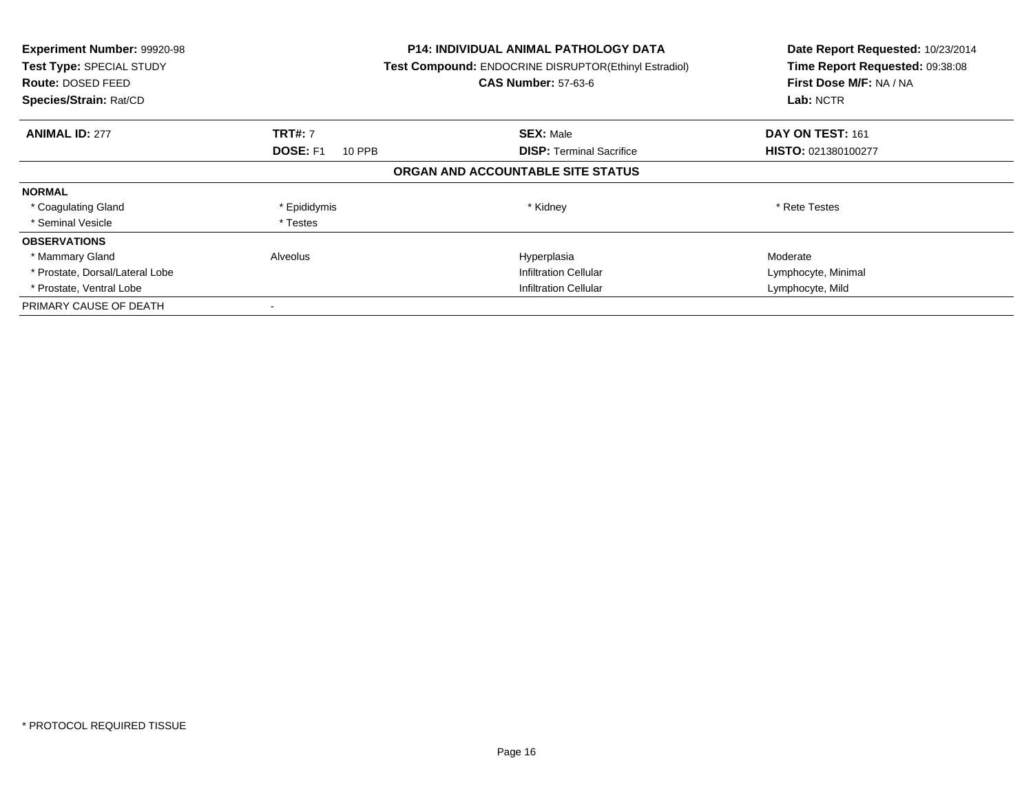**Experiment Number:** 99920-98
**Test Type:** SPECIAL STUDY
**Route:** DOSED FEED
**Species/Strain:** Rat/CD

**P14: INDIVIDUAL ANIMAL PATHOLOGY DATA**
**Test Compound:** ENDOCRINE DISRUPTOR(Ethinyl Estradiol)
**CAS Number:** 57-63-6

**Date Report Requested:** 10/23/2014
**Time Report Requested:** 09:38:08
**First Dose M/F:** NA / NA
**Lab:** NCTR

| **ANIMAL ID:** 277 | **TRT#:** 7 | **SEX:** Male | **DAY ON TEST:** 161 |
|---|---|---|---|
| | **DOSE:** F1 10 PPB | **DISP:** Terminal Sacrifice | **HISTO:** 021380100277 |

**ORGAN AND ACCOUNTABLE SITE STATUS**

| | | | |
|---|---|---|---|
| **NORMAL** | | | |
| * Coagulating Gland | * Epididymis | * Kidney | * Rete Testes |
| * Seminal Vesicle | * Testes | | |
| **OBSERVATIONS** | | | |
| * Mammary Gland | Alveolus | Hyperplasia | Moderate |
| * Prostate, Dorsal/Lateral Lobe | | Infiltration Cellular | Lymphocyte, Minimal |
| * Prostate, Ventral Lobe | | Infiltration Cellular | Lymphocyte, Mild |
| PRIMARY CAUSE OF DEATH | - | | |

* PROTOCOL REQUIRED TISSUE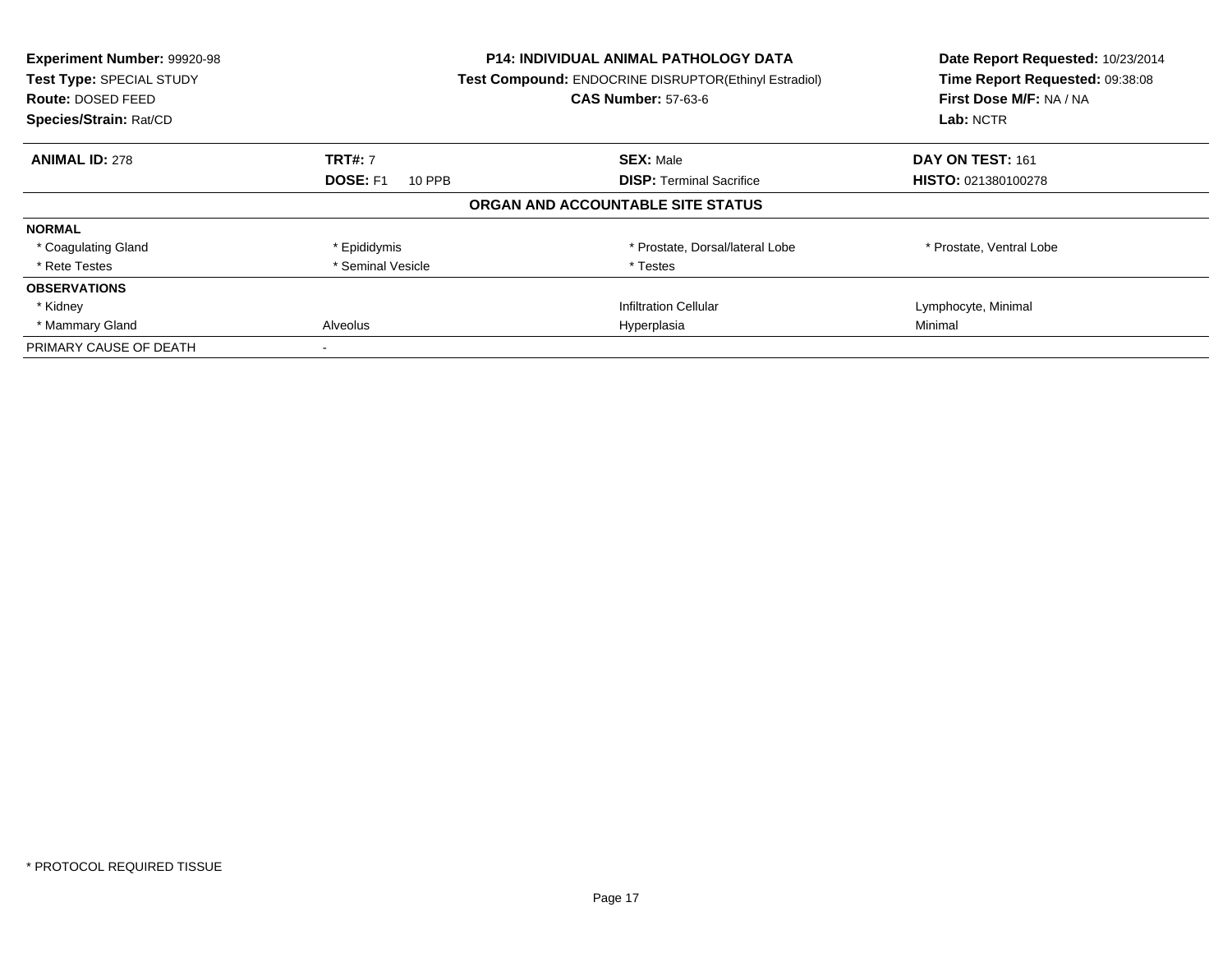**Experiment Number:** 99920-98
**Test Type:** SPECIAL STUDY
**Route:** DOSED FEED
**Species/Strain:** Rat/CD

**P14: INDIVIDUAL ANIMAL PATHOLOGY DATA**
**Test Compound:** ENDOCRINE DISRUPTOR(Ethinyl Estradiol)
**CAS Number:** 57-63-6

**Date Report Requested:** 10/23/2014
**Time Report Requested:** 09:38:08
**First Dose M/F:** NA / NA
**Lab:** NCTR

| **ANIMAL ID:** 278 | **TRT#:** 7 | **SEX:** Male | **DAY ON TEST:** 161 |
|---|---|---|---|
| | **DOSE:** F1 10 PPB | **DISP:** Terminal Sacrifice | **HISTO:** 021380100278 |

## ORGAN AND ACCOUNTABLE SITE STATUS

| | | | |
|---|---|---|---|
| **NORMAL** | | | |
| * Coagulating Gland | * Epididymis | * Prostate, Dorsal/lateral Lobe | * Prostate, Ventral Lobe |
| * Rete Testes | * Seminal Vesicle | * Testes | |
| **OBSERVATIONS** | | | |
| * Kidney | | Infiltration Cellular | Lymphocyte, Minimal |
| * Mammary Gland | Alveolus | Hyperplasia | Minimal |
| PRIMARY CAUSE OF DEATH | - | | |

* PROTOCOL REQUIRED TISSUE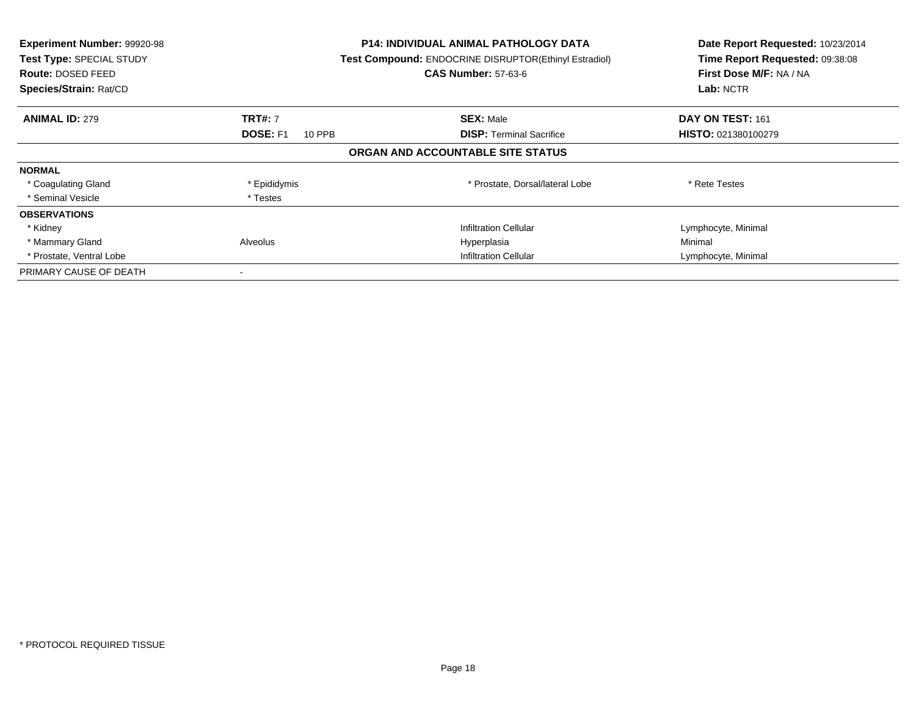**Experiment Number:** 99920-98
**Test Type:** SPECIAL STUDY
**Route:** DOSED FEED
**Species/Strain:** Rat/CD

**P14: INDIVIDUAL ANIMAL PATHOLOGY DATA**
**Test Compound:** ENDOCRINE DISRUPTOR(Ethinyl Estradiol)
**CAS Number:** 57-63-6

**Date Report Requested:** 10/23/2014
**Time Report Requested:** 09:38:08
**First Dose M/F:** NA / NA
**Lab:** NCTR

| **ANIMAL ID:** 279 | **TRT#:** 7 | **SEX:** Male | **DAY ON TEST:** 161 |
|---|---|---|---|
| | **DOSE:** F1 10 PPB | **DISP:** Terminal Sacrifice | **HISTO:** 021380100279 |

**ORGAN AND ACCOUNTABLE SITE STATUS**

| | | | |
|---|---|---|---|
| **NORMAL** | | | |
| * Coagulating Gland | * Epididymis | * Prostate, Dorsal/lateral Lobe | * Rete Testes |
| * Seminal Vesicle | * Testes | | |
| **OBSERVATIONS** | | | |
| * Kidney | | Infiltration Cellular | Lymphocyte, Minimal |
| * Mammary Gland | Alveolus | Hyperplasia | Minimal |
| * Prostate, Ventral Lobe | | Infiltration Cellular | Lymphocyte, Minimal |
| PRIMARY CAUSE OF DEATH | - | | |

* PROTOCOL REQUIRED TISSUE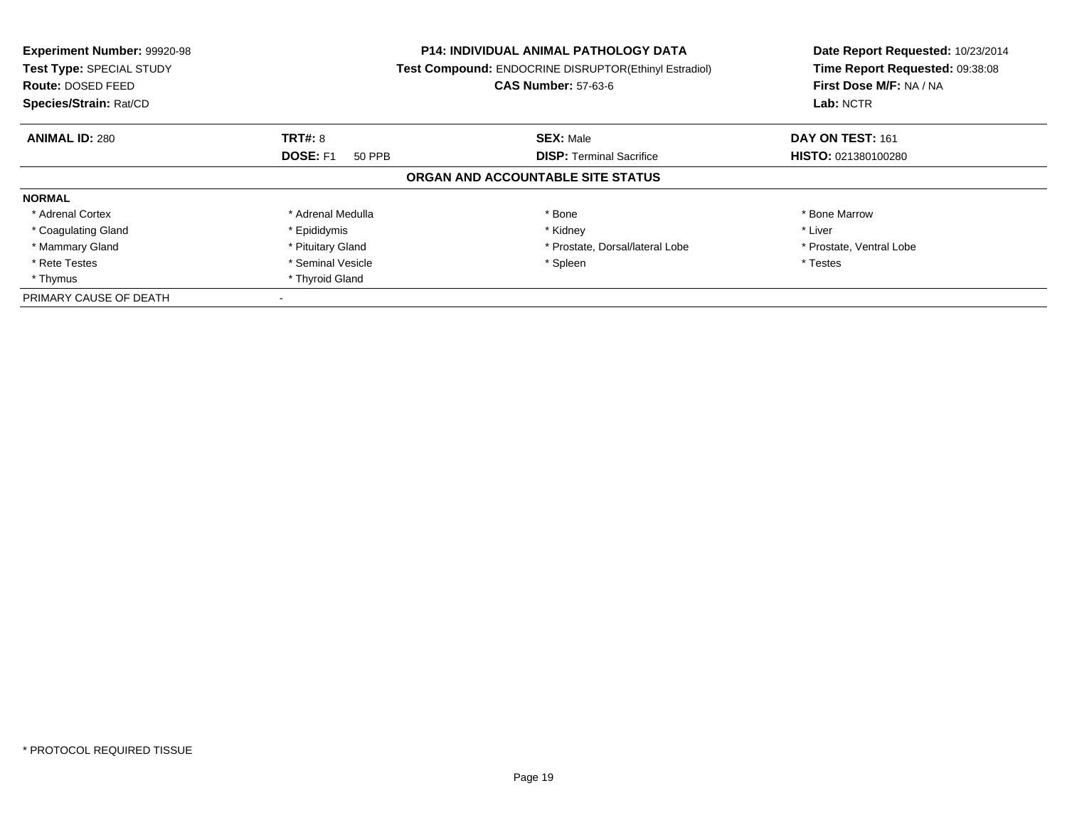**Experiment Number:** 99920-98
**Test Type:** SPECIAL STUDY
**Route:** DOSED FEED
**Species/Strain:** Rat/CD

**P14: INDIVIDUAL ANIMAL PATHOLOGY DATA**
**Test Compound:** ENDOCRINE DISRUPTOR(Ethinyl Estradiol)
**CAS Number:** 57-63-6

**Date Report Requested:** 10/23/2014
**Time Report Requested:** 09:38:08
**First Dose M/F:** NA / NA
**Lab:** NCTR

| **ANIMAL ID:** 280 | **TRT#:** 8 | **SEX:** Male | **DAY ON TEST:** 161 |
|---|---|---|---|
| | **DOSE:** F1 50 PPB | **DISP:** Terminal Sacrifice | **HISTO:** 021380100280 |

## ORGAN AND ACCOUNTABLE SITE STATUS

**NORMAL**

| | | | |
|---|---|---|---|
| * Adrenal Cortex | * Adrenal Medulla | * Bone | * Bone Marrow |
| * Coagulating Gland | * Epididymis | * Kidney | * Liver |
| * Mammary Gland | * Pituitary Gland | * Prostate, Dorsal/lateral Lobe | * Prostate, Ventral Lobe |
| * Rete Testes | * Seminal Vesicle | * Spleen | * Testes |
| * Thymus | * Thyroid Gland | | |

PRIMARY CAUSE OF DEATH -

* PROTOCOL REQUIRED TISSUE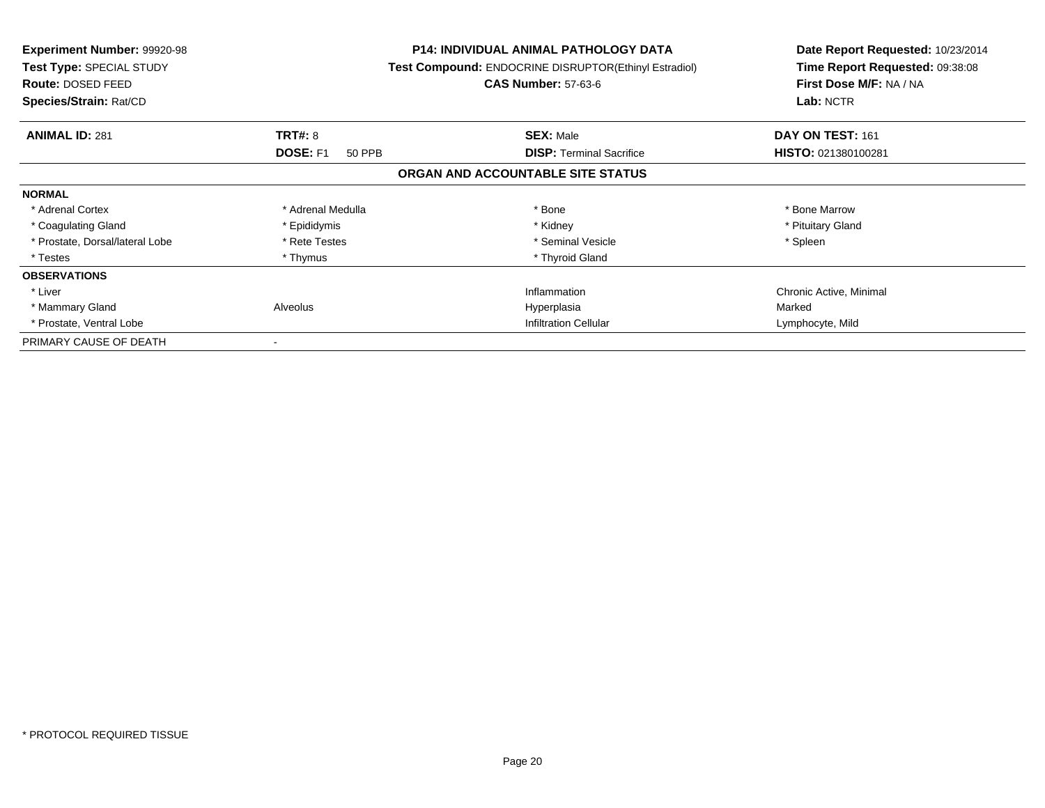**Experiment Number:** 99920-98
**Test Type:** SPECIAL STUDY
**Route:** DOSED FEED
**Species/Strain:** Rat/CD

**P14: INDIVIDUAL ANIMAL PATHOLOGY DATA**
**Test Compound:** ENDOCRINE DISRUPTOR(Ethinyl Estradiol)
**CAS Number:** 57-63-6

**Date Report Requested:** 10/23/2014
**Time Report Requested:** 09:38:08
**First Dose M/F:** NA / NA
**Lab:** NCTR

| **ANIMAL ID:** 281 | **TRT#:** 8 | **SEX:** Male | **DAY ON TEST:** 161 |
|---|---|---|---|
| | **DOSE:** F1 50 PPB | **DISP:** Terminal Sacrifice | **HISTO:** 021380100281 |

## ORGAN AND ACCOUNTABLE SITE STATUS

| | | | |
|---|---|---|---|
| **NORMAL** | | | |
| * Adrenal Cortex | * Adrenal Medulla | * Bone | * Bone Marrow |
| * Coagulating Gland | * Epididymis | * Kidney | * Pituitary Gland |
| * Prostate, Dorsal/lateral Lobe | * Rete Testes | * Seminal Vesicle | * Spleen |
| * Testes | * Thymus | * Thyroid Gland | |
| **OBSERVATIONS** | | | |
| * Liver | | Inflammation | Chronic Active, Minimal |
| * Mammary Gland | Alveolus | Hyperplasia | Marked |
| * Prostate, Ventral Lobe | | Infiltration Cellular | Lymphocyte, Mild |
| PRIMARY CAUSE OF DEATH | - | | |

* PROTOCOL REQUIRED TISSUE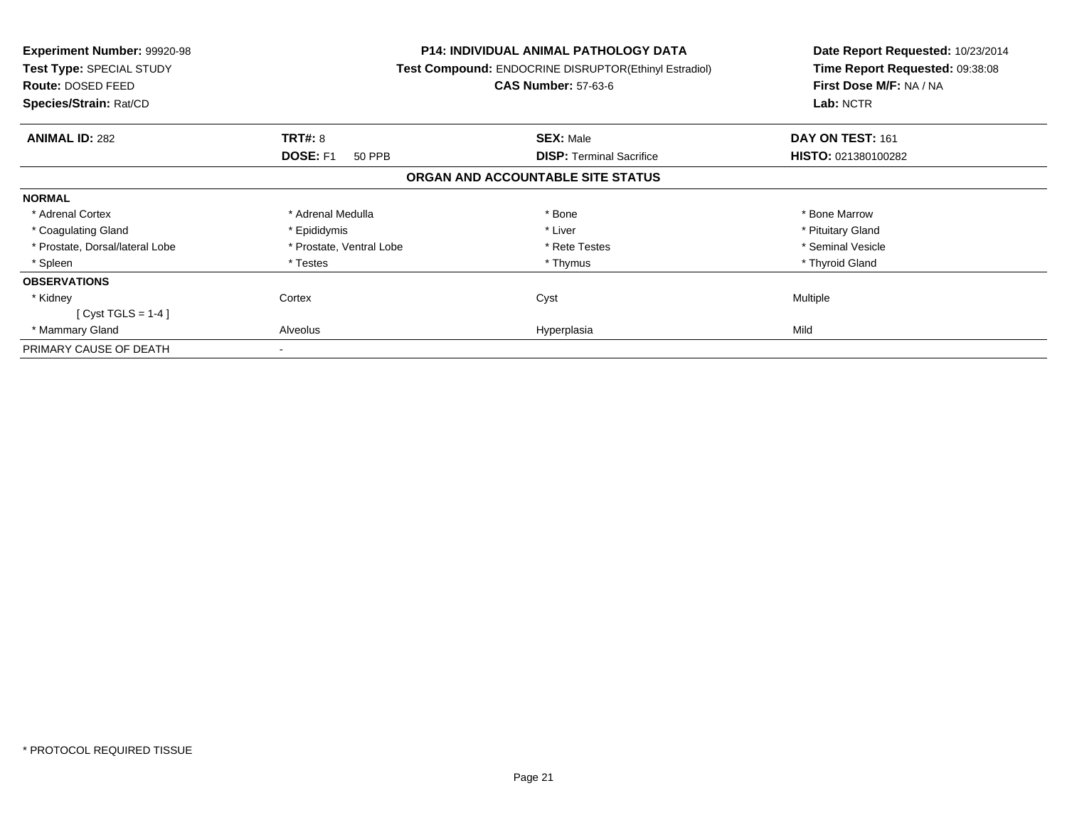**Experiment Number:** 99920-98
**Test Type:** SPECIAL STUDY
**Route:** DOSED FEED
**Species/Strain:** Rat/CD

**P14: INDIVIDUAL ANIMAL PATHOLOGY DATA**
**Test Compound:** ENDOCRINE DISRUPTOR(Ethinyl Estradiol)
**CAS Number:** 57-63-6

**Date Report Requested:** 10/23/2014
**Time Report Requested:** 09:38:08
**First Dose M/F:** NA / NA
**Lab:** NCTR

| **ANIMAL ID:** 282 | **TRT#:** 8 | **SEX:** Male | **DAY ON TEST:** 161 |
|---|---|---|---|
| | **DOSE:** F1 50 PPB | **DISP:** Terminal Sacrifice | **HISTO:** 021380100282 |

## ORGAN AND ACCOUNTABLE SITE STATUS

| | | | |
|---|---|---|---|
| **NORMAL** | | | |
| * Adrenal Cortex | * Adrenal Medulla | * Bone | * Bone Marrow |
| * Coagulating Gland | * Epididymis | * Liver | * Pituitary Gland |
| * Prostate, Dorsal/lateral Lobe | * Prostate, Ventral Lobe | * Rete Testes | * Seminal Vesicle |
| * Spleen | * Testes | * Thymus | * Thyroid Gland |
| **OBSERVATIONS** | | | |
| * Kidney | Cortex | Cyst | Multiple |
| [ Cyst TGLS = 1-4 ] | | | |
| * Mammary Gland | Alveolus | Hyperplasia | Mild |
| PRIMARY CAUSE OF DEATH | - | | |

* PROTOCOL REQUIRED TISSUE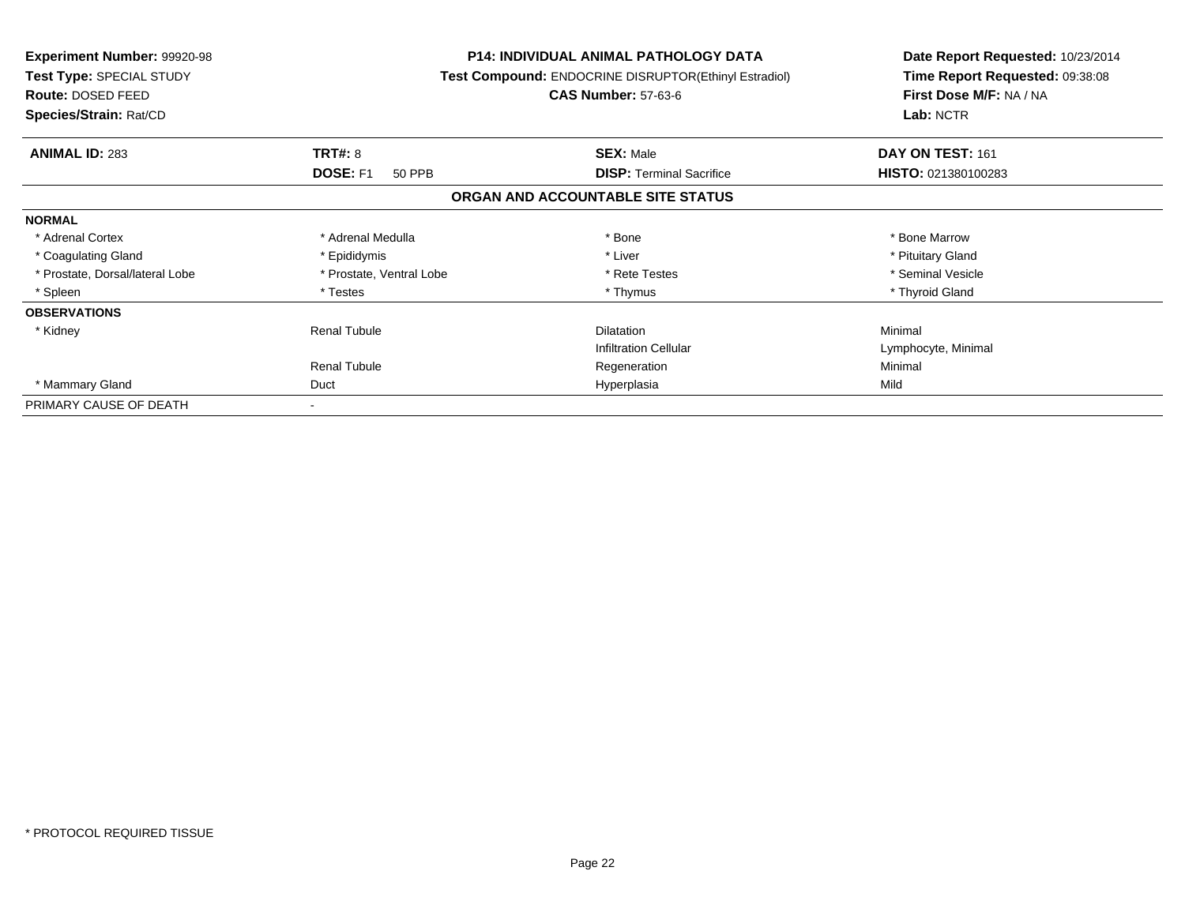**Experiment Number:** 99920-98
**Test Type:** SPECIAL STUDY
**Route:** DOSED FEED
**Species/Strain:** Rat/CD

**P14: INDIVIDUAL ANIMAL PATHOLOGY DATA**
**Test Compound:** ENDOCRINE DISRUPTOR(Ethinyl Estradiol)
**CAS Number:** 57-63-6

**Date Report Requested:** 10/23/2014
**Time Report Requested:** 09:38:08
**First Dose M/F:** NA / NA
**Lab:** NCTR

| **ANIMAL ID:** 283 | **TRT#:** 8 | **SEX:** Male | **DAY ON TEST:** 161 |
|---|---|---|---|
| | **DOSE:** F1 50 PPB | **DISP:** Terminal Sacrifice | **HISTO:** 021380100283 |

## ORGAN AND ACCOUNTABLE SITE STATUS

| | | | |
|---|---|---|---|
| **NORMAL** | | | |
| * Adrenal Cortex | * Adrenal Medulla | * Bone | * Bone Marrow |
| * Coagulating Gland | * Epididymis | * Liver | * Pituitary Gland |
| * Prostate, Dorsal/lateral Lobe | * Prostate, Ventral Lobe | * Rete Testes | * Seminal Vesicle |
| * Spleen | * Testes | * Thymus | * Thyroid Gland |
| **OBSERVATIONS** | | | |
| * Kidney | Renal Tubule | Dilatation | Minimal |
| | | Infiltration Cellular | Lymphocyte, Minimal |
| | Renal Tubule | Regeneration | Minimal |
| * Mammary Gland | Duct | Hyperplasia | Mild |
| PRIMARY CAUSE OF DEATH | - | | |

* PROTOCOL REQUIRED TISSUE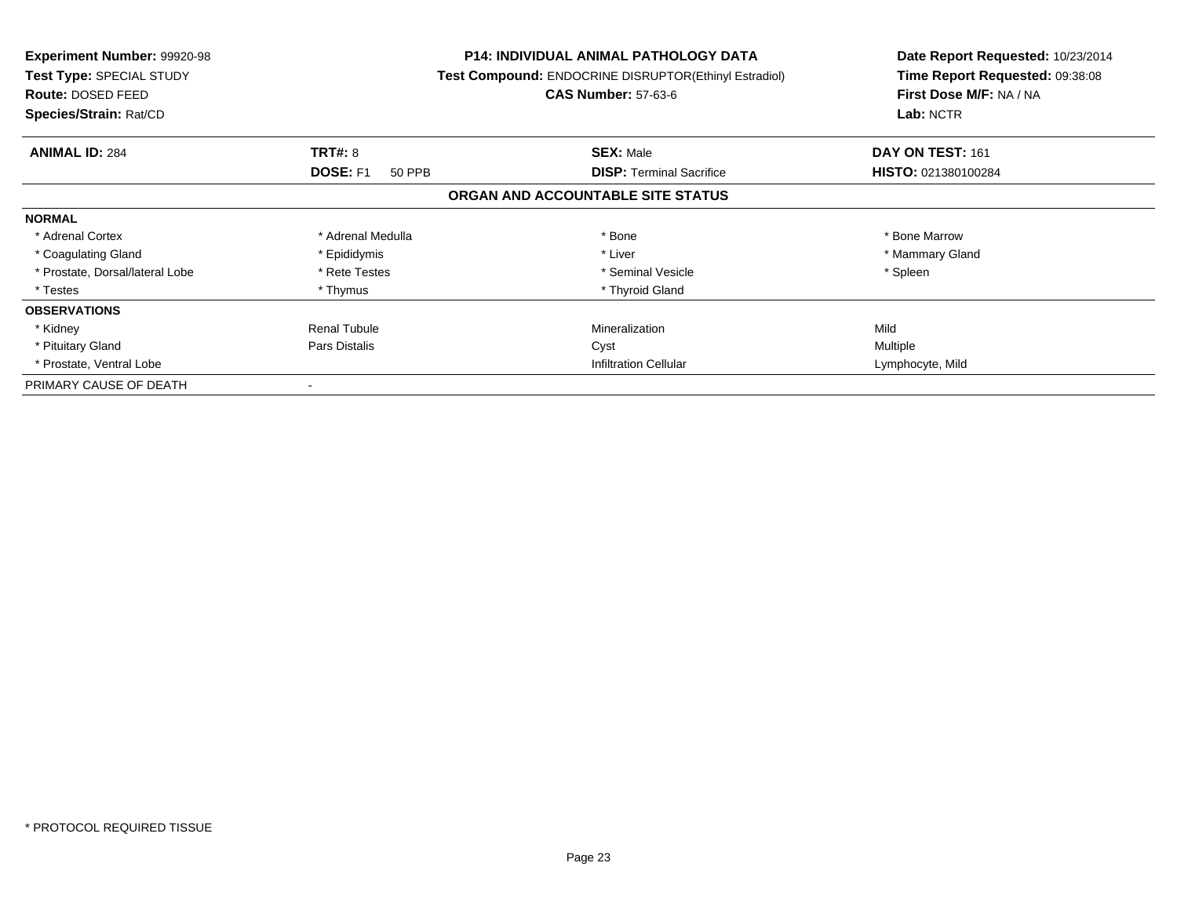**Experiment Number:** 99920-98
**Test Type:** SPECIAL STUDY
**Route:** DOSED FEED
**Species/Strain:** Rat/CD

**P14: INDIVIDUAL ANIMAL PATHOLOGY DATA**
**Test Compound:** ENDOCRINE DISRUPTOR(Ethinyl Estradiol)
**CAS Number:** 57-63-6

**Date Report Requested:** 10/23/2014
**Time Report Requested:** 09:38:08
**First Dose M/F:** NA / NA
**Lab:** NCTR

| **ANIMAL ID:** 284 | **TRT#:** 8 | **SEX:** Male | **DAY ON TEST:** 161 |
|---|---|---|---|
| | **DOSE:** F1 50 PPB | **DISP:** Terminal Sacrifice | **HISTO:** 021380100284 |

## ORGAN AND ACCOUNTABLE SITE STATUS

| **NORMAL** | | | |
|---|---|---|---|
| * Adrenal Cortex | * Adrenal Medulla | * Bone | * Bone Marrow |
| * Coagulating Gland | * Epididymis | * Liver | * Mammary Gland |
| * Prostate, Dorsal/lateral Lobe | * Rete Testes | * Seminal Vesicle | * Spleen |
| * Testes | * Thymus | * Thyroid Gland | |
| **OBSERVATIONS** | | | |
| * Kidney | Renal Tubule | Mineralization | Mild |
| * Pituitary Gland | Pars Distalis | Cyst | Multiple |
| * Prostate, Ventral Lobe | | Infiltration Cellular | Lymphocyte, Mild |
| PRIMARY CAUSE OF DEATH | - | | |

* PROTOCOL REQUIRED TISSUE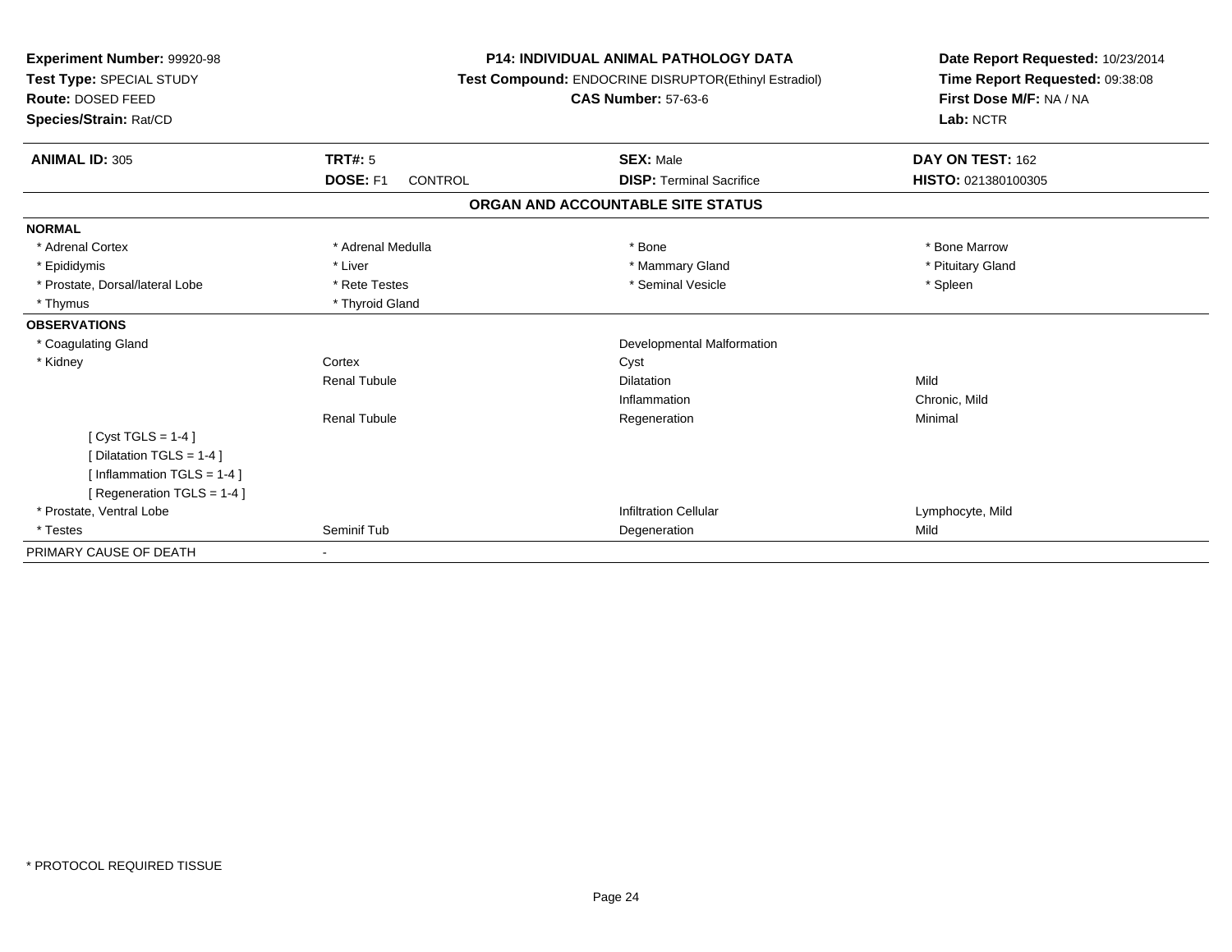**Experiment Number:** 99920-98
**Test Type:** SPECIAL STUDY
**Route:** DOSED FEED
**Species/Strain:** Rat/CD

**P14: INDIVIDUAL ANIMAL PATHOLOGY DATA**
**Test Compound:** ENDOCRINE DISRUPTOR(Ethinyl Estradiol)
**CAS Number:** 57-63-6

**Date Report Requested:** 10/23/2014
**Time Report Requested:** 09:38:08
**First Dose M/F:** NA / NA
**Lab:** NCTR

| **ANIMAL ID:** 305 | **TRT#:** 5 | **SEX:** Male | **DAY ON TEST:** 162 |
|---|---|---|---|
| | **DOSE:** F1 CONTROL | **DISP:** Terminal Sacrifice | **HISTO:** 021380100305 |

## ORGAN AND ACCOUNTABLE SITE STATUS

| | | | |
|---|---|---|---|
| **NORMAL** | | | |
| * Adrenal Cortex | * Adrenal Medulla | * Bone | * Bone Marrow |
| * Epididymis | * Liver | * Mammary Gland | * Pituitary Gland |
| * Prostate, Dorsal/lateral Lobe | * Rete Testes | * Seminal Vesicle | * Spleen |
| * Thymus | * Thyroid Gland | | |
| **OBSERVATIONS** | | | |
| * Coagulating Gland | | Developmental Malformation | |
| * Kidney | Cortex | Cyst | |
| | Renal Tubule | Dilatation | Mild |
| | | Inflammation | Chronic, Mild |
| | Renal Tubule | Regeneration | Minimal |
| [ Cyst TGLS = 1-4 ] | | | |
| [ Dilatation TGLS = 1-4 ] | | | |
| [ Inflammation TGLS = 1-4 ] | | | |
| [ Regeneration TGLS = 1-4 ] | | | |
| * Prostate, Ventral Lobe | | Infiltration Cellular | Lymphocyte, Mild |
| * Testes | Seminif Tub | Degeneration | Mild |
| PRIMARY CAUSE OF DEATH | - | | |

* PROTOCOL REQUIRED TISSUE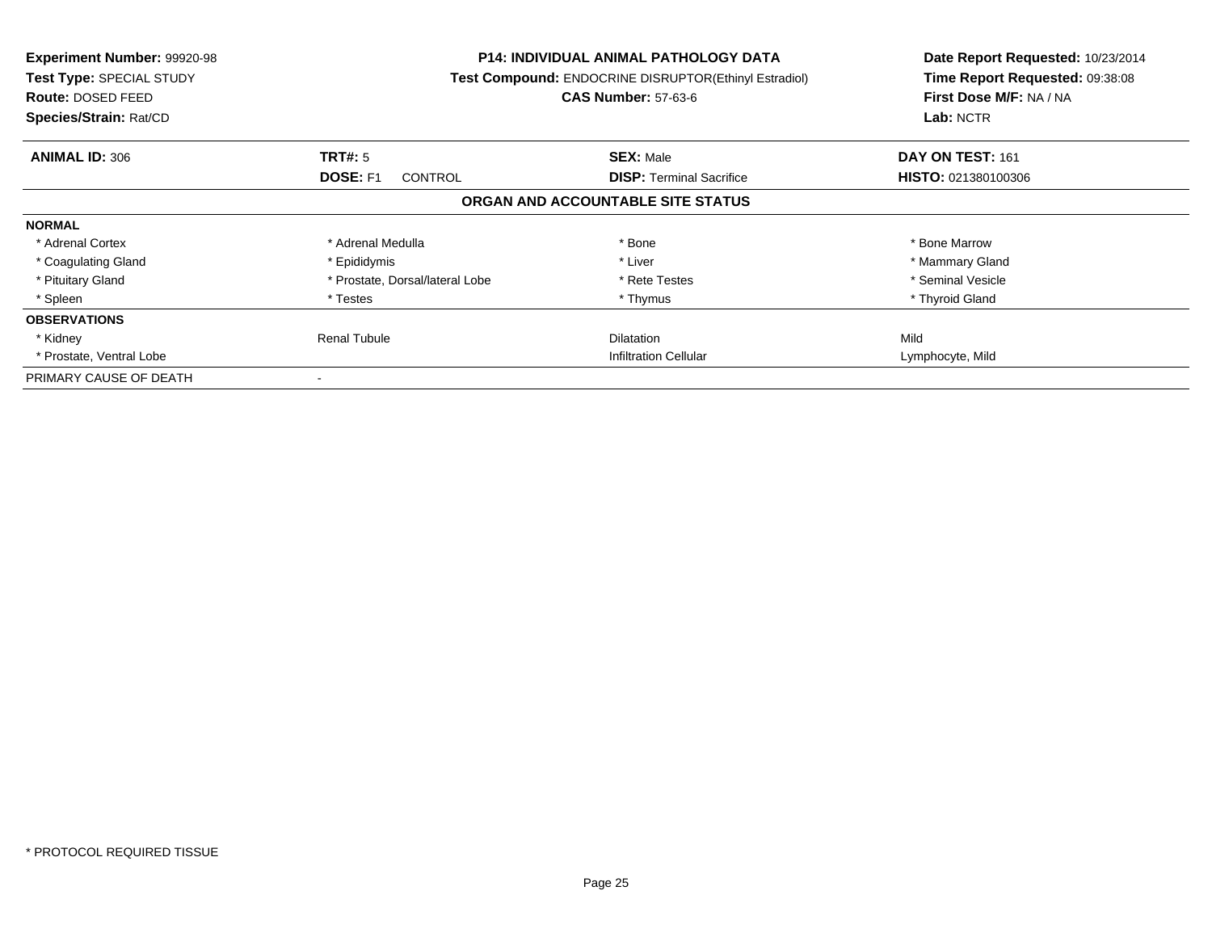**Experiment Number:** 99920-98
**Test Type:** SPECIAL STUDY
**Route:** DOSED FEED
**Species/Strain:** Rat/CD

**P14: INDIVIDUAL ANIMAL PATHOLOGY DATA**
**Test Compound:** ENDOCRINE DISRUPTOR(Ethinyl Estradiol)
**CAS Number:** 57-63-6

**Date Report Requested:** 10/23/2014
**Time Report Requested:** 09:38:08
**First Dose M/F:** NA / NA
**Lab:** NCTR

| **ANIMAL ID:** 306 | **TRT#:** 5 | **SEX:** Male | **DAY ON TEST:** 161 |
|---|---|---|---|
| | **DOSE:** F1 CONTROL | **DISP:** Terminal Sacrifice | **HISTO:** 021380100306 |

## ORGAN AND ACCOUNTABLE SITE STATUS

| | | | |
|---|---|---|---|
| **NORMAL** | | | |
| * Adrenal Cortex | * Adrenal Medulla | * Bone | * Bone Marrow |
| * Coagulating Gland | * Epididymis | * Liver | * Mammary Gland |
| * Pituitary Gland | * Prostate, Dorsal/lateral Lobe | * Rete Testes | * Seminal Vesicle |
| * Spleen | * Testes | * Thymus | * Thyroid Gland |
| **OBSERVATIONS** | | | |
| * Kidney | Renal Tubule | Dilatation | Mild |
| * Prostate, Ventral Lobe | | Infiltration Cellular | Lymphocyte, Mild |
| PRIMARY CAUSE OF DEATH | - | | |

* PROTOCOL REQUIRED TISSUE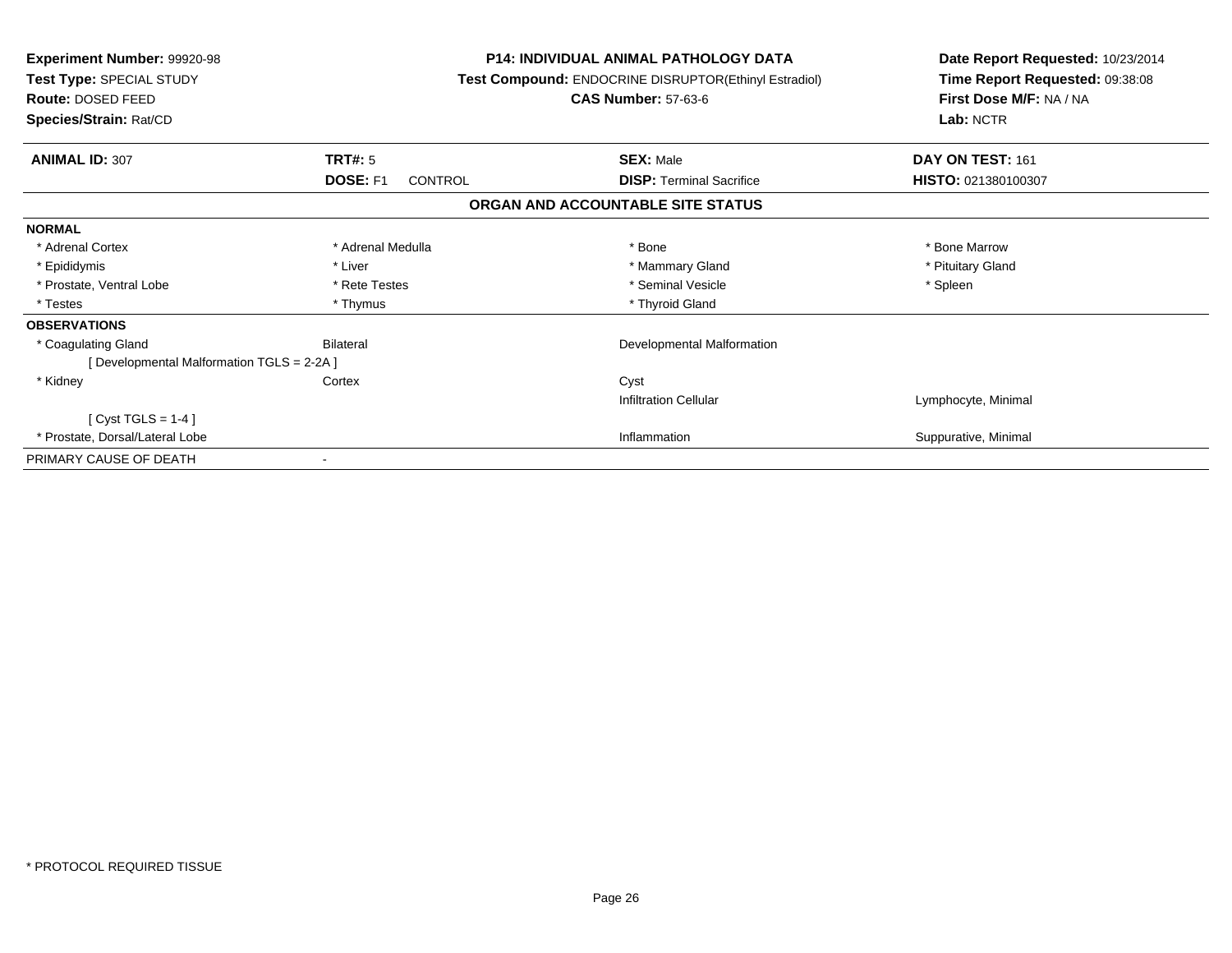**Experiment Number:** 99920-98
**Test Type:** SPECIAL STUDY
**Route:** DOSED FEED
**Species/Strain:** Rat/CD

**P14: INDIVIDUAL ANIMAL PATHOLOGY DATA**
**Test Compound:** ENDOCRINE DISRUPTOR(Ethinyl Estradiol)
**CAS Number:** 57-63-6

**Date Report Requested:** 10/23/2014
**Time Report Requested:** 09:38:08
**First Dose M/F:** NA / NA
**Lab:** NCTR

| **ANIMAL ID:** 307 | **TRT#:** 5 | **SEX:** Male | **DAY ON TEST:** 161 |
|---|---|---|---|
| | **DOSE:** F1 CONTROL | **DISP:** Terminal Sacrifice | **HISTO:** 021380100307 |

## ORGAN AND ACCOUNTABLE SITE STATUS

| | | | |
|---|---|---|---|
| **NORMAL** | | | |
| * Adrenal Cortex | * Adrenal Medulla | * Bone | * Bone Marrow |
| * Epididymis | * Liver | * Mammary Gland | * Pituitary Gland |
| * Prostate, Ventral Lobe | * Rete Testes | * Seminal Vesicle | * Spleen |
| * Testes | * Thymus | * Thyroid Gland | |
| **OBSERVATIONS** | | | |
| * Coagulating Gland | Bilateral | Developmental Malformation | |
| [ Developmental Malformation TGLS = 2-2A ] | | | |
| * Kidney | Cortex | Cyst | |
| | | Infiltration Cellular | Lymphocyte, Minimal |
| [ Cyst TGLS = 1-4 ] | | | |
| * Prostate, Dorsal/Lateral Lobe | | Inflammation | Suppurative, Minimal |
| PRIMARY CAUSE OF DEATH | - | | |

* PROTOCOL REQUIRED TISSUE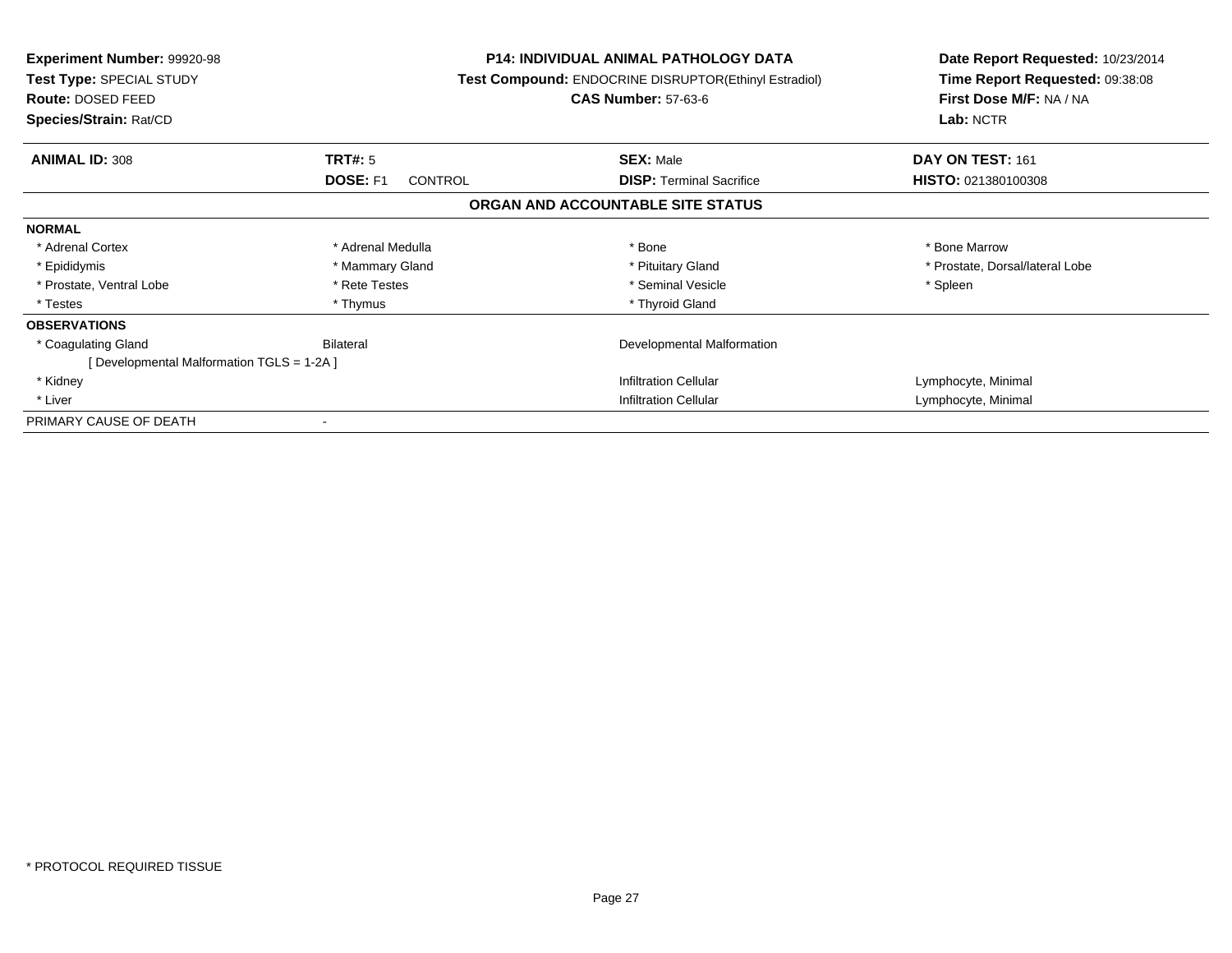**Experiment Number:** 99920-98
**Test Type:** SPECIAL STUDY
**Route:** DOSED FEED
**Species/Strain:** Rat/CD

**P14: INDIVIDUAL ANIMAL PATHOLOGY DATA**
**Test Compound:** ENDOCRINE DISRUPTOR(Ethinyl Estradiol)
**CAS Number:** 57-63-6

**Date Report Requested:** 10/23/2014
**Time Report Requested:** 09:38:08
**First Dose M/F:** NA / NA
**Lab:** NCTR

| **ANIMAL ID:** 308 | **TRT#:** 5 | **SEX:** Male | **DAY ON TEST:** 161 |
|---|---|---|---|
| | **DOSE:** F1 CONTROL | **DISP:** Terminal Sacrifice | **HISTO:** 021380100308 |

## ORGAN AND ACCOUNTABLE SITE STATUS

| | | | |
|---|---|---|---|
| **NORMAL** | | | |
| * Adrenal Cortex | * Adrenal Medulla | * Bone | * Bone Marrow |
| * Epididymis | * Mammary Gland | * Pituitary Gland | * Prostate, Dorsal/lateral Lobe |
| * Prostate, Ventral Lobe | * Rete Testes | * Seminal Vesicle | * Spleen |
| * Testes | * Thymus | * Thyroid Gland | |
| **OBSERVATIONS** | | | |
| * Coagulating Gland | Bilateral | Developmental Malformation | |
| [ Developmental Malformation TGLS = 1-2A ] | | | |
| * Kidney | | Infiltration Cellular | Lymphocyte, Minimal |
| * Liver | | Infiltration Cellular | Lymphocyte, Minimal |
| PRIMARY CAUSE OF DEATH | - | | |

* PROTOCOL REQUIRED TISSUE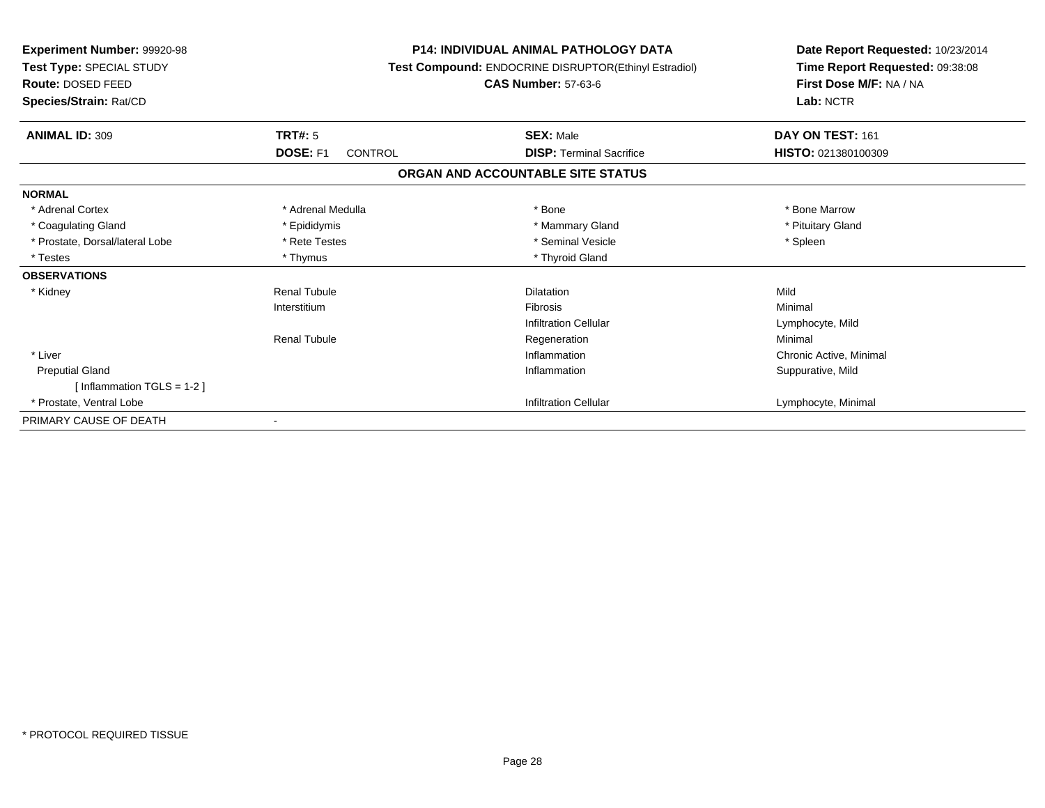**Experiment Number:** 99920-98
**Test Type:** SPECIAL STUDY
**Route:** DOSED FEED
**Species/Strain:** Rat/CD

**P14: INDIVIDUAL ANIMAL PATHOLOGY DATA**
**Test Compound:** ENDOCRINE DISRUPTOR(Ethinyl Estradiol)
**CAS Number:** 57-63-6

**Date Report Requested:** 10/23/2014
**Time Report Requested:** 09:38:08
**First Dose M/F:** NA / NA
**Lab:** NCTR

| **ANIMAL ID:** 309 | **TRT#:** 5 | **SEX:** Male | **DAY ON TEST:** 161 |
|---|---|---|---|
| | **DOSE:** F1 CONTROL | **DISP:** Terminal Sacrifice | **HISTO:** 021380100309 |

**ORGAN AND ACCOUNTABLE SITE STATUS**

| | | | |
|---|---|---|---|
| **NORMAL** | | | |
| * Adrenal Cortex | * Adrenal Medulla | * Bone | * Bone Marrow |
| * Coagulating Gland | * Epididymis | * Mammary Gland | * Pituitary Gland |
| * Prostate, Dorsal/lateral Lobe | * Rete Testes | * Seminal Vesicle | * Spleen |
| * Testes | * Thymus | * Thyroid Gland | |
| **OBSERVATIONS** | | | |
| * Kidney | Renal Tubule | Dilatation | Mild |
| | Interstitium | Fibrosis | Minimal |
| | | Infiltration Cellular | Lymphocyte, Mild |
| | Renal Tubule | Regeneration | Minimal |
| * Liver | | Inflammation | Chronic Active, Minimal |
| Preputial Gland | | Inflammation | Suppurative, Mild |
| [ Inflammation TGLS = 1-2 ] | | | |
| * Prostate, Ventral Lobe | | Infiltration Cellular | Lymphocyte, Minimal |
| PRIMARY CAUSE OF DEATH | - | | |

* PROTOCOL REQUIRED TISSUE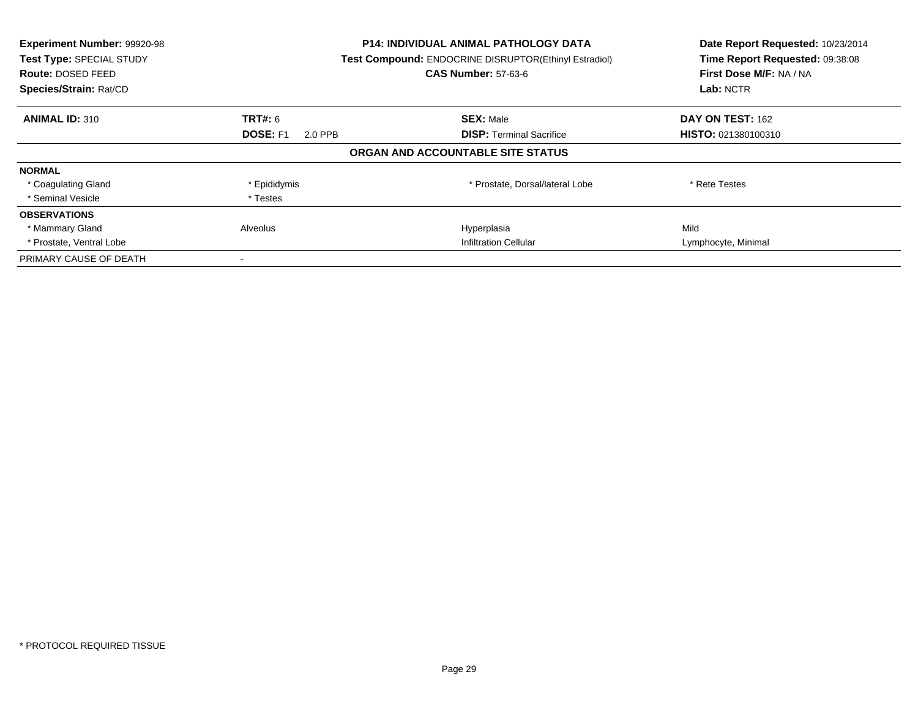**Experiment Number:** 99920-98
**Test Type:** SPECIAL STUDY
**Route:** DOSED FEED
**Species/Strain:** Rat/CD

**P14: INDIVIDUAL ANIMAL PATHOLOGY DATA**
**Test Compound:** ENDOCRINE DISRUPTOR(Ethinyl Estradiol)
**CAS Number:** 57-63-6

**Date Report Requested:** 10/23/2014
**Time Report Requested:** 09:38:08
**First Dose M/F:** NA / NA
**Lab:** NCTR

| **ANIMAL ID:** 310 | **TRT#:** 6 | **SEX:** Male | **DAY ON TEST:** 162 |
|---|---|---|---|
| | **DOSE:** F1 2.0 PPB | **DISP:** Terminal Sacrifice | **HISTO:** 021380100310 |

**ORGAN AND ACCOUNTABLE SITE STATUS**

| | | | |
|---|---|---|---|
| **NORMAL** | | | |
| * Coagulating Gland | * Epididymis | * Prostate, Dorsal/lateral Lobe | * Rete Testes |
| * Seminal Vesicle | * Testes | | |
| **OBSERVATIONS** | | | |
| * Mammary Gland | Alveolus | Hyperplasia | Mild |
| * Prostate, Ventral Lobe | | Infiltration Cellular | Lymphocyte, Minimal |
| PRIMARY CAUSE OF DEATH | - | | |

\* PROTOCOL REQUIRED TISSUE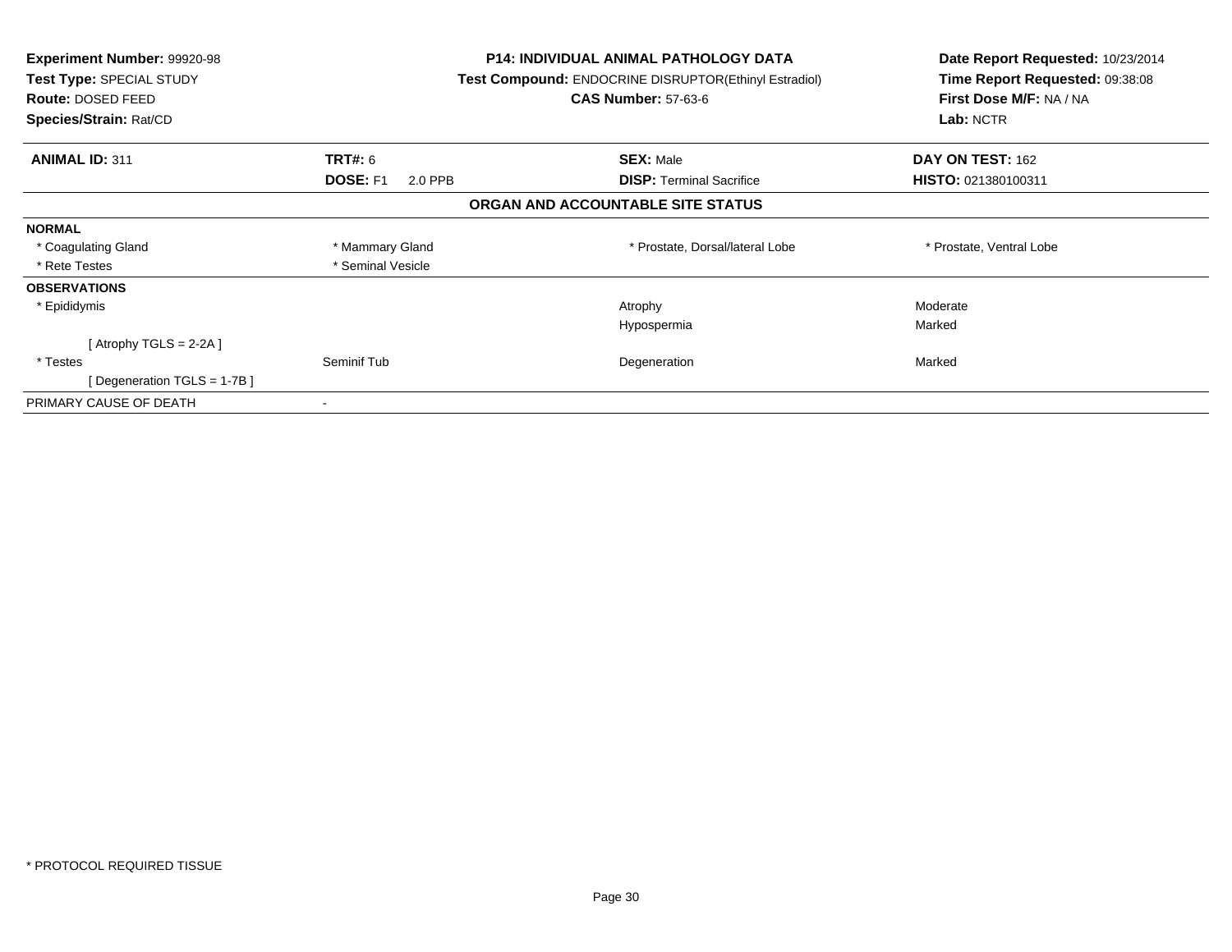**Experiment Number:** 99920-98
**Test Type:** SPECIAL STUDY
**Route:** DOSED FEED
**Species/Strain:** Rat/CD

**P14: INDIVIDUAL ANIMAL PATHOLOGY DATA**
**Test Compound:** ENDOCRINE DISRUPTOR(Ethinyl Estradiol)
**CAS Number:** 57-63-6

**Date Report Requested:** 10/23/2014
**Time Report Requested:** 09:38:08
**First Dose M/F:** NA / NA
**Lab:** NCTR

| **ANIMAL ID:** 311 | **TRT#:** 6 | **SEX:** Male | **DAY ON TEST:** 162 |
|---|---|---|---|
| | **DOSE:** F1 2.0 PPB | **DISP:** Terminal Sacrifice | **HISTO:** 021380100311 |

### ORGAN AND ACCOUNTABLE SITE STATUS

| | | | |
|---|---|---|---|
| **NORMAL** | | | |
| * Coagulating Gland | * Mammary Gland | * Prostate, Dorsal/lateral Lobe | * Prostate, Ventral Lobe |
| * Rete Testes | * Seminal Vesicle | | |
| **OBSERVATIONS** | | | |
| * Epididymis | | Atrophy | Moderate |
| | | Hypospermia | Marked |
| [ Atrophy TGLS = 2-2A ] | | | |
| * Testes | Seminif Tub | Degeneration | Marked |
| [ Degeneration TGLS = 1-7B ] | | | |
| PRIMARY CAUSE OF DEATH | - | | |

* PROTOCOL REQUIRED TISSUE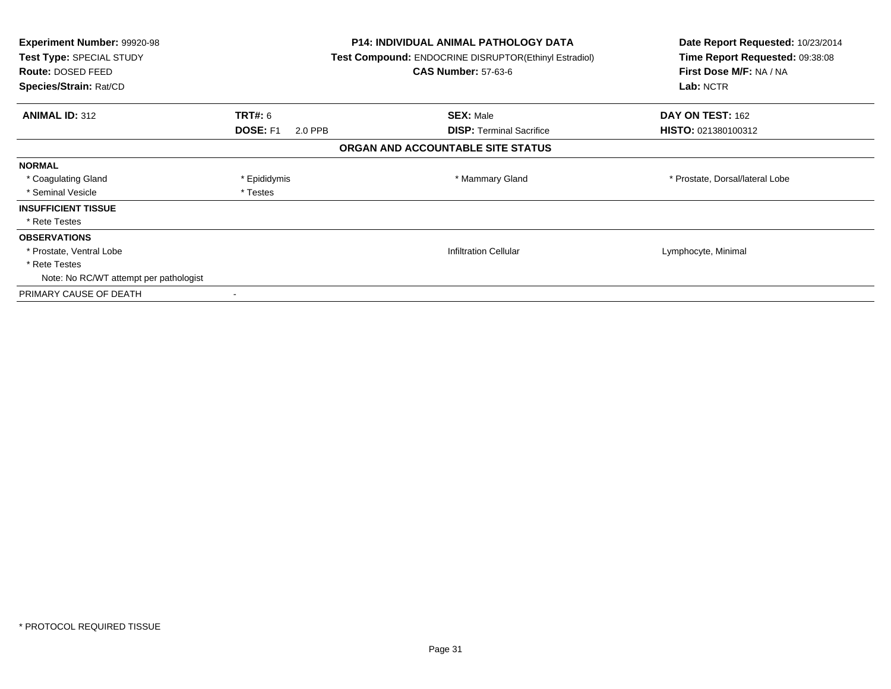**Experiment Number:** 99920-98
**Test Type:** SPECIAL STUDY
**Route:** DOSED FEED
**Species/Strain:** Rat/CD

**P14: INDIVIDUAL ANIMAL PATHOLOGY DATA**
**Test Compound:** ENDOCRINE DISRUPTOR(Ethinyl Estradiol)
**CAS Number:** 57-63-6

**Date Report Requested:** 10/23/2014
**Time Report Requested:** 09:38:08
**First Dose M/F:** NA / NA
**Lab:** NCTR

| **ANIMAL ID:** 312 | **TRT#:** 6 | **SEX:** Male | **DAY ON TEST:** 162 |
|---|---|---|---|
| | **DOSE:** F1 2.0 PPB | **DISP:** Terminal Sacrifice | **HISTO:** 021380100312 |

## ORGAN AND ACCOUNTABLE SITE STATUS

| | | | |
|---|---|---|---|
| **NORMAL** | | | |
| * Coagulating Gland | * Epididymis | * Mammary Gland | * Prostate, Dorsal/lateral Lobe |
| * Seminal Vesicle | * Testes | | |
| **INSUFFICIENT TISSUE** | | | |
| * Rete Testes | | | |
| **OBSERVATIONS** | | | |
| * Prostate, Ventral Lobe | | Infiltration Cellular | Lymphocyte, Minimal |
| * Rete Testes | | | |
| Note: No RC/WT attempt per pathologist | | | |
| PRIMARY CAUSE OF DEATH | - | | |

* PROTOCOL REQUIRED TISSUE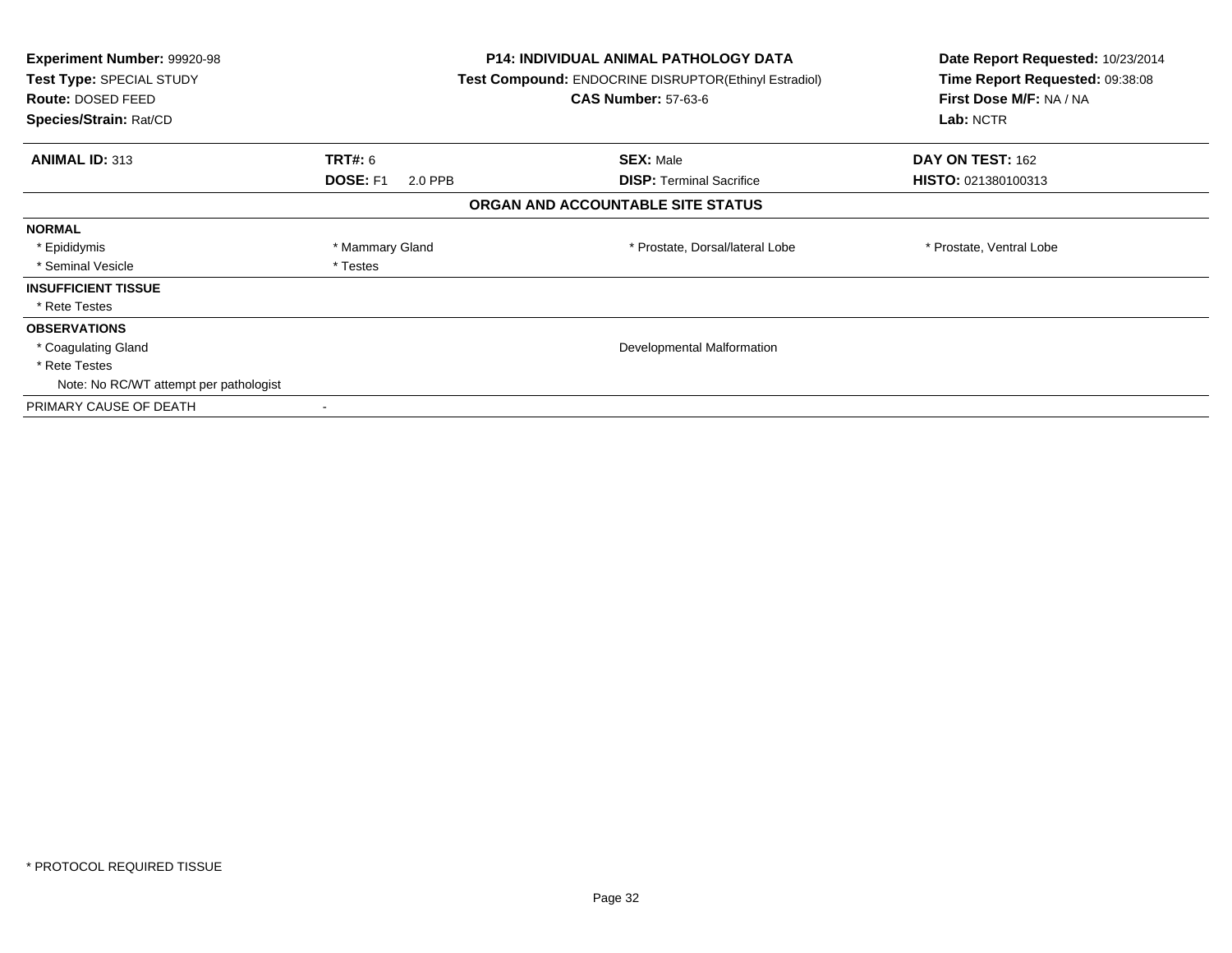| Experiment Number: 99920-98 | P14: INDIVIDUAL ANIMAL PATHOLOGY DATA | Date Report Requested: 10/23/2014 |
|---|---|---|
| Test Type: SPECIAL STUDY | Test Compound: ENDOCRINE DISRUPTOR(Ethinyl Estradiol) | Time Report Requested: 09:38:08 |
| Route: DOSED FEED | CAS Number: 57-63-6 | First Dose M/F: NA / NA |
| Species/Strain: Rat/CD | | Lab: NCTR |

| ANIMAL ID: 313 | TRT#: 6 | SEX: Male | DAY ON TEST: 162 |
|---|---|---|---|
| | DOSE: F1 2.0 PPB | DISP: Terminal Sacrifice | HISTO: 021380100313 |

## ORGAN AND ACCOUNTABLE SITE STATUS

| | | | |
|---|---|---|---|
| **NORMAL** | | | |
| * Epididymis | * Mammary Gland | * Prostate, Dorsal/lateral Lobe | * Prostate, Ventral Lobe |
| * Seminal Vesicle | * Testes | | |
| **INSUFFICIENT TISSUE** | | | |
| * Rete Testes | | | |
| **OBSERVATIONS** | | | |
| * Coagulating Gland | | Developmental Malformation | |
| * Rete Testes | | | |
| Note: No RC/WT attempt per pathologist | | | |
| PRIMARY CAUSE OF DEATH | - | | |

* PROTOCOL REQUIRED TISSUE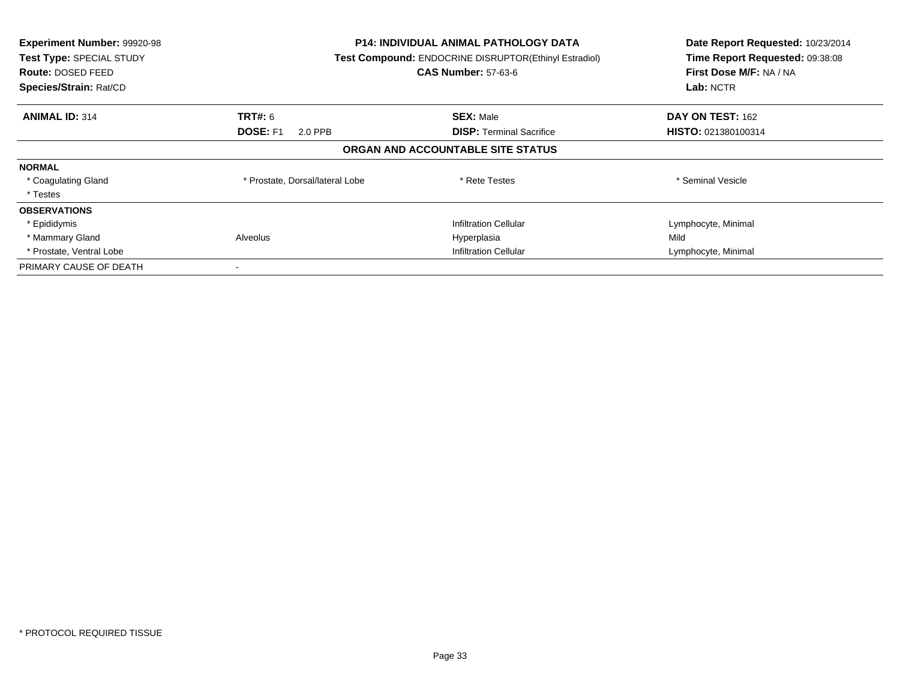**Experiment Number:** 99920-98
**Test Type:** SPECIAL STUDY
**Route:** DOSED FEED
**Species/Strain:** Rat/CD

**P14: INDIVIDUAL ANIMAL PATHOLOGY DATA**
**Test Compound:** ENDOCRINE DISRUPTOR(Ethinyl Estradiol)
**CAS Number:** 57-63-6

**Date Report Requested:** 10/23/2014
**Time Report Requested:** 09:38:08
**First Dose M/F:** NA / NA
**Lab:** NCTR

| **ANIMAL ID:** 314 | **TRT#:** 6 | **SEX:** Male | **DAY ON TEST:** 162 |
|---|---|---|---|
| | **DOSE:** F1 2.0 PPB | **DISP:** Terminal Sacrifice | **HISTO:** 021380100314 |

## ORGAN AND ACCOUNTABLE SITE STATUS

| | | | |
|---|---|---|---|
| **NORMAL** | | | |
| * Coagulating Gland | * Prostate, Dorsal/lateral Lobe | * Rete Testes | * Seminal Vesicle |
| * Testes | | | |
| **OBSERVATIONS** | | | |
| * Epididymis | | Infiltration Cellular | Lymphocyte, Minimal |
| * Mammary Gland | Alveolus | Hyperplasia | Mild |
| * Prostate, Ventral Lobe | | Infiltration Cellular | Lymphocyte, Minimal |
| PRIMARY CAUSE OF DEATH | - | | |

* PROTOCOL REQUIRED TISSUE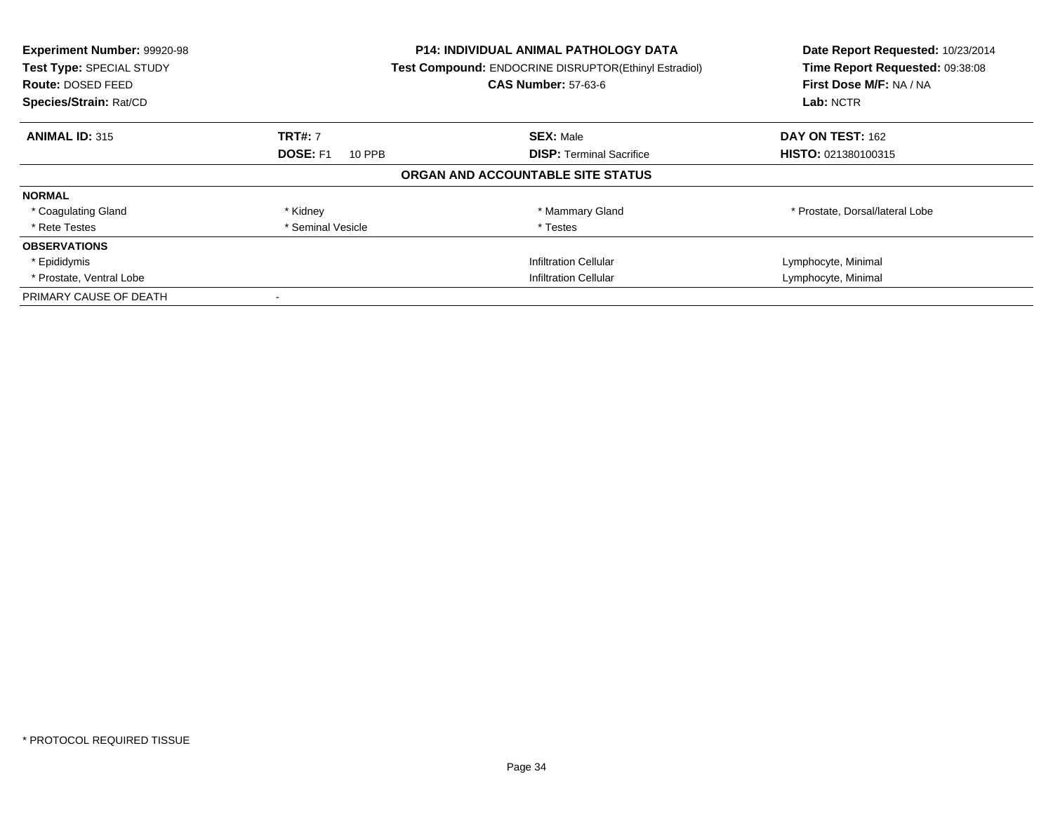**Experiment Number:** 99920-98
**Test Type:** SPECIAL STUDY
**Route:** DOSED FEED
**Species/Strain:** Rat/CD

**P14: INDIVIDUAL ANIMAL PATHOLOGY DATA**
**Test Compound:** ENDOCRINE DISRUPTOR(Ethinyl Estradiol)
**CAS Number:** 57-63-6

**Date Report Requested:** 10/23/2014
**Time Report Requested:** 09:38:08
**First Dose M/F:** NA / NA
**Lab:** NCTR

| **ANIMAL ID:** 315 | **TRT#:** 7 | **SEX:** Male | **DAY ON TEST:** 162 |
|---|---|---|---|
| | **DOSE:** F1 10 PPB | **DISP:** Terminal Sacrifice | **HISTO:** 021380100315 |

### ORGAN AND ACCOUNTABLE SITE STATUS

| | | | |
|---|---|---|---|
| **NORMAL** | | | |
| * Coagulating Gland | * Kidney | * Mammary Gland | * Prostate, Dorsal/lateral Lobe |
| * Rete Testes | * Seminal Vesicle | * Testes | |
| **OBSERVATIONS** | | | |
| * Epididymis | | Infiltration Cellular | Lymphocyte, Minimal |
| * Prostate, Ventral Lobe | | Infiltration Cellular | Lymphocyte, Minimal |
| PRIMARY CAUSE OF DEATH | - | | |

* PROTOCOL REQUIRED TISSUE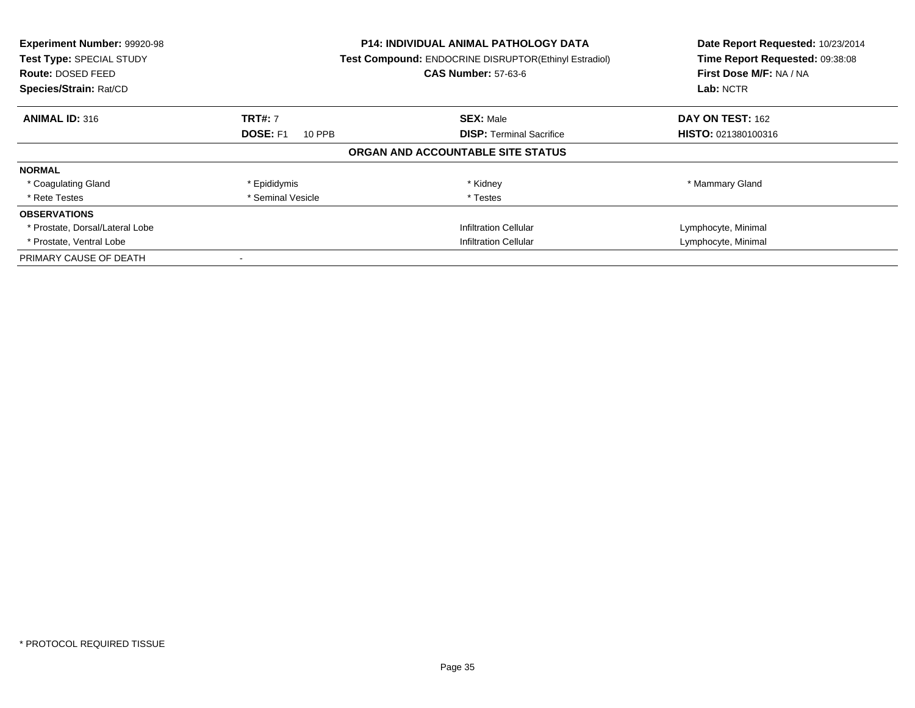**Experiment Number:** 99920-98
**Test Type:** SPECIAL STUDY
**Route:** DOSED FEED
**Species/Strain:** Rat/CD

**P14: INDIVIDUAL ANIMAL PATHOLOGY DATA**
**Test Compound:** ENDOCRINE DISRUPTOR(Ethinyl Estradiol)
**CAS Number:** 57-63-6

**Date Report Requested:** 10/23/2014
**Time Report Requested:** 09:38:08
**First Dose M/F:** NA / NA
**Lab:** NCTR

| **ANIMAL ID:** 316 | **TRT#:** 7 | **SEX:** Male | **DAY ON TEST:** 162 |
|---|---|---|---|
| | **DOSE:** F1 10 PPB | **DISP:** Terminal Sacrifice | **HISTO:** 021380100316 |

**ORGAN AND ACCOUNTABLE SITE STATUS**

| | | | |
|---|---|---|---|
| **NORMAL** | | | |
| * Coagulating Gland | * Epididymis | * Kidney | * Mammary Gland |
| * Rete Testes | * Seminal Vesicle | * Testes | |
| **OBSERVATIONS** | | | |
| * Prostate, Dorsal/Lateral Lobe | | Infiltration Cellular | Lymphocyte, Minimal |
| * Prostate, Ventral Lobe | | Infiltration Cellular | Lymphocyte, Minimal |
| PRIMARY CAUSE OF DEATH | - | | |

* PROTOCOL REQUIRED TISSUE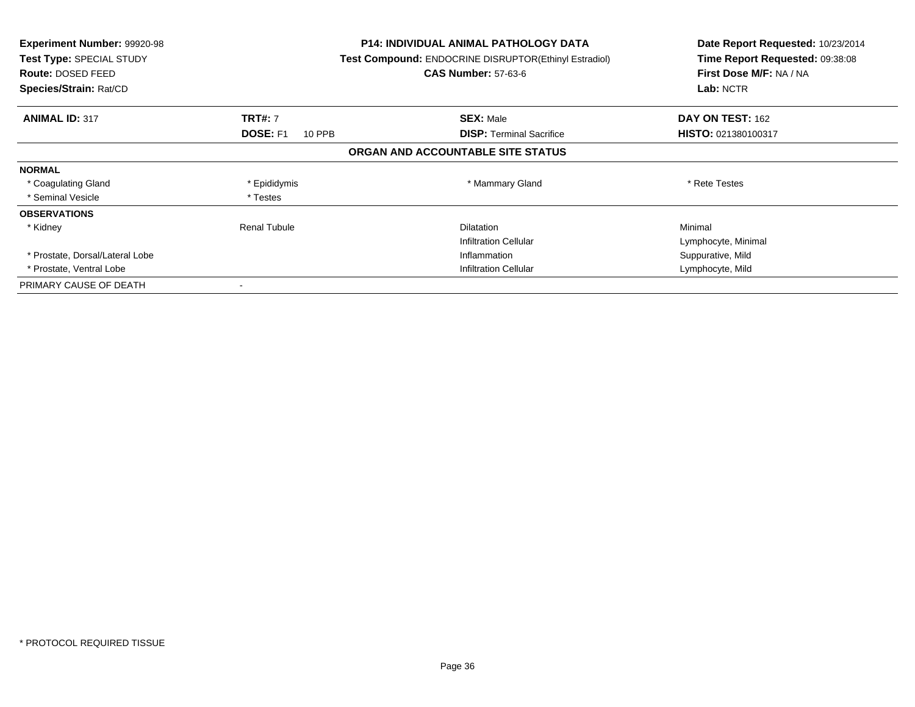**Experiment Number:** 99920-98
**Test Type:** SPECIAL STUDY
**Route:** DOSED FEED
**Species/Strain:** Rat/CD

**P14: INDIVIDUAL ANIMAL PATHOLOGY DATA**
**Test Compound:** ENDOCRINE DISRUPTOR(Ethinyl Estradiol)
**CAS Number:** 57-63-6

**Date Report Requested:** 10/23/2014
**Time Report Requested:** 09:38:08
**First Dose M/F:** NA / NA
**Lab:** NCTR

| **ANIMAL ID:** 317 | **TRT#:** 7 | **SEX:** Male | **DAY ON TEST:** 162 |
|---|---|---|---|
| | **DOSE:** F1 10 PPB | **DISP:** Terminal Sacrifice | **HISTO:** 021380100317 |

## ORGAN AND ACCOUNTABLE SITE STATUS

| | | | |
|---|---|---|---|
| **NORMAL** | | | |
| * Coagulating Gland | * Epididymis | * Mammary Gland | * Rete Testes |
| * Seminal Vesicle | * Testes | | |
| **OBSERVATIONS** | | | |
| * Kidney | Renal Tubule | Dilatation | Minimal |
| | | Infiltration Cellular | Lymphocyte, Minimal |
| * Prostate, Dorsal/Lateral Lobe | | Inflammation | Suppurative, Mild |
| * Prostate, Ventral Lobe | | Infiltration Cellular | Lymphocyte, Mild |
| PRIMARY CAUSE OF DEATH | - | | |

* PROTOCOL REQUIRED TISSUE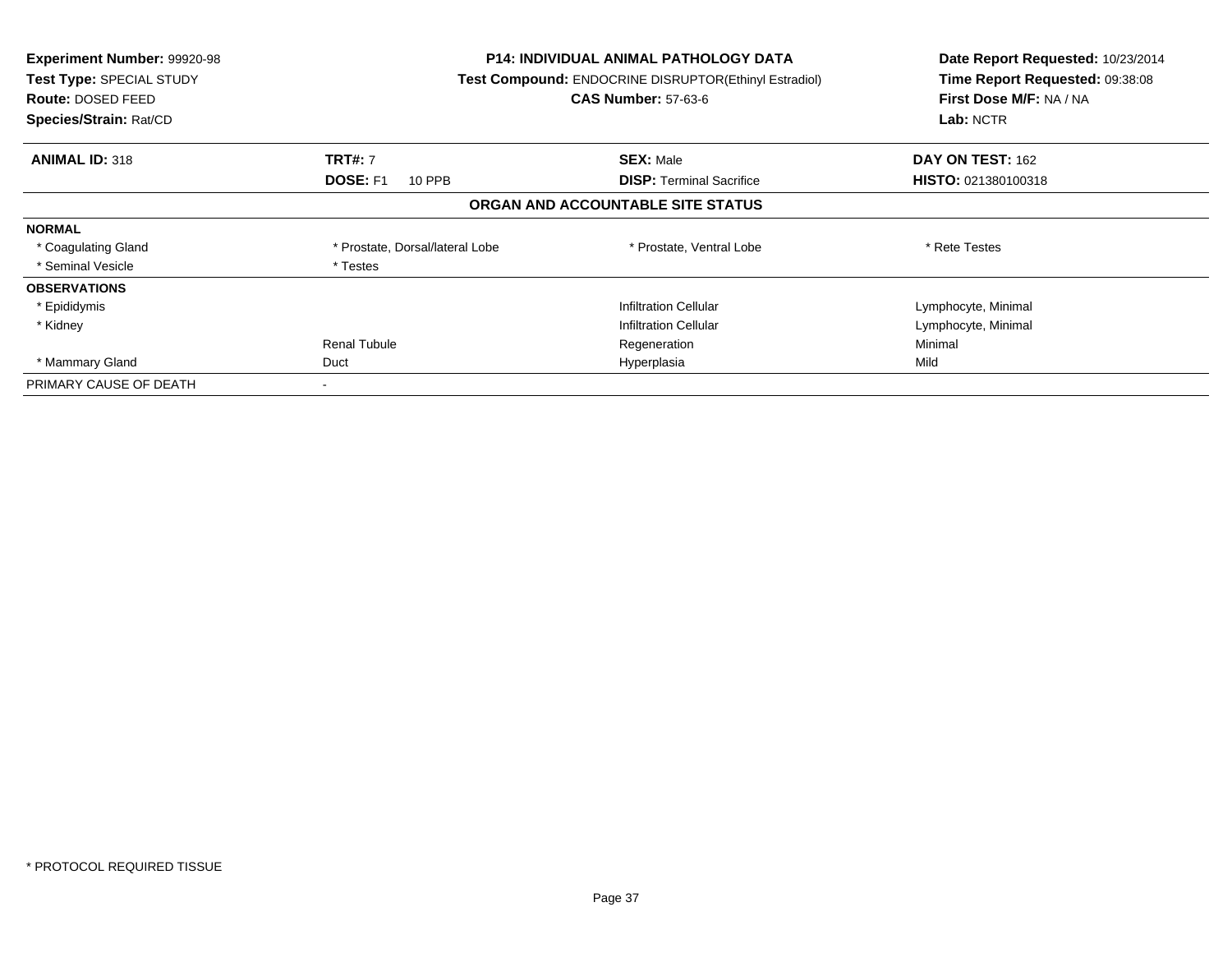**Experiment Number:** 99920-98
**Test Type:** SPECIAL STUDY
**Route:** DOSED FEED
**Species/Strain:** Rat/CD

**P14: INDIVIDUAL ANIMAL PATHOLOGY DATA**
**Test Compound:** ENDOCRINE DISRUPTOR(Ethinyl Estradiol)
**CAS Number:** 57-63-6

**Date Report Requested:** 10/23/2014
**Time Report Requested:** 09:38:08
**First Dose M/F:** NA / NA
**Lab:** NCTR

| **ANIMAL ID:** 318 | **TRT#:** 7 | **SEX:** Male | **DAY ON TEST:** 162 |
|---|---|---|---|
| | **DOSE:** F1 10 PPB | **DISP:** Terminal Sacrifice | **HISTO:** 021380100318 |

## ORGAN AND ACCOUNTABLE SITE STATUS

| | | | |
|---|---|---|---|
| **NORMAL** | | | |
| * Coagulating Gland | * Prostate, Dorsal/lateral Lobe | * Prostate, Ventral Lobe | * Rete Testes |
| * Seminal Vesicle | * Testes | | |
| **OBSERVATIONS** | | | |
| * Epididymis | | Infiltration Cellular | Lymphocyte, Minimal |
| * Kidney | | Infiltration Cellular | Lymphocyte, Minimal |
| | Renal Tubule | Regeneration | Minimal |
| * Mammary Gland | Duct | Hyperplasia | Mild |
| PRIMARY CAUSE OF DEATH | - | | |

* PROTOCOL REQUIRED TISSUE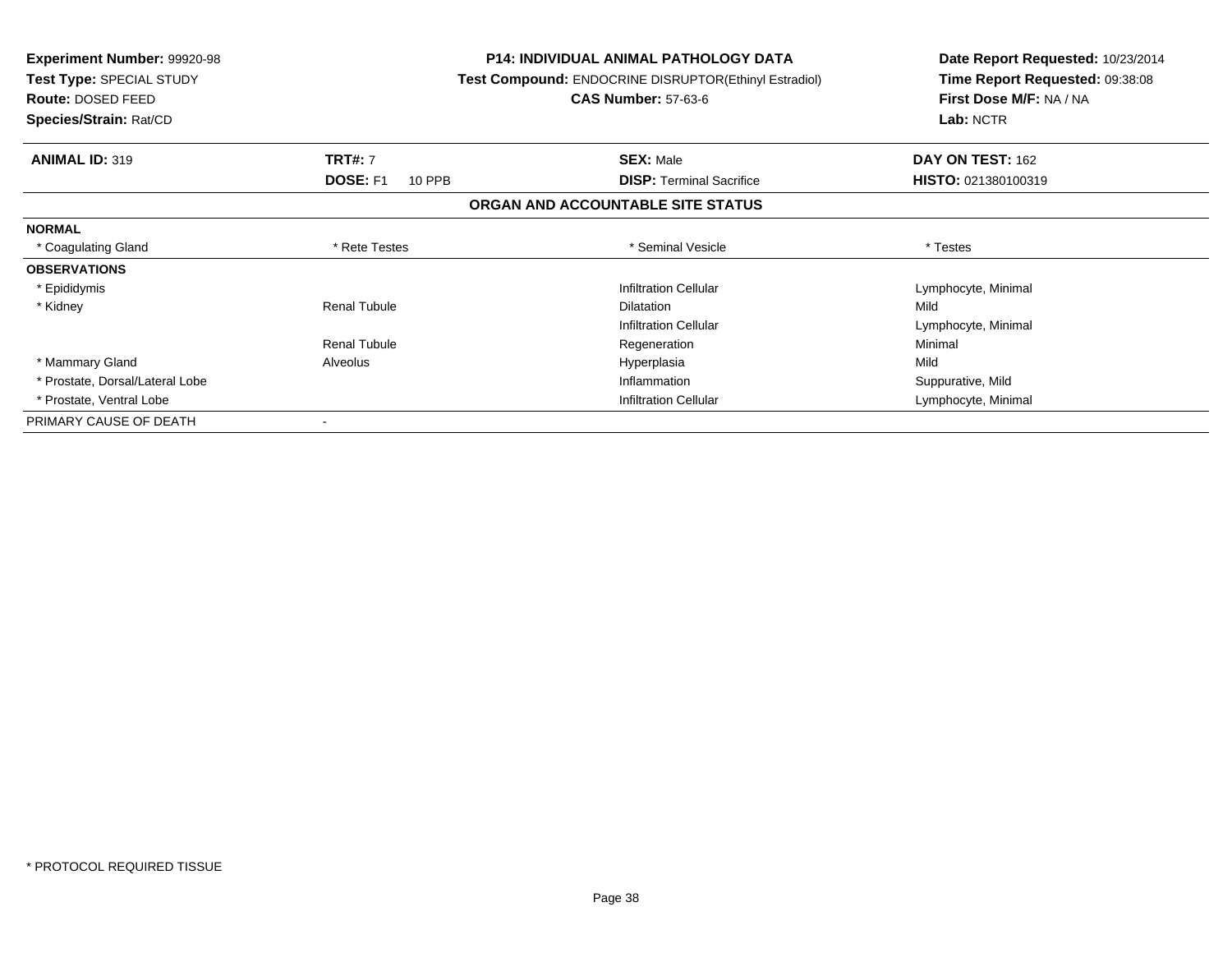**Experiment Number:** 99920-98
**Test Type:** SPECIAL STUDY
**Route:** DOSED FEED
**Species/Strain:** Rat/CD

**P14: INDIVIDUAL ANIMAL PATHOLOGY DATA**
**Test Compound:** ENDOCRINE DISRUPTOR(Ethinyl Estradiol)
**CAS Number:** 57-63-6

**Date Report Requested:** 10/23/2014
**Time Report Requested:** 09:38:08
**First Dose M/F:** NA / NA
**Lab:** NCTR

| **ANIMAL ID:** 319 | **TRT#:** 7 | **SEX:** Male | **DAY ON TEST:** 162 |
|---|---|---|---|
| | **DOSE:** F1 10 PPB | **DISP:** Terminal Sacrifice | **HISTO:** 021380100319 |

## ORGAN AND ACCOUNTABLE SITE STATUS

| | | | |
|---|---|---|---|
| **NORMAL** | | | |
| * Coagulating Gland | * Rete Testes | * Seminal Vesicle | * Testes |
| **OBSERVATIONS** | | | |
| * Epididymis | | Infiltration Cellular | Lymphocyte, Minimal |
| * Kidney | Renal Tubule | Dilatation | Mild |
| | | Infiltration Cellular | Lymphocyte, Minimal |
| | Renal Tubule | Regeneration | Minimal |
| * Mammary Gland | Alveolus | Hyperplasia | Mild |
| * Prostate, Dorsal/Lateral Lobe | | Inflammation | Suppurative, Mild |
| * Prostate, Ventral Lobe | | Infiltration Cellular | Lymphocyte, Minimal |
| PRIMARY CAUSE OF DEATH | - | | |

* PROTOCOL REQUIRED TISSUE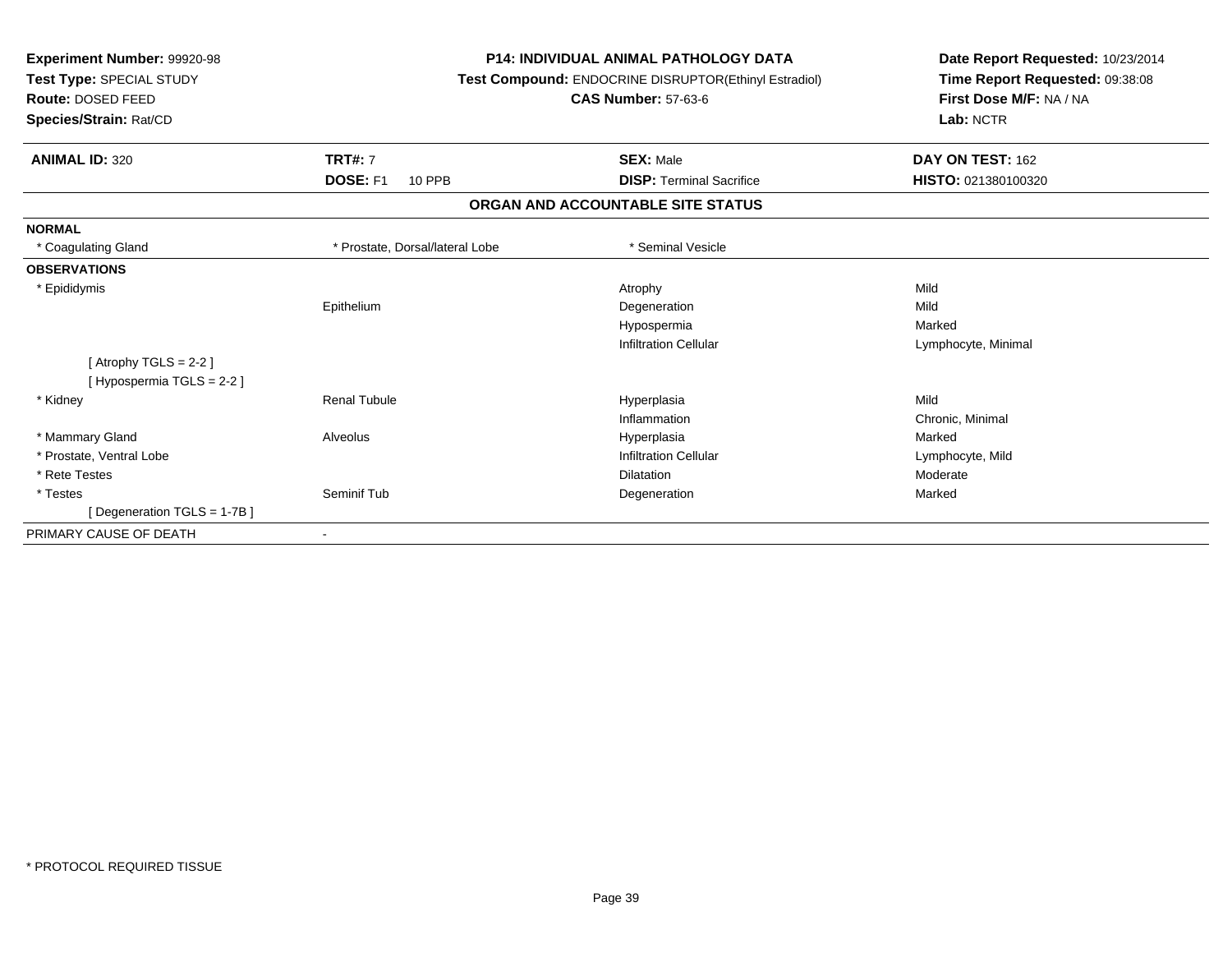**Experiment Number:** 99920-98
**Test Type:** SPECIAL STUDY
**Route:** DOSED FEED
**Species/Strain:** Rat/CD

**P14: INDIVIDUAL ANIMAL PATHOLOGY DATA**
**Test Compound:** ENDOCRINE DISRUPTOR(Ethinyl Estradiol)
**CAS Number:** 57-63-6

**Date Report Requested:** 10/23/2014
**Time Report Requested:** 09:38:08
**First Dose M/F:** NA / NA
**Lab:** NCTR

| **ANIMAL ID:** 320 | **TRT#:** 7 | **SEX:** Male | **DAY ON TEST:** 162 |
|---|---|---|---|
| | **DOSE:** F1 10 PPB | **DISP:** Terminal Sacrifice | **HISTO:** 021380100320 |

## ORGAN AND ACCOUNTABLE SITE STATUS

**NORMAL**

| * Coagulating Gland | * Prostate, Dorsal/lateral Lobe | * Seminal Vesicle | |
|---|---|---|---|

**OBSERVATIONS**

| Organ | Site | Observation | Severity |
|---|---|---|---|
| * Epididymis | | Atrophy | Mild |
| | Epithelium | Degeneration | Mild |
| | | Hypospermia | Marked |
| | | Infiltration Cellular | Lymphocyte, Minimal |
| [ Atrophy TGLS = 2-2 ] | | | |
| [ Hypospermia TGLS = 2-2 ] | | | |
| * Kidney | Renal Tubule | Hyperplasia | Mild |
| | | Inflammation | Chronic, Minimal |
| * Mammary Gland | Alveolus | Hyperplasia | Marked |
| * Prostate, Ventral Lobe | | Infiltration Cellular | Lymphocyte, Mild |
| * Rete Testes | | Dilatation | Moderate |
| * Testes | Seminif Tub | Degeneration | Marked |
| [ Degeneration TGLS = 1-7B ] | | | |

PRIMARY CAUSE OF DEATH -

* PROTOCOL REQUIRED TISSUE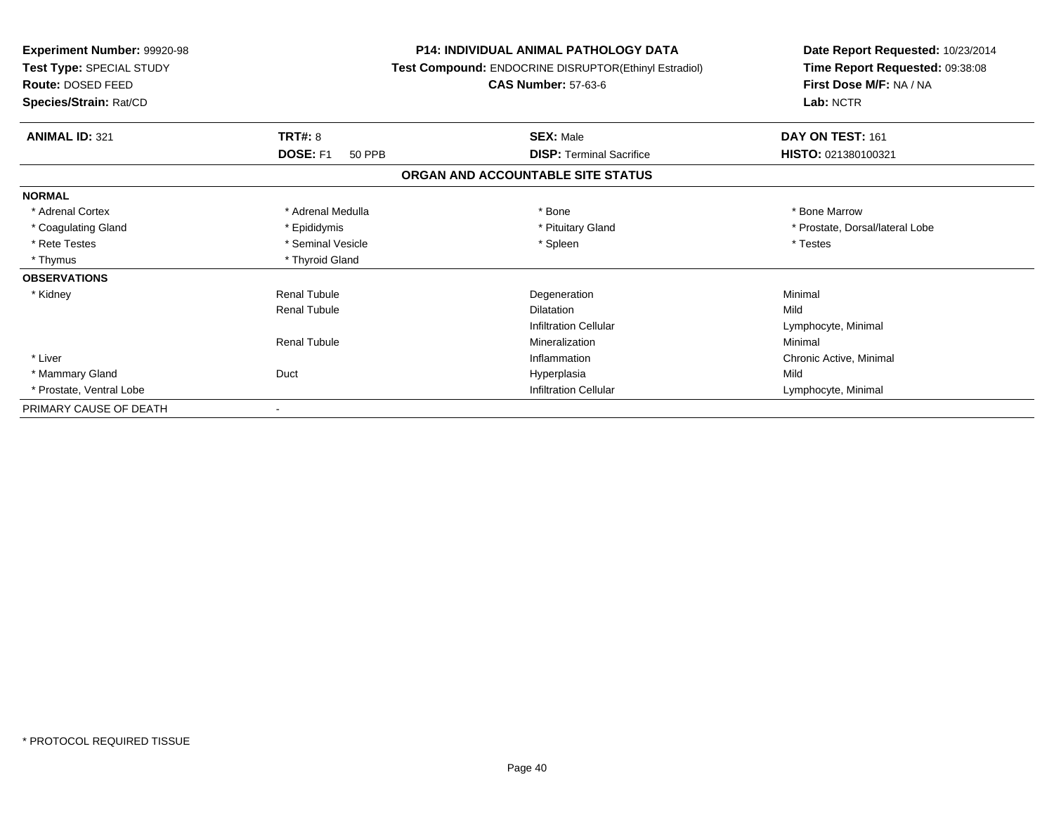**Experiment Number:** 99920-98
**Test Type:** SPECIAL STUDY
**Route:** DOSED FEED
**Species/Strain:** Rat/CD

**P14: INDIVIDUAL ANIMAL PATHOLOGY DATA**
**Test Compound:** ENDOCRINE DISRUPTOR(Ethinyl Estradiol)
**CAS Number:** 57-63-6

**Date Report Requested:** 10/23/2014
**Time Report Requested:** 09:38:08
**First Dose M/F:** NA / NA
**Lab:** NCTR

| **ANIMAL ID:** 321 | **TRT#:** 8 | **SEX:** Male | **DAY ON TEST:** 161 |
|---|---|---|---|
| | **DOSE:** F1 50 PPB | **DISP:** Terminal Sacrifice | **HISTO:** 021380100321 |

**ORGAN AND ACCOUNTABLE SITE STATUS**

| | | | |
|---|---|---|---|
| **NORMAL** | | | |
| * Adrenal Cortex | * Adrenal Medulla | * Bone | * Bone Marrow |
| * Coagulating Gland | * Epididymis | * Pituitary Gland | * Prostate, Dorsal/lateral Lobe |
| * Rete Testes | * Seminal Vesicle | * Spleen | * Testes |
| * Thymus | * Thyroid Gland | | |
| **OBSERVATIONS** | | | |
| * Kidney | Renal Tubule | Degeneration | Minimal |
| | Renal Tubule | Dilatation | Mild |
| | | Infiltration Cellular | Lymphocyte, Minimal |
| | Renal Tubule | Mineralization | Minimal |
| * Liver | | Inflammation | Chronic Active, Minimal |
| * Mammary Gland | Duct | Hyperplasia | Mild |
| * Prostate, Ventral Lobe | | Infiltration Cellular | Lymphocyte, Minimal |
| PRIMARY CAUSE OF DEATH | - | | |

* PROTOCOL REQUIRED TISSUE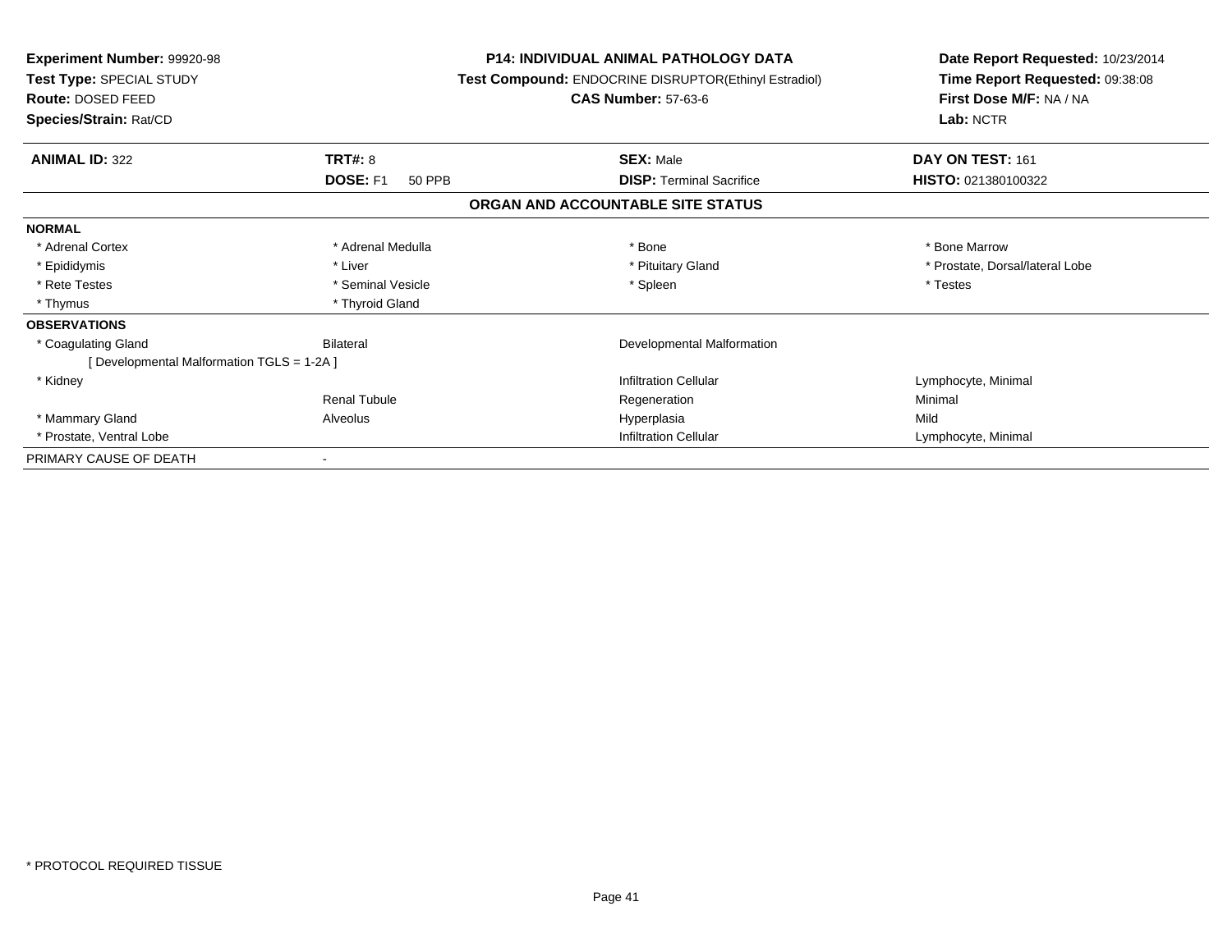**Experiment Number:** 99920-98
**Test Type:** SPECIAL STUDY
**Route:** DOSED FEED
**Species/Strain:** Rat/CD

**P14: INDIVIDUAL ANIMAL PATHOLOGY DATA**
**Test Compound:** ENDOCRINE DISRUPTOR(Ethinyl Estradiol)
**CAS Number:** 57-63-6

**Date Report Requested:** 10/23/2014
**Time Report Requested:** 09:38:08
**First Dose M/F:** NA / NA
**Lab:** NCTR

| **ANIMAL ID:** 322 | **TRT#:** 8 | **SEX:** Male | **DAY ON TEST:** 161 |
|---|---|---|---|
| | **DOSE:** F1 50 PPB | **DISP:** Terminal Sacrifice | **HISTO:** 021380100322 |

## ORGAN AND ACCOUNTABLE SITE STATUS

| | | | |
|---|---|---|---|
| **NORMAL** | | | |
| * Adrenal Cortex | * Adrenal Medulla | * Bone | * Bone Marrow |
| * Epididymis | * Liver | * Pituitary Gland | * Prostate, Dorsal/lateral Lobe |
| * Rete Testes | * Seminal Vesicle | * Spleen | * Testes |
| * Thymus | * Thyroid Gland | | |
| **OBSERVATIONS** | | | |
| * Coagulating Gland | Bilateral | Developmental Malformation | |
| [ Developmental Malformation TGLS = 1-2A ] | | | |
| * Kidney | | Infiltration Cellular | Lymphocyte, Minimal |
| | Renal Tubule | Regeneration | Minimal |
| * Mammary Gland | Alveolus | Hyperplasia | Mild |
| * Prostate, Ventral Lobe | | Infiltration Cellular | Lymphocyte, Minimal |
| PRIMARY CAUSE OF DEATH | - | | |

* PROTOCOL REQUIRED TISSUE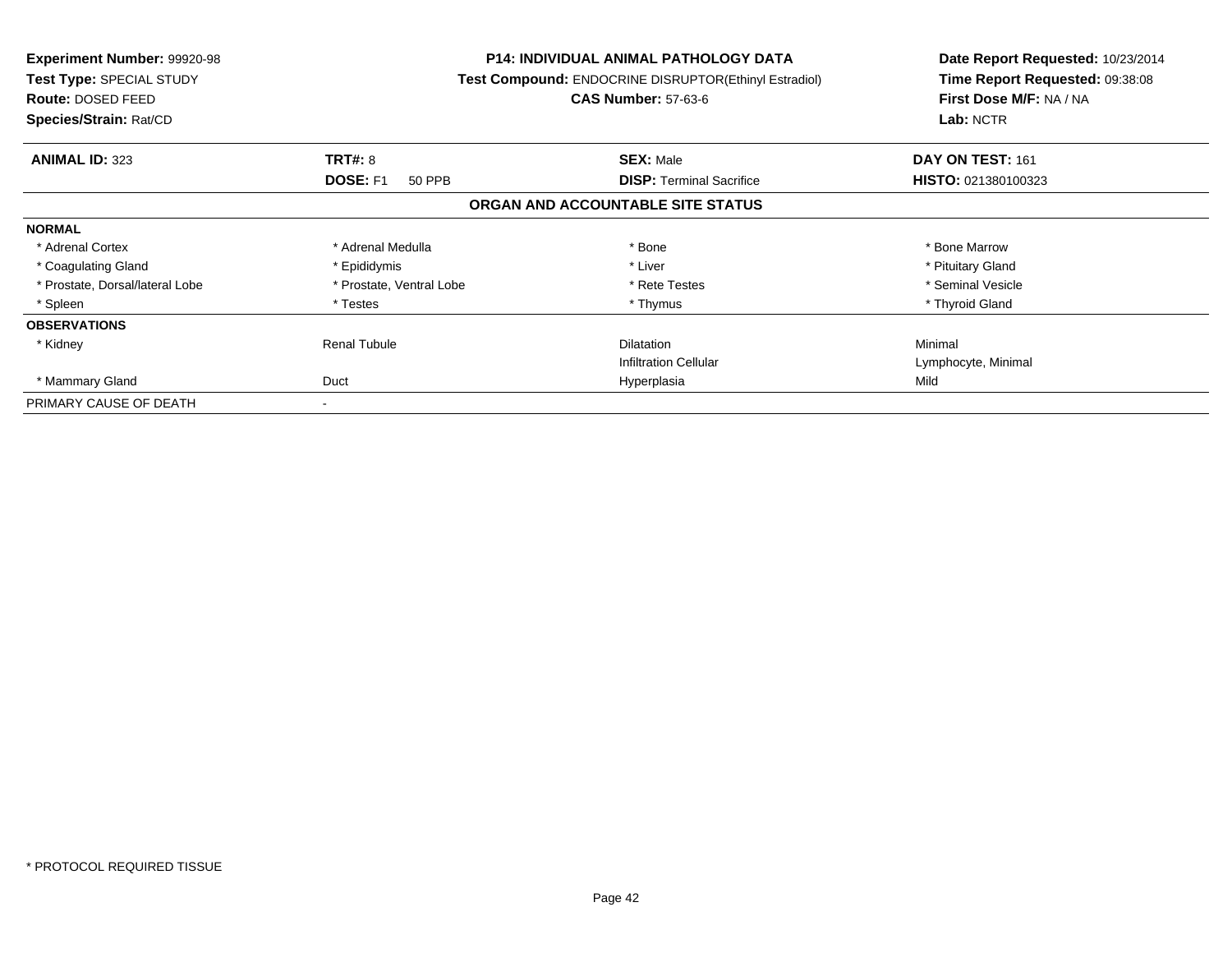**Experiment Number:** 99920-98
**Test Type:** SPECIAL STUDY
**Route:** DOSED FEED
**Species/Strain:** Rat/CD

**P14: INDIVIDUAL ANIMAL PATHOLOGY DATA**
**Test Compound:** ENDOCRINE DISRUPTOR(Ethinyl Estradiol)
**CAS Number:** 57-63-6

**Date Report Requested:** 10/23/2014
**Time Report Requested:** 09:38:08
**First Dose M/F:** NA / NA
**Lab:** NCTR

| **ANIMAL ID:** 323 | **TRT#:** 8 | **SEX:** Male | **DAY ON TEST:** 161 |
|---|---|---|---|
| | **DOSE:** F1 50 PPB | **DISP:** Terminal Sacrifice | **HISTO:** 021380100323 |

**ORGAN AND ACCOUNTABLE SITE STATUS**

| | | | |
|---|---|---|---|
| **NORMAL** | | | |
| * Adrenal Cortex | * Adrenal Medulla | * Bone | * Bone Marrow |
| * Coagulating Gland | * Epididymis | * Liver | * Pituitary Gland |
| * Prostate, Dorsal/lateral Lobe | * Prostate, Ventral Lobe | * Rete Testes | * Seminal Vesicle |
| * Spleen | * Testes | * Thymus | * Thyroid Gland |
| **OBSERVATIONS** | | | |
| * Kidney | Renal Tubule | Dilatation | Minimal |
| | | Infiltration Cellular | Lymphocyte, Minimal |
| * Mammary Gland | Duct | Hyperplasia | Mild |
| PRIMARY CAUSE OF DEATH | - | | |

* PROTOCOL REQUIRED TISSUE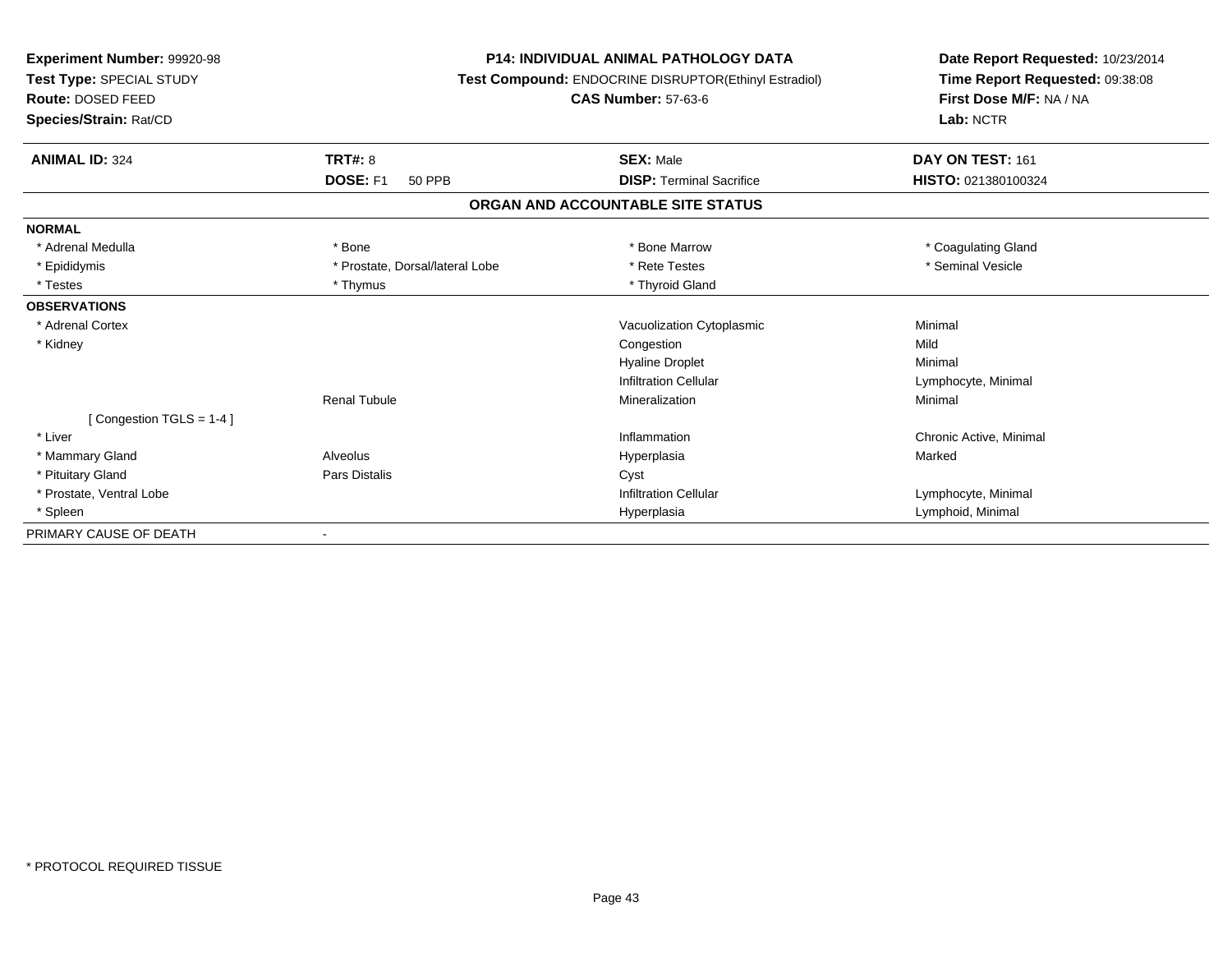**Experiment Number:** 99920-98
**Test Type:** SPECIAL STUDY
**Route:** DOSED FEED
**Species/Strain:** Rat/CD

**P14: INDIVIDUAL ANIMAL PATHOLOGY DATA**
**Test Compound:** ENDOCRINE DISRUPTOR(Ethinyl Estradiol)
**CAS Number:** 57-63-6

**Date Report Requested:** 10/23/2014
**Time Report Requested:** 09:38:08
**First Dose M/F:** NA / NA
**Lab:** NCTR

| **ANIMAL ID:** 324 | **TRT#:** 8 | **SEX:** Male | **DAY ON TEST:** 161 |
|---|---|---|---|
| | **DOSE:** F1 50 PPB | **DISP:** Terminal Sacrifice | **HISTO:** 021380100324 |

## ORGAN AND ACCOUNTABLE SITE STATUS

| | | | |
|---|---|---|---|
| **NORMAL** | | | |
| * Adrenal Medulla | * Bone | * Bone Marrow | * Coagulating Gland |
| * Epididymis | * Prostate, Dorsal/lateral Lobe | * Rete Testes | * Seminal Vesicle |
| * Testes | * Thymus | * Thyroid Gland | |
| **OBSERVATIONS** | | | |
| * Adrenal Cortex | | Vacuolization Cytoplasmic | Minimal |
| * Kidney | | Congestion | Mild |
| | | Hyaline Droplet | Minimal |
| | | Infiltration Cellular | Lymphocyte, Minimal |
| | Renal Tubule | Mineralization | Minimal |
| [ Congestion TGLS = 1-4 ] | | | |
| * Liver | | Inflammation | Chronic Active, Minimal |
| * Mammary Gland | Alveolus | Hyperplasia | Marked |
| * Pituitary Gland | Pars Distalis | Cyst | |
| * Prostate, Ventral Lobe | | Infiltration Cellular | Lymphocyte, Minimal |
| * Spleen | | Hyperplasia | Lymphoid, Minimal |
| PRIMARY CAUSE OF DEATH | - | | |

* PROTOCOL REQUIRED TISSUE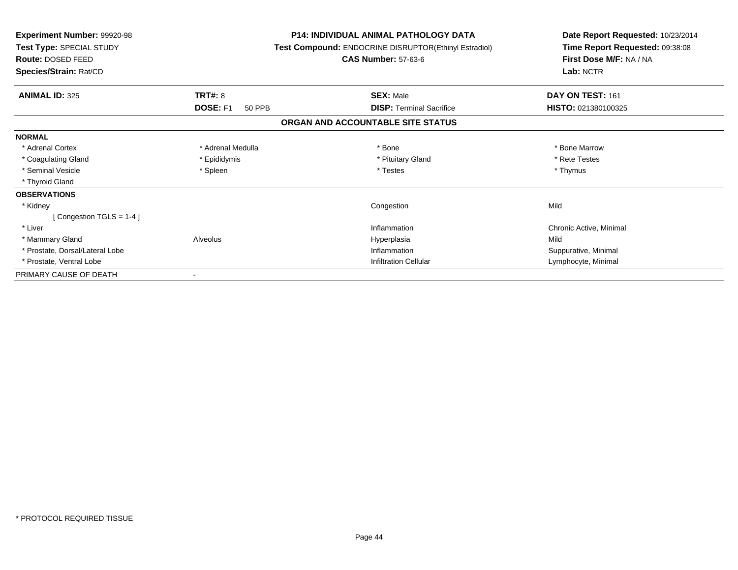**Experiment Number:** 99920-98
**Test Type:** SPECIAL STUDY
**Route:** DOSED FEED
**Species/Strain:** Rat/CD

**P14: INDIVIDUAL ANIMAL PATHOLOGY DATA**
**Test Compound:** ENDOCRINE DISRUPTOR(Ethinyl Estradiol)
**CAS Number:** 57-63-6

**Date Report Requested:** 10/23/2014
**Time Report Requested:** 09:38:08
**First Dose M/F:** NA / NA
**Lab:** NCTR

| **ANIMAL ID:** 325 | **TRT#:** 8 | **SEX:** Male | **DAY ON TEST:** 161 |
|---|---|---|---|
| | **DOSE:** F1 50 PPB | **DISP:** Terminal Sacrifice | **HISTO:** 021380100325 |

## ORGAN AND ACCOUNTABLE SITE STATUS

| | | | |
|---|---|---|---|
| **NORMAL** | | | |
| * Adrenal Cortex | * Adrenal Medulla | * Bone | * Bone Marrow |
| * Coagulating Gland | * Epididymis | * Pituitary Gland | * Rete Testes |
| * Seminal Vesicle | * Spleen | * Testes | * Thymus |
| * Thyroid Gland | | | |
| **OBSERVATIONS** | | | |
| * Kidney | | Congestion | Mild |
| [ Congestion TGLS = 1-4 ] | | | |
| * Liver | | Inflammation | Chronic Active, Minimal |
| * Mammary Gland | Alveolus | Hyperplasia | Mild |
| * Prostate, Dorsal/Lateral Lobe | | Inflammation | Suppurative, Minimal |
| * Prostate, Ventral Lobe | | Infiltration Cellular | Lymphocyte, Minimal |
| PRIMARY CAUSE OF DEATH | - | | |

* PROTOCOL REQUIRED TISSUE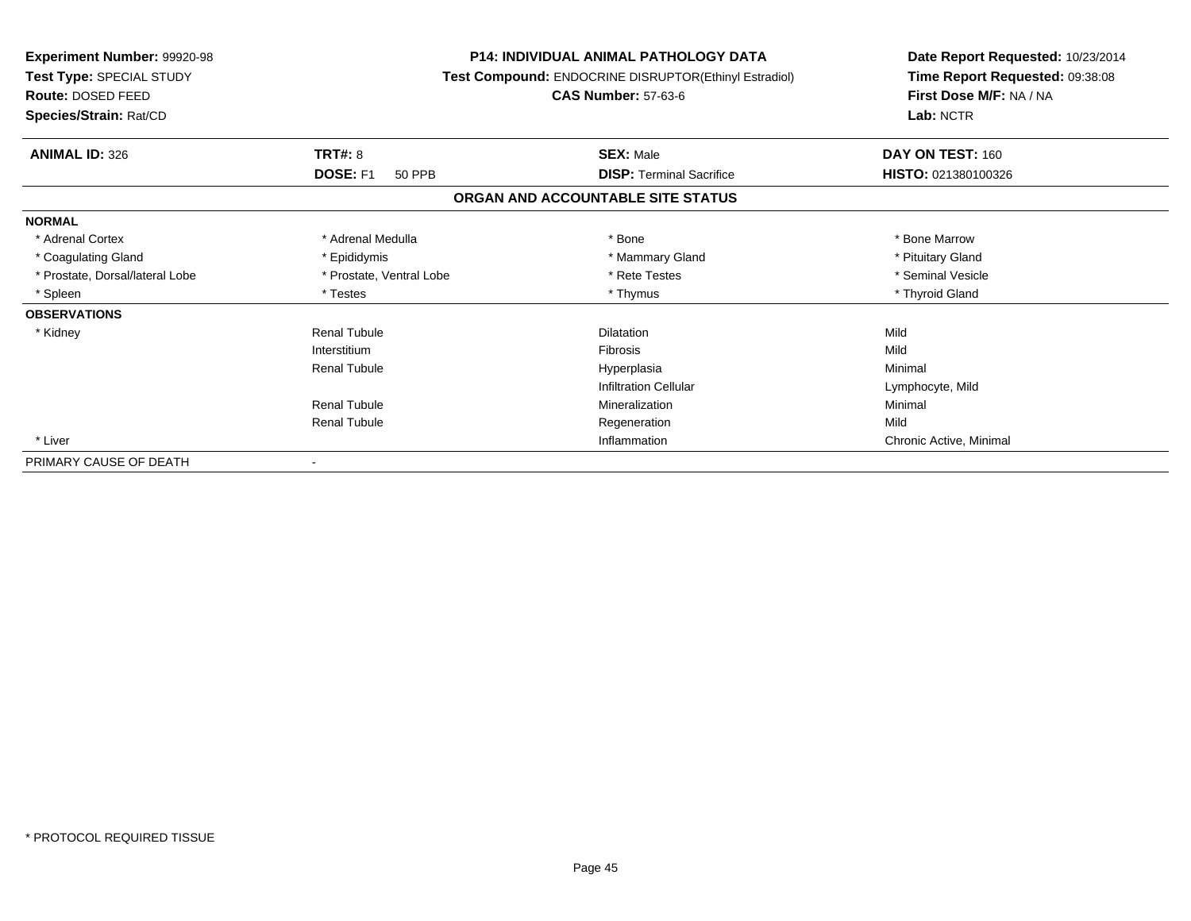**Experiment Number:** 99920-98
**Test Type:** SPECIAL STUDY
**Route:** DOSED FEED
**Species/Strain:** Rat/CD

**P14: INDIVIDUAL ANIMAL PATHOLOGY DATA**
**Test Compound:** ENDOCRINE DISRUPTOR(Ethinyl Estradiol)
**CAS Number:** 57-63-6

**Date Report Requested:** 10/23/2014
**Time Report Requested:** 09:38:08
**First Dose M/F:** NA / NA
**Lab:** NCTR

| **ANIMAL ID:** 326 | **TRT#:** 8 | **SEX:** Male | **DAY ON TEST:** 160 |
|---|---|---|---|
| | **DOSE:** F1 50 PPB | **DISP:** Terminal Sacrifice | **HISTO:** 021380100326 |

## ORGAN AND ACCOUNTABLE SITE STATUS

| | | | |
|---|---|---|---|
| **NORMAL** | | | |
| * Adrenal Cortex | * Adrenal Medulla | * Bone | * Bone Marrow |
| * Coagulating Gland | * Epididymis | * Mammary Gland | * Pituitary Gland |
| * Prostate, Dorsal/lateral Lobe | * Prostate, Ventral Lobe | * Rete Testes | * Seminal Vesicle |
| * Spleen | * Testes | * Thymus | * Thyroid Gland |
| **OBSERVATIONS** | | | |
| * Kidney | Renal Tubule | Dilatation | Mild |
| | Interstitium | Fibrosis | Mild |
| | Renal Tubule | Hyperplasia | Minimal |
| | | Infiltration Cellular | Lymphocyte, Mild |
| | Renal Tubule | Mineralization | Minimal |
| | Renal Tubule | Regeneration | Mild |
| * Liver | | Inflammation | Chronic Active, Minimal |
| PRIMARY CAUSE OF DEATH | - | | |

* PROTOCOL REQUIRED TISSUE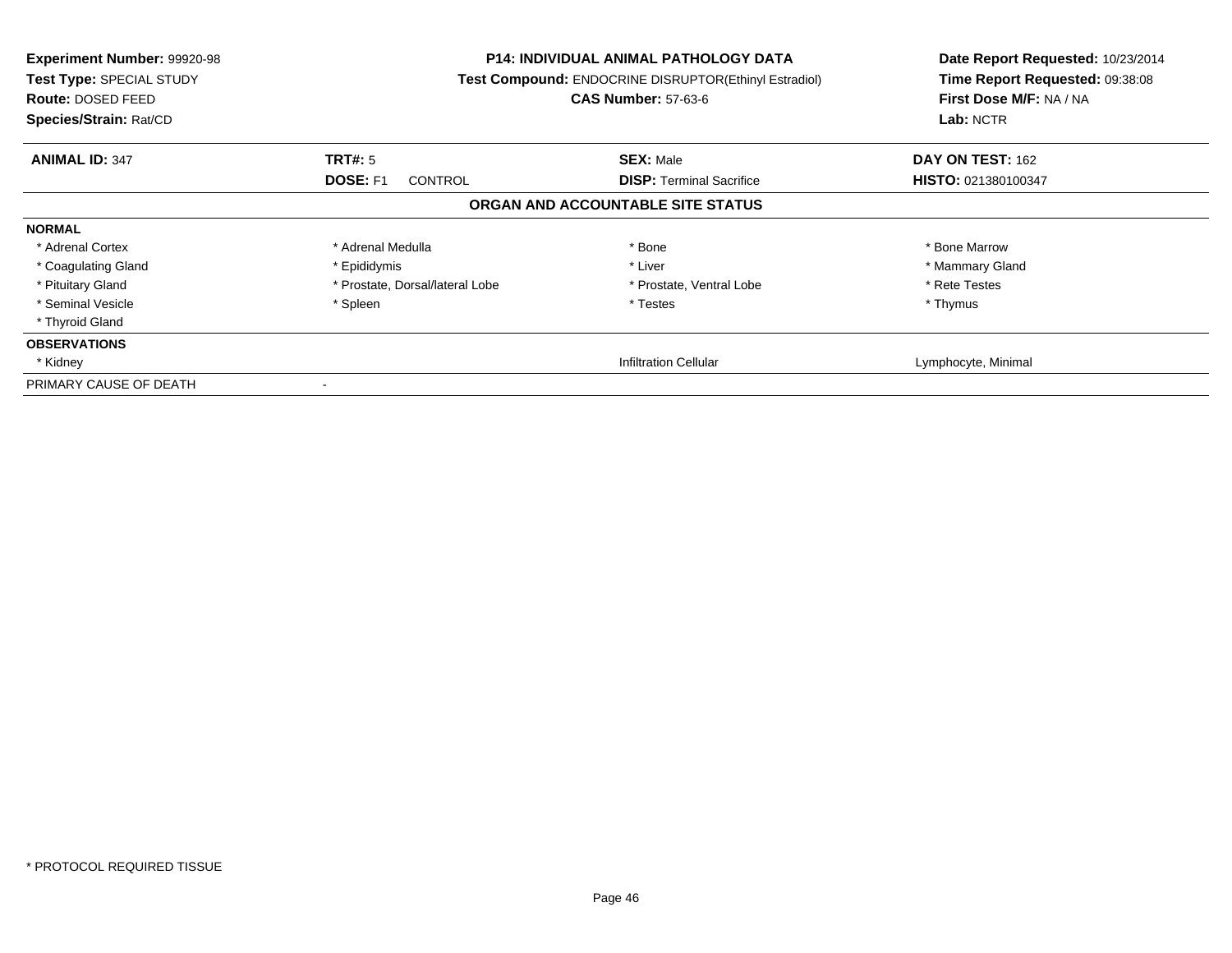**Experiment Number:** 99920-98
**Test Type:** SPECIAL STUDY
**Route:** DOSED FEED
**Species/Strain:** Rat/CD

**P14: INDIVIDUAL ANIMAL PATHOLOGY DATA**
**Test Compound:** ENDOCRINE DISRUPTOR(Ethinyl Estradiol)
**CAS Number:** 57-63-6

**Date Report Requested:** 10/23/2014
**Time Report Requested:** 09:38:08
**First Dose M/F:** NA / NA
**Lab:** NCTR

| **ANIMAL ID:** 347 | **TRT#:** 5 | **SEX:** Male | **DAY ON TEST:** 162 |
|---|---|---|---|
| | **DOSE:** F1 CONTROL | **DISP:** Terminal Sacrifice | **HISTO:** 021380100347 |

**ORGAN AND ACCOUNTABLE SITE STATUS**

| | | | |
|---|---|---|---|
| **NORMAL** | | | |
| * Adrenal Cortex | * Adrenal Medulla | * Bone | * Bone Marrow |
| * Coagulating Gland | * Epididymis | * Liver | * Mammary Gland |
| * Pituitary Gland | * Prostate, Dorsal/lateral Lobe | * Prostate, Ventral Lobe | * Rete Testes |
| * Seminal Vesicle | * Spleen | * Testes | * Thymus |
| * Thyroid Gland | | | |
| **OBSERVATIONS** | | | |
| * Kidney | | Infiltration Cellular | Lymphocyte, Minimal |
| PRIMARY CAUSE OF DEATH | - | | |

* PROTOCOL REQUIRED TISSUE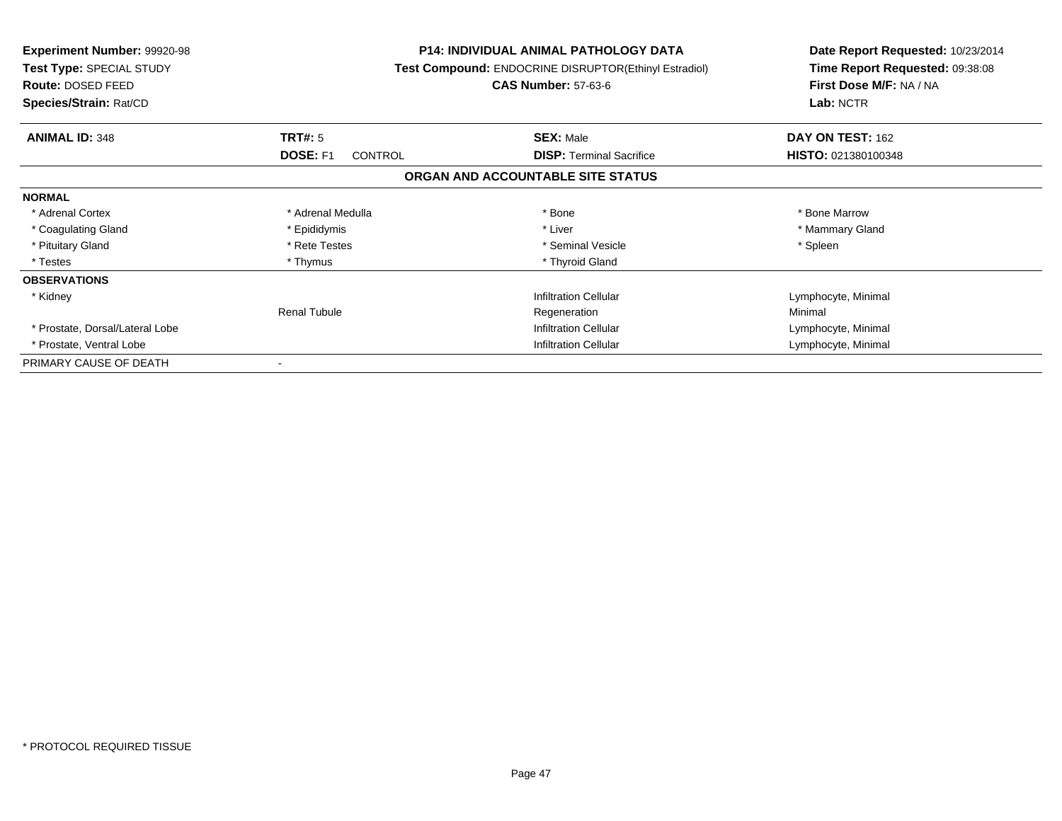**Experiment Number:** 99920-98
**Test Type:** SPECIAL STUDY
**Route:** DOSED FEED
**Species/Strain:** Rat/CD

**P14: INDIVIDUAL ANIMAL PATHOLOGY DATA**
**Test Compound:** ENDOCRINE DISRUPTOR(Ethinyl Estradiol)
**CAS Number:** 57-63-6

**Date Report Requested:** 10/23/2014
**Time Report Requested:** 09:38:08
**First Dose M/F:** NA / NA
**Lab:** NCTR

| **ANIMAL ID:** 348 | **TRT#:** 5 | **SEX:** Male | **DAY ON TEST:** 162 |
|---|---|---|---|
| | **DOSE:** F1 CONTROL | **DISP:** Terminal Sacrifice | **HISTO:** 021380100348 |

**ORGAN AND ACCOUNTABLE SITE STATUS**

| | | | |
|---|---|---|---|
| **NORMAL** | | | |
| * Adrenal Cortex | * Adrenal Medulla | * Bone | * Bone Marrow |
| * Coagulating Gland | * Epididymis | * Liver | * Mammary Gland |
| * Pituitary Gland | * Rete Testes | * Seminal Vesicle | * Spleen |
| * Testes | * Thymus | * Thyroid Gland | |
| **OBSERVATIONS** | | | |
| * Kidney | | Infiltration Cellular | Lymphocyte, Minimal |
| | Renal Tubule | Regeneration | Minimal |
| * Prostate, Dorsal/Lateral Lobe | | Infiltration Cellular | Lymphocyte, Minimal |
| * Prostate, Ventral Lobe | | Infiltration Cellular | Lymphocyte, Minimal |
| PRIMARY CAUSE OF DEATH | - | | |

* PROTOCOL REQUIRED TISSUE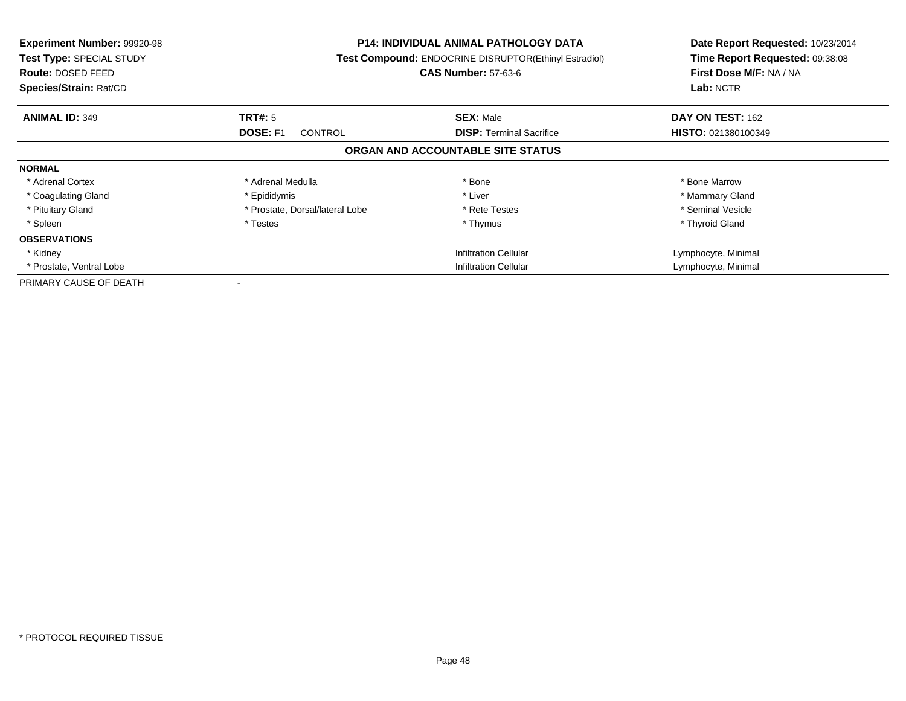**Experiment Number:** 99920-98
**Test Type:** SPECIAL STUDY
**Route:** DOSED FEED
**Species/Strain:** Rat/CD

**P14: INDIVIDUAL ANIMAL PATHOLOGY DATA**
**Test Compound:** ENDOCRINE DISRUPTOR(Ethinyl Estradiol)
**CAS Number:** 57-63-6

**Date Report Requested:** 10/23/2014
**Time Report Requested:** 09:38:08
**First Dose M/F:** NA / NA
**Lab:** NCTR

| **ANIMAL ID:** 349 | **TRT#:** 5 | **SEX:** Male | **DAY ON TEST:** 162 |
|---|---|---|---|
| | **DOSE:** F1 CONTROL | **DISP:** Terminal Sacrifice | **HISTO:** 021380100349 |

## ORGAN AND ACCOUNTABLE SITE STATUS

| | | | |
|---|---|---|---|
| **NORMAL** | | | |
| * Adrenal Cortex | * Adrenal Medulla | * Bone | * Bone Marrow |
| * Coagulating Gland | * Epididymis | * Liver | * Mammary Gland |
| * Pituitary Gland | * Prostate, Dorsal/lateral Lobe | * Rete Testes | * Seminal Vesicle |
| * Spleen | * Testes | * Thymus | * Thyroid Gland |
| **OBSERVATIONS** | | | |
| * Kidney | | Infiltration Cellular | Lymphocyte, Minimal |
| * Prostate, Ventral Lobe | | Infiltration Cellular | Lymphocyte, Minimal |
| PRIMARY CAUSE OF DEATH | - | | |

* PROTOCOL REQUIRED TISSUE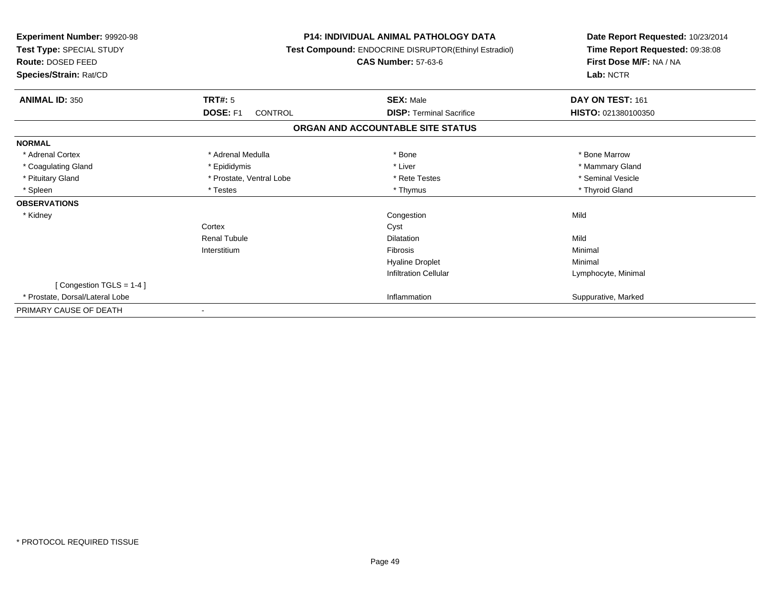**Experiment Number:** 99920-98
**Test Type:** SPECIAL STUDY
**Route:** DOSED FEED
**Species/Strain:** Rat/CD

**P14: INDIVIDUAL ANIMAL PATHOLOGY DATA**
**Test Compound:** ENDOCRINE DISRUPTOR(Ethinyl Estradiol)
**CAS Number:** 57-63-6

**Date Report Requested:** 10/23/2014
**Time Report Requested:** 09:38:08
**First Dose M/F:** NA / NA
**Lab:** NCTR

| **ANIMAL ID:** 350 | **TRT#:** 5 | **SEX:** Male | **DAY ON TEST:** 161 |
|---|---|---|---|
| | **DOSE:** F1 CONTROL | **DISP:** Terminal Sacrifice | **HISTO:** 021380100350 |

## ORGAN AND ACCOUNTABLE SITE STATUS

| | | | |
|---|---|---|---|
| **NORMAL** | | | |
| * Adrenal Cortex | * Adrenal Medulla | * Bone | * Bone Marrow |
| * Coagulating Gland | * Epididymis | * Liver | * Mammary Gland |
| * Pituitary Gland | * Prostate, Ventral Lobe | * Rete Testes | * Seminal Vesicle |
| * Spleen | * Testes | * Thymus | * Thyroid Gland |
| **OBSERVATIONS** | | | |
| * Kidney | | Congestion | Mild |
| | Cortex | Cyst | |
| | Renal Tubule | Dilatation | Mild |
| | Interstitium | Fibrosis | Minimal |
| | | Hyaline Droplet | Minimal |
| | | Infiltration Cellular | Lymphocyte, Minimal |
| [ Congestion TGLS = 1-4 ] | | | |
| * Prostate, Dorsal/Lateral Lobe | | Inflammation | Suppurative, Marked |
| PRIMARY CAUSE OF DEATH | - | | |

* PROTOCOL REQUIRED TISSUE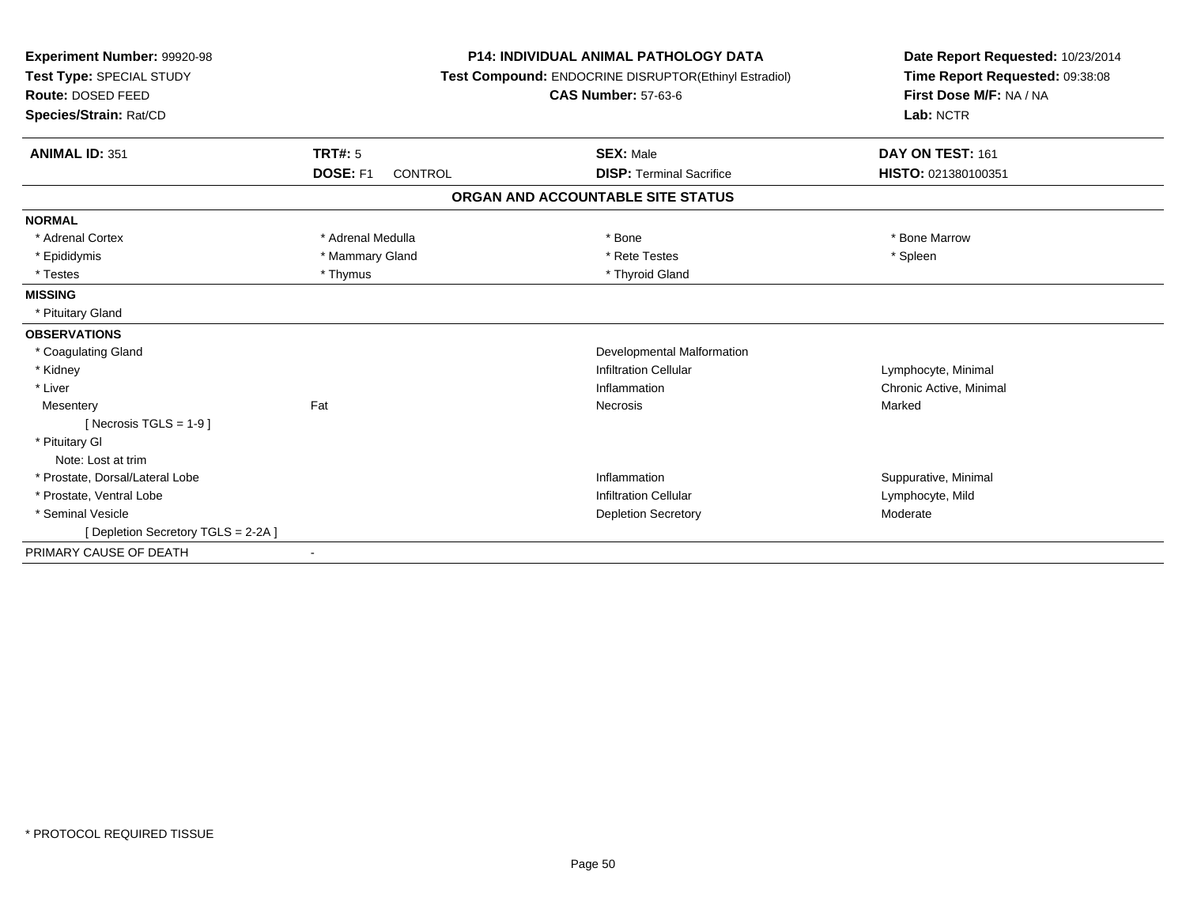**Experiment Number:** 99920-98
**Test Type:** SPECIAL STUDY
**Route:** DOSED FEED
**Species/Strain:** Rat/CD

**P14: INDIVIDUAL ANIMAL PATHOLOGY DATA**
**Test Compound:** ENDOCRINE DISRUPTOR(Ethinyl Estradiol)
**CAS Number:** 57-63-6

**Date Report Requested:** 10/23/2014
**Time Report Requested:** 09:38:08
**First Dose M/F:** NA / NA
**Lab:** NCTR

| **ANIMAL ID:** 351 | **TRT#:** 5 | **SEX:** Male | **DAY ON TEST:** 161 |
|---|---|---|---|
| | **DOSE:** F1 CONTROL | **DISP:** Terminal Sacrifice | **HISTO:** 021380100351 |

## ORGAN AND ACCOUNTABLE SITE STATUS

**NORMAL**

| | | | |
|---|---|---|---|
| * Adrenal Cortex | * Adrenal Medulla | * Bone | * Bone Marrow |
| * Epididymis | * Mammary Gland | * Rete Testes | * Spleen |
| * Testes | * Thymus | * Thyroid Gland | |

**MISSING**

* Pituitary Gland

**OBSERVATIONS**

| | | | |
|---|---|---|---|
| * Coagulating Gland | | Developmental Malformation | |
| * Kidney | | Infiltration Cellular | Lymphocyte, Minimal |
| * Liver | | Inflammation | Chronic Active, Minimal |
| Mesentery | Fat | Necrosis | Marked |
| [ Necrosis TGLS = 1-9 ] | | | |
| * Pituitary Gl | | | |
| Note: Lost at trim | | | |
| * Prostate, Dorsal/Lateral Lobe | | Inflammation | Suppurative, Minimal |
| * Prostate, Ventral Lobe | | Infiltration Cellular | Lymphocyte, Mild |
| * Seminal Vesicle | | Depletion Secretory | Moderate |
| [ Depletion Secretory TGLS = 2-2A ] | | | |

PRIMARY CAUSE OF DEATH -

* PROTOCOL REQUIRED TISSUE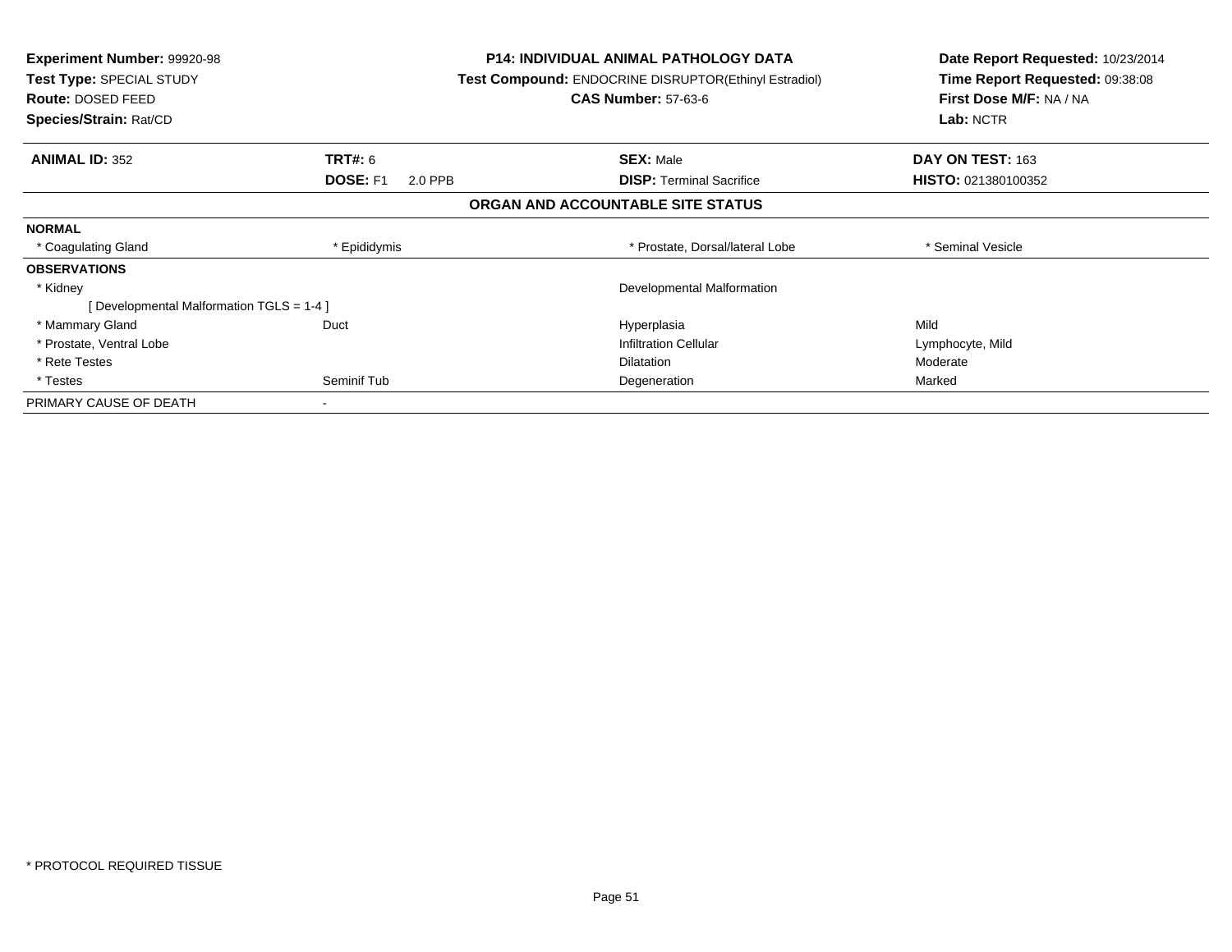**Experiment Number:** 99920-98
**Test Type:** SPECIAL STUDY
**Route:** DOSED FEED
**Species/Strain:** Rat/CD

**P14: INDIVIDUAL ANIMAL PATHOLOGY DATA**
**Test Compound:** ENDOCRINE DISRUPTOR(Ethinyl Estradiol)
**CAS Number:** 57-63-6

**Date Report Requested:** 10/23/2014
**Time Report Requested:** 09:38:08
**First Dose M/F:** NA / NA
**Lab:** NCTR

| **ANIMAL ID:** 352 | **TRT#:** 6 | **SEX:** Male | **DAY ON TEST:** 163 |
|---|---|---|---|
| | **DOSE:** F1 2.0 PPB | **DISP:** Terminal Sacrifice | **HISTO:** 021380100352 |

**ORGAN AND ACCOUNTABLE SITE STATUS**

| | | | |
|---|---|---|---|
| **NORMAL** | | | |
| * Coagulating Gland | * Epididymis | * Prostate, Dorsal/lateral Lobe | * Seminal Vesicle |
| **OBSERVATIONS** | | | |
| * Kidney | | Developmental Malformation | |
| [ Developmental Malformation TGLS = 1-4 ] | | | |
| * Mammary Gland | Duct | Hyperplasia | Mild |
| * Prostate, Ventral Lobe | | Infiltration Cellular | Lymphocyte, Mild |
| * Rete Testes | | Dilatation | Moderate |
| * Testes | Seminif Tub | Degeneration | Marked |
| PRIMARY CAUSE OF DEATH | - | | |

* PROTOCOL REQUIRED TISSUE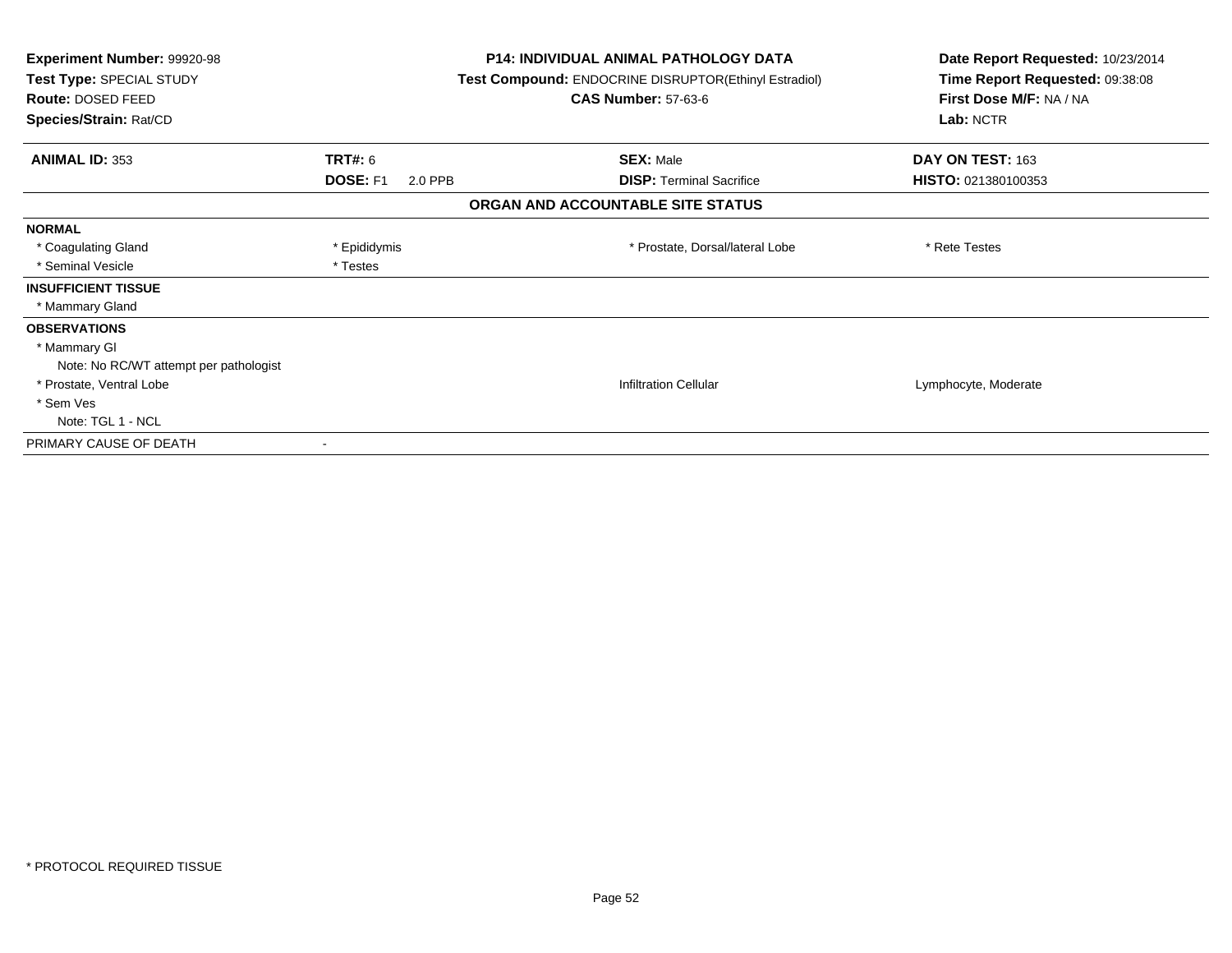**Experiment Number:** 99920-98
**Test Type:** SPECIAL STUDY
**Route:** DOSED FEED
**Species/Strain:** Rat/CD

**P14: INDIVIDUAL ANIMAL PATHOLOGY DATA**
**Test Compound:** ENDOCRINE DISRUPTOR(Ethinyl Estradiol)
**CAS Number:** 57-63-6

**Date Report Requested:** 10/23/2014
**Time Report Requested:** 09:38:08
**First Dose M/F:** NA / NA
**Lab:** NCTR

| **ANIMAL ID:** 353 | **TRT#:** 6 | **SEX:** Male | **DAY ON TEST:** 163 |
|---|---|---|---|
| | **DOSE:** F1 2.0 PPB | **DISP:** Terminal Sacrifice | **HISTO:** 021380100353 |

## ORGAN AND ACCOUNTABLE SITE STATUS

| | | | |
|---|---|---|---|
| **NORMAL** | | | |
| * Coagulating Gland | * Epididymis | * Prostate, Dorsal/lateral Lobe | * Rete Testes |
| * Seminal Vesicle | * Testes | | |
| **INSUFFICIENT TISSUE** | | | |
| * Mammary Gland | | | |
| **OBSERVATIONS** | | | |
| * Mammary Gl | | | |
| Note: No RC/WT attempt per pathologist | | | |
| * Prostate, Ventral Lobe | | Infiltration Cellular | Lymphocyte, Moderate |
| * Sem Ves | | | |
| Note: TGL 1 - NCL | | | |
| PRIMARY CAUSE OF DEATH | - | | |

* PROTOCOL REQUIRED TISSUE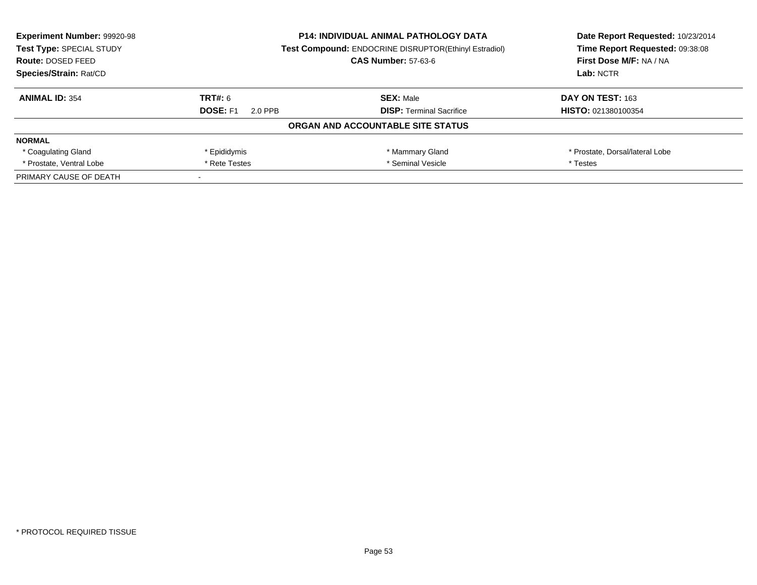**Experiment Number:** 99920-98
**Test Type:** SPECIAL STUDY
**Route:** DOSED FEED
**Species/Strain:** Rat/CD

**P14: INDIVIDUAL ANIMAL PATHOLOGY DATA**
**Test Compound:** ENDOCRINE DISRUPTOR(Ethinyl Estradiol)
**CAS Number:** 57-63-6

**Date Report Requested:** 10/23/2014
**Time Report Requested:** 09:38:08
**First Dose M/F:** NA / NA
**Lab:** NCTR

| **ANIMAL ID:** 354 | **TRT#:** 6 | **SEX:** Male | **DAY ON TEST:** 163 |
|---|---|---|---|
| | **DOSE:** F1 2.0 PPB | **DISP:** Terminal Sacrifice | **HISTO:** 021380100354 |

**ORGAN AND ACCOUNTABLE SITE STATUS**

| **NORMAL** | | | |
|---|---|---|---|
| * Coagulating Gland | * Epididymis | * Mammary Gland | * Prostate, Dorsal/lateral Lobe |
| * Prostate, Ventral Lobe | * Rete Testes | * Seminal Vesicle | * Testes |
| PRIMARY CAUSE OF DEATH | - | | |

* PROTOCOL REQUIRED TISSUE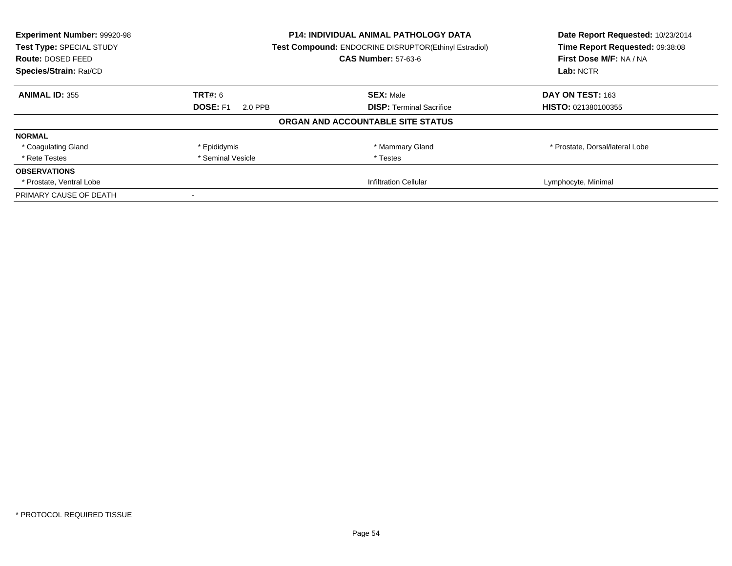**Experiment Number:** 99920-98
**Test Type:** SPECIAL STUDY
**Route:** DOSED FEED
**Species/Strain:** Rat/CD

**P14: INDIVIDUAL ANIMAL PATHOLOGY DATA**
**Test Compound:** ENDOCRINE DISRUPTOR(Ethinyl Estradiol)
**CAS Number:** 57-63-6

**Date Report Requested:** 10/23/2014
**Time Report Requested:** 09:38:08
**First Dose M/F:** NA / NA
**Lab:** NCTR

| **ANIMAL ID:** 355 | **TRT#:** 6 | **SEX:** Male | **DAY ON TEST:** 163 |
|---|---|---|---|
| | **DOSE:** F1 2.0 PPB | **DISP:** Terminal Sacrifice | **HISTO:** 021380100355 |

## ORGAN AND ACCOUNTABLE SITE STATUS

| | | | |
|---|---|---|---|
| **NORMAL** | | | |
| * Coagulating Gland | * Epididymis | * Mammary Gland | * Prostate, Dorsal/lateral Lobe |
| * Rete Testes | * Seminal Vesicle | * Testes | |
| **OBSERVATIONS** | | | |
| * Prostate, Ventral Lobe | | Infiltration Cellular | Lymphocyte, Minimal |
| PRIMARY CAUSE OF DEATH | - | | |

* PROTOCOL REQUIRED TISSUE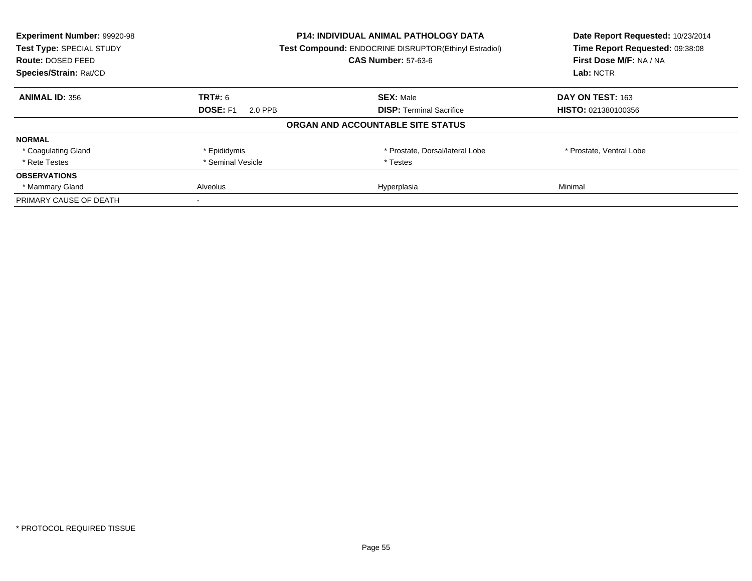**Experiment Number:** 99920-98
**Test Type:** SPECIAL STUDY
**Route:** DOSED FEED
**Species/Strain:** Rat/CD

**P14: INDIVIDUAL ANIMAL PATHOLOGY DATA**
**Test Compound:** ENDOCRINE DISRUPTOR(Ethinyl Estradiol)
**CAS Number:** 57-63-6

**Date Report Requested:** 10/23/2014
**Time Report Requested:** 09:38:08
**First Dose M/F:** NA / NA
**Lab:** NCTR

| **ANIMAL ID:** 356 | **TRT#:** 6 | **SEX:** Male | **DAY ON TEST:** 163 |
|---|---|---|---|
| | **DOSE:** F1 2.0 PPB | **DISP:** Terminal Sacrifice | **HISTO:** 021380100356 |

**ORGAN AND ACCOUNTABLE SITE STATUS**

| | | | |
|---|---|---|---|
| **NORMAL** | | | |
| * Coagulating Gland | * Epididymis | * Prostate, Dorsal/lateral Lobe | * Prostate, Ventral Lobe |
| * Rete Testes | * Seminal Vesicle | * Testes | |
| **OBSERVATIONS** | | | |
| * Mammary Gland | Alveolus | Hyperplasia | Minimal |
| PRIMARY CAUSE OF DEATH | - | | |

* PROTOCOL REQUIRED TISSUE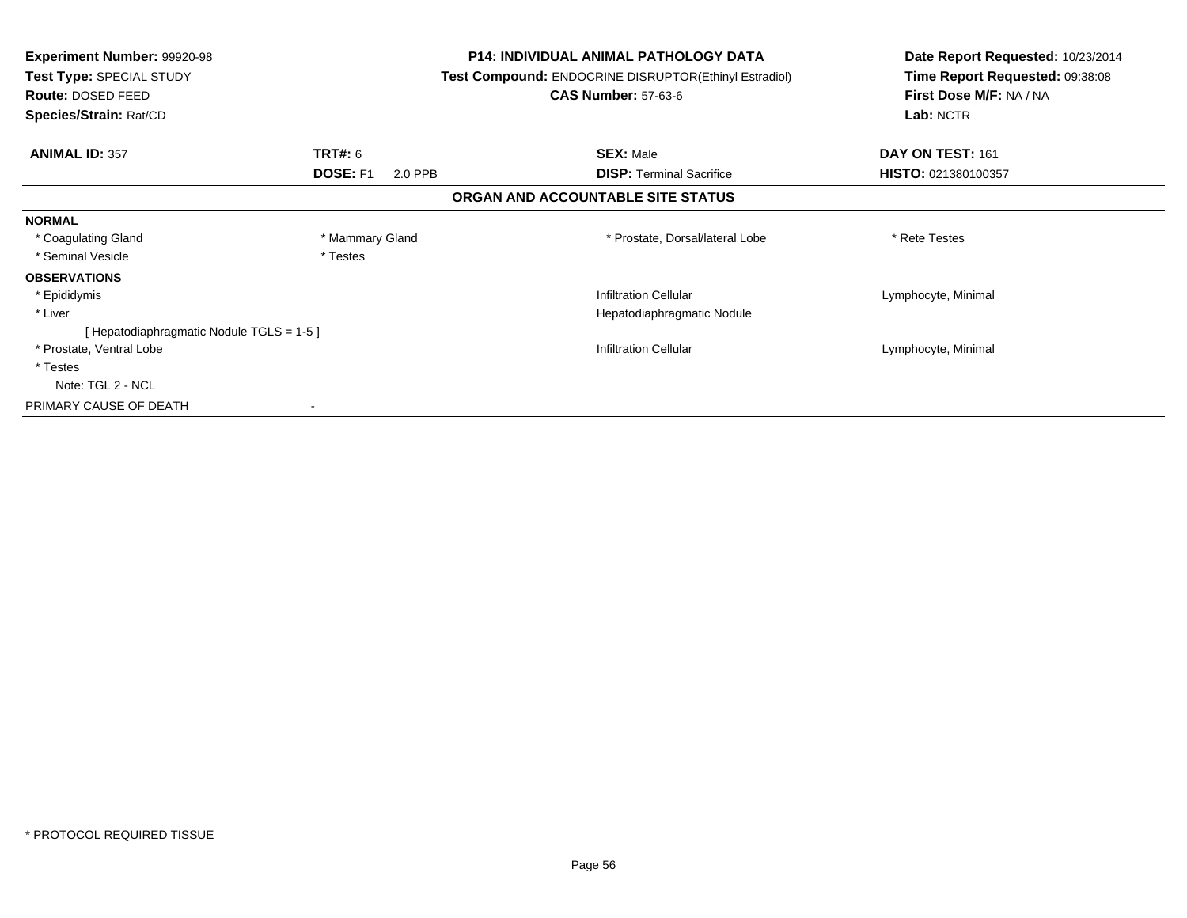| | | | |
|---|---|---|---|
| **Experiment Number:** 99920-98 | **P14: INDIVIDUAL ANIMAL PATHOLOGY DATA** | | **Date Report Requested:** 10/23/2014 |
| **Test Type:** SPECIAL STUDY | **Test Compound:** ENDOCRINE DISRUPTOR(Ethinyl Estradiol) | | **Time Report Requested:** 09:38:08 |
| **Route:** DOSED FEED | **CAS Number:** 57-63-6 | | **First Dose M/F:** NA / NA |
| **Species/Strain:** Rat/CD | | | **Lab:** NCTR |

| | | | |
|---|---|---|---|
| **ANIMAL ID:** 357 | **TRT#:** 6 | **SEX:** Male | **DAY ON TEST:** 161 |
| | **DOSE:** F1 2.0 PPB | **DISP:** Terminal Sacrifice | **HISTO:** 021380100357 |

## ORGAN AND ACCOUNTABLE SITE STATUS

| | | | |
|---|---|---|---|
| **NORMAL** | | | |
| * Coagulating Gland | * Mammary Gland | * Prostate, Dorsal/lateral Lobe | * Rete Testes |
| * Seminal Vesicle | * Testes | | |
| **OBSERVATIONS** | | | |
| * Epididymis | | Infiltration Cellular | Lymphocyte, Minimal |
| * Liver | | Hepatodiaphragmatic Nodule | |
| [ Hepatodiaphragmatic Nodule TGLS = 1-5 ] | | | |
| * Prostate, Ventral Lobe | | Infiltration Cellular | Lymphocyte, Minimal |
| * Testes | | | |
| Note: TGL 2 - NCL | | | |
| PRIMARY CAUSE OF DEATH | - | | |

* PROTOCOL REQUIRED TISSUE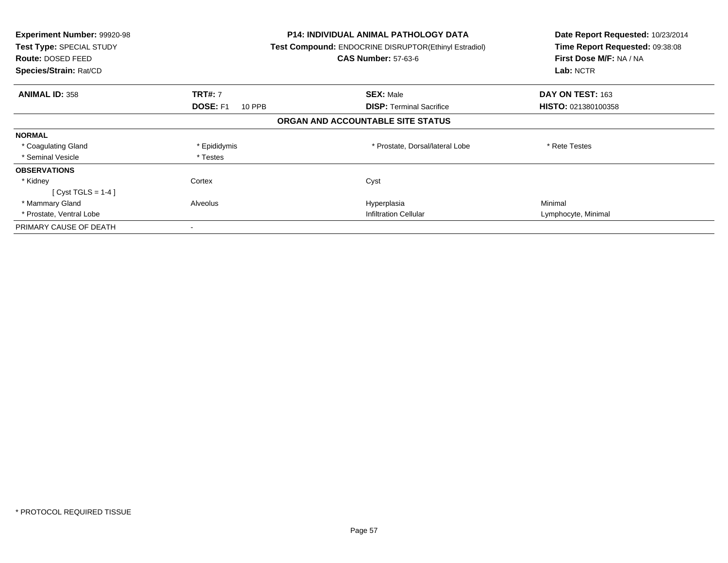**Experiment Number:** 99920-98
**Test Type:** SPECIAL STUDY
**Route:** DOSED FEED
**Species/Strain:** Rat/CD

**P14: INDIVIDUAL ANIMAL PATHOLOGY DATA**
**Test Compound:** ENDOCRINE DISRUPTOR(Ethinyl Estradiol)
**CAS Number:** 57-63-6

**Date Report Requested:** 10/23/2014
**Time Report Requested:** 09:38:08
**First Dose M/F:** NA / NA
**Lab:** NCTR

| **ANIMAL ID:** 358 | **TRT#:** 7 | **SEX:** Male | **DAY ON TEST:** 163 |
|---|---|---|---|
| | **DOSE:** F1 10 PPB | **DISP:** Terminal Sacrifice | **HISTO:** 021380100358 |

**ORGAN AND ACCOUNTABLE SITE STATUS**

| | | | |
|---|---|---|---|
| **NORMAL** | | | |
| * Coagulating Gland | * Epididymis | * Prostate, Dorsal/lateral Lobe | * Rete Testes |
| * Seminal Vesicle | * Testes | | |
| **OBSERVATIONS** | | | |
| * Kidney | Cortex | Cyst | |
| [ Cyst TGLS = 1-4 ] | | | |
| * Mammary Gland | Alveolus | Hyperplasia | Minimal |
| * Prostate, Ventral Lobe | | Infiltration Cellular | Lymphocyte, Minimal |
| PRIMARY CAUSE OF DEATH | - | | |

* PROTOCOL REQUIRED TISSUE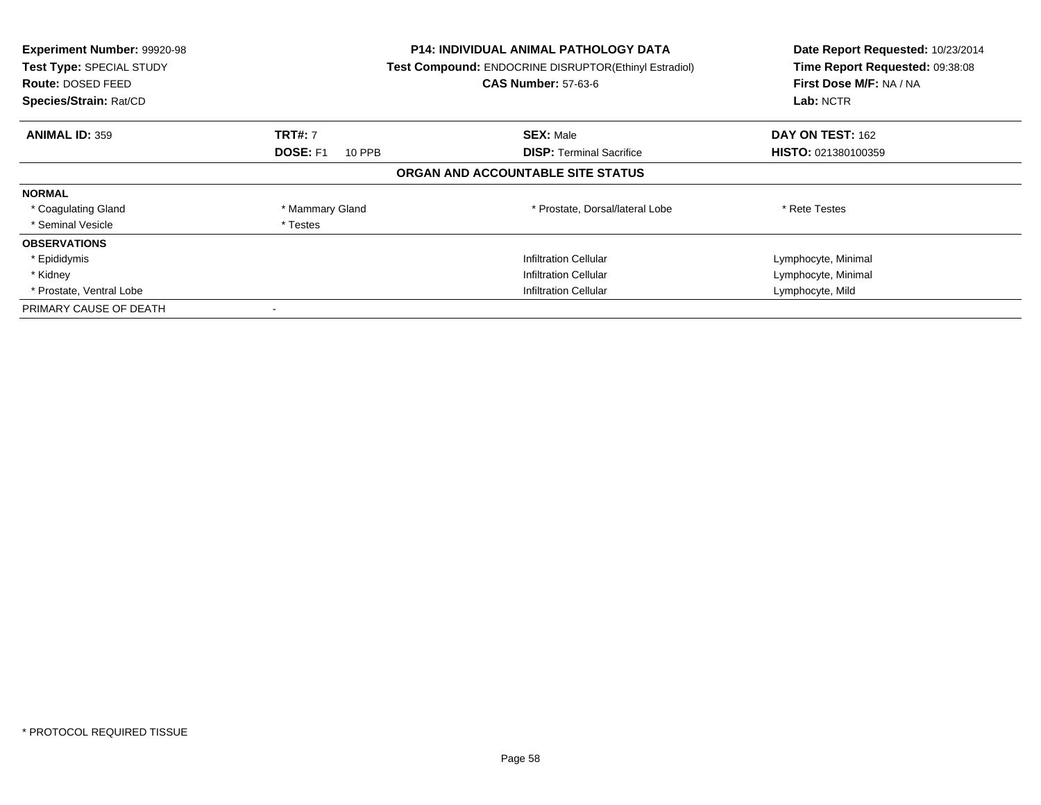**Experiment Number:** 99920-98
**Test Type:** SPECIAL STUDY
**Route:** DOSED FEED
**Species/Strain:** Rat/CD

**P14: INDIVIDUAL ANIMAL PATHOLOGY DATA**
**Test Compound:** ENDOCRINE DISRUPTOR(Ethinyl Estradiol)
**CAS Number:** 57-63-6

**Date Report Requested:** 10/23/2014
**Time Report Requested:** 09:38:08
**First Dose M/F:** NA / NA
**Lab:** NCTR

| **ANIMAL ID:** 359 | **TRT#:** 7 | **SEX:** Male | **DAY ON TEST:** 162 |
|---|---|---|---|
| | **DOSE:** F1 10 PPB | **DISP:** Terminal Sacrifice | **HISTO:** 021380100359 |

**ORGAN AND ACCOUNTABLE SITE STATUS**

| | | | |
|---|---|---|---|
| **NORMAL** | | | |
| * Coagulating Gland | * Mammary Gland | * Prostate, Dorsal/lateral Lobe | * Rete Testes |
| * Seminal Vesicle | * Testes | | |
| **OBSERVATIONS** | | | |
| * Epididymis | | Infiltration Cellular | Lymphocyte, Minimal |
| * Kidney | | Infiltration Cellular | Lymphocyte, Minimal |
| * Prostate, Ventral Lobe | | Infiltration Cellular | Lymphocyte, Mild |
| PRIMARY CAUSE OF DEATH | - | | |

* PROTOCOL REQUIRED TISSUE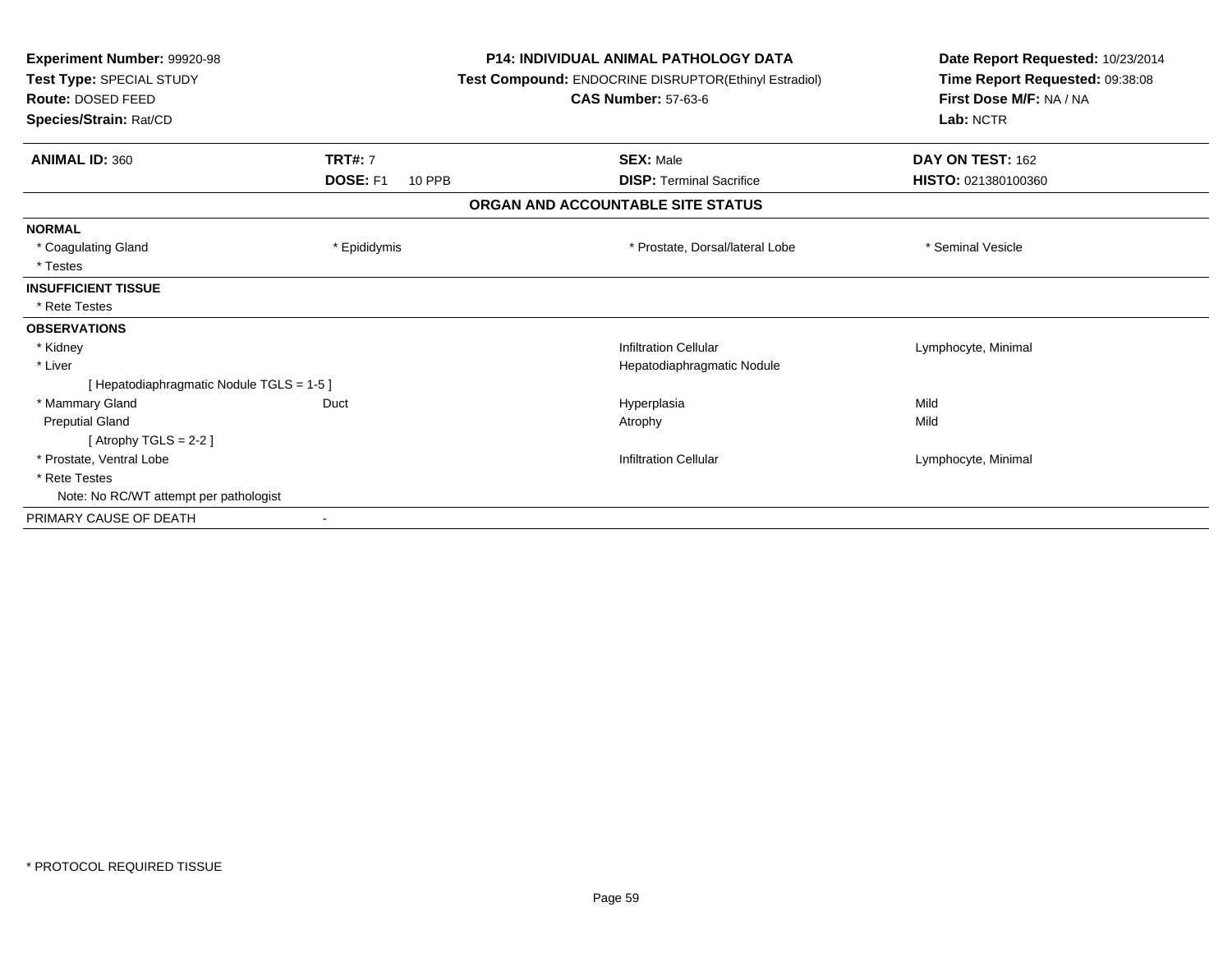**Experiment Number:** 99920-98
**Test Type:** SPECIAL STUDY
**Route:** DOSED FEED
**Species/Strain:** Rat/CD

**P14: INDIVIDUAL ANIMAL PATHOLOGY DATA**
**Test Compound:** ENDOCRINE DISRUPTOR(Ethinyl Estradiol)
**CAS Number:** 57-63-6

**Date Report Requested:** 10/23/2014
**Time Report Requested:** 09:38:08
**First Dose M/F:** NA / NA
**Lab:** NCTR

| **ANIMAL ID:** 360 | **TRT#:** 7 | **SEX:** Male | **DAY ON TEST:** 162 |
|---|---|---|---|
| | **DOSE:** F1 10 PPB | **DISP:** Terminal Sacrifice | **HISTO:** 021380100360 |

**ORGAN AND ACCOUNTABLE SITE STATUS**

| | | | |
|---|---|---|---|
| **NORMAL** | | | |
| * Coagulating Gland | * Epididymis | * Prostate, Dorsal/lateral Lobe | * Seminal Vesicle |
| * Testes | | | |
| **INSUFFICIENT TISSUE** | | | |
| * Rete Testes | | | |
| **OBSERVATIONS** | | | |
| * Kidney | | Infiltration Cellular | Lymphocyte, Minimal |
| * Liver | | Hepatodiaphragmatic Nodule | |
| [ Hepatodiaphragmatic Nodule TGLS = 1-5 ] | | | |
| * Mammary Gland | Duct | Hyperplasia | Mild |
| Preputial Gland | | Atrophy | Mild |
| [ Atrophy TGLS = 2-2 ] | | | |
| * Prostate, Ventral Lobe | | Infiltration Cellular | Lymphocyte, Minimal |
| * Rete Testes | | | |
| Note: No RC/WT attempt per pathologist | | | |
| PRIMARY CAUSE OF DEATH | - | | |

\* PROTOCOL REQUIRED TISSUE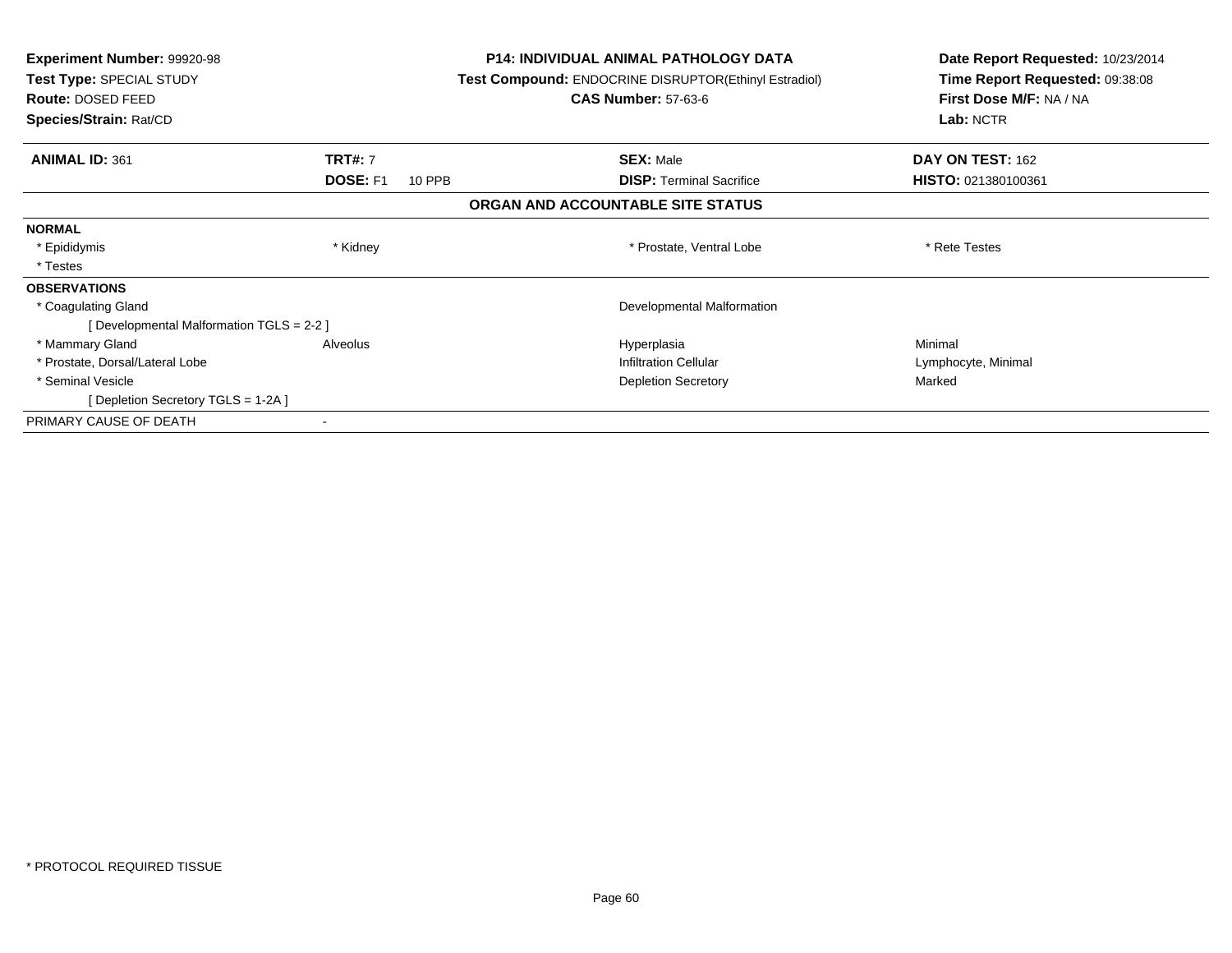**Experiment Number:** 99920-98
**Test Type:** SPECIAL STUDY
**Route:** DOSED FEED
**Species/Strain:** Rat/CD

**P14: INDIVIDUAL ANIMAL PATHOLOGY DATA**
**Test Compound:** ENDOCRINE DISRUPTOR(Ethinyl Estradiol)
**CAS Number:** 57-63-6

**Date Report Requested:** 10/23/2014
**Time Report Requested:** 09:38:08
**First Dose M/F:** NA / NA
**Lab:** NCTR

| **ANIMAL ID:** 361 | **TRT#:** 7 | **SEX:** Male | **DAY ON TEST:** 162 |
|---|---|---|---|
| | **DOSE:** F1 10 PPB | **DISP:** Terminal Sacrifice | **HISTO:** 021380100361 |

**ORGAN AND ACCOUNTABLE SITE STATUS**

| | | | |
|---|---|---|---|
| **NORMAL** | | | |
| * Epididymis | * Kidney | * Prostate, Ventral Lobe | * Rete Testes |
| * Testes | | | |
| **OBSERVATIONS** | | | |
| * Coagulating Gland | | Developmental Malformation | |
| [ Developmental Malformation TGLS = 2-2 ] | | | |
| * Mammary Gland | Alveolus | Hyperplasia | Minimal |
| * Prostate, Dorsal/Lateral Lobe | | Infiltration Cellular | Lymphocyte, Minimal |
| * Seminal Vesicle | | Depletion Secretory | Marked |
| [ Depletion Secretory TGLS = 1-2A ] | | | |
| PRIMARY CAUSE OF DEATH | - | | |

* PROTOCOL REQUIRED TISSUE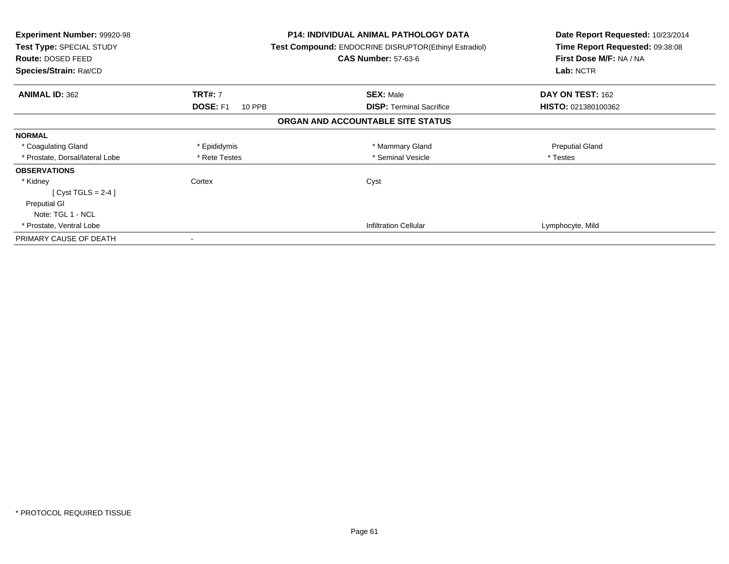**Experiment Number:** 99920-98
**Test Type:** SPECIAL STUDY
**Route:** DOSED FEED
**Species/Strain:** Rat/CD

**P14: INDIVIDUAL ANIMAL PATHOLOGY DATA**
**Test Compound:** ENDOCRINE DISRUPTOR(Ethinyl Estradiol)
**CAS Number:** 57-63-6

**Date Report Requested:** 10/23/2014
**Time Report Requested:** 09:38:08
**First Dose M/F:** NA / NA
**Lab:** NCTR

| **ANIMAL ID:** 362 | **TRT#:** 7 | **SEX:** Male | **DAY ON TEST:** 162 |
|---|---|---|---|
| | **DOSE:** F1 10 PPB | **DISP:** Terminal Sacrifice | **HISTO:** 021380100362 |

## ORGAN AND ACCOUNTABLE SITE STATUS

| | | | |
|---|---|---|---|
| **NORMAL** | | | |
| * Coagulating Gland | * Epididymis | * Mammary Gland | Preputial Gland |
| * Prostate, Dorsal/lateral Lobe | * Rete Testes | * Seminal Vesicle | * Testes |
| **OBSERVATIONS** | | | |
| * Kidney | Cortex | Cyst | |
| [ Cyst TGLS = 2-4 ] | | | |
| Preputial Gl | | | |
| Note: TGL 1 - NCL | | | |
| * Prostate, Ventral Lobe | | Infiltration Cellular | Lymphocyte, Mild |
| PRIMARY CAUSE OF DEATH | - | | |

* PROTOCOL REQUIRED TISSUE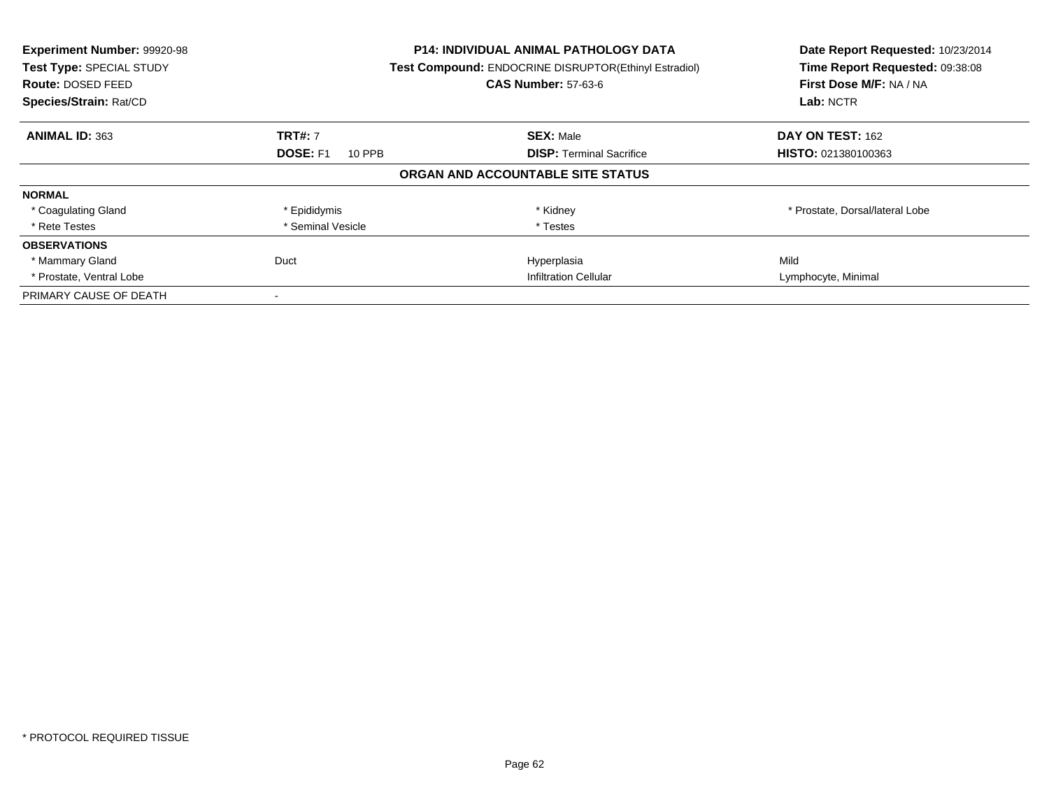**Experiment Number:** 99920-98
**Test Type:** SPECIAL STUDY
**Route:** DOSED FEED
**Species/Strain:** Rat/CD

**P14: INDIVIDUAL ANIMAL PATHOLOGY DATA**
**Test Compound:** ENDOCRINE DISRUPTOR(Ethinyl Estradiol)
**CAS Number:** 57-63-6

**Date Report Requested:** 10/23/2014
**Time Report Requested:** 09:38:08
**First Dose M/F:** NA / NA
**Lab:** NCTR

| **ANIMAL ID:** 363 | **TRT#:** 7 | **SEX:** Male | **DAY ON TEST:** 162 |
|---|---|---|---|
| | **DOSE:** F1 10 PPB | **DISP:** Terminal Sacrifice | **HISTO:** 021380100363 |

**ORGAN AND ACCOUNTABLE SITE STATUS**

| | | | |
|---|---|---|---|
| **NORMAL** | | | |
| * Coagulating Gland | * Epididymis | * Kidney | * Prostate, Dorsal/lateral Lobe |
| * Rete Testes | * Seminal Vesicle | * Testes | |
| **OBSERVATIONS** | | | |
| * Mammary Gland | Duct | Hyperplasia | Mild |
| * Prostate, Ventral Lobe | | Infiltration Cellular | Lymphocyte, Minimal |
| PRIMARY CAUSE OF DEATH | - | | |

* PROTOCOL REQUIRED TISSUE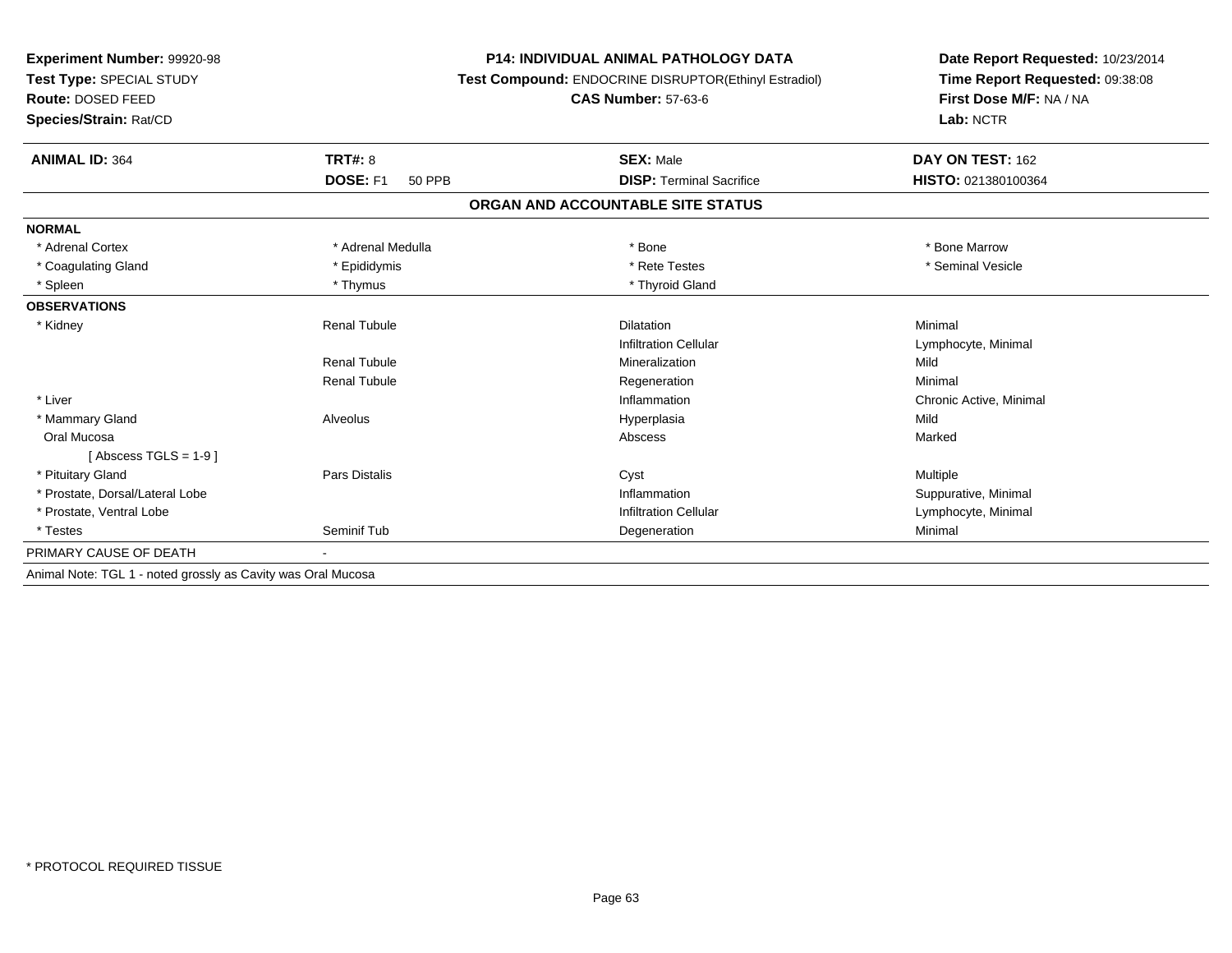**Experiment Number:** 99920-98
**Test Type:** SPECIAL STUDY
**Route:** DOSED FEED
**Species/Strain:** Rat/CD

**P14: INDIVIDUAL ANIMAL PATHOLOGY DATA**
**Test Compound:** ENDOCRINE DISRUPTOR(Ethinyl Estradiol)
**CAS Number:** 57-63-6

**Date Report Requested:** 10/23/2014
**Time Report Requested:** 09:38:08
**First Dose M/F:** NA / NA
**Lab:** NCTR

| **ANIMAL ID:** 364 | **TRT#:** 8 | **SEX:** Male | **DAY ON TEST:** 162 |
|---|---|---|---|
| | **DOSE:** F1 50 PPB | **DISP:** Terminal Sacrifice | **HISTO:** 021380100364 |

## ORGAN AND ACCOUNTABLE SITE STATUS

| | | | |
|---|---|---|---|
| **NORMAL** | | | |
| * Adrenal Cortex | * Adrenal Medulla | * Bone | * Bone Marrow |
| * Coagulating Gland | * Epididymis | * Rete Testes | * Seminal Vesicle |
| * Spleen | * Thymus | * Thyroid Gland | |
| **OBSERVATIONS** | | | |
| * Kidney | Renal Tubule | Dilatation | Minimal |
| | | Infiltration Cellular | Lymphocyte, Minimal |
| | Renal Tubule | Mineralization | Mild |
| | Renal Tubule | Regeneration | Minimal |
| * Liver | | Inflammation | Chronic Active, Minimal |
| * Mammary Gland | Alveolus | Hyperplasia | Mild |
| Oral Mucosa | | Abscess | Marked |
| [ Abscess TGLS = 1-9 ] | | | |
| * Pituitary Gland | Pars Distalis | Cyst | Multiple |
| * Prostate, Dorsal/Lateral Lobe | | Inflammation | Suppurative, Minimal |
| * Prostate, Ventral Lobe | | Infiltration Cellular | Lymphocyte, Minimal |
| * Testes | Seminif Tub | Degeneration | Minimal |
| PRIMARY CAUSE OF DEATH | - | | |

Animal Note: TGL 1 - noted grossly as Cavity was Oral Mucosa

* PROTOCOL REQUIRED TISSUE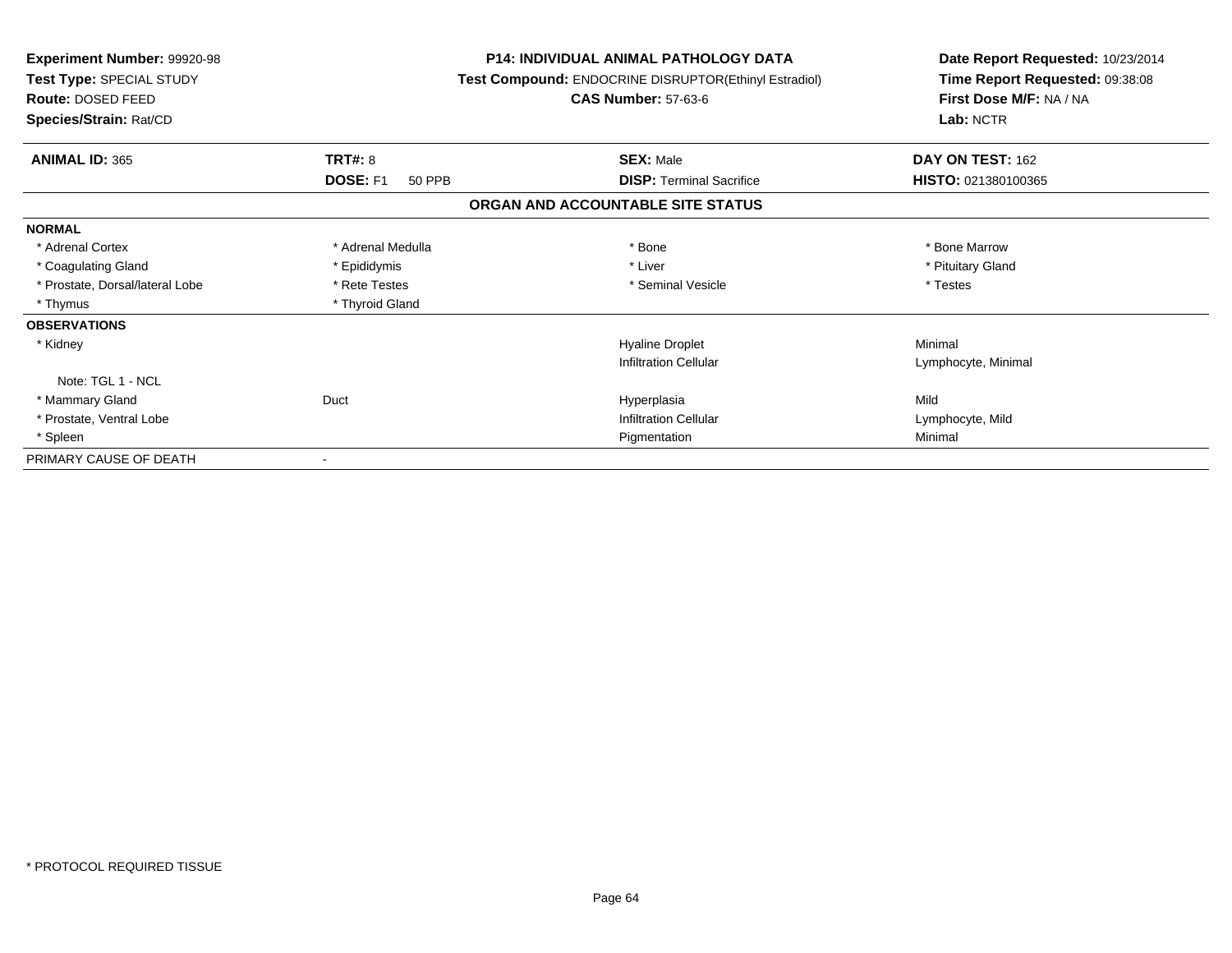**Experiment Number:** 99920-98
**Test Type:** SPECIAL STUDY
**Route:** DOSED FEED
**Species/Strain:** Rat/CD

**P14: INDIVIDUAL ANIMAL PATHOLOGY DATA**
**Test Compound:** ENDOCRINE DISRUPTOR(Ethinyl Estradiol)
**CAS Number:** 57-63-6

**Date Report Requested:** 10/23/2014
**Time Report Requested:** 09:38:08
**First Dose M/F:** NA / NA
**Lab:** NCTR

| **ANIMAL ID:** 365 | **TRT#:** 8 | **SEX:** Male | **DAY ON TEST:** 162 |
|---|---|---|---|
| | **DOSE:** F1 50 PPB | **DISP:** Terminal Sacrifice | **HISTO:** 021380100365 |

## ORGAN AND ACCOUNTABLE SITE STATUS

| | | | |
|---|---|---|---|
| **NORMAL** | | | |
| * Adrenal Cortex | * Adrenal Medulla | * Bone | * Bone Marrow |
| * Coagulating Gland | * Epididymis | * Liver | * Pituitary Gland |
| * Prostate, Dorsal/lateral Lobe | * Rete Testes | * Seminal Vesicle | * Testes |
| * Thymus | * Thyroid Gland | | |
| **OBSERVATIONS** | | | |
| * Kidney | | Hyaline Droplet | Minimal |
| | | Infiltration Cellular | Lymphocyte, Minimal |
| Note: TGL 1 - NCL | | | |
| * Mammary Gland | Duct | Hyperplasia | Mild |
| * Prostate, Ventral Lobe | | Infiltration Cellular | Lymphocyte, Mild |
| * Spleen | | Pigmentation | Minimal |
| PRIMARY CAUSE OF DEATH | - | | |

* PROTOCOL REQUIRED TISSUE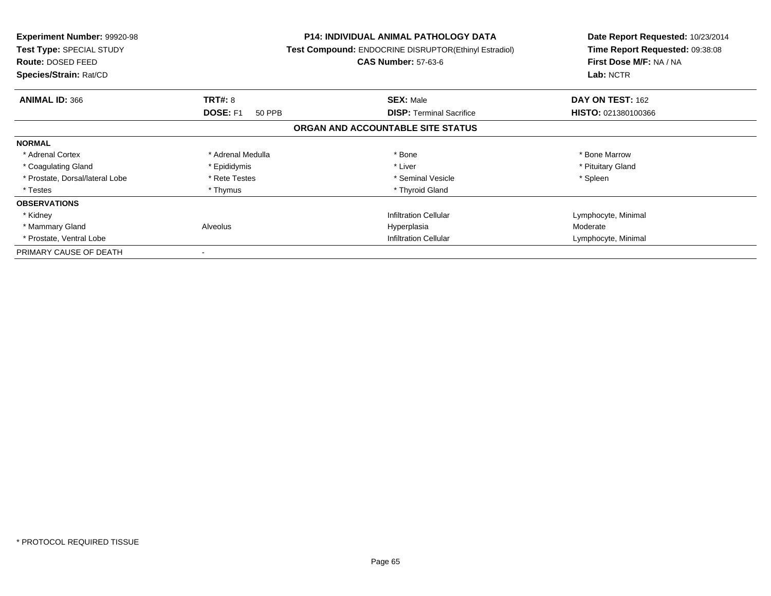**Experiment Number:** 99920-98
**Test Type:** SPECIAL STUDY
**Route:** DOSED FEED
**Species/Strain:** Rat/CD

**P14: INDIVIDUAL ANIMAL PATHOLOGY DATA**
**Test Compound:** ENDOCRINE DISRUPTOR(Ethinyl Estradiol)
**CAS Number:** 57-63-6

**Date Report Requested:** 10/23/2014
**Time Report Requested:** 09:38:08
**First Dose M/F:** NA / NA
**Lab:** NCTR

| **ANIMAL ID:** 366 | **TRT#:** 8 | **SEX:** Male | **DAY ON TEST:** 162 |
|---|---|---|---|
| | **DOSE:** F1 50 PPB | **DISP:** Terminal Sacrifice | **HISTO:** 021380100366 |

**ORGAN AND ACCOUNTABLE SITE STATUS**

| | | | |
|---|---|---|---|
| **NORMAL** | | | |
| * Adrenal Cortex | * Adrenal Medulla | * Bone | * Bone Marrow |
| * Coagulating Gland | * Epididymis | * Liver | * Pituitary Gland |
| * Prostate, Dorsal/lateral Lobe | * Rete Testes | * Seminal Vesicle | * Spleen |
| * Testes | * Thymus | * Thyroid Gland | |
| **OBSERVATIONS** | | | |
| * Kidney | | Infiltration Cellular | Lymphocyte, Minimal |
| * Mammary Gland | Alveolus | Hyperplasia | Moderate |
| * Prostate, Ventral Lobe | | Infiltration Cellular | Lymphocyte, Minimal |
| PRIMARY CAUSE OF DEATH | - | | |

* PROTOCOL REQUIRED TISSUE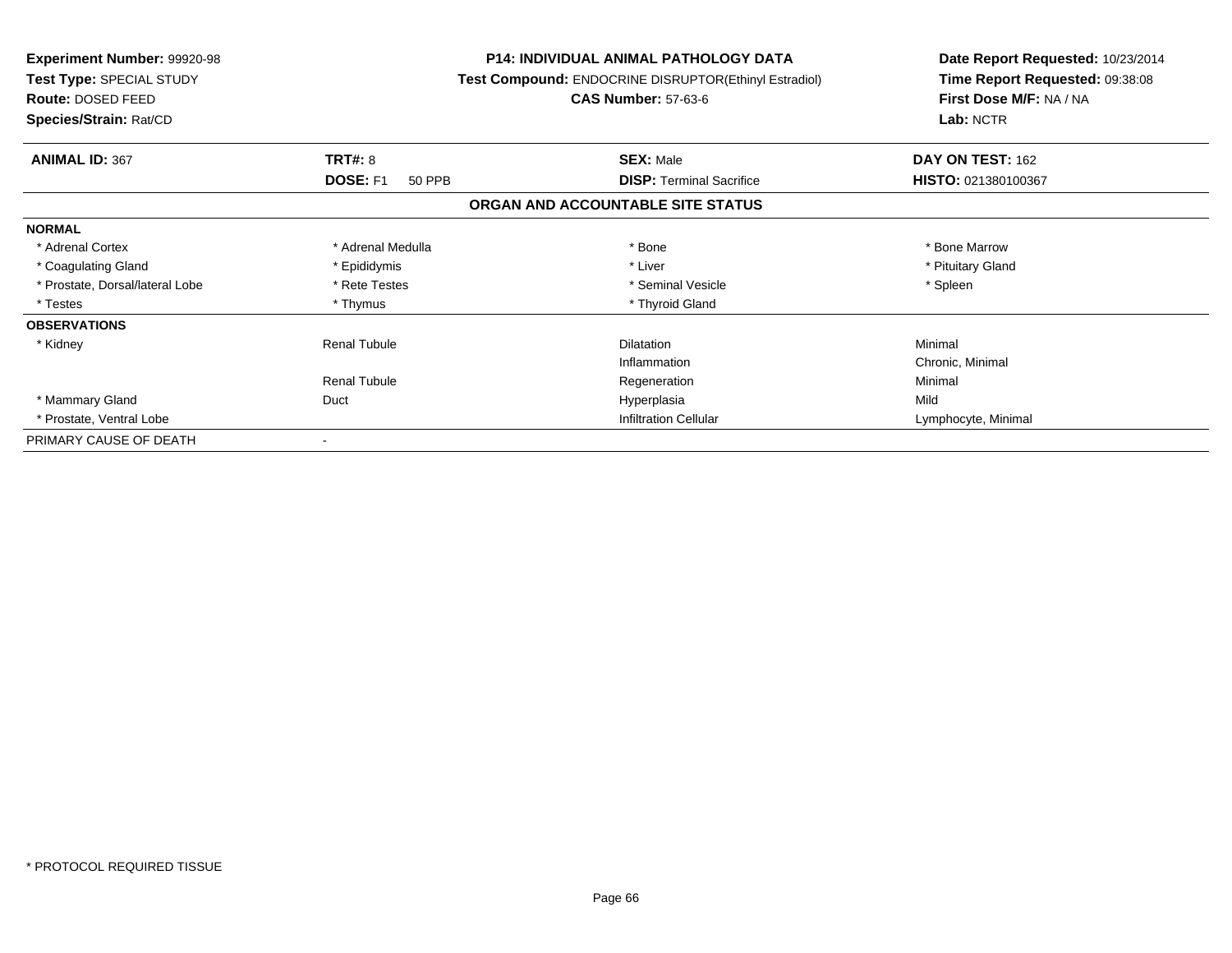**Experiment Number:** 99920-98
**Test Type:** SPECIAL STUDY
**Route:** DOSED FEED
**Species/Strain:** Rat/CD

**P14: INDIVIDUAL ANIMAL PATHOLOGY DATA**
**Test Compound:** ENDOCRINE DISRUPTOR(Ethinyl Estradiol)
**CAS Number:** 57-63-6

**Date Report Requested:** 10/23/2014
**Time Report Requested:** 09:38:08
**First Dose M/F:** NA / NA
**Lab:** NCTR

| **ANIMAL ID:** 367 | **TRT#:** 8 | **SEX:** Male | **DAY ON TEST:** 162 |
|---|---|---|---|
| | **DOSE:** F1 50 PPB | **DISP:** Terminal Sacrifice | **HISTO:** 021380100367 |

**ORGAN AND ACCOUNTABLE SITE STATUS**

| | | | |
|---|---|---|---|
| **NORMAL** | | | |
| * Adrenal Cortex | * Adrenal Medulla | * Bone | * Bone Marrow |
| * Coagulating Gland | * Epididymis | * Liver | * Pituitary Gland |
| * Prostate, Dorsal/lateral Lobe | * Rete Testes | * Seminal Vesicle | * Spleen |
| * Testes | * Thymus | * Thyroid Gland | |
| **OBSERVATIONS** | | | |
| * Kidney | Renal Tubule | Dilatation | Minimal |
| | | Inflammation | Chronic, Minimal |
| | Renal Tubule | Regeneration | Minimal |
| * Mammary Gland | Duct | Hyperplasia | Mild |
| * Prostate, Ventral Lobe | | Infiltration Cellular | Lymphocyte, Minimal |
| PRIMARY CAUSE OF DEATH | - | | |

* PROTOCOL REQUIRED TISSUE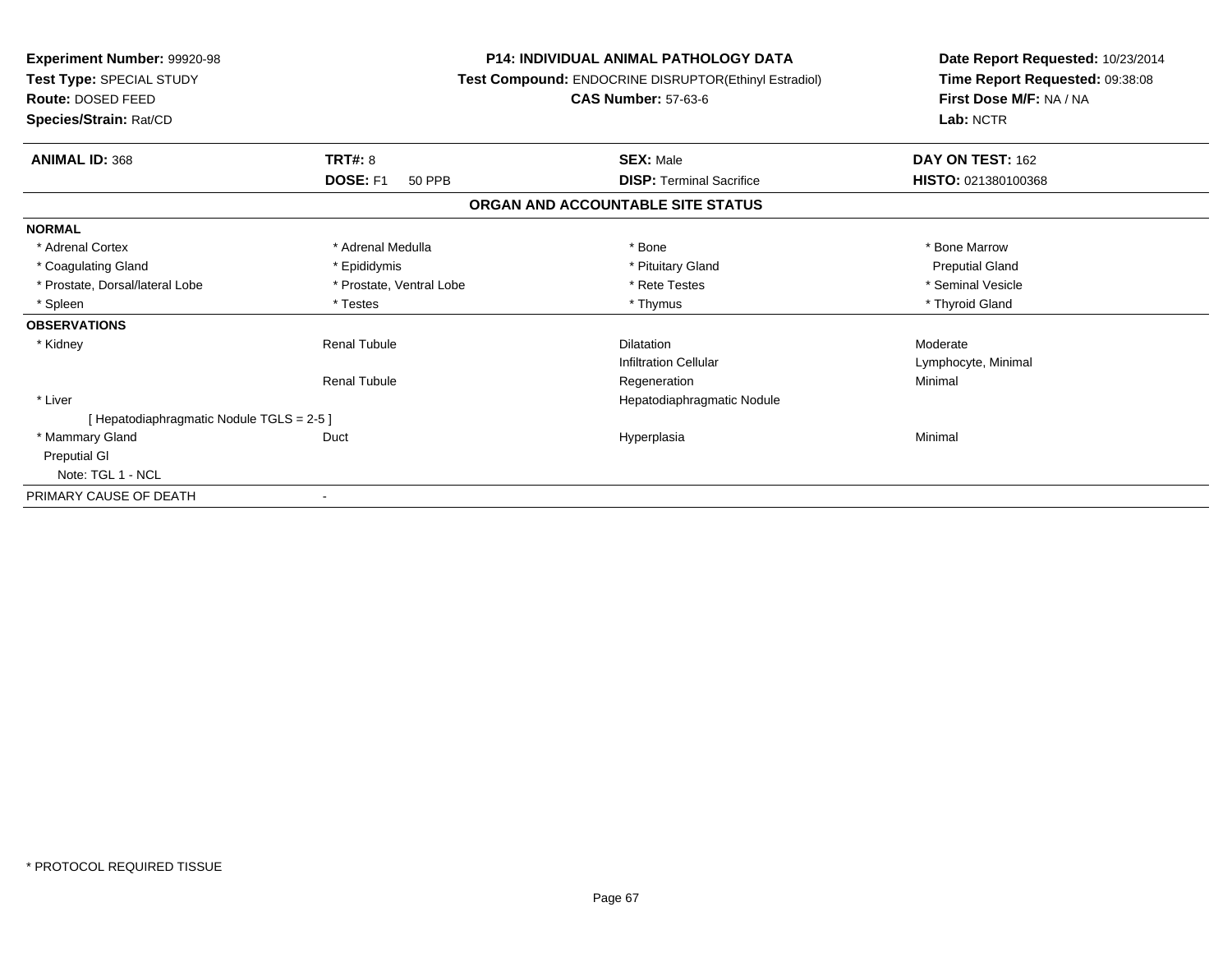**Experiment Number:** 99920-98
**Test Type:** SPECIAL STUDY
**Route:** DOSED FEED
**Species/Strain:** Rat/CD

**P14: INDIVIDUAL ANIMAL PATHOLOGY DATA**
**Test Compound:** ENDOCRINE DISRUPTOR(Ethinyl Estradiol)
**CAS Number:** 57-63-6

**Date Report Requested:** 10/23/2014
**Time Report Requested:** 09:38:08
**First Dose M/F:** NA / NA
**Lab:** NCTR

| **ANIMAL ID:** 368 | **TRT#:** 8 | **SEX:** Male | **DAY ON TEST:** 162 |
|---|---|---|---|
| | **DOSE:** F1 50 PPB | **DISP:** Terminal Sacrifice | **HISTO:** 021380100368 |

## ORGAN AND ACCOUNTABLE SITE STATUS

| | | | |
|---|---|---|---|
| **NORMAL** | | | |
| * Adrenal Cortex | * Adrenal Medulla | * Bone | * Bone Marrow |
| * Coagulating Gland | * Epididymis | * Pituitary Gland | Preputial Gland |
| * Prostate, Dorsal/lateral Lobe | * Prostate, Ventral Lobe | * Rete Testes | * Seminal Vesicle |
| * Spleen | * Testes | * Thymus | * Thyroid Gland |
| **OBSERVATIONS** | | | |
| * Kidney | Renal Tubule | Dilatation | Moderate |
| | | Infiltration Cellular | Lymphocyte, Minimal |
| | Renal Tubule | Regeneration | Minimal |
| * Liver | | Hepatodiaphragmatic Nodule | |
| [ Hepatodiaphragmatic Nodule TGLS = 2-5 ] | | | |
| * Mammary Gland | Duct | Hyperplasia | Minimal |
| Preputial Gl | | | |
| Note: TGL 1 - NCL | | | |
| PRIMARY CAUSE OF DEATH | - | | |

* PROTOCOL REQUIRED TISSUE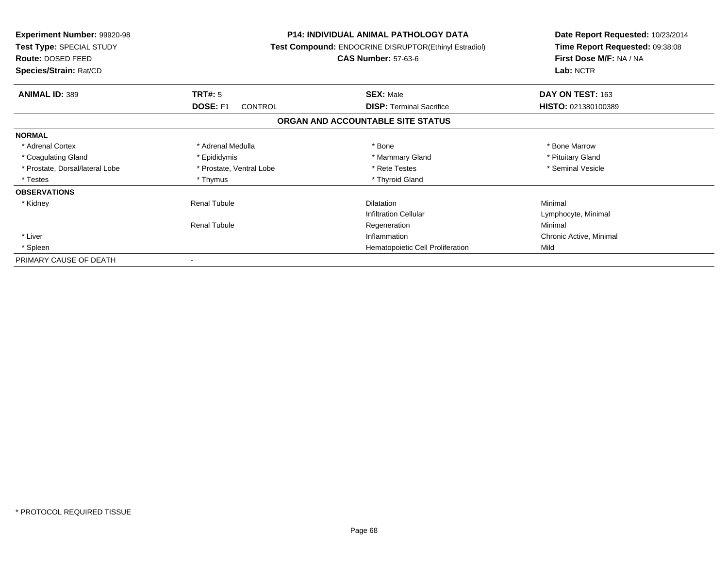**Experiment Number:** 99920-98
**Test Type:** SPECIAL STUDY
**Route:** DOSED FEED
**Species/Strain:** Rat/CD

**P14: INDIVIDUAL ANIMAL PATHOLOGY DATA**
**Test Compound:** ENDOCRINE DISRUPTOR(Ethinyl Estradiol)
**CAS Number:** 57-63-6

**Date Report Requested:** 10/23/2014
**Time Report Requested:** 09:38:08
**First Dose M/F:** NA / NA
**Lab:** NCTR

| **ANIMAL ID:** 389 | **TRT#:** 5 | **SEX:** Male | **DAY ON TEST:** 163 |
|---|---|---|---|
| | **DOSE:** F1 CONTROL | **DISP:** Terminal Sacrifice | **HISTO:** 021380100389 |

## ORGAN AND ACCOUNTABLE SITE STATUS

| | | | |
|---|---|---|---|
| **NORMAL** | | | |
| * Adrenal Cortex | * Adrenal Medulla | * Bone | * Bone Marrow |
| * Coagulating Gland | * Epididymis | * Mammary Gland | * Pituitary Gland |
| * Prostate, Dorsal/lateral Lobe | * Prostate, Ventral Lobe | * Rete Testes | * Seminal Vesicle |
| * Testes | * Thymus | * Thyroid Gland | |
| **OBSERVATIONS** | | | |
| * Kidney | Renal Tubule | Dilatation | Minimal |
| | | Infiltration Cellular | Lymphocyte, Minimal |
| | Renal Tubule | Regeneration | Minimal |
| * Liver | | Inflammation | Chronic Active, Minimal |
| * Spleen | | Hematopoietic Cell Proliferation | Mild |
| PRIMARY CAUSE OF DEATH | - | | |

* PROTOCOL REQUIRED TISSUE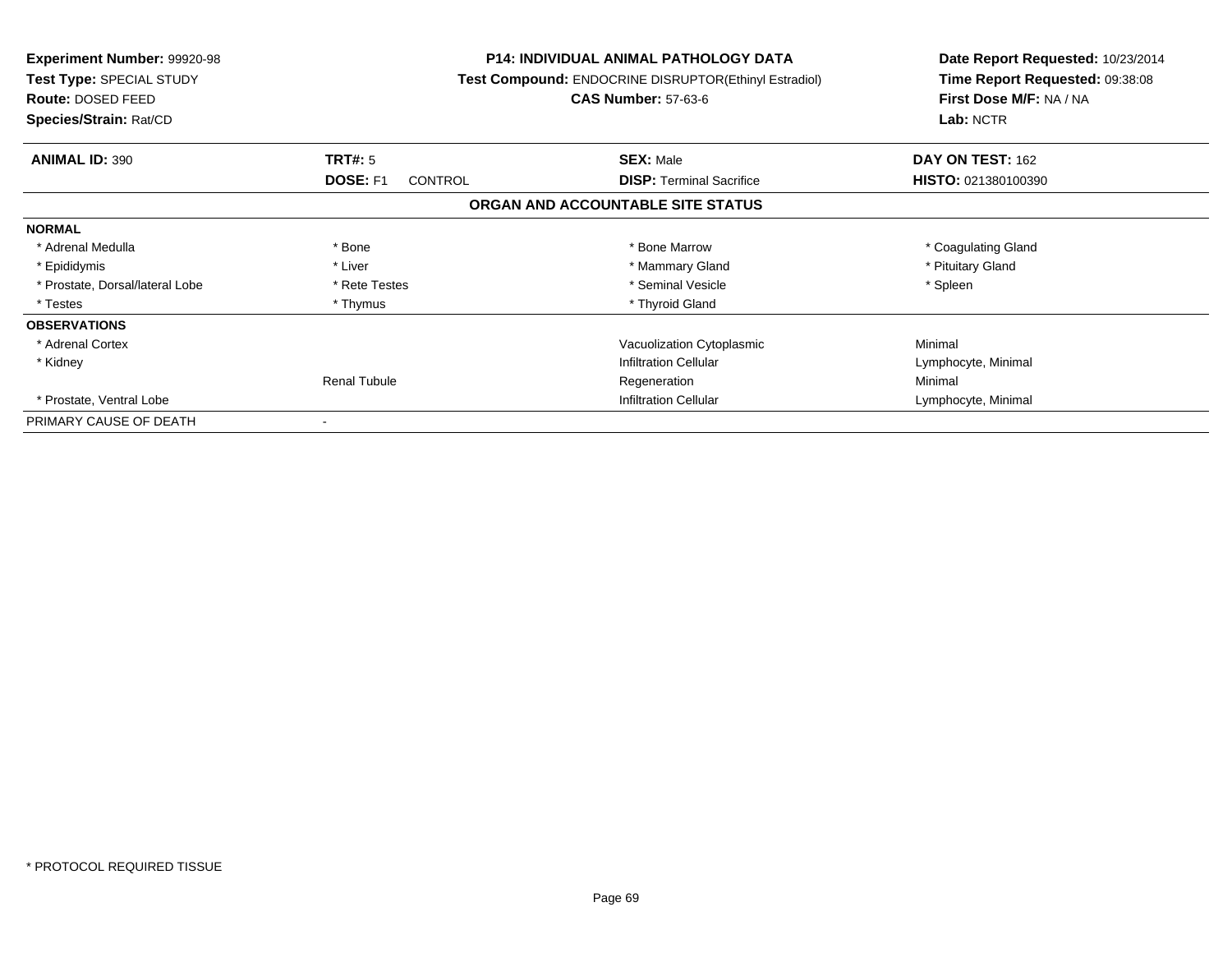**Experiment Number:** 99920-98
**Test Type:** SPECIAL STUDY
**Route:** DOSED FEED
**Species/Strain:** Rat/CD

**P14: INDIVIDUAL ANIMAL PATHOLOGY DATA**
**Test Compound:** ENDOCRINE DISRUPTOR(Ethinyl Estradiol)
**CAS Number:** 57-63-6

**Date Report Requested:** 10/23/2014
**Time Report Requested:** 09:38:08
**First Dose M/F:** NA / NA
**Lab:** NCTR

| **ANIMAL ID:** 390 | **TRT#:** 5 | **SEX:** Male | **DAY ON TEST:** 162 |
|---|---|---|---|
| | **DOSE:** F1 CONTROL | **DISP:** Terminal Sacrifice | **HISTO:** 021380100390 |

**ORGAN AND ACCOUNTABLE SITE STATUS**

| | | | |
|---|---|---|---|
| **NORMAL** | | | |
| * Adrenal Medulla | * Bone | * Bone Marrow | * Coagulating Gland |
| * Epididymis | * Liver | * Mammary Gland | * Pituitary Gland |
| * Prostate, Dorsal/lateral Lobe | * Rete Testes | * Seminal Vesicle | * Spleen |
| * Testes | * Thymus | * Thyroid Gland | |
| **OBSERVATIONS** | | | |
| * Adrenal Cortex | | Vacuolization Cytoplasmic | Minimal |
| * Kidney | | Infiltration Cellular | Lymphocyte, Minimal |
| | Renal Tubule | Regeneration | Minimal |
| * Prostate, Ventral Lobe | | Infiltration Cellular | Lymphocyte, Minimal |
| PRIMARY CAUSE OF DEATH | - | | |

* PROTOCOL REQUIRED TISSUE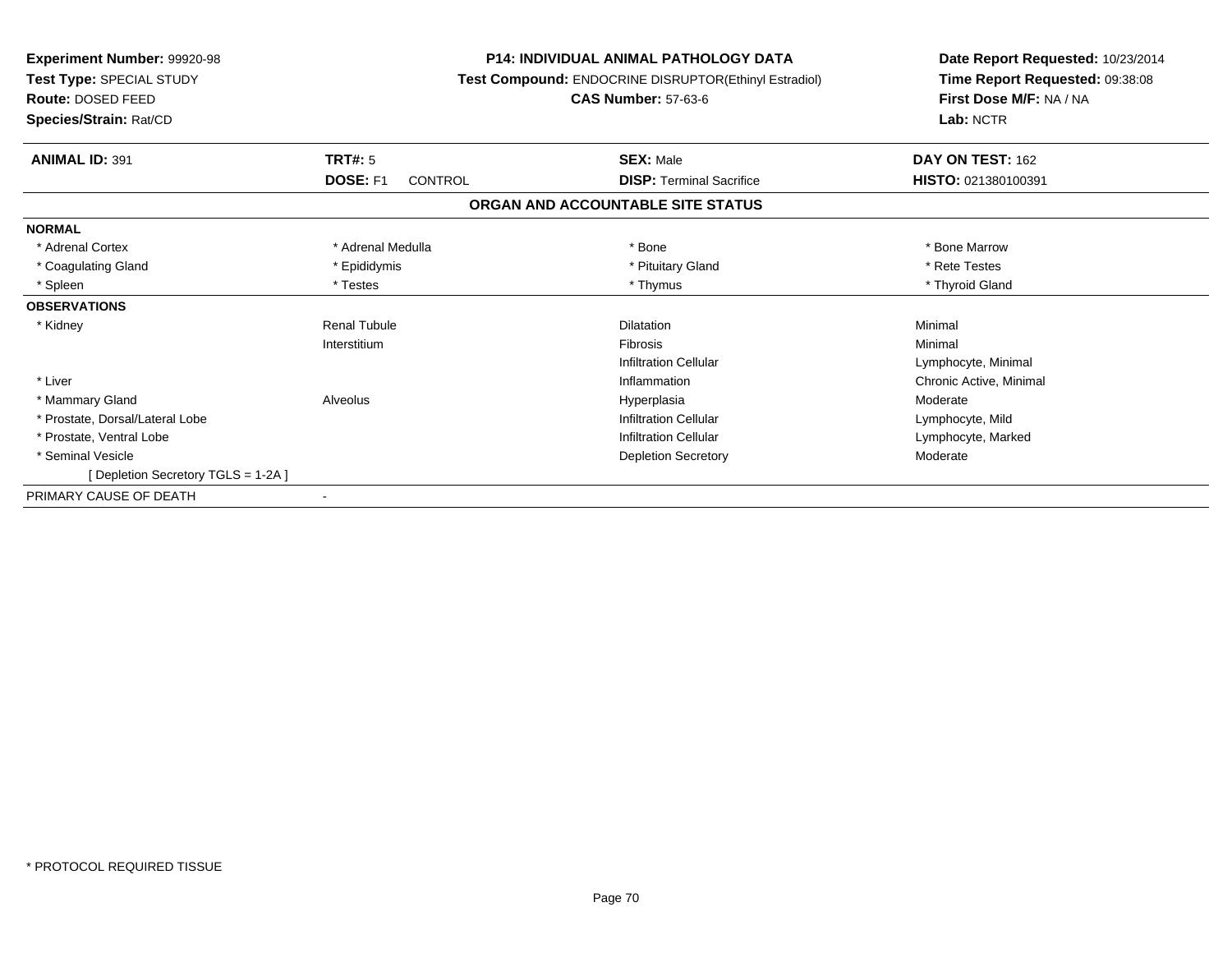**Experiment Number:** 99920-98
**Test Type:** SPECIAL STUDY
**Route:** DOSED FEED
**Species/Strain:** Rat/CD

**P14: INDIVIDUAL ANIMAL PATHOLOGY DATA**
**Test Compound:** ENDOCRINE DISRUPTOR(Ethinyl Estradiol)
**CAS Number:** 57-63-6

**Date Report Requested:** 10/23/2014
**Time Report Requested:** 09:38:08
**First Dose M/F:** NA / NA
**Lab:** NCTR

| **ANIMAL ID:** 391 | **TRT#:** 5 | **SEX:** Male | **DAY ON TEST:** 162 |
|---|---|---|---|
| | **DOSE:** F1 CONTROL | **DISP:** Terminal Sacrifice | **HISTO:** 021380100391 |

**ORGAN AND ACCOUNTABLE SITE STATUS**

| | | | |
|---|---|---|---|
| **NORMAL** | | | |
| * Adrenal Cortex | * Adrenal Medulla | * Bone | * Bone Marrow |
| * Coagulating Gland | * Epididymis | * Pituitary Gland | * Rete Testes |
| * Spleen | * Testes | * Thymus | * Thyroid Gland |
| **OBSERVATIONS** | | | |
| * Kidney | Renal Tubule | Dilatation | Minimal |
| | Interstitium | Fibrosis | Minimal |
| | | Infiltration Cellular | Lymphocyte, Minimal |
| * Liver | | Inflammation | Chronic Active, Minimal |
| * Mammary Gland | Alveolus | Hyperplasia | Moderate |
| * Prostate, Dorsal/Lateral Lobe | | Infiltration Cellular | Lymphocyte, Mild |
| * Prostate, Ventral Lobe | | Infiltration Cellular | Lymphocyte, Marked |
| * Seminal Vesicle | | Depletion Secretory | Moderate |
| [ Depletion Secretory TGLS = 1-2A ] | | | |
| PRIMARY CAUSE OF DEATH | - | | |

* PROTOCOL REQUIRED TISSUE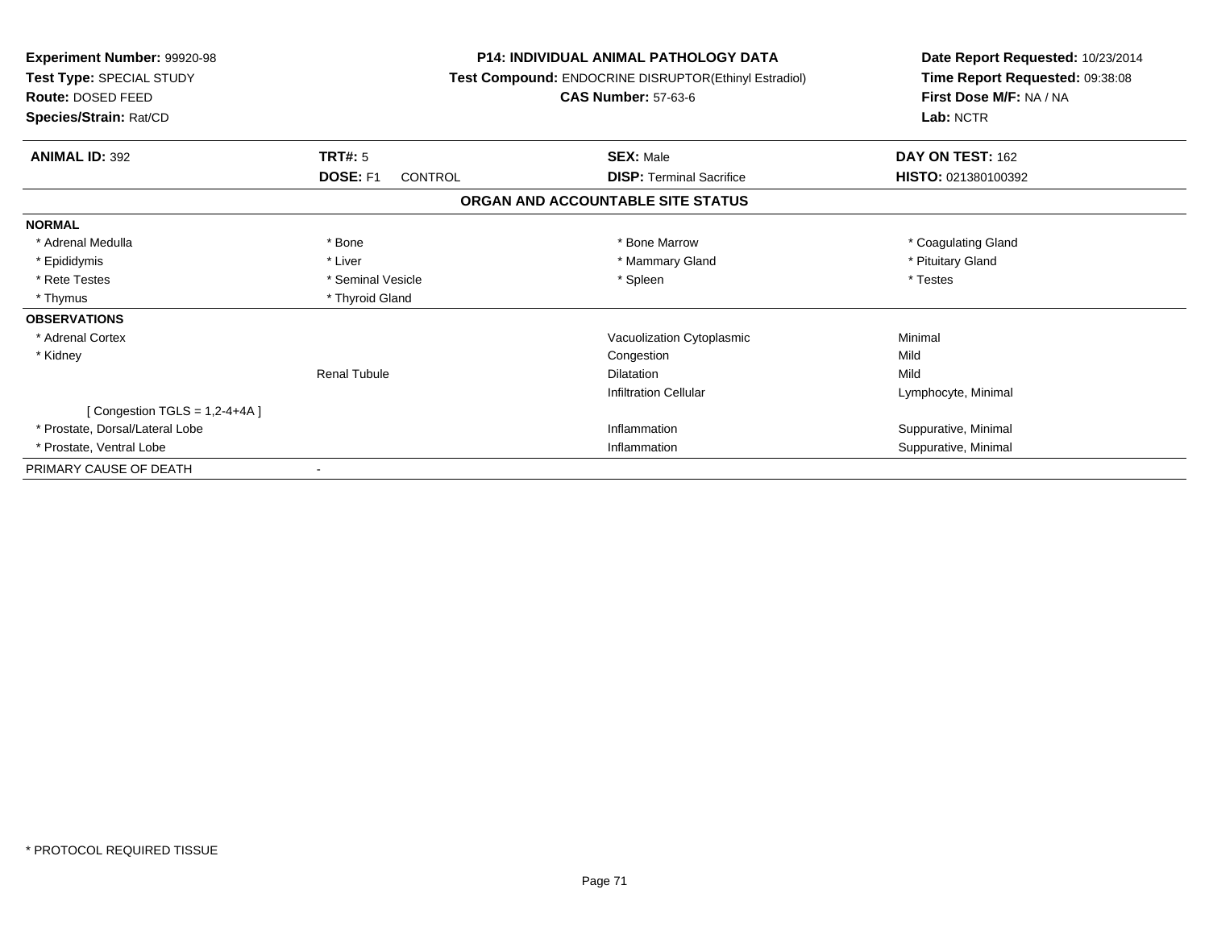**Experiment Number:** 99920-98
**Test Type:** SPECIAL STUDY
**Route:** DOSED FEED
**Species/Strain:** Rat/CD

**P14: INDIVIDUAL ANIMAL PATHOLOGY DATA**
**Test Compound:** ENDOCRINE DISRUPTOR(Ethinyl Estradiol)
**CAS Number:** 57-63-6

**Date Report Requested:** 10/23/2014
**Time Report Requested:** 09:38:08
**First Dose M/F:** NA / NA
**Lab:** NCTR

| **ANIMAL ID:** 392 | **TRT#:** 5 | **SEX:** Male | **DAY ON TEST:** 162 |
|---|---|---|---|
| | **DOSE:** F1 CONTROL | **DISP:** Terminal Sacrifice | **HISTO:** 021380100392 |

**ORGAN AND ACCOUNTABLE SITE STATUS**

| | | | |
|---|---|---|---|
| **NORMAL** | | | |
| * Adrenal Medulla | * Bone | * Bone Marrow | * Coagulating Gland |
| * Epididymis | * Liver | * Mammary Gland | * Pituitary Gland |
| * Rete Testes | * Seminal Vesicle | * Spleen | * Testes |
| * Thymus | * Thyroid Gland | | |
| **OBSERVATIONS** | | | |
| * Adrenal Cortex | | Vacuolization Cytoplasmic | Minimal |
| * Kidney | | Congestion | Mild |
| | Renal Tubule | Dilatation | Mild |
| | | Infiltration Cellular | Lymphocyte, Minimal |
| [ Congestion TGLS = 1,2-4+4A ] | | | |
| * Prostate, Dorsal/Lateral Lobe | | Inflammation | Suppurative, Minimal |
| * Prostate, Ventral Lobe | | Inflammation | Suppurative, Minimal |
| PRIMARY CAUSE OF DEATH | - | | |

* PROTOCOL REQUIRED TISSUE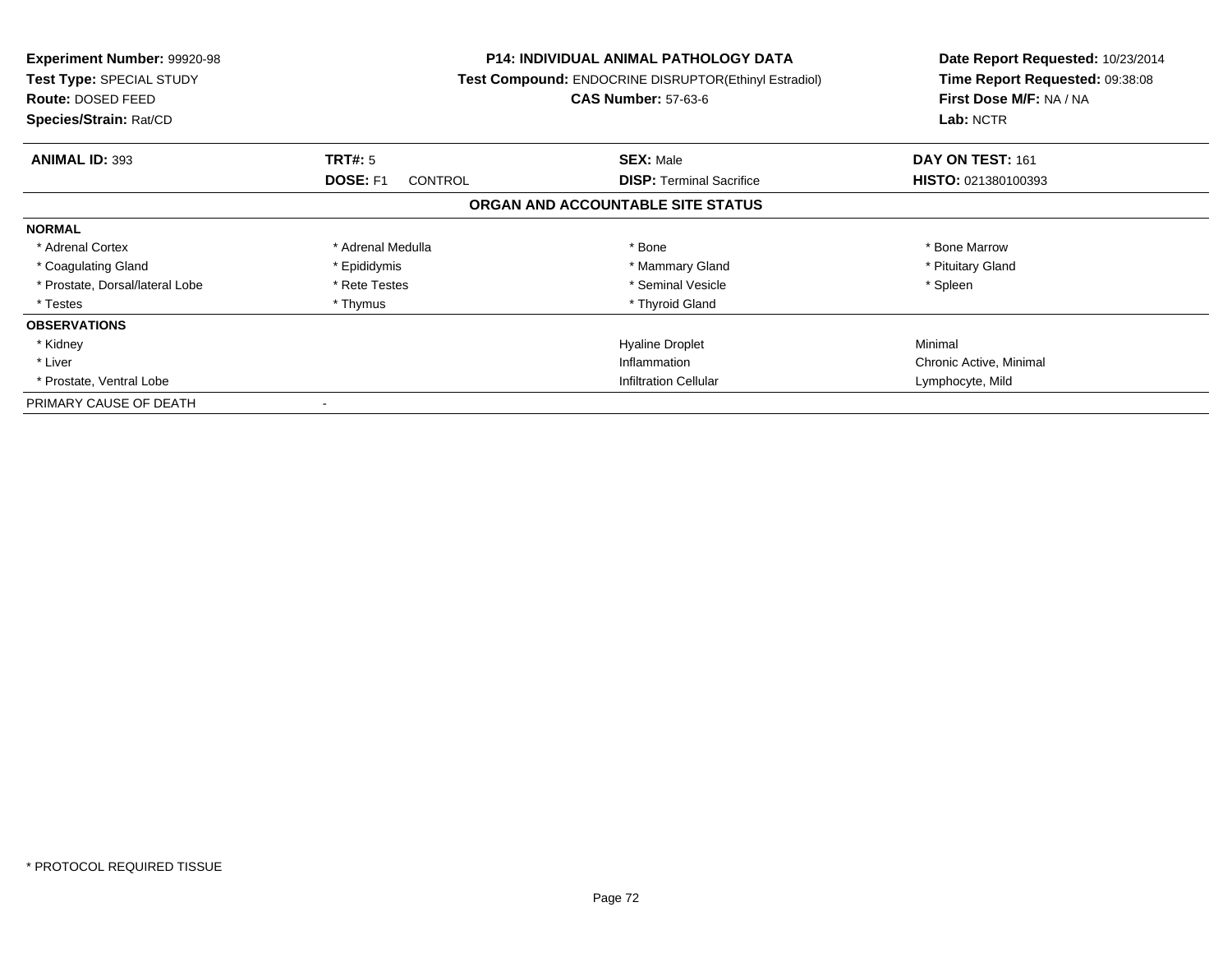**Experiment Number:** 99920-98
**Test Type:** SPECIAL STUDY
**Route:** DOSED FEED
**Species/Strain:** Rat/CD

**P14: INDIVIDUAL ANIMAL PATHOLOGY DATA**
**Test Compound:** ENDOCRINE DISRUPTOR(Ethinyl Estradiol)
**CAS Number:** 57-63-6

**Date Report Requested:** 10/23/2014
**Time Report Requested:** 09:38:08
**First Dose M/F:** NA / NA
**Lab:** NCTR

| **ANIMAL ID:** 393 | **TRT#:** 5 | **SEX:** Male | **DAY ON TEST:** 161 |
|---|---|---|---|
| | **DOSE:** F1 CONTROL | **DISP:** Terminal Sacrifice | **HISTO:** 021380100393 |

## ORGAN AND ACCOUNTABLE SITE STATUS

| | | | |
|---|---|---|---|
| **NORMAL** | | | |
| * Adrenal Cortex | * Adrenal Medulla | * Bone | * Bone Marrow |
| * Coagulating Gland | * Epididymis | * Mammary Gland | * Pituitary Gland |
| * Prostate, Dorsal/lateral Lobe | * Rete Testes | * Seminal Vesicle | * Spleen |
| * Testes | * Thymus | * Thyroid Gland | |
| **OBSERVATIONS** | | | |
| * Kidney | | Hyaline Droplet | Minimal |
| * Liver | | Inflammation | Chronic Active, Minimal |
| * Prostate, Ventral Lobe | | Infiltration Cellular | Lymphocyte, Mild |
| PRIMARY CAUSE OF DEATH | - | | |

* PROTOCOL REQUIRED TISSUE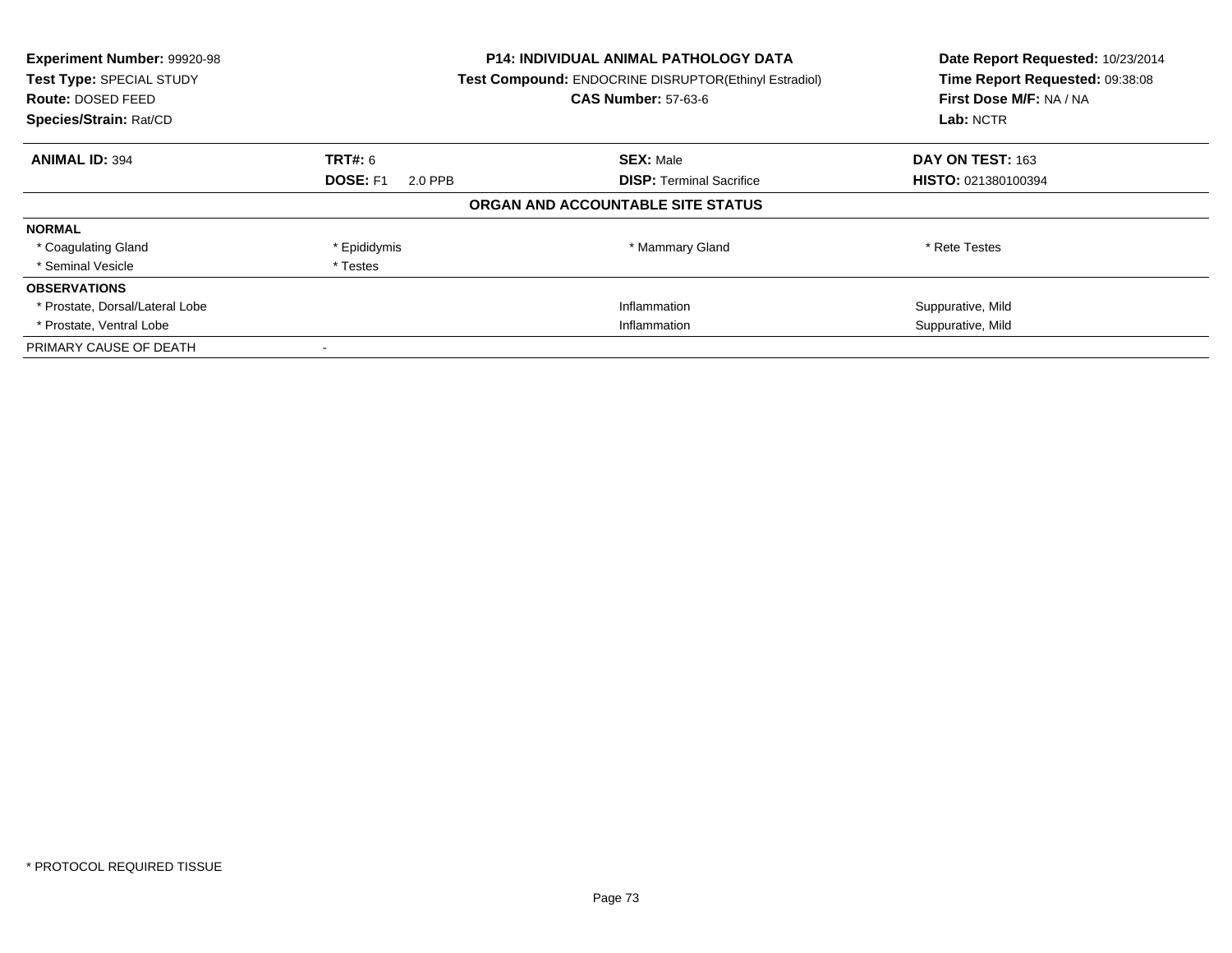**Experiment Number:** 99920-98
**Test Type:** SPECIAL STUDY
**Route:** DOSED FEED
**Species/Strain:** Rat/CD

**P14: INDIVIDUAL ANIMAL PATHOLOGY DATA**
**Test Compound:** ENDOCRINE DISRUPTOR(Ethinyl Estradiol)
**CAS Number:** 57-63-6

**Date Report Requested:** 10/23/2014
**Time Report Requested:** 09:38:08
**First Dose M/F:** NA / NA
**Lab:** NCTR

| **ANIMAL ID:** 394 | **TRT#:** 6 | **SEX:** Male | **DAY ON TEST:** 163 |
|---|---|---|---|
| | **DOSE:** F1 2.0 PPB | **DISP:** Terminal Sacrifice | **HISTO:** 021380100394 |

## ORGAN AND ACCOUNTABLE SITE STATUS

| | | | |
|---|---|---|---|
| **NORMAL** | | | |
| * Coagulating Gland | * Epididymis | * Mammary Gland | * Rete Testes |
| * Seminal Vesicle | * Testes | | |
| **OBSERVATIONS** | | | |
| * Prostate, Dorsal/Lateral Lobe | | Inflammation | Suppurative, Mild |
| * Prostate, Ventral Lobe | | Inflammation | Suppurative, Mild |
| PRIMARY CAUSE OF DEATH | - | | |

* PROTOCOL REQUIRED TISSUE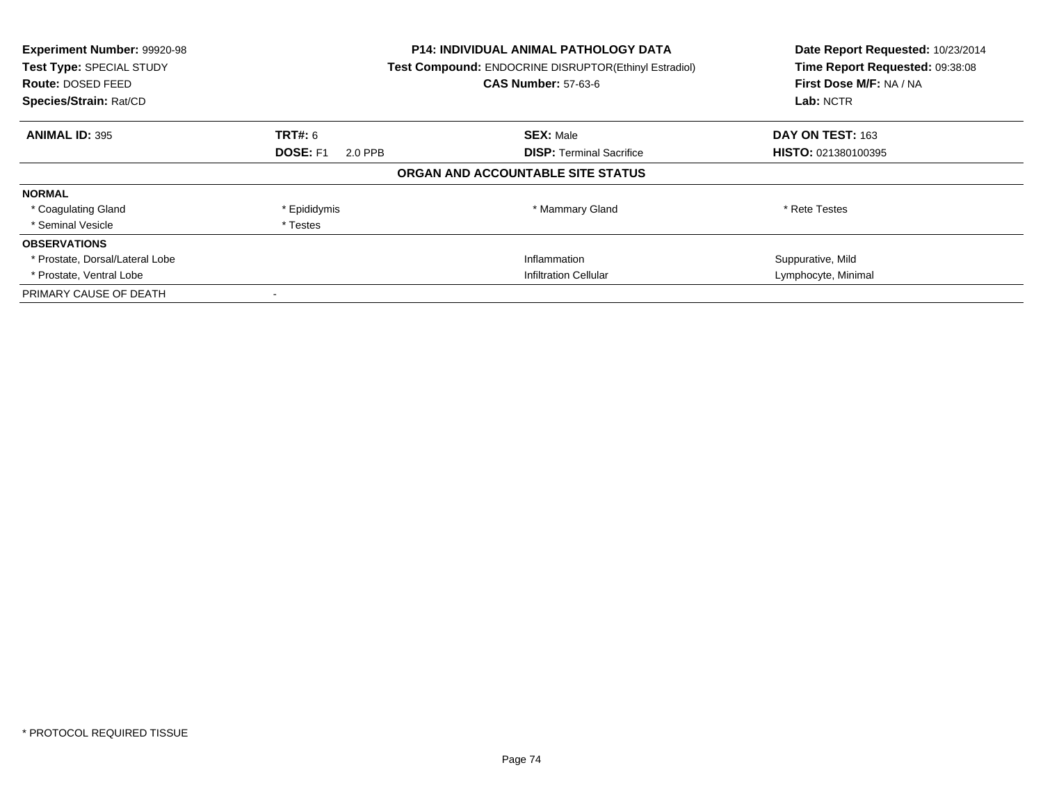**Experiment Number:** 99920-98
**Test Type:** SPECIAL STUDY
**Route:** DOSED FEED
**Species/Strain:** Rat/CD

**P14: INDIVIDUAL ANIMAL PATHOLOGY DATA**
**Test Compound:** ENDOCRINE DISRUPTOR(Ethinyl Estradiol)
**CAS Number:** 57-63-6

**Date Report Requested:** 10/23/2014
**Time Report Requested:** 09:38:08
**First Dose M/F:** NA / NA
**Lab:** NCTR

| **ANIMAL ID:** 395 | **TRT#:** 6 | **SEX:** Male | **DAY ON TEST:** 163 |
|---|---|---|---|
| | **DOSE:** F1 2.0 PPB | **DISP:** Terminal Sacrifice | **HISTO:** 021380100395 |

**ORGAN AND ACCOUNTABLE SITE STATUS**

| | | | |
|---|---|---|---|
| **NORMAL** | | | |
| * Coagulating Gland | * Epididymis | * Mammary Gland | * Rete Testes |
| * Seminal Vesicle | * Testes | | |
| **OBSERVATIONS** | | | |
| * Prostate, Dorsal/Lateral Lobe | | Inflammation | Suppurative, Mild |
| * Prostate, Ventral Lobe | | Infiltration Cellular | Lymphocyte, Minimal |
| PRIMARY CAUSE OF DEATH | - | | |

* PROTOCOL REQUIRED TISSUE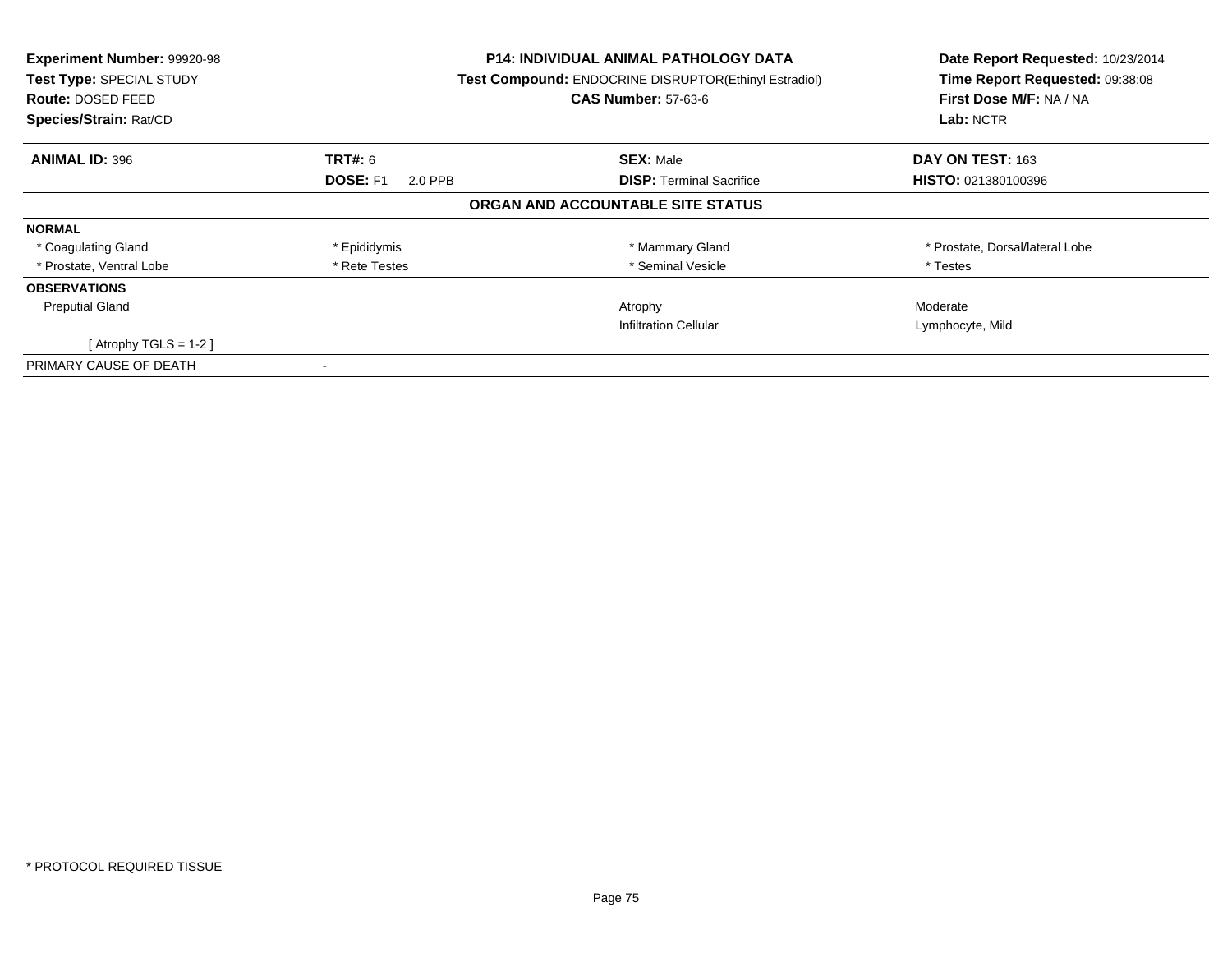| **Experiment Number:** 99920-98 | **P14: INDIVIDUAL ANIMAL PATHOLOGY DATA** | **Date Report Requested:** 10/23/2014 |
|---|---|---|
| **Test Type:** SPECIAL STUDY | **Test Compound:** ENDOCRINE DISRUPTOR(Ethinyl Estradiol) | **Time Report Requested:** 09:38:08 |
| **Route:** DOSED FEED | **CAS Number:** 57-63-6 | **First Dose M/F:** NA / NA |
| **Species/Strain:** Rat/CD | | **Lab:** NCTR |

| **ANIMAL ID:** 396 | **TRT#:** 6 | **SEX:** Male | **DAY ON TEST:** 163 |
|---|---|---|---|
| | **DOSE:** F1 2.0 PPB | **DISP:** Terminal Sacrifice | **HISTO:** 021380100396 |

**ORGAN AND ACCOUNTABLE SITE STATUS**

| | | | |
|---|---|---|---|
| **NORMAL** | | | |
| * Coagulating Gland | * Epididymis | * Mammary Gland | * Prostate, Dorsal/lateral Lobe |
| * Prostate, Ventral Lobe | * Rete Testes | * Seminal Vesicle | * Testes |
| **OBSERVATIONS** | | | |
| Preputial Gland | | Atrophy | Moderate |
| | | Infiltration Cellular | Lymphocyte, Mild |
| [ Atrophy TGLS = 1-2 ] | | | |
| PRIMARY CAUSE OF DEATH | - | | |

* PROTOCOL REQUIRED TISSUE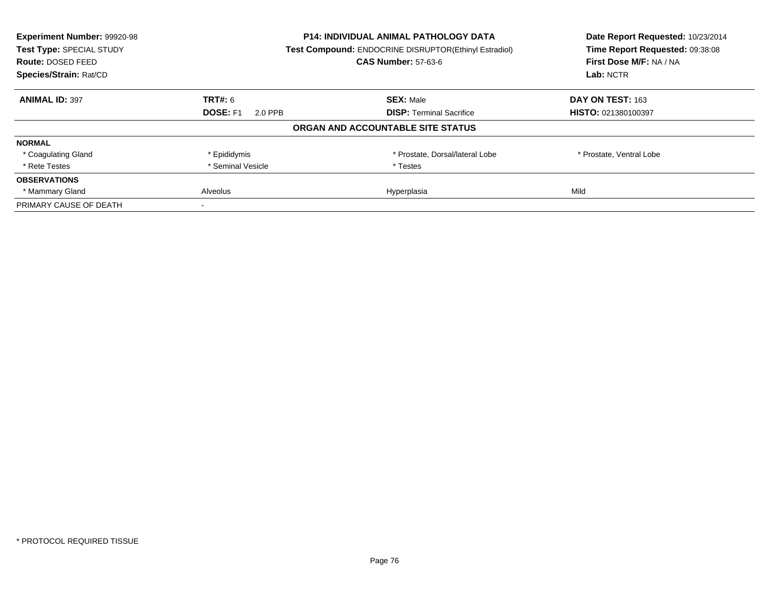**Experiment Number:** 99920-98
**Test Type:** SPECIAL STUDY
**Route:** DOSED FEED
**Species/Strain:** Rat/CD

**P14: INDIVIDUAL ANIMAL PATHOLOGY DATA**
**Test Compound:** ENDOCRINE DISRUPTOR(Ethinyl Estradiol)
**CAS Number:** 57-63-6

**Date Report Requested:** 10/23/2014
**Time Report Requested:** 09:38:08
**First Dose M/F:** NA / NA
**Lab:** NCTR

| **ANIMAL ID:** 397 | **TRT#:** 6 | **SEX:** Male | **DAY ON TEST:** 163 |
|---|---|---|---|
| | **DOSE:** F1 2.0 PPB | **DISP:** Terminal Sacrifice | **HISTO:** 021380100397 |

**ORGAN AND ACCOUNTABLE SITE STATUS**

| | | | |
|---|---|---|---|
| **NORMAL** | | | |
| * Coagulating Gland | * Epididymis | * Prostate, Dorsal/lateral Lobe | * Prostate, Ventral Lobe |
| * Rete Testes | * Seminal Vesicle | * Testes | |
| **OBSERVATIONS** | | | |
| * Mammary Gland | Alveolus | Hyperplasia | Mild |
| PRIMARY CAUSE OF DEATH | - | | |

* PROTOCOL REQUIRED TISSUE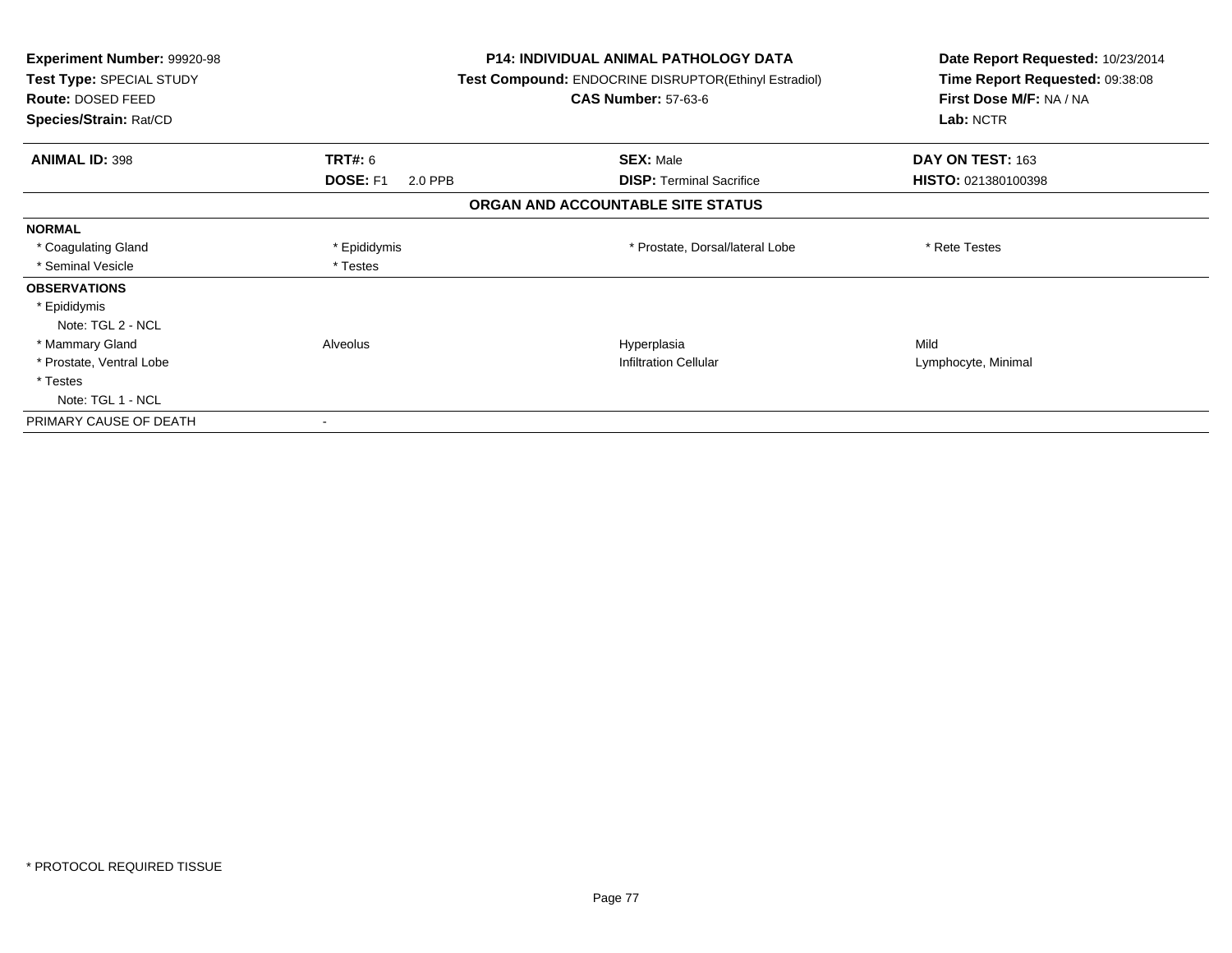**Experiment Number:** 99920-98
**Test Type:** SPECIAL STUDY
**Route:** DOSED FEED
**Species/Strain:** Rat/CD

**P14: INDIVIDUAL ANIMAL PATHOLOGY DATA**
**Test Compound:** ENDOCRINE DISRUPTOR(Ethinyl Estradiol)
**CAS Number:** 57-63-6

**Date Report Requested:** 10/23/2014
**Time Report Requested:** 09:38:08
**First Dose M/F:** NA / NA
**Lab:** NCTR

| **ANIMAL ID:** 398 | **TRT#:** 6 | **SEX:** Male | **DAY ON TEST:** 163 |
|---|---|---|---|
| | **DOSE:** F1 2.0 PPB | **DISP:** Terminal Sacrifice | **HISTO:** 021380100398 |

## ORGAN AND ACCOUNTABLE SITE STATUS

| | | | |
|---|---|---|---|
| **NORMAL** | | | |
| * Coagulating Gland | * Epididymis | * Prostate, Dorsal/lateral Lobe | * Rete Testes |
| * Seminal Vesicle | * Testes | | |
| **OBSERVATIONS** | | | |
| * Epididymis | | | |
| Note: TGL 2 - NCL | | | |
| * Mammary Gland | Alveolus | Hyperplasia | Mild |
| * Prostate, Ventral Lobe | | Infiltration Cellular | Lymphocyte, Minimal |
| * Testes | | | |
| Note: TGL 1 - NCL | | | |
| PRIMARY CAUSE OF DEATH | - | | |

* PROTOCOL REQUIRED TISSUE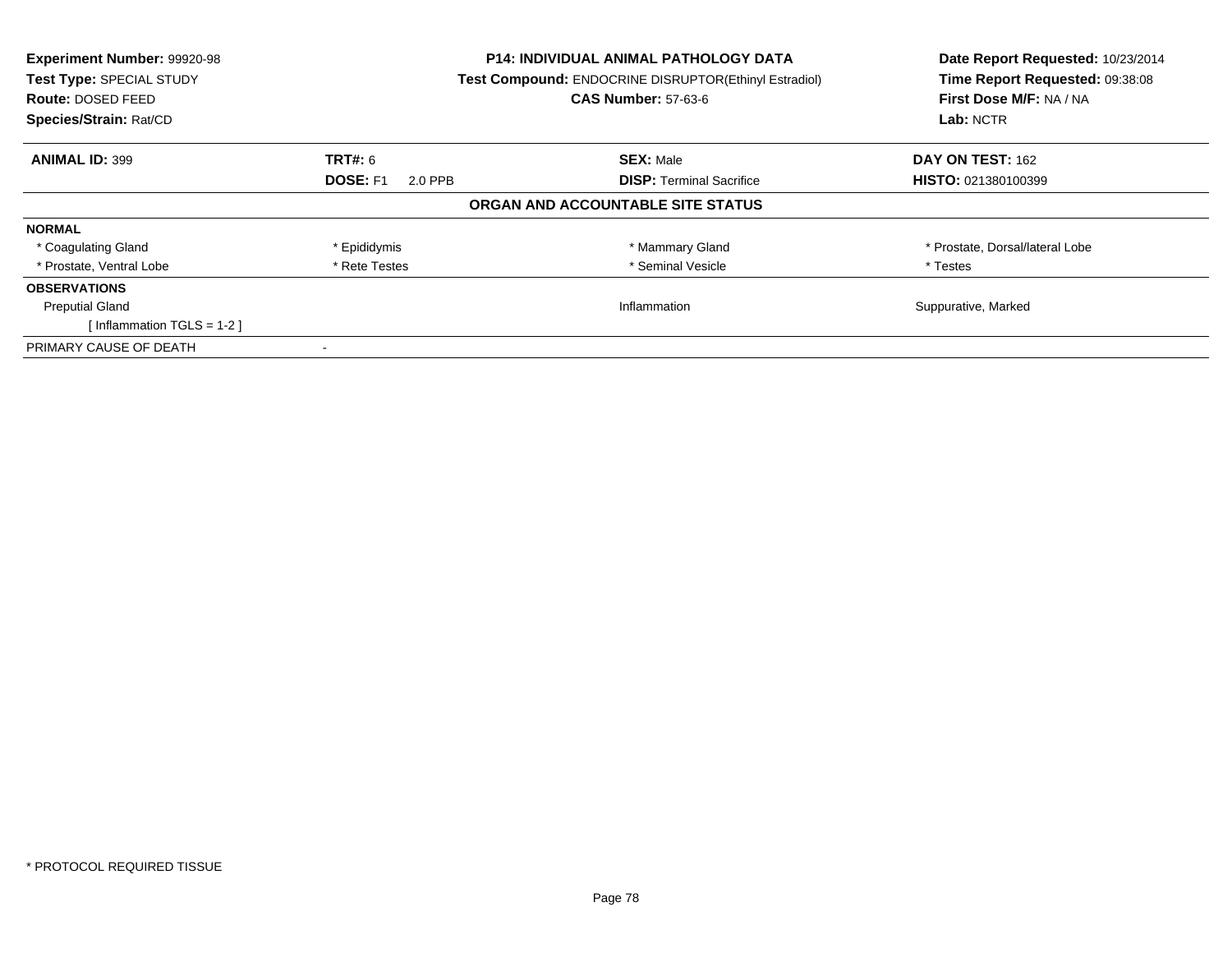**Experiment Number:** 99920-98
**Test Type:** SPECIAL STUDY
**Route:** DOSED FEED
**Species/Strain:** Rat/CD

**P14: INDIVIDUAL ANIMAL PATHOLOGY DATA**
**Test Compound:** ENDOCRINE DISRUPTOR(Ethinyl Estradiol)
**CAS Number:** 57-63-6

**Date Report Requested:** 10/23/2014
**Time Report Requested:** 09:38:08
**First Dose M/F:** NA / NA
**Lab:** NCTR

| **ANIMAL ID:** 399 | **TRT#:** 6 | **SEX:** Male | **DAY ON TEST:** 162 |
|---|---|---|---|
| | **DOSE:** F1 2.0 PPB | **DISP:** Terminal Sacrifice | **HISTO:** 021380100399 |

## ORGAN AND ACCOUNTABLE SITE STATUS

| | | | |
|---|---|---|---|
| **NORMAL** | | | |
| * Coagulating Gland | * Epididymis | * Mammary Gland | * Prostate, Dorsal/lateral Lobe |
| * Prostate, Ventral Lobe | * Rete Testes | * Seminal Vesicle | * Testes |
| **OBSERVATIONS** | | | |
| Preputial Gland | | Inflammation | Suppurative, Marked |
| [ Inflammation TGLS = 1-2 ] | | | |
| PRIMARY CAUSE OF DEATH | - | | |

* PROTOCOL REQUIRED TISSUE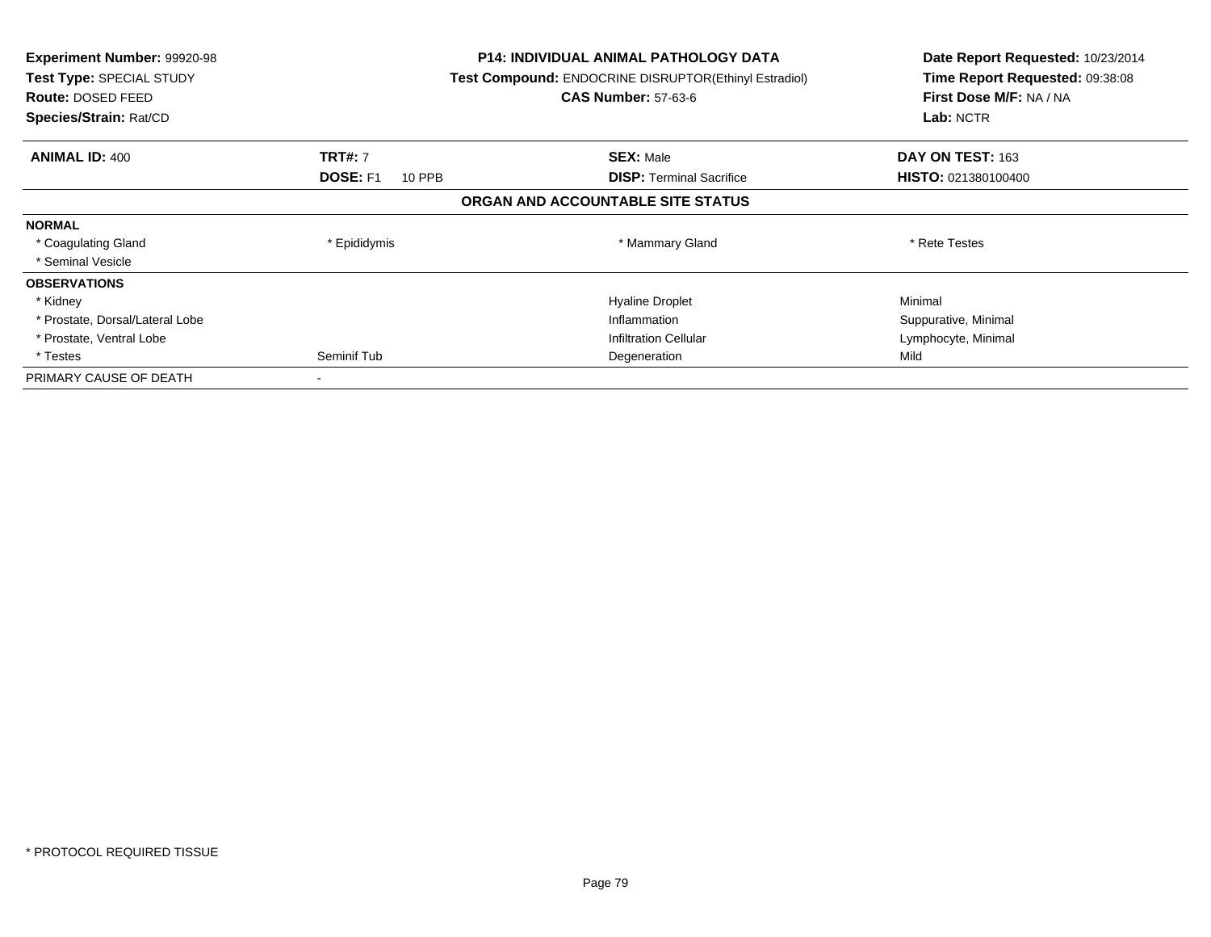**Experiment Number:** 99920-98
**Test Type:** SPECIAL STUDY
**Route:** DOSED FEED
**Species/Strain:** Rat/CD

**P14: INDIVIDUAL ANIMAL PATHOLOGY DATA**
**Test Compound:** ENDOCRINE DISRUPTOR(Ethinyl Estradiol)
**CAS Number:** 57-63-6

**Date Report Requested:** 10/23/2014
**Time Report Requested:** 09:38:08
**First Dose M/F:** NA / NA
**Lab:** NCTR

| **ANIMAL ID:** 400 | **TRT#:** 7 | **SEX:** Male | **DAY ON TEST:** 163 |
|---|---|---|---|
| | **DOSE:** F1 10 PPB | **DISP:** Terminal Sacrifice | **HISTO:** 021380100400 |

**ORGAN AND ACCOUNTABLE SITE STATUS**

| | | | |
|---|---|---|---|
| **NORMAL** | | | |
| * Coagulating Gland | * Epididymis | * Mammary Gland | * Rete Testes |
| * Seminal Vesicle | | | |
| **OBSERVATIONS** | | | |
| * Kidney | | Hyaline Droplet | Minimal |
| * Prostate, Dorsal/Lateral Lobe | | Inflammation | Suppurative, Minimal |
| * Prostate, Ventral Lobe | | Infiltration Cellular | Lymphocyte, Minimal |
| * Testes | Seminif Tub | Degeneration | Mild |
| PRIMARY CAUSE OF DEATH | - | | |

* PROTOCOL REQUIRED TISSUE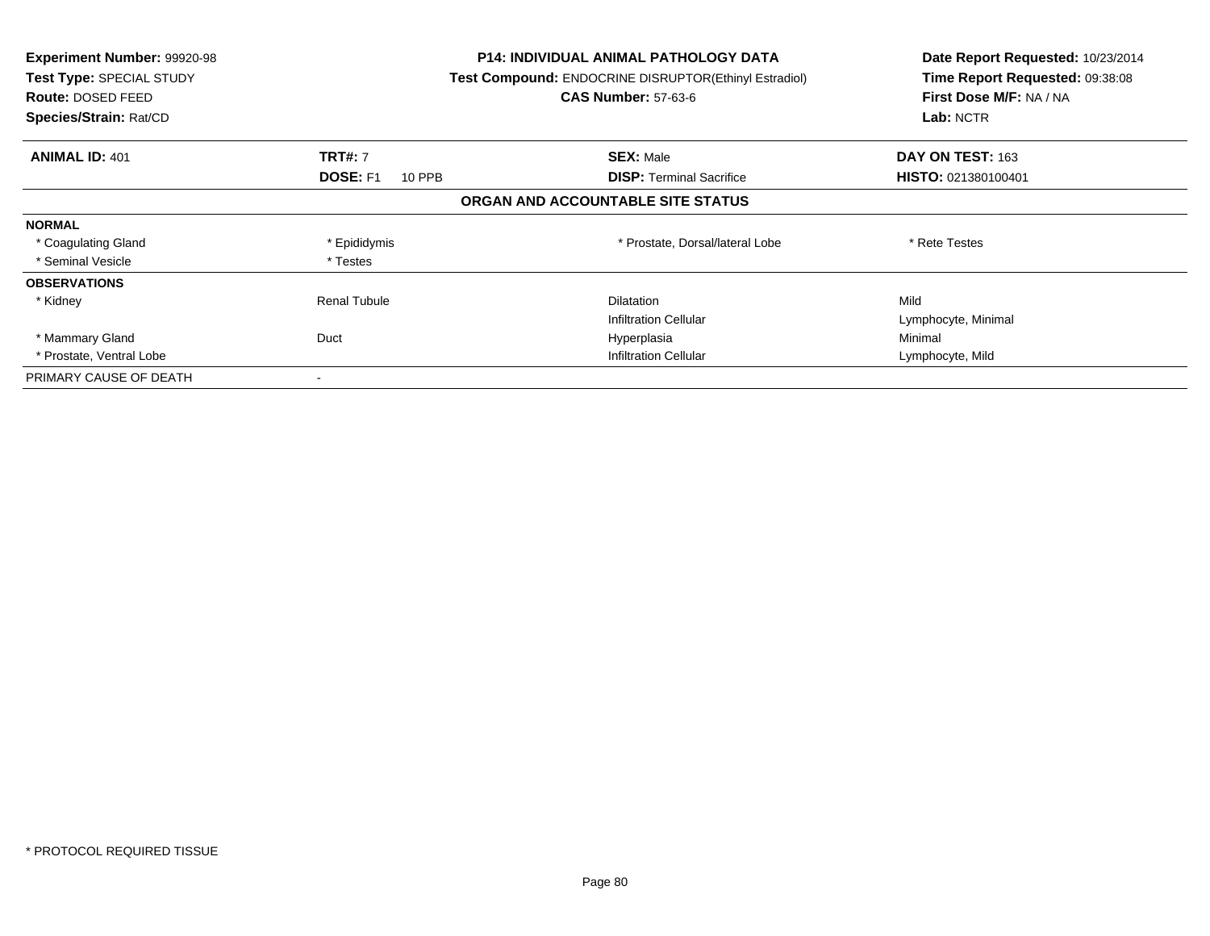**Experiment Number:** 99920-98
**Test Type:** SPECIAL STUDY
**Route:** DOSED FEED
**Species/Strain:** Rat/CD

**P14: INDIVIDUAL ANIMAL PATHOLOGY DATA**
**Test Compound:** ENDOCRINE DISRUPTOR(Ethinyl Estradiol)
**CAS Number:** 57-63-6

**Date Report Requested:** 10/23/2014
**Time Report Requested:** 09:38:08
**First Dose M/F:** NA / NA
**Lab:** NCTR

| **ANIMAL ID:** 401 | **TRT#:** 7 | **SEX:** Male | **DAY ON TEST:** 163 |
|---|---|---|---|
| | **DOSE:** F1 10 PPB | **DISP:** Terminal Sacrifice | **HISTO:** 021380100401 |

**ORGAN AND ACCOUNTABLE SITE STATUS**

| | | | |
|---|---|---|---|
| **NORMAL** | | | |
| * Coagulating Gland | * Epididymis | * Prostate, Dorsal/lateral Lobe | * Rete Testes |
| * Seminal Vesicle | * Testes | | |
| **OBSERVATIONS** | | | |
| * Kidney | Renal Tubule | Dilatation | Mild |
| | | Infiltration Cellular | Lymphocyte, Minimal |
| * Mammary Gland | Duct | Hyperplasia | Minimal |
| * Prostate, Ventral Lobe | | Infiltration Cellular | Lymphocyte, Mild |
| PRIMARY CAUSE OF DEATH | - | | |

* PROTOCOL REQUIRED TISSUE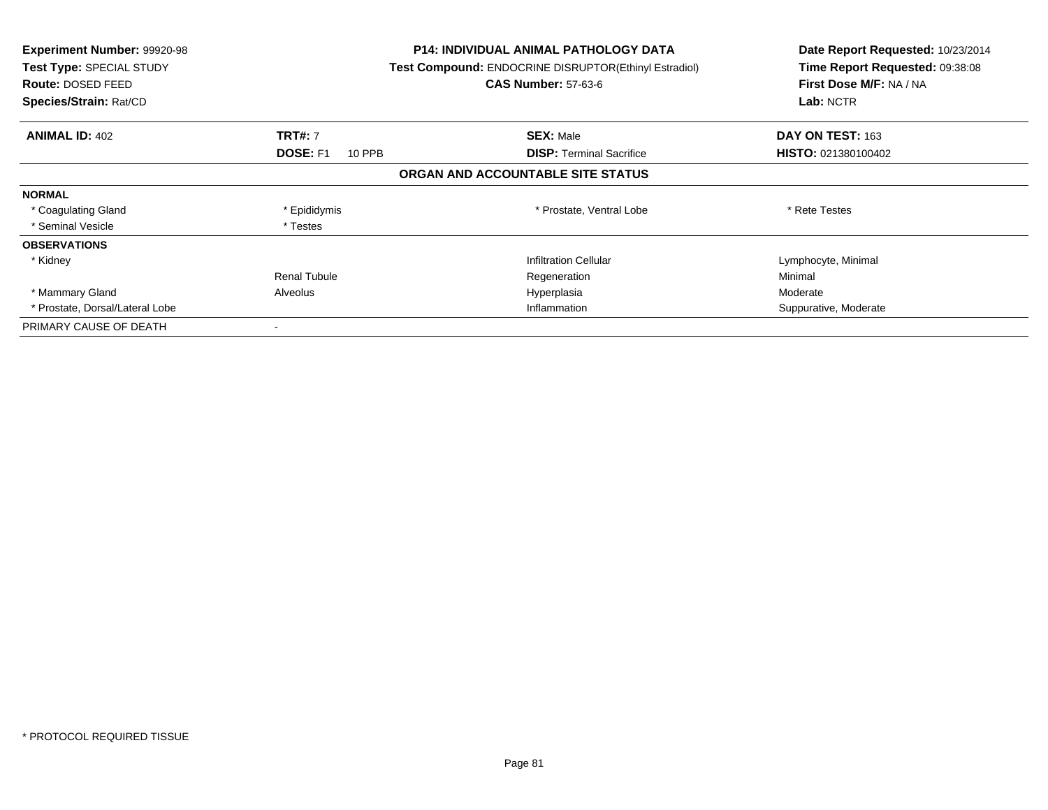**Experiment Number:** 99920-98
**Test Type:** SPECIAL STUDY
**Route:** DOSED FEED
**Species/Strain:** Rat/CD

**P14: INDIVIDUAL ANIMAL PATHOLOGY DATA**
**Test Compound:** ENDOCRINE DISRUPTOR(Ethinyl Estradiol)
**CAS Number:** 57-63-6

**Date Report Requested:** 10/23/2014
**Time Report Requested:** 09:38:08
**First Dose M/F:** NA / NA
**Lab:** NCTR

| **ANIMAL ID:** 402 | **TRT#:** 7 | **SEX:** Male | **DAY ON TEST:** 163 |
|---|---|---|---|
| | **DOSE:** F1 10 PPB | **DISP:** Terminal Sacrifice | **HISTO:** 021380100402 |

**ORGAN AND ACCOUNTABLE SITE STATUS**

| | | | |
|---|---|---|---|
| **NORMAL** | | | |
| * Coagulating Gland | * Epididymis | * Prostate, Ventral Lobe | * Rete Testes |
| * Seminal Vesicle | * Testes | | |
| **OBSERVATIONS** | | | |
| * Kidney | | Infiltration Cellular | Lymphocyte, Minimal |
| | Renal Tubule | Regeneration | Minimal |
| * Mammary Gland | Alveolus | Hyperplasia | Moderate |
| * Prostate, Dorsal/Lateral Lobe | | Inflammation | Suppurative, Moderate |
| PRIMARY CAUSE OF DEATH | - | | |

* PROTOCOL REQUIRED TISSUE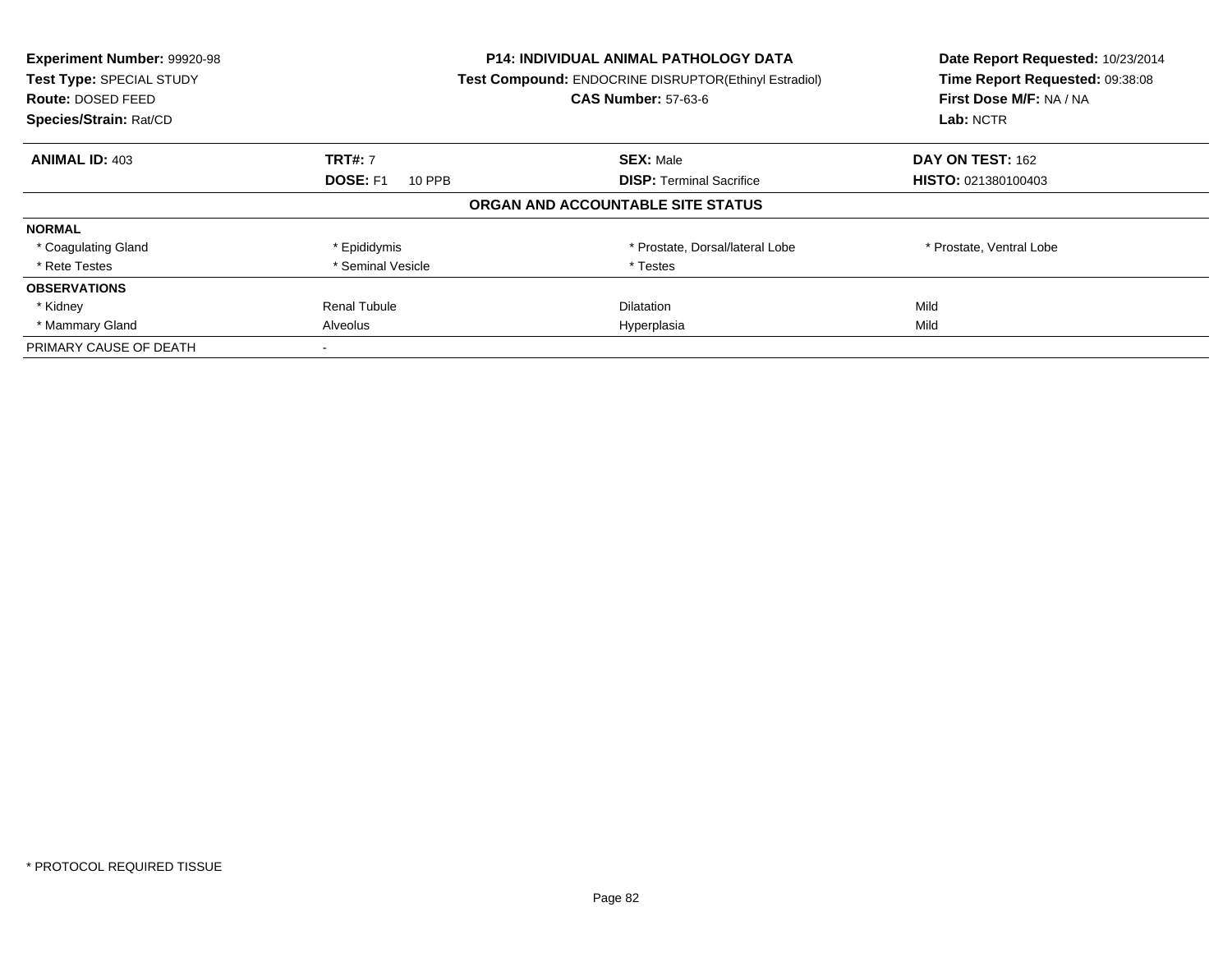**Experiment Number:** 99920-98
**Test Type:** SPECIAL STUDY
**Route:** DOSED FEED
**Species/Strain:** Rat/CD

**P14: INDIVIDUAL ANIMAL PATHOLOGY DATA**
**Test Compound:** ENDOCRINE DISRUPTOR(Ethinyl Estradiol)
**CAS Number:** 57-63-6

**Date Report Requested:** 10/23/2014
**Time Report Requested:** 09:38:08
**First Dose M/F:** NA / NA
**Lab:** NCTR

| **ANIMAL ID:** 403 | **TRT#:** 7 | **SEX:** Male | **DAY ON TEST:** 162 |
|---|---|---|---|
| | **DOSE:** F1 10 PPB | **DISP:** Terminal Sacrifice | **HISTO:** 021380100403 |

**ORGAN AND ACCOUNTABLE SITE STATUS**

| | | | |
|---|---|---|---|
| **NORMAL** | | | |
| * Coagulating Gland | * Epididymis | * Prostate, Dorsal/lateral Lobe | * Prostate, Ventral Lobe |
| * Rete Testes | * Seminal Vesicle | * Testes | |
| **OBSERVATIONS** | | | |
| * Kidney | Renal Tubule | Dilatation | Mild |
| * Mammary Gland | Alveolus | Hyperplasia | Mild |
| PRIMARY CAUSE OF DEATH | - | | |

* PROTOCOL REQUIRED TISSUE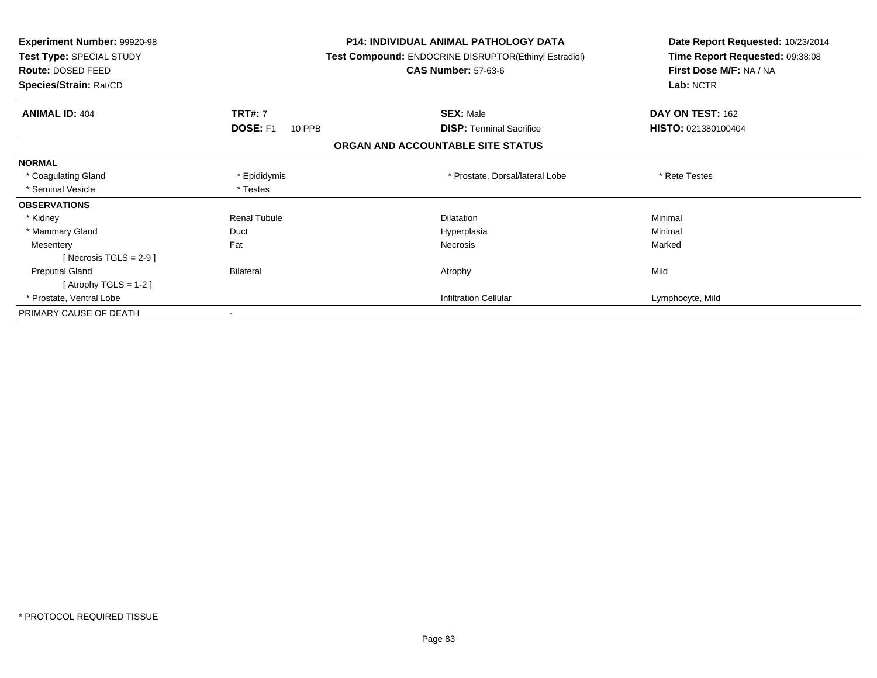**Experiment Number:** 99920-98
**Test Type:** SPECIAL STUDY
**Route:** DOSED FEED
**Species/Strain:** Rat/CD

**P14: INDIVIDUAL ANIMAL PATHOLOGY DATA**
**Test Compound:** ENDOCRINE DISRUPTOR(Ethinyl Estradiol)
**CAS Number:** 57-63-6

**Date Report Requested:** 10/23/2014
**Time Report Requested:** 09:38:08
**First Dose M/F:** NA / NA
**Lab:** NCTR

| **ANIMAL ID:** 404 | **TRT#:** 7 | **SEX:** Male | **DAY ON TEST:** 162 |
|---|---|---|---|
| | **DOSE:** F1 10 PPB | **DISP:** Terminal Sacrifice | **HISTO:** 021380100404 |

## ORGAN AND ACCOUNTABLE SITE STATUS

| | | | |
|---|---|---|---|
| **NORMAL** | | | |
| * Coagulating Gland | * Epididymis | * Prostate, Dorsal/lateral Lobe | * Rete Testes |
| * Seminal Vesicle | * Testes | | |
| **OBSERVATIONS** | | | |
| * Kidney | Renal Tubule | Dilatation | Minimal |
| * Mammary Gland | Duct | Hyperplasia | Minimal |
| Mesentery | Fat | Necrosis | Marked |
| [ Necrosis TGLS = 2-9 ] | | | |
| Preputial Gland | Bilateral | Atrophy | Mild |
| [ Atrophy TGLS = 1-2 ] | | | |
| * Prostate, Ventral Lobe | | Infiltration Cellular | Lymphocyte, Mild |
| PRIMARY CAUSE OF DEATH | - | | |

* PROTOCOL REQUIRED TISSUE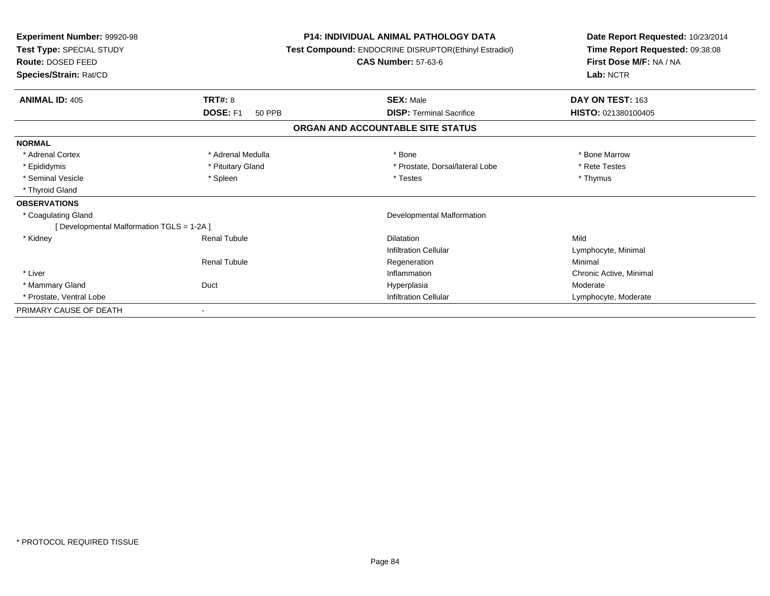**Experiment Number:** 99920-98
**Test Type:** SPECIAL STUDY
**Route:** DOSED FEED
**Species/Strain:** Rat/CD

**P14: INDIVIDUAL ANIMAL PATHOLOGY DATA**
**Test Compound:** ENDOCRINE DISRUPTOR(Ethinyl Estradiol)
**CAS Number:** 57-63-6

**Date Report Requested:** 10/23/2014
**Time Report Requested:** 09:38:08
**First Dose M/F:** NA / NA
**Lab:** NCTR

| **ANIMAL ID:** 405 | **TRT#:** 8 | **SEX:** Male | **DAY ON TEST:** 163 |
|---|---|---|---|
| | **DOSE:** F1 50 PPB | **DISP:** Terminal Sacrifice | **HISTO:** 021380100405 |

## ORGAN AND ACCOUNTABLE SITE STATUS

| | | | |
|---|---|---|---|
| **NORMAL** | | | |
| * Adrenal Cortex | * Adrenal Medulla | * Bone | * Bone Marrow |
| * Epididymis | * Pituitary Gland | * Prostate, Dorsal/lateral Lobe | * Rete Testes |
| * Seminal Vesicle | * Spleen | * Testes | * Thymus |
| * Thyroid Gland | | | |
| **OBSERVATIONS** | | | |
| * Coagulating Gland | | Developmental Malformation | |
| [ Developmental Malformation TGLS = 1-2A ] | | | |
| * Kidney | Renal Tubule | Dilatation | Mild |
| | | Infiltration Cellular | Lymphocyte, Minimal |
| | Renal Tubule | Regeneration | Minimal |
| * Liver | | Inflammation | Chronic Active, Minimal |
| * Mammary Gland | Duct | Hyperplasia | Moderate |
| * Prostate, Ventral Lobe | | Infiltration Cellular | Lymphocyte, Moderate |
| PRIMARY CAUSE OF DEATH | - | | |

* PROTOCOL REQUIRED TISSUE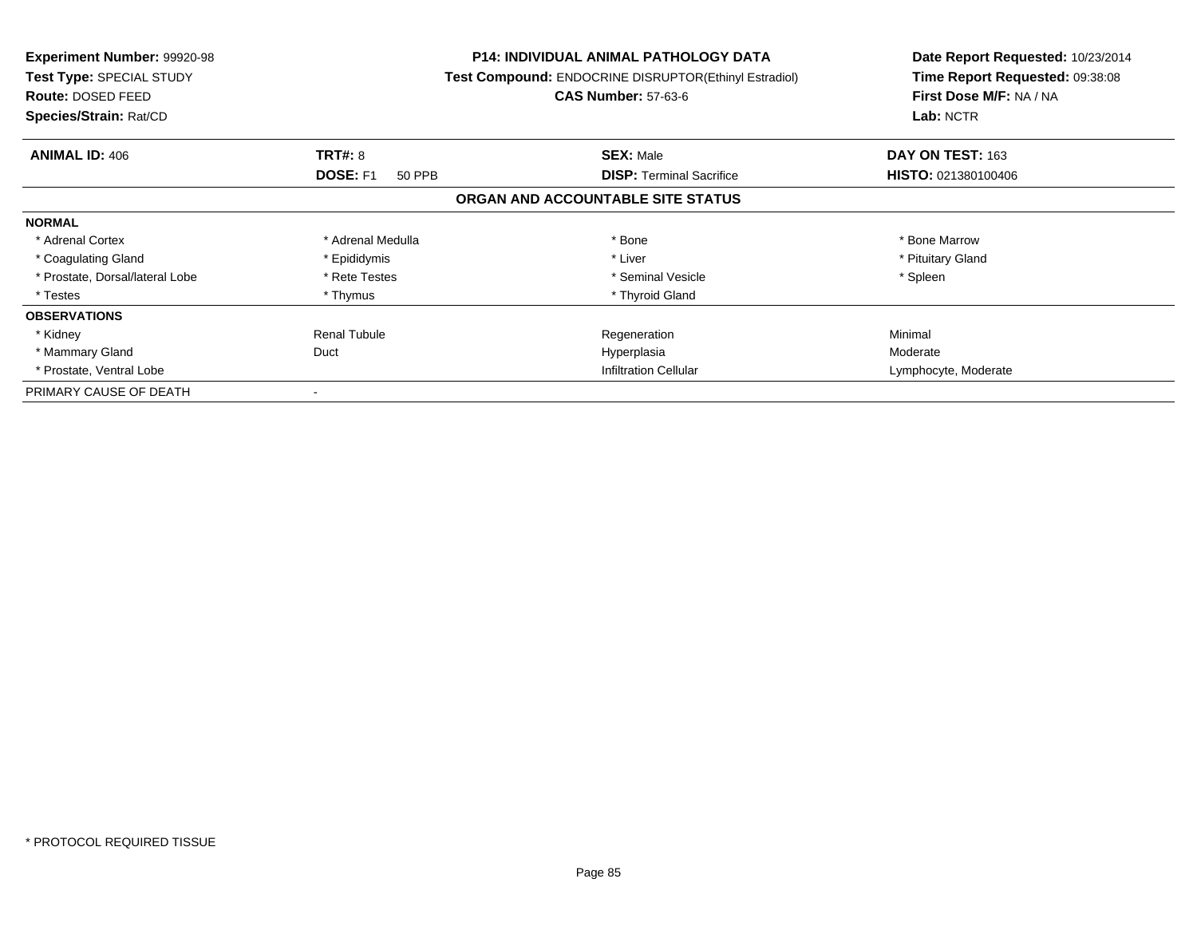**Experiment Number:** 99920-98
**Test Type:** SPECIAL STUDY
**Route:** DOSED FEED
**Species/Strain:** Rat/CD

**P14: INDIVIDUAL ANIMAL PATHOLOGY DATA**
**Test Compound:** ENDOCRINE DISRUPTOR(Ethinyl Estradiol)
**CAS Number:** 57-63-6

**Date Report Requested:** 10/23/2014
**Time Report Requested:** 09:38:08
**First Dose M/F:** NA / NA
**Lab:** NCTR

| **ANIMAL ID:** 406 | **TRT#:** 8 | **SEX:** Male | **DAY ON TEST:** 163 |
|---|---|---|---|
| | **DOSE:** F1 50 PPB | **DISP:** Terminal Sacrifice | **HISTO:** 021380100406 |

**ORGAN AND ACCOUNTABLE SITE STATUS**

| | | | |
|---|---|---|---|
| **NORMAL** | | | |
| * Adrenal Cortex | * Adrenal Medulla | * Bone | * Bone Marrow |
| * Coagulating Gland | * Epididymis | * Liver | * Pituitary Gland |
| * Prostate, Dorsal/lateral Lobe | * Rete Testes | * Seminal Vesicle | * Spleen |
| * Testes | * Thymus | * Thyroid Gland | |
| **OBSERVATIONS** | | | |
| * Kidney | Renal Tubule | Regeneration | Minimal |
| * Mammary Gland | Duct | Hyperplasia | Moderate |
| * Prostate, Ventral Lobe | | Infiltration Cellular | Lymphocyte, Moderate |
| PRIMARY CAUSE OF DEATH | - | | |

* PROTOCOL REQUIRED TISSUE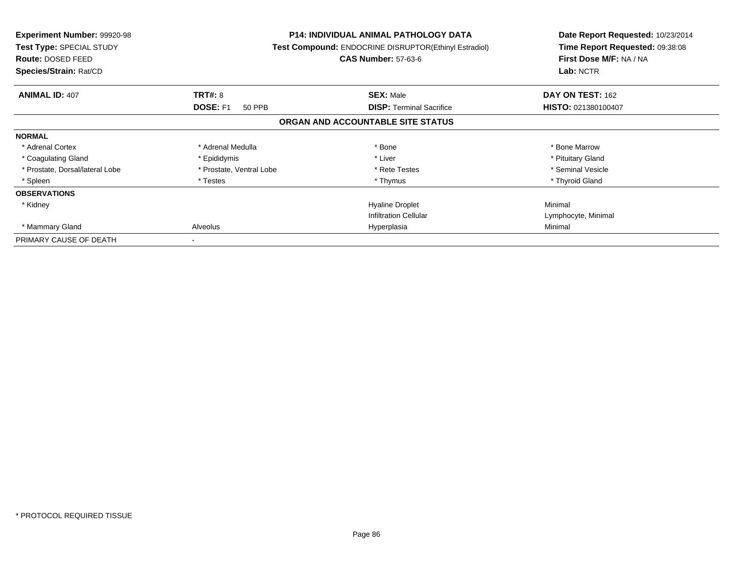**Experiment Number:** 99920-98
**Test Type:** SPECIAL STUDY
**Route:** DOSED FEED
**Species/Strain:** Rat/CD

**P14: INDIVIDUAL ANIMAL PATHOLOGY DATA**
**Test Compound:** ENDOCRINE DISRUPTOR(Ethinyl Estradiol)
**CAS Number:** 57-63-6

**Date Report Requested:** 10/23/2014
**Time Report Requested:** 09:38:08
**First Dose M/F:** NA / NA
**Lab:** NCTR

| **ANIMAL ID:** 407 | **TRT#:** 8 | **SEX:** Male | **DAY ON TEST:** 162 |
|---|---|---|---|
| | **DOSE:** F1 50 PPB | **DISP:** Terminal Sacrifice | **HISTO:** 021380100407 |

## ORGAN AND ACCOUNTABLE SITE STATUS

| | | | |
|---|---|---|---|
| **NORMAL** | | | |
| * Adrenal Cortex | * Adrenal Medulla | * Bone | * Bone Marrow |
| * Coagulating Gland | * Epididymis | * Liver | * Pituitary Gland |
| * Prostate, Dorsal/lateral Lobe | * Prostate, Ventral Lobe | * Rete Testes | * Seminal Vesicle |
| * Spleen | * Testes | * Thymus | * Thyroid Gland |
| **OBSERVATIONS** | | | |
| * Kidney | | Hyaline Droplet | Minimal |
| | | Infiltration Cellular | Lymphocyte, Minimal |
| * Mammary Gland | Alveolus | Hyperplasia | Minimal |
| PRIMARY CAUSE OF DEATH | - | | |

* PROTOCOL REQUIRED TISSUE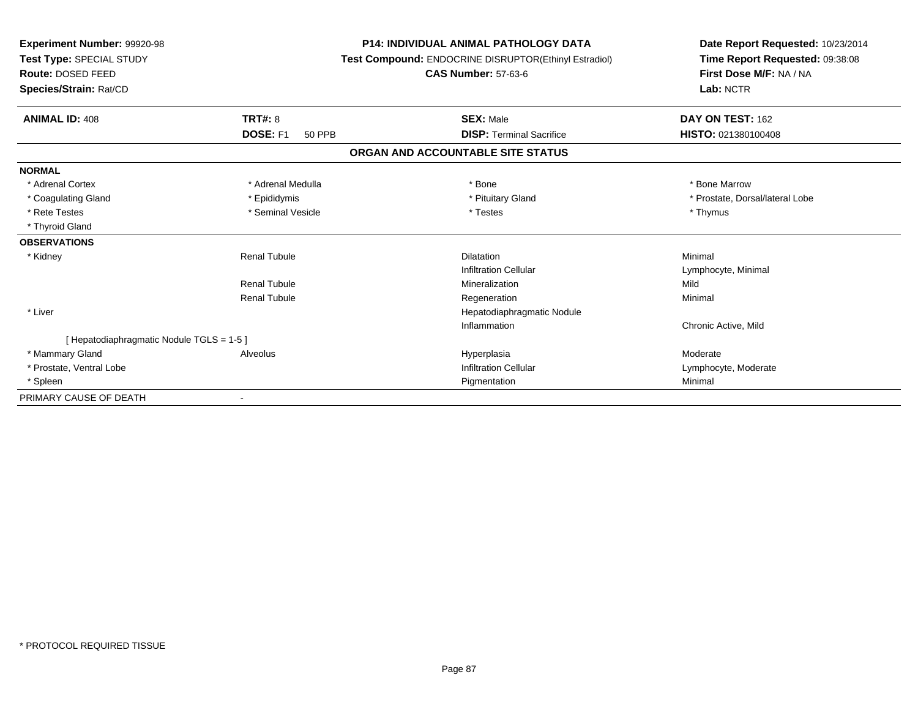**Experiment Number:** 99920-98
**Test Type:** SPECIAL STUDY
**Route:** DOSED FEED
**Species/Strain:** Rat/CD

**P14: INDIVIDUAL ANIMAL PATHOLOGY DATA**
**Test Compound:** ENDOCRINE DISRUPTOR(Ethinyl Estradiol)
**CAS Number:** 57-63-6

**Date Report Requested:** 10/23/2014
**Time Report Requested:** 09:38:08
**First Dose M/F:** NA / NA
**Lab:** NCTR

| **ANIMAL ID:** 408 | **TRT#:** 8 | **SEX:** Male | **DAY ON TEST:** 162 |
|---|---|---|---|
| | **DOSE:** F1 50 PPB | **DISP:** Terminal Sacrifice | **HISTO:** 021380100408 |

**ORGAN AND ACCOUNTABLE SITE STATUS**

| | | | |
|---|---|---|---|
| **NORMAL** | | | |
| * Adrenal Cortex | * Adrenal Medulla | * Bone | * Bone Marrow |
| * Coagulating Gland | * Epididymis | * Pituitary Gland | * Prostate, Dorsal/lateral Lobe |
| * Rete Testes | * Seminal Vesicle | * Testes | * Thymus |
| * Thyroid Gland | | | |
| **OBSERVATIONS** | | | |
| * Kidney | Renal Tubule | Dilatation | Minimal |
| | | Infiltration Cellular | Lymphocyte, Minimal |
| | Renal Tubule | Mineralization | Mild |
| | Renal Tubule | Regeneration | Minimal |
| * Liver | | Hepatodiaphragmatic Nodule | |
| | | Inflammation | Chronic Active, Mild |
| [ Hepatodiaphragmatic Nodule TGLS = 1-5 ] | | | |
| * Mammary Gland | Alveolus | Hyperplasia | Moderate |
| * Prostate, Ventral Lobe | | Infiltration Cellular | Lymphocyte, Moderate |
| * Spleen | | Pigmentation | Minimal |
| PRIMARY CAUSE OF DEATH | - | | |

* PROTOCOL REQUIRED TISSUE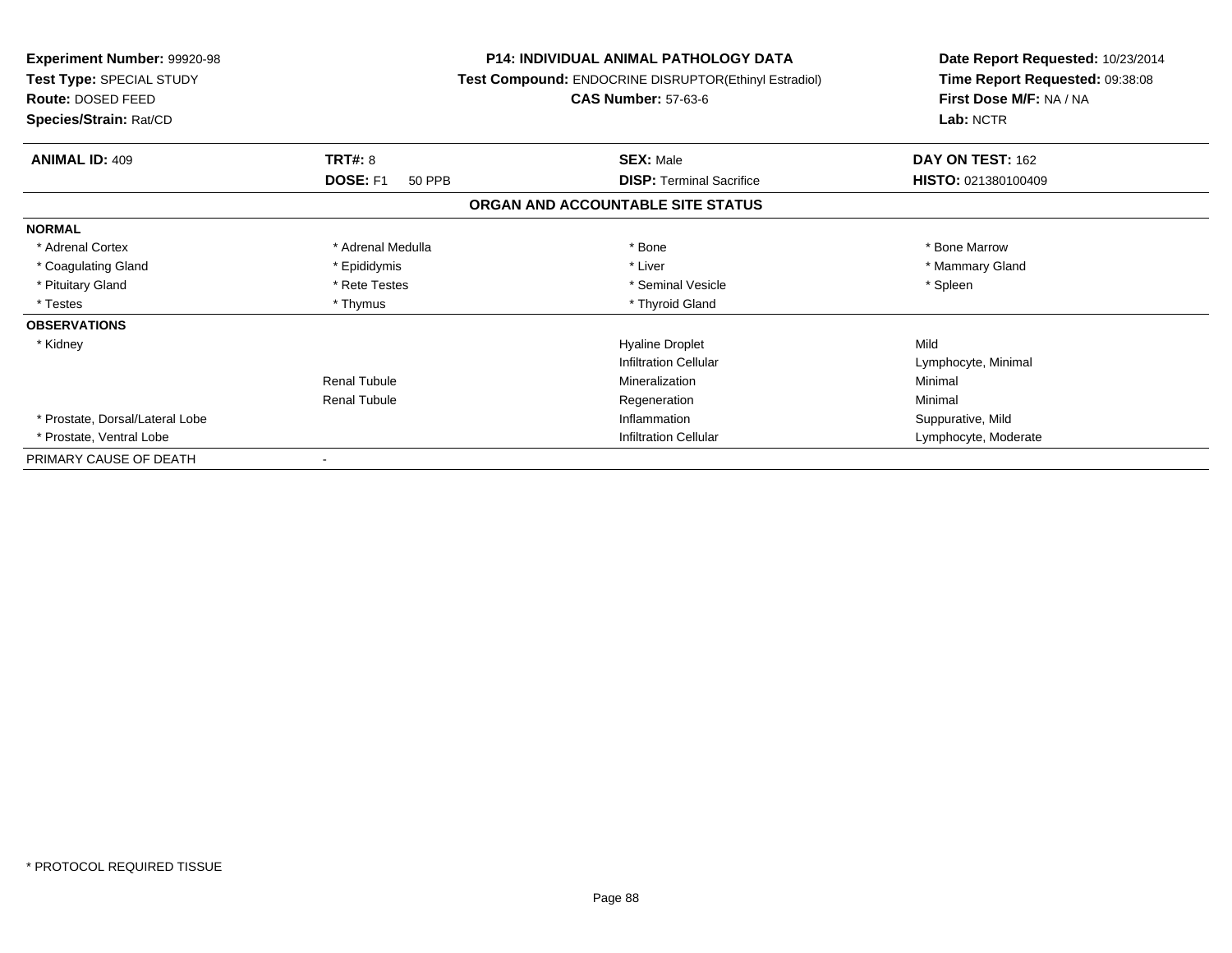**Experiment Number:** 99920-98
**Test Type:** SPECIAL STUDY
**Route:** DOSED FEED
**Species/Strain:** Rat/CD

**P14: INDIVIDUAL ANIMAL PATHOLOGY DATA**
**Test Compound:** ENDOCRINE DISRUPTOR(Ethinyl Estradiol)
**CAS Number:** 57-63-6

**Date Report Requested:** 10/23/2014
**Time Report Requested:** 09:38:08
**First Dose M/F:** NA / NA
**Lab:** NCTR

| **ANIMAL ID:** 409 | **TRT#:** 8 | **SEX:** Male | **DAY ON TEST:** 162 |
|---|---|---|---|
| | **DOSE:** F1 50 PPB | **DISP:** Terminal Sacrifice | **HISTO:** 021380100409 |

## ORGAN AND ACCOUNTABLE SITE STATUS

| | | | |
|---|---|---|---|
| **NORMAL** | | | |
| * Adrenal Cortex | * Adrenal Medulla | * Bone | * Bone Marrow |
| * Coagulating Gland | * Epididymis | * Liver | * Mammary Gland |
| * Pituitary Gland | * Rete Testes | * Seminal Vesicle | * Spleen |
| * Testes | * Thymus | * Thyroid Gland | |
| **OBSERVATIONS** | | | |
| * Kidney | | Hyaline Droplet | Mild |
| | | Infiltration Cellular | Lymphocyte, Minimal |
| | Renal Tubule | Mineralization | Minimal |
| | Renal Tubule | Regeneration | Minimal |
| * Prostate, Dorsal/Lateral Lobe | | Inflammation | Suppurative, Mild |
| * Prostate, Ventral Lobe | | Infiltration Cellular | Lymphocyte, Moderate |
| PRIMARY CAUSE OF DEATH | - | | |

* PROTOCOL REQUIRED TISSUE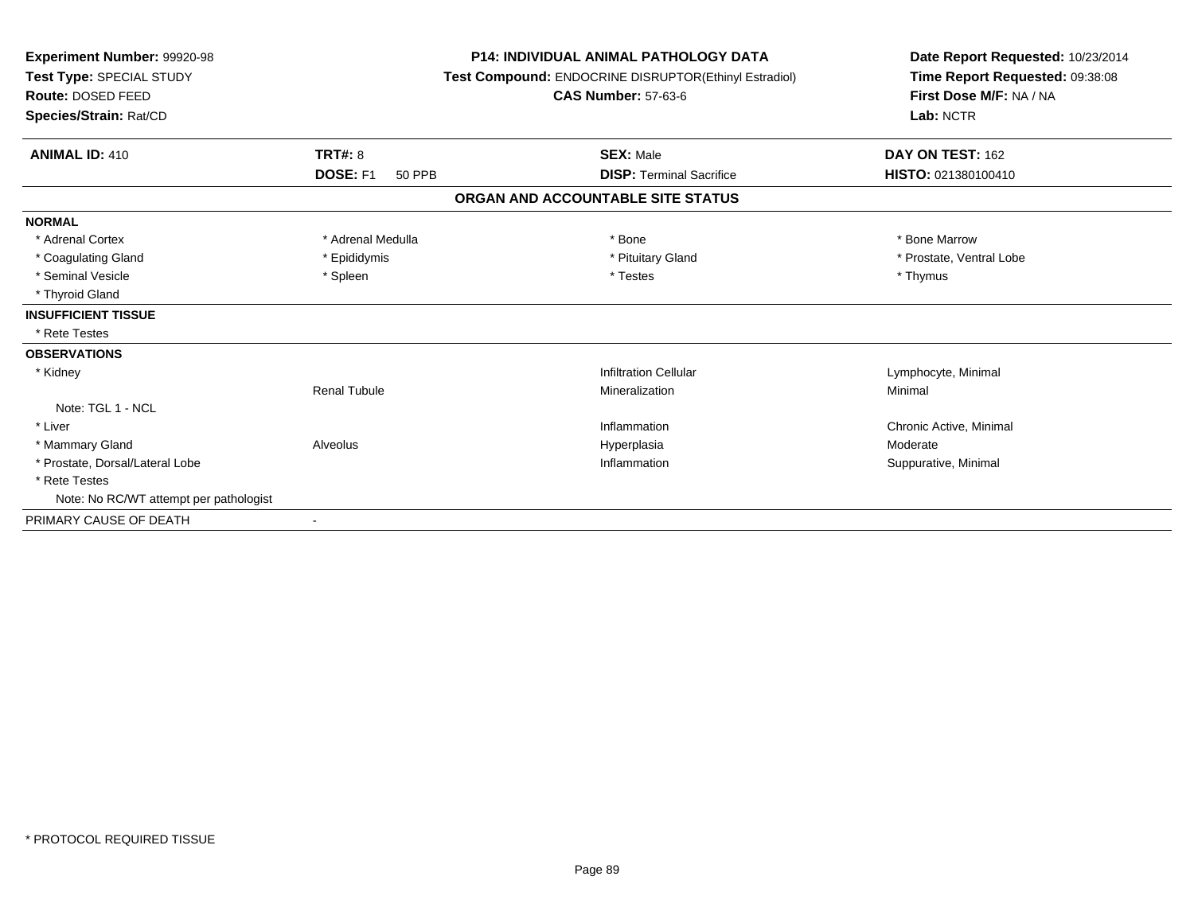**Experiment Number:** 99920-98
**Test Type:** SPECIAL STUDY
**Route:** DOSED FEED
**Species/Strain:** Rat/CD

**P14: INDIVIDUAL ANIMAL PATHOLOGY DATA**
**Test Compound:** ENDOCRINE DISRUPTOR(Ethinyl Estradiol)
**CAS Number:** 57-63-6

**Date Report Requested:** 10/23/2014
**Time Report Requested:** 09:38:08
**First Dose M/F:** NA / NA
**Lab:** NCTR

| **ANIMAL ID:** 410 | **TRT#:** 8 | **SEX:** Male | **DAY ON TEST:** 162 |
|---|---|---|---|
| | **DOSE:** F1 50 PPB | **DISP:** Terminal Sacrifice | **HISTO:** 021380100410 |

## ORGAN AND ACCOUNTABLE SITE STATUS

| | | | |
|---|---|---|---|
| **NORMAL** | | | |
| * Adrenal Cortex | * Adrenal Medulla | * Bone | * Bone Marrow |
| * Coagulating Gland | * Epididymis | * Pituitary Gland | * Prostate, Ventral Lobe |
| * Seminal Vesicle | * Spleen | * Testes | * Thymus |
| * Thyroid Gland | | | |
| **INSUFFICIENT TISSUE** | | | |
| * Rete Testes | | | |
| **OBSERVATIONS** | | | |
| * Kidney | | Infiltration Cellular | Lymphocyte, Minimal |
| | Renal Tubule | Mineralization | Minimal |
| Note: TGL 1 - NCL | | | |
| * Liver | | Inflammation | Chronic Active, Minimal |
| * Mammary Gland | Alveolus | Hyperplasia | Moderate |
| * Prostate, Dorsal/Lateral Lobe | | Inflammation | Suppurative, Minimal |
| * Rete Testes | | | |
| Note: No RC/WT attempt per pathologist | | | |
| PRIMARY CAUSE OF DEATH | - | | |

* PROTOCOL REQUIRED TISSUE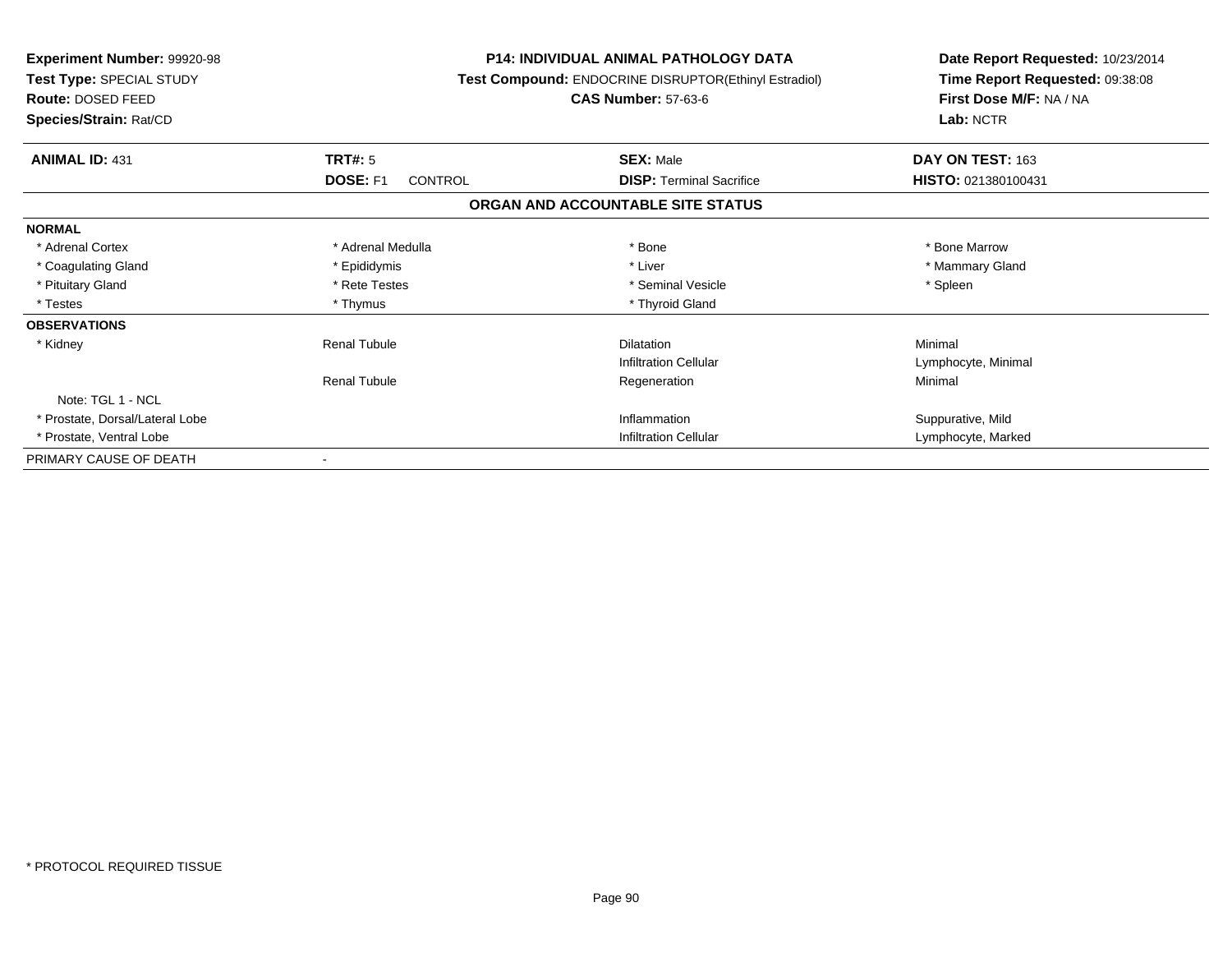**Experiment Number:** 99920-98
**Test Type:** SPECIAL STUDY
**Route:** DOSED FEED
**Species/Strain:** Rat/CD

**P14: INDIVIDUAL ANIMAL PATHOLOGY DATA**
**Test Compound:** ENDOCRINE DISRUPTOR(Ethinyl Estradiol)
**CAS Number:** 57-63-6

**Date Report Requested:** 10/23/2014
**Time Report Requested:** 09:38:08
**First Dose M/F:** NA / NA
**Lab:** NCTR

| **ANIMAL ID:** 431 | **TRT#:** 5 | **SEX:** Male | **DAY ON TEST:** 163 |
|---|---|---|---|
| | **DOSE:** F1 CONTROL | **DISP:** Terminal Sacrifice | **HISTO:** 021380100431 |

**ORGAN AND ACCOUNTABLE SITE STATUS**

| | | | |
|---|---|---|---|
| **NORMAL** | | | |
| * Adrenal Cortex | * Adrenal Medulla | * Bone | * Bone Marrow |
| * Coagulating Gland | * Epididymis | * Liver | * Mammary Gland |
| * Pituitary Gland | * Rete Testes | * Seminal Vesicle | * Spleen |
| * Testes | * Thymus | * Thyroid Gland | |
| **OBSERVATIONS** | | | |
| * Kidney | Renal Tubule | Dilatation | Minimal |
| | | Infiltration Cellular | Lymphocyte, Minimal |
| | Renal Tubule | Regeneration | Minimal |
| Note: TGL 1 - NCL | | | |
| * Prostate, Dorsal/Lateral Lobe | | Inflammation | Suppurative, Mild |
| * Prostate, Ventral Lobe | | Infiltration Cellular | Lymphocyte, Marked |
| PRIMARY CAUSE OF DEATH | - | | |

* PROTOCOL REQUIRED TISSUE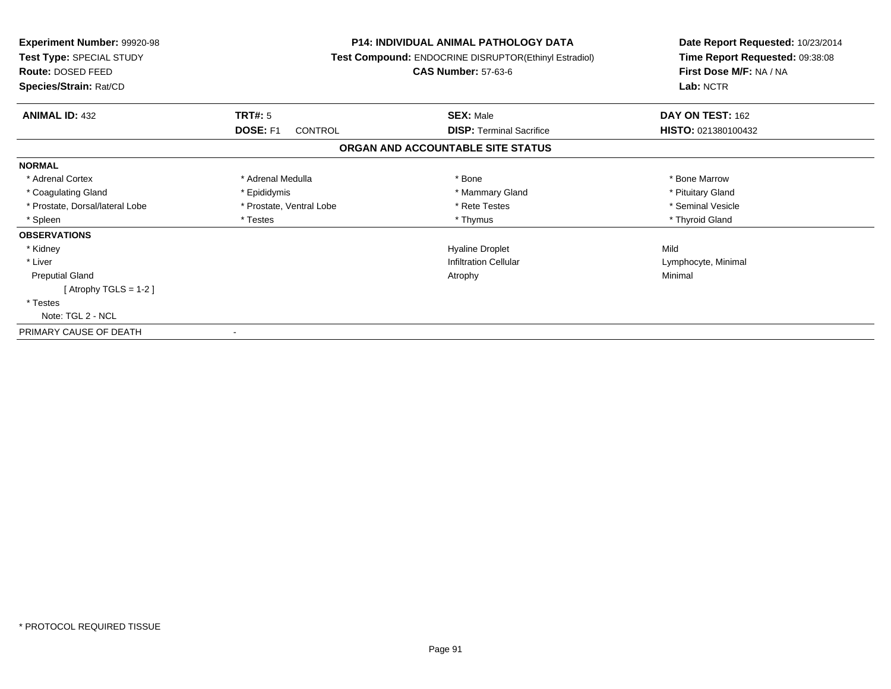**Experiment Number:** 99920-98
**Test Type:** SPECIAL STUDY
**Route:** DOSED FEED
**Species/Strain:** Rat/CD

**P14: INDIVIDUAL ANIMAL PATHOLOGY DATA**
**Test Compound:** ENDOCRINE DISRUPTOR(Ethinyl Estradiol)
**CAS Number:** 57-63-6

**Date Report Requested:** 10/23/2014
**Time Report Requested:** 09:38:08
**First Dose M/F:** NA / NA
**Lab:** NCTR

| **ANIMAL ID:** 432 | **TRT#:** 5 | **SEX:** Male | **DAY ON TEST:** 162 |
|---|---|---|---|
| | **DOSE:** F1 CONTROL | **DISP:** Terminal Sacrifice | **HISTO:** 021380100432 |

**ORGAN AND ACCOUNTABLE SITE STATUS**

| | | | |
|---|---|---|---|
| **NORMAL** | | | |
| * Adrenal Cortex | * Adrenal Medulla | * Bone | * Bone Marrow |
| * Coagulating Gland | * Epididymis | * Mammary Gland | * Pituitary Gland |
| * Prostate, Dorsal/lateral Lobe | * Prostate, Ventral Lobe | * Rete Testes | * Seminal Vesicle |
| * Spleen | * Testes | * Thymus | * Thyroid Gland |
| **OBSERVATIONS** | | | |
| * Kidney | | Hyaline Droplet | Mild |
| * Liver | | Infiltration Cellular | Lymphocyte, Minimal |
| Preputial Gland | | Atrophy | Minimal |
| [ Atrophy TGLS = 1-2 ] | | | |
| * Testes | | | |
| Note: TGL 2 - NCL | | | |
| PRIMARY CAUSE OF DEATH | - | | |

* PROTOCOL REQUIRED TISSUE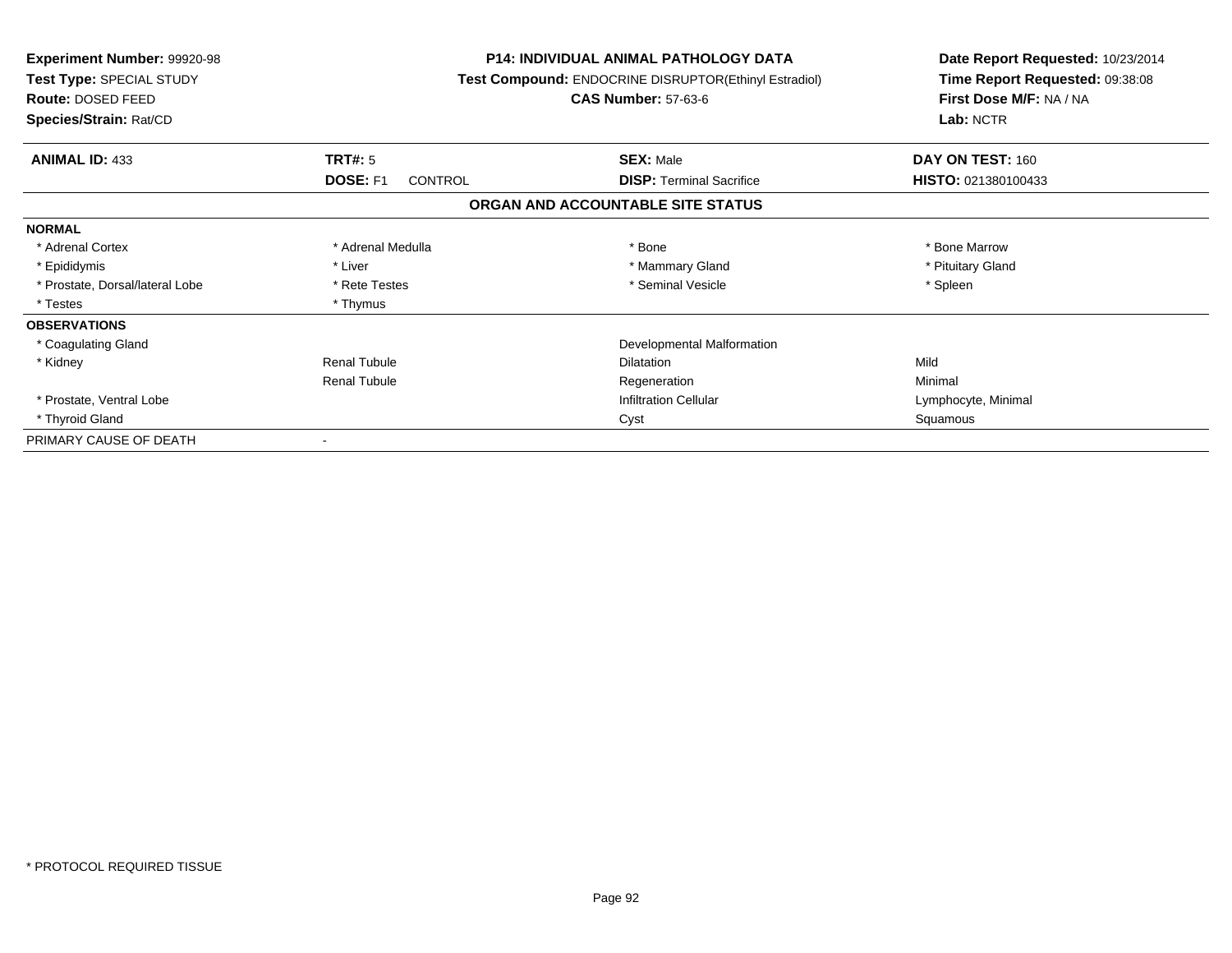**Experiment Number:** 99920-98
**Test Type:** SPECIAL STUDY
**Route:** DOSED FEED
**Species/Strain:** Rat/CD

**P14: INDIVIDUAL ANIMAL PATHOLOGY DATA**
**Test Compound:** ENDOCRINE DISRUPTOR(Ethinyl Estradiol)
**CAS Number:** 57-63-6

**Date Report Requested:** 10/23/2014
**Time Report Requested:** 09:38:08
**First Dose M/F:** NA / NA
**Lab:** NCTR

| **ANIMAL ID:** 433 | **TRT#:** 5 | **SEX:** Male | **DAY ON TEST:** 160 |
|---|---|---|---|
| | **DOSE:** F1 CONTROL | **DISP:** Terminal Sacrifice | **HISTO:** 021380100433 |

## ORGAN AND ACCOUNTABLE SITE STATUS

| | | | |
|---|---|---|---|
| **NORMAL** | | | |
| * Adrenal Cortex | * Adrenal Medulla | * Bone | * Bone Marrow |
| * Epididymis | * Liver | * Mammary Gland | * Pituitary Gland |
| * Prostate, Dorsal/lateral Lobe | * Rete Testes | * Seminal Vesicle | * Spleen |
| * Testes | * Thymus | | |
| **OBSERVATIONS** | | | |
| * Coagulating Gland | | Developmental Malformation | |
| * Kidney | Renal Tubule | Dilatation | Mild |
| | Renal Tubule | Regeneration | Minimal |
| * Prostate, Ventral Lobe | | Infiltration Cellular | Lymphocyte, Minimal |
| * Thyroid Gland | | Cyst | Squamous |
| PRIMARY CAUSE OF DEATH | - | | |

* PROTOCOL REQUIRED TISSUE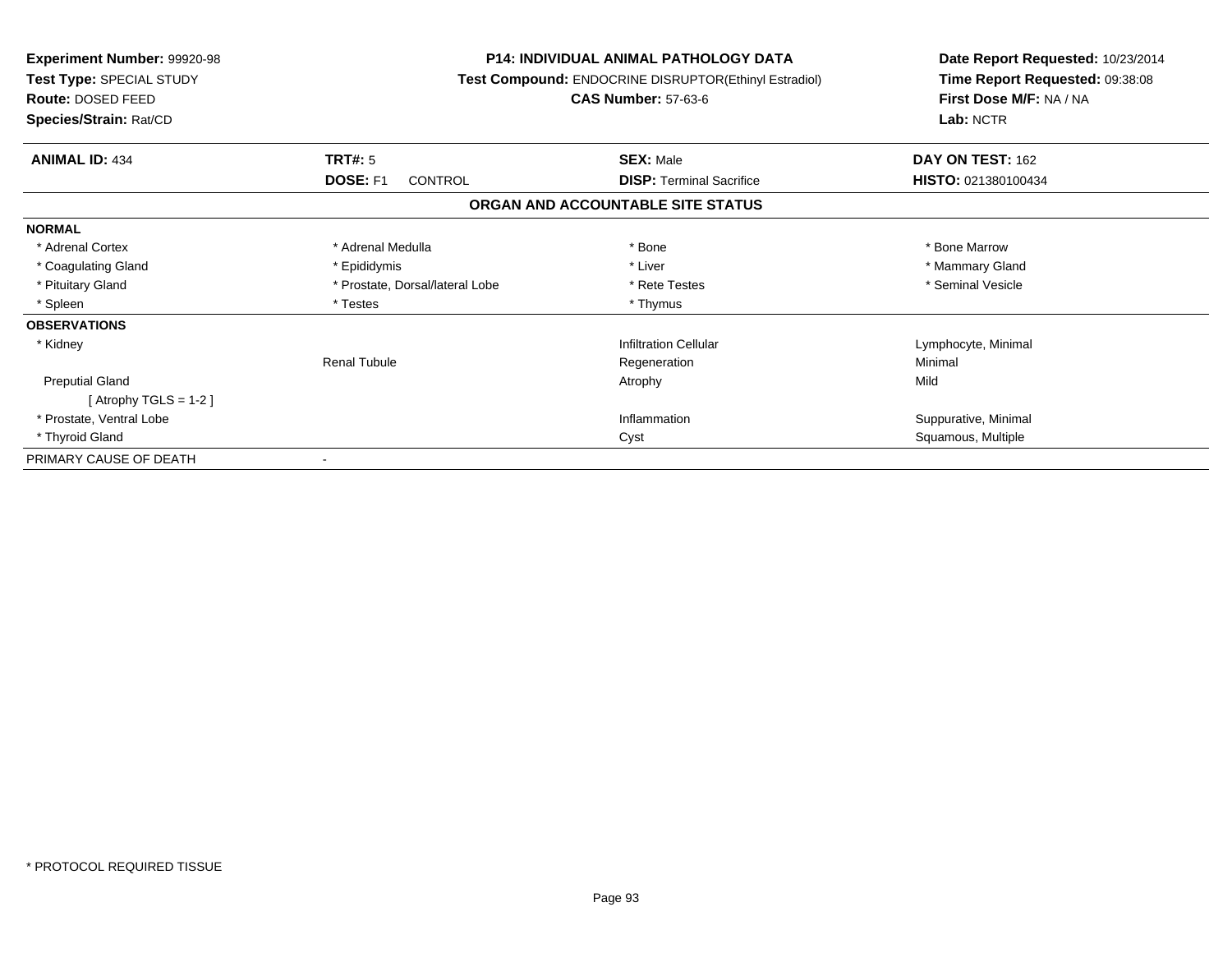**Experiment Number:** 99920-98
**Test Type:** SPECIAL STUDY
**Route:** DOSED FEED
**Species/Strain:** Rat/CD

**P14: INDIVIDUAL ANIMAL PATHOLOGY DATA**
**Test Compound:** ENDOCRINE DISRUPTOR(Ethinyl Estradiol)
**CAS Number:** 57-63-6

**Date Report Requested:** 10/23/2014
**Time Report Requested:** 09:38:08
**First Dose M/F:** NA / NA
**Lab:** NCTR

| **ANIMAL ID:** 434 | **TRT#:** 5 | **SEX:** Male | **DAY ON TEST:** 162 |
|---|---|---|---|
| | **DOSE:** F1 CONTROL | **DISP:** Terminal Sacrifice | **HISTO:** 021380100434 |

## ORGAN AND ACCOUNTABLE SITE STATUS

| | | | |
|---|---|---|---|
| **NORMAL** | | | |
| * Adrenal Cortex | * Adrenal Medulla | * Bone | * Bone Marrow |
| * Coagulating Gland | * Epididymis | * Liver | * Mammary Gland |
| * Pituitary Gland | * Prostate, Dorsal/lateral Lobe | * Rete Testes | * Seminal Vesicle |
| * Spleen | * Testes | * Thymus | |
| **OBSERVATIONS** | | | |
| * Kidney | | Infiltration Cellular | Lymphocyte, Minimal |
| | Renal Tubule | Regeneration | Minimal |
| Preputial Gland | | Atrophy | Mild |
| [ Atrophy TGLS = 1-2 ] | | | |
| * Prostate, Ventral Lobe | | Inflammation | Suppurative, Minimal |
| * Thyroid Gland | | Cyst | Squamous, Multiple |
| PRIMARY CAUSE OF DEATH | - | | |

* PROTOCOL REQUIRED TISSUE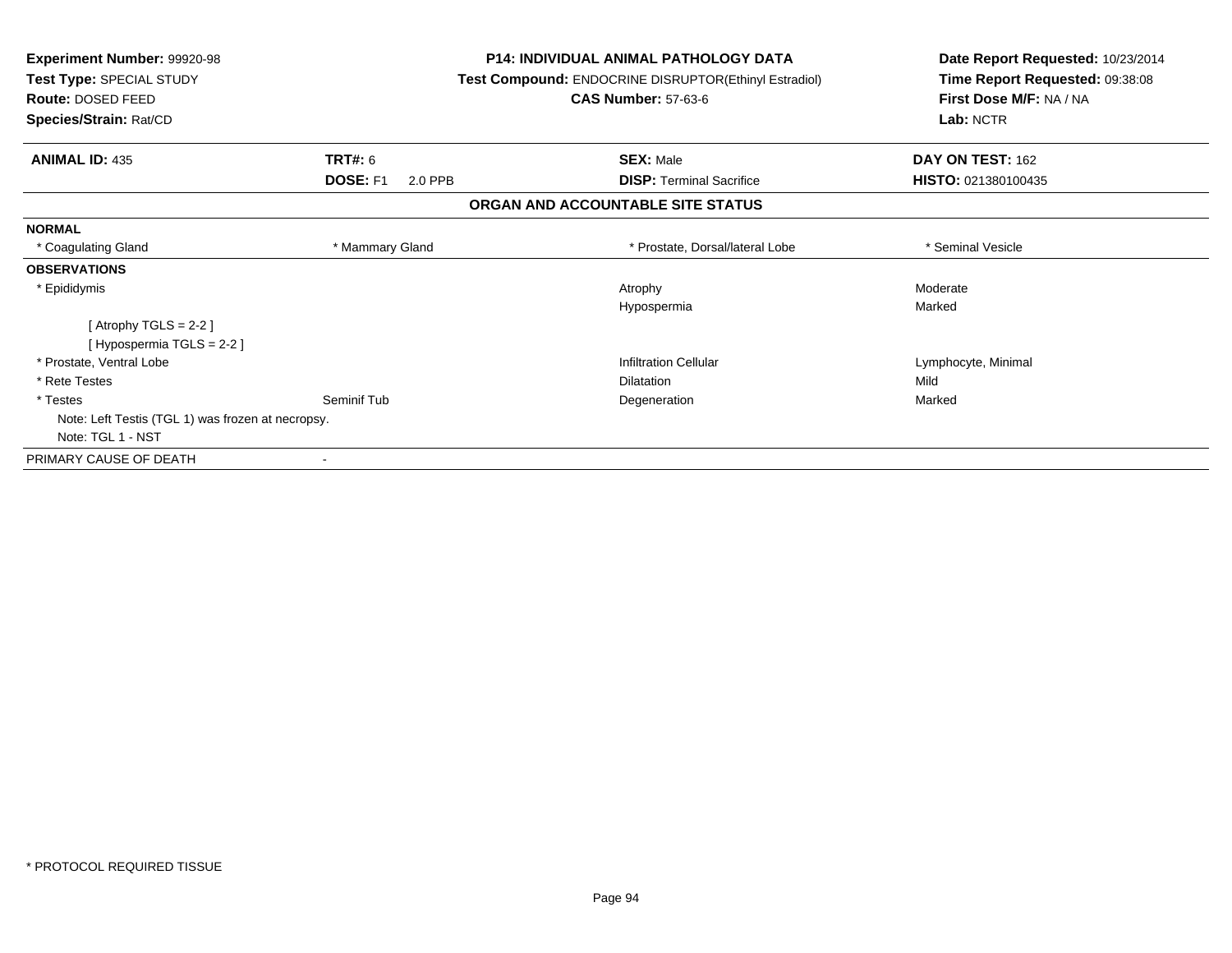**Experiment Number:** 99920-98
**Test Type:** SPECIAL STUDY
**Route:** DOSED FEED
**Species/Strain:** Rat/CD

**P14: INDIVIDUAL ANIMAL PATHOLOGY DATA**
**Test Compound:** ENDOCRINE DISRUPTOR(Ethinyl Estradiol)
**CAS Number:** 57-63-6

**Date Report Requested:** 10/23/2014
**Time Report Requested:** 09:38:08
**First Dose M/F:** NA / NA
**Lab:** NCTR

| **ANIMAL ID:** 435 | **TRT#:** 6 | **SEX:** Male | **DAY ON TEST:** 162 |
|---|---|---|---|
| | **DOSE:** F1 2.0 PPB | **DISP:** Terminal Sacrifice | **HISTO:** 021380100435 |

## ORGAN AND ACCOUNTABLE SITE STATUS

**NORMAL**

| * Coagulating Gland | * Mammary Gland | * Prostate, Dorsal/lateral Lobe | * Seminal Vesicle |
|---|---|---|---|

**OBSERVATIONS**

| | | | |
|---|---|---|---|
| * Epididymis | | Atrophy | Moderate |
| | | Hypospermia | Marked |
| [ Atrophy TGLS = 2-2 ] | | | |
| [ Hypospermia TGLS = 2-2 ] | | | |
| * Prostate, Ventral Lobe | | Infiltration Cellular | Lymphocyte, Minimal |
| * Rete Testes | | Dilatation | Mild |
| * Testes | Seminif Tub | Degeneration | Marked |

Note: Left Testis (TGL 1) was frozen at necropsy.
Note: TGL 1 - NST

PRIMARY CAUSE OF DEATH -

* PROTOCOL REQUIRED TISSUE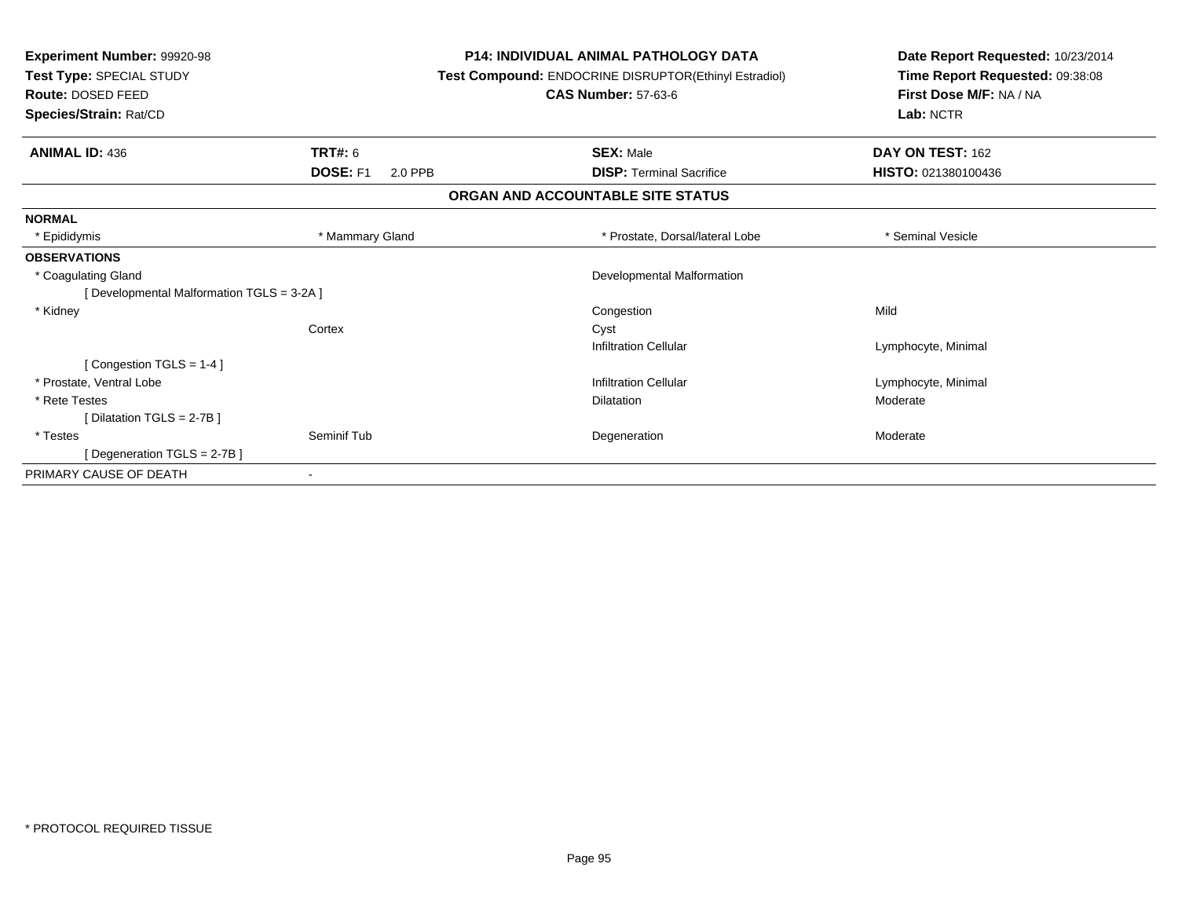**Experiment Number:** 99920-98
**Test Type:** SPECIAL STUDY
**Route:** DOSED FEED
**Species/Strain:** Rat/CD

**P14: INDIVIDUAL ANIMAL PATHOLOGY DATA**
**Test Compound:** ENDOCRINE DISRUPTOR(Ethinyl Estradiol)
**CAS Number:** 57-63-6

**Date Report Requested:** 10/23/2014
**Time Report Requested:** 09:38:08
**First Dose M/F:** NA / NA
**Lab:** NCTR

| **ANIMAL ID:** 436 | **TRT#:** 6 | **SEX:** Male | **DAY ON TEST:** 162 |
|---|---|---|---|
| | **DOSE:** F1 2.0 PPB | **DISP:** Terminal Sacrifice | **HISTO:** 021380100436 |

## ORGAN AND ACCOUNTABLE SITE STATUS

| | | | |
|---|---|---|---|
| **NORMAL** | | | |
| * Epididymis | * Mammary Gland | * Prostate, Dorsal/lateral Lobe | * Seminal Vesicle |
| **OBSERVATIONS** | | | |
| * Coagulating Gland | | Developmental Malformation | |
| [ Developmental Malformation TGLS = 3-2A ] | | | |
| * Kidney | | Congestion | Mild |
| | Cortex | Cyst | |
| | | Infiltration Cellular | Lymphocyte, Minimal |
| [ Congestion TGLS = 1-4 ] | | | |
| * Prostate, Ventral Lobe | | Infiltration Cellular | Lymphocyte, Minimal |
| * Rete Testes | | Dilatation | Moderate |
| [ Dilatation TGLS = 2-7B ] | | | |
| * Testes | Seminif Tub | Degeneration | Moderate |
| [ Degeneration TGLS = 2-7B ] | | | |
| PRIMARY CAUSE OF DEATH | - | | |

* PROTOCOL REQUIRED TISSUE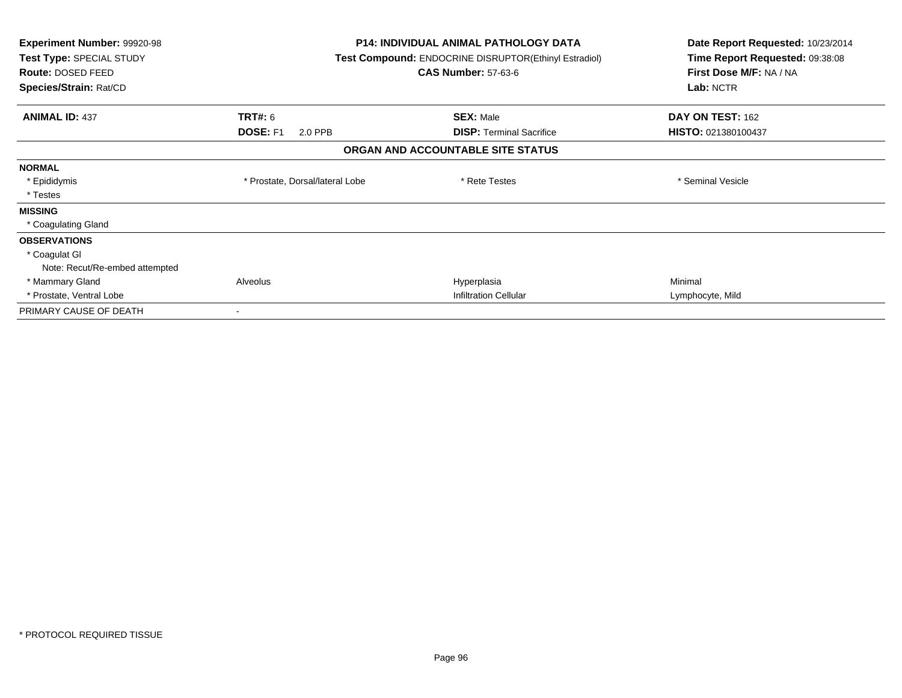**Experiment Number:** 99920-98
**Test Type:** SPECIAL STUDY
**Route:** DOSED FEED
**Species/Strain:** Rat/CD

**P14: INDIVIDUAL ANIMAL PATHOLOGY DATA**
**Test Compound:** ENDOCRINE DISRUPTOR(Ethinyl Estradiol)
**CAS Number:** 57-63-6

**Date Report Requested:** 10/23/2014
**Time Report Requested:** 09:38:08
**First Dose M/F:** NA / NA
**Lab:** NCTR

| **ANIMAL ID:** 437 | **TRT#:** 6 | **SEX:** Male | **DAY ON TEST:** 162 |
|---|---|---|---|
| | **DOSE:** F1 2.0 PPB | **DISP:** Terminal Sacrifice | **HISTO:** 021380100437 |

**ORGAN AND ACCOUNTABLE SITE STATUS**

| | | | |
|---|---|---|---|
| **NORMAL** | | | |
| * Epididymis | * Prostate, Dorsal/lateral Lobe | * Rete Testes | * Seminal Vesicle |
| * Testes | | | |
| **MISSING** | | | |
| * Coagulating Gland | | | |
| **OBSERVATIONS** | | | |
| * Coagulat Gl | | | |
| Note: Recut/Re-embed attempted | | | |
| * Mammary Gland | Alveolus | Hyperplasia | Minimal |
| * Prostate, Ventral Lobe | | Infiltration Cellular | Lymphocyte, Mild |
| PRIMARY CAUSE OF DEATH | - | | |

* PROTOCOL REQUIRED TISSUE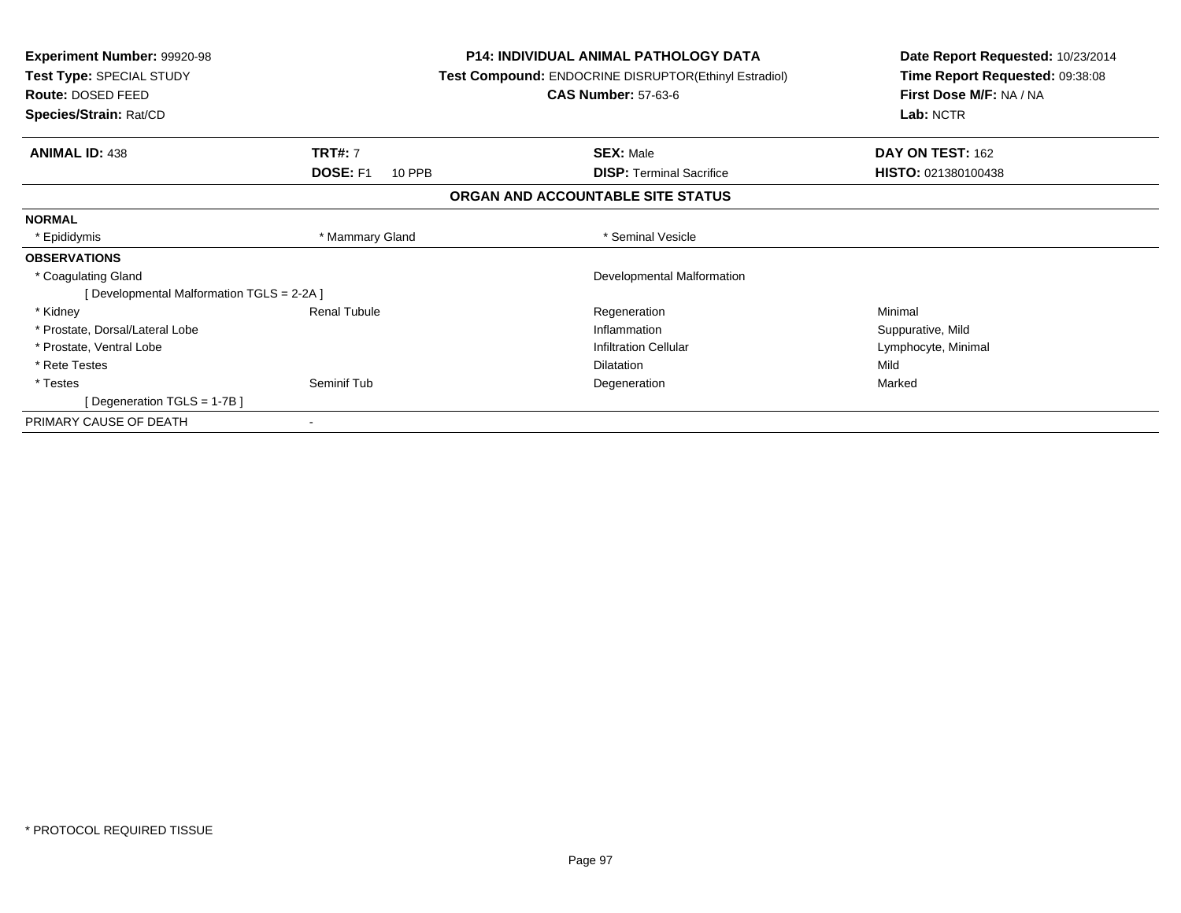**Experiment Number:** 99920-98
**Test Type:** SPECIAL STUDY
**Route:** DOSED FEED
**Species/Strain:** Rat/CD

**P14: INDIVIDUAL ANIMAL PATHOLOGY DATA**
**Test Compound:** ENDOCRINE DISRUPTOR(Ethinyl Estradiol)
**CAS Number:** 57-63-6

**Date Report Requested:** 10/23/2014
**Time Report Requested:** 09:38:08
**First Dose M/F:** NA / NA
**Lab:** NCTR

| **ANIMAL ID:** 438 | **TRT#:** 7 | **SEX:** Male | **DAY ON TEST:** 162 |
|---|---|---|---|
| | **DOSE:** F1 10 PPB | **DISP:** Terminal Sacrifice | **HISTO:** 021380100438 |

## ORGAN AND ACCOUNTABLE SITE STATUS

**NORMAL**

| * Epididymis | * Mammary Gland | * Seminal Vesicle | |
|---|---|---|---|

**OBSERVATIONS**

| Organ | Site | Observation | Severity |
|---|---|---|---|
| * Coagulating Gland | | Developmental Malformation | |
| [ Developmental Malformation TGLS = 2-2A ] | | | |
| * Kidney | Renal Tubule | Regeneration | Minimal |
| * Prostate, Dorsal/Lateral Lobe | | Inflammation | Suppurative, Mild |
| * Prostate, Ventral Lobe | | Infiltration Cellular | Lymphocyte, Minimal |
| * Rete Testes | | Dilatation | Mild |
| * Testes | Seminif Tub | Degeneration | Marked |
| [ Degeneration TGLS = 1-7B ] | | | |

PRIMARY CAUSE OF DEATH -

* PROTOCOL REQUIRED TISSUE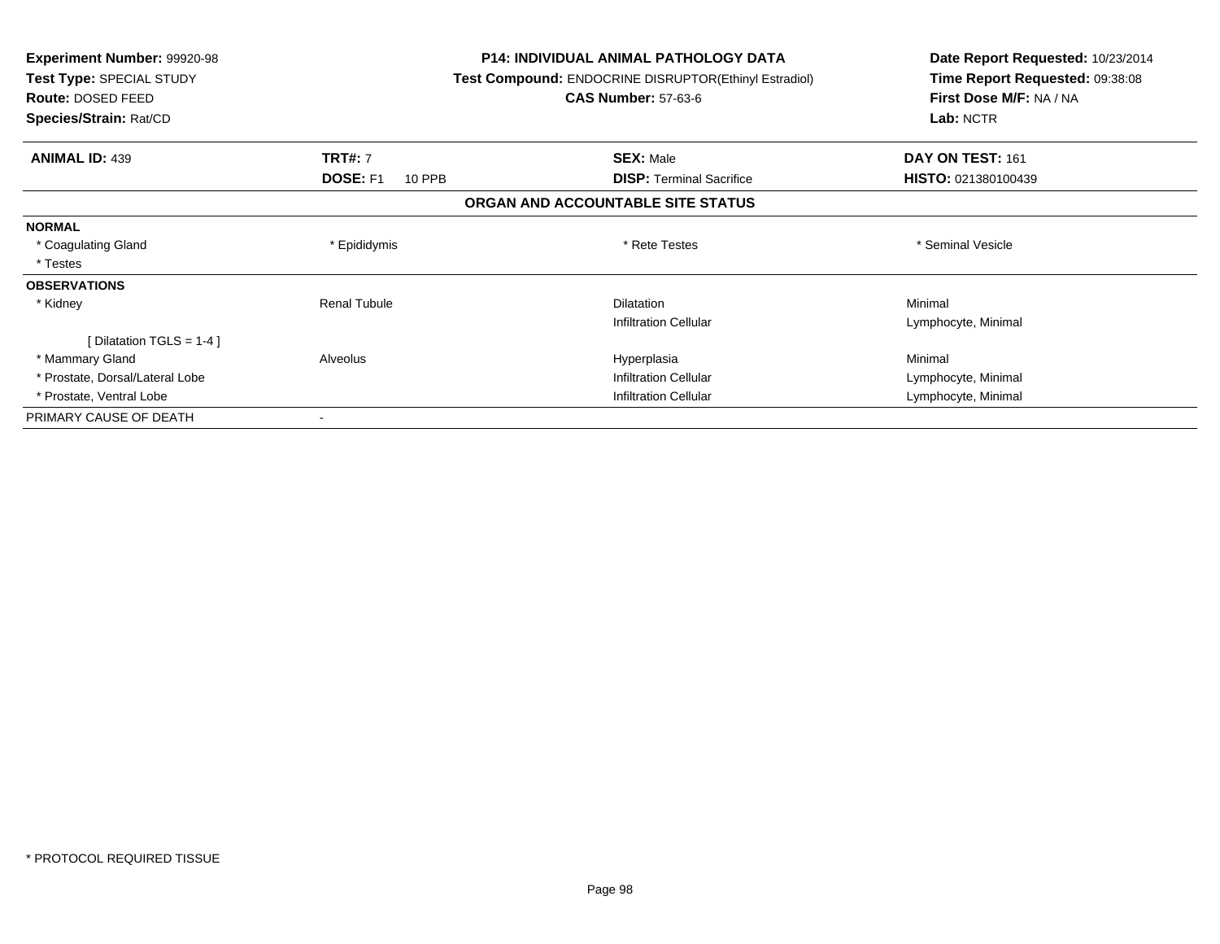**Experiment Number:** 99920-98
**Test Type:** SPECIAL STUDY
**Route:** DOSED FEED
**Species/Strain:** Rat/CD

**P14: INDIVIDUAL ANIMAL PATHOLOGY DATA**
**Test Compound:** ENDOCRINE DISRUPTOR(Ethinyl Estradiol)
**CAS Number:** 57-63-6

**Date Report Requested:** 10/23/2014
**Time Report Requested:** 09:38:08
**First Dose M/F:** NA / NA
**Lab:** NCTR

| **ANIMAL ID:** 439 | **TRT#:** 7 | **SEX:** Male | **DAY ON TEST:** 161 |
|---|---|---|---|
| | **DOSE:** F1 10 PPB | **DISP:** Terminal Sacrifice | **HISTO:** 021380100439 |

## ORGAN AND ACCOUNTABLE SITE STATUS

| | | | |
|---|---|---|---|
| **NORMAL** | | | |
| * Coagulating Gland | * Epididymis | * Rete Testes | * Seminal Vesicle |
| * Testes | | | |
| **OBSERVATIONS** | | | |
| * Kidney | Renal Tubule | Dilatation | Minimal |
| | | Infiltration Cellular | Lymphocyte, Minimal |
| [ Dilatation TGLS = 1-4 ] | | | |
| * Mammary Gland | Alveolus | Hyperplasia | Minimal |
| * Prostate, Dorsal/Lateral Lobe | | Infiltration Cellular | Lymphocyte, Minimal |
| * Prostate, Ventral Lobe | | Infiltration Cellular | Lymphocyte, Minimal |
| PRIMARY CAUSE OF DEATH | - | | |

* PROTOCOL REQUIRED TISSUE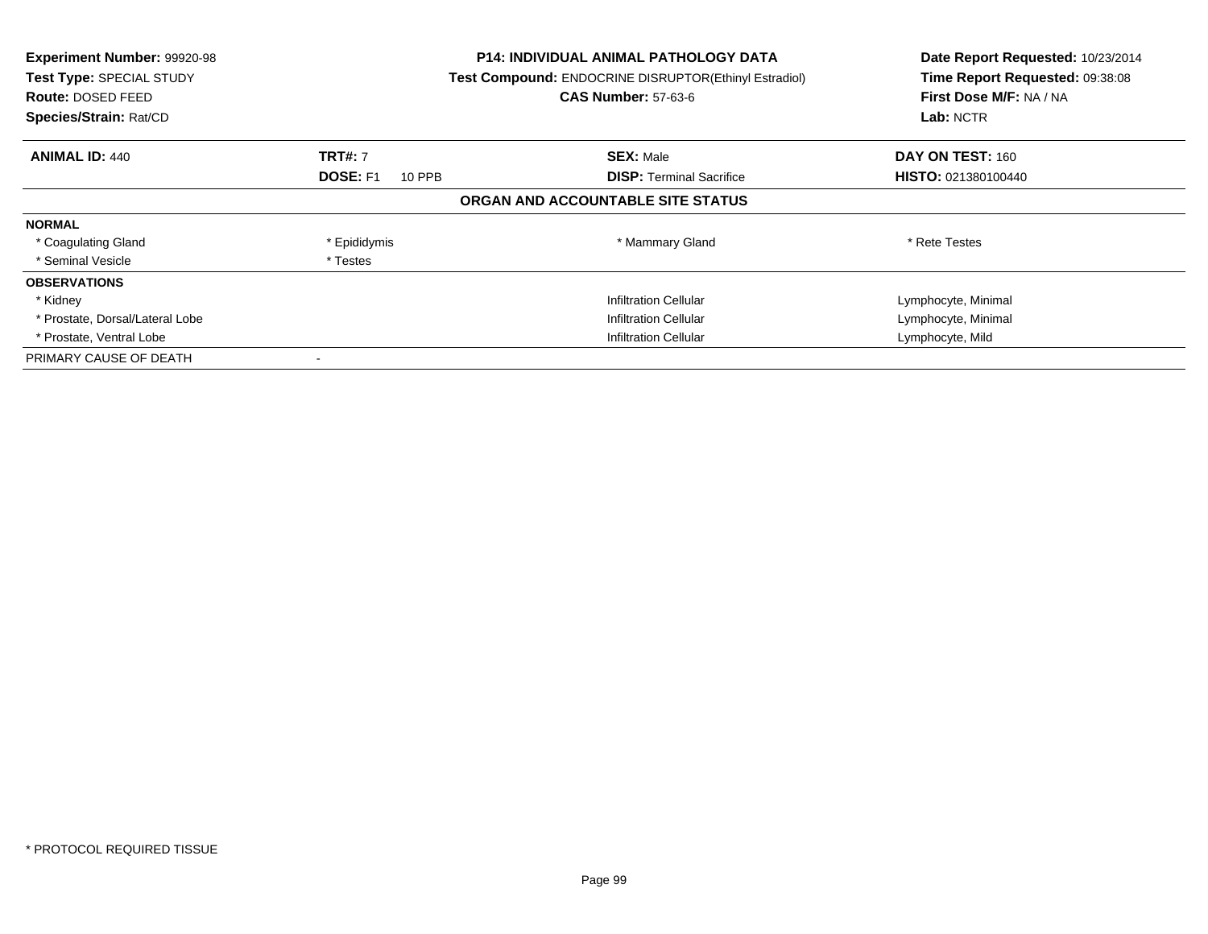**Experiment Number:** 99920-98
**Test Type:** SPECIAL STUDY
**Route:** DOSED FEED
**Species/Strain:** Rat/CD

**P14: INDIVIDUAL ANIMAL PATHOLOGY DATA**
**Test Compound:** ENDOCRINE DISRUPTOR(Ethinyl Estradiol)
**CAS Number:** 57-63-6

**Date Report Requested:** 10/23/2014
**Time Report Requested:** 09:38:08
**First Dose M/F:** NA / NA
**Lab:** NCTR

| **ANIMAL ID:** 440 | **TRT#:** 7 | **SEX:** Male | **DAY ON TEST:** 160 |
|---|---|---|---|
| | **DOSE:** F1 10 PPB | **DISP:** Terminal Sacrifice | **HISTO:** 021380100440 |

**ORGAN AND ACCOUNTABLE SITE STATUS**

| | | | |
|---|---|---|---|
| **NORMAL** | | | |
| * Coagulating Gland | * Epididymis | * Mammary Gland | * Rete Testes |
| * Seminal Vesicle | * Testes | | |
| **OBSERVATIONS** | | | |
| * Kidney | | Infiltration Cellular | Lymphocyte, Minimal |
| * Prostate, Dorsal/Lateral Lobe | | Infiltration Cellular | Lymphocyte, Minimal |
| * Prostate, Ventral Lobe | | Infiltration Cellular | Lymphocyte, Mild |
| PRIMARY CAUSE OF DEATH | - | | |

* PROTOCOL REQUIRED TISSUE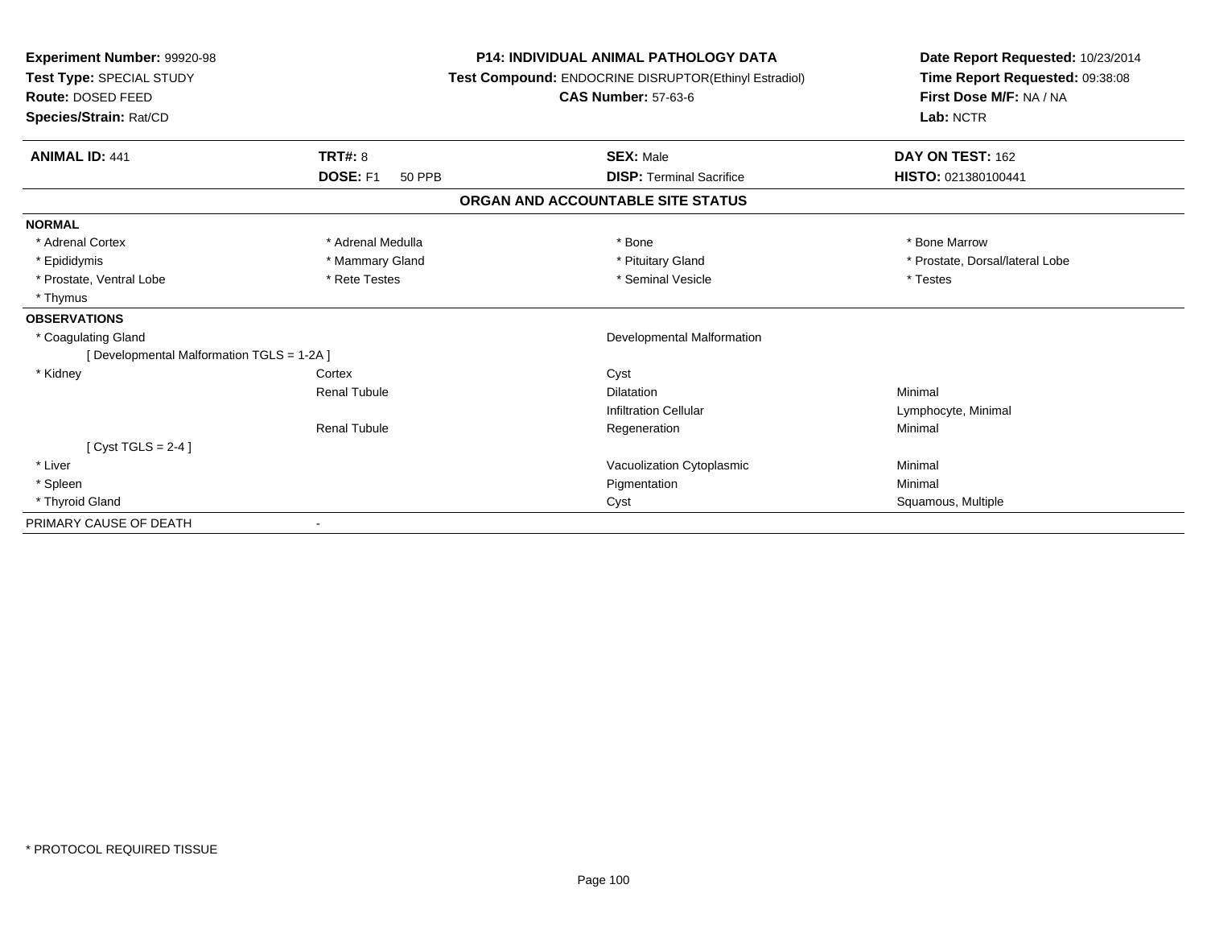**Experiment Number:** 99920-98
**Test Type:** SPECIAL STUDY
**Route:** DOSED FEED
**Species/Strain:** Rat/CD

**P14: INDIVIDUAL ANIMAL PATHOLOGY DATA**
**Test Compound:** ENDOCRINE DISRUPTOR(Ethinyl Estradiol)
**CAS Number:** 57-63-6

**Date Report Requested:** 10/23/2014
**Time Report Requested:** 09:38:08
**First Dose M/F:** NA / NA
**Lab:** NCTR

| **ANIMAL ID:** 441 | **TRT#:** 8 | **SEX:** Male | **DAY ON TEST:** 162 |
|---|---|---|---|
| | **DOSE:** F1 50 PPB | **DISP:** Terminal Sacrifice | **HISTO:** 021380100441 |

## ORGAN AND ACCOUNTABLE SITE STATUS

**NORMAL**

| | | | |
|---|---|---|---|
| * Adrenal Cortex | * Adrenal Medulla | * Bone | * Bone Marrow |
| * Epididymis | * Mammary Gland | * Pituitary Gland | * Prostate, Dorsal/lateral Lobe |
| * Prostate, Ventral Lobe | * Rete Testes | * Seminal Vesicle | * Testes |
| * Thymus | | | |

**OBSERVATIONS**

| | | | |
|---|---|---|---|
| * Coagulating Gland | | Developmental Malformation | |
| [ Developmental Malformation TGLS = 1-2A ] | | | |
| * Kidney | Cortex | Cyst | |
| | Renal Tubule | Dilatation | Minimal |
| | | Infiltration Cellular | Lymphocyte, Minimal |
| | Renal Tubule | Regeneration | Minimal |
| [ Cyst TGLS = 2-4 ] | | | |
| * Liver | | Vacuolization Cytoplasmic | Minimal |
| * Spleen | | Pigmentation | Minimal |
| * Thyroid Gland | | Cyst | Squamous, Multiple |

PRIMARY CAUSE OF DEATH -

* PROTOCOL REQUIRED TISSUE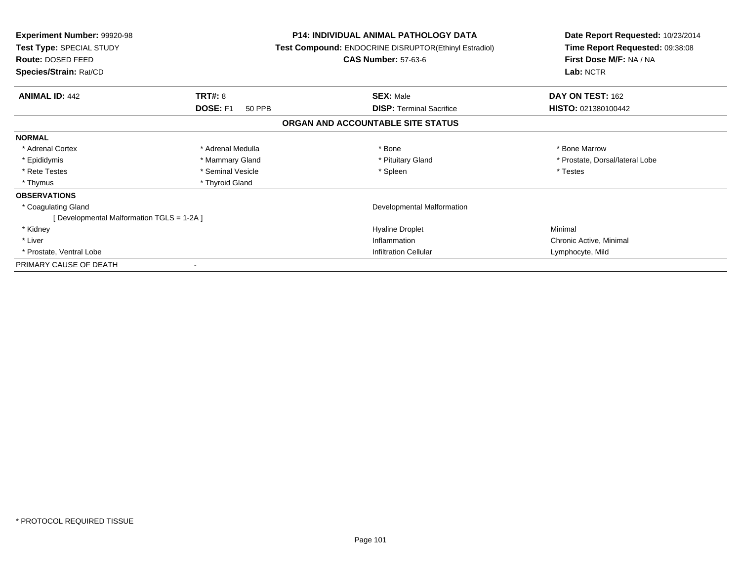**Experiment Number:** 99920-98
**Test Type:** SPECIAL STUDY
**Route:** DOSED FEED
**Species/Strain:** Rat/CD

**P14: INDIVIDUAL ANIMAL PATHOLOGY DATA**
**Test Compound:** ENDOCRINE DISRUPTOR(Ethinyl Estradiol)
**CAS Number:** 57-63-6

**Date Report Requested:** 10/23/2014
**Time Report Requested:** 09:38:08
**First Dose M/F:** NA / NA
**Lab:** NCTR

| **ANIMAL ID:** 442 | **TRT#:** 8 | **SEX:** Male | **DAY ON TEST:** 162 |
|---|---|---|---|
| | **DOSE:** F1 50 PPB | **DISP:** Terminal Sacrifice | **HISTO:** 021380100442 |

## ORGAN AND ACCOUNTABLE SITE STATUS

**NORMAL**

| | | | |
|---|---|---|---|
| * Adrenal Cortex | * Adrenal Medulla | * Bone | * Bone Marrow |
| * Epididymis | * Mammary Gland | * Pituitary Gland | * Prostate, Dorsal/lateral Lobe |
| * Rete Testes | * Seminal Vesicle | * Spleen | * Testes |
| * Thymus | * Thyroid Gland | | |

**OBSERVATIONS**

| | | |
|---|---|---|
| * Coagulating Gland | Developmental Malformation | |
| [ Developmental Malformation TGLS = 1-2A ] | | |
| * Kidney | Hyaline Droplet | Minimal |
| * Liver | Inflammation | Chronic Active, Minimal |
| * Prostate, Ventral Lobe | Infiltration Cellular | Lymphocyte, Mild |

PRIMARY CAUSE OF DEATH -

* PROTOCOL REQUIRED TISSUE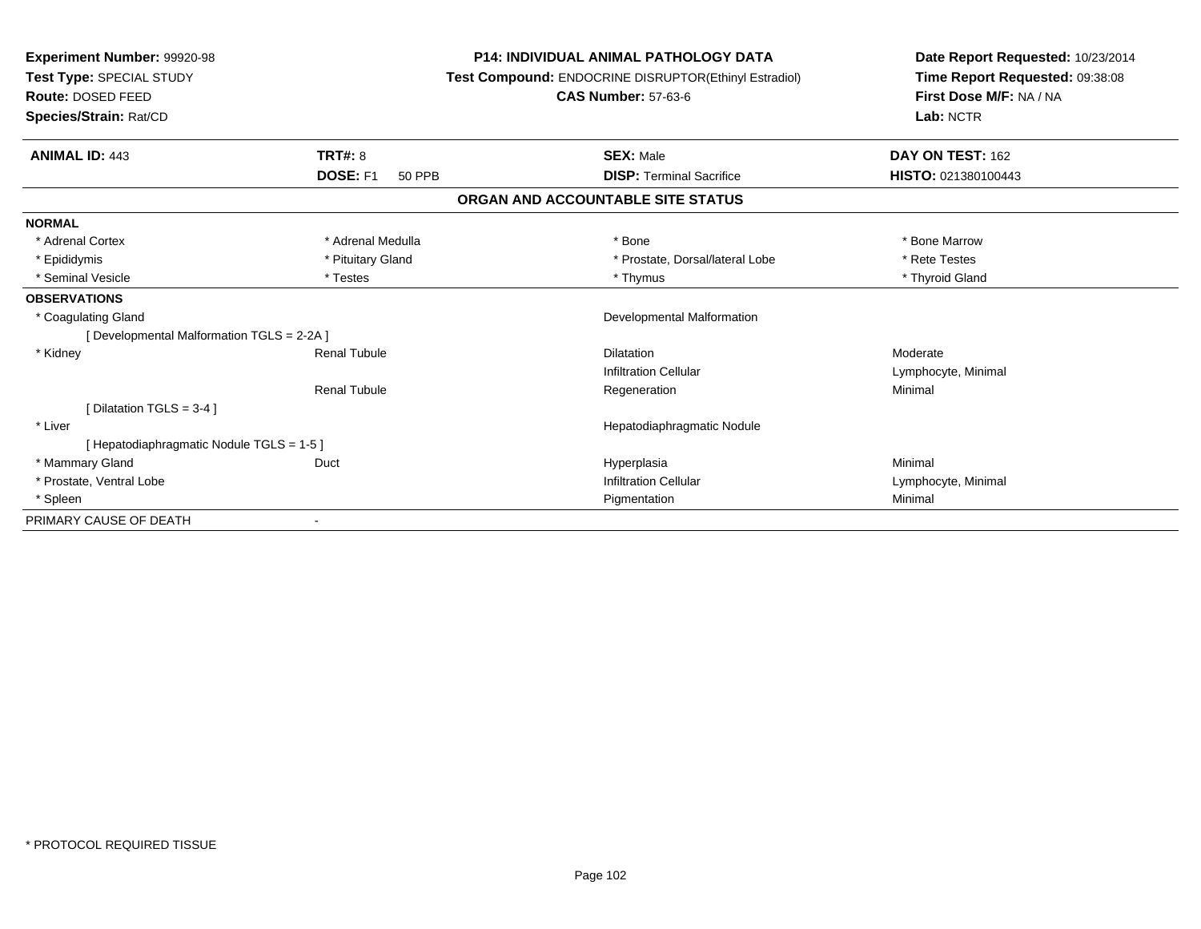**Experiment Number:** 99920-98
**Test Type:** SPECIAL STUDY
**Route:** DOSED FEED
**Species/Strain:** Rat/CD

**P14: INDIVIDUAL ANIMAL PATHOLOGY DATA**
**Test Compound:** ENDOCRINE DISRUPTOR(Ethinyl Estradiol)
**CAS Number:** 57-63-6

**Date Report Requested:** 10/23/2014
**Time Report Requested:** 09:38:08
**First Dose M/F:** NA / NA
**Lab:** NCTR

| **ANIMAL ID:** 443 | **TRT#:** 8 | **SEX:** Male | **DAY ON TEST:** 162 |
|---|---|---|---|
| | **DOSE:** F1 50 PPB | **DISP:** Terminal Sacrifice | **HISTO:** 021380100443 |

## ORGAN AND ACCOUNTABLE SITE STATUS

**NORMAL**

| | | | |
|---|---|---|---|
| * Adrenal Cortex | * Adrenal Medulla | * Bone | * Bone Marrow |
| * Epididymis | * Pituitary Gland | * Prostate, Dorsal/lateral Lobe | * Rete Testes |
| * Seminal Vesicle | * Testes | * Thymus | * Thyroid Gland |

**OBSERVATIONS**

| | | | |
|---|---|---|---|
| * Coagulating Gland | | Developmental Malformation | |
| [ Developmental Malformation TGLS = 2-2A ] | | | |
| * Kidney | Renal Tubule | Dilatation | Moderate |
| | | Infiltration Cellular | Lymphocyte, Minimal |
| | Renal Tubule | Regeneration | Minimal |
| [ Dilatation TGLS = 3-4 ] | | | |
| * Liver | | Hepatodiaphragmatic Nodule | |
| [ Hepatodiaphragmatic Nodule TGLS = 1-5 ] | | | |
| * Mammary Gland | Duct | Hyperplasia | Minimal |
| * Prostate, Ventral Lobe | | Infiltration Cellular | Lymphocyte, Minimal |
| * Spleen | | Pigmentation | Minimal |

PRIMARY CAUSE OF DEATH -

\* PROTOCOL REQUIRED TISSUE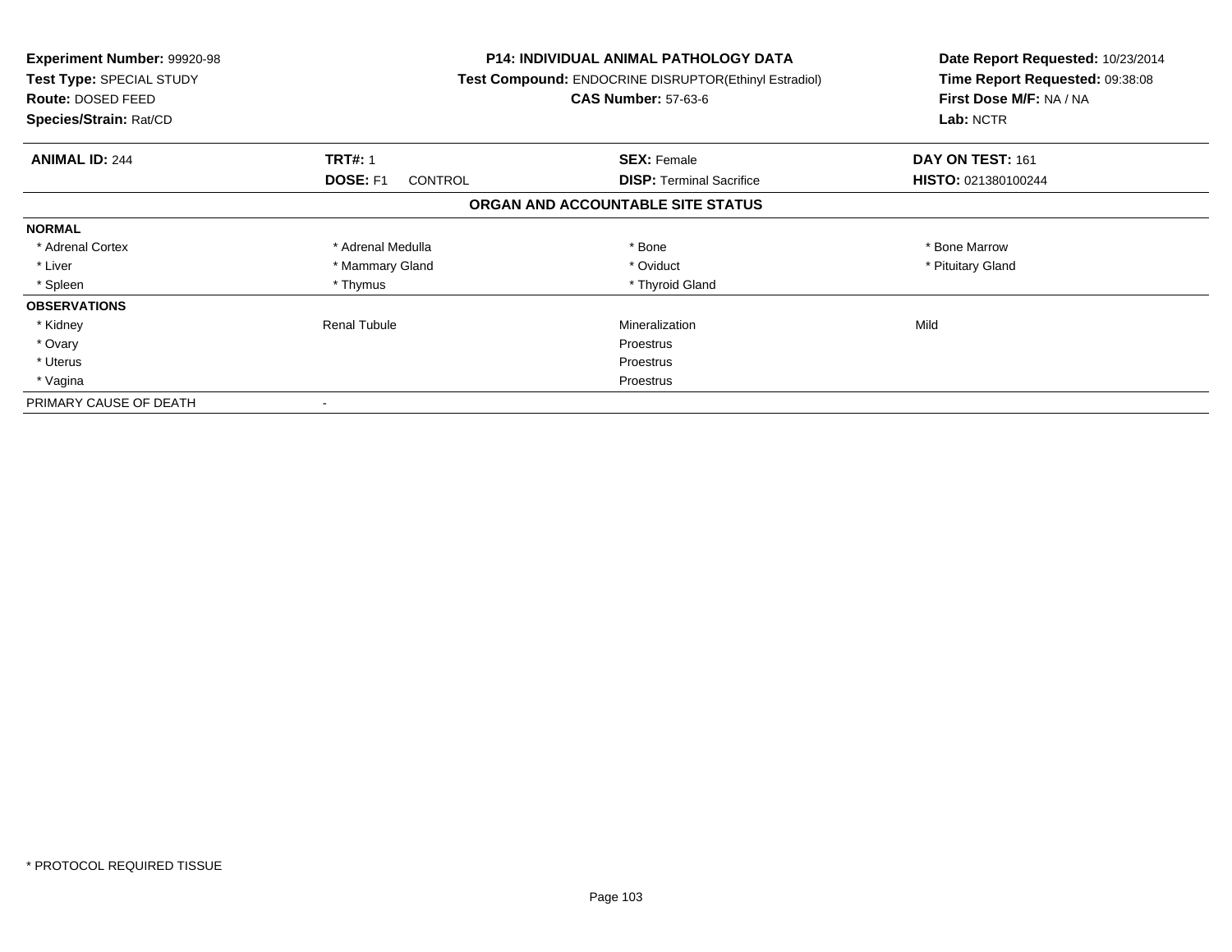**Experiment Number:** 99920-98
**Test Type:** SPECIAL STUDY
**Route:** DOSED FEED
**Species/Strain:** Rat/CD

**P14: INDIVIDUAL ANIMAL PATHOLOGY DATA**
**Test Compound:** ENDOCRINE DISRUPTOR(Ethinyl Estradiol)
**CAS Number:** 57-63-6

**Date Report Requested:** 10/23/2014
**Time Report Requested:** 09:38:08
**First Dose M/F:** NA / NA
**Lab:** NCTR

| **ANIMAL ID:** 244 | **TRT#:** 1 | **SEX:** Female | **DAY ON TEST:** 161 |
|---|---|---|---|
| | **DOSE:** F1 CONTROL | **DISP:** Terminal Sacrifice | **HISTO:** 021380100244 |

## ORGAN AND ACCOUNTABLE SITE STATUS

| | | | |
|---|---|---|---|
| **NORMAL** | | | |
| * Adrenal Cortex | * Adrenal Medulla | * Bone | * Bone Marrow |
| * Liver | * Mammary Gland | * Oviduct | * Pituitary Gland |
| * Spleen | * Thymus | * Thyroid Gland | |
| **OBSERVATIONS** | | | |
| * Kidney | Renal Tubule | Mineralization | Mild |
| * Ovary | | Proestrus | |
| * Uterus | | Proestrus | |
| * Vagina | | Proestrus | |
| PRIMARY CAUSE OF DEATH | - | | |

* PROTOCOL REQUIRED TISSUE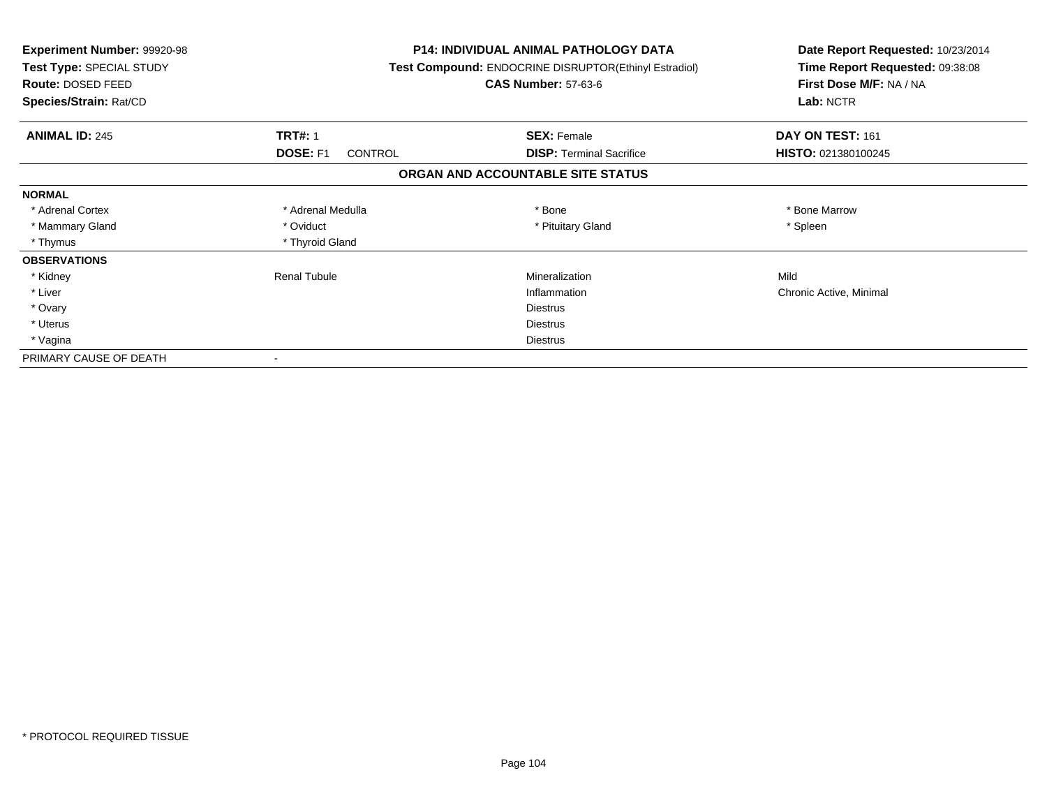**Experiment Number:** 99920-98
**Test Type:** SPECIAL STUDY
**Route:** DOSED FEED
**Species/Strain:** Rat/CD

**P14: INDIVIDUAL ANIMAL PATHOLOGY DATA**
**Test Compound:** ENDOCRINE DISRUPTOR(Ethinyl Estradiol)
**CAS Number:** 57-63-6

**Date Report Requested:** 10/23/2014
**Time Report Requested:** 09:38:08
**First Dose M/F:** NA / NA
**Lab:** NCTR

| **ANIMAL ID:** 245 | **TRT#:** 1 | **SEX:** Female | **DAY ON TEST:** 161 |
|---|---|---|---|
| | **DOSE:** F1 CONTROL | **DISP:** Terminal Sacrifice | **HISTO:** 021380100245 |

## ORGAN AND ACCOUNTABLE SITE STATUS

| | | | |
|---|---|---|---|
| **NORMAL** | | | |
| * Adrenal Cortex | * Adrenal Medulla | * Bone | * Bone Marrow |
| * Mammary Gland | * Oviduct | * Pituitary Gland | * Spleen |
| * Thymus | * Thyroid Gland | | |
| **OBSERVATIONS** | | | |
| * Kidney | Renal Tubule | Mineralization | Mild |
| * Liver | | Inflammation | Chronic Active, Minimal |
| * Ovary | | Diestrus | |
| * Uterus | | Diestrus | |
| * Vagina | | Diestrus | |
| PRIMARY CAUSE OF DEATH | - | | |

\* PROTOCOL REQUIRED TISSUE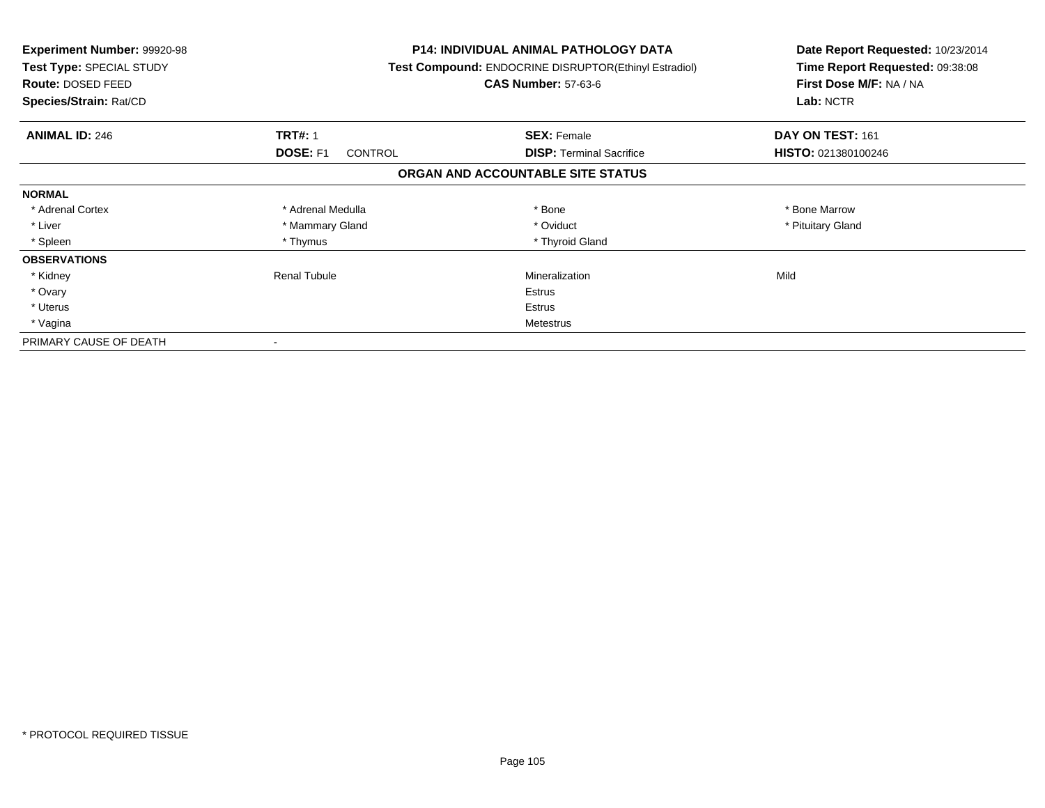**Experiment Number:** 99920-98
**Test Type:** SPECIAL STUDY
**Route:** DOSED FEED
**Species/Strain:** Rat/CD

**P14: INDIVIDUAL ANIMAL PATHOLOGY DATA**
**Test Compound:** ENDOCRINE DISRUPTOR(Ethinyl Estradiol)
**CAS Number:** 57-63-6

**Date Report Requested:** 10/23/2014
**Time Report Requested:** 09:38:08
**First Dose M/F:** NA / NA
**Lab:** NCTR

| **ANIMAL ID:** 246 | **TRT#:** 1 | **SEX:** Female | **DAY ON TEST:** 161 |
|---|---|---|---|
| | **DOSE:** F1 CONTROL | **DISP:** Terminal Sacrifice | **HISTO:** 021380100246 |

## ORGAN AND ACCOUNTABLE SITE STATUS

| | | | |
|---|---|---|---|
| **NORMAL** | | | |
| * Adrenal Cortex | * Adrenal Medulla | * Bone | * Bone Marrow |
| * Liver | * Mammary Gland | * Oviduct | * Pituitary Gland |
| * Spleen | * Thymus | * Thyroid Gland | |
| **OBSERVATIONS** | | | |
| * Kidney | Renal Tubule | Mineralization | Mild |
| * Ovary | | Estrus | |
| * Uterus | | Estrus | |
| * Vagina | | Metestrus | |
| PRIMARY CAUSE OF DEATH | - | | |

\* PROTOCOL REQUIRED TISSUE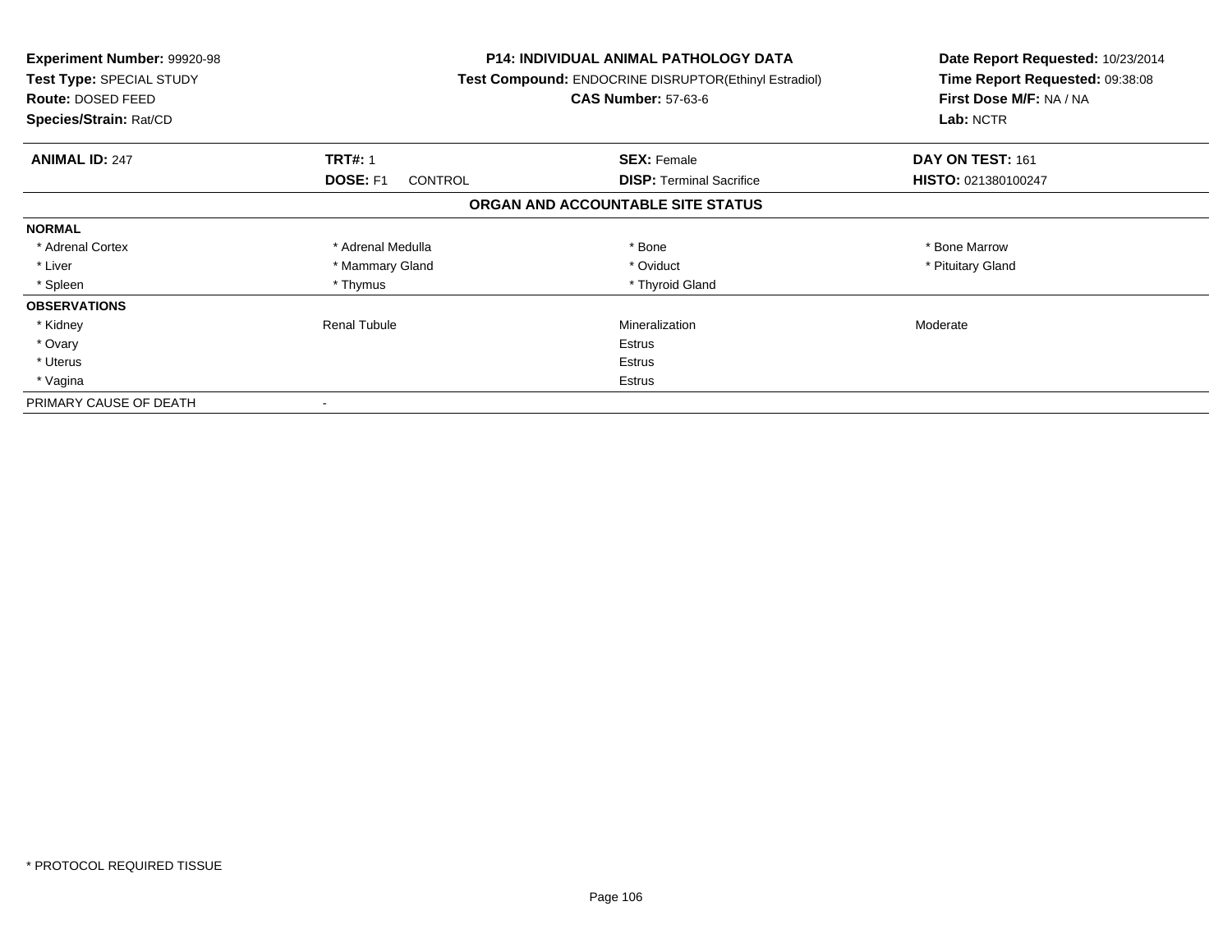**Experiment Number:** 99920-98
**Test Type:** SPECIAL STUDY
**Route:** DOSED FEED
**Species/Strain:** Rat/CD

**P14: INDIVIDUAL ANIMAL PATHOLOGY DATA**
**Test Compound:** ENDOCRINE DISRUPTOR(Ethinyl Estradiol)
**CAS Number:** 57-63-6

**Date Report Requested:** 10/23/2014
**Time Report Requested:** 09:38:08
**First Dose M/F:** NA / NA
**Lab:** NCTR

| **ANIMAL ID:** 247 | **TRT#:** 1 | **SEX:** Female | **DAY ON TEST:** 161 |
|---|---|---|---|
| | **DOSE:** F1 CONTROL | **DISP:** Terminal Sacrifice | **HISTO:** 021380100247 |

## ORGAN AND ACCOUNTABLE SITE STATUS

| | | | |
|---|---|---|---|
| **NORMAL** | | | |
| * Adrenal Cortex | * Adrenal Medulla | * Bone | * Bone Marrow |
| * Liver | * Mammary Gland | * Oviduct | * Pituitary Gland |
| * Spleen | * Thymus | * Thyroid Gland | |
| **OBSERVATIONS** | | | |
| * Kidney | Renal Tubule | Mineralization | Moderate |
| * Ovary | | Estrus | |
| * Uterus | | Estrus | |
| * Vagina | | Estrus | |
| PRIMARY CAUSE OF DEATH | - | | |

* PROTOCOL REQUIRED TISSUE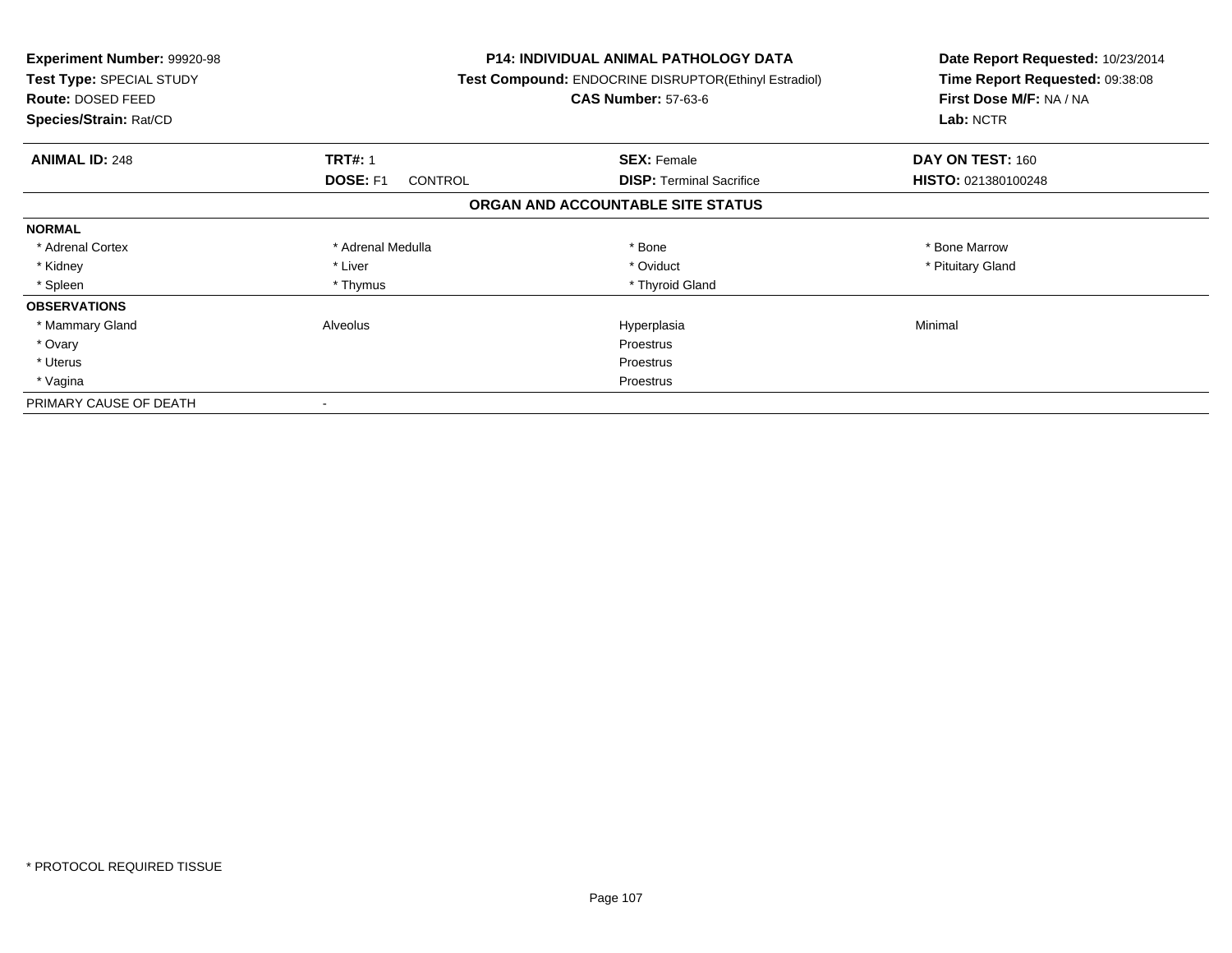**Experiment Number:** 99920-98
**Test Type:** SPECIAL STUDY
**Route:** DOSED FEED
**Species/Strain:** Rat/CD

**P14: INDIVIDUAL ANIMAL PATHOLOGY DATA**
**Test Compound:** ENDOCRINE DISRUPTOR(Ethinyl Estradiol)
**CAS Number:** 57-63-6

**Date Report Requested:** 10/23/2014
**Time Report Requested:** 09:38:08
**First Dose M/F:** NA / NA
**Lab:** NCTR

| **ANIMAL ID:** 248 | **TRT#:** 1 | **SEX:** Female | **DAY ON TEST:** 160 |
|---|---|---|---|
| | **DOSE:** F1 CONTROL | **DISP:** Terminal Sacrifice | **HISTO:** 021380100248 |

**ORGAN AND ACCOUNTABLE SITE STATUS**

| | | | |
|---|---|---|---|
| **NORMAL** | | | |
| * Adrenal Cortex | * Adrenal Medulla | * Bone | * Bone Marrow |
| * Kidney | * Liver | * Oviduct | * Pituitary Gland |
| * Spleen | * Thymus | * Thyroid Gland | |
| **OBSERVATIONS** | | | |
| * Mammary Gland | Alveolus | Hyperplasia | Minimal |
| * Ovary | | Proestrus | |
| * Uterus | | Proestrus | |
| * Vagina | | Proestrus | |
| PRIMARY CAUSE OF DEATH | - | | |

* PROTOCOL REQUIRED TISSUE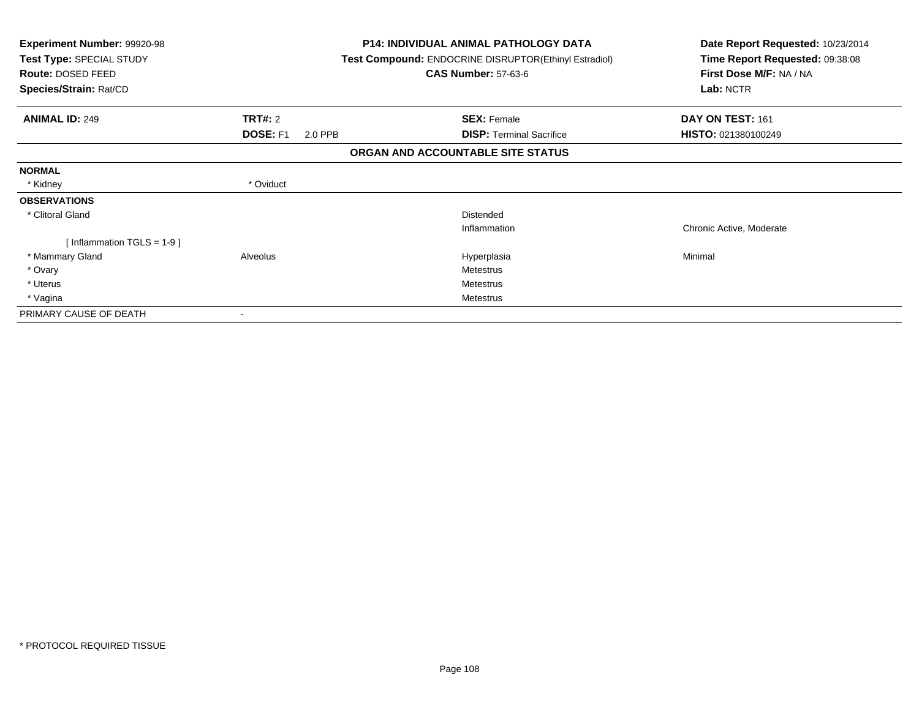**Experiment Number:** 99920-98
**Test Type:** SPECIAL STUDY
**Route:** DOSED FEED
**Species/Strain:** Rat/CD

**P14: INDIVIDUAL ANIMAL PATHOLOGY DATA**
**Test Compound:** ENDOCRINE DISRUPTOR(Ethinyl Estradiol)
**CAS Number:** 57-63-6

**Date Report Requested:** 10/23/2014
**Time Report Requested:** 09:38:08
**First Dose M/F:** NA / NA
**Lab:** NCTR

| **ANIMAL ID:** 249 | **TRT#:** 2 | **SEX:** Female | **DAY ON TEST:** 161 |
|---|---|---|---|
| | **DOSE:** F1 2.0 PPB | **DISP:** Terminal Sacrifice | **HISTO:** 021380100249 |

## ORGAN AND ACCOUNTABLE SITE STATUS

| | | | |
|---|---|---|---|
| **NORMAL** | | | |
| * Kidney | * Oviduct | | |
| **OBSERVATIONS** | | | |
| * Clitoral Gland | | Distended | |
| | | Inflammation | Chronic Active, Moderate |
| [ Inflammation TGLS = 1-9 ] | | | |
| * Mammary Gland | Alveolus | Hyperplasia | Minimal |
| * Ovary | | Metestrus | |
| * Uterus | | Metestrus | |
| * Vagina | | Metestrus | |
| PRIMARY CAUSE OF DEATH | - | | |

* PROTOCOL REQUIRED TISSUE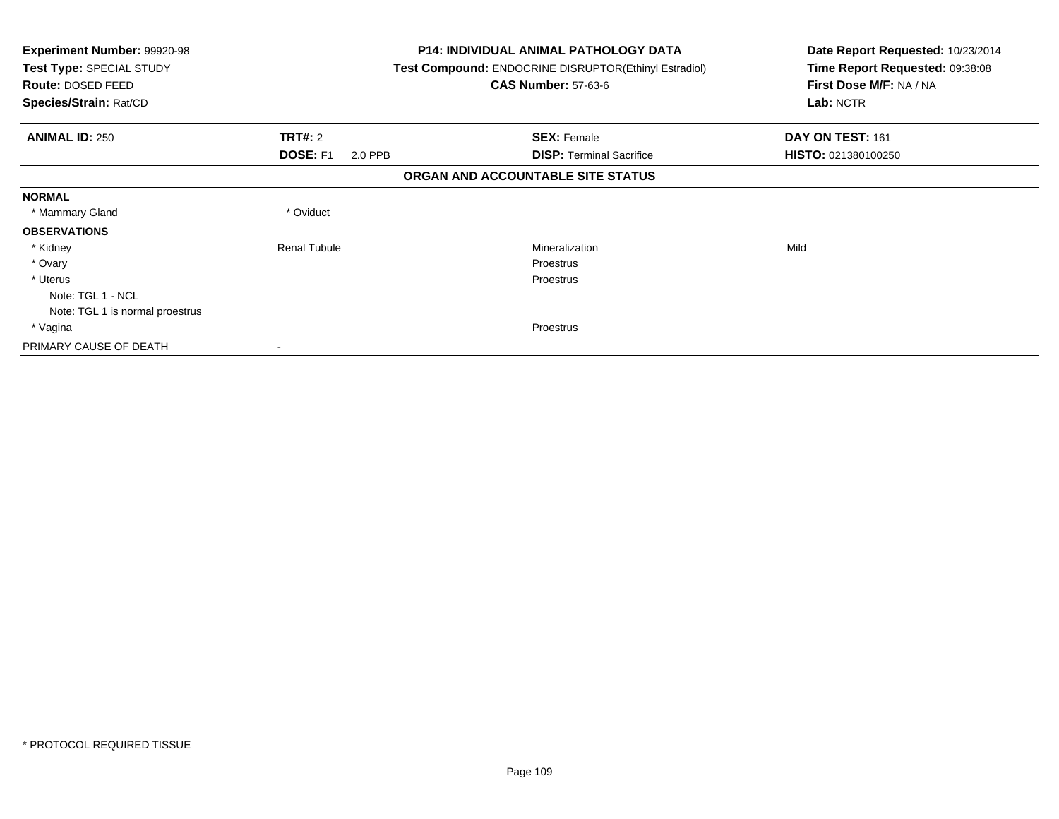**Experiment Number:** 99920-98
**Test Type:** SPECIAL STUDY
**Route:** DOSED FEED
**Species/Strain:** Rat/CD

**P14: INDIVIDUAL ANIMAL PATHOLOGY DATA**
**Test Compound:** ENDOCRINE DISRUPTOR(Ethinyl Estradiol)
**CAS Number:** 57-63-6

**Date Report Requested:** 10/23/2014
**Time Report Requested:** 09:38:08
**First Dose M/F:** NA / NA
**Lab:** NCTR

| **ANIMAL ID:** 250 | **TRT#:** 2 | **SEX:** Female | **DAY ON TEST:** 161 |
|---|---|---|---|
| | **DOSE:** F1 2.0 PPB | **DISP:** Terminal Sacrifice | **HISTO:** 021380100250 |

**ORGAN AND ACCOUNTABLE SITE STATUS**

| | | | |
|---|---|---|---|
| **NORMAL** | | | |
| * Mammary Gland | * Oviduct | | |
| **OBSERVATIONS** | | | |
| * Kidney | Renal Tubule | Mineralization | Mild |
| * Ovary | | Proestrus | |
| * Uterus | | Proestrus | |
| Note: TGL 1 - NCL | | | |
| Note: TGL 1 is normal proestrus | | | |
| * Vagina | | Proestrus | |
| PRIMARY CAUSE OF DEATH | - | | |

* PROTOCOL REQUIRED TISSUE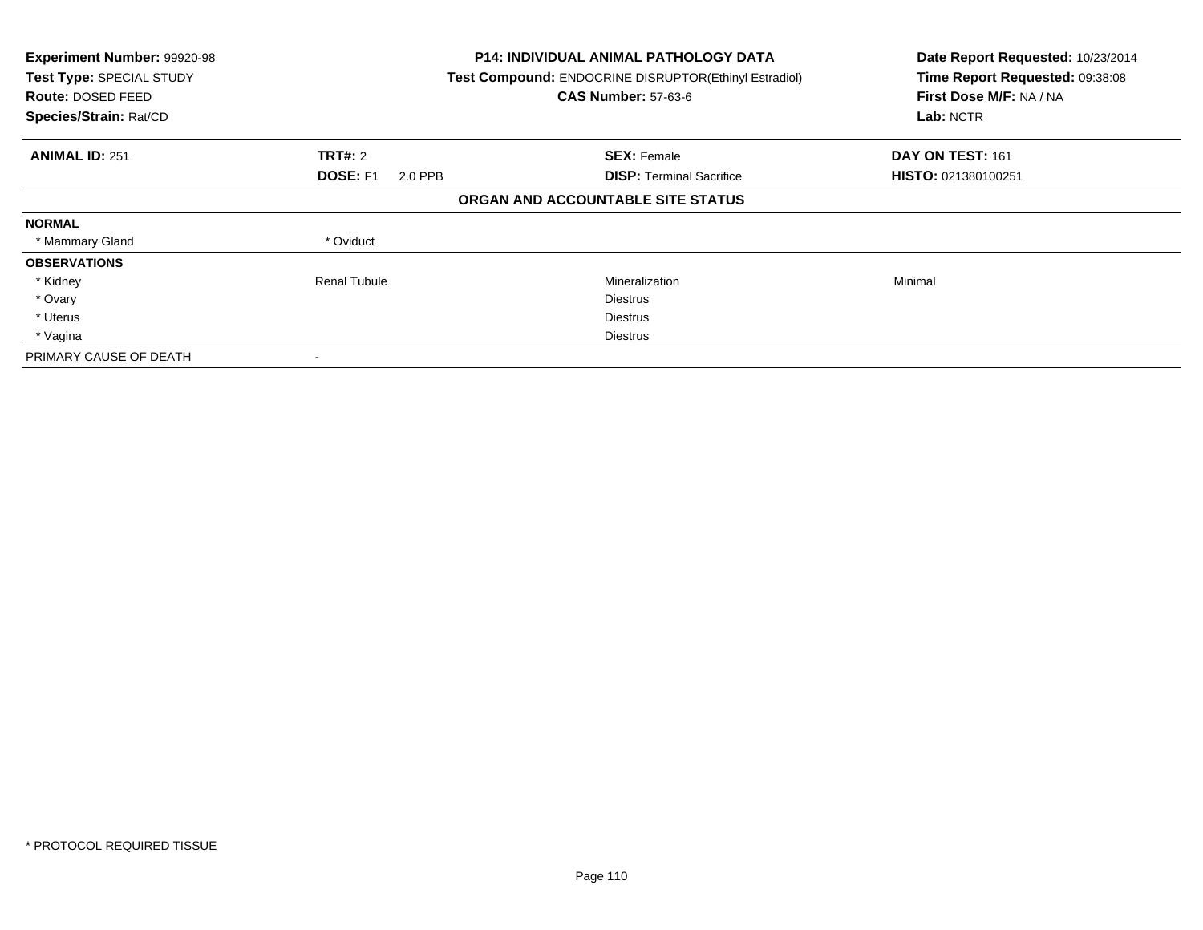| **Experiment Number:** 99920-98 | **P14: INDIVIDUAL ANIMAL PATHOLOGY DATA** | **Date Report Requested:** 10/23/2014 |
|---|---|---|
| **Test Type:** SPECIAL STUDY | **Test Compound:** ENDOCRINE DISRUPTOR(Ethinyl Estradiol) | **Time Report Requested:** 09:38:08 |
| **Route:** DOSED FEED | **CAS Number:** 57-63-6 | **First Dose M/F:** NA / NA |
| **Species/Strain:** Rat/CD | | **Lab:** NCTR |

| **ANIMAL ID:** 251 | **TRT#:** 2 | **SEX:** Female | **DAY ON TEST:** 161 |
|---|---|---|---|
| | **DOSE:** F1 2.0 PPB | **DISP:** Terminal Sacrifice | **HISTO:** 021380100251 |

**ORGAN AND ACCOUNTABLE SITE STATUS**

| | | | |
|---|---|---|---|
| **NORMAL** | | | |
| * Mammary Gland | * Oviduct | | |
| **OBSERVATIONS** | | | |
| * Kidney | Renal Tubule | Mineralization | Minimal |
| * Ovary | | Diestrus | |
| * Uterus | | Diestrus | |
| * Vagina | | Diestrus | |
| PRIMARY CAUSE OF DEATH | - | | |

* PROTOCOL REQUIRED TISSUE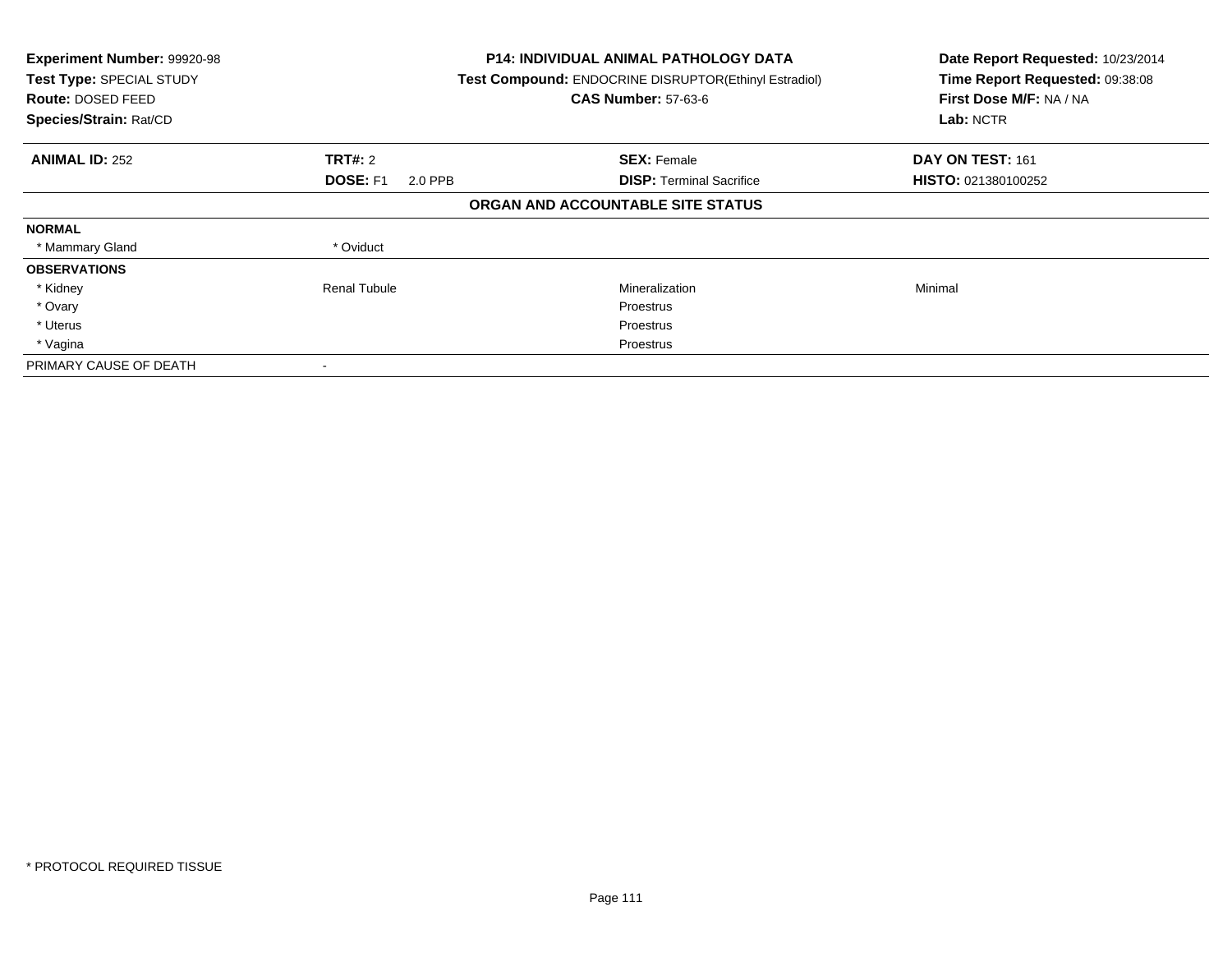**Experiment Number:** 99920-98
**Test Type:** SPECIAL STUDY
**Route:** DOSED FEED
**Species/Strain:** Rat/CD

**P14: INDIVIDUAL ANIMAL PATHOLOGY DATA**
**Test Compound:** ENDOCRINE DISRUPTOR(Ethinyl Estradiol)
**CAS Number:** 57-63-6

**Date Report Requested:** 10/23/2014
**Time Report Requested:** 09:38:08
**First Dose M/F:** NA / NA
**Lab:** NCTR

| **ANIMAL ID:** 252 | **TRT#:** 2 | **SEX:** Female | **DAY ON TEST:** 161 |
|---|---|---|---|
| | **DOSE:** F1 2.0 PPB | **DISP:** Terminal Sacrifice | **HISTO:** 021380100252 |

## ORGAN AND ACCOUNTABLE SITE STATUS

| | | | |
|---|---|---|---|
| **NORMAL** | | | |
| * Mammary Gland | * Oviduct | | |
| **OBSERVATIONS** | | | |
| * Kidney | Renal Tubule | Mineralization | Minimal |
| * Ovary | | Proestrus | |
| * Uterus | | Proestrus | |
| * Vagina | | Proestrus | |
| PRIMARY CAUSE OF DEATH | - | | |

* PROTOCOL REQUIRED TISSUE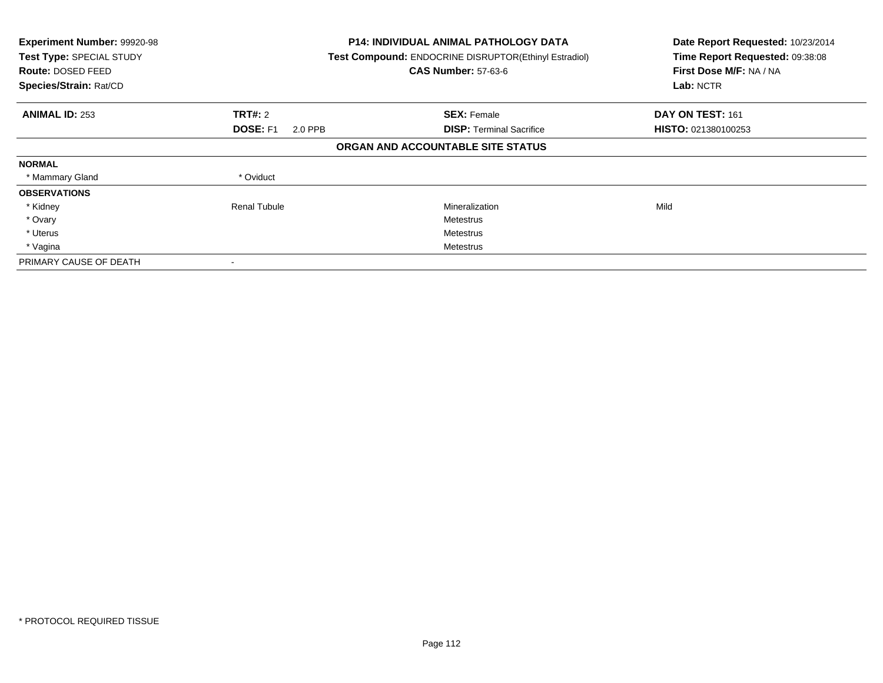**Experiment Number:** 99920-98
**Test Type:** SPECIAL STUDY
**Route:** DOSED FEED
**Species/Strain:** Rat/CD

**P14: INDIVIDUAL ANIMAL PATHOLOGY DATA**
**Test Compound:** ENDOCRINE DISRUPTOR(Ethinyl Estradiol)
**CAS Number:** 57-63-6

**Date Report Requested:** 10/23/2014
**Time Report Requested:** 09:38:08
**First Dose M/F:** NA / NA
**Lab:** NCTR

| **ANIMAL ID:** 253 | **TRT#:** 2 | **SEX:** Female | **DAY ON TEST:** 161 |
|---|---|---|---|
| | **DOSE:** F1 2.0 PPB | **DISP:** Terminal Sacrifice | **HISTO:** 021380100253 |

**ORGAN AND ACCOUNTABLE SITE STATUS**

| | | | |
|---|---|---|---|
| **NORMAL** | | | |
| * Mammary Gland | * Oviduct | | |
| **OBSERVATIONS** | | | |
| * Kidney | Renal Tubule | Mineralization | Mild |
| * Ovary | | Metestrus | |
| * Uterus | | Metestrus | |
| * Vagina | | Metestrus | |
| PRIMARY CAUSE OF DEATH | - | | |

* PROTOCOL REQUIRED TISSUE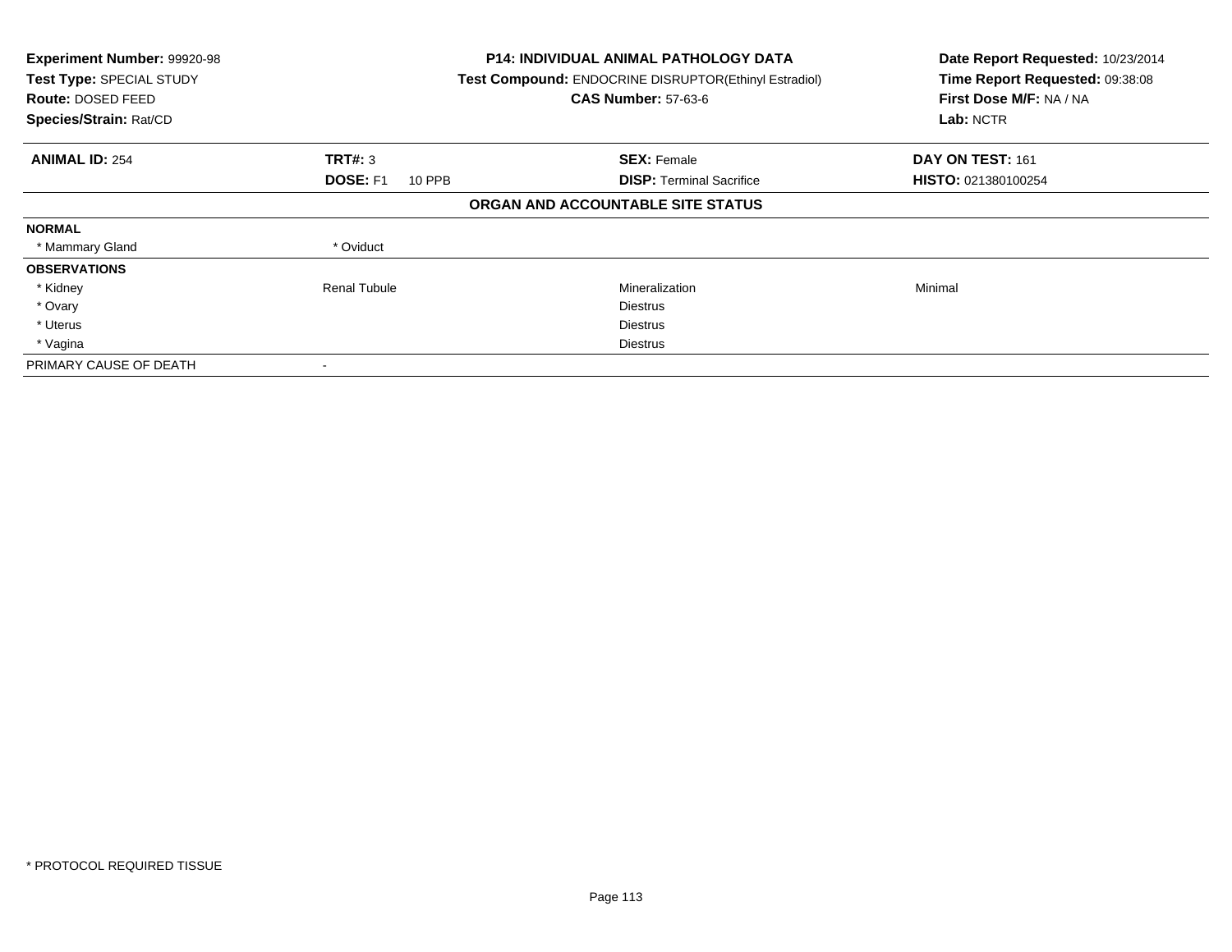| **Experiment Number:** 99920-98 | **P14: INDIVIDUAL ANIMAL PATHOLOGY DATA** | **Date Report Requested:** 10/23/2014 |
|---|---|---|
| **Test Type:** SPECIAL STUDY | **Test Compound:** ENDOCRINE DISRUPTOR(Ethinyl Estradiol) | **Time Report Requested:** 09:38:08 |
| **Route:** DOSED FEED | **CAS Number:** 57-63-6 | **First Dose M/F:** NA / NA |
| **Species/Strain:** Rat/CD | | **Lab:** NCTR |

| **ANIMAL ID:** 254 | **TRT#:** 3 | **SEX:** Female | **DAY ON TEST:** 161 |
|---|---|---|---|
| | **DOSE:** F1 10 PPB | **DISP:** Terminal Sacrifice | **HISTO:** 021380100254 |

**ORGAN AND ACCOUNTABLE SITE STATUS**

| | | | |
|---|---|---|---|
| **NORMAL** | | | |
| * Mammary Gland | * Oviduct | | |
| **OBSERVATIONS** | | | |
| * Kidney | Renal Tubule | Mineralization | Minimal |
| * Ovary | | Diestrus | |
| * Uterus | | Diestrus | |
| * Vagina | | Diestrus | |
| PRIMARY CAUSE OF DEATH | - | | |

* PROTOCOL REQUIRED TISSUE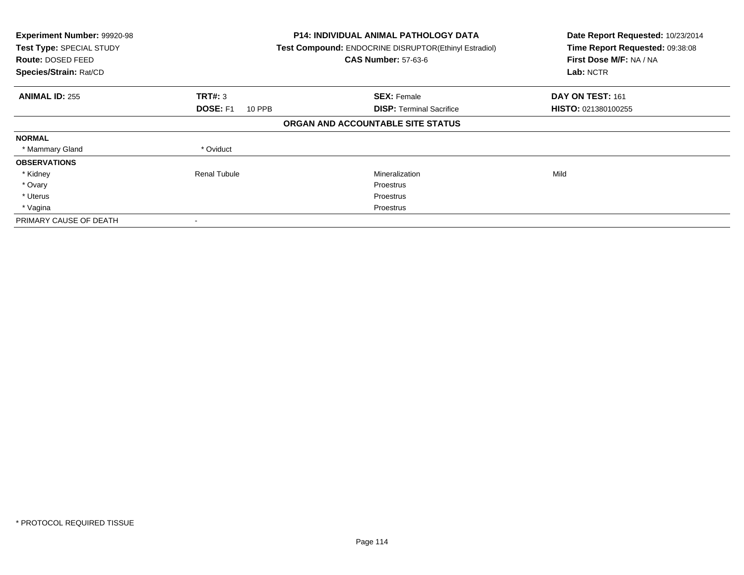**Experiment Number:** 99920-98
**Test Type:** SPECIAL STUDY
**Route:** DOSED FEED
**Species/Strain:** Rat/CD

**P14: INDIVIDUAL ANIMAL PATHOLOGY DATA**
**Test Compound:** ENDOCRINE DISRUPTOR(Ethinyl Estradiol)
**CAS Number:** 57-63-6

**Date Report Requested:** 10/23/2014
**Time Report Requested:** 09:38:08
**First Dose M/F:** NA / NA
**Lab:** NCTR

| **ANIMAL ID:** 255 | **TRT#:** 3 | **SEX:** Female | **DAY ON TEST:** 161 |
|---|---|---|---|
| | **DOSE:** F1 10 PPB | **DISP:** Terminal Sacrifice | **HISTO:** 021380100255 |

**ORGAN AND ACCOUNTABLE SITE STATUS**

| | | | |
|---|---|---|---|
| **NORMAL** | | | |
| * Mammary Gland | * Oviduct | | |
| **OBSERVATIONS** | | | |
| * Kidney | Renal Tubule | Mineralization | Mild |
| * Ovary | | Proestrus | |
| * Uterus | | Proestrus | |
| * Vagina | | Proestrus | |
| PRIMARY CAUSE OF DEATH | - | | |

* PROTOCOL REQUIRED TISSUE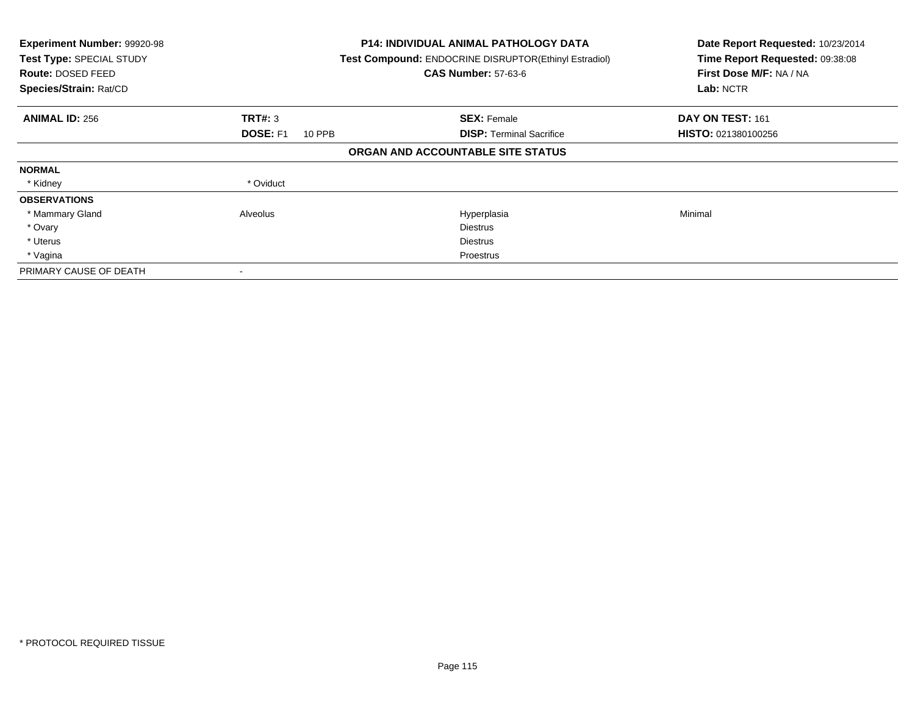**Experiment Number:** 99920-98
**Test Type:** SPECIAL STUDY
**Route:** DOSED FEED
**Species/Strain:** Rat/CD

**P14: INDIVIDUAL ANIMAL PATHOLOGY DATA**
**Test Compound:** ENDOCRINE DISRUPTOR(Ethinyl Estradiol)
**CAS Number:** 57-63-6

**Date Report Requested:** 10/23/2014
**Time Report Requested:** 09:38:08
**First Dose M/F:** NA / NA
**Lab:** NCTR

| **ANIMAL ID:** 256 | **TRT#:** 3 | **SEX:** Female | **DAY ON TEST:** 161 |
|---|---|---|---|
| | **DOSE:** F1 10 PPB | **DISP:** Terminal Sacrifice | **HISTO:** 021380100256 |

**ORGAN AND ACCOUNTABLE SITE STATUS**

| | | | |
|---|---|---|---|
| **NORMAL** | | | |
| * Kidney | * Oviduct | | |
| **OBSERVATIONS** | | | |
| * Mammary Gland | Alveolus | Hyperplasia | Minimal |
| * Ovary | | Diestrus | |
| * Uterus | | Diestrus | |
| * Vagina | | Proestrus | |
| PRIMARY CAUSE OF DEATH | - | | |

* PROTOCOL REQUIRED TISSUE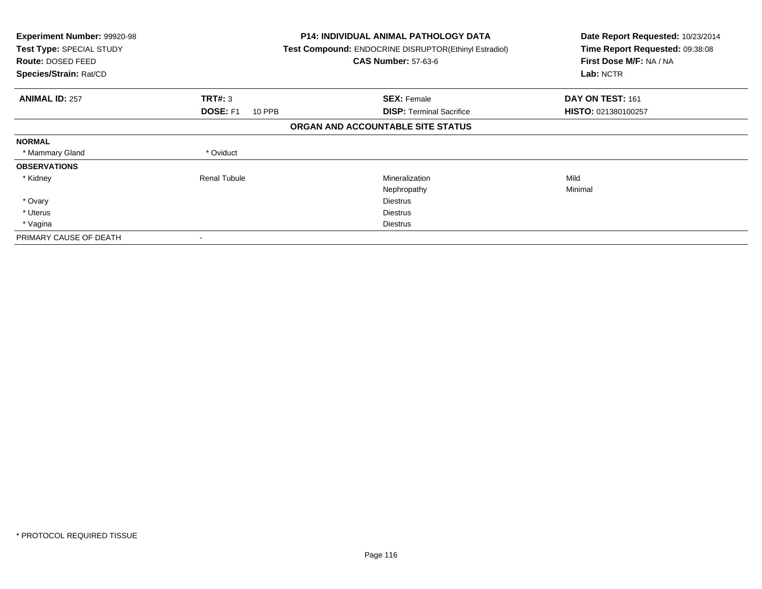**Experiment Number:** 99920-98
**Test Type:** SPECIAL STUDY
**Route:** DOSED FEED
**Species/Strain:** Rat/CD

**P14: INDIVIDUAL ANIMAL PATHOLOGY DATA**
**Test Compound:** ENDOCRINE DISRUPTOR(Ethinyl Estradiol)
**CAS Number:** 57-63-6

**Date Report Requested:** 10/23/2014
**Time Report Requested:** 09:38:08
**First Dose M/F:** NA / NA
**Lab:** NCTR

| **ANIMAL ID:** 257 | **TRT#:** 3 | **SEX:** Female | **DAY ON TEST:** 161 |
|---|---|---|---|
| | **DOSE:** F1 10 PPB | **DISP:** Terminal Sacrifice | **HISTO:** 021380100257 |

**ORGAN AND ACCOUNTABLE SITE STATUS**

| | | | |
|---|---|---|---|
| **NORMAL** | | | |
| * Mammary Gland | * Oviduct | | |
| **OBSERVATIONS** | | | |
| * Kidney | Renal Tubule | Mineralization | Mild |
| | | Nephropathy | Minimal |
| * Ovary | | Diestrus | |
| * Uterus | | Diestrus | |
| * Vagina | | Diestrus | |
| PRIMARY CAUSE OF DEATH | - | | |

* PROTOCOL REQUIRED TISSUE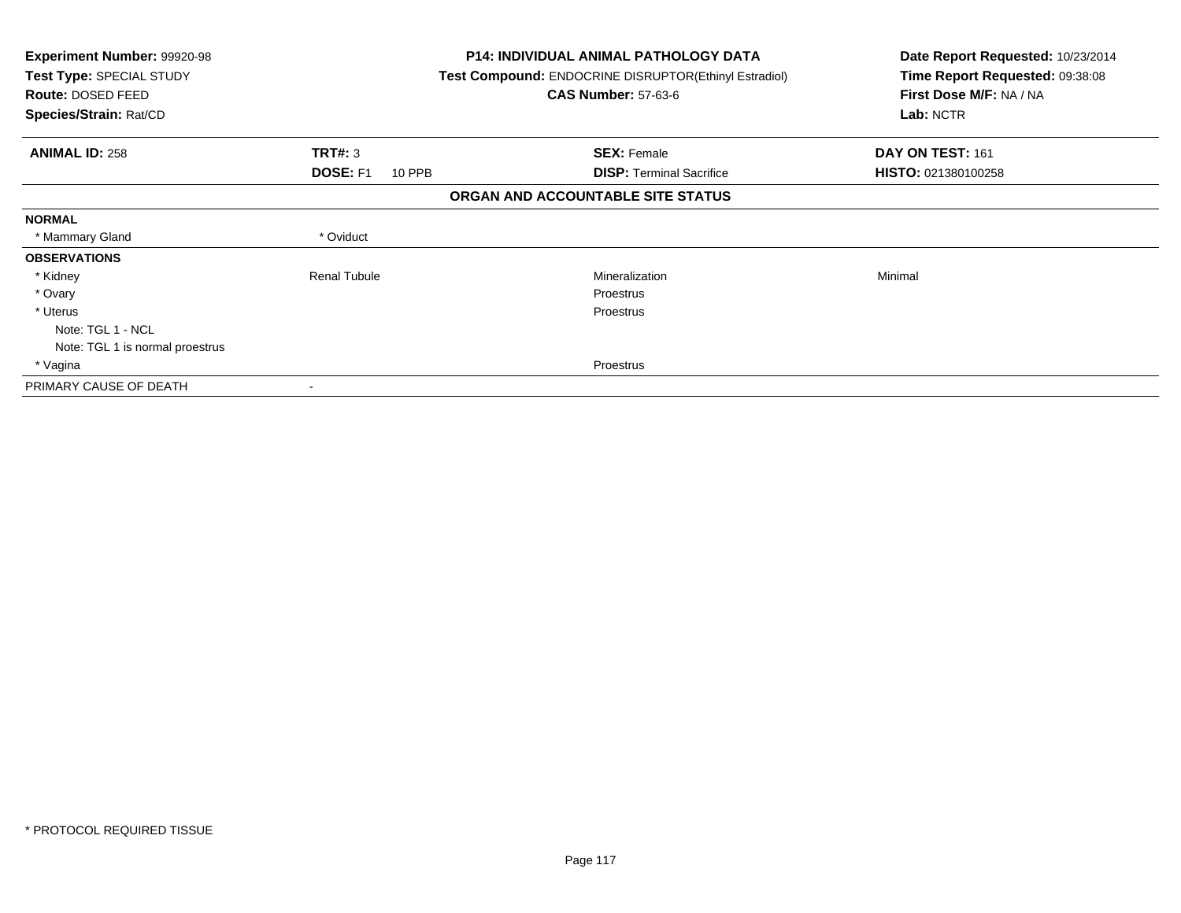**Experiment Number:** 99920-98
**Test Type:** SPECIAL STUDY
**Route:** DOSED FEED
**Species/Strain:** Rat/CD

**P14: INDIVIDUAL ANIMAL PATHOLOGY DATA**
**Test Compound:** ENDOCRINE DISRUPTOR(Ethinyl Estradiol)
**CAS Number:** 57-63-6

**Date Report Requested:** 10/23/2014
**Time Report Requested:** 09:38:08
**First Dose M/F:** NA / NA
**Lab:** NCTR

| **ANIMAL ID:** 258 | **TRT#:** 3 | **SEX:** Female | **DAY ON TEST:** 161 |
|---|---|---|---|
| | **DOSE:** F1 10 PPB | **DISP:** Terminal Sacrifice | **HISTO:** 021380100258 |

**ORGAN AND ACCOUNTABLE SITE STATUS**

| | | | |
|---|---|---|---|
| **NORMAL** | | | |
| * Mammary Gland | * Oviduct | | |
| **OBSERVATIONS** | | | |
| * Kidney | Renal Tubule | Mineralization | Minimal |
| * Ovary | | Proestrus | |
| * Uterus | | Proestrus | |
| Note: TGL 1 - NCL | | | |
| Note: TGL 1 is normal proestrus | | | |
| * Vagina | | Proestrus | |
| PRIMARY CAUSE OF DEATH | - | | |

* PROTOCOL REQUIRED TISSUE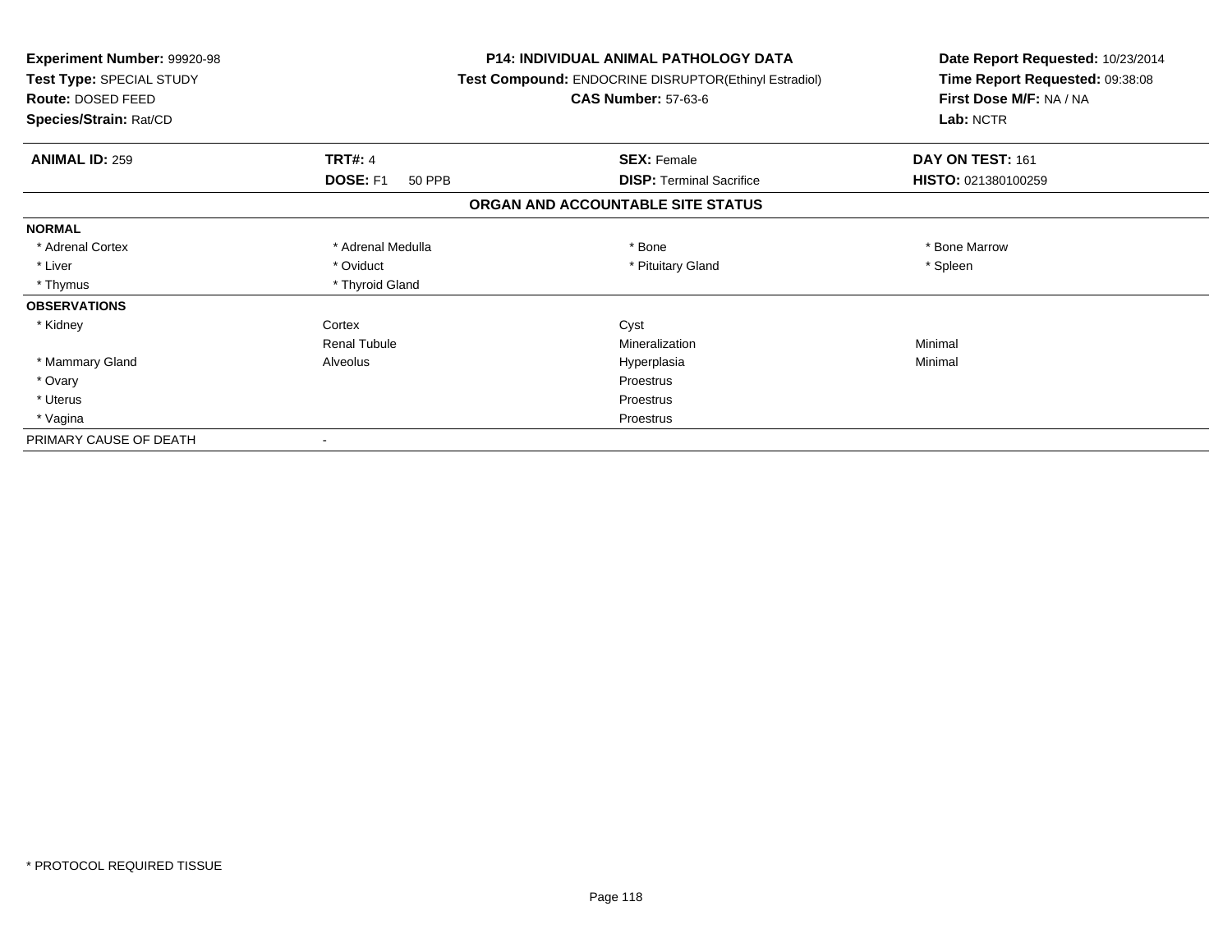**Experiment Number:** 99920-98
**Test Type:** SPECIAL STUDY
**Route:** DOSED FEED
**Species/Strain:** Rat/CD

**P14: INDIVIDUAL ANIMAL PATHOLOGY DATA**
**Test Compound:** ENDOCRINE DISRUPTOR(Ethinyl Estradiol)
**CAS Number:** 57-63-6

**Date Report Requested:** 10/23/2014
**Time Report Requested:** 09:38:08
**First Dose M/F:** NA / NA
**Lab:** NCTR

| **ANIMAL ID:** 259 | **TRT#:** 4 | **SEX:** Female | **DAY ON TEST:** 161 |
|---|---|---|---|
| | **DOSE:** F1 50 PPB | **DISP:** Terminal Sacrifice | **HISTO:** 021380100259 |

## ORGAN AND ACCOUNTABLE SITE STATUS

| | | | |
|---|---|---|---|
| **NORMAL** | | | |
| * Adrenal Cortex | * Adrenal Medulla | * Bone | * Bone Marrow |
| * Liver | * Oviduct | * Pituitary Gland | * Spleen |
| * Thymus | * Thyroid Gland | | |
| **OBSERVATIONS** | | | |
| * Kidney | Cortex | Cyst | |
| | Renal Tubule | Mineralization | Minimal |
| * Mammary Gland | Alveolus | Hyperplasia | Minimal |
| * Ovary | | Proestrus | |
| * Uterus | | Proestrus | |
| * Vagina | | Proestrus | |
| PRIMARY CAUSE OF DEATH | - | | |

* PROTOCOL REQUIRED TISSUE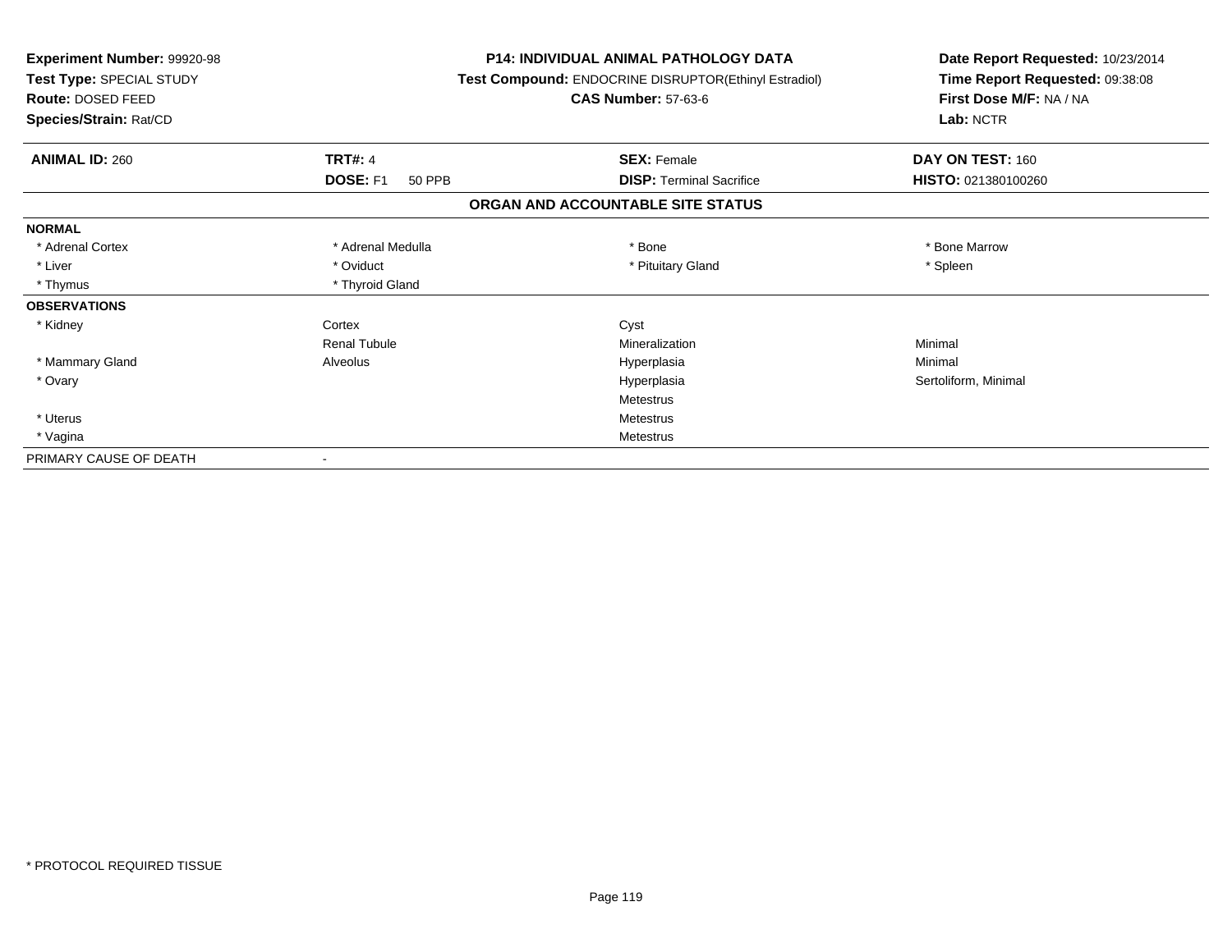**Experiment Number:** 99920-98
**Test Type:** SPECIAL STUDY
**Route:** DOSED FEED
**Species/Strain:** Rat/CD

**P14: INDIVIDUAL ANIMAL PATHOLOGY DATA**
**Test Compound:** ENDOCRINE DISRUPTOR(Ethinyl Estradiol)
**CAS Number:** 57-63-6

**Date Report Requested:** 10/23/2014
**Time Report Requested:** 09:38:08
**First Dose M/F:** NA / NA
**Lab:** NCTR

| **ANIMAL ID:** 260 | **TRT#:** 4 | **SEX:** Female | **DAY ON TEST:** 160 |
|---|---|---|---|
| | **DOSE:** F1 50 PPB | **DISP:** Terminal Sacrifice | **HISTO:** 021380100260 |

**ORGAN AND ACCOUNTABLE SITE STATUS**

| | | | |
|---|---|---|---|
| **NORMAL** | | | |
| * Adrenal Cortex | * Adrenal Medulla | * Bone | * Bone Marrow |
| * Liver | * Oviduct | * Pituitary Gland | * Spleen |
| * Thymus | * Thyroid Gland | | |
| **OBSERVATIONS** | | | |
| * Kidney | Cortex | Cyst | |
| | Renal Tubule | Mineralization | Minimal |
| * Mammary Gland | Alveolus | Hyperplasia | Minimal |
| * Ovary | | Hyperplasia | Sertoliform, Minimal |
| | | Metestrus | |
| * Uterus | | Metestrus | |
| * Vagina | | Metestrus | |
| PRIMARY CAUSE OF DEATH | - | | |

* PROTOCOL REQUIRED TISSUE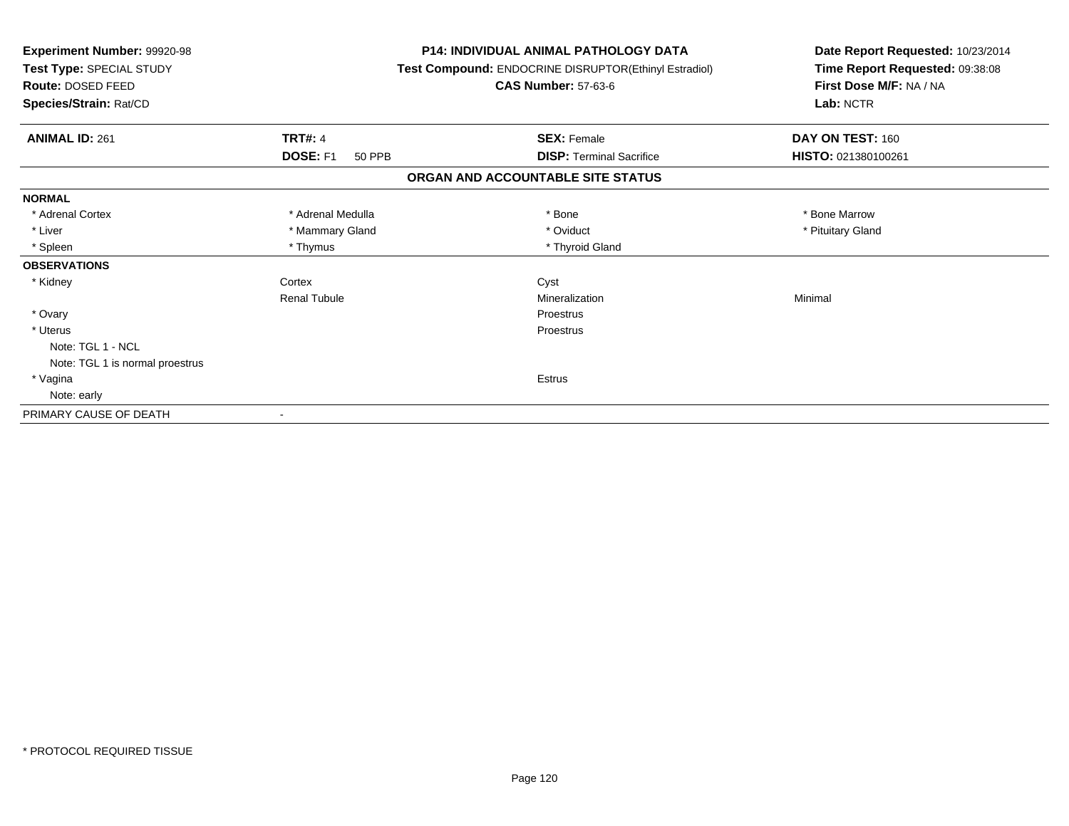**Experiment Number:** 99920-98
**Test Type:** SPECIAL STUDY
**Route:** DOSED FEED
**Species/Strain:** Rat/CD

**P14: INDIVIDUAL ANIMAL PATHOLOGY DATA**
**Test Compound:** ENDOCRINE DISRUPTOR(Ethinyl Estradiol)
**CAS Number:** 57-63-6

**Date Report Requested:** 10/23/2014
**Time Report Requested:** 09:38:08
**First Dose M/F:** NA / NA
**Lab:** NCTR

| **ANIMAL ID:** 261 | **TRT#:** 4 | **SEX:** Female | **DAY ON TEST:** 160 |
|---|---|---|---|
| | **DOSE:** F1 50 PPB | **DISP:** Terminal Sacrifice | **HISTO:** 021380100261 |

## ORGAN AND ACCOUNTABLE SITE STATUS

| | | | |
|---|---|---|---|
| **NORMAL** | | | |
| * Adrenal Cortex | * Adrenal Medulla | * Bone | * Bone Marrow |
| * Liver | * Mammary Gland | * Oviduct | * Pituitary Gland |
| * Spleen | * Thymus | * Thyroid Gland | |
| **OBSERVATIONS** | | | |
| * Kidney | Cortex | Cyst | |
| | Renal Tubule | Mineralization | Minimal |
| * Ovary | | Proestrus | |
| * Uterus | | Proestrus | |
| Note: TGL 1 - NCL | | | |
| Note: TGL 1 is normal proestrus | | | |
| * Vagina | | Estrus | |
| Note: early | | | |
| PRIMARY CAUSE OF DEATH | - | | |

* PROTOCOL REQUIRED TISSUE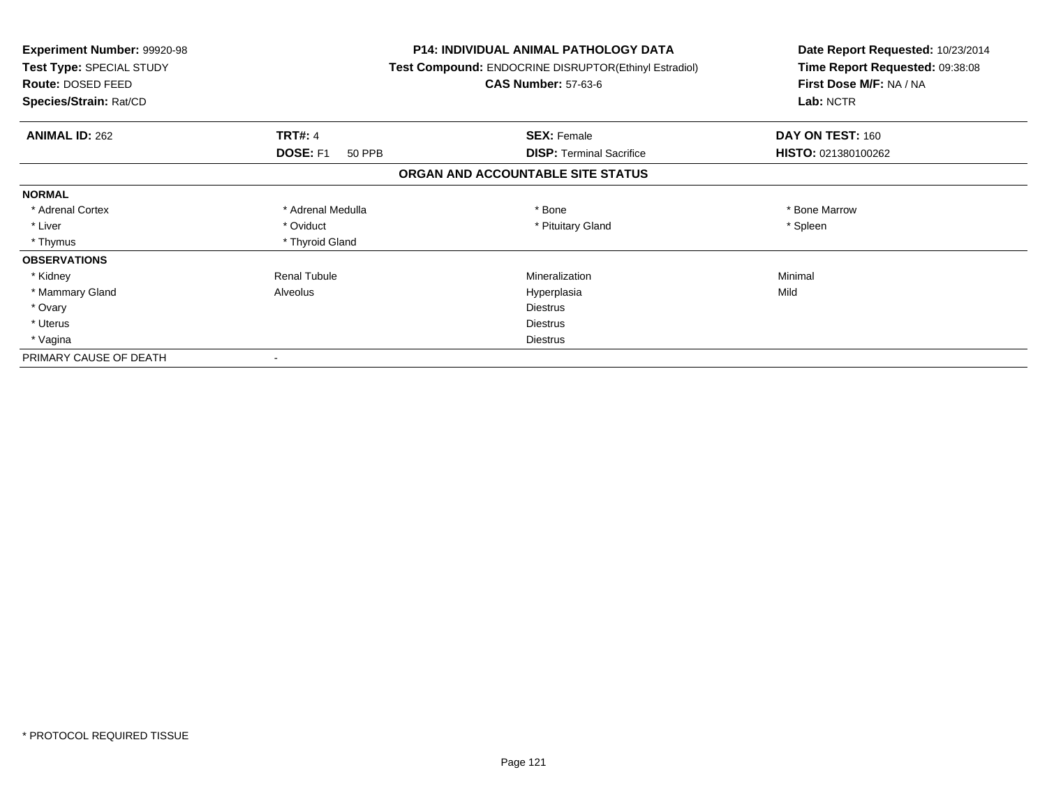**Experiment Number:** 99920-98
**Test Type:** SPECIAL STUDY
**Route:** DOSED FEED
**Species/Strain:** Rat/CD

**P14: INDIVIDUAL ANIMAL PATHOLOGY DATA**
**Test Compound:** ENDOCRINE DISRUPTOR(Ethinyl Estradiol)
**CAS Number:** 57-63-6

**Date Report Requested:** 10/23/2014
**Time Report Requested:** 09:38:08
**First Dose M/F:** NA / NA
**Lab:** NCTR

| **ANIMAL ID:** 262 | **TRT#:** 4 | **SEX:** Female | **DAY ON TEST:** 160 |
|---|---|---|---|
| | **DOSE:** F1 50 PPB | **DISP:** Terminal Sacrifice | **HISTO:** 021380100262 |

## ORGAN AND ACCOUNTABLE SITE STATUS

| | | | |
|---|---|---|---|
| **NORMAL** | | | |
| * Adrenal Cortex | * Adrenal Medulla | * Bone | * Bone Marrow |
| * Liver | * Oviduct | * Pituitary Gland | * Spleen |
| * Thymus | * Thyroid Gland | | |
| **OBSERVATIONS** | | | |
| * Kidney | Renal Tubule | Mineralization | Minimal |
| * Mammary Gland | Alveolus | Hyperplasia | Mild |
| * Ovary | | Diestrus | |
| * Uterus | | Diestrus | |
| * Vagina | | Diestrus | |
| PRIMARY CAUSE OF DEATH | - | | |

* PROTOCOL REQUIRED TISSUE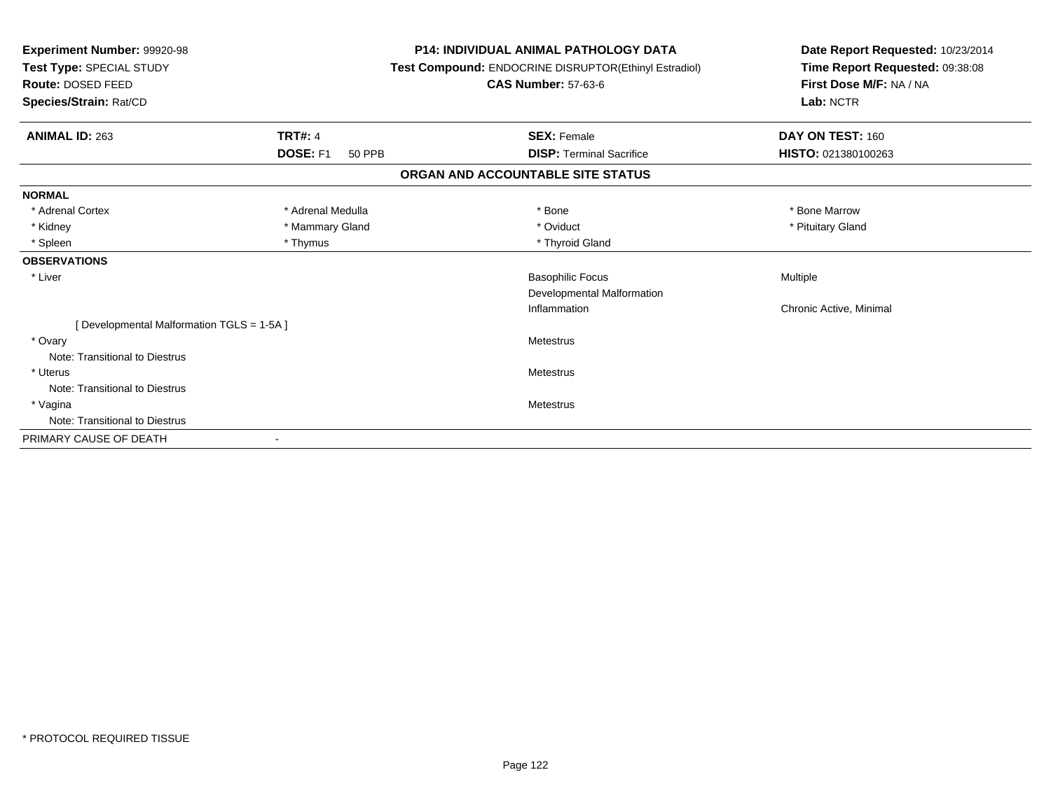**Experiment Number:** 99920-98
**Test Type:** SPECIAL STUDY
**Route:** DOSED FEED
**Species/Strain:** Rat/CD

**P14: INDIVIDUAL ANIMAL PATHOLOGY DATA**
**Test Compound:** ENDOCRINE DISRUPTOR(Ethinyl Estradiol)
**CAS Number:** 57-63-6

**Date Report Requested:** 10/23/2014
**Time Report Requested:** 09:38:08
**First Dose M/F:** NA / NA
**Lab:** NCTR

| **ANIMAL ID:** 263 | **TRT#:** 4 | **SEX:** Female | **DAY ON TEST:** 160 |
|---|---|---|---|
| | **DOSE:** F1 50 PPB | **DISP:** Terminal Sacrifice | **HISTO:** 021380100263 |

## ORGAN AND ACCOUNTABLE SITE STATUS

**NORMAL**

| | | | |
|---|---|---|---|
| * Adrenal Cortex | * Adrenal Medulla | * Bone | * Bone Marrow |
| * Kidney | * Mammary Gland | * Oviduct | * Pituitary Gland |
| * Spleen | * Thymus | * Thyroid Gland | |

**OBSERVATIONS**

| | | | |
|---|---|---|---|
| * Liver | | Basophilic Focus | Multiple |
| | | Developmental Malformation | |
| | | Inflammation | Chronic Active, Minimal |
| [ Developmental Malformation TGLS = 1-5A ] | | | |
| * Ovary | | Metestrus | |
| Note: Transitional to Diestrus | | | |
| * Uterus | | Metestrus | |
| Note: Transitional to Diestrus | | | |
| * Vagina | | Metestrus | |
| Note: Transitional to Diestrus | | | |

PRIMARY CAUSE OF DEATH -

* PROTOCOL REQUIRED TISSUE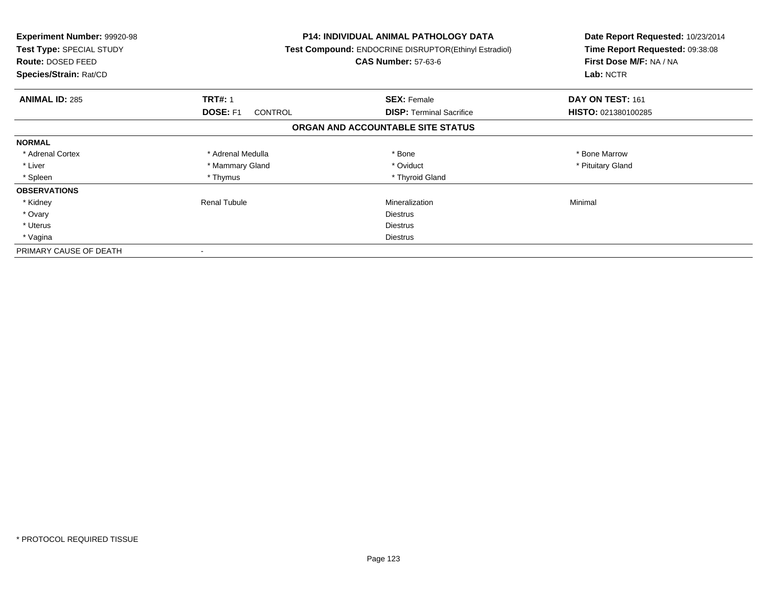**Experiment Number:** 99920-98
**Test Type:** SPECIAL STUDY
**Route:** DOSED FEED
**Species/Strain:** Rat/CD

**P14: INDIVIDUAL ANIMAL PATHOLOGY DATA**
**Test Compound:** ENDOCRINE DISRUPTOR(Ethinyl Estradiol)
**CAS Number:** 57-63-6

**Date Report Requested:** 10/23/2014
**Time Report Requested:** 09:38:08
**First Dose M/F:** NA / NA
**Lab:** NCTR

| **ANIMAL ID:** 285 | **TRT#:** 1 | **SEX:** Female | **DAY ON TEST:** 161 |
|---|---|---|---|
| | **DOSE:** F1 CONTROL | **DISP:** Terminal Sacrifice | **HISTO:** 021380100285 |

**ORGAN AND ACCOUNTABLE SITE STATUS**

| | | | |
|---|---|---|---|
| **NORMAL** | | | |
| * Adrenal Cortex | * Adrenal Medulla | * Bone | * Bone Marrow |
| * Liver | * Mammary Gland | * Oviduct | * Pituitary Gland |
| * Spleen | * Thymus | * Thyroid Gland | |
| **OBSERVATIONS** | | | |
| * Kidney | Renal Tubule | Mineralization | Minimal |
| * Ovary | | Diestrus | |
| * Uterus | | Diestrus | |
| * Vagina | | Diestrus | |
| PRIMARY CAUSE OF DEATH | - | | |

* PROTOCOL REQUIRED TISSUE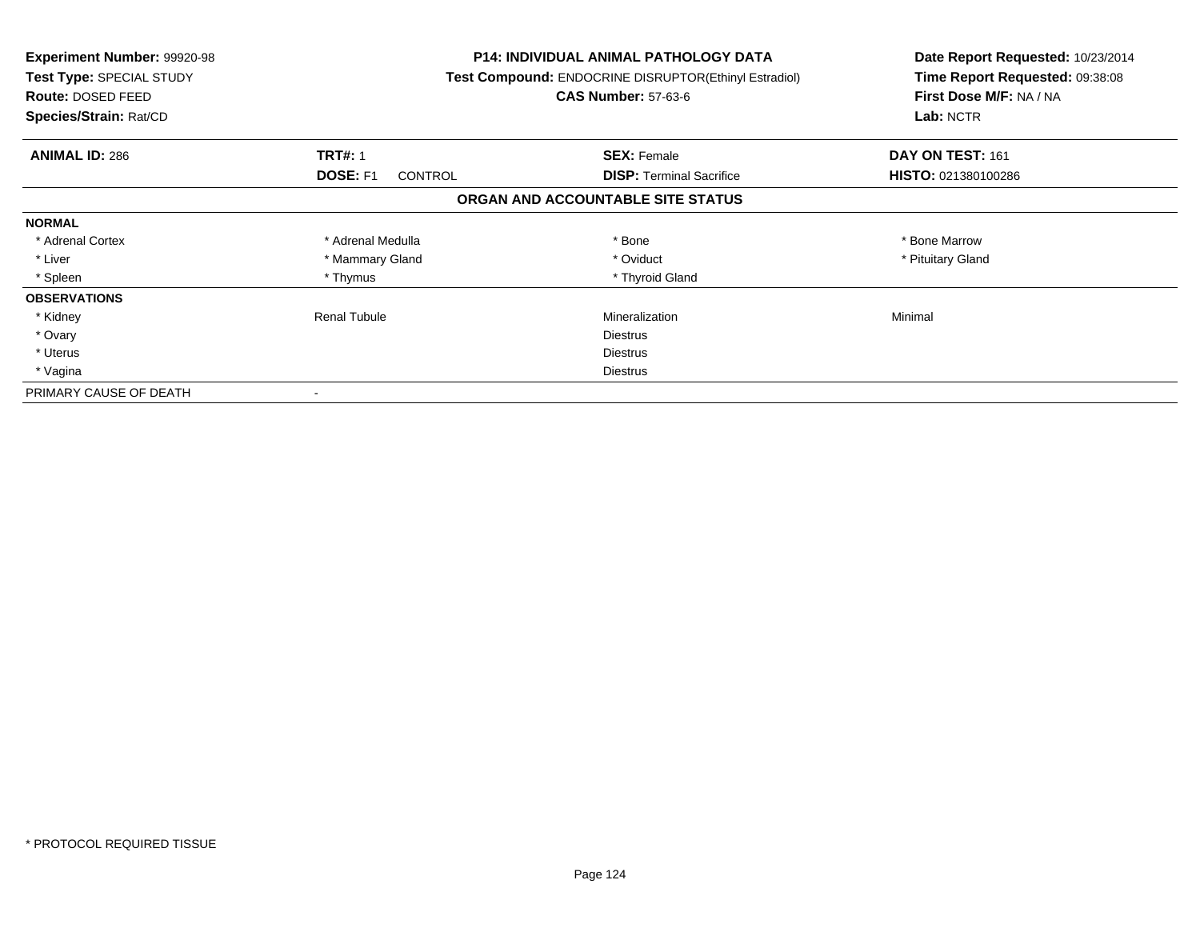| **Experiment Number:** 99920-98 | **P14: INDIVIDUAL ANIMAL PATHOLOGY DATA** | **Date Report Requested:** 10/23/2014 |
|---|---|---|
| **Test Type:** SPECIAL STUDY | **Test Compound:** ENDOCRINE DISRUPTOR(Ethinyl Estradiol) | **Time Report Requested:** 09:38:08 |
| **Route:** DOSED FEED | **CAS Number:** 57-63-6 | **First Dose M/F:** NA / NA |
| **Species/Strain:** Rat/CD | | **Lab:** NCTR |

| **ANIMAL ID:** 286 | **TRT#:** 1 | **SEX:** Female | **DAY ON TEST:** 161 |
|---|---|---|---|
| | **DOSE:** F1 CONTROL | **DISP:** Terminal Sacrifice | **HISTO:** 021380100286 |

**ORGAN AND ACCOUNTABLE SITE STATUS**

| | | | |
|---|---|---|---|
| **NORMAL** | | | |
| * Adrenal Cortex | * Adrenal Medulla | * Bone | * Bone Marrow |
| * Liver | * Mammary Gland | * Oviduct | * Pituitary Gland |
| * Spleen | * Thymus | * Thyroid Gland | |
| **OBSERVATIONS** | | | |
| * Kidney | Renal Tubule | Mineralization | Minimal |
| * Ovary | | Diestrus | |
| * Uterus | | Diestrus | |
| * Vagina | | Diestrus | |
| PRIMARY CAUSE OF DEATH | - | | |

* PROTOCOL REQUIRED TISSUE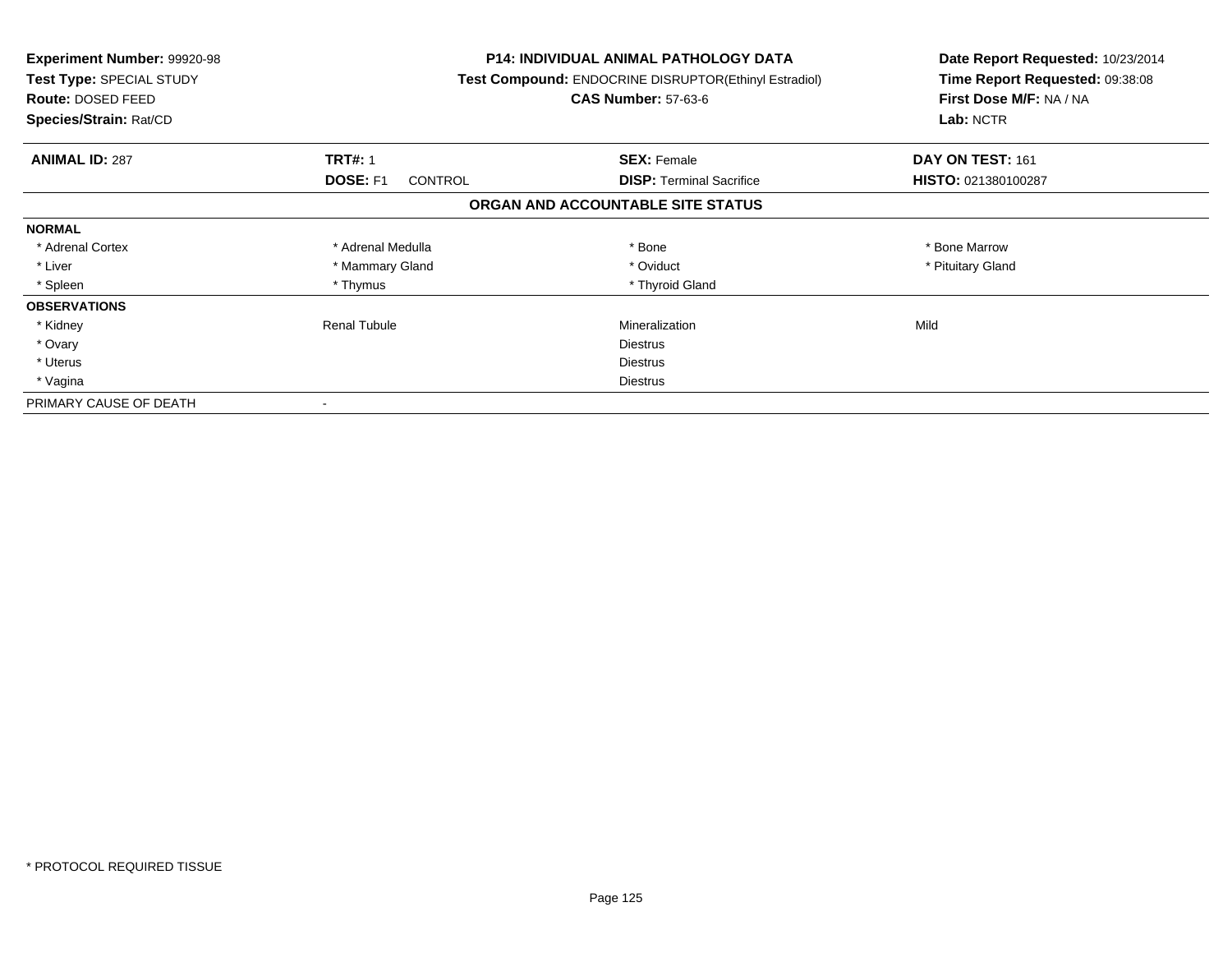**Experiment Number:** 99920-98
**Test Type:** SPECIAL STUDY
**Route:** DOSED FEED
**Species/Strain:** Rat/CD

**P14: INDIVIDUAL ANIMAL PATHOLOGY DATA**
**Test Compound:** ENDOCRINE DISRUPTOR(Ethinyl Estradiol)
**CAS Number:** 57-63-6

**Date Report Requested:** 10/23/2014
**Time Report Requested:** 09:38:08
**First Dose M/F:** NA / NA
**Lab:** NCTR

| **ANIMAL ID:** 287 | **TRT#:** 1 | **SEX:** Female | **DAY ON TEST:** 161 |
|---|---|---|---|
| | **DOSE:** F1 CONTROL | **DISP:** Terminal Sacrifice | **HISTO:** 021380100287 |

## ORGAN AND ACCOUNTABLE SITE STATUS

| | | | |
|---|---|---|---|
| **NORMAL** | | | |
| * Adrenal Cortex | * Adrenal Medulla | * Bone | * Bone Marrow |
| * Liver | * Mammary Gland | * Oviduct | * Pituitary Gland |
| * Spleen | * Thymus | * Thyroid Gland | |
| **OBSERVATIONS** | | | |
| * Kidney | Renal Tubule | Mineralization | Mild |
| * Ovary | | Diestrus | |
| * Uterus | | Diestrus | |
| * Vagina | | Diestrus | |
| PRIMARY CAUSE OF DEATH | - | | |

* PROTOCOL REQUIRED TISSUE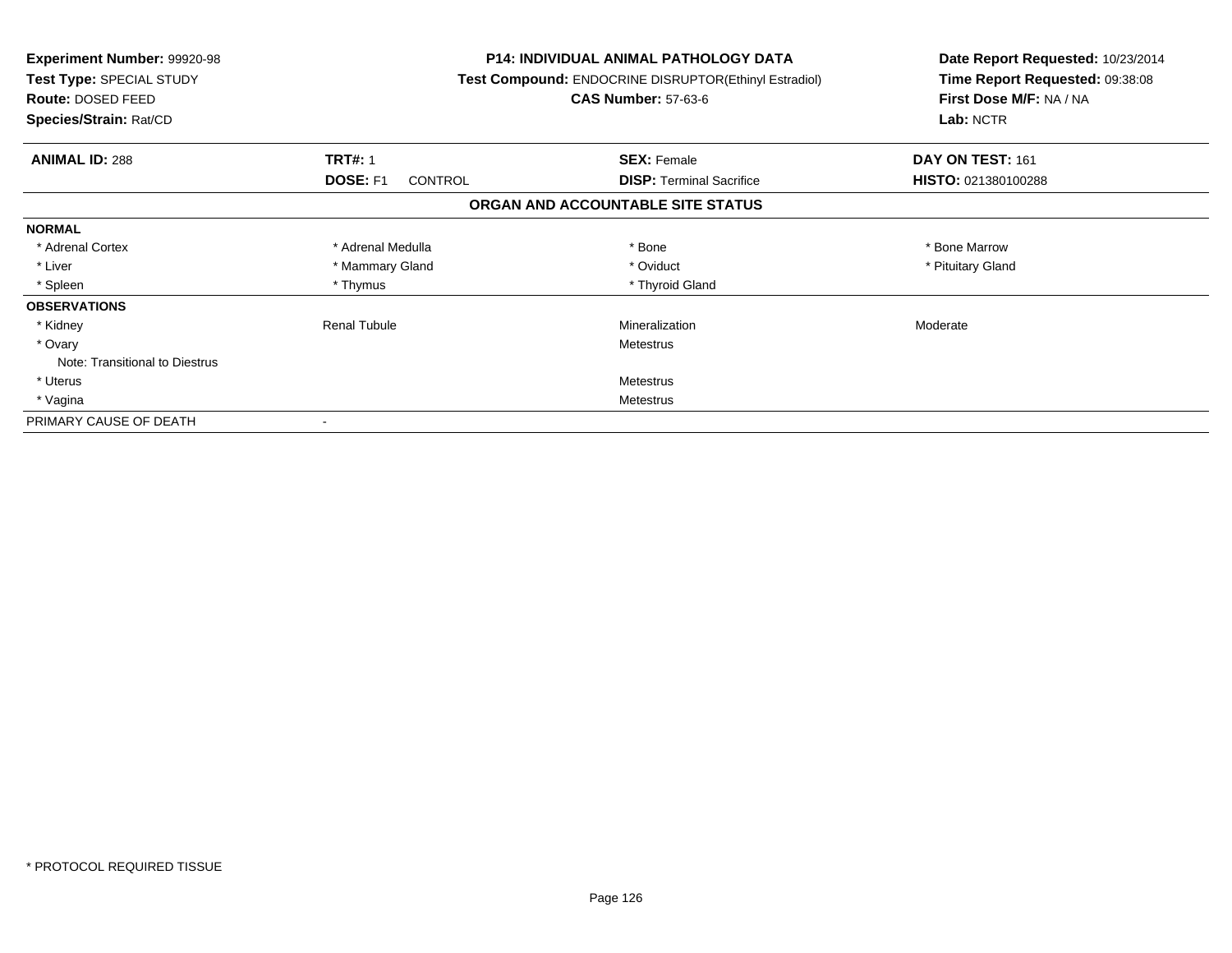**Experiment Number:** 99920-98
**Test Type:** SPECIAL STUDY
**Route:** DOSED FEED
**Species/Strain:** Rat/CD

**P14: INDIVIDUAL ANIMAL PATHOLOGY DATA**
**Test Compound:** ENDOCRINE DISRUPTOR(Ethinyl Estradiol)
**CAS Number:** 57-63-6

**Date Report Requested:** 10/23/2014
**Time Report Requested:** 09:38:08
**First Dose M/F:** NA / NA
**Lab:** NCTR

| **ANIMAL ID:** 288 | **TRT#:** 1 | **SEX:** Female | **DAY ON TEST:** 161 |
|---|---|---|---|
| | **DOSE:** F1 CONTROL | **DISP:** Terminal Sacrifice | **HISTO:** 021380100288 |

## ORGAN AND ACCOUNTABLE SITE STATUS

| | | | |
|---|---|---|---|
| **NORMAL** | | | |
| * Adrenal Cortex | * Adrenal Medulla | * Bone | * Bone Marrow |
| * Liver | * Mammary Gland | * Oviduct | * Pituitary Gland |
| * Spleen | * Thymus | * Thyroid Gland | |
| **OBSERVATIONS** | | | |
| * Kidney | Renal Tubule | Mineralization | Moderate |
| * Ovary | | Metestrus | |
| Note: Transitional to Diestrus | | | |
| * Uterus | | Metestrus | |
| * Vagina | | Metestrus | |
| PRIMARY CAUSE OF DEATH | - | | |

* PROTOCOL REQUIRED TISSUE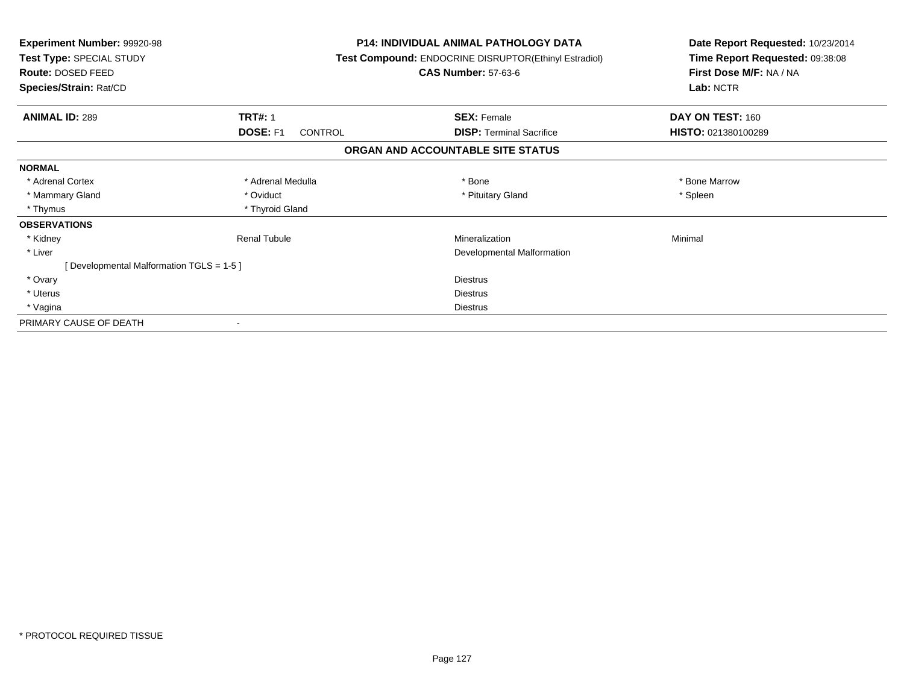**Experiment Number:** 99920-98
**Test Type:** SPECIAL STUDY
**Route:** DOSED FEED
**Species/Strain:** Rat/CD

**P14: INDIVIDUAL ANIMAL PATHOLOGY DATA**
**Test Compound:** ENDOCRINE DISRUPTOR(Ethinyl Estradiol)
**CAS Number:** 57-63-6

**Date Report Requested:** 10/23/2014
**Time Report Requested:** 09:38:08
**First Dose M/F:** NA / NA
**Lab:** NCTR

| **ANIMAL ID:** 289 | **TRT#:** 1 | **SEX:** Female | **DAY ON TEST:** 160 |
|---|---|---|---|
| | **DOSE:** F1 CONTROL | **DISP:** Terminal Sacrifice | **HISTO:** 021380100289 |

## ORGAN AND ACCOUNTABLE SITE STATUS

| | | | |
|---|---|---|---|
| **NORMAL** | | | |
| * Adrenal Cortex | * Adrenal Medulla | * Bone | * Bone Marrow |
| * Mammary Gland | * Oviduct | * Pituitary Gland | * Spleen |
| * Thymus | * Thyroid Gland | | |
| **OBSERVATIONS** | | | |
| * Kidney | Renal Tubule | Mineralization | Minimal |
| * Liver | | Developmental Malformation | |
| [ Developmental Malformation TGLS = 1-5 ] | | | |
| * Ovary | | Diestrus | |
| * Uterus | | Diestrus | |
| * Vagina | | Diestrus | |
| PRIMARY CAUSE OF DEATH | - | | |

* PROTOCOL REQUIRED TISSUE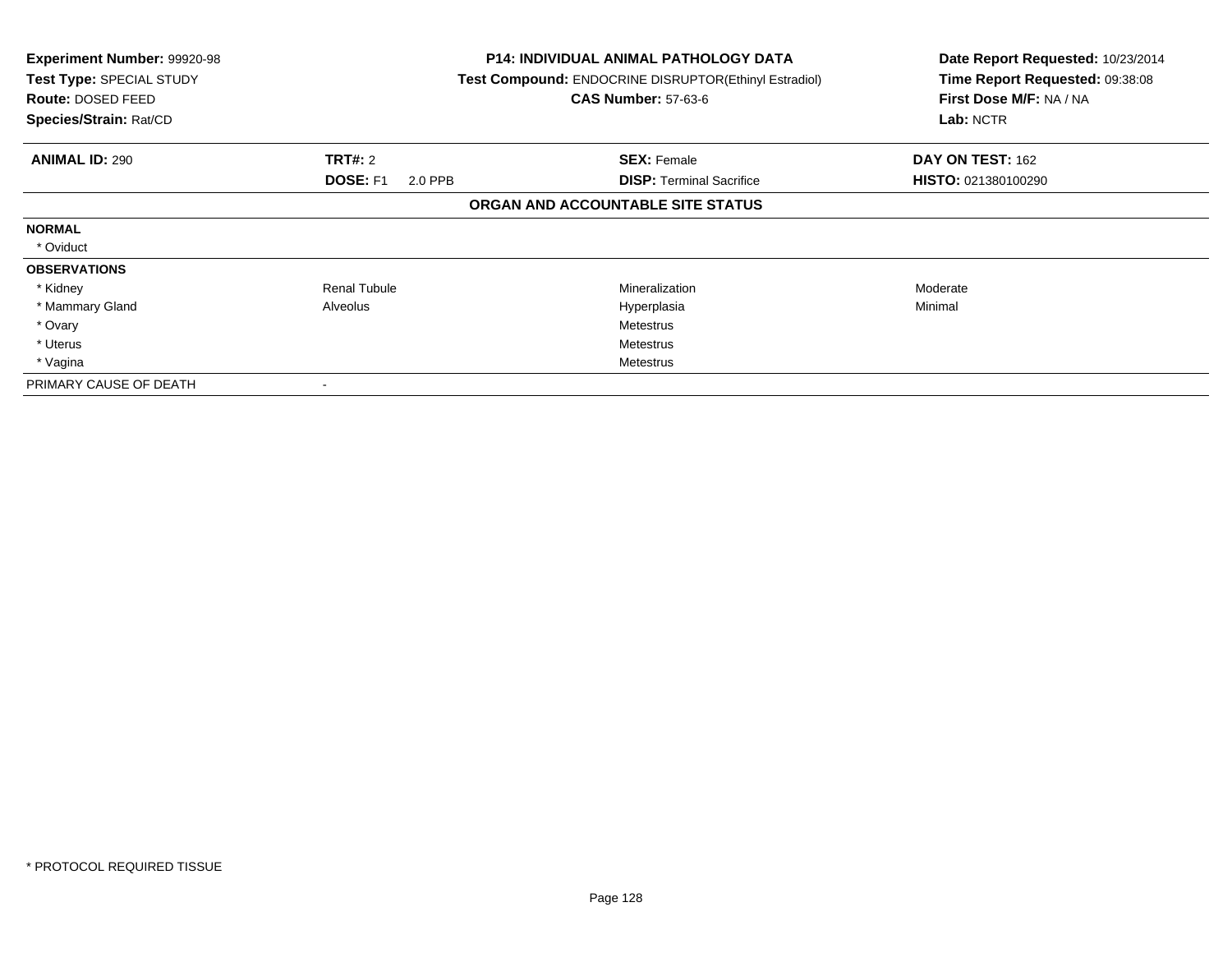**Experiment Number:** 99920-98
**Test Type:** SPECIAL STUDY
**Route:** DOSED FEED
**Species/Strain:** Rat/CD

**P14: INDIVIDUAL ANIMAL PATHOLOGY DATA**
**Test Compound:** ENDOCRINE DISRUPTOR(Ethinyl Estradiol)
**CAS Number:** 57-63-6

**Date Report Requested:** 10/23/2014
**Time Report Requested:** 09:38:08
**First Dose M/F:** NA / NA
**Lab:** NCTR

| **ANIMAL ID:** 290 | **TRT#:** 2 | **SEX:** Female | **DAY ON TEST:** 162 |
|---|---|---|---|
| | **DOSE:** F1 2.0 PPB | **DISP:** Terminal Sacrifice | **HISTO:** 021380100290 |

**ORGAN AND ACCOUNTABLE SITE STATUS**

| | | | |
|---|---|---|---|
| **NORMAL** | | | |
| * Oviduct | | | |
| **OBSERVATIONS** | | | |
| * Kidney | Renal Tubule | Mineralization | Moderate |
| * Mammary Gland | Alveolus | Hyperplasia | Minimal |
| * Ovary | | Metestrus | |
| * Uterus | | Metestrus | |
| * Vagina | | Metestrus | |
| PRIMARY CAUSE OF DEATH | - | | |

* PROTOCOL REQUIRED TISSUE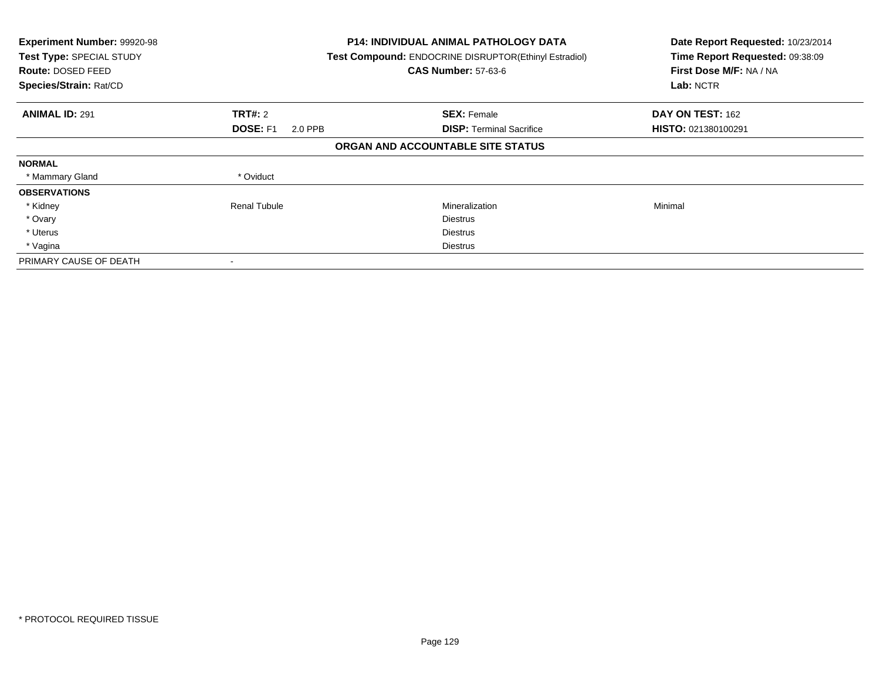| **Experiment Number:** 99920-98 | **P14: INDIVIDUAL ANIMAL PATHOLOGY DATA** | **Date Report Requested:** 10/23/2014 |
|---|---|---|
| **Test Type:** SPECIAL STUDY | **Test Compound:** ENDOCRINE DISRUPTOR(Ethinyl Estradiol) | **Time Report Requested:** 09:38:09 |
| **Route:** DOSED FEED | **CAS Number:** 57-63-6 | **First Dose M/F:** NA / NA |
| **Species/Strain:** Rat/CD | | **Lab:** NCTR |

| **ANIMAL ID:** 291 | **TRT#:** 2 | **SEX:** Female | **DAY ON TEST:** 162 |
|---|---|---|---|
| | **DOSE:** F1 2.0 PPB | **DISP:** Terminal Sacrifice | **HISTO:** 021380100291 |

**ORGAN AND ACCOUNTABLE SITE STATUS**

| | | | |
|---|---|---|---|
| **NORMAL** | | | |
| * Mammary Gland | * Oviduct | | |
| **OBSERVATIONS** | | | |
| * Kidney | Renal Tubule | Mineralization | Minimal |
| * Ovary | | Diestrus | |
| * Uterus | | Diestrus | |
| * Vagina | | Diestrus | |
| PRIMARY CAUSE OF DEATH | - | | |

* PROTOCOL REQUIRED TISSUE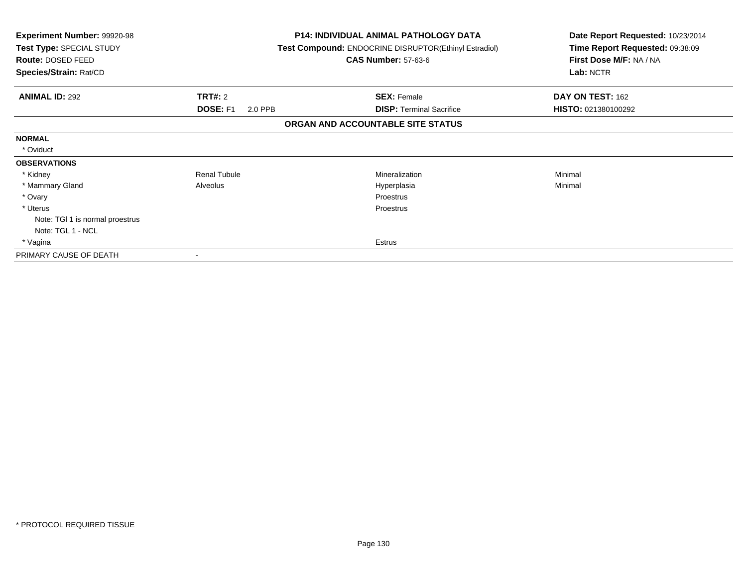**Experiment Number:** 99920-98
**Test Type:** SPECIAL STUDY
**Route:** DOSED FEED
**Species/Strain:** Rat/CD

**P14: INDIVIDUAL ANIMAL PATHOLOGY DATA**
**Test Compound:** ENDOCRINE DISRUPTOR(Ethinyl Estradiol)
**CAS Number:** 57-63-6

**Date Report Requested:** 10/23/2014
**Time Report Requested:** 09:38:09
**First Dose M/F:** NA / NA
**Lab:** NCTR

| **ANIMAL ID:** 292 | **TRT#:** 2 | **SEX:** Female | **DAY ON TEST:** 162 |
|---|---|---|---|
| | **DOSE:** F1 2.0 PPB | **DISP:** Terminal Sacrifice | **HISTO:** 021380100292 |

**ORGAN AND ACCOUNTABLE SITE STATUS**

| | | | |
|---|---|---|---|
| **NORMAL** | | | |
| * Oviduct | | | |
| **OBSERVATIONS** | | | |
| * Kidney | Renal Tubule | Mineralization | Minimal |
| * Mammary Gland | Alveolus | Hyperplasia | Minimal |
| * Ovary | | Proestrus | |
| * Uterus | | Proestrus | |
| Note: TGl 1 is normal proestrus | | | |
| Note: TGL 1 - NCL | | | |
| * Vagina | | Estrus | |
| PRIMARY CAUSE OF DEATH | - | | |

* PROTOCOL REQUIRED TISSUE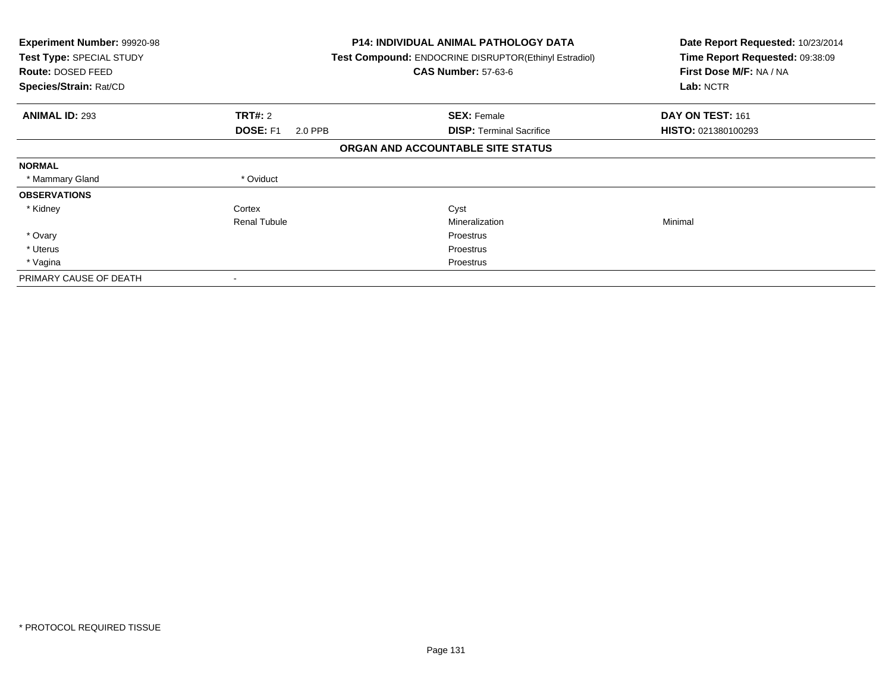| Experiment Number: 99920-98 | P14: INDIVIDUAL ANIMAL PATHOLOGY DATA | Date Report Requested: 10/23/2014 |
|---|---|---|
| Test Type: SPECIAL STUDY | Test Compound: ENDOCRINE DISRUPTOR(Ethinyl Estradiol) | Time Report Requested: 09:38:09 |
| Route: DOSED FEED | CAS Number: 57-63-6 | First Dose M/F: NA / NA |
| Species/Strain: Rat/CD | | Lab: NCTR |

| ANIMAL ID: 293 | TRT#: 2 | SEX: Female | DAY ON TEST: 161 |
|---|---|---|---|
| | DOSE: F1 2.0 PPB | DISP: Terminal Sacrifice | HISTO: 021380100293 |

**ORGAN AND ACCOUNTABLE SITE STATUS**

| | | | |
|---|---|---|---|
| **NORMAL** | | | |
| * Mammary Gland | * Oviduct | | |
| **OBSERVATIONS** | | | |
| * Kidney | Cortex | Cyst | |
| | Renal Tubule | Mineralization | Minimal |
| * Ovary | | Proestrus | |
| * Uterus | | Proestrus | |
| * Vagina | | Proestrus | |
| PRIMARY CAUSE OF DEATH | - | | |

* PROTOCOL REQUIRED TISSUE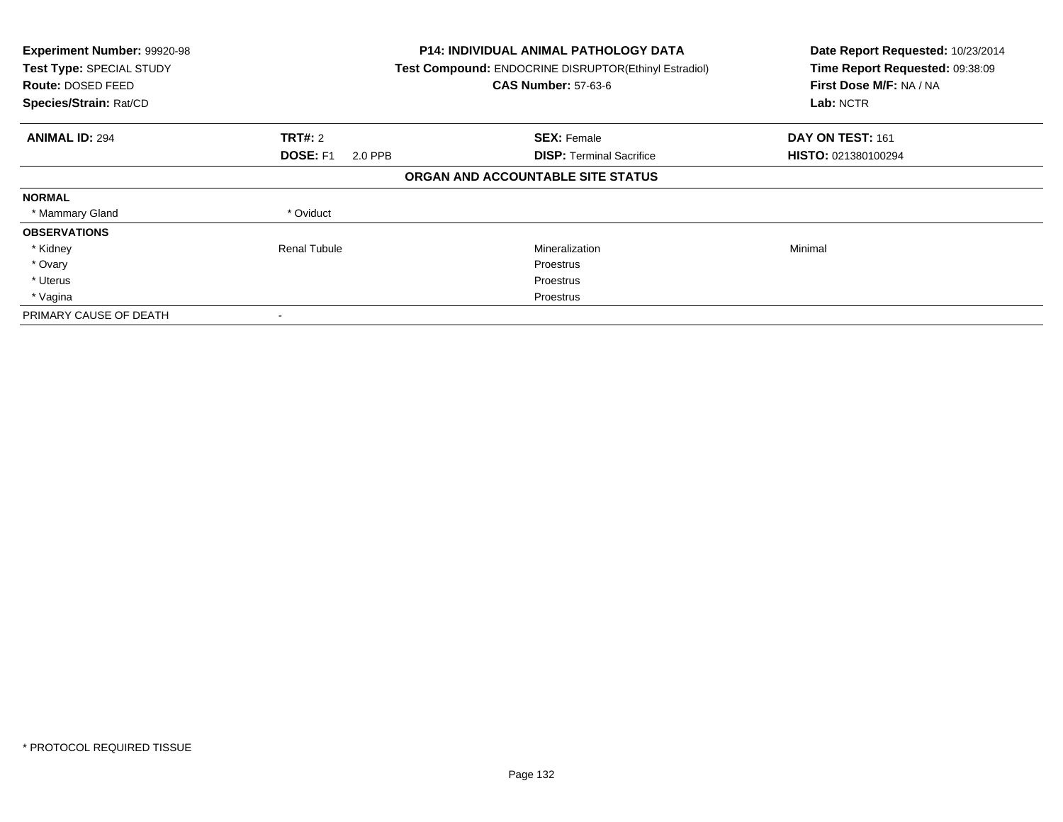| **Experiment Number:** 99920-98 | **P14: INDIVIDUAL ANIMAL PATHOLOGY DATA** | **Date Report Requested:** 10/23/2014 |
|---|---|---|
| **Test Type:** SPECIAL STUDY | **Test Compound:** ENDOCRINE DISRUPTOR(Ethinyl Estradiol) | **Time Report Requested:** 09:38:09 |
| **Route:** DOSED FEED | **CAS Number:** 57-63-6 | **First Dose M/F:** NA / NA |
| **Species/Strain:** Rat/CD | | **Lab:** NCTR |

| **ANIMAL ID:** 294 | **TRT#:** 2 | **SEX:** Female | **DAY ON TEST:** 161 |
|---|---|---|---|
| | **DOSE:** F1 2.0 PPB | **DISP:** Terminal Sacrifice | **HISTO:** 021380100294 |

**ORGAN AND ACCOUNTABLE SITE STATUS**

| | | | |
|---|---|---|---|
| **NORMAL** | | | |
| * Mammary Gland | * Oviduct | | |
| **OBSERVATIONS** | | | |
| * Kidney | Renal Tubule | Mineralization | Minimal |
| * Ovary | | Proestrus | |
| * Uterus | | Proestrus | |
| * Vagina | | Proestrus | |
| PRIMARY CAUSE OF DEATH | - | | |

* PROTOCOL REQUIRED TISSUE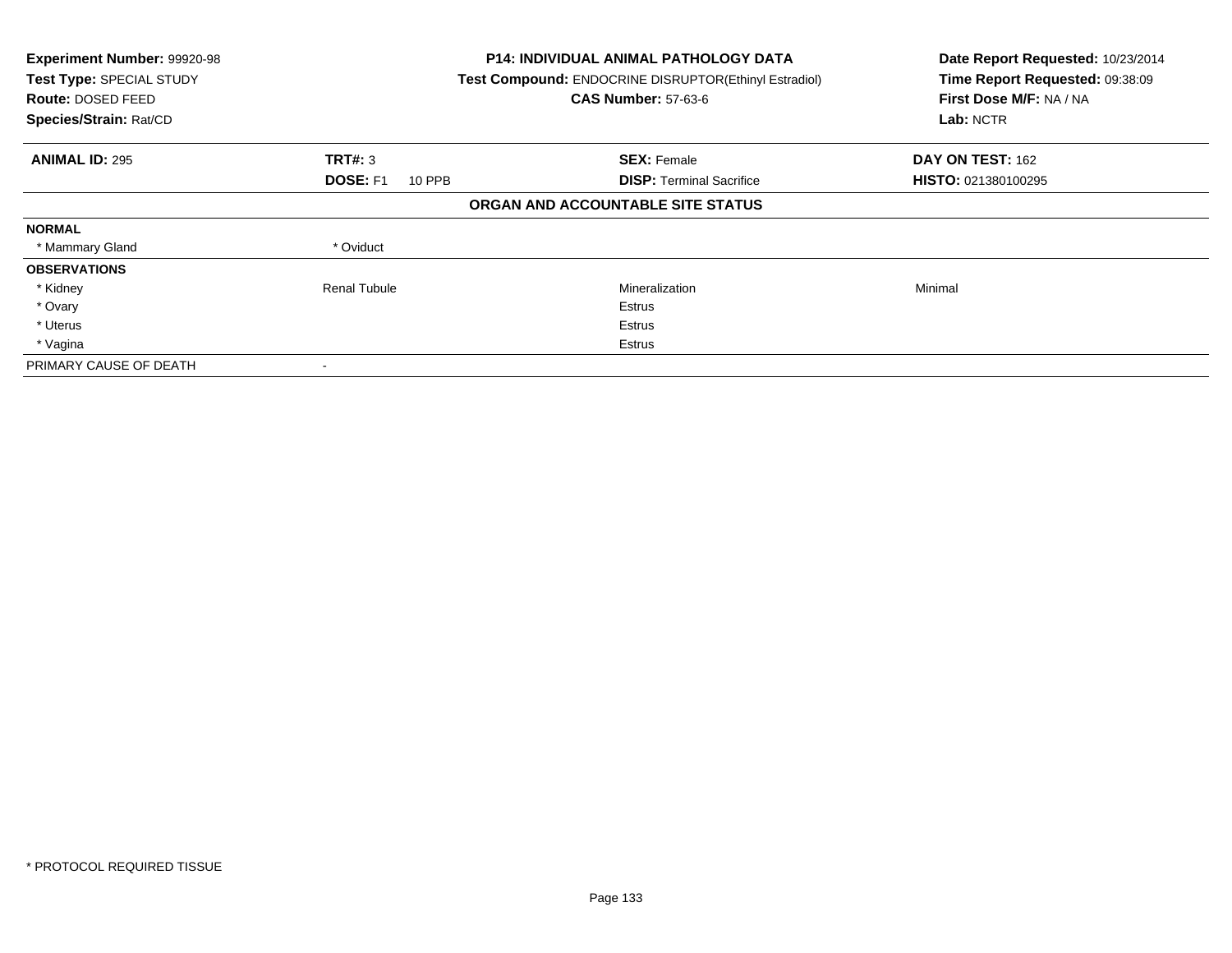| Experiment Number: 99920-98 | P14: INDIVIDUAL ANIMAL PATHOLOGY DATA | Date Report Requested: 10/23/2014 |
|---|---|---|
| Test Type: SPECIAL STUDY | Test Compound: ENDOCRINE DISRUPTOR(Ethinyl Estradiol) | Time Report Requested: 09:38:09 |
| Route: DOSED FEED | CAS Number: 57-63-6 | First Dose M/F: NA / NA |
| Species/Strain: Rat/CD | | Lab: NCTR |

| ANIMAL ID: 295 | TRT#: 3 | SEX: Female | DAY ON TEST: 162 |
|---|---|---|---|
| | DOSE: F1 10 PPB | DISP: Terminal Sacrifice | HISTO: 021380100295 |

**ORGAN AND ACCOUNTABLE SITE STATUS**

| | | | |
|---|---|---|---|
| **NORMAL** | | | |
| * Mammary Gland | * Oviduct | | |
| **OBSERVATIONS** | | | |
| * Kidney | Renal Tubule | Mineralization | Minimal |
| * Ovary | | Estrus | |
| * Uterus | | Estrus | |
| * Vagina | | Estrus | |
| PRIMARY CAUSE OF DEATH | - | | |

* PROTOCOL REQUIRED TISSUE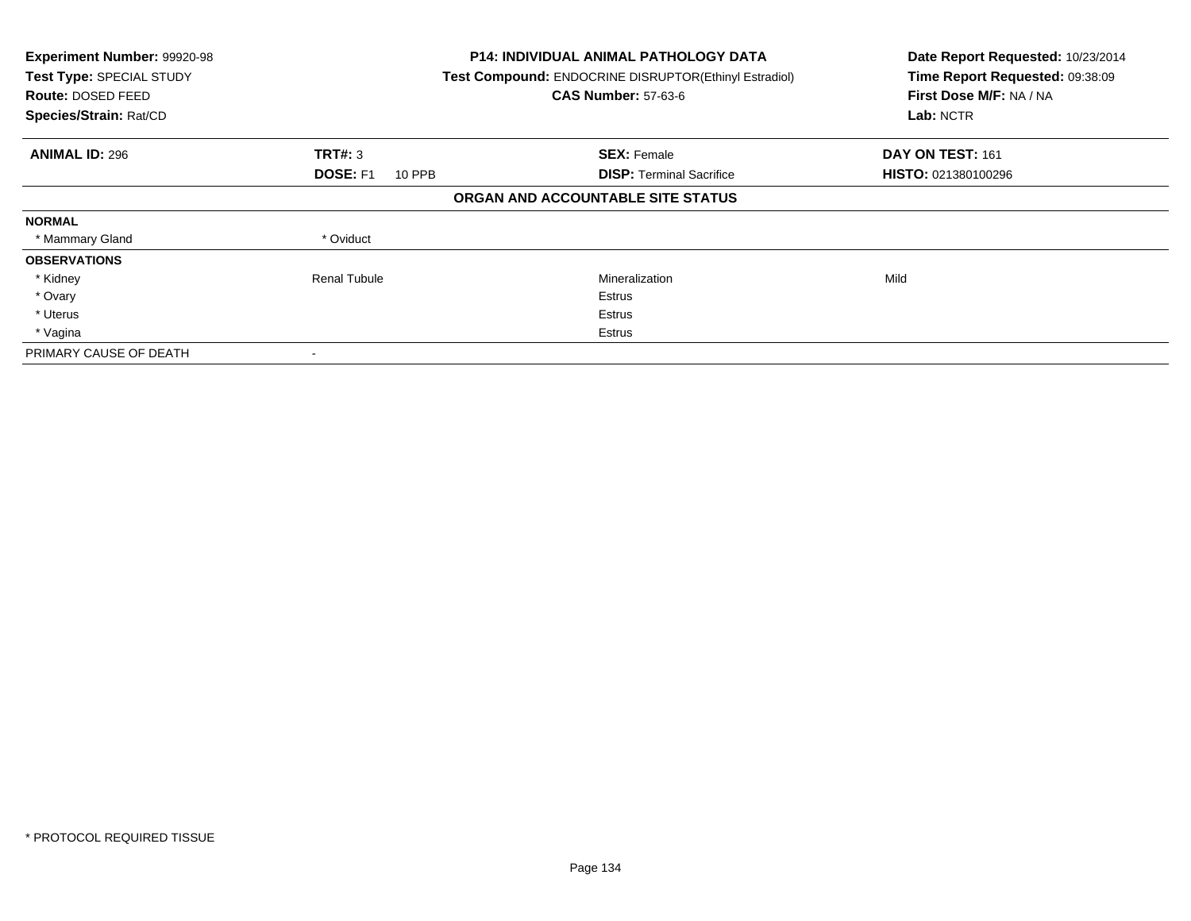| **Experiment Number:** 99920-98 | **P14: INDIVIDUAL ANIMAL PATHOLOGY DATA** | **Date Report Requested:** 10/23/2014 |
|---|---|---|
| **Test Type:** SPECIAL STUDY | **Test Compound:** ENDOCRINE DISRUPTOR(Ethinyl Estradiol) | **Time Report Requested:** 09:38:09 |
| **Route:** DOSED FEED | **CAS Number:** 57-63-6 | **First Dose M/F:** NA / NA |
| **Species/Strain:** Rat/CD | | **Lab:** NCTR |

| **ANIMAL ID:** 296 | **TRT#:** 3 | **SEX:** Female | **DAY ON TEST:** 161 |
|---|---|---|---|
| | **DOSE:** F1 10 PPB | **DISP:** Terminal Sacrifice | **HISTO:** 021380100296 |

**ORGAN AND ACCOUNTABLE SITE STATUS**

| | | | |
|---|---|---|---|
| **NORMAL** | | | |
| * Mammary Gland | * Oviduct | | |
| **OBSERVATIONS** | | | |
| * Kidney | Renal Tubule | Mineralization | Mild |
| * Ovary | | Estrus | |
| * Uterus | | Estrus | |
| * Vagina | | Estrus | |
| PRIMARY CAUSE OF DEATH | - | | |

* PROTOCOL REQUIRED TISSUE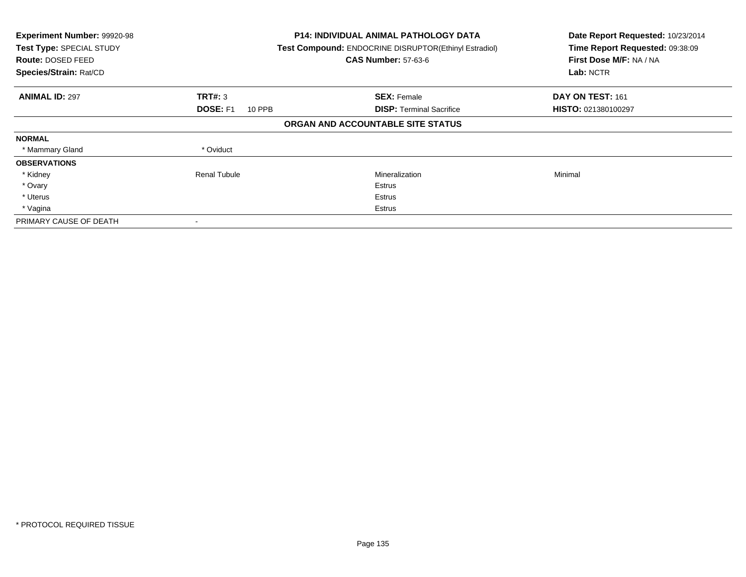**Experiment Number:** 99920-98
**Test Type:** SPECIAL STUDY
**Route:** DOSED FEED
**Species/Strain:** Rat/CD

**P14: INDIVIDUAL ANIMAL PATHOLOGY DATA**
**Test Compound:** ENDOCRINE DISRUPTOR(Ethinyl Estradiol)
**CAS Number:** 57-63-6

**Date Report Requested:** 10/23/2014
**Time Report Requested:** 09:38:09
**First Dose M/F:** NA / NA
**Lab:** NCTR

| **ANIMAL ID:** 297 | **TRT#:** 3 | **SEX:** Female | **DAY ON TEST:** 161 |
|---|---|---|---|
| | **DOSE:** F1 10 PPB | **DISP:** Terminal Sacrifice | **HISTO:** 021380100297 |

**ORGAN AND ACCOUNTABLE SITE STATUS**

| | | | |
|---|---|---|---|
| **NORMAL** | | | |
| * Mammary Gland | * Oviduct | | |
| **OBSERVATIONS** | | | |
| * Kidney | Renal Tubule | Mineralization | Minimal |
| * Ovary | | Estrus | |
| * Uterus | | Estrus | |
| * Vagina | | Estrus | |
| PRIMARY CAUSE OF DEATH | - | | |

\* PROTOCOL REQUIRED TISSUE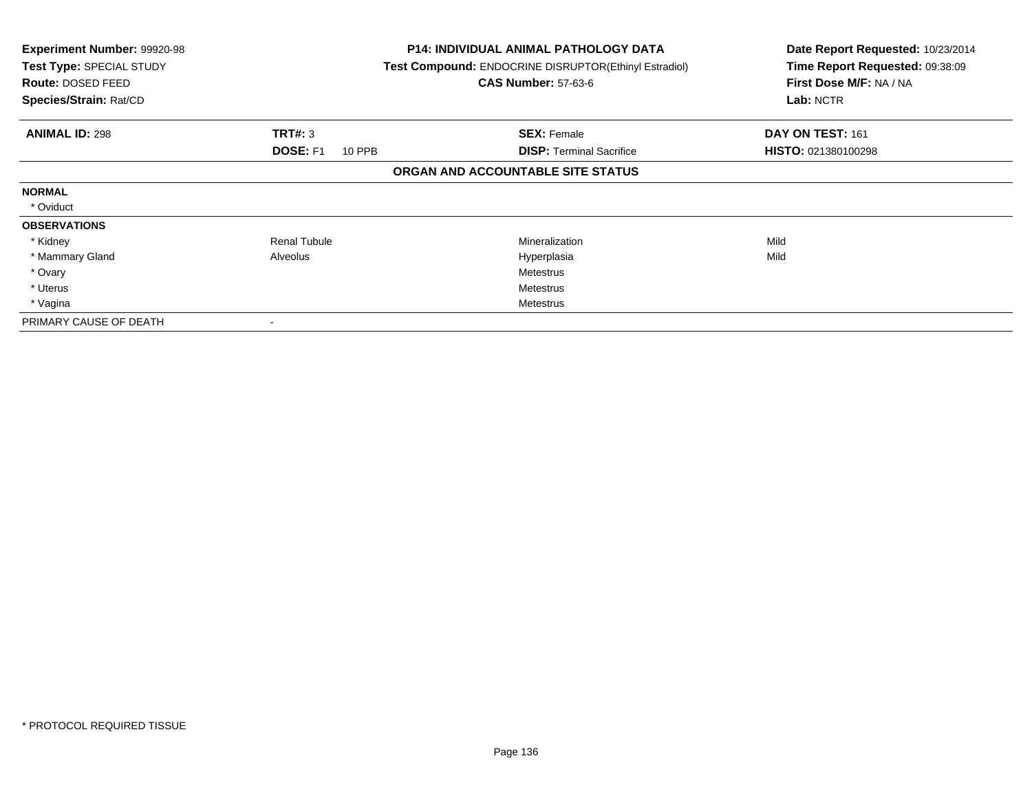**Experiment Number:** 99920-98
**Test Type:** SPECIAL STUDY
**Route:** DOSED FEED
**Species/Strain:** Rat/CD

**P14: INDIVIDUAL ANIMAL PATHOLOGY DATA**
**Test Compound:** ENDOCRINE DISRUPTOR(Ethinyl Estradiol)
**CAS Number:** 57-63-6

**Date Report Requested:** 10/23/2014
**Time Report Requested:** 09:38:09
**First Dose M/F:** NA / NA
**Lab:** NCTR

| **ANIMAL ID:** 298 | **TRT#:** 3 | **SEX:** Female | **DAY ON TEST:** 161 |
|---|---|---|---|
| | **DOSE:** F1 10 PPB | **DISP:** Terminal Sacrifice | **HISTO:** 021380100298 |

**ORGAN AND ACCOUNTABLE SITE STATUS**

| | | | |
|---|---|---|---|
| **NORMAL** | | | |
| * Oviduct | | | |
| **OBSERVATIONS** | | | |
| * Kidney | Renal Tubule | Mineralization | Mild |
| * Mammary Gland | Alveolus | Hyperplasia | Mild |
| * Ovary | | Metestrus | |
| * Uterus | | Metestrus | |
| * Vagina | | Metestrus | |
| PRIMARY CAUSE OF DEATH | - | | |

* PROTOCOL REQUIRED TISSUE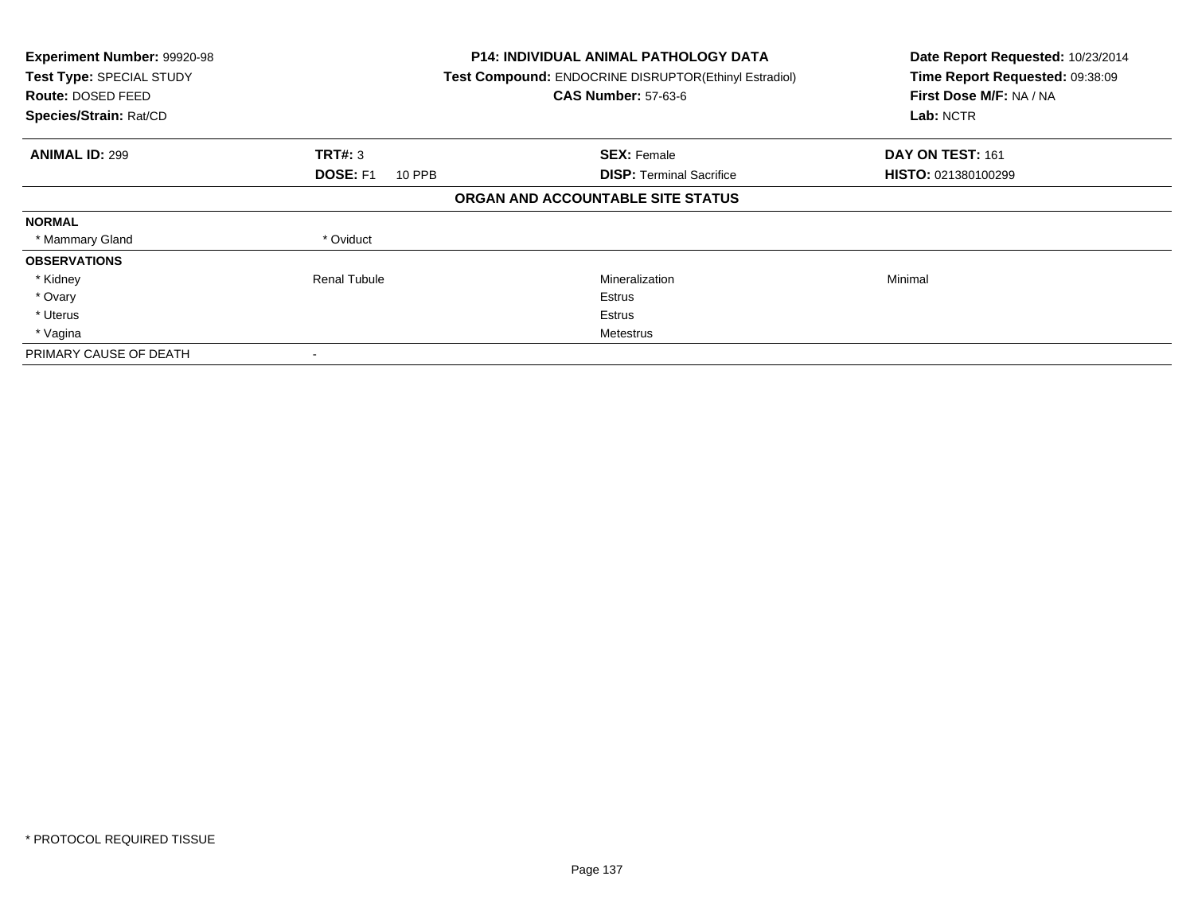**Experiment Number:** 99920-98
**Test Type:** SPECIAL STUDY
**Route:** DOSED FEED
**Species/Strain:** Rat/CD

**P14: INDIVIDUAL ANIMAL PATHOLOGY DATA**
**Test Compound:** ENDOCRINE DISRUPTOR(Ethinyl Estradiol)
**CAS Number:** 57-63-6

**Date Report Requested:** 10/23/2014
**Time Report Requested:** 09:38:09
**First Dose M/F:** NA / NA
**Lab:** NCTR

| **ANIMAL ID:** 299 | **TRT#:** 3 | **SEX:** Female | **DAY ON TEST:** 161 |
|---|---|---|---|
| | **DOSE:** F1 10 PPB | **DISP:** Terminal Sacrifice | **HISTO:** 021380100299 |

**ORGAN AND ACCOUNTABLE SITE STATUS**

| | | | |
|---|---|---|---|
| **NORMAL** | | | |
| * Mammary Gland | * Oviduct | | |
| **OBSERVATIONS** | | | |
| * Kidney | Renal Tubule | Mineralization | Minimal |
| * Ovary | | Estrus | |
| * Uterus | | Estrus | |
| * Vagina | | Metestrus | |
| PRIMARY CAUSE OF DEATH | - | | |

* PROTOCOL REQUIRED TISSUE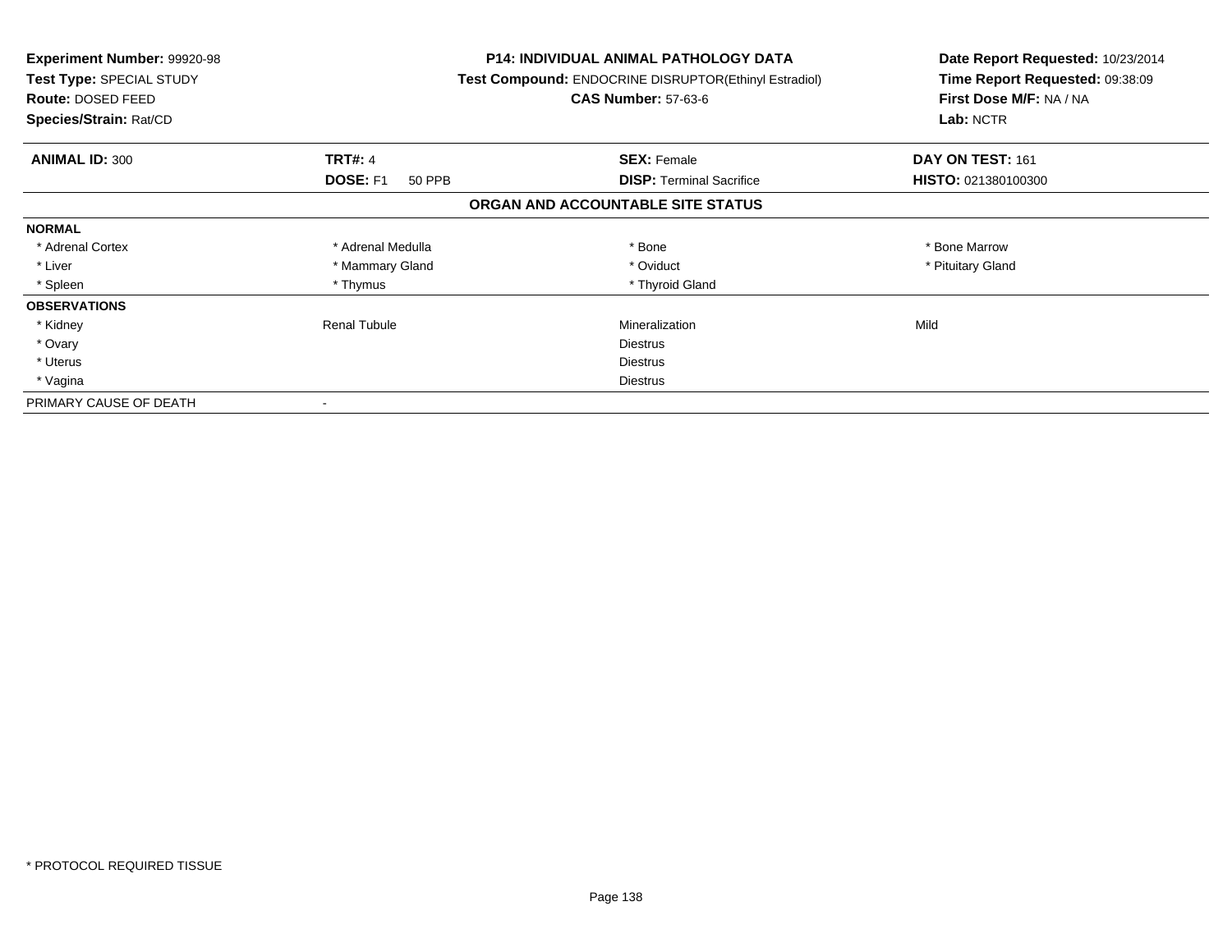**Experiment Number:** 99920-98
**Test Type:** SPECIAL STUDY
**Route:** DOSED FEED
**Species/Strain:** Rat/CD

**P14: INDIVIDUAL ANIMAL PATHOLOGY DATA**
**Test Compound:** ENDOCRINE DISRUPTOR(Ethinyl Estradiol)
**CAS Number:** 57-63-6

**Date Report Requested:** 10/23/2014
**Time Report Requested:** 09:38:09
**First Dose M/F:** NA / NA
**Lab:** NCTR

| **ANIMAL ID:** 300 | **TRT#:** 4 | **SEX:** Female | **DAY ON TEST:** 161 |
|---|---|---|---|
| | **DOSE:** F1 50 PPB | **DISP:** Terminal Sacrifice | **HISTO:** 021380100300 |

## ORGAN AND ACCOUNTABLE SITE STATUS

| | | | |
|---|---|---|---|
| **NORMAL** | | | |
| * Adrenal Cortex | * Adrenal Medulla | * Bone | * Bone Marrow |
| * Liver | * Mammary Gland | * Oviduct | * Pituitary Gland |
| * Spleen | * Thymus | * Thyroid Gland | |
| **OBSERVATIONS** | | | |
| * Kidney | Renal Tubule | Mineralization | Mild |
| * Ovary | | Diestrus | |
| * Uterus | | Diestrus | |
| * Vagina | | Diestrus | |
| PRIMARY CAUSE OF DEATH | - | | |

\* PROTOCOL REQUIRED TISSUE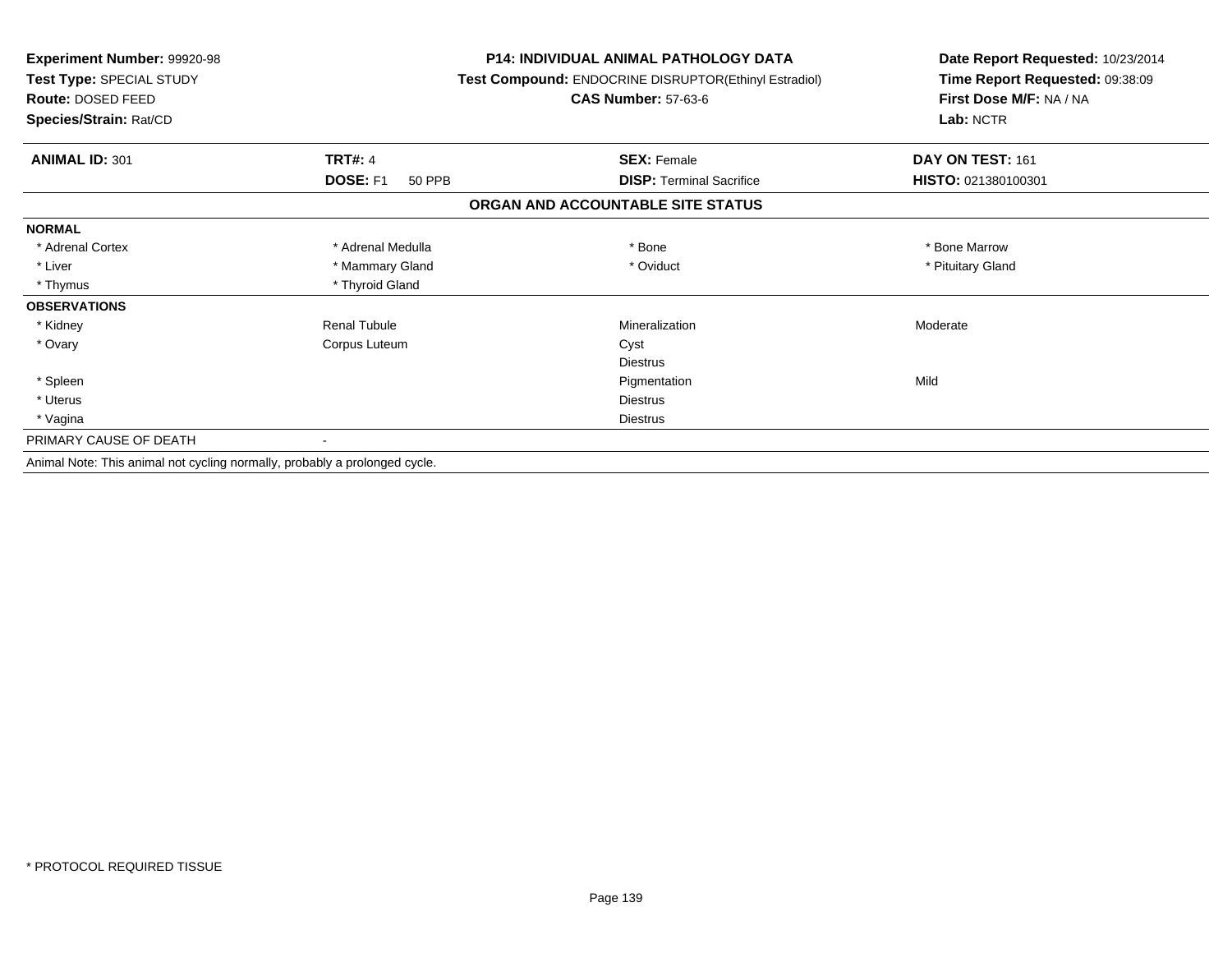**Experiment Number:** 99920-98
**Test Type:** SPECIAL STUDY
**Route:** DOSED FEED
**Species/Strain:** Rat/CD

**P14: INDIVIDUAL ANIMAL PATHOLOGY DATA**
**Test Compound:** ENDOCRINE DISRUPTOR(Ethinyl Estradiol)
**CAS Number:** 57-63-6

**Date Report Requested:** 10/23/2014
**Time Report Requested:** 09:38:09
**First Dose M/F:** NA / NA
**Lab:** NCTR

| **ANIMAL ID:** 301 | **TRT#:** 4 | **SEX:** Female | **DAY ON TEST:** 161 |
|---|---|---|---|
| | **DOSE:** F1 50 PPB | **DISP:** Terminal Sacrifice | **HISTO:** 021380100301 |

**ORGAN AND ACCOUNTABLE SITE STATUS**

| | | | |
|---|---|---|---|
| **NORMAL** | | | |
| * Adrenal Cortex | * Adrenal Medulla | * Bone | * Bone Marrow |
| * Liver | * Mammary Gland | * Oviduct | * Pituitary Gland |
| * Thymus | * Thyroid Gland | | |
| **OBSERVATIONS** | | | |
| * Kidney | Renal Tubule | Mineralization | Moderate |
| * Ovary | Corpus Luteum | Cyst | |
| | | Diestrus | |
| * Spleen | | Pigmentation | Mild |
| * Uterus | | Diestrus | |
| * Vagina | | Diestrus | |
| PRIMARY CAUSE OF DEATH | - | | |

Animal Note: This animal not cycling normally, probably a prolonged cycle.

* PROTOCOL REQUIRED TISSUE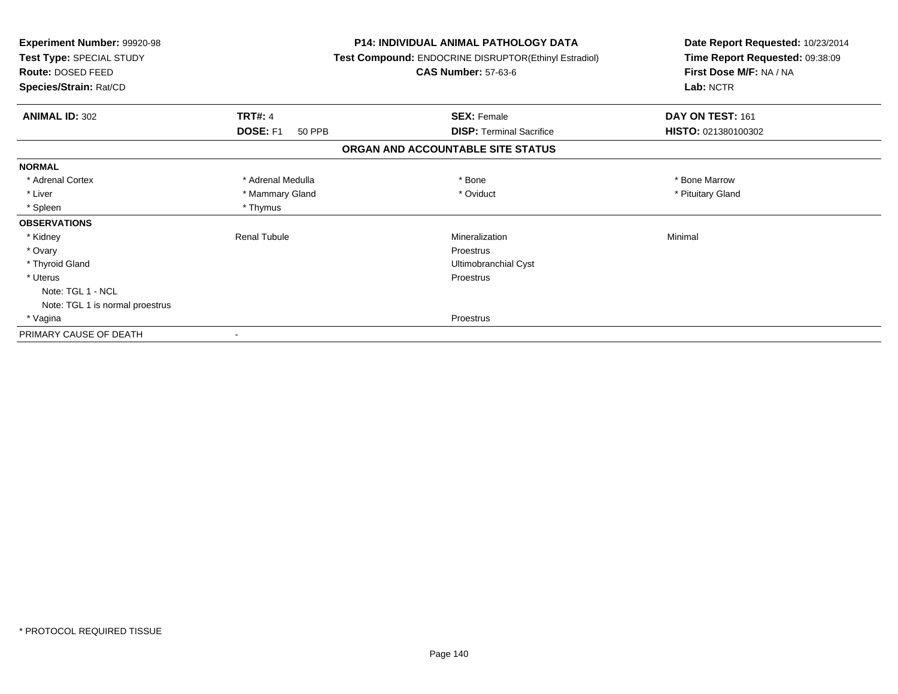**Experiment Number:** 99920-98
**Test Type:** SPECIAL STUDY
**Route:** DOSED FEED
**Species/Strain:** Rat/CD

**P14: INDIVIDUAL ANIMAL PATHOLOGY DATA**
**Test Compound:** ENDOCRINE DISRUPTOR(Ethinyl Estradiol)
**CAS Number:** 57-63-6

**Date Report Requested:** 10/23/2014
**Time Report Requested:** 09:38:09
**First Dose M/F:** NA / NA
**Lab:** NCTR

| **ANIMAL ID:** 302 | **TRT#:** 4 | **SEX:** Female | **DAY ON TEST:** 161 |
|---|---|---|---|
| | **DOSE:** F1 50 PPB | **DISP:** Terminal Sacrifice | **HISTO:** 021380100302 |

## ORGAN AND ACCOUNTABLE SITE STATUS

| | | | |
|---|---|---|---|
| **NORMAL** | | | |
| * Adrenal Cortex | * Adrenal Medulla | * Bone | * Bone Marrow |
| * Liver | * Mammary Gland | * Oviduct | * Pituitary Gland |
| * Spleen | * Thymus | | |
| **OBSERVATIONS** | | | |
| * Kidney | Renal Tubule | Mineralization | Minimal |
| * Ovary | | Proestrus | |
| * Thyroid Gland | | Ultimobranchial Cyst | |
| * Uterus | | Proestrus | |
| Note: TGL 1 - NCL | | | |
| Note: TGL 1 is normal proestrus | | | |
| * Vagina | | Proestrus | |
| PRIMARY CAUSE OF DEATH | - | | |

* PROTOCOL REQUIRED TISSUE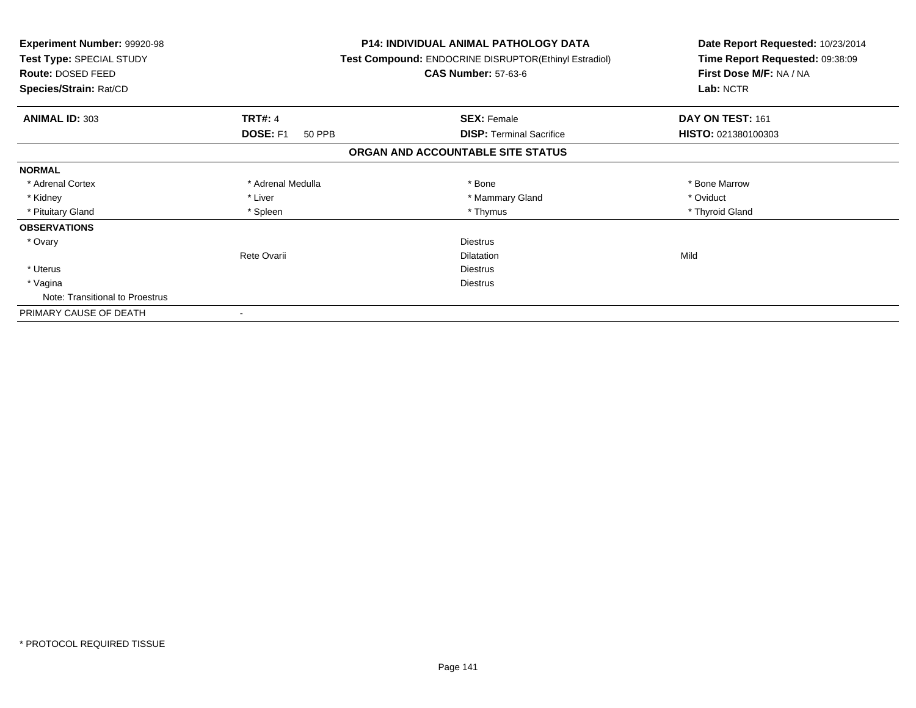**Experiment Number:** 99920-98
**Test Type:** SPECIAL STUDY
**Route:** DOSED FEED
**Species/Strain:** Rat/CD

**P14: INDIVIDUAL ANIMAL PATHOLOGY DATA**
**Test Compound:** ENDOCRINE DISRUPTOR(Ethinyl Estradiol)
**CAS Number:** 57-63-6

**Date Report Requested:** 10/23/2014
**Time Report Requested:** 09:38:09
**First Dose M/F:** NA / NA
**Lab:** NCTR

| **ANIMAL ID:** 303 | **TRT#:** 4 | **SEX:** Female | **DAY ON TEST:** 161 |
|---|---|---|---|
| | **DOSE:** F1 50 PPB | **DISP:** Terminal Sacrifice | **HISTO:** 021380100303 |

## ORGAN AND ACCOUNTABLE SITE STATUS

| | | | |
|---|---|---|---|
| **NORMAL** | | | |
| * Adrenal Cortex | * Adrenal Medulla | * Bone | * Bone Marrow |
| * Kidney | * Liver | * Mammary Gland | * Oviduct |
| * Pituitary Gland | * Spleen | * Thymus | * Thyroid Gland |
| **OBSERVATIONS** | | | |
| * Ovary | | Diestrus | |
| | Rete Ovarii | Dilatation | Mild |
| * Uterus | | Diestrus | |
| * Vagina | | Diestrus | |
| Note: Transitional to Proestrus | | | |
| PRIMARY CAUSE OF DEATH | - | | |

* PROTOCOL REQUIRED TISSUE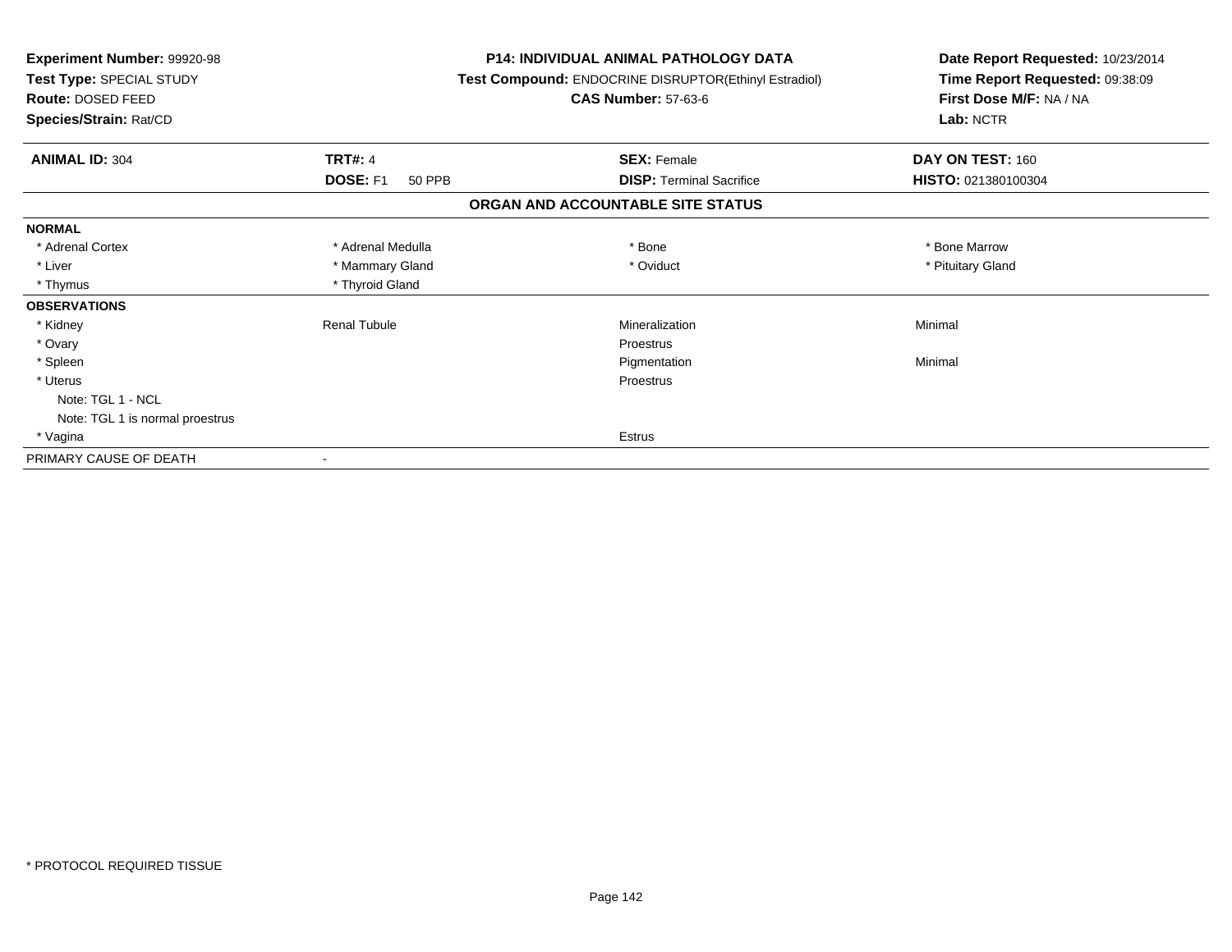**Experiment Number:** 99920-98
**Test Type:** SPECIAL STUDY
**Route:** DOSED FEED
**Species/Strain:** Rat/CD

**P14: INDIVIDUAL ANIMAL PATHOLOGY DATA**
**Test Compound:** ENDOCRINE DISRUPTOR(Ethinyl Estradiol)
**CAS Number:** 57-63-6

**Date Report Requested:** 10/23/2014
**Time Report Requested:** 09:38:09
**First Dose M/F:** NA / NA
**Lab:** NCTR

| **ANIMAL ID:** 304 | **TRT#:** 4 | **SEX:** Female | **DAY ON TEST:** 160 |
|---|---|---|---|
| | **DOSE:** F1 50 PPB | **DISP:** Terminal Sacrifice | **HISTO:** 021380100304 |

## ORGAN AND ACCOUNTABLE SITE STATUS

| | | | |
|---|---|---|---|
| **NORMAL** | | | |
| * Adrenal Cortex | * Adrenal Medulla | * Bone | * Bone Marrow |
| * Liver | * Mammary Gland | * Oviduct | * Pituitary Gland |
| * Thymus | * Thyroid Gland | | |
| **OBSERVATIONS** | | | |
| * Kidney | Renal Tubule | Mineralization | Minimal |
| * Ovary | | Proestrus | |
| * Spleen | | Pigmentation | Minimal |
| * Uterus | | Proestrus | |
| Note: TGL 1 - NCL | | | |
| Note: TGL 1 is normal proestrus | | | |
| * Vagina | | Estrus | |
| PRIMARY CAUSE OF DEATH | - | | |

\* PROTOCOL REQUIRED TISSUE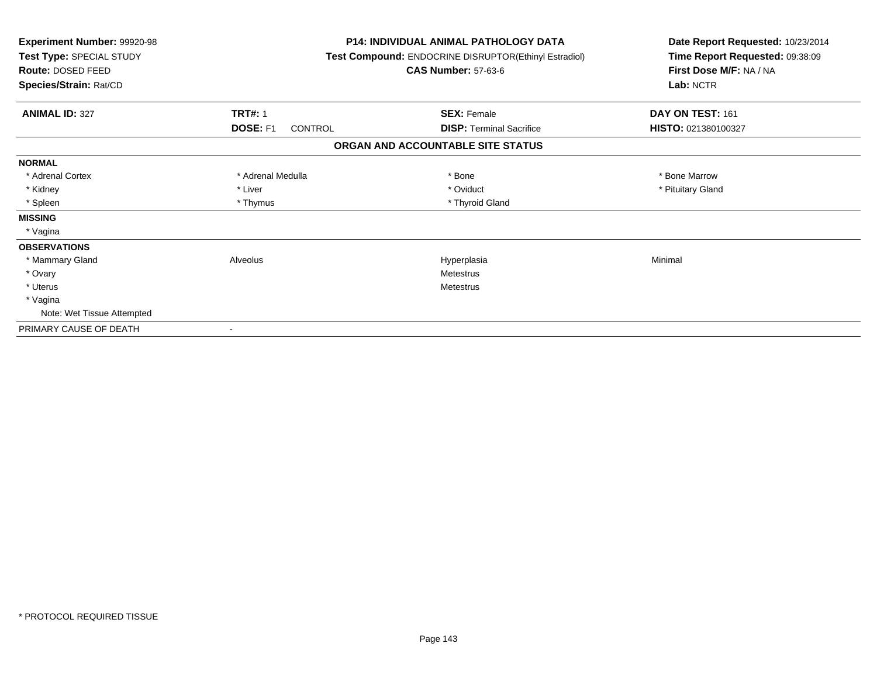**Experiment Number:** 99920-98
**Test Type:** SPECIAL STUDY
**Route:** DOSED FEED
**Species/Strain:** Rat/CD

**P14: INDIVIDUAL ANIMAL PATHOLOGY DATA**
**Test Compound:** ENDOCRINE DISRUPTOR(Ethinyl Estradiol)
**CAS Number:** 57-63-6

**Date Report Requested:** 10/23/2014
**Time Report Requested:** 09:38:09
**First Dose M/F:** NA / NA
**Lab:** NCTR

| **ANIMAL ID:** 327 | **TRT#:** 1 | **SEX:** Female | **DAY ON TEST:** 161 |
|---|---|---|---|
| | **DOSE:** F1 CONTROL | **DISP:** Terminal Sacrifice | **HISTO:** 021380100327 |

## ORGAN AND ACCOUNTABLE SITE STATUS

| | | | |
|---|---|---|---|
| **NORMAL** | | | |
| * Adrenal Cortex | * Adrenal Medulla | * Bone | * Bone Marrow |
| * Kidney | * Liver | * Oviduct | * Pituitary Gland |
| * Spleen | * Thymus | * Thyroid Gland | |
| **MISSING** | | | |
| * Vagina | | | |
| **OBSERVATIONS** | | | |
| * Mammary Gland | Alveolus | Hyperplasia | Minimal |
| * Ovary | | Metestrus | |
| * Uterus | | Metestrus | |
| * Vagina | | | |
| Note: Wet Tissue Attempted | | | |
| PRIMARY CAUSE OF DEATH | - | | |

* PROTOCOL REQUIRED TISSUE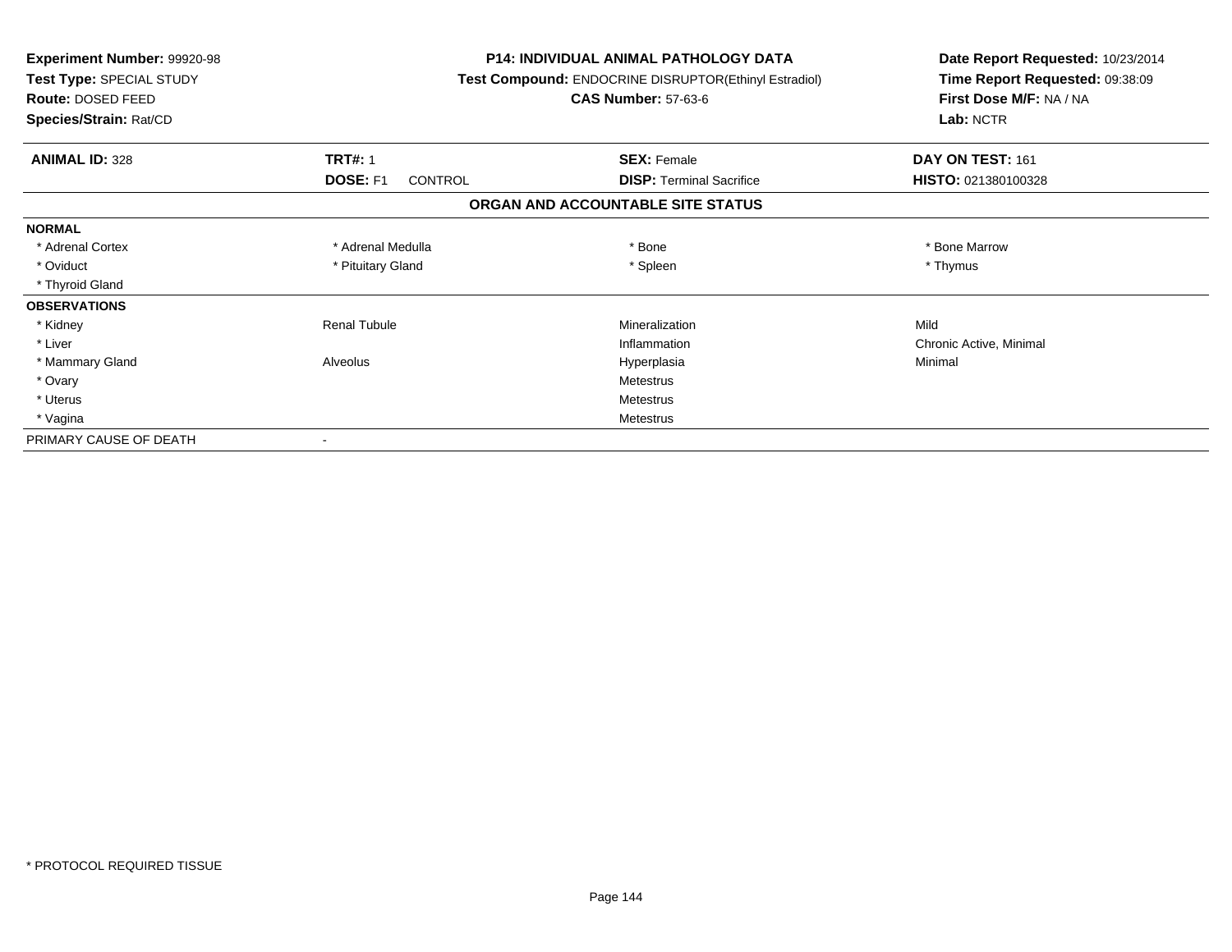**Experiment Number:** 99920-98
**Test Type:** SPECIAL STUDY
**Route:** DOSED FEED
**Species/Strain:** Rat/CD

**P14: INDIVIDUAL ANIMAL PATHOLOGY DATA**
**Test Compound:** ENDOCRINE DISRUPTOR(Ethinyl Estradiol)
**CAS Number:** 57-63-6

**Date Report Requested:** 10/23/2014
**Time Report Requested:** 09:38:09
**First Dose M/F:** NA / NA
**Lab:** NCTR

| **ANIMAL ID:** 328 | **TRT#:** 1 | **SEX:** Female | **DAY ON TEST:** 161 |
|---|---|---|---|
| | **DOSE:** F1 CONTROL | **DISP:** Terminal Sacrifice | **HISTO:** 021380100328 |

## ORGAN AND ACCOUNTABLE SITE STATUS

| | | | |
|---|---|---|---|
| **NORMAL** | | | |
| * Adrenal Cortex | * Adrenal Medulla | * Bone | * Bone Marrow |
| * Oviduct | * Pituitary Gland | * Spleen | * Thymus |
| * Thyroid Gland | | | |
| **OBSERVATIONS** | | | |
| * Kidney | Renal Tubule | Mineralization | Mild |
| * Liver | | Inflammation | Chronic Active, Minimal |
| * Mammary Gland | Alveolus | Hyperplasia | Minimal |
| * Ovary | | Metestrus | |
| * Uterus | | Metestrus | |
| * Vagina | | Metestrus | |
| PRIMARY CAUSE OF DEATH | - | | |

* PROTOCOL REQUIRED TISSUE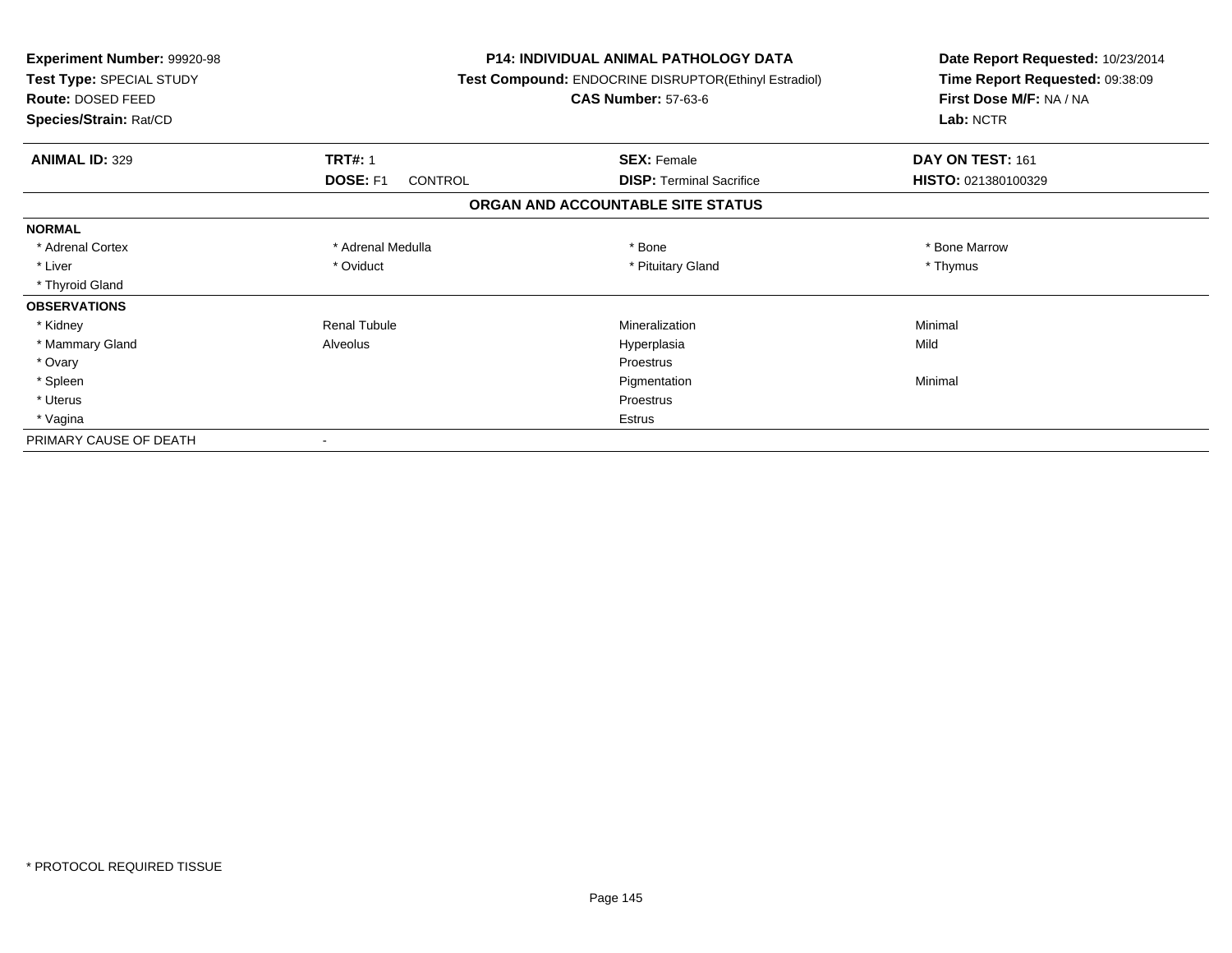**Experiment Number:** 99920-98
**Test Type:** SPECIAL STUDY
**Route:** DOSED FEED
**Species/Strain:** Rat/CD

**P14: INDIVIDUAL ANIMAL PATHOLOGY DATA**
**Test Compound:** ENDOCRINE DISRUPTOR(Ethinyl Estradiol)
**CAS Number:** 57-63-6

**Date Report Requested:** 10/23/2014
**Time Report Requested:** 09:38:09
**First Dose M/F:** NA / NA
**Lab:** NCTR

| **ANIMAL ID:** 329 | **TRT#:** 1 | **SEX:** Female | **DAY ON TEST:** 161 |
|---|---|---|---|
| | **DOSE:** F1 CONTROL | **DISP:** Terminal Sacrifice | **HISTO:** 021380100329 |

## ORGAN AND ACCOUNTABLE SITE STATUS

| | | | |
|---|---|---|---|
| **NORMAL** | | | |
| * Adrenal Cortex | * Adrenal Medulla | * Bone | * Bone Marrow |
| * Liver | * Oviduct | * Pituitary Gland | * Thymus |
| * Thyroid Gland | | | |
| **OBSERVATIONS** | | | |
| * Kidney | Renal Tubule | Mineralization | Minimal |
| * Mammary Gland | Alveolus | Hyperplasia | Mild |
| * Ovary | | Proestrus | |
| * Spleen | | Pigmentation | Minimal |
| * Uterus | | Proestrus | |
| * Vagina | | Estrus | |
| PRIMARY CAUSE OF DEATH | - | | |

* PROTOCOL REQUIRED TISSUE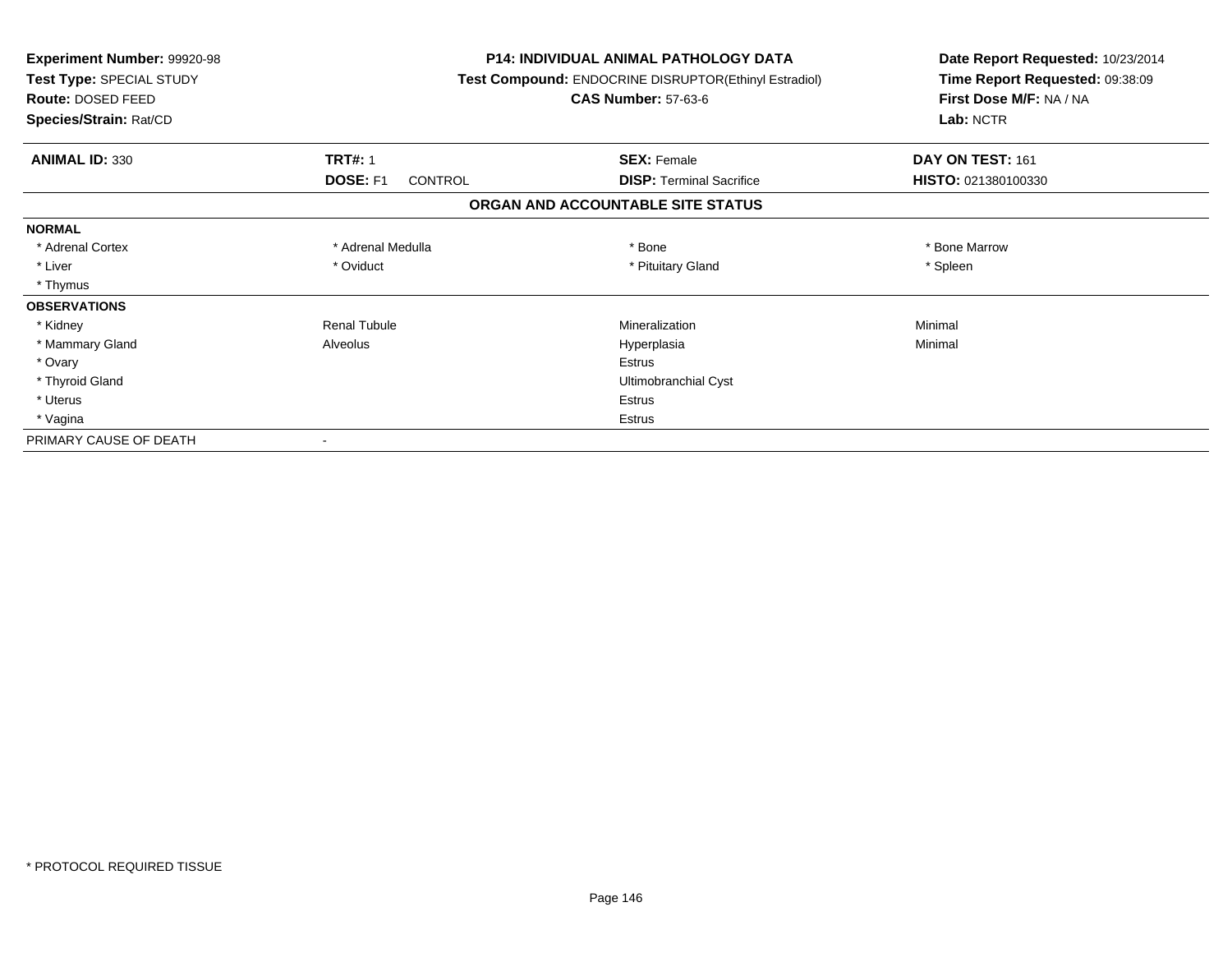**Experiment Number:** 99920-98
**Test Type:** SPECIAL STUDY
**Route:** DOSED FEED
**Species/Strain:** Rat/CD

**P14: INDIVIDUAL ANIMAL PATHOLOGY DATA**
**Test Compound:** ENDOCRINE DISRUPTOR(Ethinyl Estradiol)
**CAS Number:** 57-63-6

**Date Report Requested:** 10/23/2014
**Time Report Requested:** 09:38:09
**First Dose M/F:** NA / NA
**Lab:** NCTR

| **ANIMAL ID:** 330 | **TRT#:** 1 | **SEX:** Female | **DAY ON TEST:** 161 |
|---|---|---|---|
| | **DOSE:** F1 CONTROL | **DISP:** Terminal Sacrifice | **HISTO:** 021380100330 |

**ORGAN AND ACCOUNTABLE SITE STATUS**

| | | | |
|---|---|---|---|
| **NORMAL** | | | |
| * Adrenal Cortex | * Adrenal Medulla | * Bone | * Bone Marrow |
| * Liver | * Oviduct | * Pituitary Gland | * Spleen |
| * Thymus | | | |
| **OBSERVATIONS** | | | |
| * Kidney | Renal Tubule | Mineralization | Minimal |
| * Mammary Gland | Alveolus | Hyperplasia | Minimal |
| * Ovary | | Estrus | |
| * Thyroid Gland | | Ultimobranchial Cyst | |
| * Uterus | | Estrus | |
| * Vagina | | Estrus | |
| PRIMARY CAUSE OF DEATH | - | | |

\* PROTOCOL REQUIRED TISSUE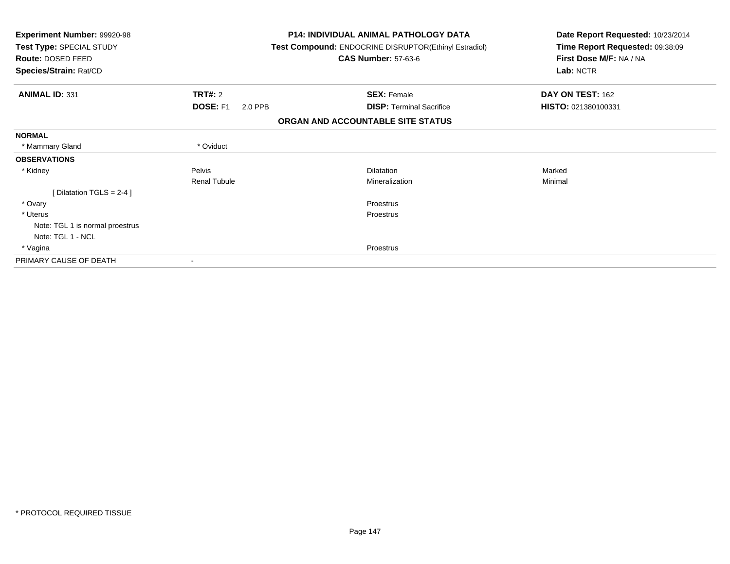| Experiment Number: 99920-98 | P14: INDIVIDUAL ANIMAL PATHOLOGY DATA | Date Report Requested: 10/23/2014 |
|---|---|---|
| Test Type: SPECIAL STUDY | Test Compound: ENDOCRINE DISRUPTOR(Ethinyl Estradiol) | Time Report Requested: 09:38:09 |
| Route: DOSED FEED | CAS Number: 57-63-6 | First Dose M/F: NA / NA |
| Species/Strain: Rat/CD | | Lab: NCTR |

| ANIMAL ID: 331 | TRT#: 2 | SEX: Female | DAY ON TEST: 162 |
|---|---|---|---|
| | DOSE: F1 2.0 PPB | DISP: Terminal Sacrifice | HISTO: 021380100331 |

**ORGAN AND ACCOUNTABLE SITE STATUS**

| | | | |
|---|---|---|---|
| **NORMAL** | | | |
| * Mammary Gland | * Oviduct | | |
| **OBSERVATIONS** | | | |
| * Kidney | Pelvis | Dilatation | Marked |
| | Renal Tubule | Mineralization | Minimal |
| [ Dilatation TGLS = 2-4 ] | | | |
| * Ovary | | Proestrus | |
| * Uterus | | Proestrus | |
| Note: TGL 1 is normal proestrus | | | |
| Note: TGL 1 - NCL | | | |
| * Vagina | | Proestrus | |
| PRIMARY CAUSE OF DEATH | - | | |

* PROTOCOL REQUIRED TISSUE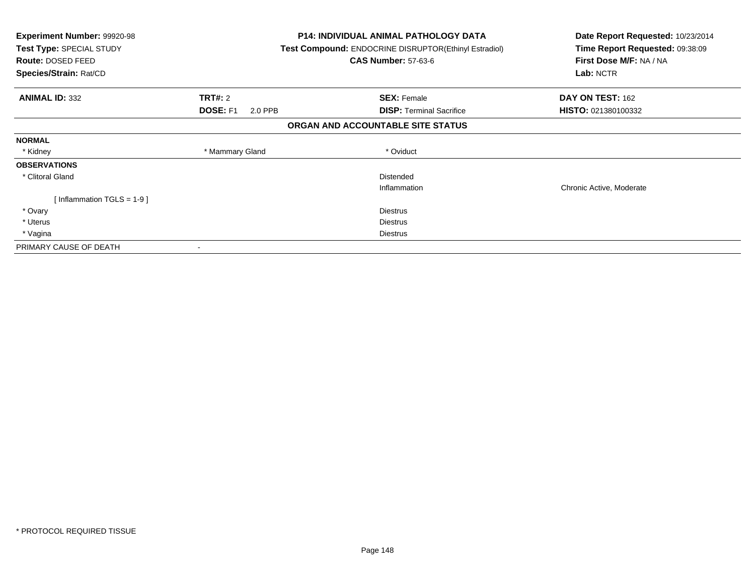**Experiment Number:** 99920-98
**Test Type:** SPECIAL STUDY
**Route:** DOSED FEED
**Species/Strain:** Rat/CD

**P14: INDIVIDUAL ANIMAL PATHOLOGY DATA**
**Test Compound:** ENDOCRINE DISRUPTOR(Ethinyl Estradiol)
**CAS Number:** 57-63-6

**Date Report Requested:** 10/23/2014
**Time Report Requested:** 09:38:09
**First Dose M/F:** NA / NA
**Lab:** NCTR

| **ANIMAL ID:** 332 | **TRT#:** 2 | **SEX:** Female | **DAY ON TEST:** 162 |
|---|---|---|---|
| | **DOSE:** F1 2.0 PPB | **DISP:** Terminal Sacrifice | **HISTO:** 021380100332 |

## ORGAN AND ACCOUNTABLE SITE STATUS

| | | | |
|---|---|---|---|
| **NORMAL** | | | |
| * Kidney | * Mammary Gland | * Oviduct | |
| **OBSERVATIONS** | | | |
| * Clitoral Gland | | Distended | |
| | | Inflammation | Chronic Active, Moderate |
| [ Inflammation TGLS = 1-9 ] | | | |
| * Ovary | | Diestrus | |
| * Uterus | | Diestrus | |
| * Vagina | | Diestrus | |
| PRIMARY CAUSE OF DEATH | - | | |

* PROTOCOL REQUIRED TISSUE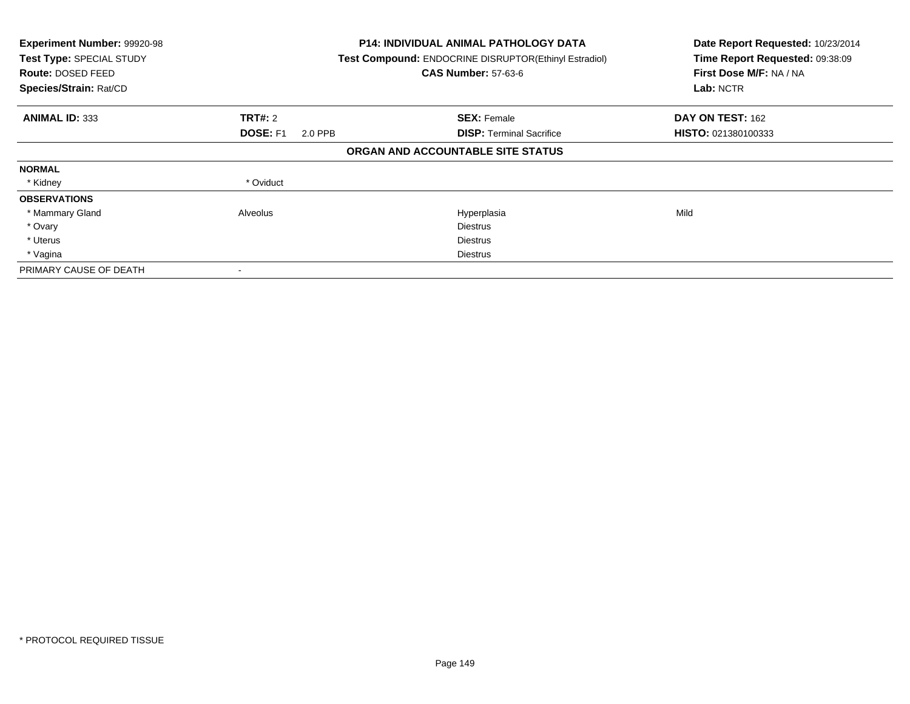**Experiment Number:** 99920-98
**Test Type:** SPECIAL STUDY
**Route:** DOSED FEED
**Species/Strain:** Rat/CD

**P14: INDIVIDUAL ANIMAL PATHOLOGY DATA**
**Test Compound:** ENDOCRINE DISRUPTOR(Ethinyl Estradiol)
**CAS Number:** 57-63-6

**Date Report Requested:** 10/23/2014
**Time Report Requested:** 09:38:09
**First Dose M/F:** NA / NA
**Lab:** NCTR

| **ANIMAL ID:** 333 | **TRT#:** 2 | **SEX:** Female | **DAY ON TEST:** 162 |
|---|---|---|---|
| | **DOSE:** F1 2.0 PPB | **DISP:** Terminal Sacrifice | **HISTO:** 021380100333 |

**ORGAN AND ACCOUNTABLE SITE STATUS**

| | | | |
|---|---|---|---|
| **NORMAL** | | | |
| * Kidney | * Oviduct | | |
| **OBSERVATIONS** | | | |
| * Mammary Gland | Alveolus | Hyperplasia | Mild |
| * Ovary | | Diestrus | |
| * Uterus | | Diestrus | |
| * Vagina | | Diestrus | |
| PRIMARY CAUSE OF DEATH | - | | |

* PROTOCOL REQUIRED TISSUE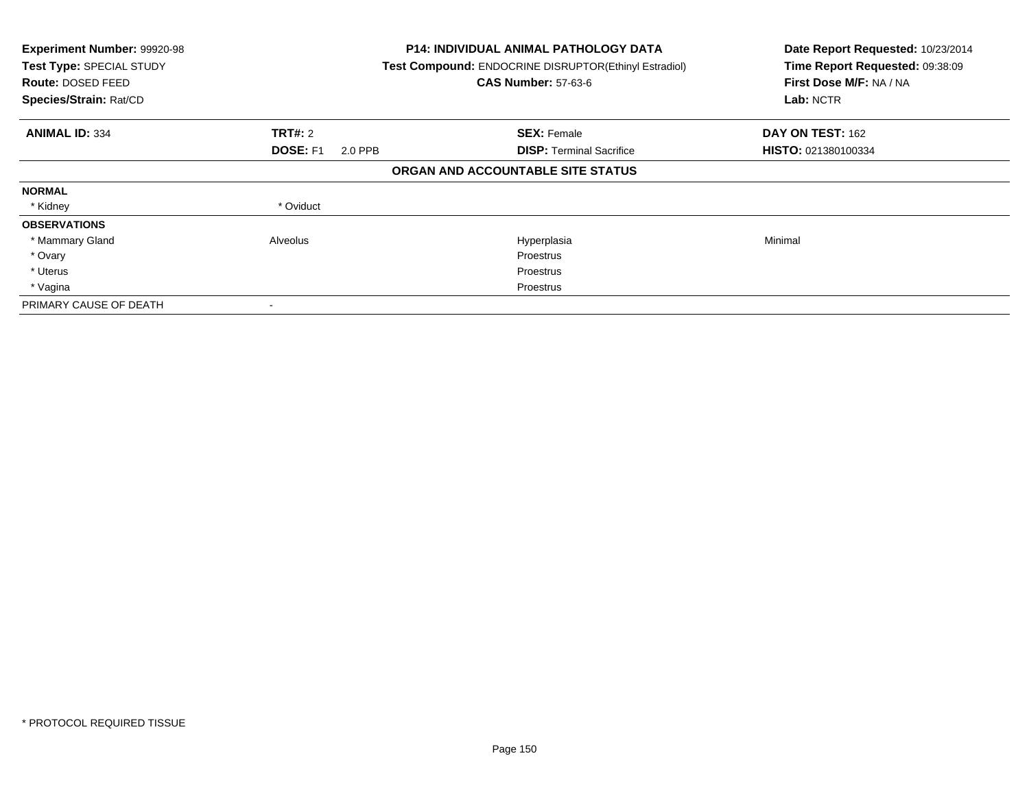**Experiment Number:** 99920-98
**Test Type:** SPECIAL STUDY
**Route:** DOSED FEED
**Species/Strain:** Rat/CD

**P14: INDIVIDUAL ANIMAL PATHOLOGY DATA**
**Test Compound:** ENDOCRINE DISRUPTOR(Ethinyl Estradiol)
**CAS Number:** 57-63-6

**Date Report Requested:** 10/23/2014
**Time Report Requested:** 09:38:09
**First Dose M/F:** NA / NA
**Lab:** NCTR

| **ANIMAL ID:** 334 | **TRT#:** 2 | **SEX:** Female | **DAY ON TEST:** 162 |
|---|---|---|---|
| | **DOSE:** F1 2.0 PPB | **DISP:** Terminal Sacrifice | **HISTO:** 021380100334 |

**ORGAN AND ACCOUNTABLE SITE STATUS**

| | | | |
|---|---|---|---|
| **NORMAL** | | | |
| * Kidney | * Oviduct | | |
| **OBSERVATIONS** | | | |
| * Mammary Gland | Alveolus | Hyperplasia | Minimal |
| * Ovary | | Proestrus | |
| * Uterus | | Proestrus | |
| * Vagina | | Proestrus | |
| PRIMARY CAUSE OF DEATH | - | | |

* PROTOCOL REQUIRED TISSUE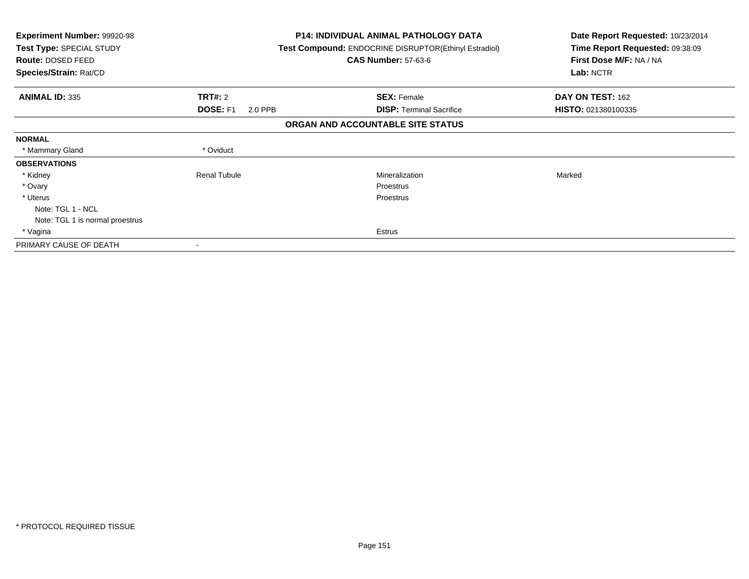**Experiment Number:** 99920-98
**Test Type:** SPECIAL STUDY
**Route:** DOSED FEED
**Species/Strain:** Rat/CD

**P14: INDIVIDUAL ANIMAL PATHOLOGY DATA**
**Test Compound:** ENDOCRINE DISRUPTOR(Ethinyl Estradiol)
**CAS Number:** 57-63-6

**Date Report Requested:** 10/23/2014
**Time Report Requested:** 09:38:09
**First Dose M/F:** NA / NA
**Lab:** NCTR

| **ANIMAL ID:** 335 | **TRT#:** 2 | **SEX:** Female | **DAY ON TEST:** 162 |
|---|---|---|---|
| | **DOSE:** F1 2.0 PPB | **DISP:** Terminal Sacrifice | **HISTO:** 021380100335 |

**ORGAN AND ACCOUNTABLE SITE STATUS**

| | | | |
|---|---|---|---|
| **NORMAL** | | | |
| * Mammary Gland | * Oviduct | | |
| **OBSERVATIONS** | | | |
| * Kidney | Renal Tubule | Mineralization | Marked |
| * Ovary | | Proestrus | |
| * Uterus | | Proestrus | |
| Note: TGL 1 - NCL | | | |
| Note: TGL 1 is normal proestrus | | | |
| * Vagina | | Estrus | |
| PRIMARY CAUSE OF DEATH | - | | |

\* PROTOCOL REQUIRED TISSUE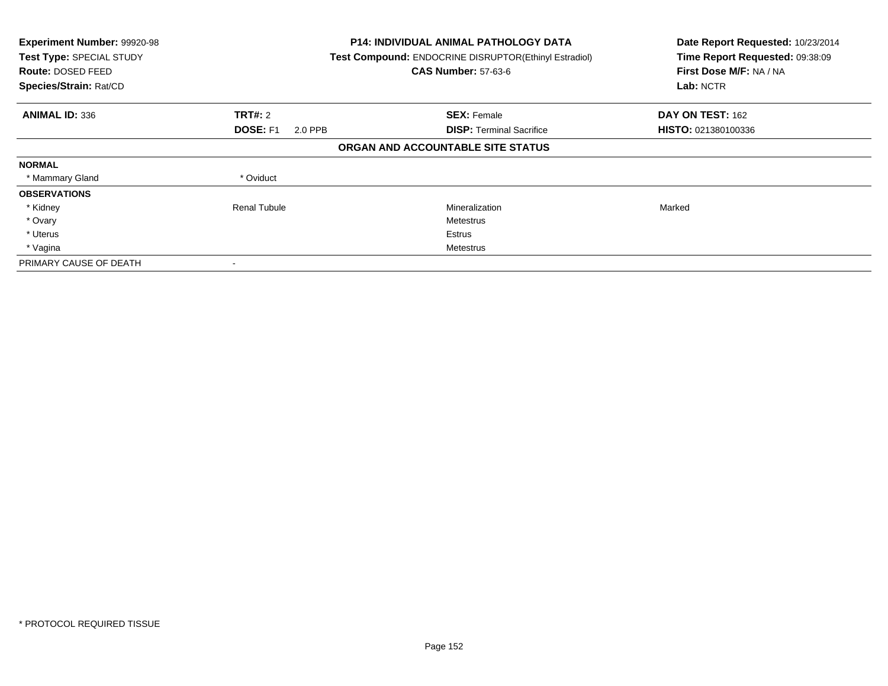| Experiment Number: 99920-98 | P14: INDIVIDUAL ANIMAL PATHOLOGY DATA | Date Report Requested: 10/23/2014 |
|---|---|---|
| Test Type: SPECIAL STUDY | Test Compound: ENDOCRINE DISRUPTOR(Ethinyl Estradiol) | Time Report Requested: 09:38:09 |
| Route: DOSED FEED | CAS Number: 57-63-6 | First Dose M/F: NA / NA |
| Species/Strain: Rat/CD | | Lab: NCTR |

| ANIMAL ID: 336 | TRT#: 2 | SEX: Female | DAY ON TEST: 162 |
|---|---|---|---|
| | DOSE: F1 2.0 PPB | DISP: Terminal Sacrifice | HISTO: 021380100336 |

**ORGAN AND ACCOUNTABLE SITE STATUS**

| | | | |
|---|---|---|---|
| **NORMAL** | | | |
| * Mammary Gland | * Oviduct | | |
| **OBSERVATIONS** | | | |
| * Kidney | Renal Tubule | Mineralization | Marked |
| * Ovary | | Metestrus | |
| * Uterus | | Estrus | |
| * Vagina | | Metestrus | |
| PRIMARY CAUSE OF DEATH | - | | |

* PROTOCOL REQUIRED TISSUE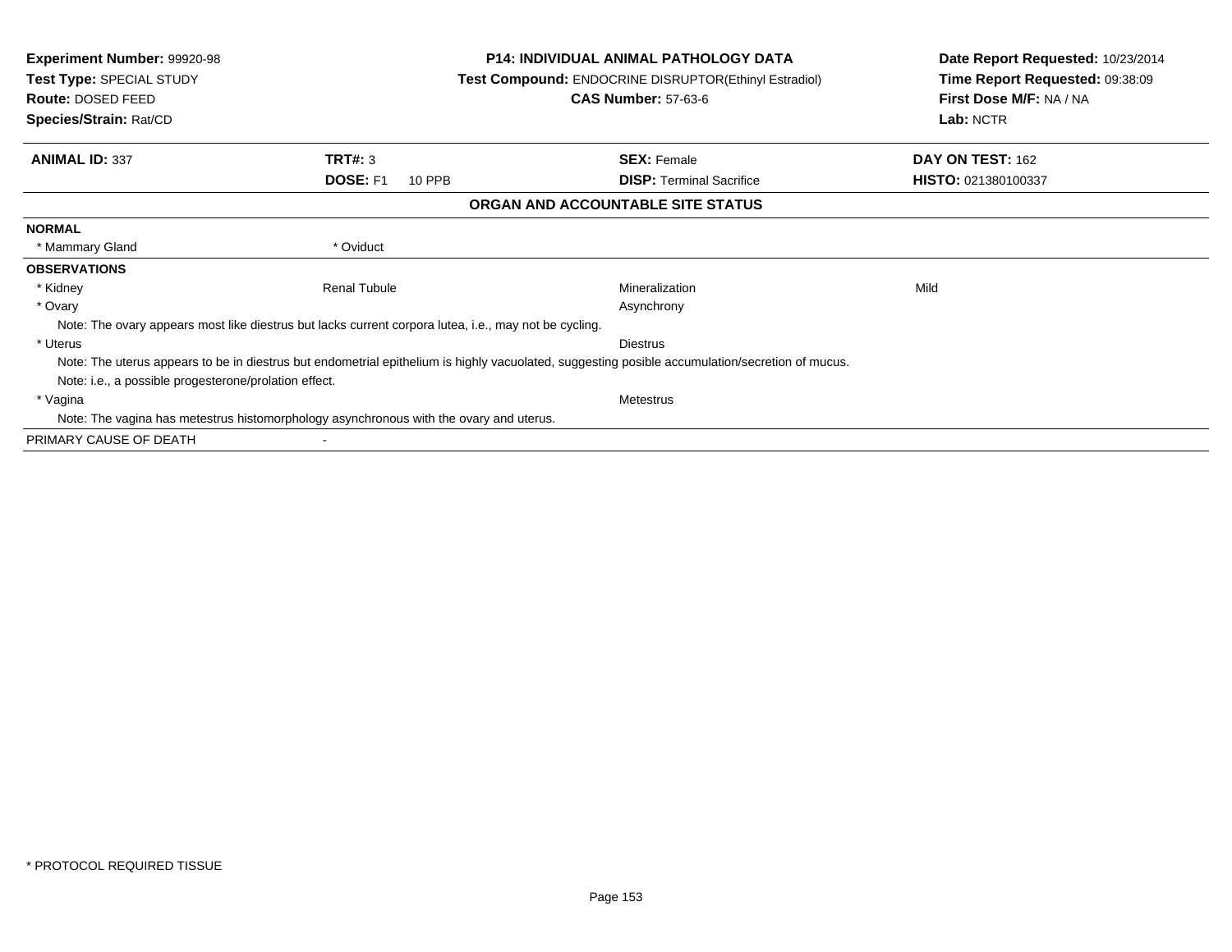**Experiment Number:** 99920-98
**Test Type:** SPECIAL STUDY
**Route:** DOSED FEED
**Species/Strain:** Rat/CD

**P14: INDIVIDUAL ANIMAL PATHOLOGY DATA**
**Test Compound:** ENDOCRINE DISRUPTOR(Ethinyl Estradiol)
**CAS Number:** 57-63-6

**Date Report Requested:** 10/23/2014
**Time Report Requested:** 09:38:09
**First Dose M/F:** NA / NA
**Lab:** NCTR

| **ANIMAL ID:** 337 | **TRT#:** 3 | **SEX:** Female | **DAY ON TEST:** 162 |
|---|---|---|---|
| | **DOSE:** F1 10 PPB | **DISP:** Terminal Sacrifice | **HISTO:** 021380100337 |

## ORGAN AND ACCOUNTABLE SITE STATUS

**NORMAL**

* Mammary Gland　　* Oviduct

**OBSERVATIONS**

| | | | |
|---|---|---|---|
| * Kidney | Renal Tubule | Mineralization | Mild |
| * Ovary | | Asynchrony | |

Note: The ovary appears most like diestrus but lacks current corpora lutea, i.e., may not be cycling.

| | | | |
|---|---|---|---|
| * Uterus | | Diestrus | |

Note: The uterus appears to be in diestrus but endometrial epithelium is highly vacuolated, suggesting posible accumulation/secretion of mucus.

Note: i.e., a possible progesterone/prolation effect.

| | | | |
|---|---|---|---|
| * Vagina | | Metestrus | |

Note: The vagina has metestrus histomorphology asynchronous with the ovary and uterus.

PRIMARY CAUSE OF DEATH　　-

* PROTOCOL REQUIRED TISSUE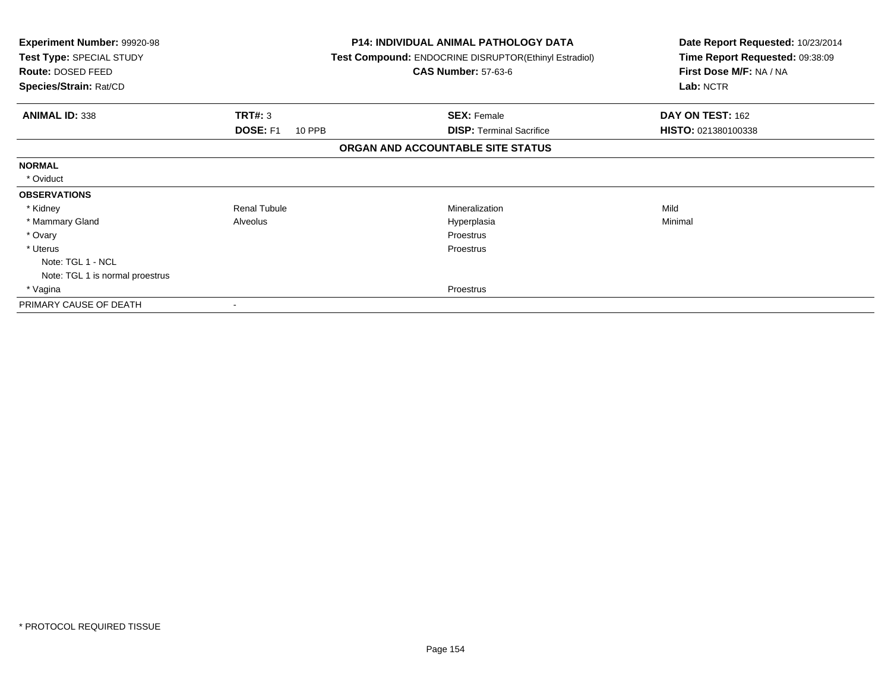**Experiment Number:** 99920-98
**Test Type:** SPECIAL STUDY
**Route:** DOSED FEED
**Species/Strain:** Rat/CD

**P14: INDIVIDUAL ANIMAL PATHOLOGY DATA**
**Test Compound:** ENDOCRINE DISRUPTOR(Ethinyl Estradiol)
**CAS Number:** 57-63-6

**Date Report Requested:** 10/23/2014
**Time Report Requested:** 09:38:09
**First Dose M/F:** NA / NA
**Lab:** NCTR

| **ANIMAL ID:** 338 | **TRT#:** 3 | **SEX:** Female | **DAY ON TEST:** 162 |
|---|---|---|---|
| | **DOSE:** F1 10 PPB | **DISP:** Terminal Sacrifice | **HISTO:** 021380100338 |

## ORGAN AND ACCOUNTABLE SITE STATUS

| | | | |
|---|---|---|---|
| **NORMAL** | | | |
| * Oviduct | | | |
| **OBSERVATIONS** | | | |
| * Kidney | Renal Tubule | Mineralization | Mild |
| * Mammary Gland | Alveolus | Hyperplasia | Minimal |
| * Ovary | | Proestrus | |
| * Uterus | | Proestrus | |
| Note: TGL 1 - NCL | | | |
| Note: TGL 1 is normal proestrus | | | |
| * Vagina | | Proestrus | |
| PRIMARY CAUSE OF DEATH | - | | |

* PROTOCOL REQUIRED TISSUE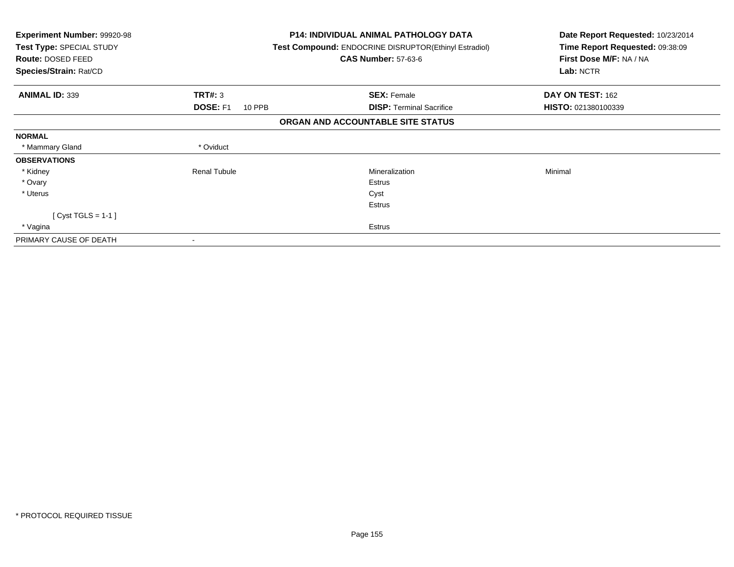| **Experiment Number:** 99920-98 | **P14: INDIVIDUAL ANIMAL PATHOLOGY DATA** | **Date Report Requested:** 10/23/2014 |
|---|---|---|
| **Test Type:** SPECIAL STUDY | **Test Compound:** ENDOCRINE DISRUPTOR(Ethinyl Estradiol) | **Time Report Requested:** 09:38:09 |
| **Route:** DOSED FEED | **CAS Number:** 57-63-6 | **First Dose M/F:** NA / NA |
| **Species/Strain:** Rat/CD | | **Lab:** NCTR |

| **ANIMAL ID:** 339 | **TRT#:** 3 | **SEX:** Female | **DAY ON TEST:** 162 |
|---|---|---|---|
| | **DOSE:** F1 10 PPB | **DISP:** Terminal Sacrifice | **HISTO:** 021380100339 |

**ORGAN AND ACCOUNTABLE SITE STATUS**

| | | | |
|---|---|---|---|
| **NORMAL** | | | |
| * Mammary Gland | * Oviduct | | |
| **OBSERVATIONS** | | | |
| * Kidney | Renal Tubule | Mineralization | Minimal |
| * Ovary | | Estrus | |
| * Uterus | | Cyst | |
| | | Estrus | |
| [ Cyst TGLS = 1-1 ] | | | |
| * Vagina | | Estrus | |
| PRIMARY CAUSE OF DEATH | - | | |

* PROTOCOL REQUIRED TISSUE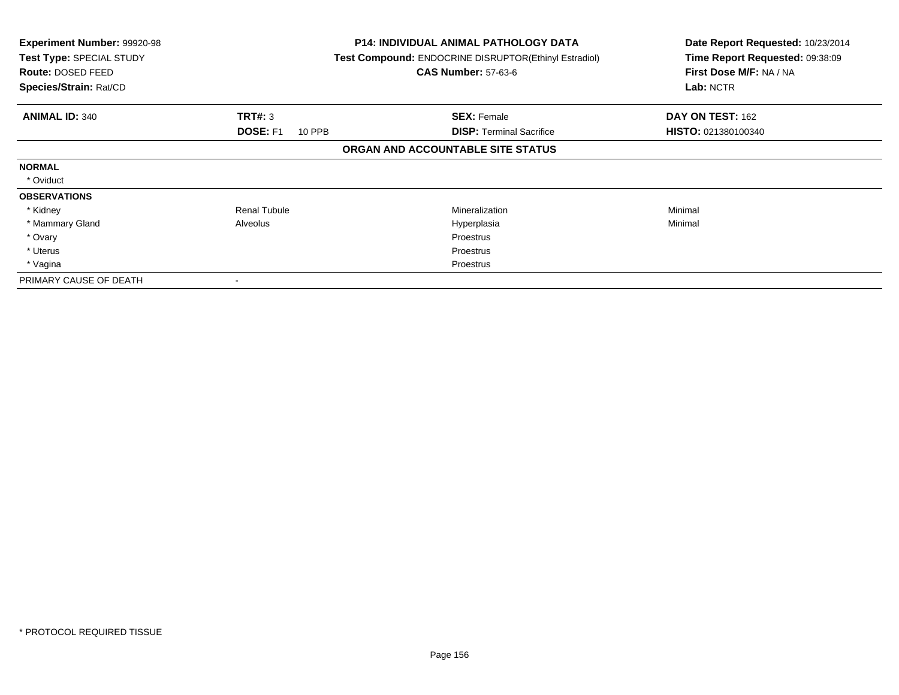**Experiment Number:** 99920-98
**Test Type:** SPECIAL STUDY
**Route:** DOSED FEED
**Species/Strain:** Rat/CD

**P14: INDIVIDUAL ANIMAL PATHOLOGY DATA**
**Test Compound:** ENDOCRINE DISRUPTOR(Ethinyl Estradiol)
**CAS Number:** 57-63-6

**Date Report Requested:** 10/23/2014
**Time Report Requested:** 09:38:09
**First Dose M/F:** NA / NA
**Lab:** NCTR

| **ANIMAL ID:** 340 | **TRT#:** 3 | **SEX:** Female | **DAY ON TEST:** 162 |
|---|---|---|---|
| | **DOSE:** F1 10 PPB | **DISP:** Terminal Sacrifice | **HISTO:** 021380100340 |

**ORGAN AND ACCOUNTABLE SITE STATUS**

| | | | |
|---|---|---|---|
| **NORMAL** | | | |
| * Oviduct | | | |
| **OBSERVATIONS** | | | |
| * Kidney | Renal Tubule | Mineralization | Minimal |
| * Mammary Gland | Alveolus | Hyperplasia | Minimal |
| * Ovary | | Proestrus | |
| * Uterus | | Proestrus | |
| * Vagina | | Proestrus | |
| PRIMARY CAUSE OF DEATH | - | | |

* PROTOCOL REQUIRED TISSUE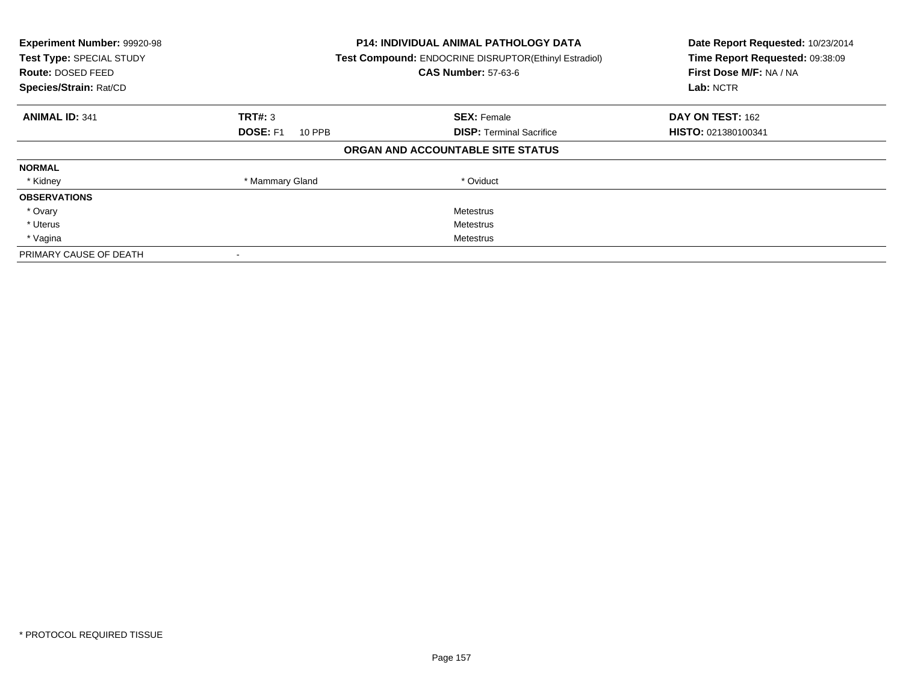**Experiment Number:** 99920-98
**Test Type:** SPECIAL STUDY
**Route:** DOSED FEED
**Species/Strain:** Rat/CD

**P14: INDIVIDUAL ANIMAL PATHOLOGY DATA**
**Test Compound:** ENDOCRINE DISRUPTOR(Ethinyl Estradiol)
**CAS Number:** 57-63-6

**Date Report Requested:** 10/23/2014
**Time Report Requested:** 09:38:09
**First Dose M/F:** NA / NA
**Lab:** NCTR

| **ANIMAL ID:** 341 | **TRT#:** 3 | **SEX:** Female | **DAY ON TEST:** 162 |
|---|---|---|---|
| | **DOSE:** F1 10 PPB | **DISP:** Terminal Sacrifice | **HISTO:** 021380100341 |

**ORGAN AND ACCOUNTABLE SITE STATUS**

| | | | |
|---|---|---|---|
| **NORMAL** | | | |
| * Kidney | * Mammary Gland | * Oviduct | |
| **OBSERVATIONS** | | | |
| * Ovary | | Metestrus | |
| * Uterus | | Metestrus | |
| * Vagina | | Metestrus | |
| PRIMARY CAUSE OF DEATH | - | | |

* PROTOCOL REQUIRED TISSUE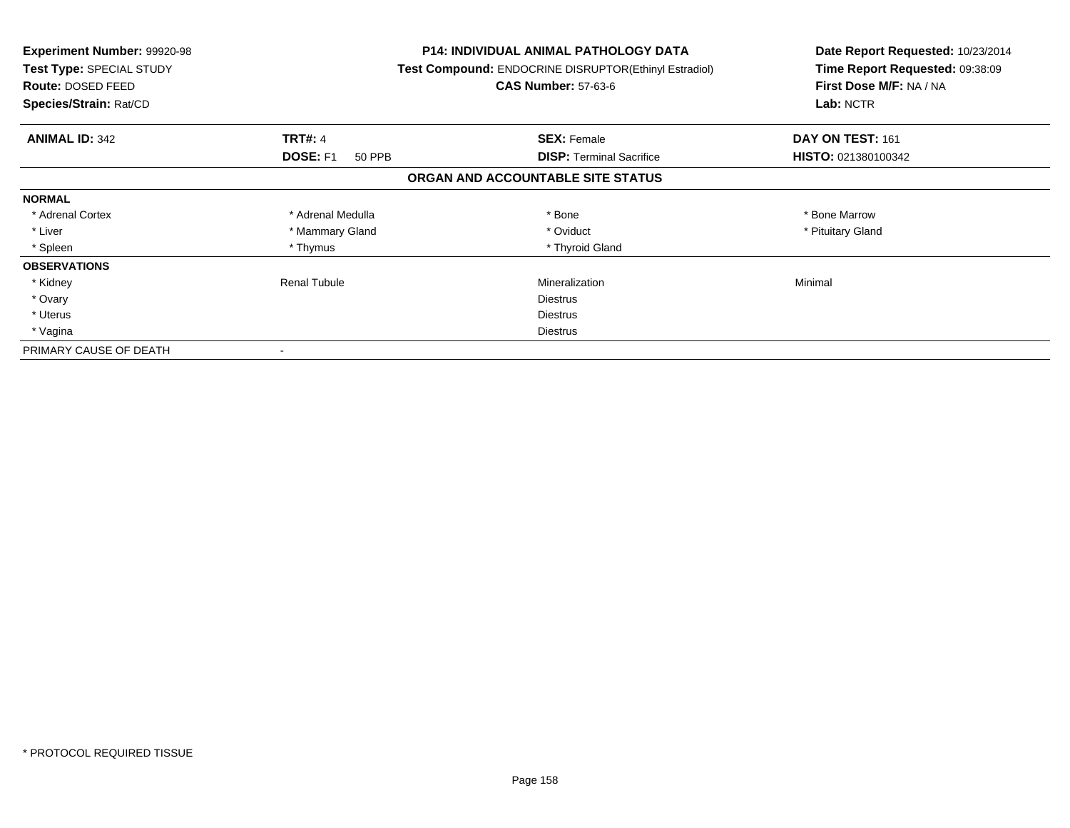**Experiment Number:** 99920-98
**Test Type:** SPECIAL STUDY
**Route:** DOSED FEED
**Species/Strain:** Rat/CD

**P14: INDIVIDUAL ANIMAL PATHOLOGY DATA**
**Test Compound:** ENDOCRINE DISRUPTOR(Ethinyl Estradiol)
**CAS Number:** 57-63-6

**Date Report Requested:** 10/23/2014
**Time Report Requested:** 09:38:09
**First Dose M/F:** NA / NA
**Lab:** NCTR

| **ANIMAL ID:** 342 | **TRT#:** 4 | **SEX:** Female | **DAY ON TEST:** 161 |
|---|---|---|---|
| | **DOSE:** F1 50 PPB | **DISP:** Terminal Sacrifice | **HISTO:** 021380100342 |

**ORGAN AND ACCOUNTABLE SITE STATUS**

| | | | |
|---|---|---|---|
| **NORMAL** | | | |
| * Adrenal Cortex | * Adrenal Medulla | * Bone | * Bone Marrow |
| * Liver | * Mammary Gland | * Oviduct | * Pituitary Gland |
| * Spleen | * Thymus | * Thyroid Gland | |
| **OBSERVATIONS** | | | |
| * Kidney | Renal Tubule | Mineralization | Minimal |
| * Ovary | | Diestrus | |
| * Uterus | | Diestrus | |
| * Vagina | | Diestrus | |
| PRIMARY CAUSE OF DEATH | - | | |

* PROTOCOL REQUIRED TISSUE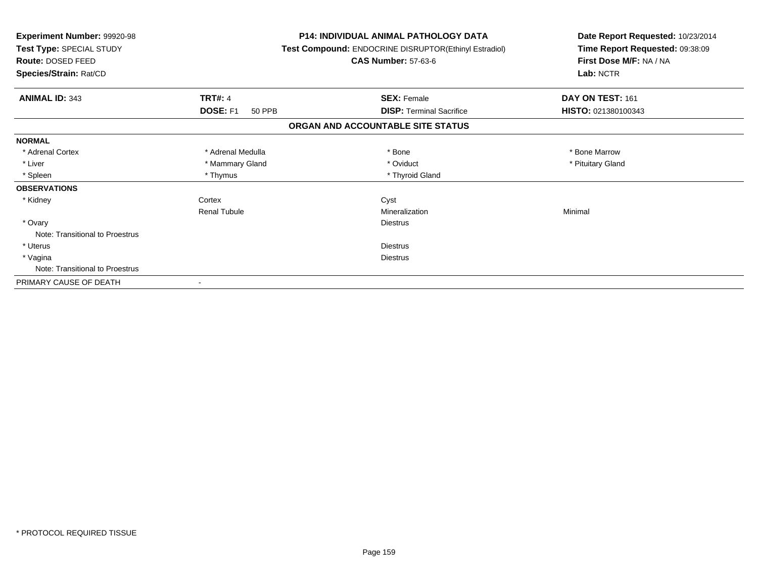**Experiment Number:** 99920-98
**Test Type:** SPECIAL STUDY
**Route:** DOSED FEED
**Species/Strain:** Rat/CD

**P14: INDIVIDUAL ANIMAL PATHOLOGY DATA**
**Test Compound:** ENDOCRINE DISRUPTOR(Ethinyl Estradiol)
**CAS Number:** 57-63-6

**Date Report Requested:** 10/23/2014
**Time Report Requested:** 09:38:09
**First Dose M/F:** NA / NA
**Lab:** NCTR

| **ANIMAL ID:** 343 | **TRT#:** 4 | **SEX:** Female | **DAY ON TEST:** 161 |
|---|---|---|---|
| | **DOSE:** F1 50 PPB | **DISP:** Terminal Sacrifice | **HISTO:** 021380100343 |

## ORGAN AND ACCOUNTABLE SITE STATUS

| | | | |
|---|---|---|---|
| **NORMAL** | | | |
| * Adrenal Cortex | * Adrenal Medulla | * Bone | * Bone Marrow |
| * Liver | * Mammary Gland | * Oviduct | * Pituitary Gland |
| * Spleen | * Thymus | * Thyroid Gland | |
| **OBSERVATIONS** | | | |
| * Kidney | Cortex | Cyst | |
| | Renal Tubule | Mineralization | Minimal |
| * Ovary | | Diestrus | |
| Note: Transitional to Proestrus | | | |
| * Uterus | | Diestrus | |
| * Vagina | | Diestrus | |
| Note: Transitional to Proestrus | | | |
| PRIMARY CAUSE OF DEATH | - | | |

* PROTOCOL REQUIRED TISSUE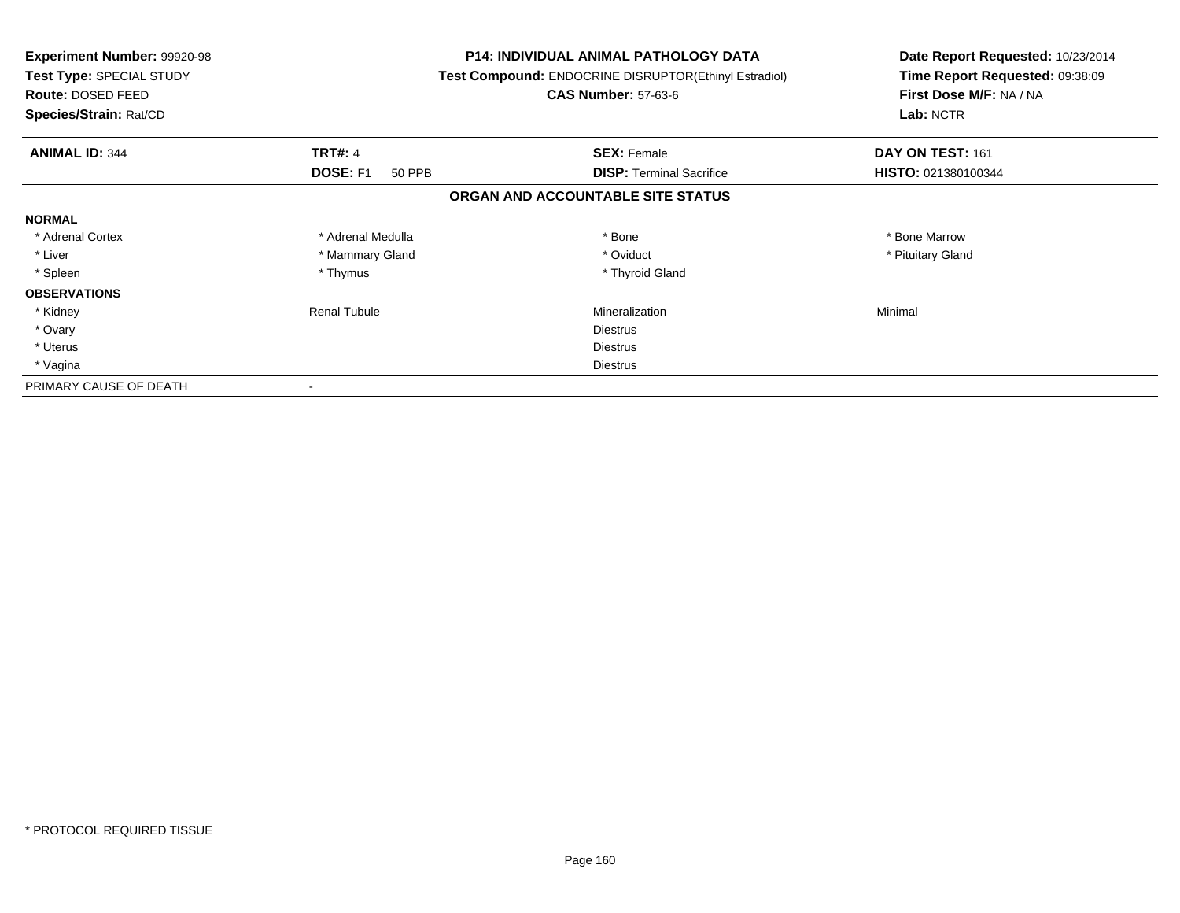**Experiment Number:** 99920-98
**Test Type:** SPECIAL STUDY
**Route:** DOSED FEED
**Species/Strain:** Rat/CD

**P14: INDIVIDUAL ANIMAL PATHOLOGY DATA**
**Test Compound:** ENDOCRINE DISRUPTOR(Ethinyl Estradiol)
**CAS Number:** 57-63-6

**Date Report Requested:** 10/23/2014
**Time Report Requested:** 09:38:09
**First Dose M/F:** NA / NA
**Lab:** NCTR

| **ANIMAL ID:** 344 | **TRT#:** 4 | **SEX:** Female | **DAY ON TEST:** 161 |
|---|---|---|---|
| | **DOSE:** F1 50 PPB | **DISP:** Terminal Sacrifice | **HISTO:** 021380100344 |

## ORGAN AND ACCOUNTABLE SITE STATUS

| | | | |
|---|---|---|---|
| **NORMAL** | | | |
| * Adrenal Cortex | * Adrenal Medulla | * Bone | * Bone Marrow |
| * Liver | * Mammary Gland | * Oviduct | * Pituitary Gland |
| * Spleen | * Thymus | * Thyroid Gland | |
| **OBSERVATIONS** | | | |
| * Kidney | Renal Tubule | Mineralization | Minimal |
| * Ovary | | Diestrus | |
| * Uterus | | Diestrus | |
| * Vagina | | Diestrus | |
| PRIMARY CAUSE OF DEATH | - | | |

* PROTOCOL REQUIRED TISSUE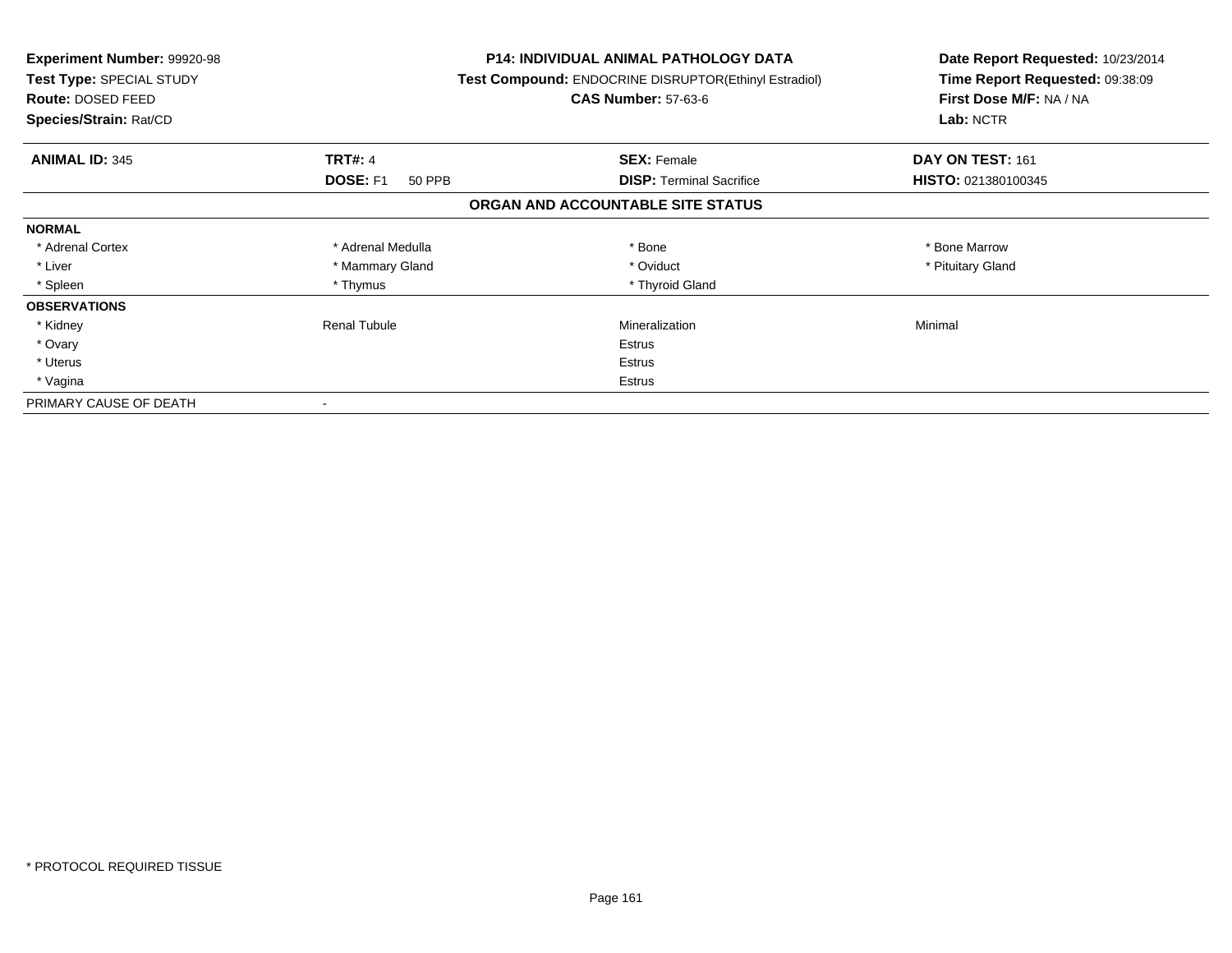**Experiment Number:** 99920-98
**Test Type:** SPECIAL STUDY
**Route:** DOSED FEED
**Species/Strain:** Rat/CD

**P14: INDIVIDUAL ANIMAL PATHOLOGY DATA**
**Test Compound:** ENDOCRINE DISRUPTOR(Ethinyl Estradiol)
**CAS Number:** 57-63-6

**Date Report Requested:** 10/23/2014
**Time Report Requested:** 09:38:09
**First Dose M/F:** NA / NA
**Lab:** NCTR

| **ANIMAL ID:** 345 | **TRT#:** 4 | **SEX:** Female | **DAY ON TEST:** 161 |
|---|---|---|---|
| | **DOSE:** F1 50 PPB | **DISP:** Terminal Sacrifice | **HISTO:** 021380100345 |

**ORGAN AND ACCOUNTABLE SITE STATUS**

| | | | |
|---|---|---|---|
| **NORMAL** | | | |
| * Adrenal Cortex | * Adrenal Medulla | * Bone | * Bone Marrow |
| * Liver | * Mammary Gland | * Oviduct | * Pituitary Gland |
| * Spleen | * Thymus | * Thyroid Gland | |
| **OBSERVATIONS** | | | |
| * Kidney | Renal Tubule | Mineralization | Minimal |
| * Ovary | | Estrus | |
| * Uterus | | Estrus | |
| * Vagina | | Estrus | |
| PRIMARY CAUSE OF DEATH | - | | |

* PROTOCOL REQUIRED TISSUE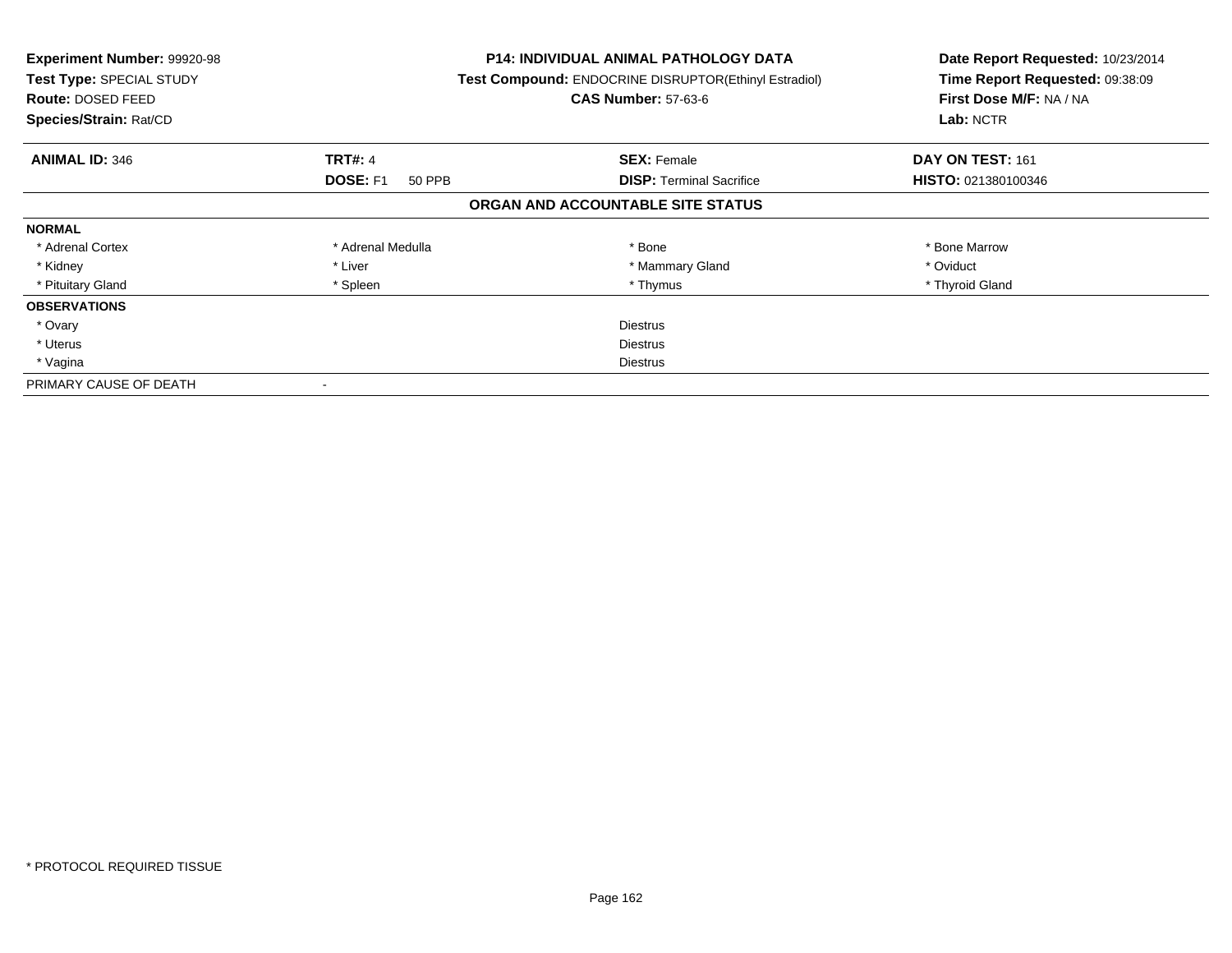**Experiment Number:** 99920-98
**Test Type:** SPECIAL STUDY
**Route:** DOSED FEED
**Species/Strain:** Rat/CD

**P14: INDIVIDUAL ANIMAL PATHOLOGY DATA**
**Test Compound:** ENDOCRINE DISRUPTOR(Ethinyl Estradiol)
**CAS Number:** 57-63-6

**Date Report Requested:** 10/23/2014
**Time Report Requested:** 09:38:09
**First Dose M/F:** NA / NA
**Lab:** NCTR

| **ANIMAL ID:** 346 | **TRT#:** 4 | **SEX:** Female | **DAY ON TEST:** 161 |
|---|---|---|---|
| | **DOSE:** F1 50 PPB | **DISP:** Terminal Sacrifice | **HISTO:** 021380100346 |

**ORGAN AND ACCOUNTABLE SITE STATUS**

| | | | |
|---|---|---|---|
| **NORMAL** | | | |
| * Adrenal Cortex | * Adrenal Medulla | * Bone | * Bone Marrow |
| * Kidney | * Liver | * Mammary Gland | * Oviduct |
| * Pituitary Gland | * Spleen | * Thymus | * Thyroid Gland |
| **OBSERVATIONS** | | | |
| * Ovary | | Diestrus | |
| * Uterus | | Diestrus | |
| * Vagina | | Diestrus | |
| PRIMARY CAUSE OF DEATH | - | | |

* PROTOCOL REQUIRED TISSUE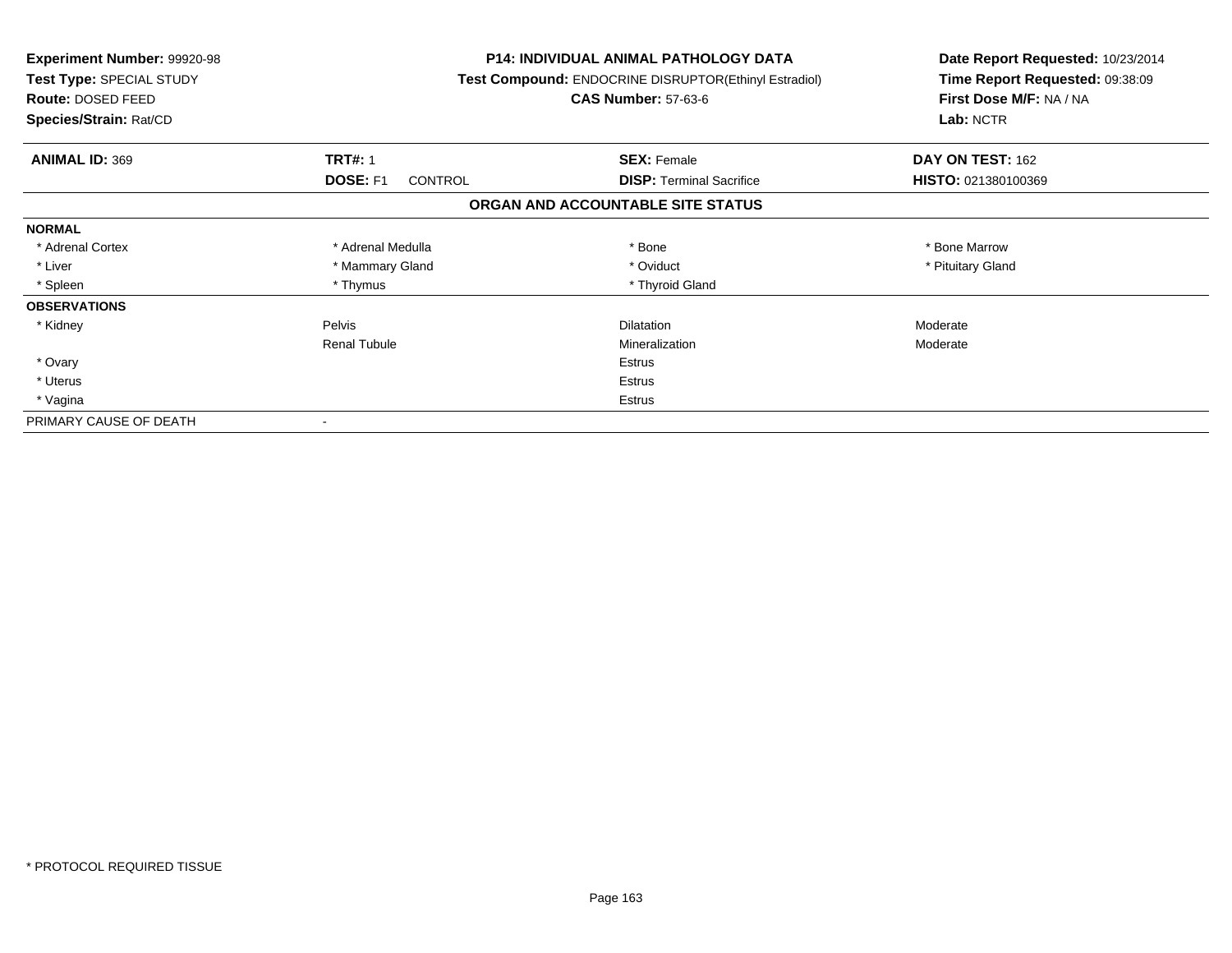**Experiment Number:** 99920-98
**Test Type:** SPECIAL STUDY
**Route:** DOSED FEED
**Species/Strain:** Rat/CD

**P14: INDIVIDUAL ANIMAL PATHOLOGY DATA**
**Test Compound:** ENDOCRINE DISRUPTOR(Ethinyl Estradiol)
**CAS Number:** 57-63-6

**Date Report Requested:** 10/23/2014
**Time Report Requested:** 09:38:09
**First Dose M/F:** NA / NA
**Lab:** NCTR

| **ANIMAL ID:** 369 | **TRT#:** 1 | **SEX:** Female | **DAY ON TEST:** 162 |
|---|---|---|---|
| | **DOSE:** F1 CONTROL | **DISP:** Terminal Sacrifice | **HISTO:** 021380100369 |

## ORGAN AND ACCOUNTABLE SITE STATUS

| | | | |
|---|---|---|---|
| **NORMAL** | | | |
| * Adrenal Cortex | * Adrenal Medulla | * Bone | * Bone Marrow |
| * Liver | * Mammary Gland | * Oviduct | * Pituitary Gland |
| * Spleen | * Thymus | * Thyroid Gland | |
| **OBSERVATIONS** | | | |
| * Kidney | Pelvis | Dilatation | Moderate |
| | Renal Tubule | Mineralization | Moderate |
| * Ovary | | Estrus | |
| * Uterus | | Estrus | |
| * Vagina | | Estrus | |
| PRIMARY CAUSE OF DEATH | - | | |

* PROTOCOL REQUIRED TISSUE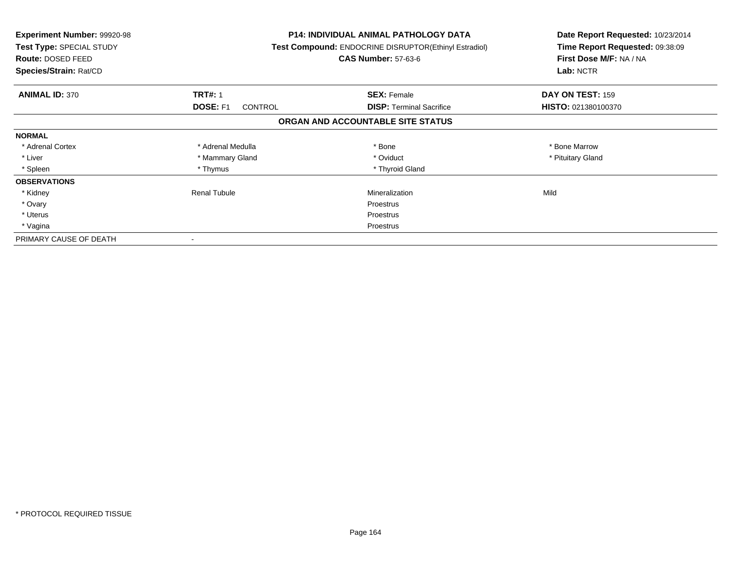**Experiment Number:** 99920-98
**Test Type:** SPECIAL STUDY
**Route:** DOSED FEED
**Species/Strain:** Rat/CD

**P14: INDIVIDUAL ANIMAL PATHOLOGY DATA**
**Test Compound:** ENDOCRINE DISRUPTOR(Ethinyl Estradiol)
**CAS Number:** 57-63-6

**Date Report Requested:** 10/23/2014
**Time Report Requested:** 09:38:09
**First Dose M/F:** NA / NA
**Lab:** NCTR

| **ANIMAL ID:** 370 | **TRT#:** 1 | **SEX:** Female | **DAY ON TEST:** 159 |
|---|---|---|---|
| | **DOSE:** F1 CONTROL | **DISP:** Terminal Sacrifice | **HISTO:** 021380100370 |

**ORGAN AND ACCOUNTABLE SITE STATUS**

| | | | |
|---|---|---|---|
| **NORMAL** | | | |
| * Adrenal Cortex | * Adrenal Medulla | * Bone | * Bone Marrow |
| * Liver | * Mammary Gland | * Oviduct | * Pituitary Gland |
| * Spleen | * Thymus | * Thyroid Gland | |
| **OBSERVATIONS** | | | |
| * Kidney | Renal Tubule | Mineralization | Mild |
| * Ovary | | Proestrus | |
| * Uterus | | Proestrus | |
| * Vagina | | Proestrus | |
| PRIMARY CAUSE OF DEATH | - | | |

* PROTOCOL REQUIRED TISSUE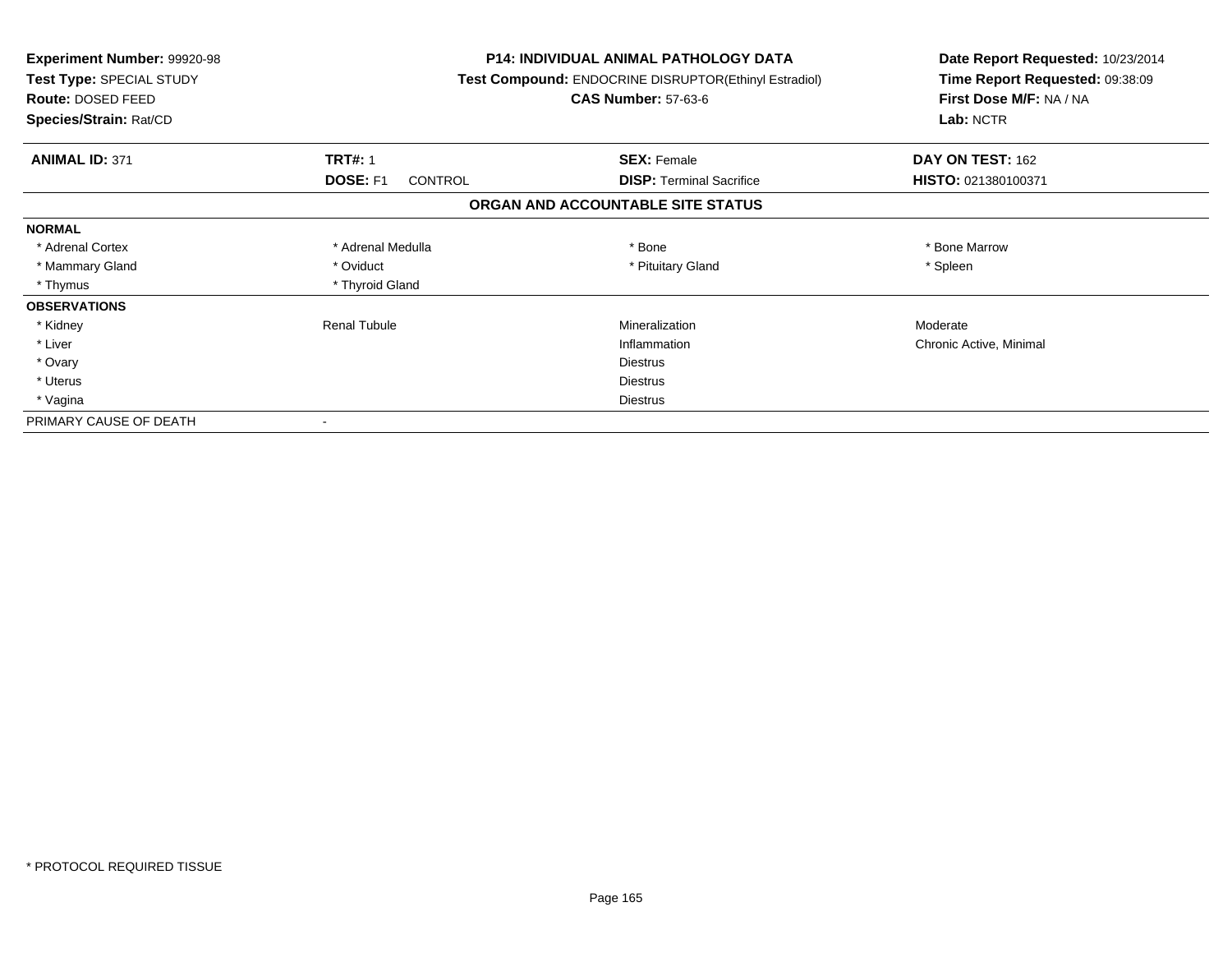**Experiment Number:** 99920-98
**Test Type:** SPECIAL STUDY
**Route:** DOSED FEED
**Species/Strain:** Rat/CD

**P14: INDIVIDUAL ANIMAL PATHOLOGY DATA**
**Test Compound:** ENDOCRINE DISRUPTOR(Ethinyl Estradiol)
**CAS Number:** 57-63-6

**Date Report Requested:** 10/23/2014
**Time Report Requested:** 09:38:09
**First Dose M/F:** NA / NA
**Lab:** NCTR

| **ANIMAL ID:** 371 | **TRT#:** 1 | **SEX:** Female | **DAY ON TEST:** 162 |
|---|---|---|---|
| | **DOSE:** F1 CONTROL | **DISP:** Terminal Sacrifice | **HISTO:** 021380100371 |

## ORGAN AND ACCOUNTABLE SITE STATUS

| | | | |
|---|---|---|---|
| **NORMAL** | | | |
| * Adrenal Cortex | * Adrenal Medulla | * Bone | * Bone Marrow |
| * Mammary Gland | * Oviduct | * Pituitary Gland | * Spleen |
| * Thymus | * Thyroid Gland | | |
| **OBSERVATIONS** | | | |
| * Kidney | Renal Tubule | Mineralization | Moderate |
| * Liver | | Inflammation | Chronic Active, Minimal |
| * Ovary | | Diestrus | |
| * Uterus | | Diestrus | |
| * Vagina | | Diestrus | |
| PRIMARY CAUSE OF DEATH | - | | |

* PROTOCOL REQUIRED TISSUE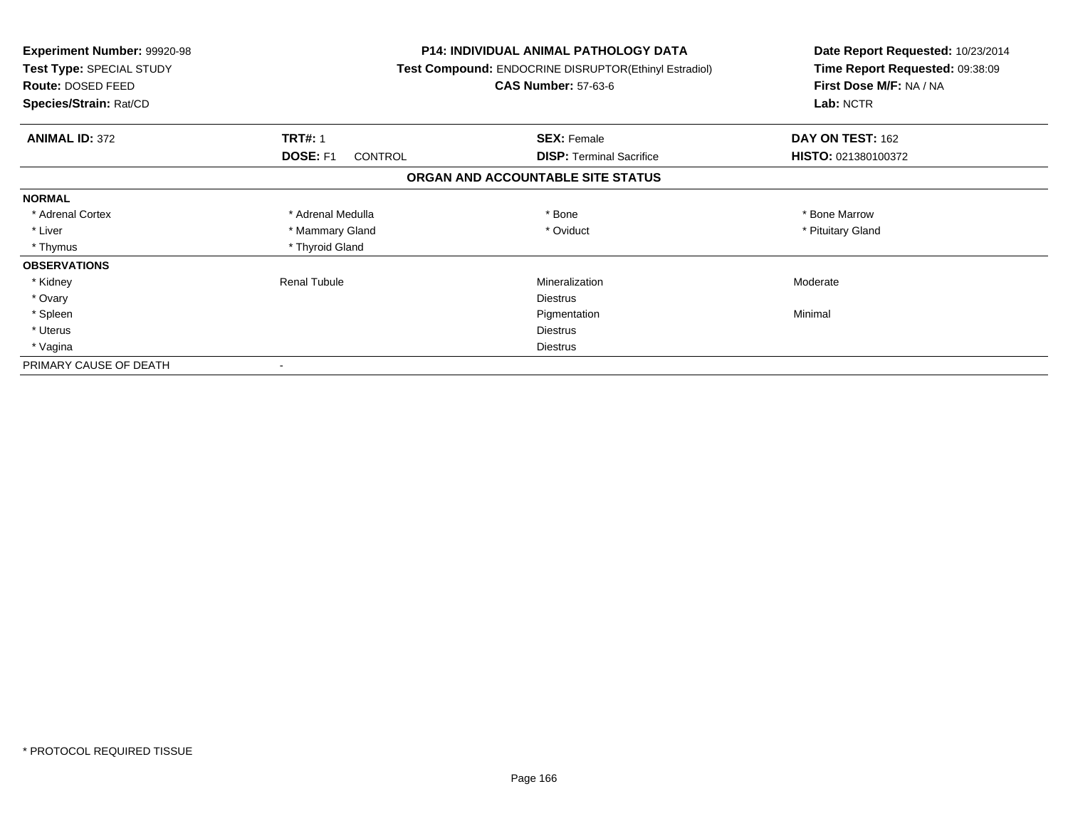**Experiment Number:** 99920-98
**Test Type:** SPECIAL STUDY
**Route:** DOSED FEED
**Species/Strain:** Rat/CD

**P14: INDIVIDUAL ANIMAL PATHOLOGY DATA**
**Test Compound:** ENDOCRINE DISRUPTOR(Ethinyl Estradiol)
**CAS Number:** 57-63-6

**Date Report Requested:** 10/23/2014
**Time Report Requested:** 09:38:09
**First Dose M/F:** NA / NA
**Lab:** NCTR

| **ANIMAL ID:** 372 | **TRT#:** 1 | **SEX:** Female | **DAY ON TEST:** 162 |
|---|---|---|---|
| | **DOSE:** F1 CONTROL | **DISP:** Terminal Sacrifice | **HISTO:** 021380100372 |

## ORGAN AND ACCOUNTABLE SITE STATUS

| | | | |
|---|---|---|---|
| **NORMAL** | | | |
| * Adrenal Cortex | * Adrenal Medulla | * Bone | * Bone Marrow |
| * Liver | * Mammary Gland | * Oviduct | * Pituitary Gland |
| * Thymus | * Thyroid Gland | | |
| **OBSERVATIONS** | | | |
| * Kidney | Renal Tubule | Mineralization | Moderate |
| * Ovary | | Diestrus | |
| * Spleen | | Pigmentation | Minimal |
| * Uterus | | Diestrus | |
| * Vagina | | Diestrus | |
| PRIMARY CAUSE OF DEATH | - | | |

* PROTOCOL REQUIRED TISSUE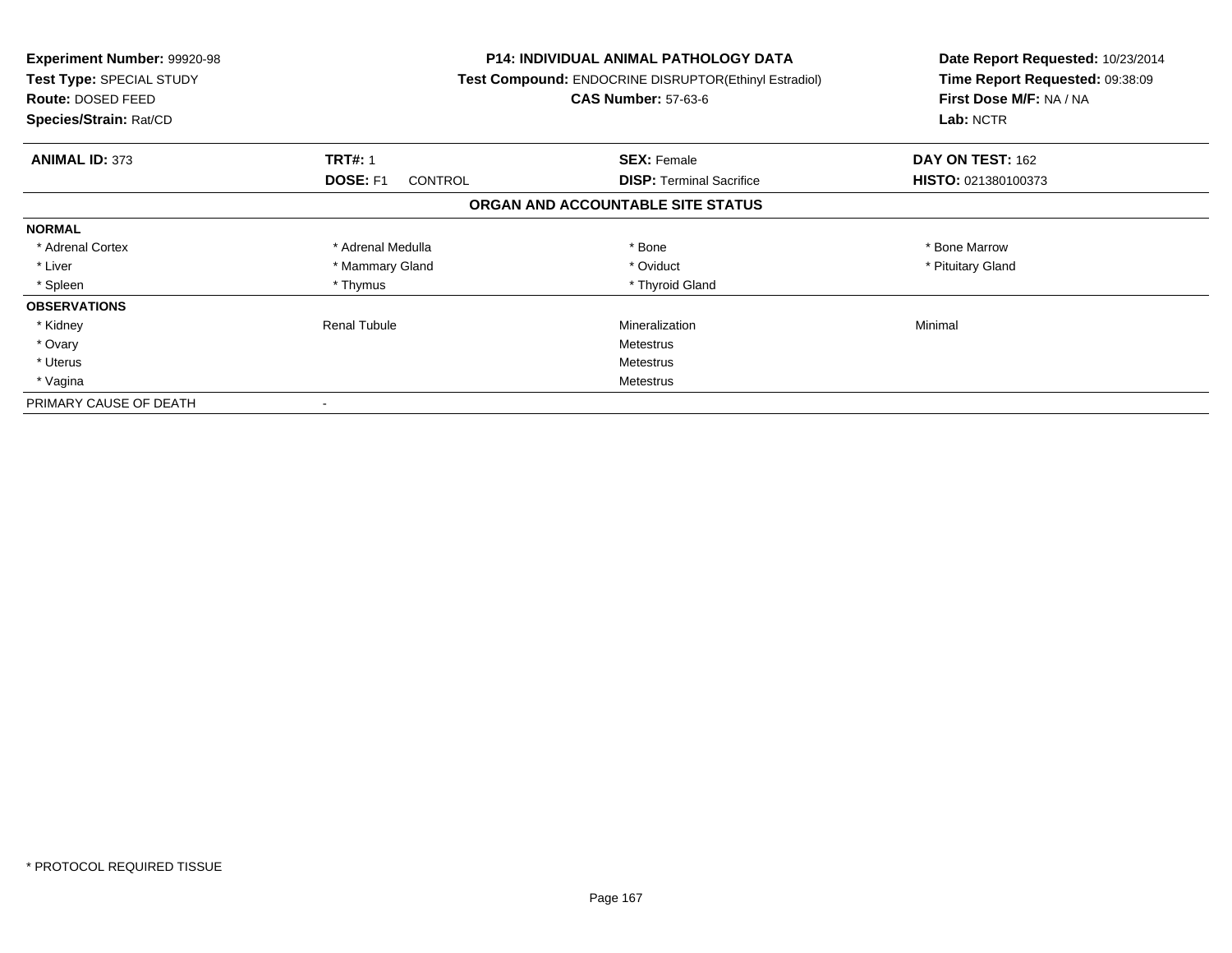**Experiment Number:** 99920-98
**Test Type:** SPECIAL STUDY
**Route:** DOSED FEED
**Species/Strain:** Rat/CD

**P14: INDIVIDUAL ANIMAL PATHOLOGY DATA**
**Test Compound:** ENDOCRINE DISRUPTOR(Ethinyl Estradiol)
**CAS Number:** 57-63-6

**Date Report Requested:** 10/23/2014
**Time Report Requested:** 09:38:09
**First Dose M/F:** NA / NA
**Lab:** NCTR

| **ANIMAL ID:** 373 | **TRT#:** 1 | **SEX:** Female | **DAY ON TEST:** 162 |
|---|---|---|---|
| | **DOSE:** F1 CONTROL | **DISP:** Terminal Sacrifice | **HISTO:** 021380100373 |

**ORGAN AND ACCOUNTABLE SITE STATUS**

| | | | |
|---|---|---|---|
| **NORMAL** | | | |
| * Adrenal Cortex | * Adrenal Medulla | * Bone | * Bone Marrow |
| * Liver | * Mammary Gland | * Oviduct | * Pituitary Gland |
| * Spleen | * Thymus | * Thyroid Gland | |
| **OBSERVATIONS** | | | |
| * Kidney | Renal Tubule | Mineralization | Minimal |
| * Ovary | | Metestrus | |
| * Uterus | | Metestrus | |
| * Vagina | | Metestrus | |
| PRIMARY CAUSE OF DEATH | - | | |

* PROTOCOL REQUIRED TISSUE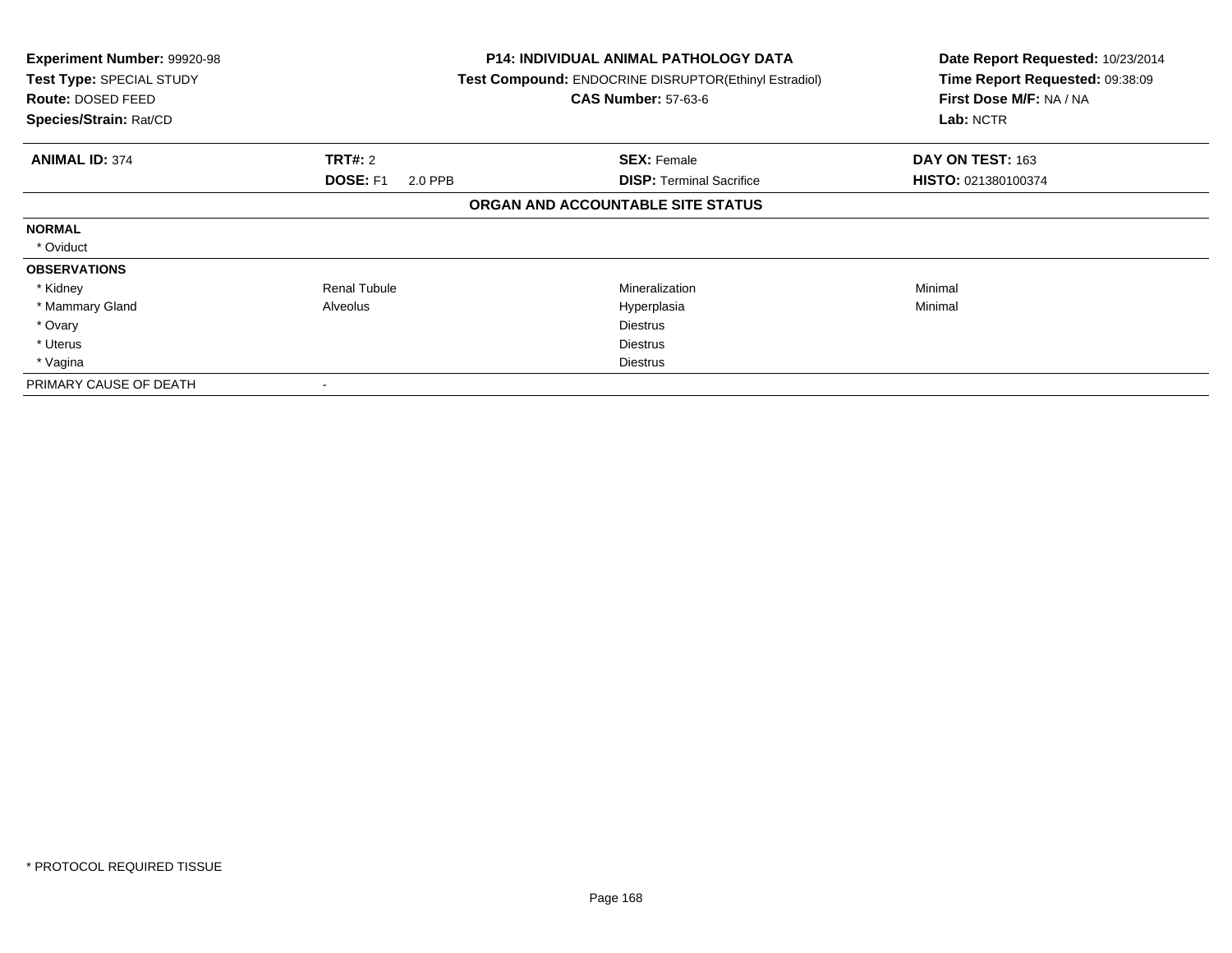**Experiment Number:** 99920-98
**Test Type:** SPECIAL STUDY
**Route:** DOSED FEED
**Species/Strain:** Rat/CD

**P14: INDIVIDUAL ANIMAL PATHOLOGY DATA**
**Test Compound:** ENDOCRINE DISRUPTOR(Ethinyl Estradiol)
**CAS Number:** 57-63-6

**Date Report Requested:** 10/23/2014
**Time Report Requested:** 09:38:09
**First Dose M/F:** NA / NA
**Lab:** NCTR

| **ANIMAL ID:** 374 | **TRT#:** 2 | **SEX:** Female | **DAY ON TEST:** 163 |
|---|---|---|---|
| | **DOSE:** F1 2.0 PPB | **DISP:** Terminal Sacrifice | **HISTO:** 021380100374 |

**ORGAN AND ACCOUNTABLE SITE STATUS**

| | | | |
|---|---|---|---|
| **NORMAL** | | | |
| * Oviduct | | | |
| **OBSERVATIONS** | | | |
| * Kidney | Renal Tubule | Mineralization | Minimal |
| * Mammary Gland | Alveolus | Hyperplasia | Minimal |
| * Ovary | | Diestrus | |
| * Uterus | | Diestrus | |
| * Vagina | | Diestrus | |
| PRIMARY CAUSE OF DEATH | - | | |

* PROTOCOL REQUIRED TISSUE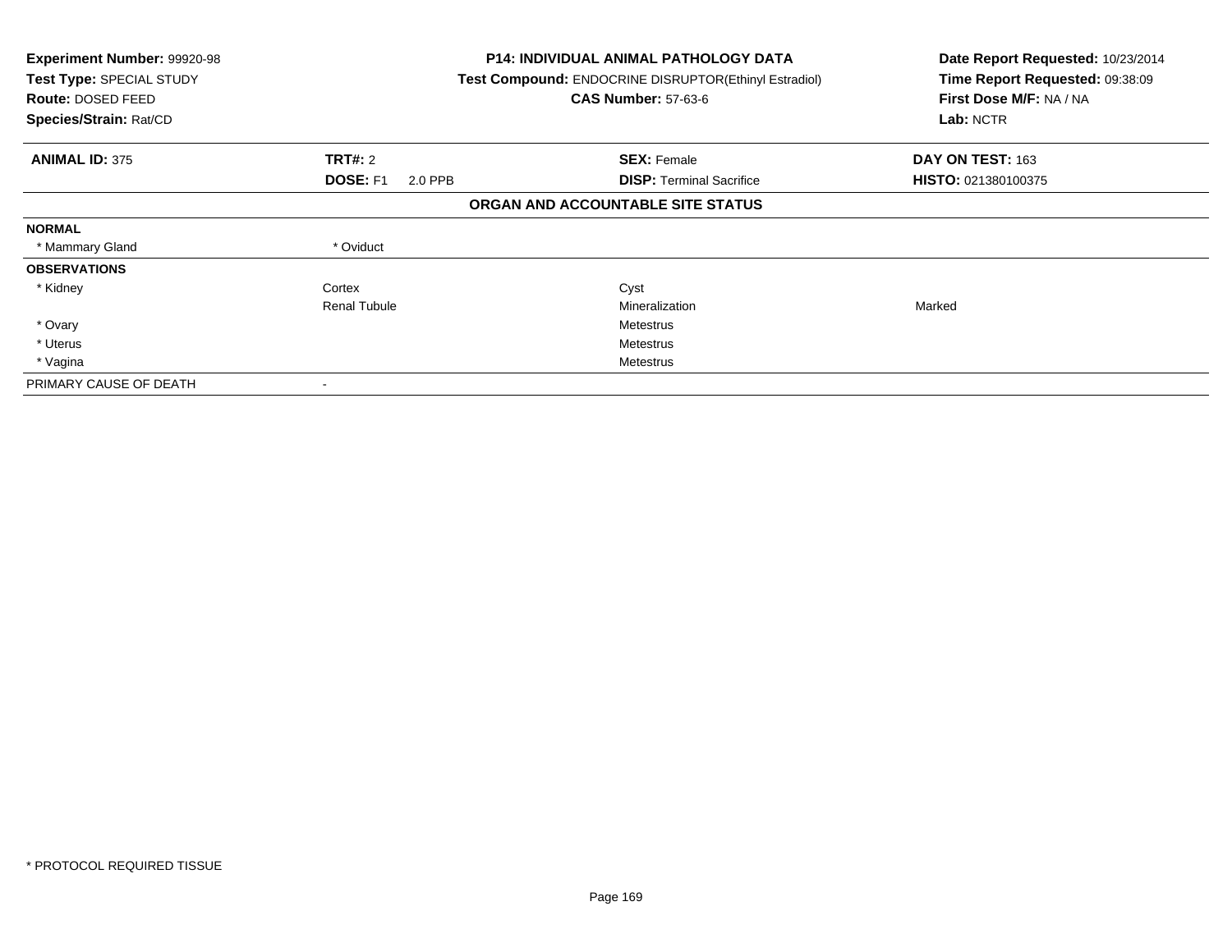**Experiment Number:** 99920-98
**Test Type:** SPECIAL STUDY
**Route:** DOSED FEED
**Species/Strain:** Rat/CD

**P14: INDIVIDUAL ANIMAL PATHOLOGY DATA**
**Test Compound:** ENDOCRINE DISRUPTOR(Ethinyl Estradiol)
**CAS Number:** 57-63-6

**Date Report Requested:** 10/23/2014
**Time Report Requested:** 09:38:09
**First Dose M/F:** NA / NA
**Lab:** NCTR

| **ANIMAL ID:** 375 | **TRT#:** 2 | **SEX:** Female | **DAY ON TEST:** 163 |
|---|---|---|---|
| | **DOSE:** F1 2.0 PPB | **DISP:** Terminal Sacrifice | **HISTO:** 021380100375 |

**ORGAN AND ACCOUNTABLE SITE STATUS**

| | | | |
|---|---|---|---|
| **NORMAL** | | | |
| * Mammary Gland | * Oviduct | | |
| **OBSERVATIONS** | | | |
| * Kidney | Cortex | Cyst | |
| | Renal Tubule | Mineralization | Marked |
| * Ovary | | Metestrus | |
| * Uterus | | Metestrus | |
| * Vagina | | Metestrus | |
| PRIMARY CAUSE OF DEATH | - | | |

\* PROTOCOL REQUIRED TISSUE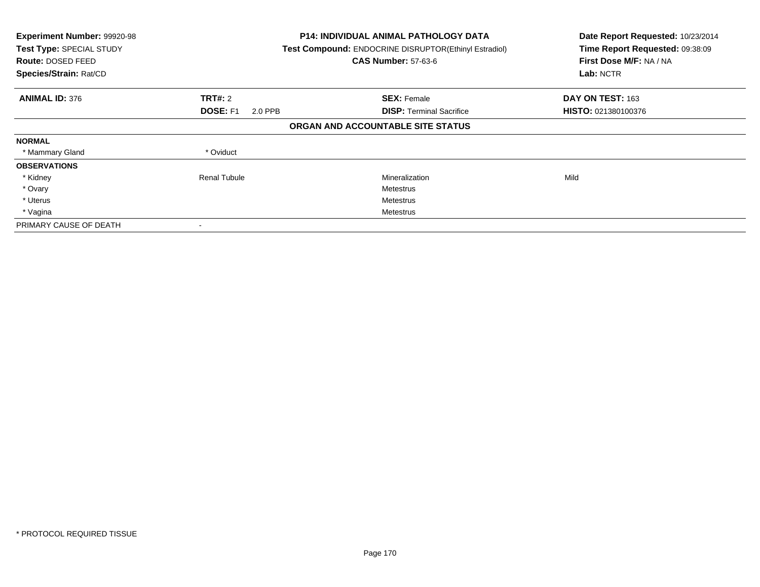| **Experiment Number:** 99920-98 | **P14: INDIVIDUAL ANIMAL PATHOLOGY DATA** | **Date Report Requested:** 10/23/2014 |
|---|---|---|
| **Test Type:** SPECIAL STUDY | **Test Compound:** ENDOCRINE DISRUPTOR(Ethinyl Estradiol) | **Time Report Requested:** 09:38:09 |
| **Route:** DOSED FEED | **CAS Number:** 57-63-6 | **First Dose M/F:** NA / NA |
| **Species/Strain:** Rat/CD | | **Lab:** NCTR |

| **ANIMAL ID:** 376 | **TRT#:** 2 | **SEX:** Female | **DAY ON TEST:** 163 |
|---|---|---|---|
| | **DOSE:** F1 2.0 PPB | **DISP:** Terminal Sacrifice | **HISTO:** 021380100376 |

**ORGAN AND ACCOUNTABLE SITE STATUS**

| | | | |
|---|---|---|---|
| **NORMAL** | | | |
| * Mammary Gland | * Oviduct | | |
| **OBSERVATIONS** | | | |
| * Kidney | Renal Tubule | Mineralization | Mild |
| * Ovary | | Metestrus | |
| * Uterus | | Metestrus | |
| * Vagina | | Metestrus | |
| PRIMARY CAUSE OF DEATH | - | | |

* PROTOCOL REQUIRED TISSUE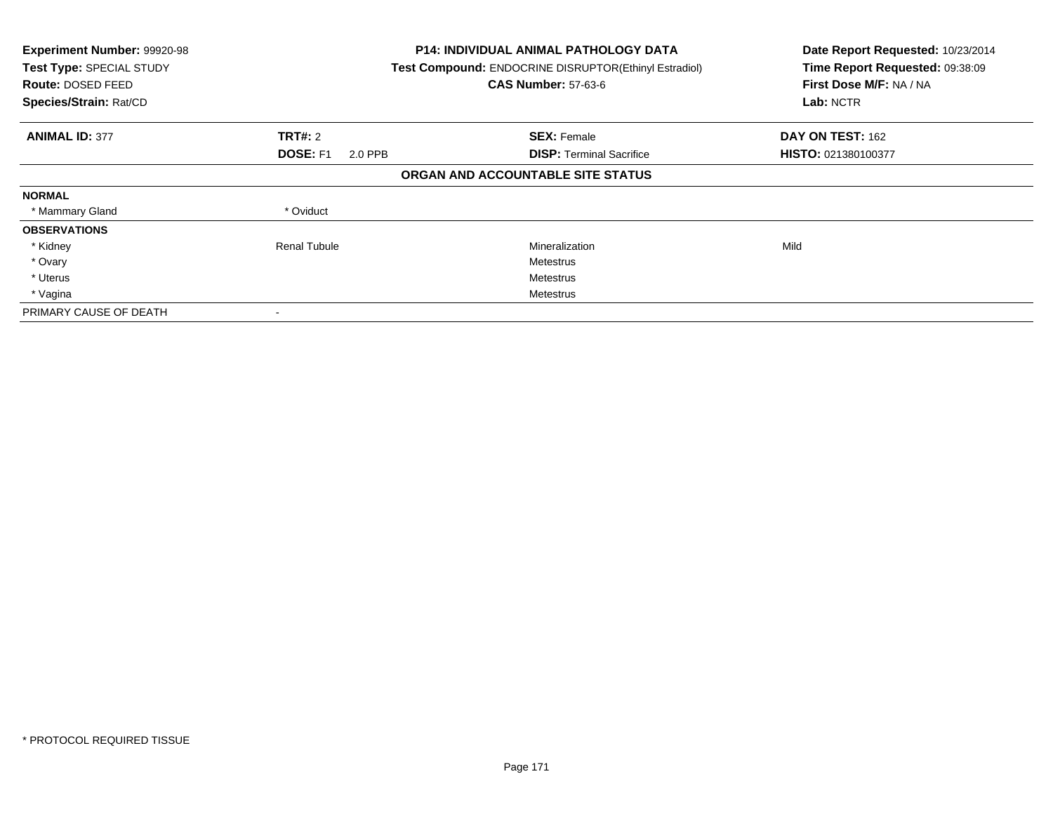**Experiment Number:** 99920-98
**Test Type:** SPECIAL STUDY
**Route:** DOSED FEED
**Species/Strain:** Rat/CD

**P14: INDIVIDUAL ANIMAL PATHOLOGY DATA**
**Test Compound:** ENDOCRINE DISRUPTOR(Ethinyl Estradiol)
**CAS Number:** 57-63-6

**Date Report Requested:** 10/23/2014
**Time Report Requested:** 09:38:09
**First Dose M/F:** NA / NA
**Lab:** NCTR

| **ANIMAL ID:** 377 | **TRT#:** 2 | **SEX:** Female | **DAY ON TEST:** 162 |
|---|---|---|---|
| | **DOSE:** F1 2.0 PPB | **DISP:** Terminal Sacrifice | **HISTO:** 021380100377 |

**ORGAN AND ACCOUNTABLE SITE STATUS**

| | | | |
|---|---|---|---|
| **NORMAL** | | | |
| * Mammary Gland | * Oviduct | | |
| **OBSERVATIONS** | | | |
| * Kidney | Renal Tubule | Mineralization | Mild |
| * Ovary | | Metestrus | |
| * Uterus | | Metestrus | |
| * Vagina | | Metestrus | |
| PRIMARY CAUSE OF DEATH | - | | |

* PROTOCOL REQUIRED TISSUE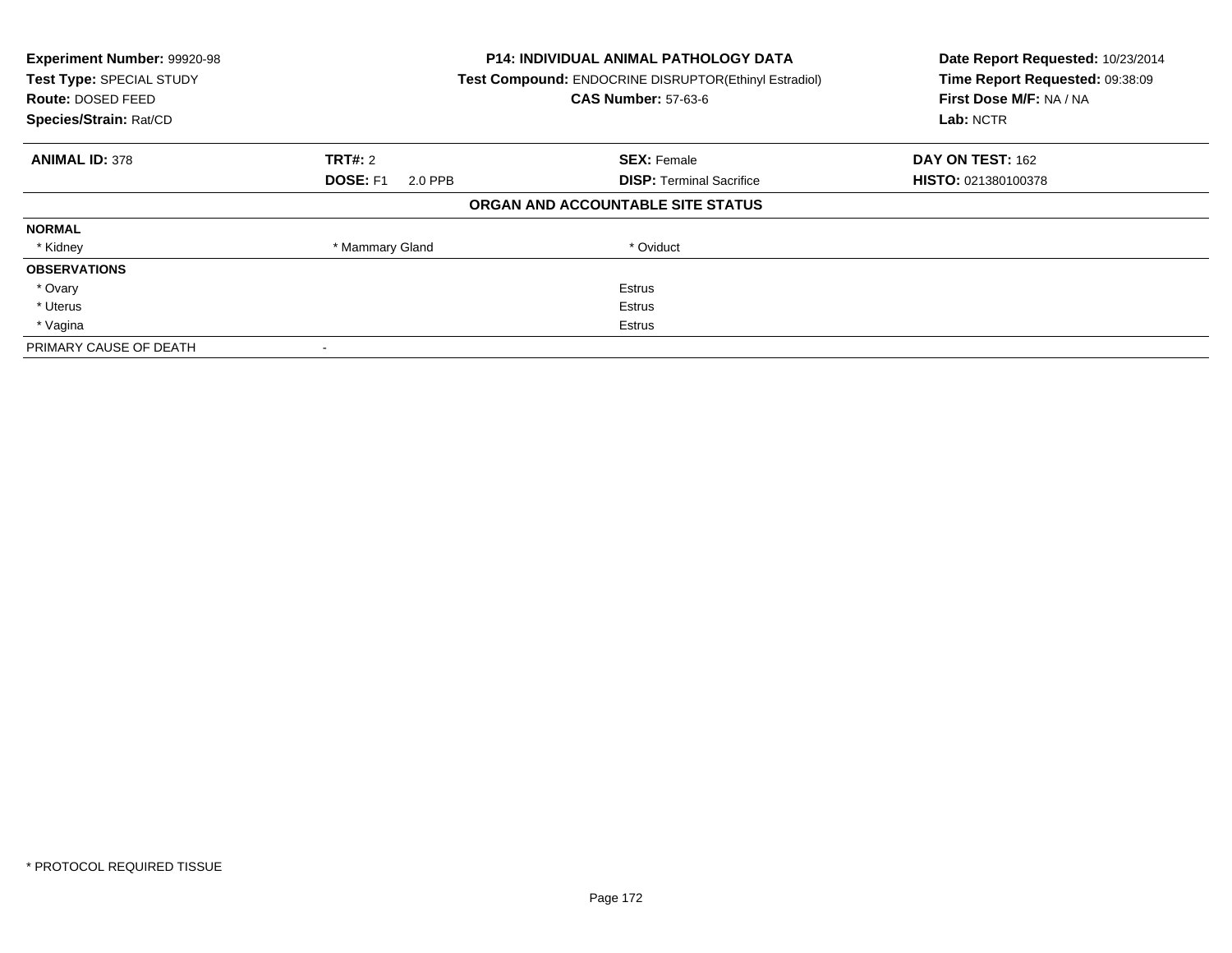**Experiment Number:** 99920-98
**Test Type:** SPECIAL STUDY
**Route:** DOSED FEED
**Species/Strain:** Rat/CD

**P14: INDIVIDUAL ANIMAL PATHOLOGY DATA**
**Test Compound:** ENDOCRINE DISRUPTOR(Ethinyl Estradiol)
**CAS Number:** 57-63-6

**Date Report Requested:** 10/23/2014
**Time Report Requested:** 09:38:09
**First Dose M/F:** NA / NA
**Lab:** NCTR

| **ANIMAL ID:** 378 | **TRT#:** 2 | **SEX:** Female | **DAY ON TEST:** 162 |
|---|---|---|---|
| | **DOSE:** F1 2.0 PPB | **DISP:** Terminal Sacrifice | **HISTO:** 021380100378 |

**ORGAN AND ACCOUNTABLE SITE STATUS**

| | | | |
|---|---|---|---|
| **NORMAL** | | | |
| * Kidney | * Mammary Gland | * Oviduct | |
| **OBSERVATIONS** | | | |
| * Ovary | | Estrus | |
| * Uterus | | Estrus | |
| * Vagina | | Estrus | |
| PRIMARY CAUSE OF DEATH | - | | |

* PROTOCOL REQUIRED TISSUE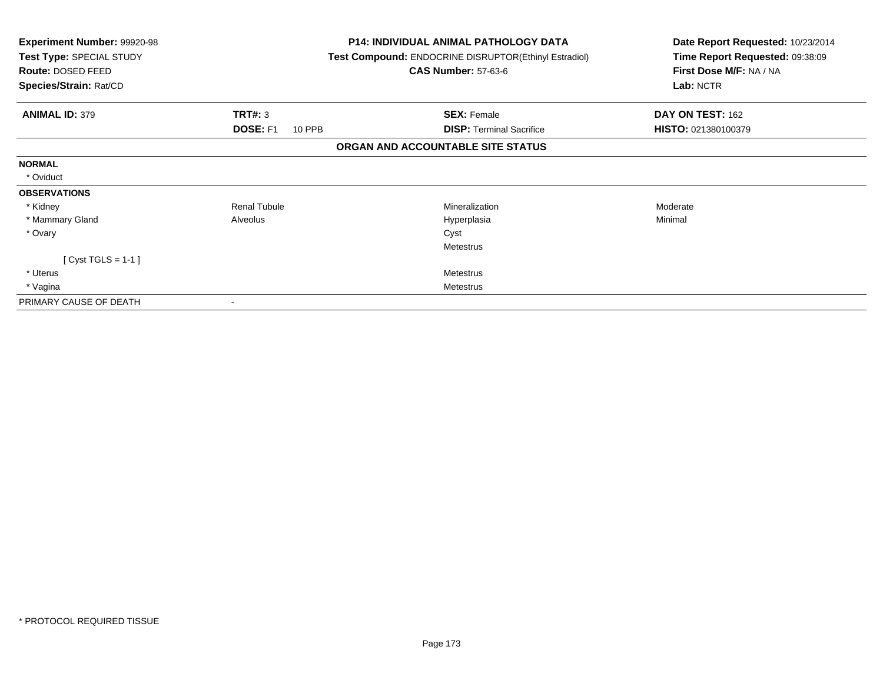**Experiment Number:** 99920-98
**Test Type:** SPECIAL STUDY
**Route:** DOSED FEED
**Species/Strain:** Rat/CD

**P14: INDIVIDUAL ANIMAL PATHOLOGY DATA**
**Test Compound:** ENDOCRINE DISRUPTOR(Ethinyl Estradiol)
**CAS Number:** 57-63-6

**Date Report Requested:** 10/23/2014
**Time Report Requested:** 09:38:09
**First Dose M/F:** NA / NA
**Lab:** NCTR

| **ANIMAL ID:** 379 | **TRT#:** 3 | **SEX:** Female | **DAY ON TEST:** 162 |
|---|---|---|---|
| | **DOSE:** F1 10 PPB | **DISP:** Terminal Sacrifice | **HISTO:** 021380100379 |

**ORGAN AND ACCOUNTABLE SITE STATUS**

| | | | |
|---|---|---|---|
| **NORMAL** | | | |
| * Oviduct | | | |
| **OBSERVATIONS** | | | |
| * Kidney | Renal Tubule | Mineralization | Moderate |
| * Mammary Gland | Alveolus | Hyperplasia | Minimal |
| * Ovary | | Cyst | |
| | | Metestrus | |
| [ Cyst TGLS = 1-1 ] | | | |
| * Uterus | | Metestrus | |
| * Vagina | | Metestrus | |
| PRIMARY CAUSE OF DEATH | - | | |

* PROTOCOL REQUIRED TISSUE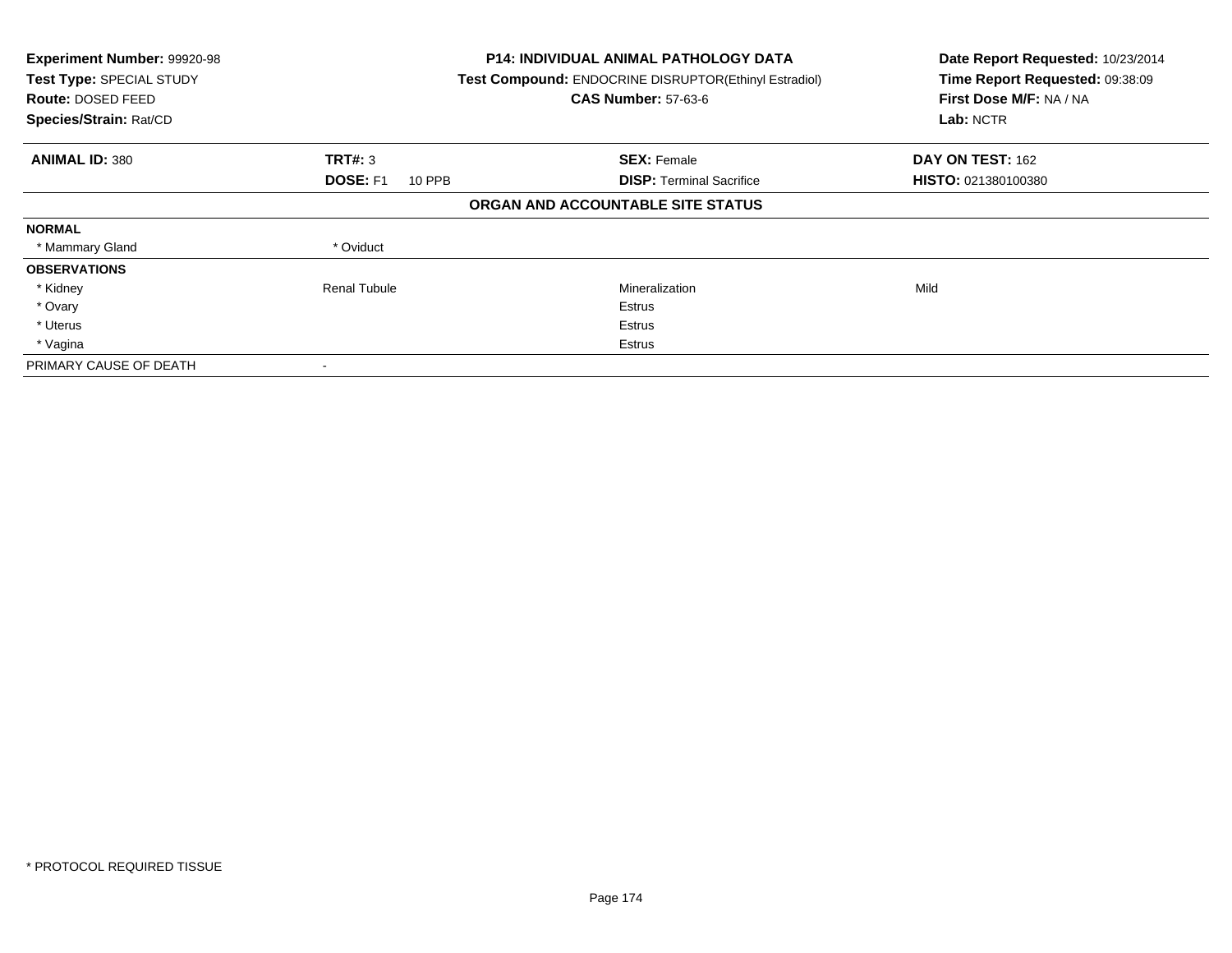**Experiment Number:** 99920-98
**Test Type:** SPECIAL STUDY
**Route:** DOSED FEED
**Species/Strain:** Rat/CD

**P14: INDIVIDUAL ANIMAL PATHOLOGY DATA**
**Test Compound:** ENDOCRINE DISRUPTOR(Ethinyl Estradiol)
**CAS Number:** 57-63-6

**Date Report Requested:** 10/23/2014
**Time Report Requested:** 09:38:09
**First Dose M/F:** NA / NA
**Lab:** NCTR

| **ANIMAL ID:** 380 | **TRT#:** 3 | **SEX:** Female | **DAY ON TEST:** 162 |
|---|---|---|---|
| | **DOSE:** F1 10 PPB | **DISP:** Terminal Sacrifice | **HISTO:** 021380100380 |

**ORGAN AND ACCOUNTABLE SITE STATUS**

| | | | |
|---|---|---|---|
| **NORMAL** | | | |
| * Mammary Gland | * Oviduct | | |
| **OBSERVATIONS** | | | |
| * Kidney | Renal Tubule | Mineralization | Mild |
| * Ovary | | Estrus | |
| * Uterus | | Estrus | |
| * Vagina | | Estrus | |
| PRIMARY CAUSE OF DEATH | - | | |

* PROTOCOL REQUIRED TISSUE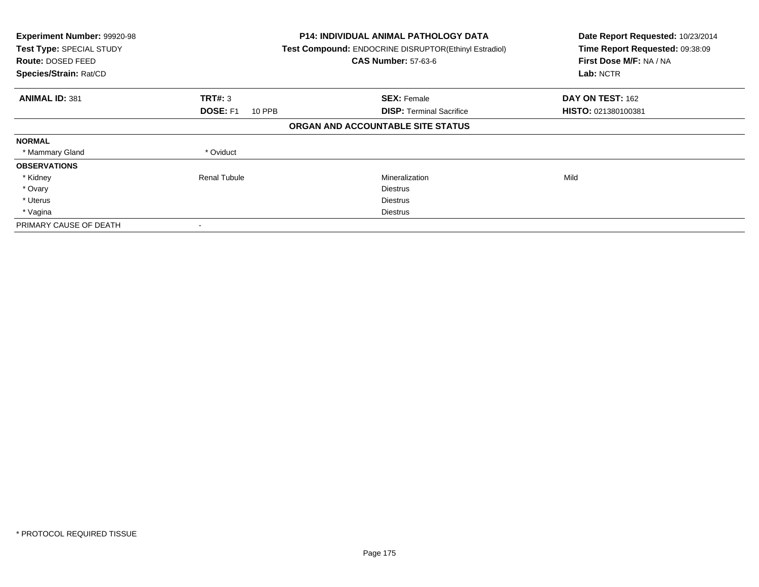**Experiment Number:** 99920-98
**Test Type:** SPECIAL STUDY
**Route:** DOSED FEED
**Species/Strain:** Rat/CD

**P14: INDIVIDUAL ANIMAL PATHOLOGY DATA**
**Test Compound:** ENDOCRINE DISRUPTOR(Ethinyl Estradiol)
**CAS Number:** 57-63-6

**Date Report Requested:** 10/23/2014
**Time Report Requested:** 09:38:09
**First Dose M/F:** NA / NA
**Lab:** NCTR

| **ANIMAL ID:** 381 | **TRT#:** 3 | **SEX:** Female | **DAY ON TEST:** 162 |
|---|---|---|---|
| | **DOSE:** F1 10 PPB | **DISP:** Terminal Sacrifice | **HISTO:** 021380100381 |

**ORGAN AND ACCOUNTABLE SITE STATUS**

| | | | |
|---|---|---|---|
| **NORMAL** | | | |
| * Mammary Gland | * Oviduct | | |
| **OBSERVATIONS** | | | |
| * Kidney | Renal Tubule | Mineralization | Mild |
| * Ovary | | Diestrus | |
| * Uterus | | Diestrus | |
| * Vagina | | Diestrus | |
| PRIMARY CAUSE OF DEATH | - | | |

* PROTOCOL REQUIRED TISSUE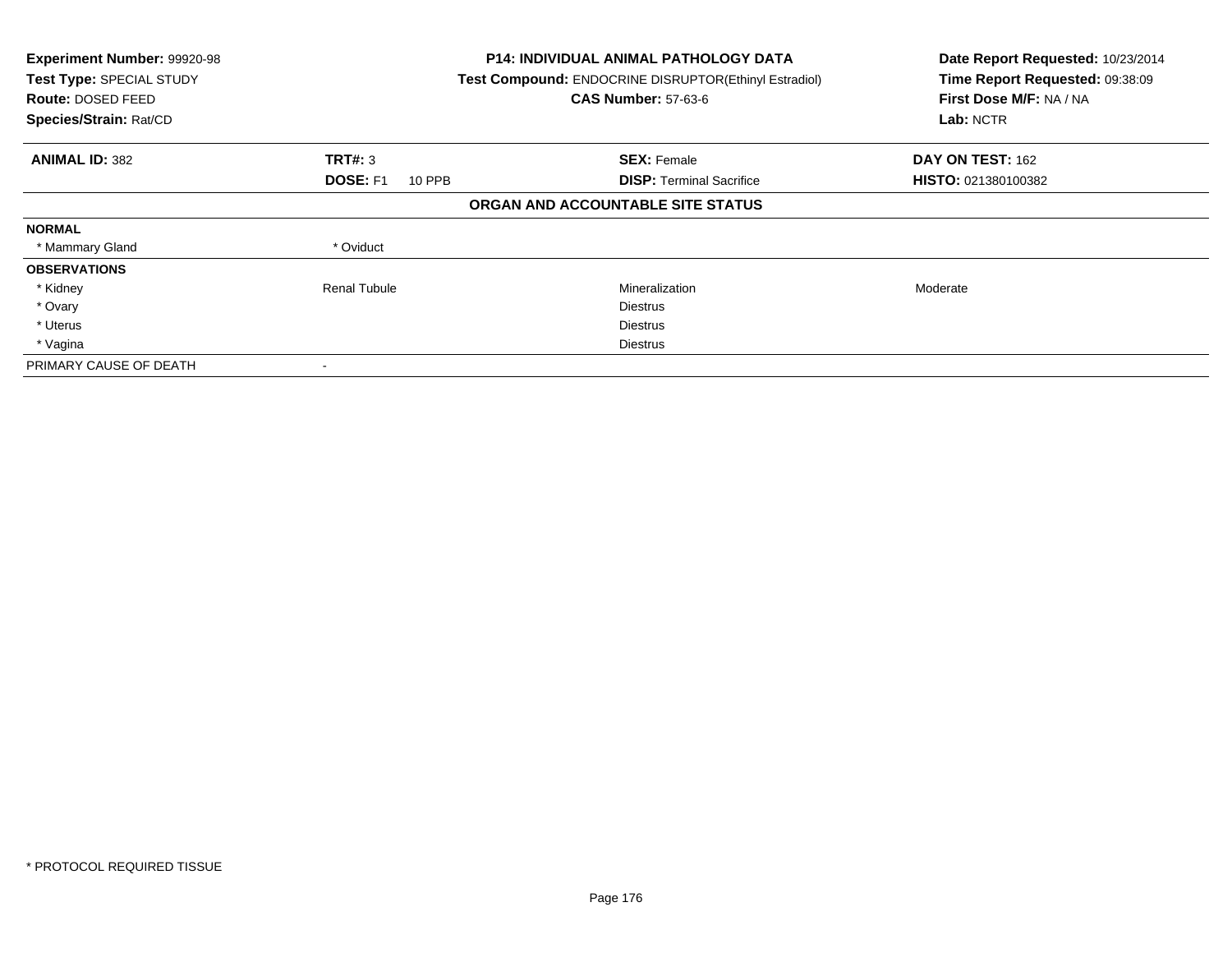**Experiment Number:** 99920-98
**Test Type:** SPECIAL STUDY
**Route:** DOSED FEED
**Species/Strain:** Rat/CD

**P14: INDIVIDUAL ANIMAL PATHOLOGY DATA**
**Test Compound:** ENDOCRINE DISRUPTOR(Ethinyl Estradiol)
**CAS Number:** 57-63-6

**Date Report Requested:** 10/23/2014
**Time Report Requested:** 09:38:09
**First Dose M/F:** NA / NA
**Lab:** NCTR

| **ANIMAL ID:** 382 | **TRT#:** 3 | **SEX:** Female | **DAY ON TEST:** 162 |
|---|---|---|---|
| | **DOSE:** F1 10 PPB | **DISP:** Terminal Sacrifice | **HISTO:** 021380100382 |

**ORGAN AND ACCOUNTABLE SITE STATUS**

| | | | |
|---|---|---|---|
| **NORMAL** | | | |
| * Mammary Gland | * Oviduct | | |
| **OBSERVATIONS** | | | |
| * Kidney | Renal Tubule | Mineralization | Moderate |
| * Ovary | | Diestrus | |
| * Uterus | | Diestrus | |
| * Vagina | | Diestrus | |
| PRIMARY CAUSE OF DEATH | - | | |

* PROTOCOL REQUIRED TISSUE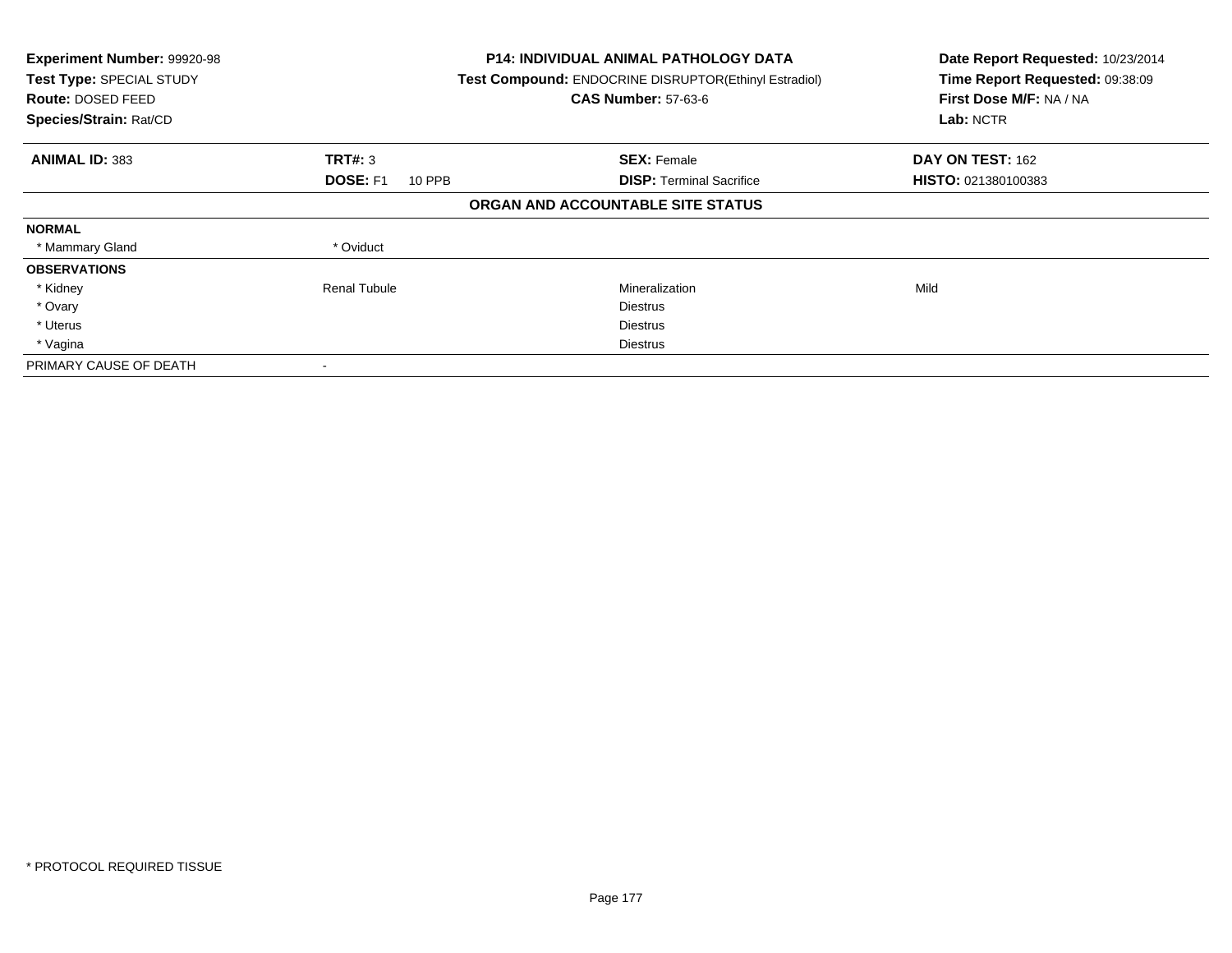**Experiment Number:** 99920-98
**Test Type:** SPECIAL STUDY
**Route:** DOSED FEED
**Species/Strain:** Rat/CD

**P14: INDIVIDUAL ANIMAL PATHOLOGY DATA**
**Test Compound:** ENDOCRINE DISRUPTOR(Ethinyl Estradiol)
**CAS Number:** 57-63-6

**Date Report Requested:** 10/23/2014
**Time Report Requested:** 09:38:09
**First Dose M/F:** NA / NA
**Lab:** NCTR

| **ANIMAL ID:** 383 | **TRT#:** 3 | **SEX:** Female | **DAY ON TEST:** 162 |
|---|---|---|---|
| | **DOSE:** F1 10 PPB | **DISP:** Terminal Sacrifice | **HISTO:** 021380100383 |

**ORGAN AND ACCOUNTABLE SITE STATUS**

| | | | |
|---|---|---|---|
| **NORMAL** | | | |
| * Mammary Gland | * Oviduct | | |
| **OBSERVATIONS** | | | |
| * Kidney | Renal Tubule | Mineralization | Mild |
| * Ovary | | Diestrus | |
| * Uterus | | Diestrus | |
| * Vagina | | Diestrus | |
| PRIMARY CAUSE OF DEATH | - | | |

* PROTOCOL REQUIRED TISSUE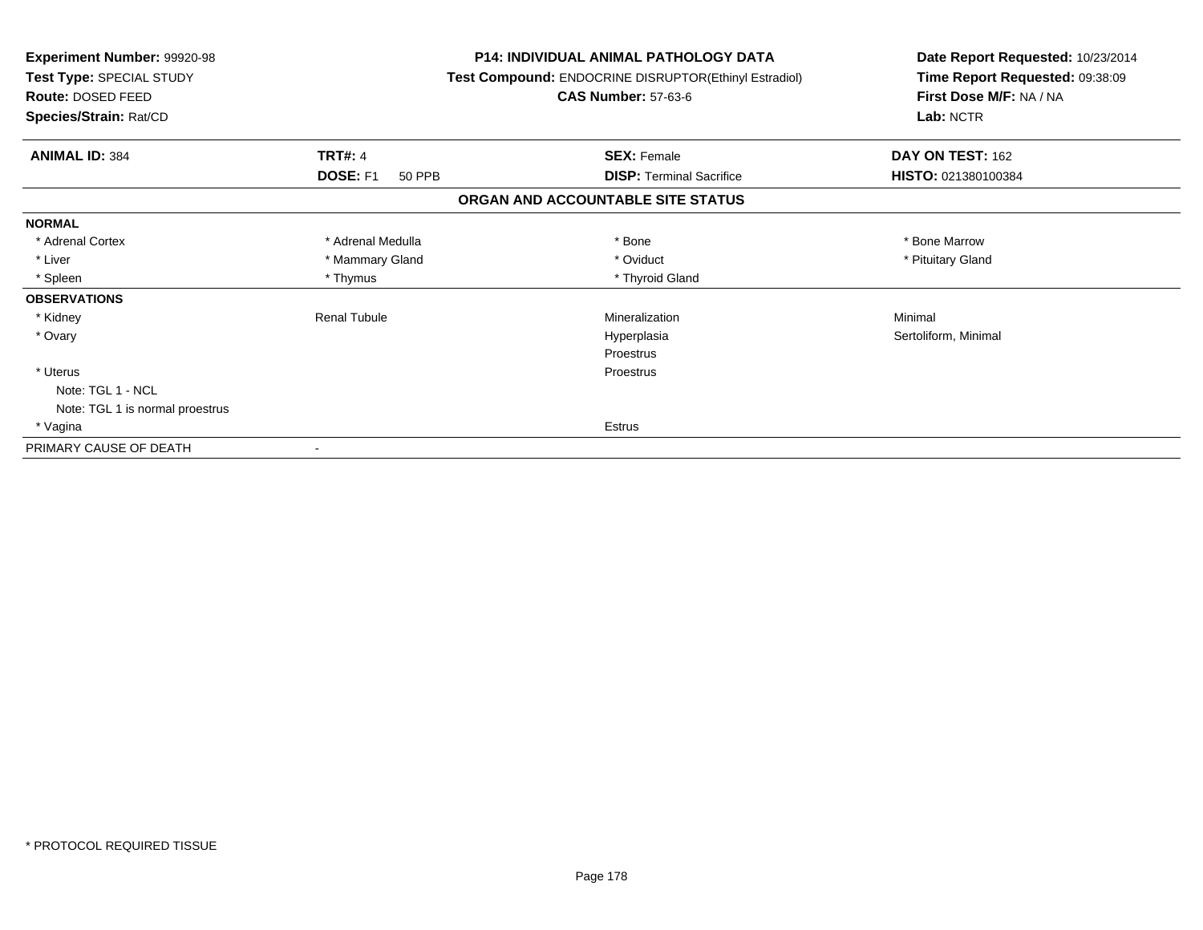**Experiment Number:** 99920-98
**Test Type:** SPECIAL STUDY
**Route:** DOSED FEED
**Species/Strain:** Rat/CD

**P14: INDIVIDUAL ANIMAL PATHOLOGY DATA**
**Test Compound:** ENDOCRINE DISRUPTOR(Ethinyl Estradiol)
**CAS Number:** 57-63-6

**Date Report Requested:** 10/23/2014
**Time Report Requested:** 09:38:09
**First Dose M/F:** NA / NA
**Lab:** NCTR

| **ANIMAL ID:** 384 | **TRT#:** 4 | **SEX:** Female | **DAY ON TEST:** 162 |
|---|---|---|---|
| | **DOSE:** F1 50 PPB | **DISP:** Terminal Sacrifice | **HISTO:** 021380100384 |

## ORGAN AND ACCOUNTABLE SITE STATUS

| | | | |
|---|---|---|---|
| **NORMAL** | | | |
| * Adrenal Cortex | * Adrenal Medulla | * Bone | * Bone Marrow |
| * Liver | * Mammary Gland | * Oviduct | * Pituitary Gland |
| * Spleen | * Thymus | * Thyroid Gland | |
| **OBSERVATIONS** | | | |
| * Kidney | Renal Tubule | Mineralization | Minimal |
| * Ovary | | Hyperplasia | Sertoliform, Minimal |
| | | Proestrus | |
| * Uterus | | Proestrus | |
| Note: TGL 1 - NCL | | | |
| Note: TGL 1 is normal proestrus | | | |
| * Vagina | | Estrus | |
| PRIMARY CAUSE OF DEATH | - | | |

* PROTOCOL REQUIRED TISSUE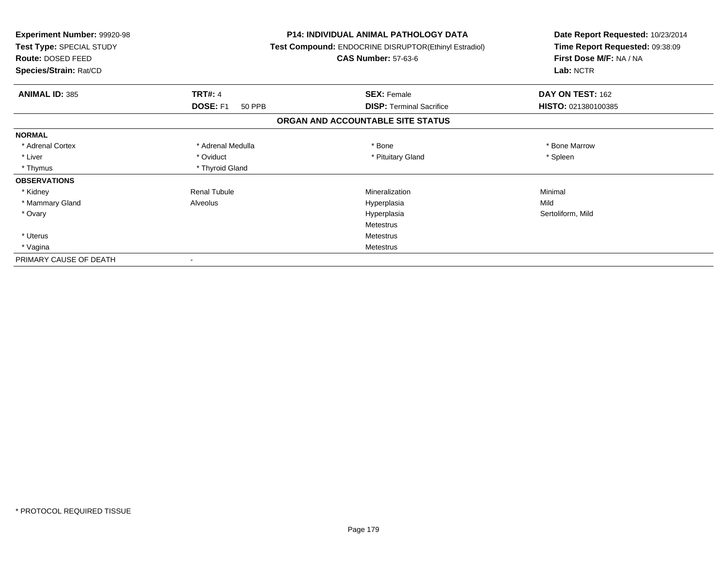**Experiment Number:** 99920-98
**Test Type:** SPECIAL STUDY
**Route:** DOSED FEED
**Species/Strain:** Rat/CD

**P14: INDIVIDUAL ANIMAL PATHOLOGY DATA**
**Test Compound:** ENDOCRINE DISRUPTOR(Ethinyl Estradiol)
**CAS Number:** 57-63-6

**Date Report Requested:** 10/23/2014
**Time Report Requested:** 09:38:09
**First Dose M/F:** NA / NA
**Lab:** NCTR

| **ANIMAL ID:** 385 | **TRT#:** 4 | **SEX:** Female | **DAY ON TEST:** 162 |
|---|---|---|---|
| | **DOSE:** F1 50 PPB | **DISP:** Terminal Sacrifice | **HISTO:** 021380100385 |

## ORGAN AND ACCOUNTABLE SITE STATUS

| | | | |
|---|---|---|---|
| **NORMAL** | | | |
| * Adrenal Cortex | * Adrenal Medulla | * Bone | * Bone Marrow |
| * Liver | * Oviduct | * Pituitary Gland | * Spleen |
| * Thymus | * Thyroid Gland | | |
| **OBSERVATIONS** | | | |
| * Kidney | Renal Tubule | Mineralization | Minimal |
| * Mammary Gland | Alveolus | Hyperplasia | Mild |
| * Ovary | | Hyperplasia | Sertoliform, Mild |
| | | Metestrus | |
| * Uterus | | Metestrus | |
| * Vagina | | Metestrus | |
| PRIMARY CAUSE OF DEATH | - | | |

* PROTOCOL REQUIRED TISSUE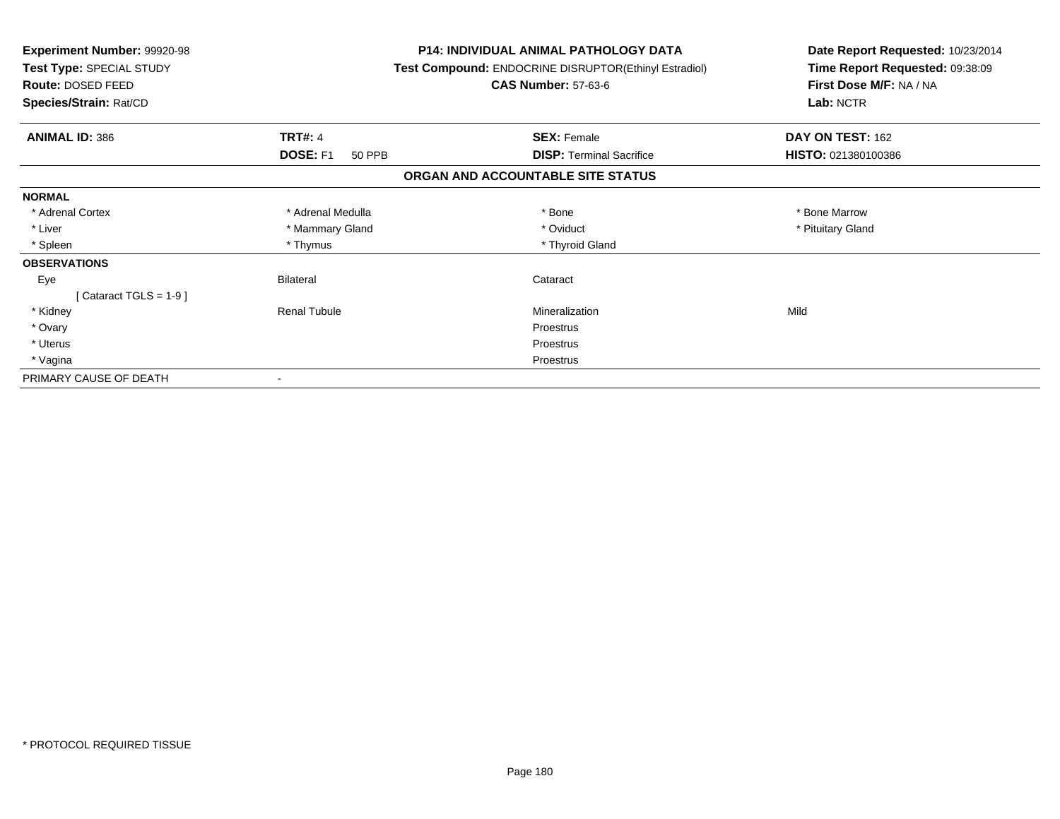**Experiment Number:** 99920-98
**Test Type:** SPECIAL STUDY
**Route:** DOSED FEED
**Species/Strain:** Rat/CD

**P14: INDIVIDUAL ANIMAL PATHOLOGY DATA**
**Test Compound:** ENDOCRINE DISRUPTOR(Ethinyl Estradiol)
**CAS Number:** 57-63-6

**Date Report Requested:** 10/23/2014
**Time Report Requested:** 09:38:09
**First Dose M/F:** NA / NA
**Lab:** NCTR

| **ANIMAL ID:** 386 | **TRT#:** 4 | **SEX:** Female | **DAY ON TEST:** 162 |
|---|---|---|---|
| | **DOSE:** F1 50 PPB | **DISP:** Terminal Sacrifice | **HISTO:** 021380100386 |

## ORGAN AND ACCOUNTABLE SITE STATUS

| | | | |
|---|---|---|---|
| **NORMAL** | | | |
| * Adrenal Cortex | * Adrenal Medulla | * Bone | * Bone Marrow |
| * Liver | * Mammary Gland | * Oviduct | * Pituitary Gland |
| * Spleen | * Thymus | * Thyroid Gland | |
| **OBSERVATIONS** | | | |
| Eye | Bilateral | Cataract | |
| [ Cataract TGLS = 1-9 ] | | | |
| * Kidney | Renal Tubule | Mineralization | Mild |
| * Ovary | | Proestrus | |
| * Uterus | | Proestrus | |
| * Vagina | | Proestrus | |
| PRIMARY CAUSE OF DEATH | - | | |

* PROTOCOL REQUIRED TISSUE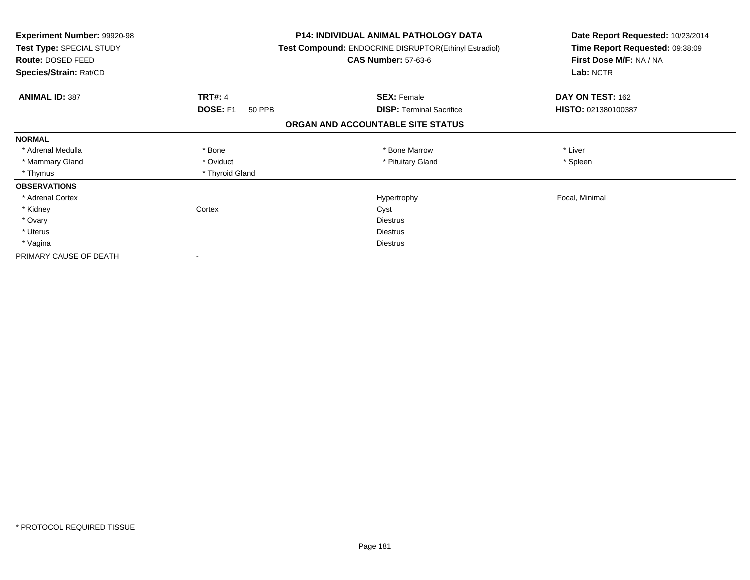**Experiment Number:** 99920-98
**Test Type:** SPECIAL STUDY
**Route:** DOSED FEED
**Species/Strain:** Rat/CD

**P14: INDIVIDUAL ANIMAL PATHOLOGY DATA**
**Test Compound:** ENDOCRINE DISRUPTOR(Ethinyl Estradiol)
**CAS Number:** 57-63-6

**Date Report Requested:** 10/23/2014
**Time Report Requested:** 09:38:09
**First Dose M/F:** NA / NA
**Lab:** NCTR

| **ANIMAL ID:** 387 | **TRT#:** 4 | **SEX:** Female | **DAY ON TEST:** 162 |
|---|---|---|---|
| | **DOSE:** F1 50 PPB | **DISP:** Terminal Sacrifice | **HISTO:** 021380100387 |

## ORGAN AND ACCOUNTABLE SITE STATUS

| | | | |
|---|---|---|---|
| **NORMAL** | | | |
| * Adrenal Medulla | * Bone | * Bone Marrow | * Liver |
| * Mammary Gland | * Oviduct | * Pituitary Gland | * Spleen |
| * Thymus | * Thyroid Gland | | |
| **OBSERVATIONS** | | | |
| * Adrenal Cortex | | Hypertrophy | Focal, Minimal |
| * Kidney | Cortex | Cyst | |
| * Ovary | | Diestrus | |
| * Uterus | | Diestrus | |
| * Vagina | | Diestrus | |
| PRIMARY CAUSE OF DEATH | - | | |

* PROTOCOL REQUIRED TISSUE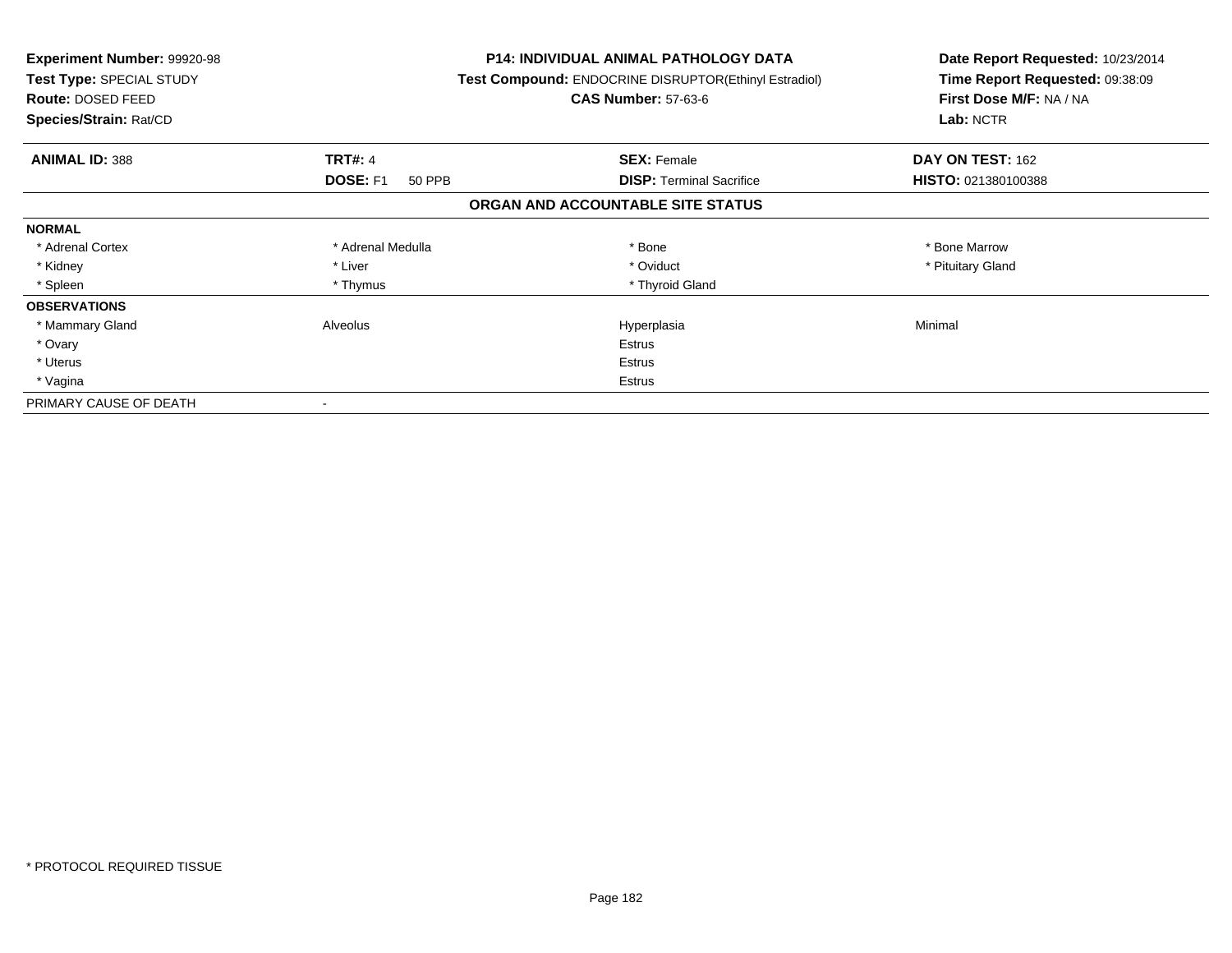**Experiment Number:** 99920-98
**Test Type:** SPECIAL STUDY
**Route:** DOSED FEED
**Species/Strain:** Rat/CD

**P14: INDIVIDUAL ANIMAL PATHOLOGY DATA**
**Test Compound:** ENDOCRINE DISRUPTOR(Ethinyl Estradiol)
**CAS Number:** 57-63-6

**Date Report Requested:** 10/23/2014
**Time Report Requested:** 09:38:09
**First Dose M/F:** NA / NA
**Lab:** NCTR

| **ANIMAL ID:** 388 | **TRT#:** 4 | **SEX:** Female | **DAY ON TEST:** 162 |
|---|---|---|---|
| | **DOSE:** F1 50 PPB | **DISP:** Terminal Sacrifice | **HISTO:** 021380100388 |

**ORGAN AND ACCOUNTABLE SITE STATUS**

| | | | |
|---|---|---|---|
| **NORMAL** | | | |
| * Adrenal Cortex | * Adrenal Medulla | * Bone | * Bone Marrow |
| * Kidney | * Liver | * Oviduct | * Pituitary Gland |
| * Spleen | * Thymus | * Thyroid Gland | |
| **OBSERVATIONS** | | | |
| * Mammary Gland | Alveolus | Hyperplasia | Minimal |
| * Ovary | | Estrus | |
| * Uterus | | Estrus | |
| * Vagina | | Estrus | |
| PRIMARY CAUSE OF DEATH | - | | |

* PROTOCOL REQUIRED TISSUE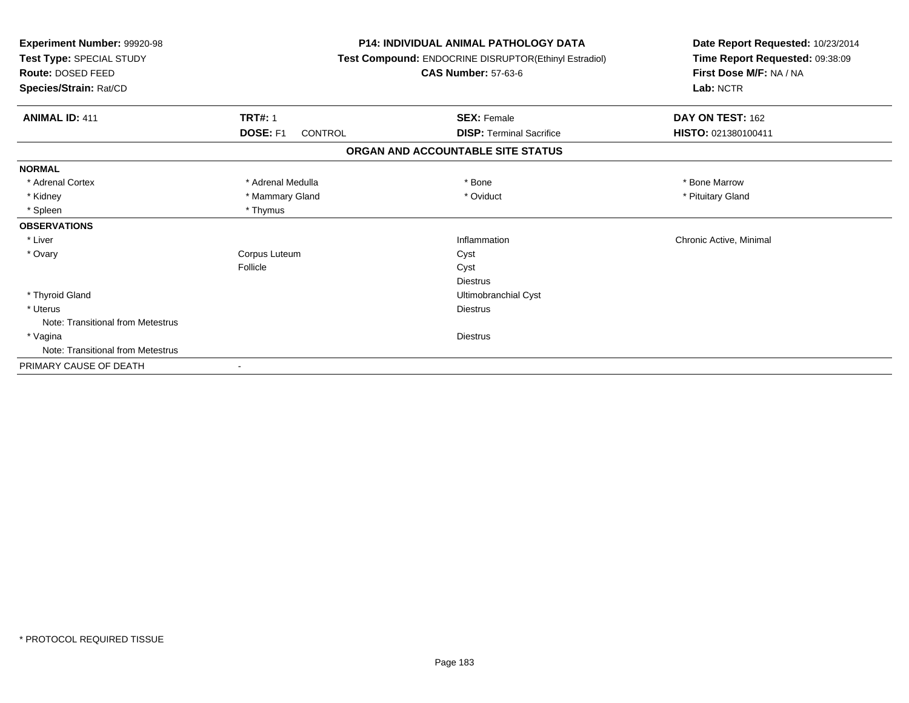**Experiment Number:** 99920-98
**Test Type:** SPECIAL STUDY
**Route:** DOSED FEED
**Species/Strain:** Rat/CD

**P14: INDIVIDUAL ANIMAL PATHOLOGY DATA**
**Test Compound:** ENDOCRINE DISRUPTOR(Ethinyl Estradiol)
**CAS Number:** 57-63-6

**Date Report Requested:** 10/23/2014
**Time Report Requested:** 09:38:09
**First Dose M/F:** NA / NA
**Lab:** NCTR

| **ANIMAL ID:** 411 | **TRT#:** 1 | **SEX:** Female | **DAY ON TEST:** 162 |
|---|---|---|---|
| | **DOSE:** F1 CONTROL | **DISP:** Terminal Sacrifice | **HISTO:** 021380100411 |

**ORGAN AND ACCOUNTABLE SITE STATUS**

| | | | |
|---|---|---|---|
| **NORMAL** | | | |
| * Adrenal Cortex | * Adrenal Medulla | * Bone | * Bone Marrow |
| * Kidney | * Mammary Gland | * Oviduct | * Pituitary Gland |
| * Spleen | * Thymus | | |
| **OBSERVATIONS** | | | |
| * Liver | | Inflammation | Chronic Active, Minimal |
| * Ovary | Corpus Luteum | Cyst | |
| | Follicle | Cyst | |
| | | Diestrus | |
| * Thyroid Gland | | Ultimobranchial Cyst | |
| * Uterus | | Diestrus | |
| Note: Transitional from Metestrus | | | |
| * Vagina | | Diestrus | |
| Note: Transitional from Metestrus | | | |
| PRIMARY CAUSE OF DEATH | - | | |

* PROTOCOL REQUIRED TISSUE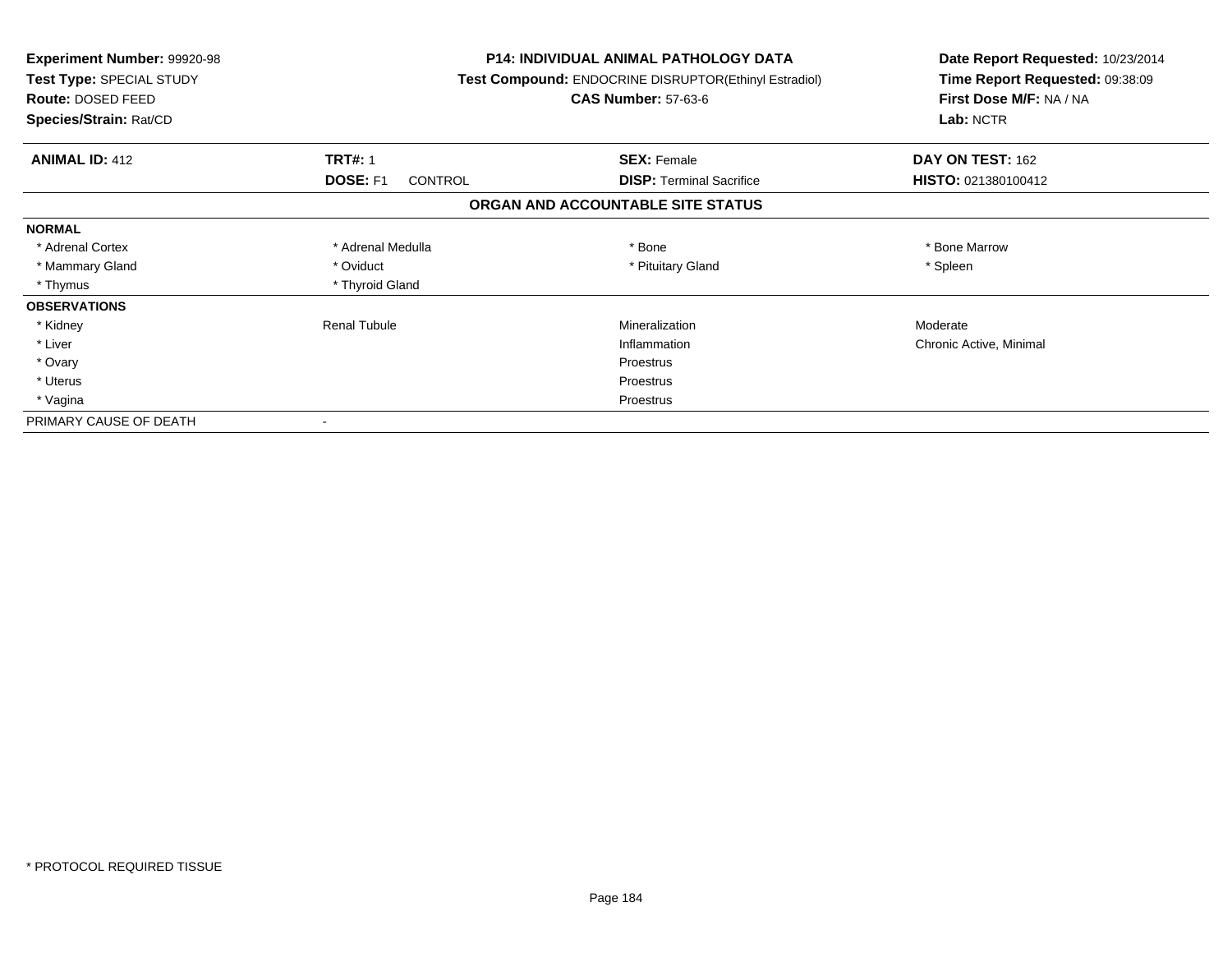**Experiment Number:** 99920-98
**Test Type:** SPECIAL STUDY
**Route:** DOSED FEED
**Species/Strain:** Rat/CD

**P14: INDIVIDUAL ANIMAL PATHOLOGY DATA**
**Test Compound:** ENDOCRINE DISRUPTOR(Ethinyl Estradiol)
**CAS Number:** 57-63-6

**Date Report Requested:** 10/23/2014
**Time Report Requested:** 09:38:09
**First Dose M/F:** NA / NA
**Lab:** NCTR

| **ANIMAL ID:** 412 | **TRT#:** 1 | **SEX:** Female | **DAY ON TEST:** 162 |
|---|---|---|---|
| | **DOSE:** F1 CONTROL | **DISP:** Terminal Sacrifice | **HISTO:** 021380100412 |

## ORGAN AND ACCOUNTABLE SITE STATUS

| | | | |
|---|---|---|---|
| **NORMAL** | | | |
| * Adrenal Cortex | * Adrenal Medulla | * Bone | * Bone Marrow |
| * Mammary Gland | * Oviduct | * Pituitary Gland | * Spleen |
| * Thymus | * Thyroid Gland | | |
| **OBSERVATIONS** | | | |
| * Kidney | Renal Tubule | Mineralization | Moderate |
| * Liver | | Inflammation | Chronic Active, Minimal |
| * Ovary | | Proestrus | |
| * Uterus | | Proestrus | |
| * Vagina | | Proestrus | |
| PRIMARY CAUSE OF DEATH | - | | |

* PROTOCOL REQUIRED TISSUE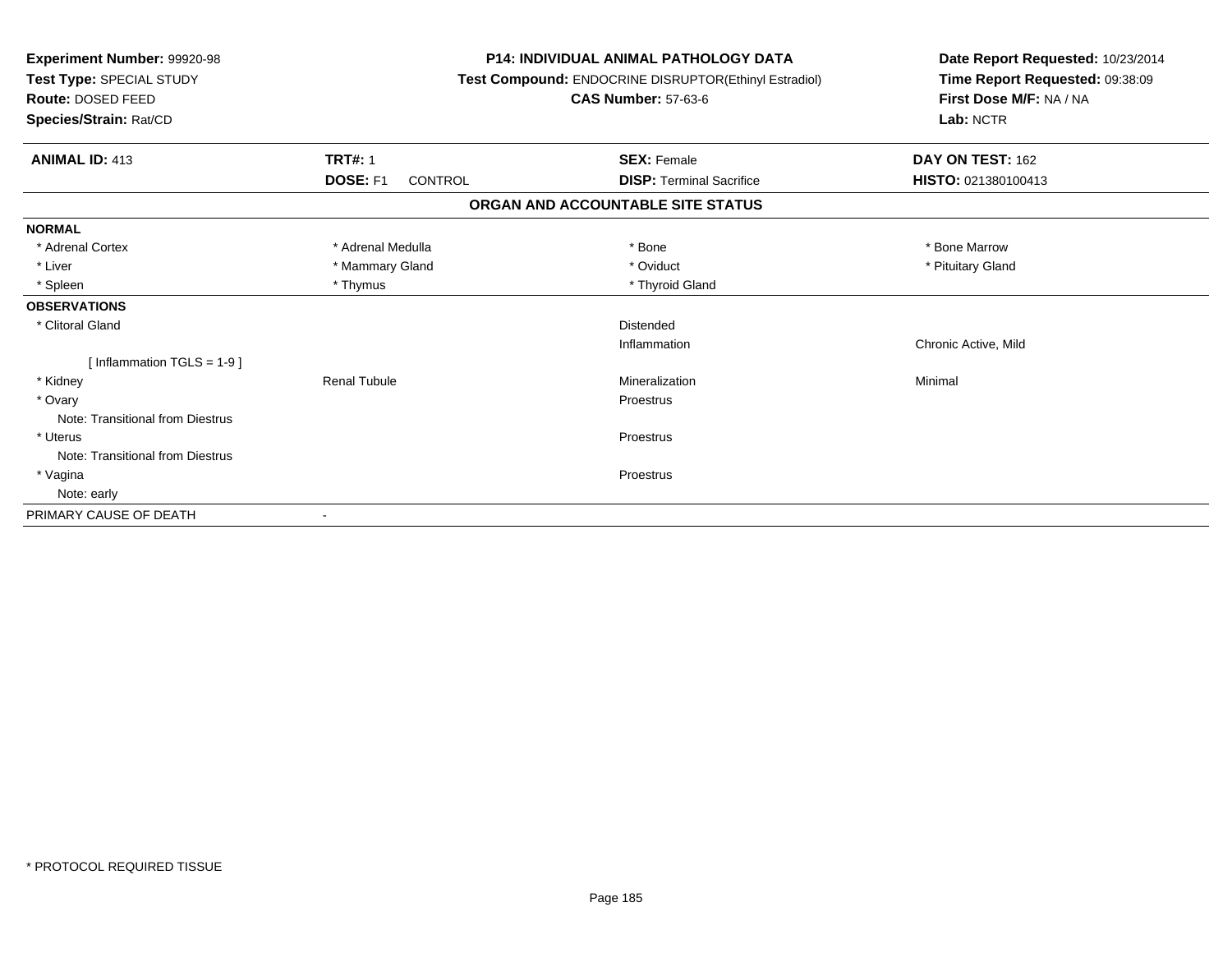**Experiment Number:** 99920-98
**Test Type:** SPECIAL STUDY
**Route:** DOSED FEED
**Species/Strain:** Rat/CD

**P14: INDIVIDUAL ANIMAL PATHOLOGY DATA**
**Test Compound:** ENDOCRINE DISRUPTOR(Ethinyl Estradiol)
**CAS Number:** 57-63-6

**Date Report Requested:** 10/23/2014
**Time Report Requested:** 09:38:09
**First Dose M/F:** NA / NA
**Lab:** NCTR

| **ANIMAL ID:** 413 | **TRT#:** 1 | **SEX:** Female | **DAY ON TEST:** 162 |
|---|---|---|---|
| | **DOSE:** F1 CONTROL | **DISP:** Terminal Sacrifice | **HISTO:** 021380100413 |

## ORGAN AND ACCOUNTABLE SITE STATUS

| | | | |
|---|---|---|---|
| **NORMAL** | | | |
| * Adrenal Cortex | * Adrenal Medulla | * Bone | * Bone Marrow |
| * Liver | * Mammary Gland | * Oviduct | * Pituitary Gland |
| * Spleen | * Thymus | * Thyroid Gland | |
| **OBSERVATIONS** | | | |
| * Clitoral Gland | | Distended | |
| | | Inflammation | Chronic Active, Mild |
| [ Inflammation TGLS = 1-9 ] | | | |
| * Kidney | Renal Tubule | Mineralization | Minimal |
| * Ovary | | Proestrus | |
| Note: Transitional from Diestrus | | | |
| * Uterus | | Proestrus | |
| Note: Transitional from Diestrus | | | |
| * Vagina | | Proestrus | |
| Note: early | | | |
| PRIMARY CAUSE OF DEATH | - | | |

* PROTOCOL REQUIRED TISSUE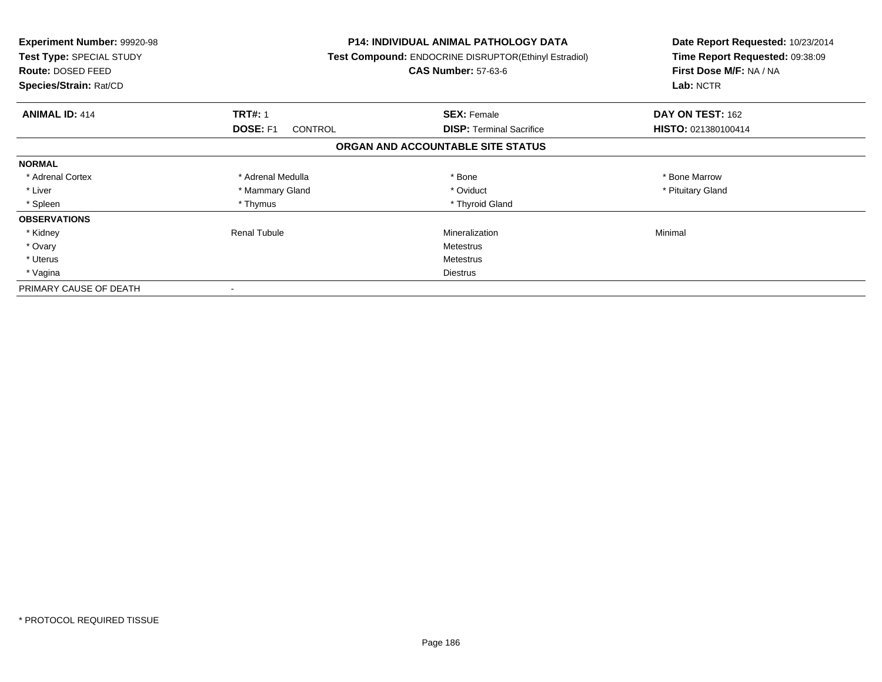**Experiment Number:** 99920-98
**Test Type:** SPECIAL STUDY
**Route:** DOSED FEED
**Species/Strain:** Rat/CD

**P14: INDIVIDUAL ANIMAL PATHOLOGY DATA**
**Test Compound:** ENDOCRINE DISRUPTOR(Ethinyl Estradiol)
**CAS Number:** 57-63-6

**Date Report Requested:** 10/23/2014
**Time Report Requested:** 09:38:09
**First Dose M/F:** NA / NA
**Lab:** NCTR

| **ANIMAL ID:** 414 | **TRT#:** 1 | **SEX:** Female | **DAY ON TEST:** 162 |
|---|---|---|---|
| | **DOSE:** F1 CONTROL | **DISP:** Terminal Sacrifice | **HISTO:** 021380100414 |

## ORGAN AND ACCOUNTABLE SITE STATUS

| | | | |
|---|---|---|---|
| **NORMAL** | | | |
| * Adrenal Cortex | * Adrenal Medulla | * Bone | * Bone Marrow |
| * Liver | * Mammary Gland | * Oviduct | * Pituitary Gland |
| * Spleen | * Thymus | * Thyroid Gland | |
| **OBSERVATIONS** | | | |
| * Kidney | Renal Tubule | Mineralization | Minimal |
| * Ovary | | Metestrus | |
| * Uterus | | Metestrus | |
| * Vagina | | Diestrus | |
| PRIMARY CAUSE OF DEATH | - | | |

* PROTOCOL REQUIRED TISSUE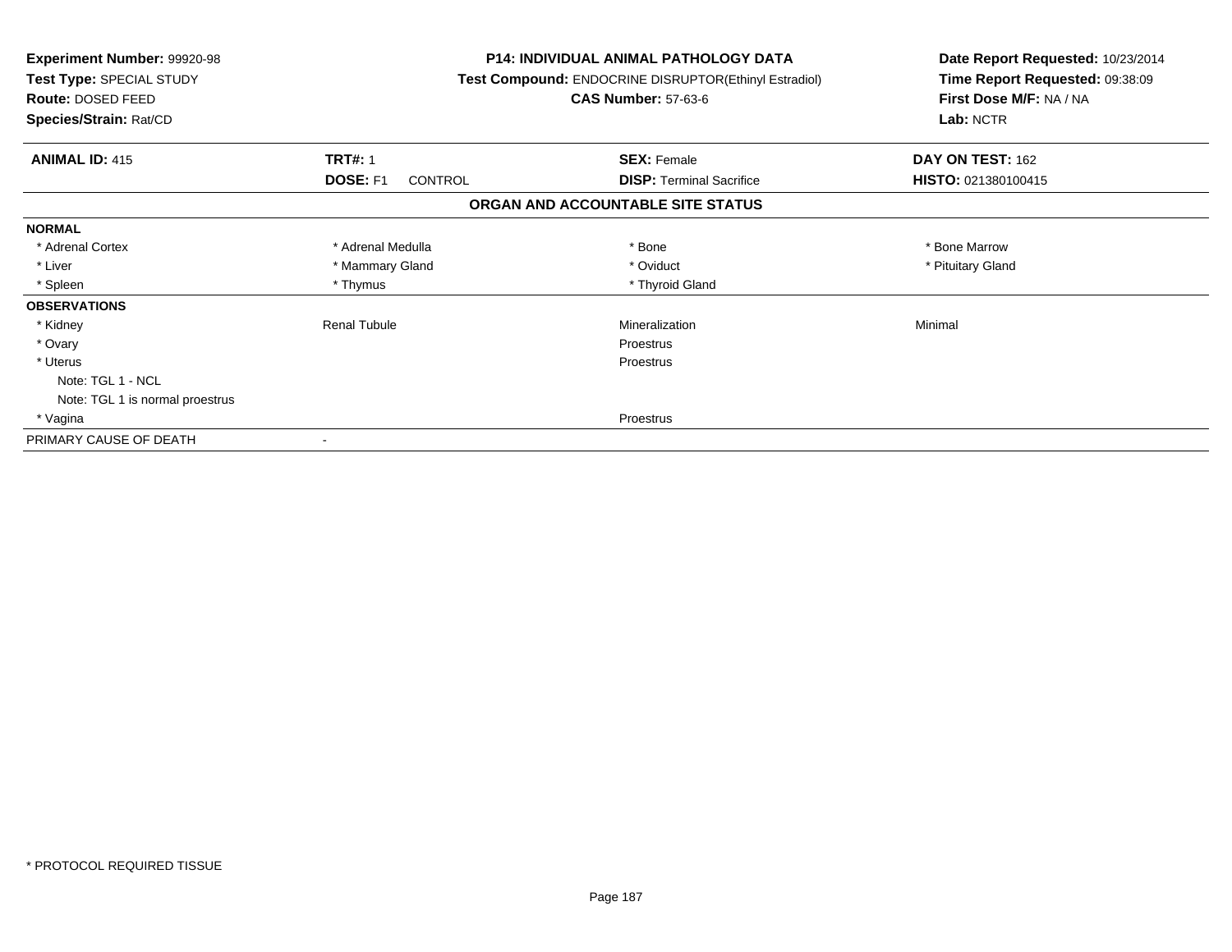**Experiment Number:** 99920-98
**Test Type:** SPECIAL STUDY
**Route:** DOSED FEED
**Species/Strain:** Rat/CD

**P14: INDIVIDUAL ANIMAL PATHOLOGY DATA**
**Test Compound:** ENDOCRINE DISRUPTOR(Ethinyl Estradiol)
**CAS Number:** 57-63-6

**Date Report Requested:** 10/23/2014
**Time Report Requested:** 09:38:09
**First Dose M/F:** NA / NA
**Lab:** NCTR

| **ANIMAL ID:** 415 | **TRT#:** 1 | **SEX:** Female | **DAY ON TEST:** 162 |
|---|---|---|---|
| | **DOSE:** F1 CONTROL | **DISP:** Terminal Sacrifice | **HISTO:** 021380100415 |

**ORGAN AND ACCOUNTABLE SITE STATUS**

| | | | |
|---|---|---|---|
| **NORMAL** | | | |
| * Adrenal Cortex | * Adrenal Medulla | * Bone | * Bone Marrow |
| * Liver | * Mammary Gland | * Oviduct | * Pituitary Gland |
| * Spleen | * Thymus | * Thyroid Gland | |
| **OBSERVATIONS** | | | |
| * Kidney | Renal Tubule | Mineralization | Minimal |
| * Ovary | | Proestrus | |
| * Uterus | | Proestrus | |
| Note: TGL 1 - NCL | | | |
| Note: TGL 1 is normal proestrus | | | |
| * Vagina | | Proestrus | |
| PRIMARY CAUSE OF DEATH | - | | |

* PROTOCOL REQUIRED TISSUE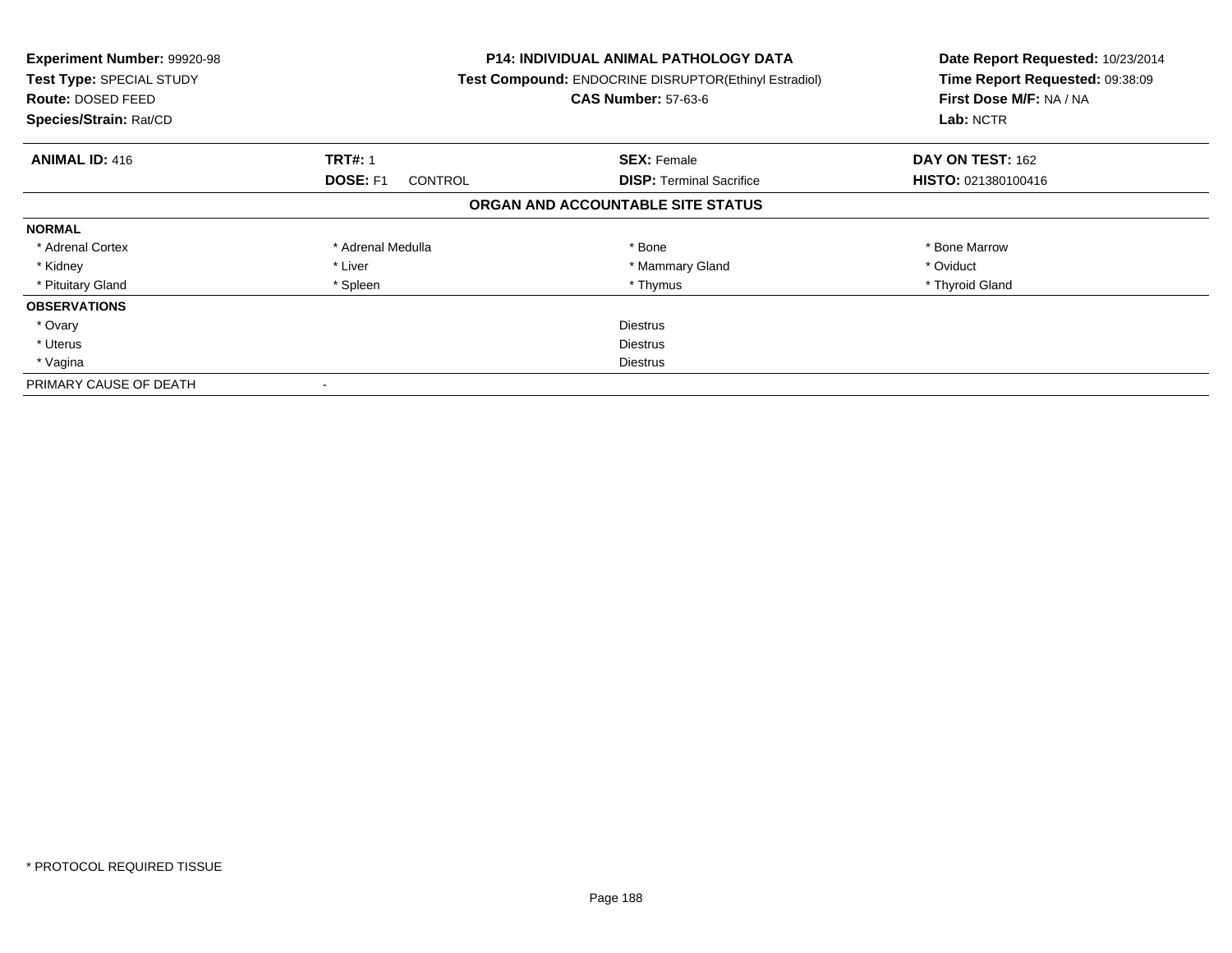**Experiment Number:** 99920-98
**Test Type:** SPECIAL STUDY
**Route:** DOSED FEED
**Species/Strain:** Rat/CD

**P14: INDIVIDUAL ANIMAL PATHOLOGY DATA**
**Test Compound:** ENDOCRINE DISRUPTOR(Ethinyl Estradiol)
**CAS Number:** 57-63-6

**Date Report Requested:** 10/23/2014
**Time Report Requested:** 09:38:09
**First Dose M/F:** NA / NA
**Lab:** NCTR

| **ANIMAL ID:** 416 | **TRT#:** 1 | **SEX:** Female | **DAY ON TEST:** 162 |
|---|---|---|---|
| | **DOSE:** F1 CONTROL | **DISP:** Terminal Sacrifice | **HISTO:** 021380100416 |

## ORGAN AND ACCOUNTABLE SITE STATUS

| **NORMAL** | | | |
|---|---|---|---|
| * Adrenal Cortex | * Adrenal Medulla | * Bone | * Bone Marrow |
| * Kidney | * Liver | * Mammary Gland | * Oviduct |
| * Pituitary Gland | * Spleen | * Thymus | * Thyroid Gland |

| **OBSERVATIONS** | |
|---|---|
| * Ovary | Diestrus |
| * Uterus | Diestrus |
| * Vagina | Diestrus |

PRIMARY CAUSE OF DEATH -

* PROTOCOL REQUIRED TISSUE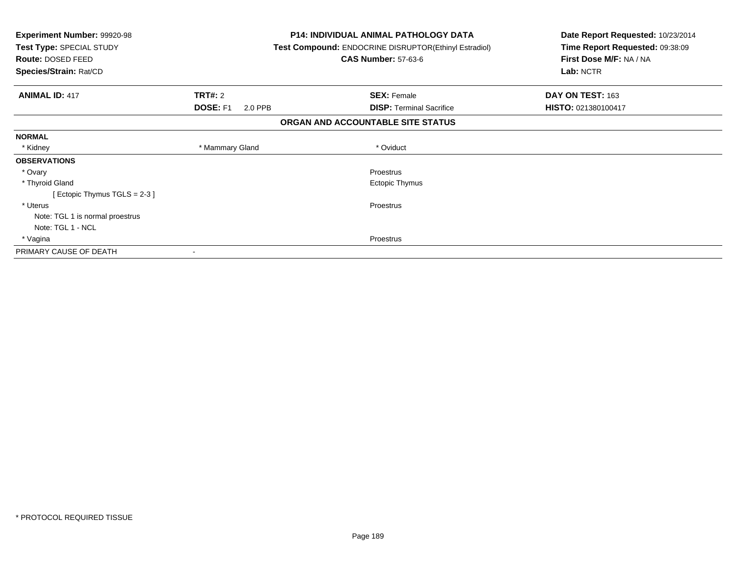**Experiment Number:** 99920-98
**Test Type:** SPECIAL STUDY
**Route:** DOSED FEED
**Species/Strain:** Rat/CD

**P14: INDIVIDUAL ANIMAL PATHOLOGY DATA**
**Test Compound:** ENDOCRINE DISRUPTOR(Ethinyl Estradiol)
**CAS Number:** 57-63-6

**Date Report Requested:** 10/23/2014
**Time Report Requested:** 09:38:09
**First Dose M/F:** NA / NA
**Lab:** NCTR

| **ANIMAL ID:** 417 | **TRT#:** 2 | **SEX:** Female | **DAY ON TEST:** 163 |
|---|---|---|---|
| | **DOSE:** F1 2.0 PPB | **DISP:** Terminal Sacrifice | **HISTO:** 021380100417 |

### ORGAN AND ACCOUNTABLE SITE STATUS

**NORMAL**

| * Kidney | * Mammary Gland | * Oviduct |
|---|---|---|

**OBSERVATIONS**

| | |
|---|---|
| * Ovary | Proestrus |
| * Thyroid Gland | Ectopic Thymus |
| [ Ectopic Thymus TGLS = 2-3 ] | |
| * Uterus | Proestrus |
| Note: TGL 1 is normal proestrus | |
| Note: TGL 1 - NCL | |
| * Vagina | Proestrus |

PRIMARY CAUSE OF DEATH -

* PROTOCOL REQUIRED TISSUE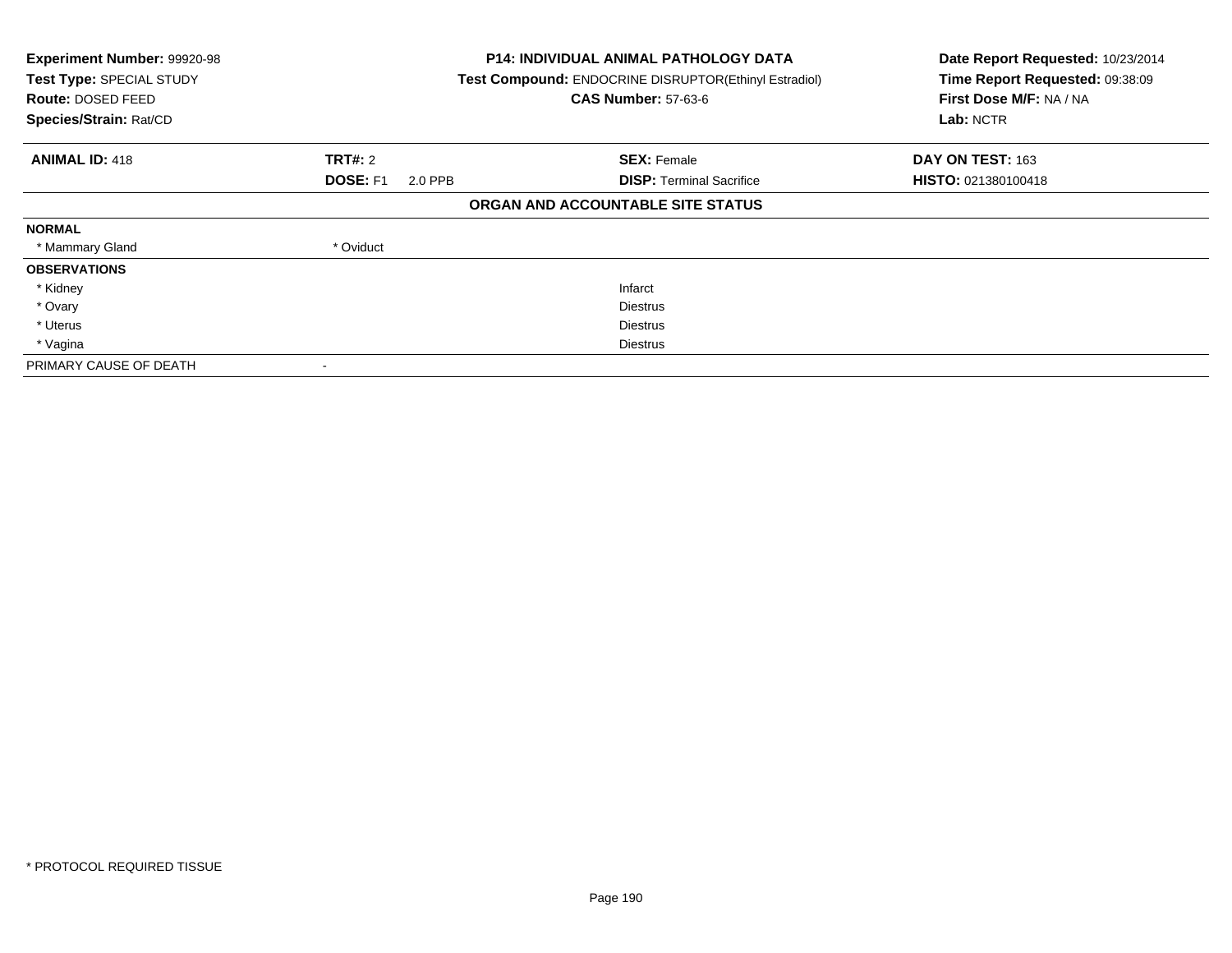**Experiment Number:** 99920-98
**Test Type:** SPECIAL STUDY
**Route:** DOSED FEED
**Species/Strain:** Rat/CD

**P14: INDIVIDUAL ANIMAL PATHOLOGY DATA**
**Test Compound:** ENDOCRINE DISRUPTOR(Ethinyl Estradiol)
**CAS Number:** 57-63-6

**Date Report Requested:** 10/23/2014
**Time Report Requested:** 09:38:09
**First Dose M/F:** NA / NA
**Lab:** NCTR

| **ANIMAL ID:** 418 | **TRT#:** 2 | **SEX:** Female | **DAY ON TEST:** 163 |
|---|---|---|---|
| | **DOSE:** F1 2.0 PPB | **DISP:** Terminal Sacrifice | **HISTO:** 021380100418 |

## ORGAN AND ACCOUNTABLE SITE STATUS

| | | |
|---|---|---|
| **NORMAL** | | |
| * Mammary Gland | * Oviduct | |
| **OBSERVATIONS** | | |
| * Kidney | | Infarct |
| * Ovary | | Diestrus |
| * Uterus | | Diestrus |
| * Vagina | | Diestrus |
| PRIMARY CAUSE OF DEATH | - | |

* PROTOCOL REQUIRED TISSUE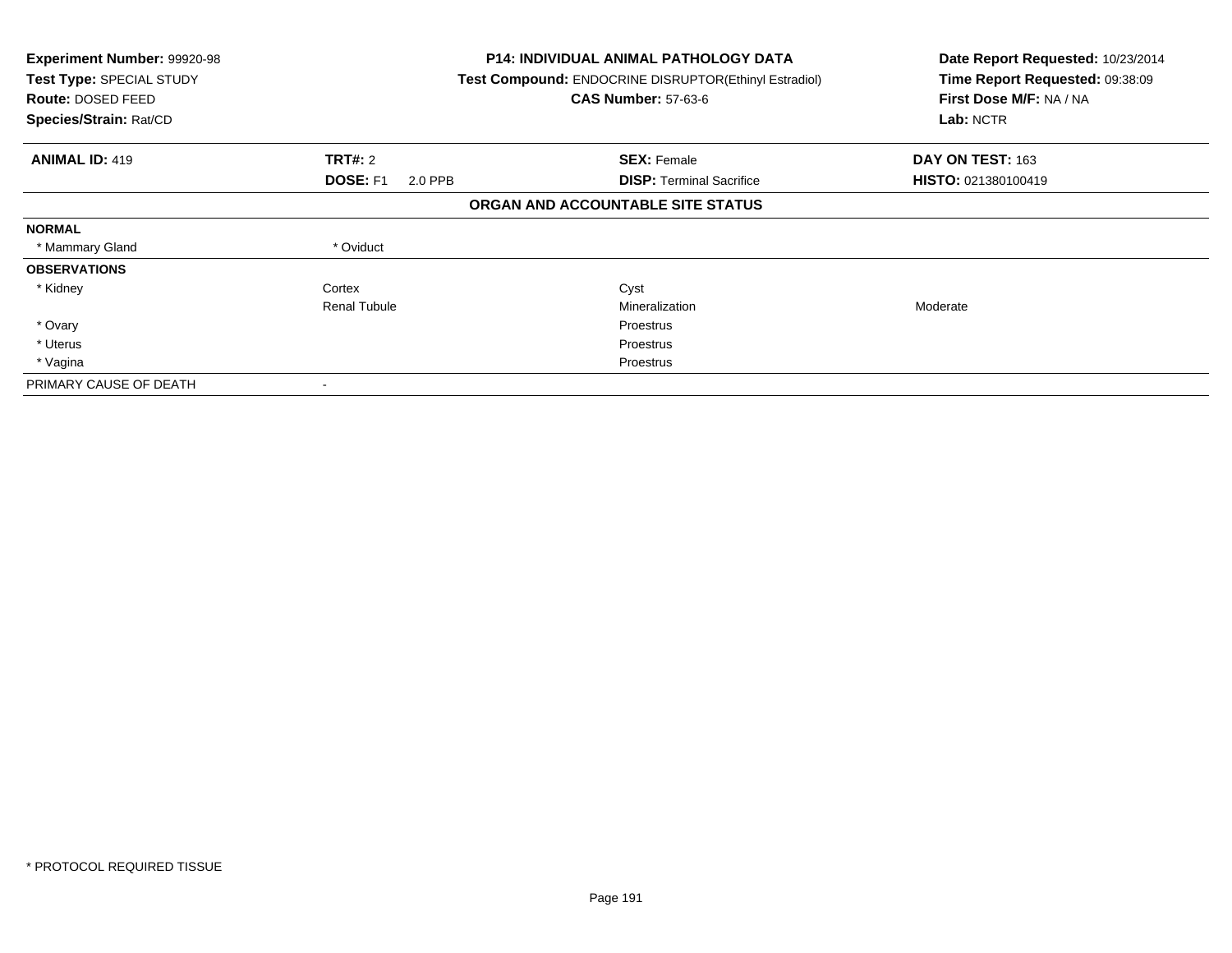**Experiment Number:** 99920-98
**Test Type:** SPECIAL STUDY
**Route:** DOSED FEED
**Species/Strain:** Rat/CD

**P14: INDIVIDUAL ANIMAL PATHOLOGY DATA**
**Test Compound:** ENDOCRINE DISRUPTOR(Ethinyl Estradiol)
**CAS Number:** 57-63-6

**Date Report Requested:** 10/23/2014
**Time Report Requested:** 09:38:09
**First Dose M/F:** NA / NA
**Lab:** NCTR

| **ANIMAL ID:** 419 | **TRT#:** 2 | **SEX:** Female | **DAY ON TEST:** 163 |
|---|---|---|---|
| | **DOSE:** F1 2.0 PPB | **DISP:** Terminal Sacrifice | **HISTO:** 021380100419 |

**ORGAN AND ACCOUNTABLE SITE STATUS**

| | | | |
|---|---|---|---|
| **NORMAL** | | | |
| * Mammary Gland | * Oviduct | | |
| **OBSERVATIONS** | | | |
| * Kidney | Cortex | Cyst | |
| | Renal Tubule | Mineralization | Moderate |
| * Ovary | | Proestrus | |
| * Uterus | | Proestrus | |
| * Vagina | | Proestrus | |
| PRIMARY CAUSE OF DEATH | - | | |

* PROTOCOL REQUIRED TISSUE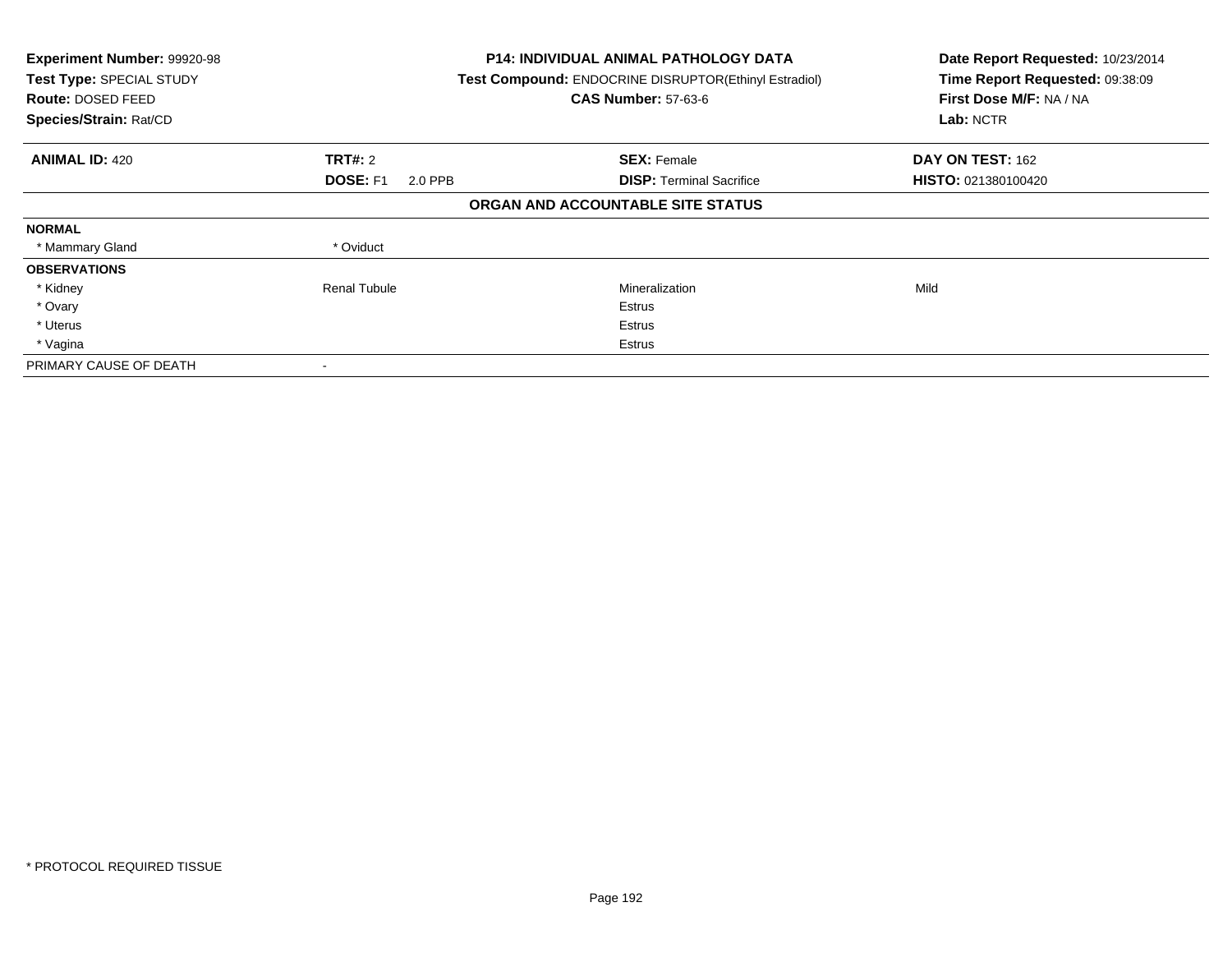**Experiment Number:** 99920-98
**Test Type:** SPECIAL STUDY
**Route:** DOSED FEED
**Species/Strain:** Rat/CD

**P14: INDIVIDUAL ANIMAL PATHOLOGY DATA**
**Test Compound:** ENDOCRINE DISRUPTOR(Ethinyl Estradiol)
**CAS Number:** 57-63-6

**Date Report Requested:** 10/23/2014
**Time Report Requested:** 09:38:09
**First Dose M/F:** NA / NA
**Lab:** NCTR

| **ANIMAL ID:** 420 | **TRT#:** 2 | **SEX:** Female | **DAY ON TEST:** 162 |
|---|---|---|---|
| | **DOSE:** F1 2.0 PPB | **DISP:** Terminal Sacrifice | **HISTO:** 021380100420 |

**ORGAN AND ACCOUNTABLE SITE STATUS**

| | | | |
|---|---|---|---|
| **NORMAL** | | | |
| * Mammary Gland | * Oviduct | | |
| **OBSERVATIONS** | | | |
| * Kidney | Renal Tubule | Mineralization | Mild |
| * Ovary | | Estrus | |
| * Uterus | | Estrus | |
| * Vagina | | Estrus | |
| PRIMARY CAUSE OF DEATH | - | | |

\* PROTOCOL REQUIRED TISSUE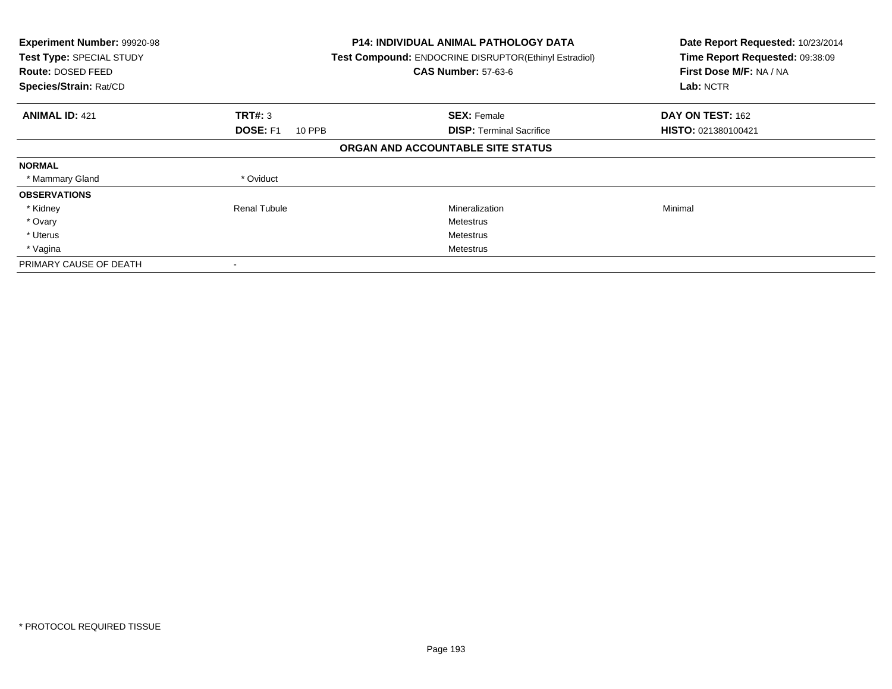| Experiment Number: 99920-98 | P14: INDIVIDUAL ANIMAL PATHOLOGY DATA | Date Report Requested: 10/23/2014 |
|---|---|---|
| Test Type: SPECIAL STUDY | Test Compound: ENDOCRINE DISRUPTOR(Ethinyl Estradiol) | Time Report Requested: 09:38:09 |
| Route: DOSED FEED | CAS Number: 57-63-6 | First Dose M/F: NA / NA |
| Species/Strain: Rat/CD | | Lab: NCTR |

| ANIMAL ID: 421 | TRT#: 3 | SEX: Female | DAY ON TEST: 162 |
|---|---|---|---|
| | DOSE: F1 10 PPB | DISP: Terminal Sacrifice | HISTO: 021380100421 |

**ORGAN AND ACCOUNTABLE SITE STATUS**

| | | | |
|---|---|---|---|
| **NORMAL** | | | |
| * Mammary Gland | * Oviduct | | |
| **OBSERVATIONS** | | | |
| * Kidney | Renal Tubule | Mineralization | Minimal |
| * Ovary | | Metestrus | |
| * Uterus | | Metestrus | |
| * Vagina | | Metestrus | |
| PRIMARY CAUSE OF DEATH | - | | |

* PROTOCOL REQUIRED TISSUE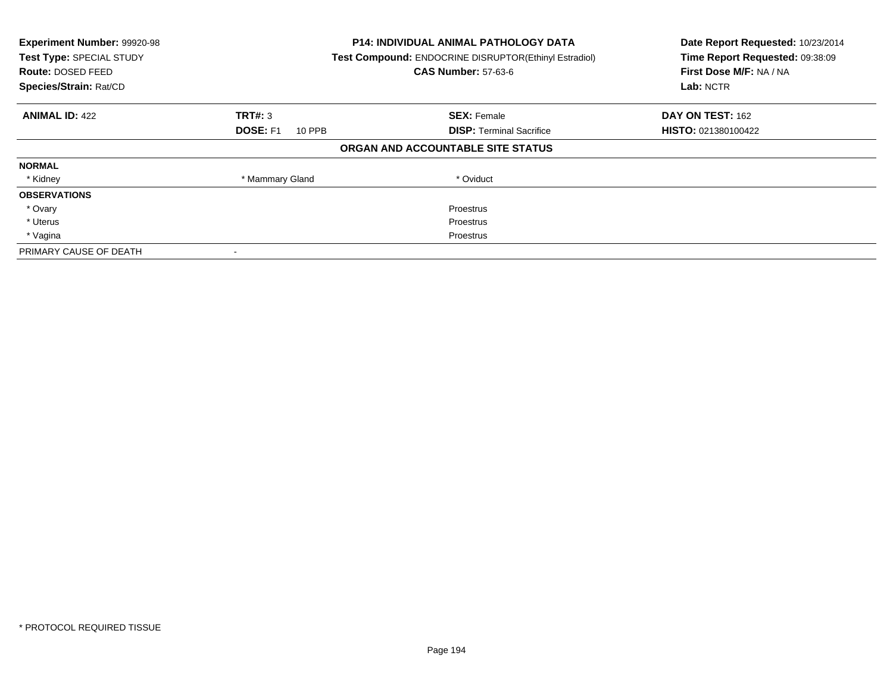**Experiment Number:** 99920-98
**Test Type:** SPECIAL STUDY
**Route:** DOSED FEED
**Species/Strain:** Rat/CD

**P14: INDIVIDUAL ANIMAL PATHOLOGY DATA**
**Test Compound:** ENDOCRINE DISRUPTOR(Ethinyl Estradiol)
**CAS Number:** 57-63-6

**Date Report Requested:** 10/23/2014
**Time Report Requested:** 09:38:09
**First Dose M/F:** NA / NA
**Lab:** NCTR

| **ANIMAL ID:** 422 | **TRT#:** 3 | **SEX:** Female | **DAY ON TEST:** 162 |
|---|---|---|---|
| | **DOSE:** F1 10 PPB | **DISP:** Terminal Sacrifice | **HISTO:** 021380100422 |

**ORGAN AND ACCOUNTABLE SITE STATUS**

| | | | |
|---|---|---|---|
| **NORMAL** | | | |
| * Kidney | * Mammary Gland | * Oviduct | |
| **OBSERVATIONS** | | | |
| * Ovary | | Proestrus | |
| * Uterus | | Proestrus | |
| * Vagina | | Proestrus | |
| PRIMARY CAUSE OF DEATH | - | | |

* PROTOCOL REQUIRED TISSUE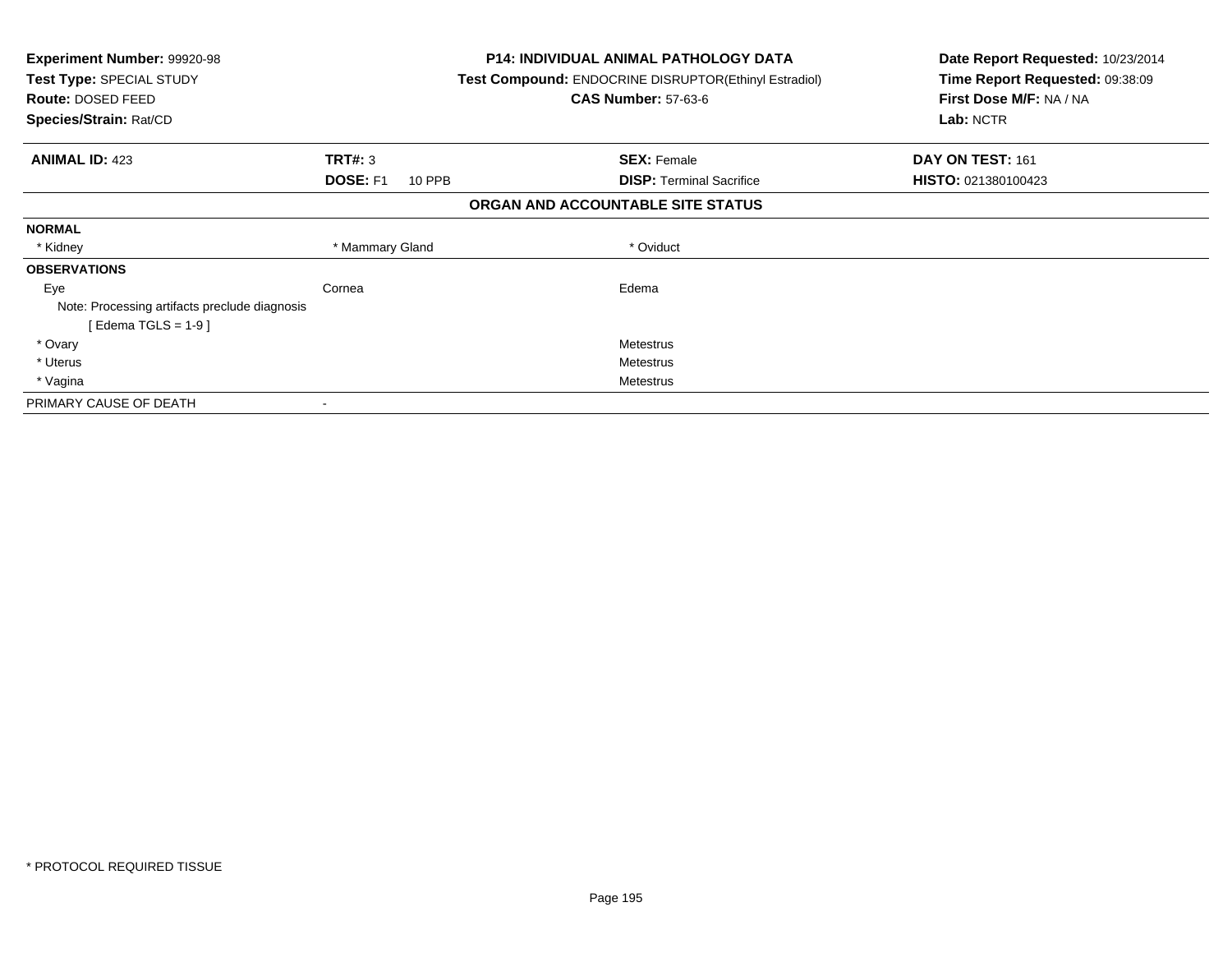**Experiment Number:** 99920-98
**Test Type:** SPECIAL STUDY
**Route:** DOSED FEED
**Species/Strain:** Rat/CD

**P14: INDIVIDUAL ANIMAL PATHOLOGY DATA**
**Test Compound:** ENDOCRINE DISRUPTOR(Ethinyl Estradiol)
**CAS Number:** 57-63-6

**Date Report Requested:** 10/23/2014
**Time Report Requested:** 09:38:09
**First Dose M/F:** NA / NA
**Lab:** NCTR

| **ANIMAL ID:** 423 | **TRT#:** 3 | **SEX:** Female | **DAY ON TEST:** 161 |
|---|---|---|---|
| | **DOSE:** F1 10 PPB | **DISP:** Terminal Sacrifice | **HISTO:** 021380100423 |

**ORGAN AND ACCOUNTABLE SITE STATUS**

| | | | |
|---|---|---|---|
| **NORMAL** | | | |
| * Kidney | * Mammary Gland | * Oviduct | |
| **OBSERVATIONS** | | | |
| Eye | Cornea | Edema | |
| Note: Processing artifacts preclude diagnosis | | | |
| [ Edema TGLS = 1-9 ] | | | |
| * Ovary | | Metestrus | |
| * Uterus | | Metestrus | |
| * Vagina | | Metestrus | |
| PRIMARY CAUSE OF DEATH | - | | |

* PROTOCOL REQUIRED TISSUE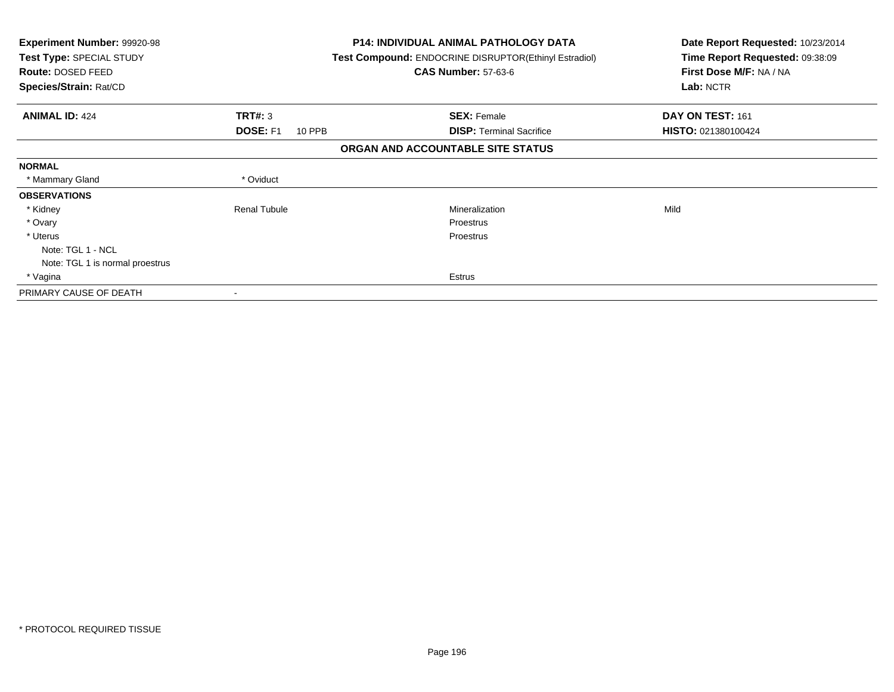**Experiment Number:** 99920-98
**Test Type:** SPECIAL STUDY
**Route:** DOSED FEED
**Species/Strain:** Rat/CD

**P14: INDIVIDUAL ANIMAL PATHOLOGY DATA**
**Test Compound:** ENDOCRINE DISRUPTOR(Ethinyl Estradiol)
**CAS Number:** 57-63-6

**Date Report Requested:** 10/23/2014
**Time Report Requested:** 09:38:09
**First Dose M/F:** NA / NA
**Lab:** NCTR

| **ANIMAL ID:** 424 | **TRT#:** 3 | **SEX:** Female | **DAY ON TEST:** 161 |
|---|---|---|---|
| | **DOSE:** F1 10 PPB | **DISP:** Terminal Sacrifice | **HISTO:** 021380100424 |

### ORGAN AND ACCOUNTABLE SITE STATUS

| | | | |
|---|---|---|---|
| **NORMAL** | | | |
| * Mammary Gland | * Oviduct | | |
| **OBSERVATIONS** | | | |
| * Kidney | Renal Tubule | Mineralization | Mild |
| * Ovary | | Proestrus | |
| * Uterus | | Proestrus | |
| Note: TGL 1 - NCL | | | |
| Note: TGL 1 is normal proestrus | | | |
| * Vagina | | Estrus | |
| PRIMARY CAUSE OF DEATH | - | | |

* PROTOCOL REQUIRED TISSUE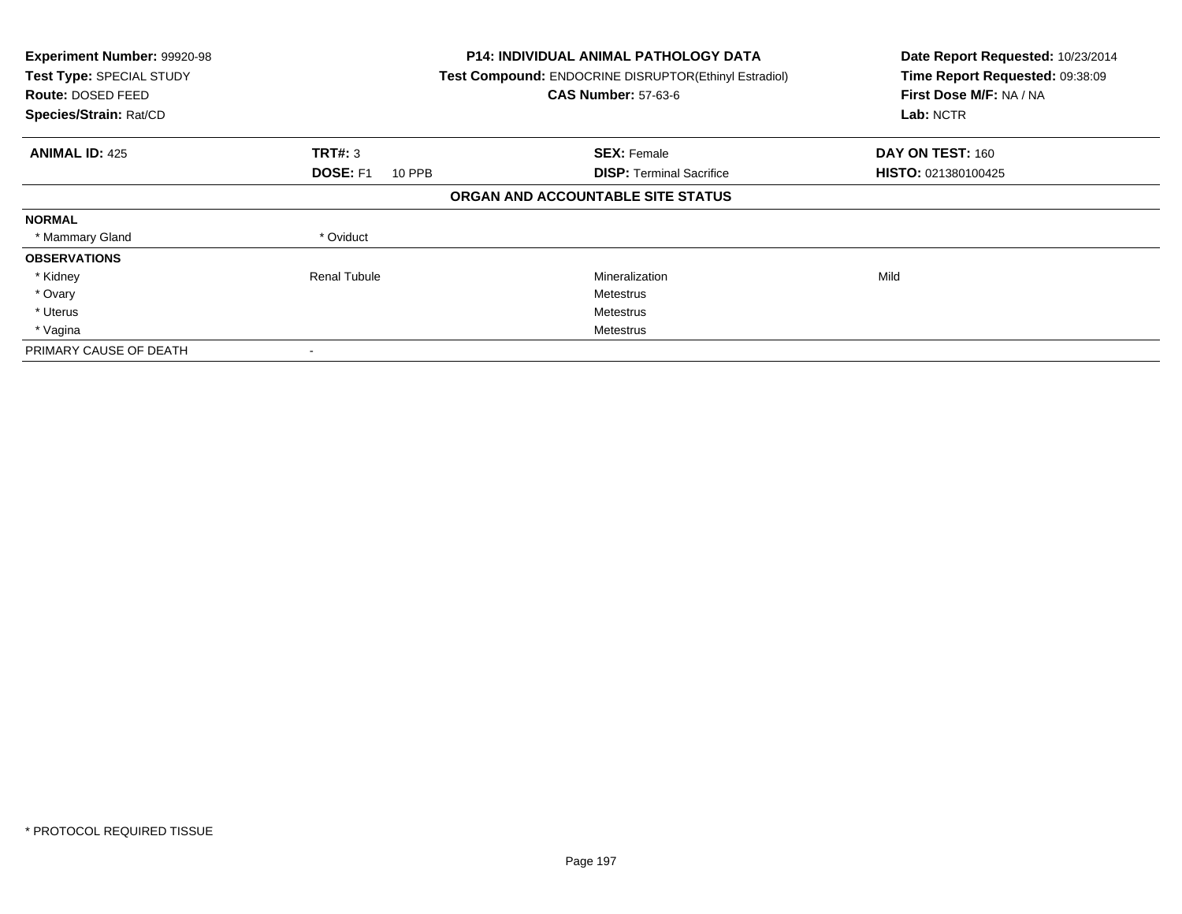**Experiment Number:** 99920-98
**Test Type:** SPECIAL STUDY
**Route:** DOSED FEED
**Species/Strain:** Rat/CD

**P14: INDIVIDUAL ANIMAL PATHOLOGY DATA**
**Test Compound:** ENDOCRINE DISRUPTOR(Ethinyl Estradiol)
**CAS Number:** 57-63-6

**Date Report Requested:** 10/23/2014
**Time Report Requested:** 09:38:09
**First Dose M/F:** NA / NA
**Lab:** NCTR

| **ANIMAL ID:** 425 | **TRT#:** 3 | **SEX:** Female | **DAY ON TEST:** 160 |
|---|---|---|---|
| | **DOSE:** F1 10 PPB | **DISP:** Terminal Sacrifice | **HISTO:** 021380100425 |

**ORGAN AND ACCOUNTABLE SITE STATUS**

| | | | |
|---|---|---|---|
| **NORMAL** | | | |
| * Mammary Gland | * Oviduct | | |
| **OBSERVATIONS** | | | |
| * Kidney | Renal Tubule | Mineralization | Mild |
| * Ovary | | Metestrus | |
| * Uterus | | Metestrus | |
| * Vagina | | Metestrus | |
| PRIMARY CAUSE OF DEATH | - | | |

* PROTOCOL REQUIRED TISSUE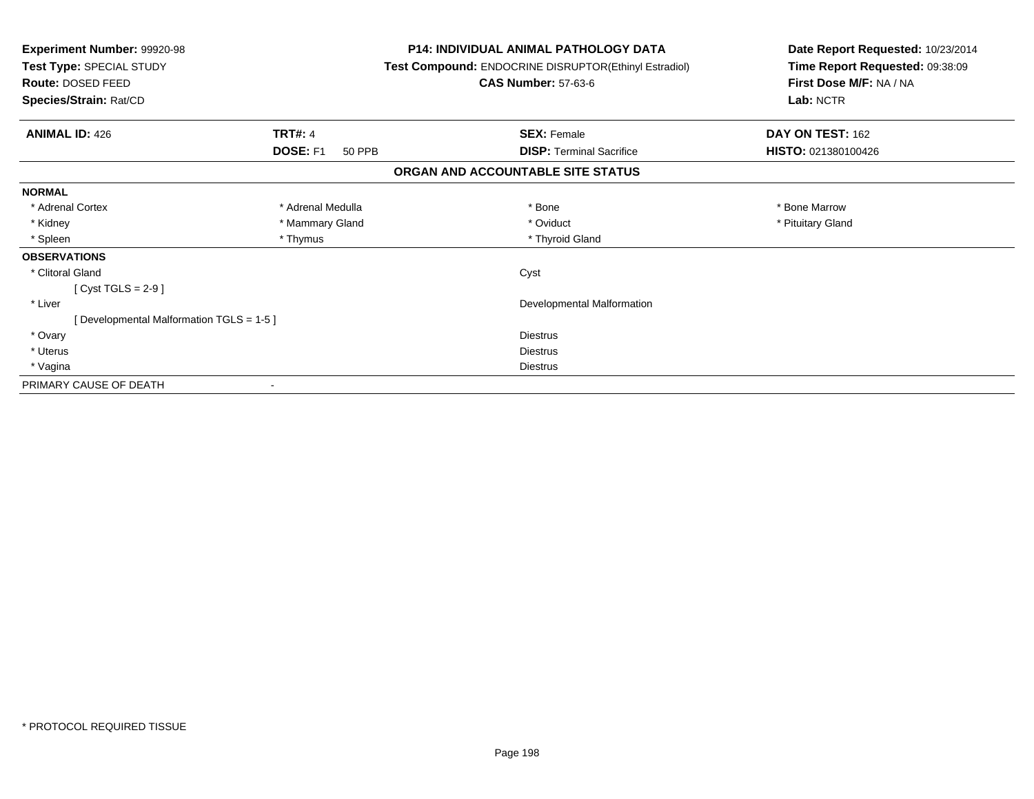**Experiment Number:** 99920-98
**Test Type:** SPECIAL STUDY
**Route:** DOSED FEED
**Species/Strain:** Rat/CD

**P14: INDIVIDUAL ANIMAL PATHOLOGY DATA**
**Test Compound:** ENDOCRINE DISRUPTOR(Ethinyl Estradiol)
**CAS Number:** 57-63-6

**Date Report Requested:** 10/23/2014
**Time Report Requested:** 09:38:09
**First Dose M/F:** NA / NA
**Lab:** NCTR

| **ANIMAL ID:** 426 | **TRT#:** 4 | **SEX:** Female | **DAY ON TEST:** 162 |
|---|---|---|---|
| | **DOSE:** F1 50 PPB | **DISP:** Terminal Sacrifice | **HISTO:** 021380100426 |

## ORGAN AND ACCOUNTABLE SITE STATUS

**NORMAL**

| | | | |
|---|---|---|---|
| * Adrenal Cortex | * Adrenal Medulla | * Bone | * Bone Marrow |
| * Kidney | * Mammary Gland | * Oviduct | * Pituitary Gland |
| * Spleen | * Thymus | * Thyroid Gland | |

**OBSERVATIONS**

| | |
|---|---|
| * Clitoral Gland | Cyst |
| [ Cyst TGLS = 2-9 ] | |
| * Liver | Developmental Malformation |
| [ Developmental Malformation TGLS = 1-5 ] | |
| * Ovary | Diestrus |
| * Uterus | Diestrus |
| * Vagina | Diestrus |

PRIMARY CAUSE OF DEATH -

* PROTOCOL REQUIRED TISSUE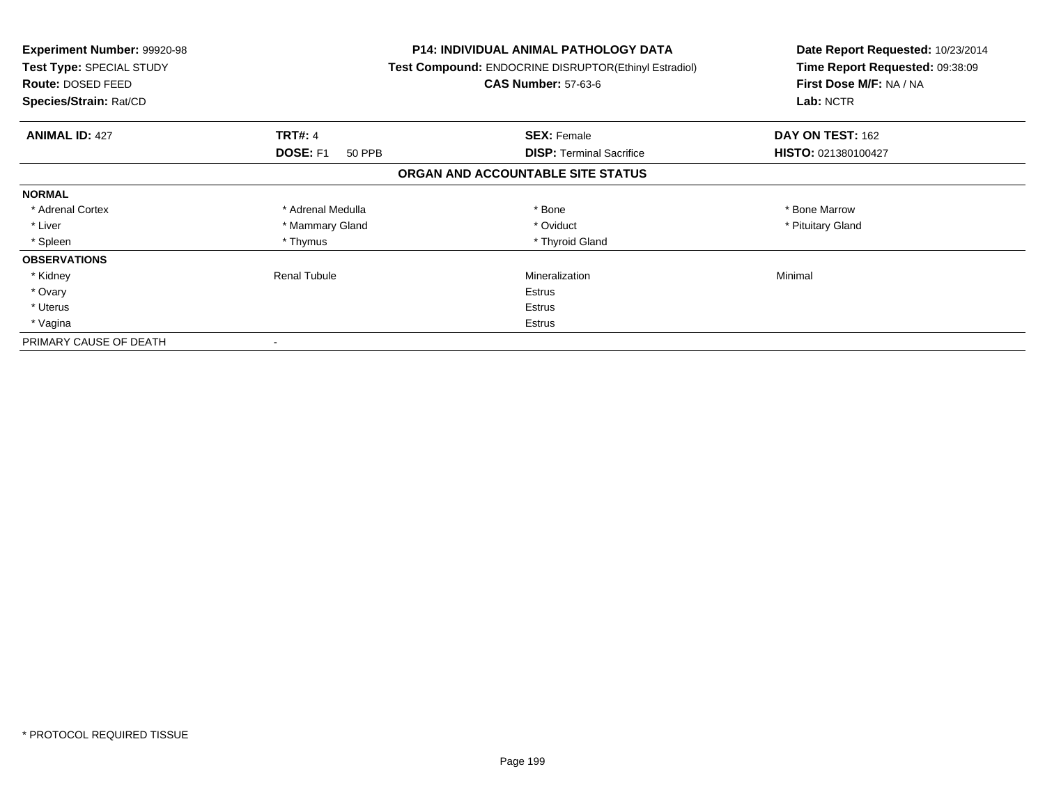| **Experiment Number:** 99920-98 | **P14: INDIVIDUAL ANIMAL PATHOLOGY DATA** | **Date Report Requested:** 10/23/2014 |
|---|---|---|
| **Test Type:** SPECIAL STUDY | **Test Compound:** ENDOCRINE DISRUPTOR(Ethinyl Estradiol) | **Time Report Requested:** 09:38:09 |
| **Route:** DOSED FEED | **CAS Number:** 57-63-6 | **First Dose M/F:** NA / NA |
| **Species/Strain:** Rat/CD | | **Lab:** NCTR |

| **ANIMAL ID:** 427 | **TRT#:** 4 | **SEX:** Female | **DAY ON TEST:** 162 |
|---|---|---|---|
| | **DOSE:** F1 50 PPB | **DISP:** Terminal Sacrifice | **HISTO:** 021380100427 |

**ORGAN AND ACCOUNTABLE SITE STATUS**

| | | | |
|---|---|---|---|
| **NORMAL** | | | |
| * Adrenal Cortex | * Adrenal Medulla | * Bone | * Bone Marrow |
| * Liver | * Mammary Gland | * Oviduct | * Pituitary Gland |
| * Spleen | * Thymus | * Thyroid Gland | |
| **OBSERVATIONS** | | | |
| * Kidney | Renal Tubule | Mineralization | Minimal |
| * Ovary | | Estrus | |
| * Uterus | | Estrus | |
| * Vagina | | Estrus | |
| PRIMARY CAUSE OF DEATH | - | | |

* PROTOCOL REQUIRED TISSUE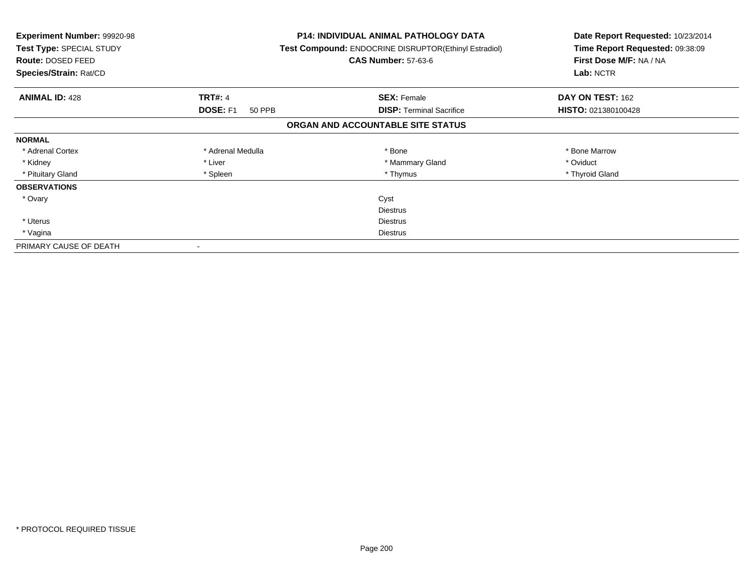**Experiment Number:** 99920-98
**Test Type:** SPECIAL STUDY
**Route:** DOSED FEED
**Species/Strain:** Rat/CD

**P14: INDIVIDUAL ANIMAL PATHOLOGY DATA**
**Test Compound:** ENDOCRINE DISRUPTOR(Ethinyl Estradiol)
**CAS Number:** 57-63-6

**Date Report Requested:** 10/23/2014
**Time Report Requested:** 09:38:09
**First Dose M/F:** NA / NA
**Lab:** NCTR

| **ANIMAL ID:** 428 | **TRT#:** 4 | **SEX:** Female | **DAY ON TEST:** 162 |
|---|---|---|---|
| | **DOSE:** F1 50 PPB | **DISP:** Terminal Sacrifice | **HISTO:** 021380100428 |

**ORGAN AND ACCOUNTABLE SITE STATUS**

| | | | |
|---|---|---|---|
| **NORMAL** | | | |
| * Adrenal Cortex | * Adrenal Medulla | * Bone | * Bone Marrow |
| * Kidney | * Liver | * Mammary Gland | * Oviduct |
| * Pituitary Gland | * Spleen | * Thymus | * Thyroid Gland |
| **OBSERVATIONS** | | | |
| * Ovary | | Cyst | |
| | | Diestrus | |
| * Uterus | | Diestrus | |
| * Vagina | | Diestrus | |
| PRIMARY CAUSE OF DEATH | - | | |

* PROTOCOL REQUIRED TISSUE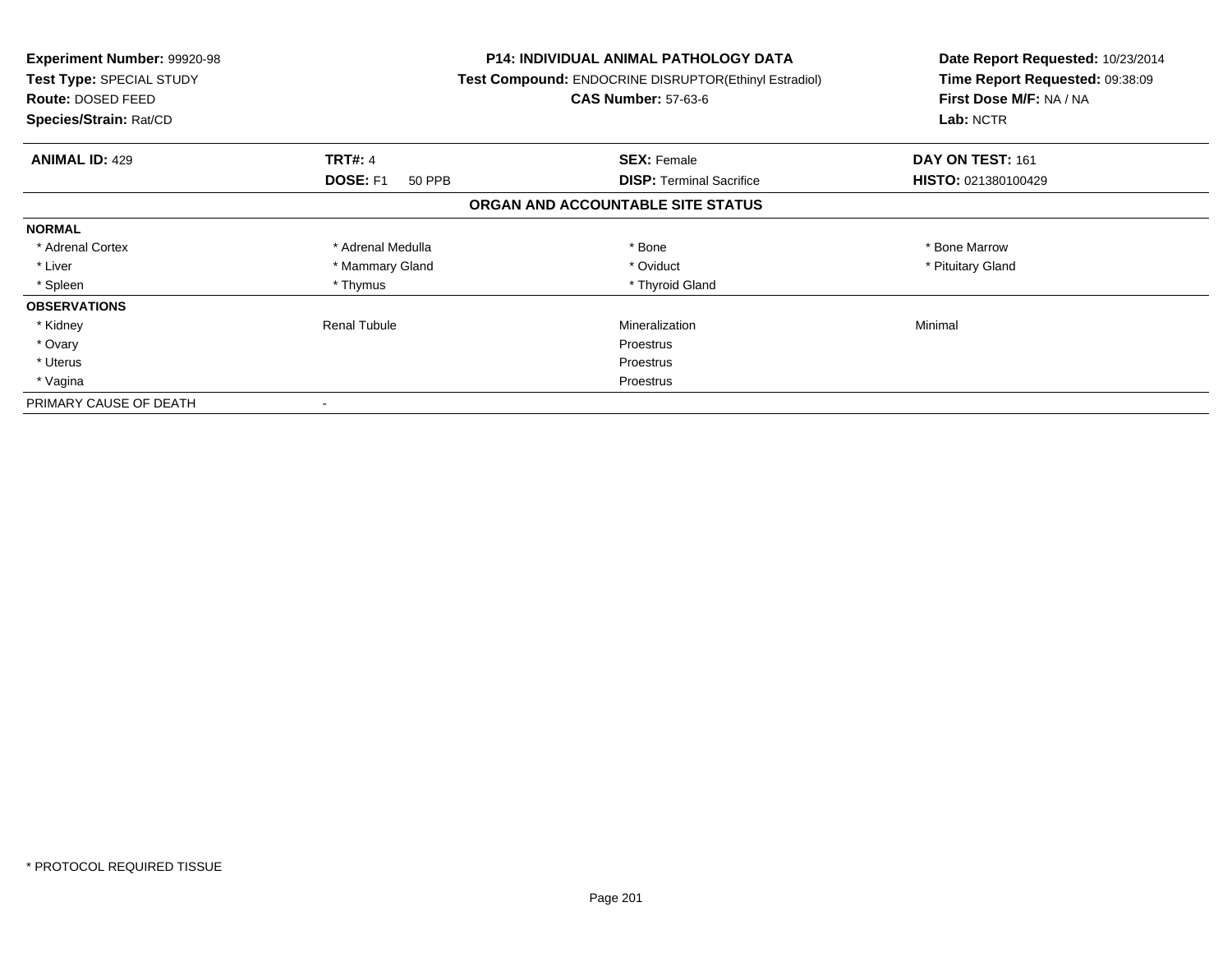**Experiment Number:** 99920-98
**Test Type:** SPECIAL STUDY
**Route:** DOSED FEED
**Species/Strain:** Rat/CD

**P14: INDIVIDUAL ANIMAL PATHOLOGY DATA**
**Test Compound:** ENDOCRINE DISRUPTOR(Ethinyl Estradiol)
**CAS Number:** 57-63-6

**Date Report Requested:** 10/23/2014
**Time Report Requested:** 09:38:09
**First Dose M/F:** NA / NA
**Lab:** NCTR

| **ANIMAL ID:** 429 | **TRT#:** 4 | **SEX:** Female | **DAY ON TEST:** 161 |
|---|---|---|---|
| | **DOSE:** F1 50 PPB | **DISP:** Terminal Sacrifice | **HISTO:** 021380100429 |

## ORGAN AND ACCOUNTABLE SITE STATUS

| | | | |
|---|---|---|---|
| **NORMAL** | | | |
| * Adrenal Cortex | * Adrenal Medulla | * Bone | * Bone Marrow |
| * Liver | * Mammary Gland | * Oviduct | * Pituitary Gland |
| * Spleen | * Thymus | * Thyroid Gland | |
| **OBSERVATIONS** | | | |
| * Kidney | Renal Tubule | Mineralization | Minimal |
| * Ovary | | Proestrus | |
| * Uterus | | Proestrus | |
| * Vagina | | Proestrus | |
| PRIMARY CAUSE OF DEATH | - | | |

* PROTOCOL REQUIRED TISSUE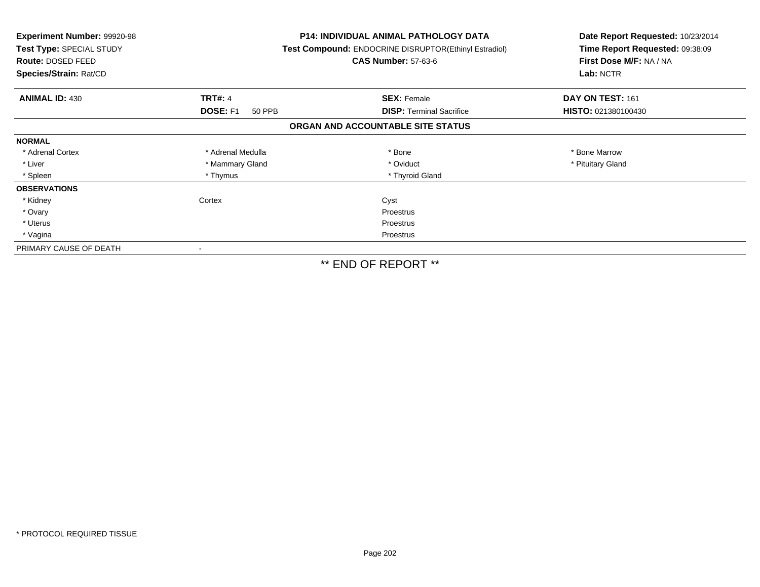**Experiment Number:** 99920-98
**Test Type:** SPECIAL STUDY
**Route:** DOSED FEED
**Species/Strain:** Rat/CD

**P14: INDIVIDUAL ANIMAL PATHOLOGY DATA**
**Test Compound:** ENDOCRINE DISRUPTOR(Ethinyl Estradiol)
**CAS Number:** 57-63-6

**Date Report Requested:** 10/23/2014
**Time Report Requested:** 09:38:09
**First Dose M/F:** NA / NA
**Lab:** NCTR

| | | | |
|---|---|---|---|
| **ANIMAL ID:** 430 | **TRT#:** 4 | **SEX:** Female | **DAY ON TEST:** 161 |
| | **DOSE:** F1 50 PPB | **DISP:** Terminal Sacrifice | **HISTO:** 021380100430 |

**ORGAN AND ACCOUNTABLE SITE STATUS**

| | | | |
|---|---|---|---|
| **NORMAL** | | | |
| * Adrenal Cortex | * Adrenal Medulla | * Bone | * Bone Marrow |
| * Liver | * Mammary Gland | * Oviduct | * Pituitary Gland |
| * Spleen | * Thymus | * Thyroid Gland | |
| **OBSERVATIONS** | | | |
| * Kidney | Cortex | Cyst | |
| * Ovary | | Proestrus | |
| * Uterus | | Proestrus | |
| * Vagina | | Proestrus | |
| PRIMARY CAUSE OF DEATH | - | | |

** END OF REPORT **

* PROTOCOL REQUIRED TISSUE